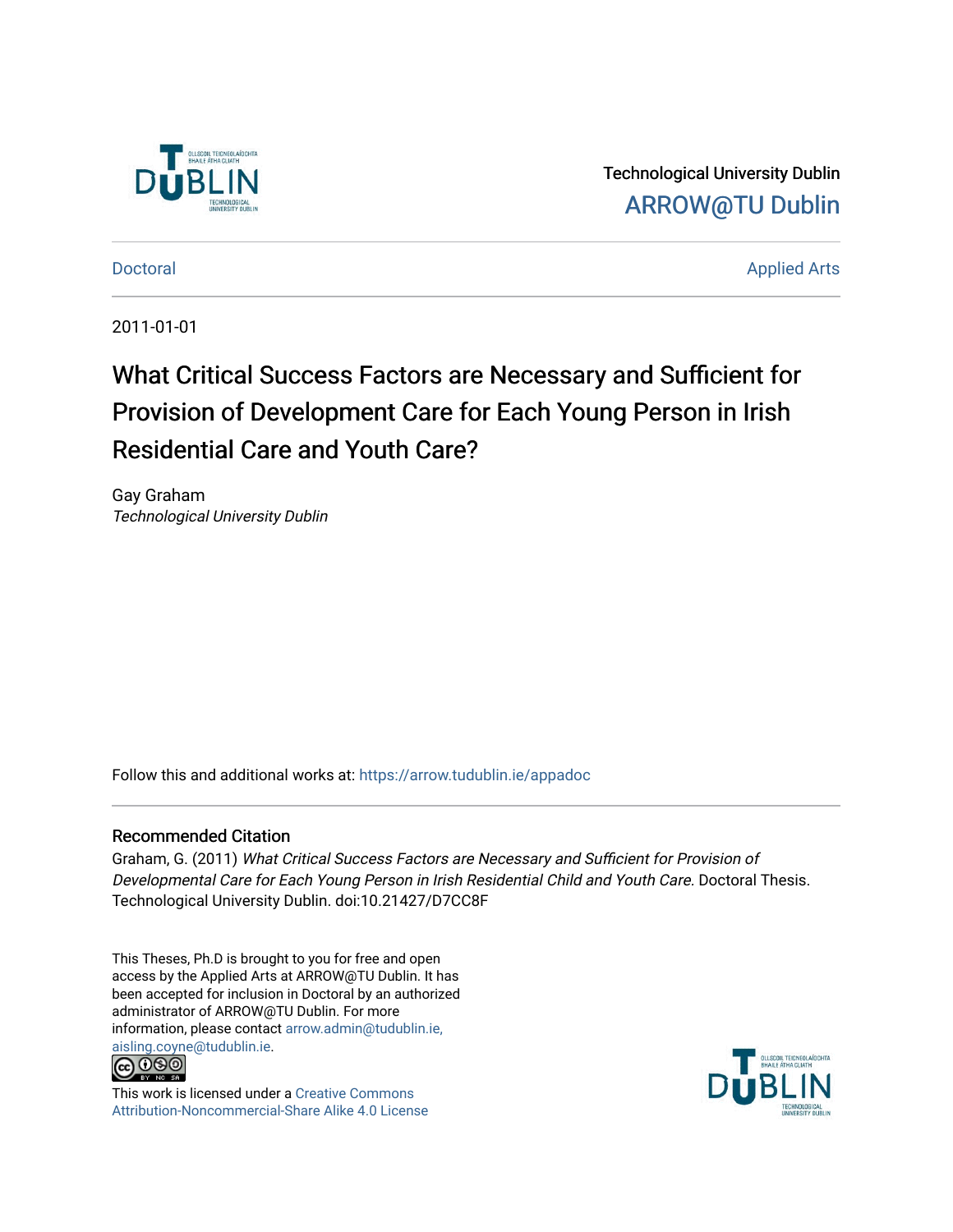Technological University Dublin

ARROW@TU Dublin

Doctoral | Applied Arts

2011-01-01

# What Critical Success Factors are Necessary and Sufficient for Provision of Development Care for Each Young Person in Irish Residential Care and Youth Care?

Gay Graham

*Technological University Dublin*

Follow this and additional works at: https://arrow.tudublin.ie/appadoc

## Recommended Citation

Graham, G. (2011) *What Critical Success Factors are Necessary and Sufficient for Provision of Developmental Care for Each Young Person in Irish Residential Child and Youth Care.* Doctoral Thesis. Technological University Dublin. doi:10.21427/D7CC8F

This Theses, Ph.D is brought to you for free and open access by the Applied Arts at ARROW@TU Dublin. It has been accepted for inclusion in Doctoral by an authorized administrator of ARROW@TU Dublin. For more information, please contact arrow.admin@tudublin.ie, aisling.coyne@tudublin.ie.

This work is licensed under a Creative Commons Attribution-Noncommercial-Share Alike 4.0 License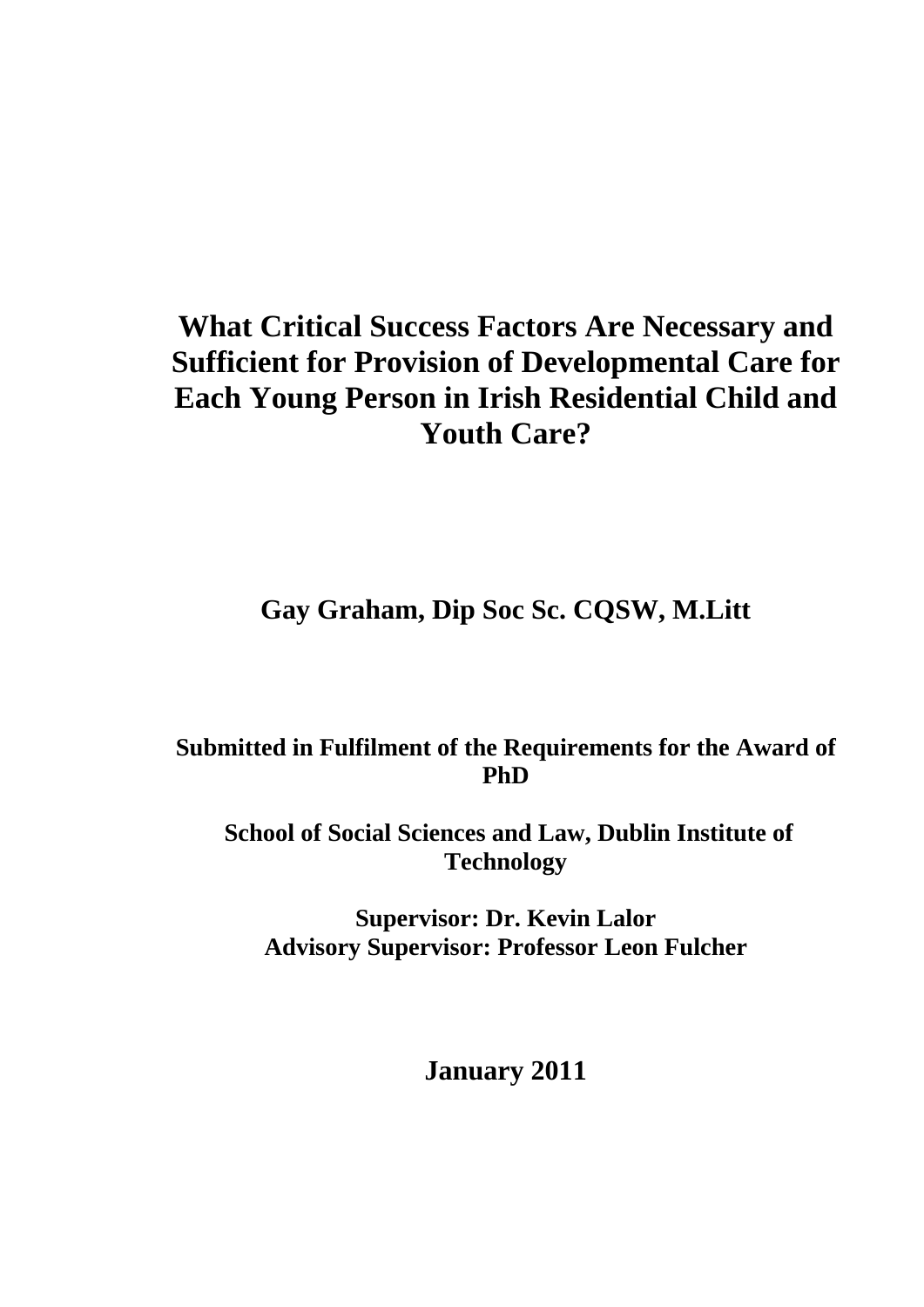# What Critical Success Factors Are Necessary and Sufficient for Provision of Developmental Care for Each Young Person in Irish Residential Child and Youth Care?

**Gay Graham, Dip Soc Sc. CQSW, M.Litt**

**Submitted in Fulfilment of the Requirements for the Award of PhD**

**School of Social Sciences and Law, Dublin Institute of Technology**

**Supervisor: Dr. Kevin Lalor**
**Advisory Supervisor: Professor Leon Fulcher**

**January 2011**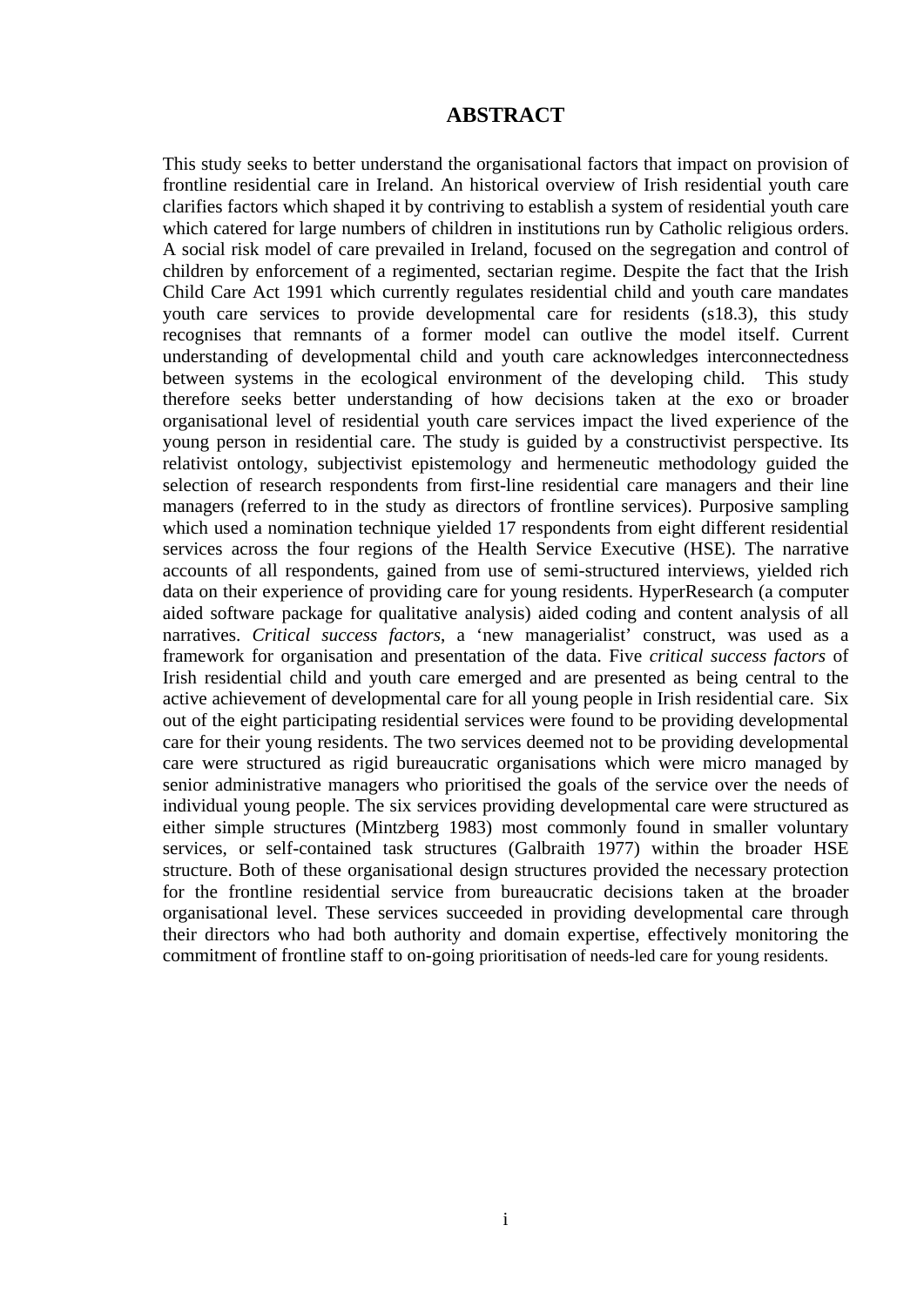# ABSTRACT

This study seeks to better understand the organisational factors that impact on provision of frontline residential care in Ireland. An historical overview of Irish residential youth care clarifies factors which shaped it by contriving to establish a system of residential youth care which catered for large numbers of children in institutions run by Catholic religious orders. A social risk model of care prevailed in Ireland, focused on the segregation and control of children by enforcement of a regimented, sectarian regime. Despite the fact that the Irish Child Care Act 1991 which currently regulates residential child and youth care mandates youth care services to provide developmental care for residents (s18.3), this study recognises that remnants of a former model can outlive the model itself. Current understanding of developmental child and youth care acknowledges interconnectedness between systems in the ecological environment of the developing child. This study therefore seeks better understanding of how decisions taken at the exo or broader organisational level of residential youth care services impact the lived experience of the young person in residential care. The study is guided by a constructivist perspective. Its relativist ontology, subjectivist epistemology and hermeneutic methodology guided the selection of research respondents from first-line residential care managers and their line managers (referred to in the study as directors of frontline services). Purposive sampling which used a nomination technique yielded 17 respondents from eight different residential services across the four regions of the Health Service Executive (HSE). The narrative accounts of all respondents, gained from use of semi-structured interviews, yielded rich data on their experience of providing care for young residents. HyperResearch (a computer aided software package for qualitative analysis) aided coding and content analysis of all narratives. *Critical success factors*, a 'new managerialist' construct, was used as a framework for organisation and presentation of the data. Five *critical success factors* of Irish residential child and youth care emerged and are presented as being central to the active achievement of developmental care for all young people in Irish residential care. Six out of the eight participating residential services were found to be providing developmental care for their young residents. The two services deemed not to be providing developmental care were structured as rigid bureaucratic organisations which were micro managed by senior administrative managers who prioritised the goals of the service over the needs of individual young people. The six services providing developmental care were structured as either simple structures (Mintzberg 1983) most commonly found in smaller voluntary services, or self-contained task structures (Galbraith 1977) within the broader HSE structure. Both of these organisational design structures provided the necessary protection for the frontline residential service from bureaucratic decisions taken at the broader organisational level. These services succeeded in providing developmental care through their directors who had both authority and domain expertise, effectively monitoring the commitment of frontline staff to on-going prioritisation of needs-led care for young residents.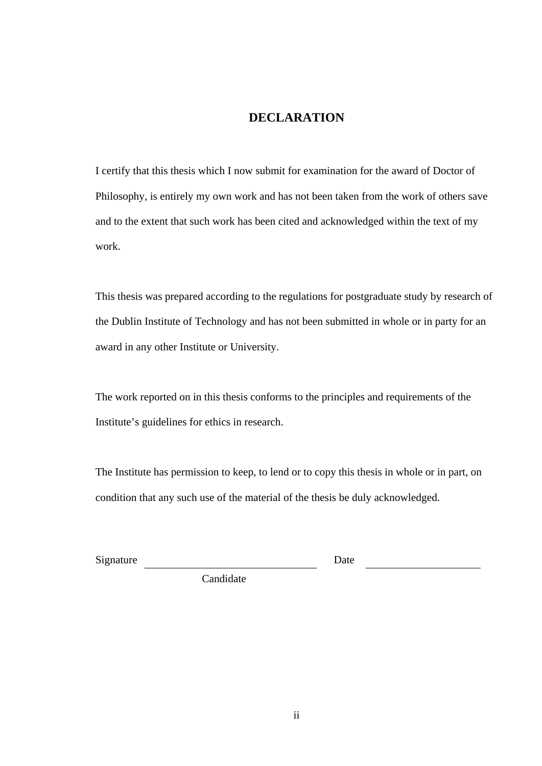# DECLARATION

I certify that this thesis which I now submit for examination for the award of Doctor of Philosophy, is entirely my own work and has not been taken from the work of others save and to the extent that such work has been cited and acknowledged within the text of my work.

This thesis was prepared according to the regulations for postgraduate study by research of the Dublin Institute of Technology and has not been submitted in whole or in party for an award in any other Institute or University.

The work reported on in this thesis conforms to the principles and requirements of the Institute's guidelines for ethics in research.

The Institute has permission to keep, to lend or to copy this thesis in whole or in part, on condition that any such use of the material of the thesis be duly acknowledged.

Signature ______________________________ Date ____________________

Candidate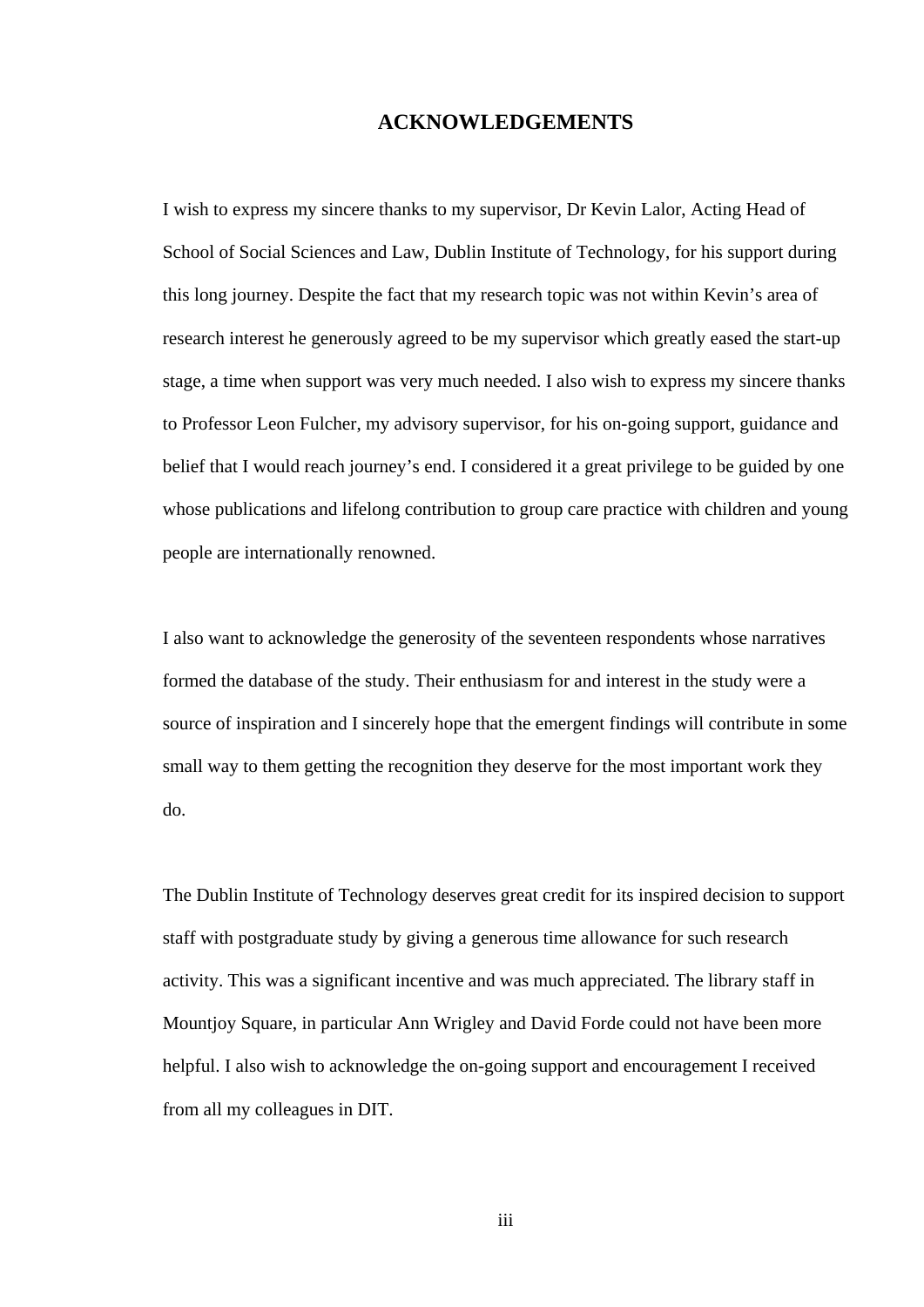# ACKNOWLEDGEMENTS

I wish to express my sincere thanks to my supervisor, Dr Kevin Lalor, Acting Head of School of Social Sciences and Law, Dublin Institute of Technology, for his support during this long journey. Despite the fact that my research topic was not within Kevin's area of research interest he generously agreed to be my supervisor which greatly eased the start-up stage, a time when support was very much needed. I also wish to express my sincere thanks to Professor Leon Fulcher, my advisory supervisor, for his on-going support, guidance and belief that I would reach journey's end. I considered it a great privilege to be guided by one whose publications and lifelong contribution to group care practice with children and young people are internationally renowned.

I also want to acknowledge the generosity of the seventeen respondents whose narratives formed the database of the study. Their enthusiasm for and interest in the study were a source of inspiration and I sincerely hope that the emergent findings will contribute in some small way to them getting the recognition they deserve for the most important work they do.

The Dublin Institute of Technology deserves great credit for its inspired decision to support staff with postgraduate study by giving a generous time allowance for such research activity. This was a significant incentive and was much appreciated. The library staff in Mountjoy Square, in particular Ann Wrigley and David Forde could not have been more helpful. I also wish to acknowledge the on-going support and encouragement I received from all my colleagues in DIT.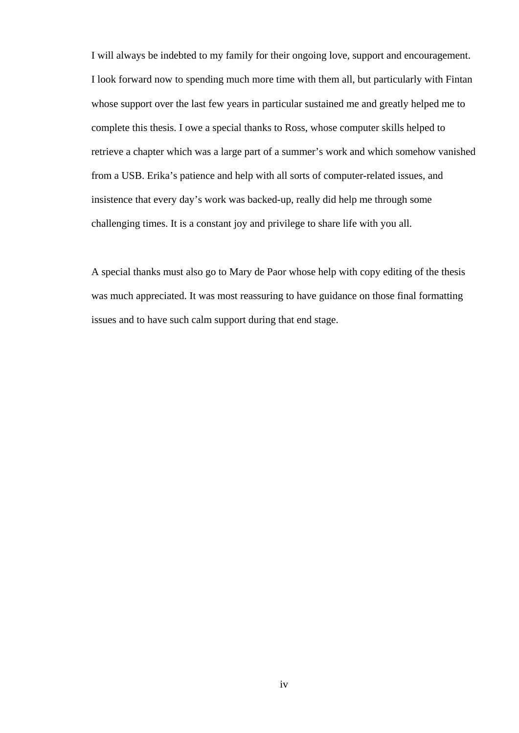I will always be indebted to my family for their ongoing love, support and encouragement. I look forward now to spending much more time with them all, but particularly with Fintan whose support over the last few years in particular sustained me and greatly helped me to complete this thesis. I owe a special thanks to Ross, whose computer skills helped to retrieve a chapter which was a large part of a summer's work and which somehow vanished from a USB. Erika's patience and help with all sorts of computer-related issues, and insistence that every day's work was backed-up, really did help me through some challenging times. It is a constant joy and privilege to share life with you all.

A special thanks must also go to Mary de Paor whose help with copy editing of the thesis was much appreciated. It was most reassuring to have guidance on those final formatting issues and to have such calm support during that end stage.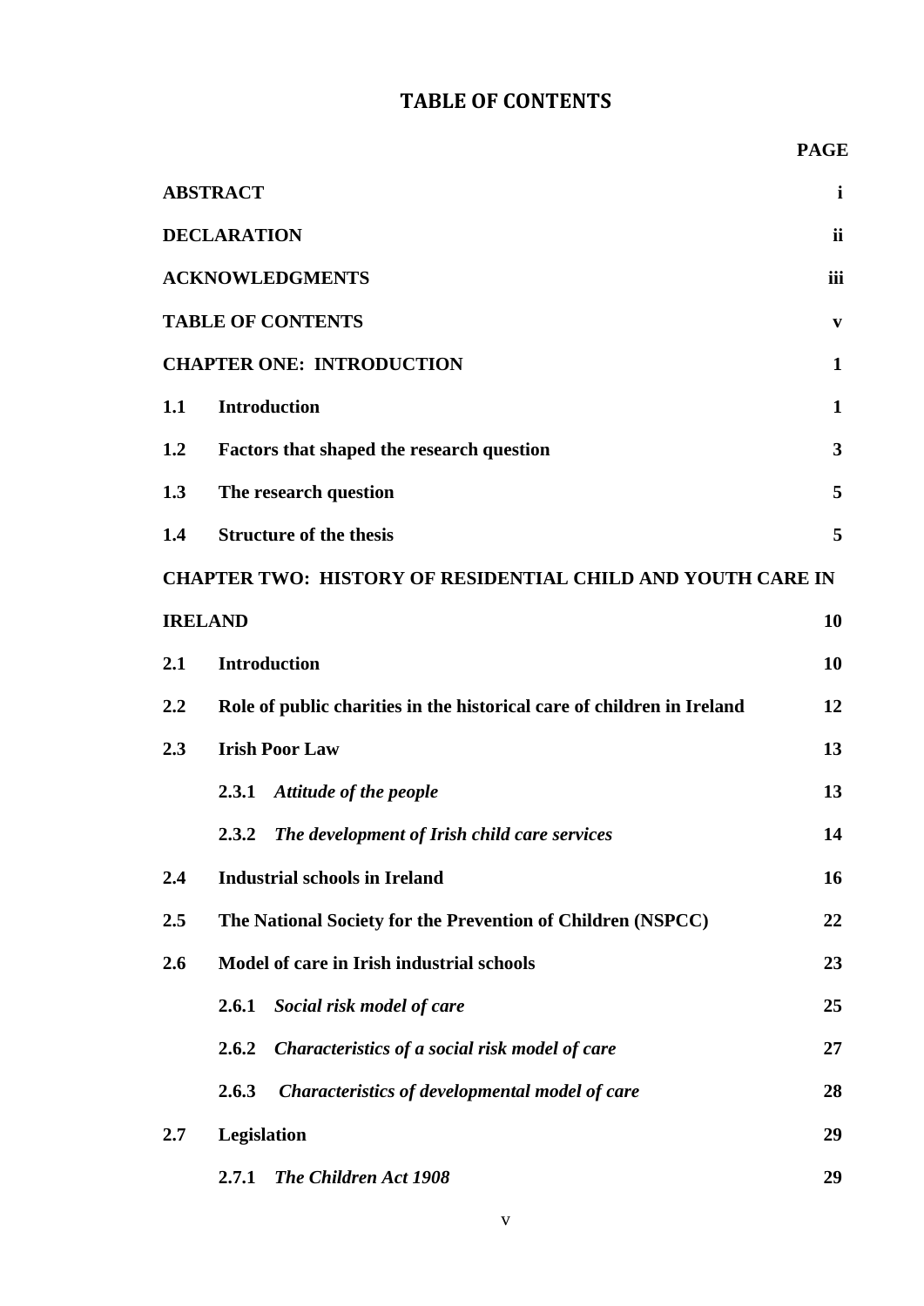# TABLE OF CONTENTS

| | | PAGE |
|---|---|---|
| **ABSTRACT** | | **i** |
| **DECLARATION** | | **ii** |
| **ACKNOWLEDGMENTS** | | **iii** |
| **TABLE OF CONTENTS** | | **v** |
| **CHAPTER ONE: INTRODUCTION** | | **1** |
| **1.1** | **Introduction** | **1** |
| **1.2** | **Factors that shaped the research question** | **3** |
| **1.3** | **The research question** | **5** |
| **1.4** | **Structure of the thesis** | **5** |
| **CHAPTER TWO: HISTORY OF RESIDENTIAL CHILD AND YOUTH CARE IN IRELAND** | | **10** |
| **2.1** | **Introduction** | **10** |
| **2.2** | **Role of public charities in the historical care of children in Ireland** | **12** |
| **2.3** | **Irish Poor Law** | **13** |
| | **2.3.1** ***Attitude of the people*** | **13** |
| | **2.3.2** ***The development of Irish child care services*** | **14** |
| **2.4** | **Industrial schools in Ireland** | **16** |
| **2.5** | **The National Society for the Prevention of Children (NSPCC)** | **22** |
| **2.6** | **Model of care in Irish industrial schools** | **23** |
| | **2.6.1** ***Social risk model of care*** | **25** |
| | **2.6.2** ***Characteristics of a social risk model of care*** | **27** |
| | **2.6.3** ***Characteristics of developmental model of care*** | **28** |
| **2.7** | **Legislation** | **29** |
| | **2.7.1** ***The Children Act 1908*** | **29** |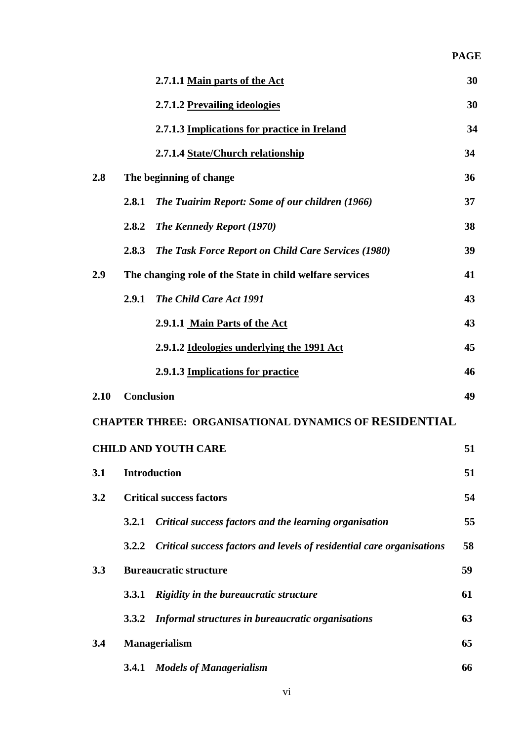| | | PAGE |
|---|---|---|
| | **2.7.1.1 <u>Main parts of the Act</u>** | **30** |
| | **2.7.1.2 <u>Prevailing ideologies</u>** | **30** |
| | **2.7.1.3 <u>Implications for practice in Ireland</u>** | **34** |
| | **2.7.1.4 <u>State/Church relationship</u>** | **34** |
| **2.8** | **The beginning of change** | **36** |
| | **2.8.1** ***The Tuairim Report: Some of our children (1966)*** | **37** |
| | **2.8.2** ***The Kennedy Report (1970)*** | **38** |
| | **2.8.3** ***The Task Force Report on Child Care Services (1980)*** | **39** |
| **2.9** | **The changing role of the State in child welfare services** | **41** |
| | **2.9.1** ***The Child Care Act 1991*** | **43** |
| | **2.9.1.1 <u>Main Parts of the Act</u>** | **43** |
| | **2.9.1.2 <u>Ideologies underlying the 1991 Act</u>** | **45** |
| | **2.9.1.3 <u>Implications for practice</u>** | **46** |
| **2.10** | **Conclusion** | **49** |
| **CHAPTER THREE: ORGANISATIONAL DYNAMICS OF RESIDENTIAL CHILD AND YOUTH CARE** | | **51** |
| **3.1** | **Introduction** | **51** |
| **3.2** | **Critical success factors** | **54** |
| | **3.2.1** ***Critical success factors and the learning organisation*** | **55** |
| | **3.2.2** ***Critical success factors and levels of residential care organisations*** | **58** |
| **3.3** | **Bureaucratic structure** | **59** |
| | **3.3.1** ***Rigidity in the bureaucratic structure*** | **61** |
| | **3.3.2** ***Informal structures in bureaucratic organisations*** | **63** |
| **3.4** | **Managerialism** | **65** |
| | **3.4.1** ***Models of Managerialism*** | **66** |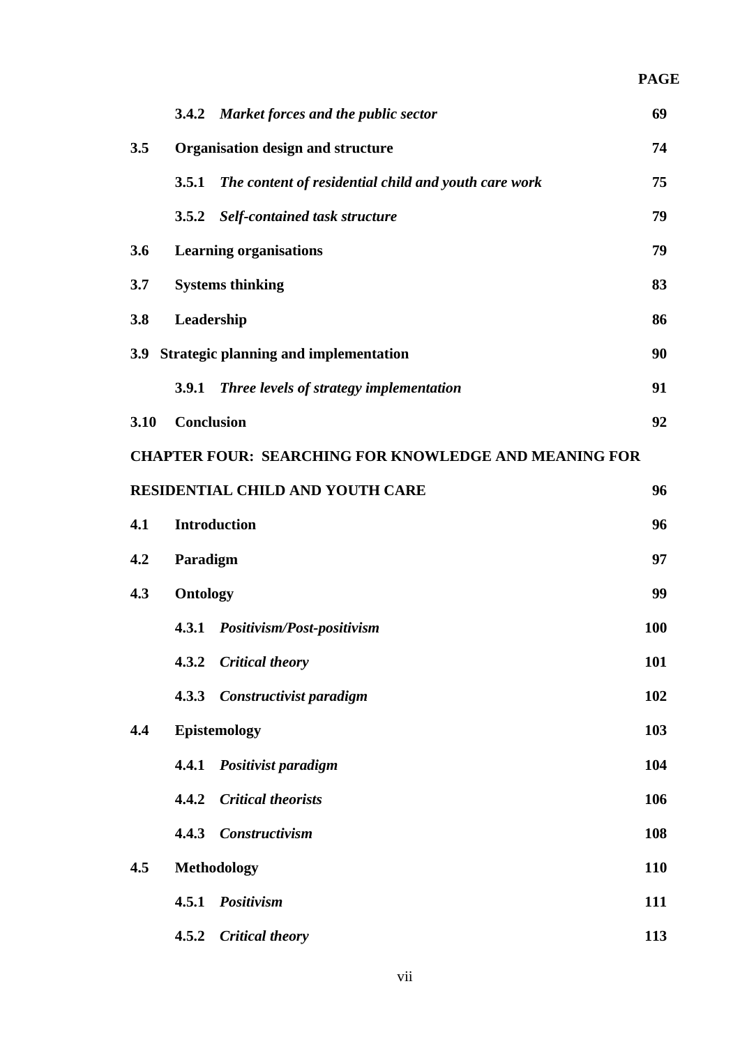| | | PAGE |
|---|---|---|
| | **3.4.2** ***Market forces and the public sector*** | **69** |
| **3.5** | **Organisation design and structure** | **74** |
| | **3.5.1** ***The content of residential child and youth care work*** | **75** |
| | **3.5.2** ***Self-contained task structure*** | **79** |
| **3.6** | **Learning organisations** | **79** |
| **3.7** | **Systems thinking** | **83** |
| **3.8** | **Leadership** | **86** |
| **3.9** | **Strategic planning and implementation** | **90** |
| | **3.9.1** ***Three levels of strategy implementation*** | **91** |
| **3.10** | **Conclusion** | **92** |
| **CHAPTER FOUR: SEARCHING FOR KNOWLEDGE AND MEANING FOR RESIDENTIAL CHILD AND YOUTH CARE** | | **96** |
| **4.1** | **Introduction** | **96** |
| **4.2** | **Paradigm** | **97** |
| **4.3** | **Ontology** | **99** |
| | **4.3.1** ***Positivism/Post-positivism*** | **100** |
| | **4.3.2** ***Critical theory*** | **101** |
| | **4.3.3** ***Constructivist paradigm*** | **102** |
| **4.4** | **Epistemology** | **103** |
| | **4.4.1** ***Positivist paradigm*** | **104** |
| | **4.4.2** ***Critical theorists*** | **106** |
| | **4.4.3** ***Constructivism*** | **108** |
| **4.5** | **Methodology** | **110** |
| | **4.5.1** ***Positivism*** | **111** |
| | **4.5.2** ***Critical theory*** | **113** |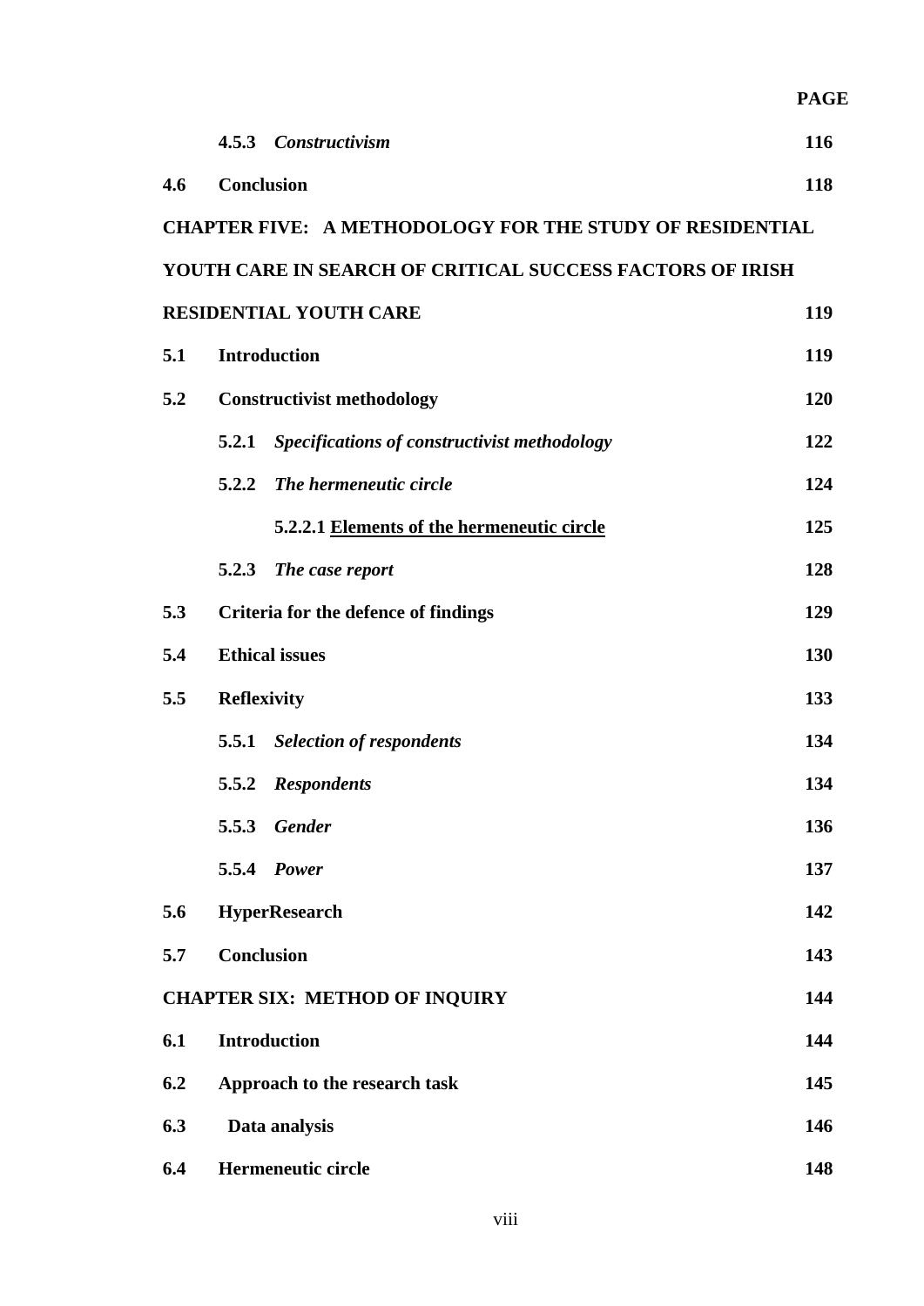**PAGE**

| | | |
|---|---|---|
| | **4.5.3** ***Constructivism*** | **116** |
| **4.6** | **Conclusion** | **118** |
| **CHAPTER FIVE: A METHODOLOGY FOR THE STUDY OF RESIDENTIAL YOUTH CARE IN SEARCH OF CRITICAL SUCCESS FACTORS OF IRISH RESIDENTIAL YOUTH CARE** | | **119** |
| **5.1** | **Introduction** | **119** |
| **5.2** | **Constructivist methodology** | **120** |
| | **5.2.1** ***Specifications of constructivist methodology*** | **122** |
| | **5.2.2** ***The hermeneutic circle*** | **124** |
| | **5.2.2.1 Elements of the hermeneutic circle** | **125** |
| | **5.2.3** ***The case report*** | **128** |
| **5.3** | **Criteria for the defence of findings** | **129** |
| **5.4** | **Ethical issues** | **130** |
| **5.5** | **Reflexivity** | **133** |
| | **5.5.1** ***Selection of respondents*** | **134** |
| | **5.5.2** ***Respondents*** | **134** |
| | **5.5.3** ***Gender*** | **136** |
| | **5.5.4** ***Power*** | **137** |
| **5.6** | **HyperResearch** | **142** |
| **5.7** | **Conclusion** | **143** |
| **CHAPTER SIX: METHOD OF INQUIRY** | | **144** |
| **6.1** | **Introduction** | **144** |
| **6.2** | **Approach to the research task** | **145** |
| **6.3** | **Data analysis** | **146** |
| **6.4** | **Hermeneutic circle** | **148** |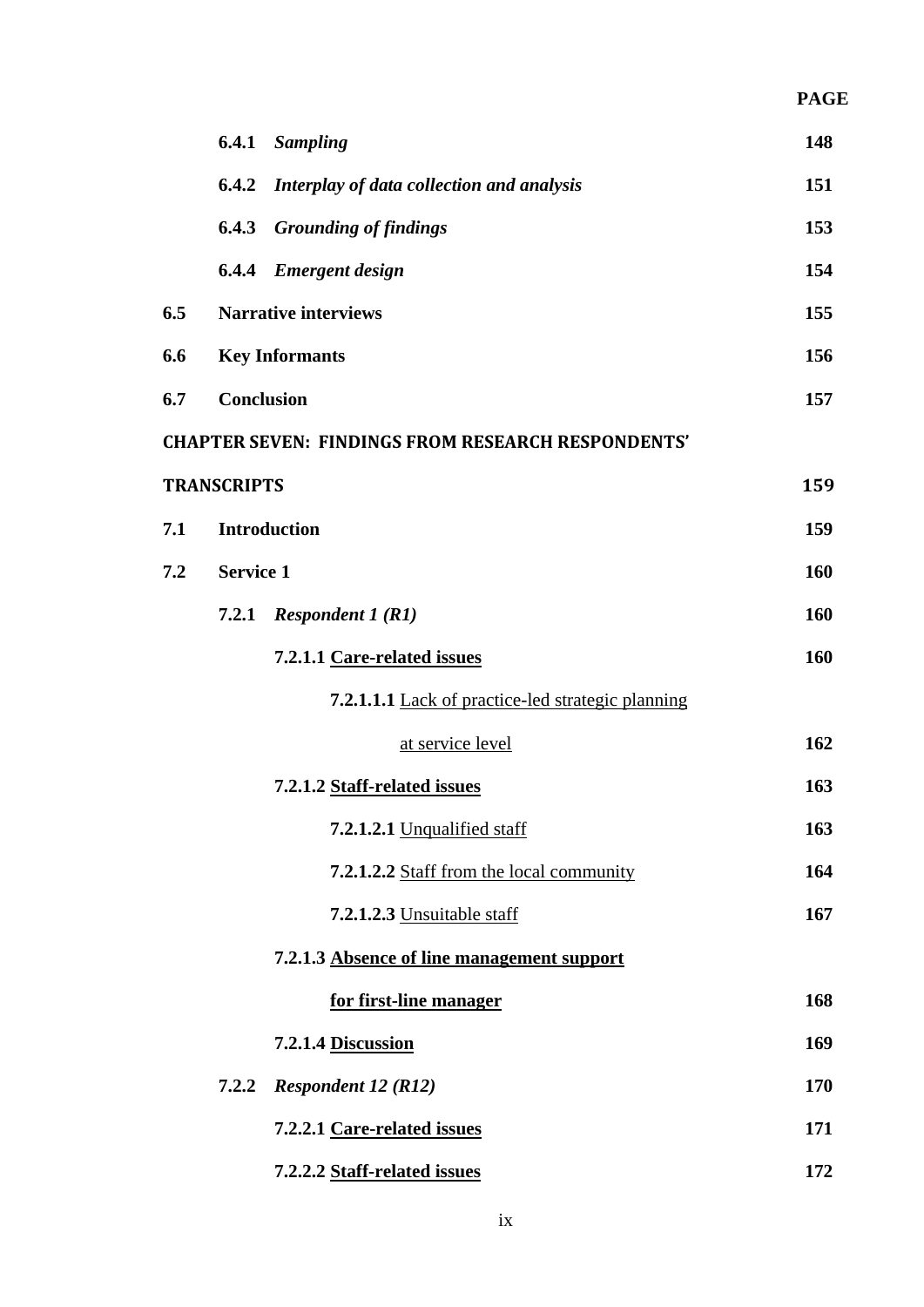**PAGE**

| | | |
|---|---|---|
| **6.4.1** | ***Sampling*** | **148** |
| **6.4.2** | ***Interplay of data collection and analysis*** | **151** |
| **6.4.3** | ***Grounding of findings*** | **153** |
| **6.4.4** | ***Emergent design*** | **154** |
| **6.5** | **Narrative interviews** | **155** |
| **6.6** | **Key Informants** | **156** |
| **6.7** | **Conclusion** | **157** |

**CHAPTER SEVEN: FINDINGS FROM RESEARCH RESPONDENTS' TRANSCRIPTS** **159**

| | | |
|---|---|---|
| **7.1** | **Introduction** | **159** |
| **7.2** | **Service 1** | **160** |
| **7.2.1** | ***Respondent 1 (R1)*** | **160** |
| | **7.2.1.1** **Care-related issues** | **160** |
| | **7.2.1.1.1** Lack of practice-led strategic planning at service level | **162** |
| | **7.2.1.2** **Staff-related issues** | **163** |
| | **7.2.1.2.1** Unqualified staff | **163** |
| | **7.2.1.2.2** Staff from the local community | **164** |
| | **7.2.1.2.3** Unsuitable staff | **167** |
| | **7.2.1.3** **Absence of line management support for first-line manager** | **168** |
| | **7.2.1.4** **Discussion** | **169** |
| **7.2.2** | ***Respondent 12 (R12)*** | **170** |
| | **7.2.2.1** **Care-related issues** | **171** |
| | **7.2.2.2** **Staff-related issues** | **172** |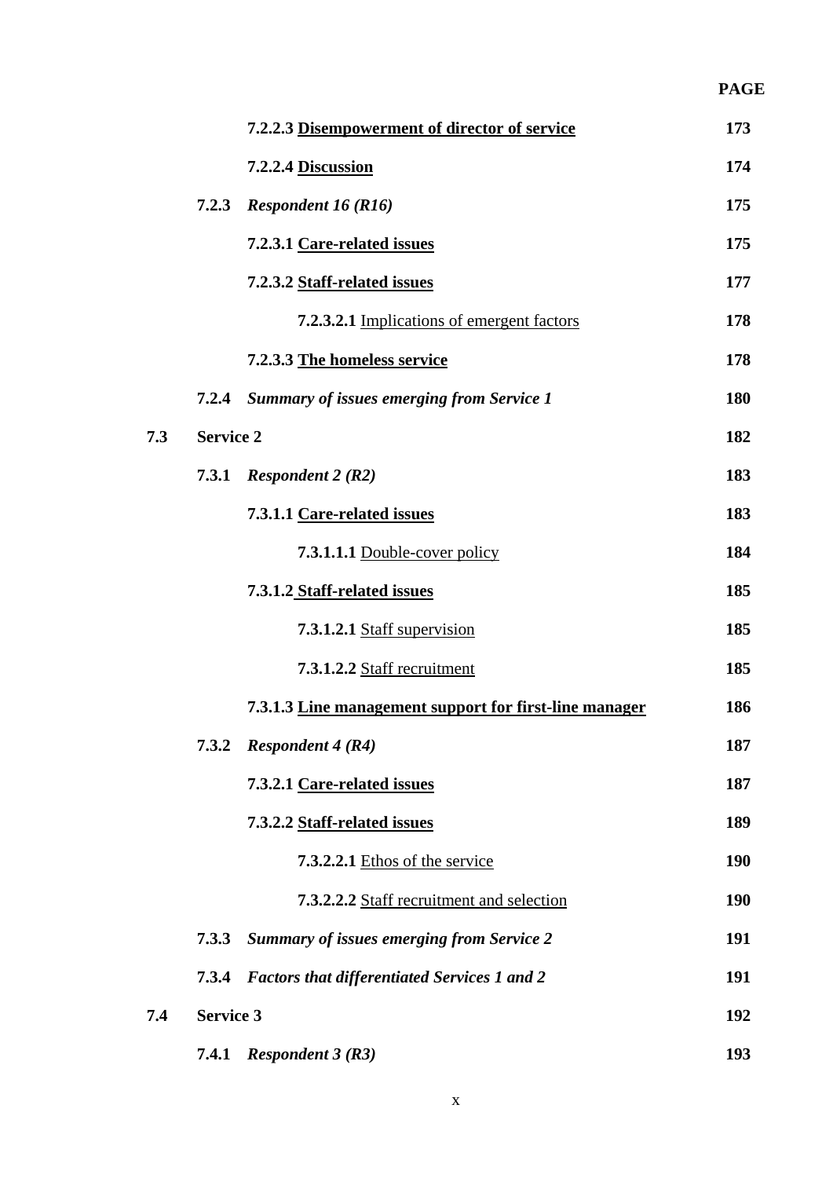| | | PAGE |
|---|---|---|
| | **7.2.2.3 <u>Disempowerment of director of service</u>** | **173** |
| | **7.2.2.4 <u>Discussion</u>** | **174** |
| | **7.2.3** ***Respondent 16 (R16)*** | **175** |
| | **7.2.3.1 <u>Care-related issues</u>** | **175** |
| | **7.2.3.2 <u>Staff-related issues</u>** | **177** |
| | **7.2.3.2.1** <u>Implications of emergent factors</u> | **178** |
| | **7.2.3.3 <u>The homeless service</u>** | **178** |
| | **7.2.4** ***Summary of issues emerging from Service 1*** | **180** |
| **7.3** | **Service 2** | **182** |
| | **7.3.1** ***Respondent 2 (R2)*** | **183** |
| | **7.3.1.1 <u>Care-related issues</u>** | **183** |
| | **7.3.1.1.1** <u>Double-cover policy</u> | **184** |
| | **7.3.1.2 <u>Staff-related issues</u>** | **185** |
| | **7.3.1.2.1** <u>Staff supervision</u> | **185** |
| | **7.3.1.2.2** <u>Staff recruitment</u> | **185** |
| | **7.3.1.3 <u>Line management support for first-line manager</u>** | **186** |
| | **7.3.2** ***Respondent 4 (R4)*** | **187** |
| | **7.3.2.1 <u>Care-related issues</u>** | **187** |
| | **7.3.2.2 <u>Staff-related issues</u>** | **189** |
| | **7.3.2.2.1** <u>Ethos of the service</u> | **190** |
| | **7.3.2.2.2** <u>Staff recruitment and selection</u> | **190** |
| | **7.3.3** ***Summary of issues emerging from Service 2*** | **191** |
| | **7.3.4** ***Factors that differentiated Services 1 and 2*** | **191** |
| **7.4** | **Service 3** | **192** |
| | **7.4.1** ***Respondent 3 (R3)*** | **193** |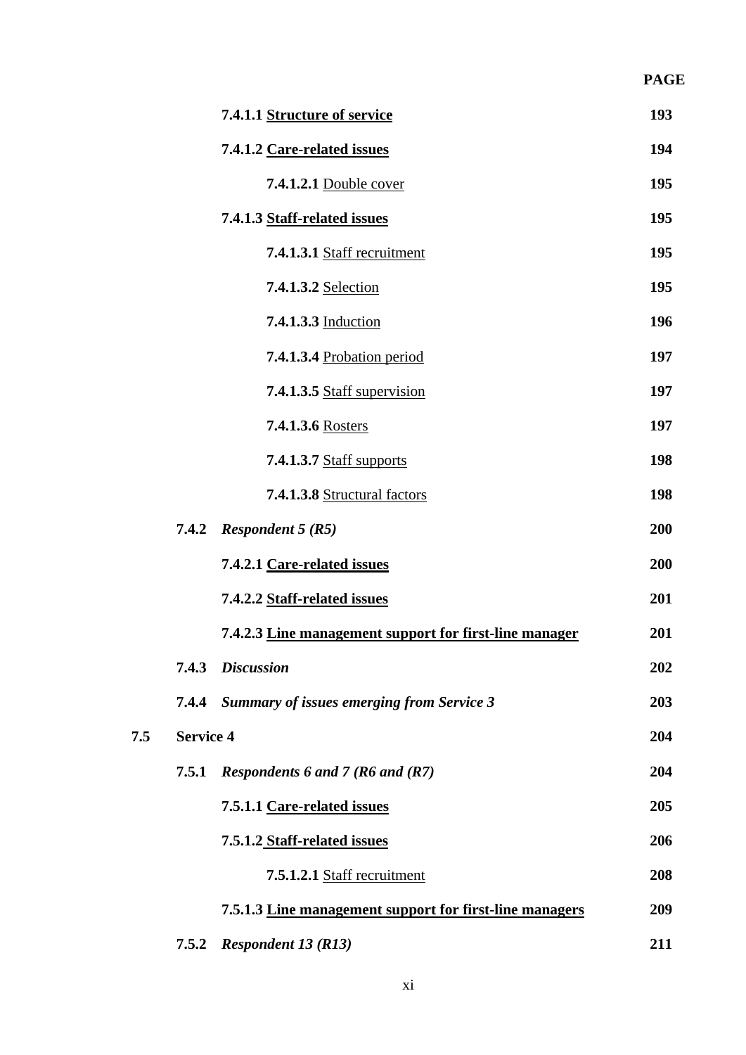| | | | PAGE |
|---|---|---|---|
| | | **7.4.1.1 Structure of service** | **193** |
| | | **7.4.1.2 Care-related issues** | **194** |
| | | **7.4.1.2.1** Double cover | **195** |
| | | **7.4.1.3 Staff-related issues** | **195** |
| | | **7.4.1.3.1** Staff recruitment | **195** |
| | | **7.4.1.3.2** Selection | **195** |
| | | **7.4.1.3.3** Induction | **196** |
| | | **7.4.1.3.4** Probation period | **197** |
| | | **7.4.1.3.5** Staff supervision | **197** |
| | | **7.4.1.3.6** Rosters | **197** |
| | | **7.4.1.3.7** Staff supports | **198** |
| | | **7.4.1.3.8** Structural factors | **198** |
| | **7.4.2** | ***Respondent 5 (R5)*** | **200** |
| | | **7.4.2.1 Care-related issues** | **200** |
| | | **7.4.2.2 Staff-related issues** | **201** |
| | | **7.4.2.3 Line management support for first-line manager** | **201** |
| | **7.4.3** | ***Discussion*** | **202** |
| | **7.4.4** | ***Summary of issues emerging from Service 3*** | **203** |
| **7.5** | **Service 4** | | **204** |
| | **7.5.1** | ***Respondents 6 and 7 (R6 and (R7)*** | **204** |
| | | **7.5.1.1 Care-related issues** | **205** |
| | | **7.5.1.2 Staff-related issues** | **206** |
| | | **7.5.1.2.1** Staff recruitment | **208** |
| | | **7.5.1.3 Line management support for first-line managers** | **209** |
| | **7.5.2** | ***Respondent 13 (R13)*** | **211** |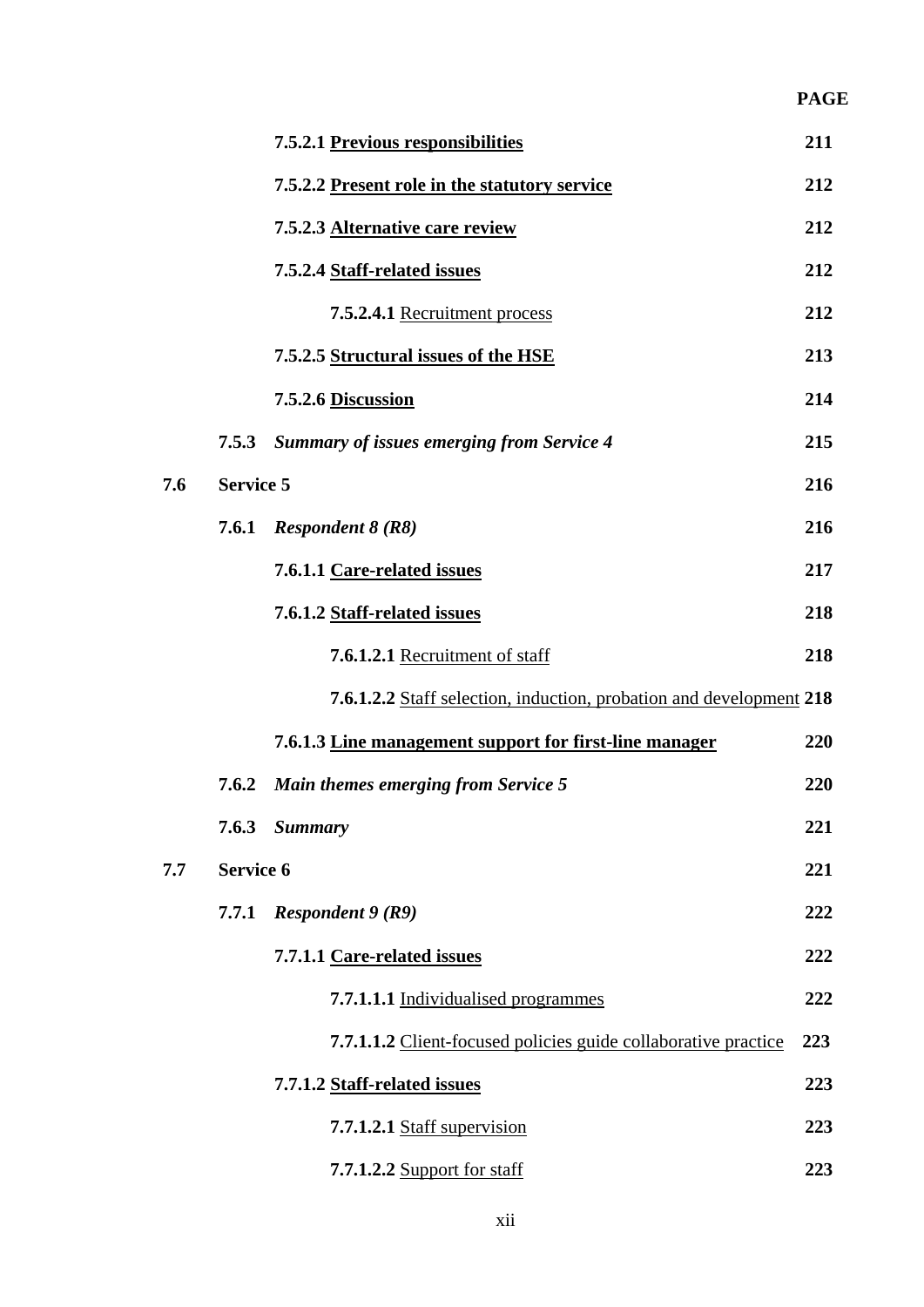| | | PAGE |
|---|---|---|
| | **7.5.2.1 Previous responsibilities** | **211** |
| | **7.5.2.2 Present role in the statutory service** | **212** |
| | **7.5.2.3 Alternative care review** | **212** |
| | **7.5.2.4 Staff-related issues** | **212** |
| | **7.5.2.4.1** Recruitment process | **212** |
| | **7.5.2.5 Structural issues of the HSE** | **213** |
| | **7.5.2.6 Discussion** | **214** |
| **7.5.3** | ***Summary of issues emerging from Service 4*** | **215** |
| **7.6** | **Service 5** | **216** |
| **7.6.1** | ***Respondent 8 (R8)*** | **216** |
| | **7.6.1.1 Care-related issues** | **217** |
| | **7.6.1.2 Staff-related issues** | **218** |
| | **7.6.1.2.1** Recruitment of staff | **218** |
| | **7.6.1.2.2** Staff selection, induction, probation and development | **218** |
| | **7.6.1.3 Line management support for first-line manager** | **220** |
| **7.6.2** | ***Main themes emerging from Service 5*** | **220** |
| **7.6.3** | ***Summary*** | **221** |
| **7.7** | **Service 6** | **221** |
| **7.7.1** | ***Respondent 9 (R9)*** | **222** |
| | **7.7.1.1 Care-related issues** | **222** |
| | **7.7.1.1.1** Individualised programmes | **222** |
| | **7.7.1.1.2** Client-focused policies guide collaborative practice | **223** |
| | **7.7.1.2 Staff-related issues** | **223** |
| | **7.7.1.2.1** Staff supervision | **223** |
| | **7.7.1.2.2** Support for staff | **223** |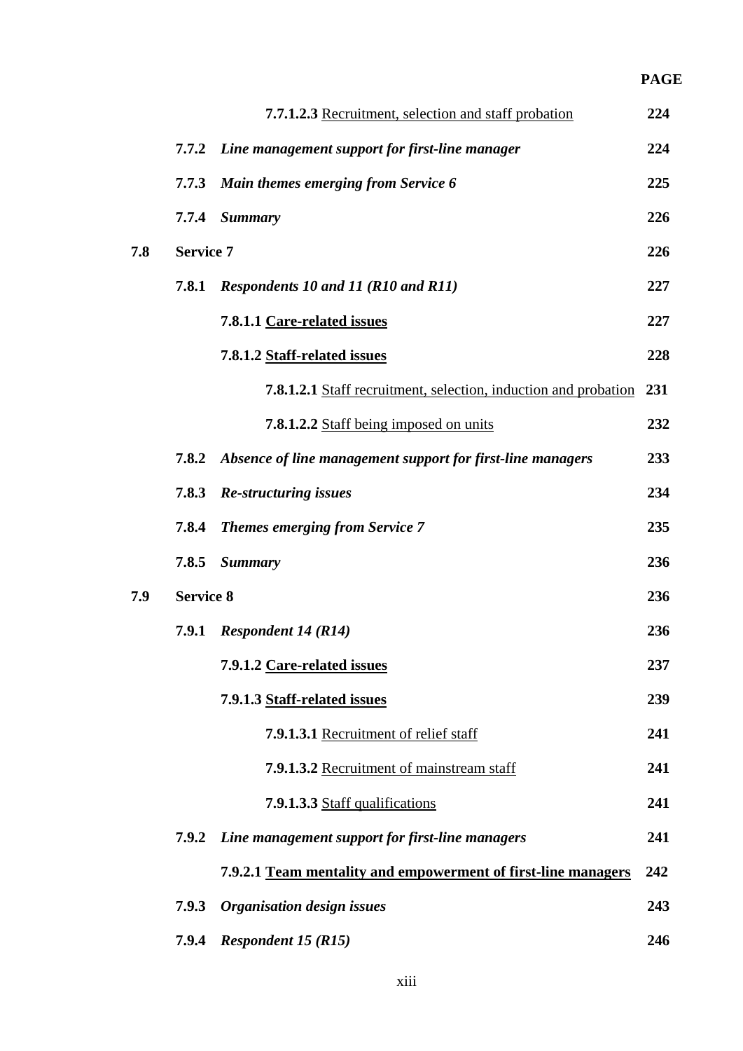**PAGE**

**7.7.1.2.3** Recruitment, selection and staff probation **224**

**7.7.2** ***Line management support for first-line manager*** **224**

**7.7.3** ***Main themes emerging from Service 6*** **225**

**7.7.4** ***Summary*** **226**

**7.8** **Service 7** **226**

**7.8.1** ***Respondents 10 and 11 (R10 and R11)*** **227**

**7.8.1.1 Care-related issues** **227**

**7.8.1.2 Staff-related issues** **228**

**7.8.1.2.1** Staff recruitment, selection, induction and probation **231**

**7.8.1.2.2** Staff being imposed on units **232**

**7.8.2** ***Absence of line management support for first-line managers*** **233**

**7.8.3** ***Re-structuring issues*** **234**

**7.8.4** ***Themes emerging from Service 7*** **235**

**7.8.5** ***Summary*** **236**

**7.9** **Service 8** **236**

**7.9.1** ***Respondent 14 (R14)*** **236**

**7.9.1.2 Care-related issues** **237**

**7.9.1.3 Staff-related issues** **239**

**7.9.1.3.1** Recruitment of relief staff **241**

**7.9.1.3.2** Recruitment of mainstream staff **241**

**7.9.1.3.3** Staff qualifications **241**

**7.9.2** ***Line management support for first-line managers*** **241**

**7.9.2.1 Team mentality and empowerment of first-line managers** **242**

**7.9.3** ***Organisation design issues*** **243**

**7.9.4** ***Respondent 15 (R15)*** **246**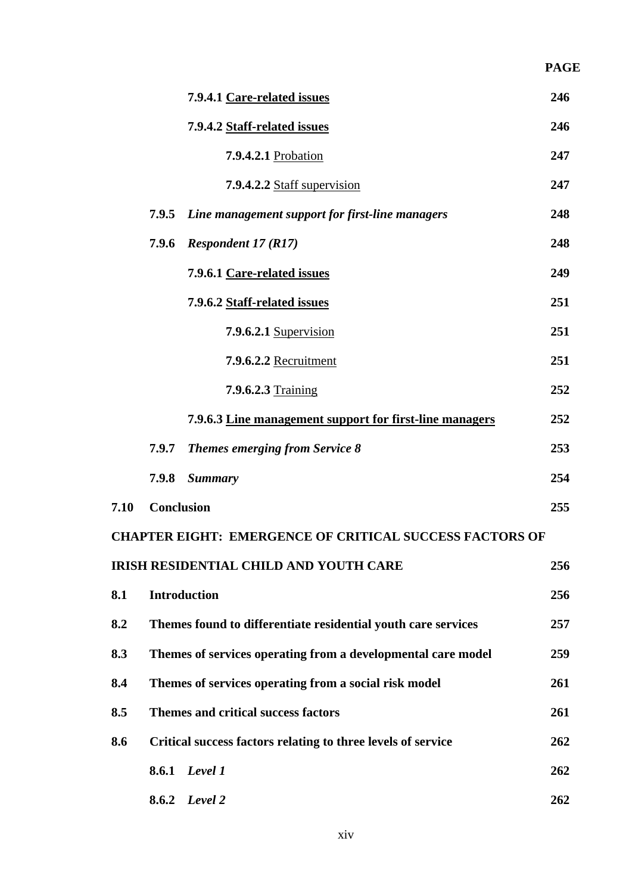**PAGE**

| | |
|---|---|
| **7.9.4.1 Care-related issues** | **246** |
| **7.9.4.2 Staff-related issues** | **246** |
| **7.9.4.2.1** Probation | **247** |
| **7.9.4.2.2** Staff supervision | **247** |
| **7.9.5** ***Line management support for first-line managers*** | **248** |
| **7.9.6** ***Respondent 17 (R17)*** | **248** |
| **7.9.6.1 Care-related issues** | **249** |
| **7.9.6.2 Staff-related issues** | **251** |
| **7.9.6.2.1** Supervision | **251** |
| **7.9.6.2.2** Recruitment | **251** |
| **7.9.6.2.3** Training | **252** |
| **7.9.6.3 Line management support for first-line managers** | **252** |
| **7.9.7** ***Themes emerging from Service 8*** | **253** |
| **7.9.8** ***Summary*** | **254** |
| **7.10 Conclusion** | **255** |
| **CHAPTER EIGHT: EMERGENCE OF CRITICAL SUCCESS FACTORS OF IRISH RESIDENTIAL CHILD AND YOUTH CARE** | **256** |
| **8.1 Introduction** | **256** |
| **8.2 Themes found to differentiate residential youth care services** | **257** |
| **8.3 Themes of services operating from a developmental care model** | **259** |
| **8.4 Themes of services operating from a social risk model** | **261** |
| **8.5 Themes and critical success factors** | **261** |
| **8.6 Critical success factors relating to three levels of service** | **262** |
| **8.6.1** ***Level 1*** | **262** |
| **8.6.2** ***Level 2*** | **262** |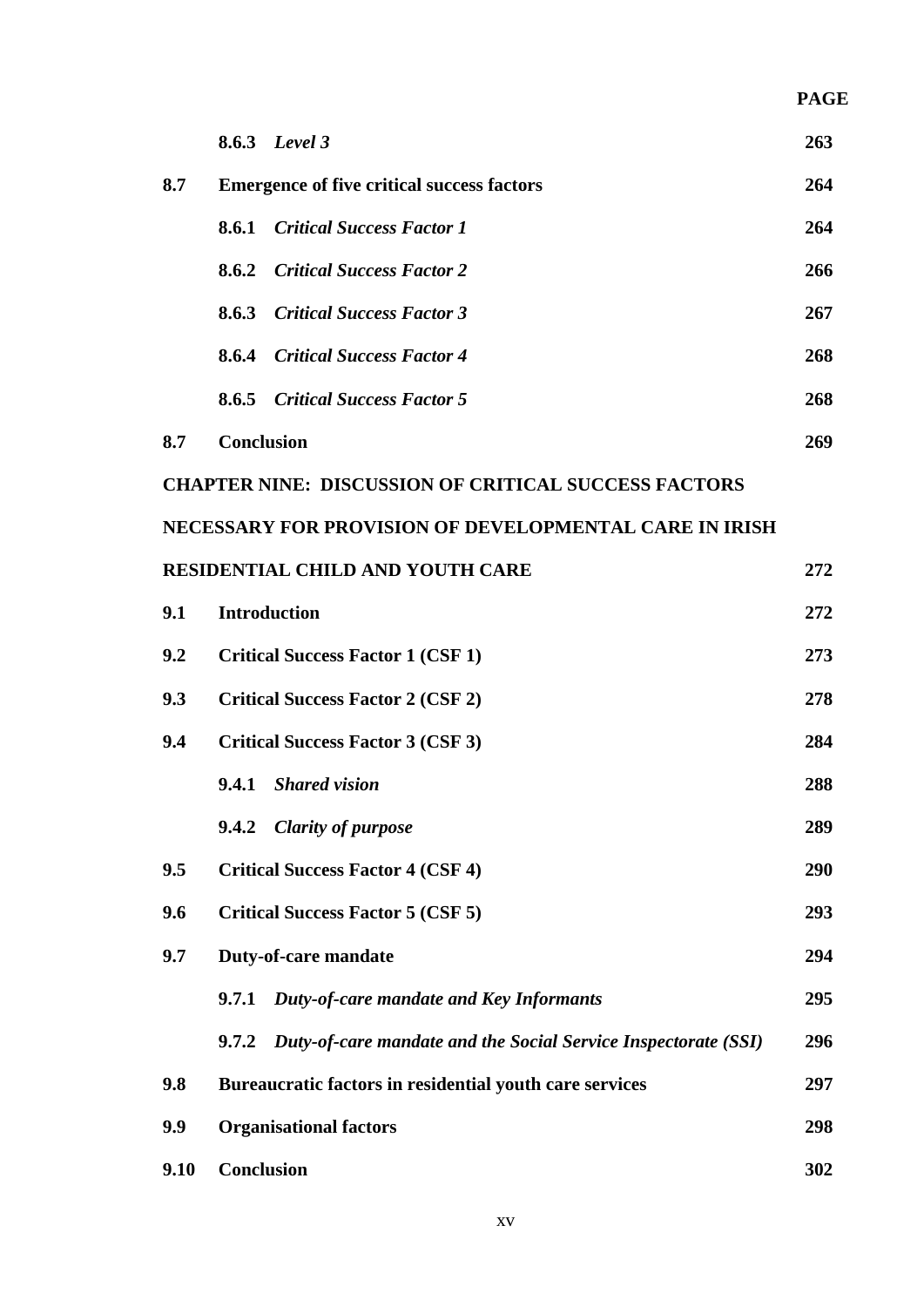| | | PAGE |
|---|---|---|
| | **8.6.3** ***Level 3*** | **263** |
| **8.7** | **Emergence of five critical success factors** | **264** |
| | **8.6.1** ***Critical Success Factor 1*** | **264** |
| | **8.6.2** ***Critical Success Factor 2*** | **266** |
| | **8.6.3** ***Critical Success Factor 3*** | **267** |
| | **8.6.4** ***Critical Success Factor 4*** | **268** |
| | **8.6.5** ***Critical Success Factor 5*** | **268** |
| **8.7** | **Conclusion** | **269** |
| **CHAPTER NINE: DISCUSSION OF CRITICAL SUCCESS FACTORS NECESSARY FOR PROVISION OF DEVELOPMENTAL CARE IN IRISH RESIDENTIAL CHILD AND YOUTH CARE** | | **272** |
| **9.1** | **Introduction** | **272** |
| **9.2** | **Critical Success Factor 1 (CSF 1)** | **273** |
| **9.3** | **Critical Success Factor 2 (CSF 2)** | **278** |
| **9.4** | **Critical Success Factor 3 (CSF 3)** | **284** |
| | **9.4.1** ***Shared vision*** | **288** |
| | **9.4.2** ***Clarity of purpose*** | **289** |
| **9.5** | **Critical Success Factor 4 (CSF 4)** | **290** |
| **9.6** | **Critical Success Factor 5 (CSF 5)** | **293** |
| **9.7** | **Duty-of-care mandate** | **294** |
| | **9.7.1** ***Duty-of-care mandate and Key Informants*** | **295** |
| | **9.7.2** ***Duty-of-care mandate and the Social Service Inspectorate (SSI)*** | **296** |
| **9.8** | **Bureaucratic factors in residential youth care services** | **297** |
| **9.9** | **Organisational factors** | **298** |
| **9.10** | **Conclusion** | **302** |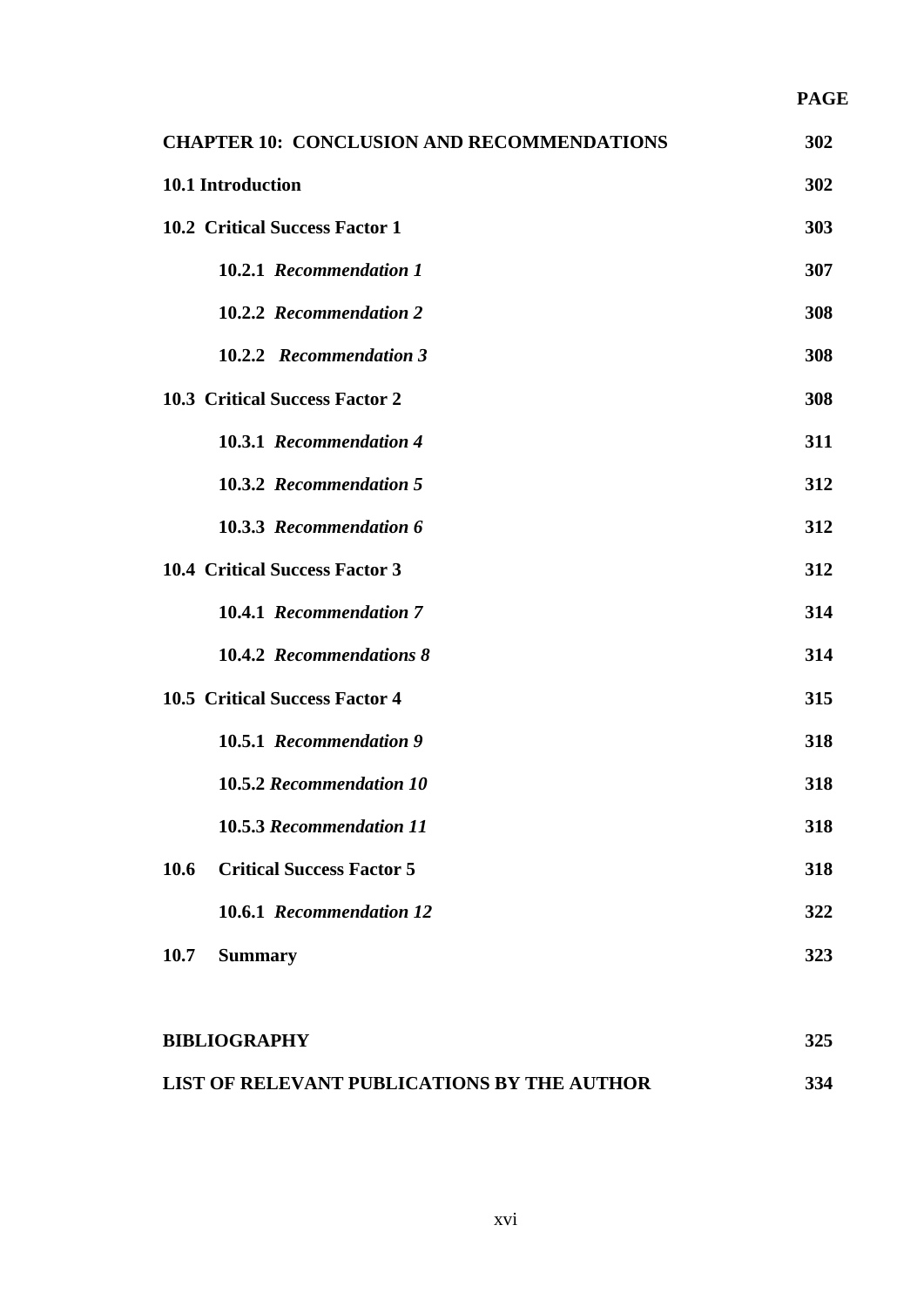| | PAGE |
|---|---|
| **CHAPTER 10: CONCLUSION AND RECOMMENDATIONS** | **302** |
| **10.1 Introduction** | **302** |
| **10.2 Critical Success Factor 1** | **303** |
| **10.2.1** ***Recommendation 1*** | **307** |
| **10.2.2** ***Recommendation 2*** | **308** |
| **10.2.2** ***Recommendation 3*** | **308** |
| **10.3 Critical Success Factor 2** | **308** |
| **10.3.1** ***Recommendation 4*** | **311** |
| **10.3.2** ***Recommendation 5*** | **312** |
| **10.3.3** ***Recommendation 6*** | **312** |
| **10.4 Critical Success Factor 3** | **312** |
| **10.4.1** ***Recommendation 7*** | **314** |
| **10.4.2** ***Recommendations 8*** | **314** |
| **10.5 Critical Success Factor 4** | **315** |
| **10.5.1** ***Recommendation 9*** | **318** |
| **10.5.2** ***Recommendation 10*** | **318** |
| **10.5.3** ***Recommendation 11*** | **318** |
| **10.6 Critical Success Factor 5** | **318** |
| **10.6.1** ***Recommendation 12*** | **322** |
| **10.7 Summary** | **323** |
| **BIBLIOGRAPHY** | **325** |
| **LIST OF RELEVANT PUBLICATIONS BY THE AUTHOR** | **334** |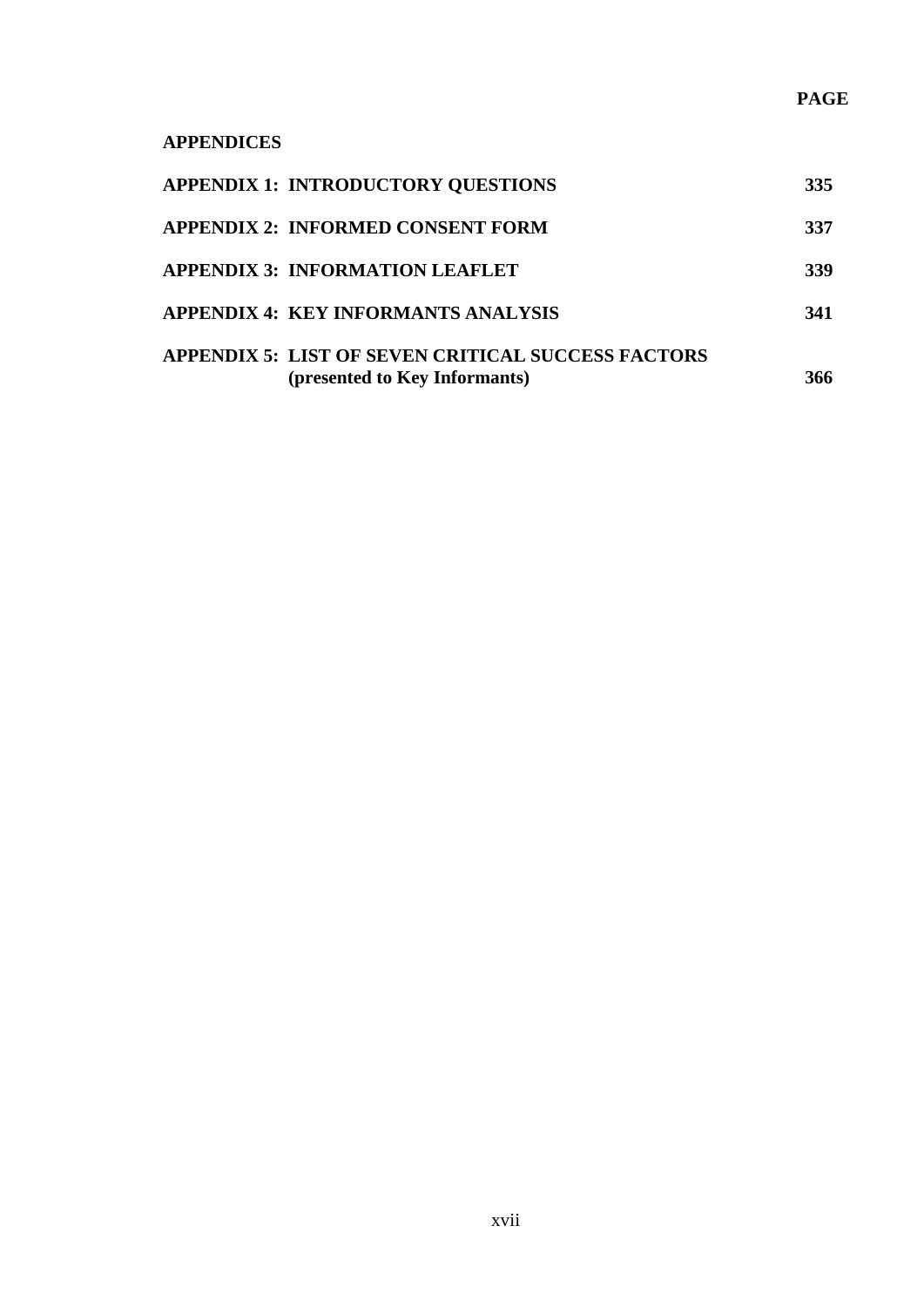| | PAGE |
|---|---|
| **APPENDICES** | |
| **APPENDIX 1: INTRODUCTORY QUESTIONS** | **335** |
| **APPENDIX 2: INFORMED CONSENT FORM** | **337** |
| **APPENDIX 3: INFORMATION LEAFLET** | **339** |
| **APPENDIX 4: KEY INFORMANTS ANALYSIS** | **341** |
| **APPENDIX 5: LIST OF SEVEN CRITICAL SUCCESS FACTORS (presented to Key Informants)** | **366** |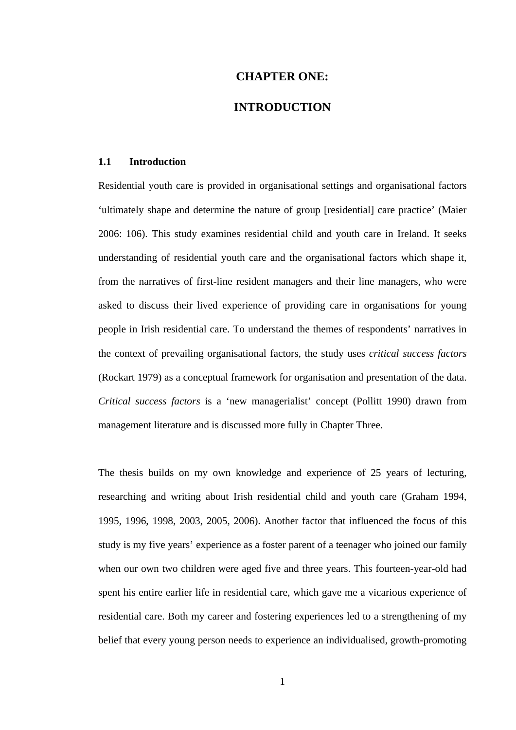# CHAPTER ONE:

# INTRODUCTION

## 1.1 Introduction

Residential youth care is provided in organisational settings and organisational factors 'ultimately shape and determine the nature of group [residential] care practice' (Maier 2006: 106). This study examines residential child and youth care in Ireland. It seeks understanding of residential youth care and the organisational factors which shape it, from the narratives of first-line resident managers and their line managers, who were asked to discuss their lived experience of providing care in organisations for young people in Irish residential care. To understand the themes of respondents' narratives in the context of prevailing organisational factors, the study uses *critical success factors* (Rockart 1979) as a conceptual framework for organisation and presentation of the data. *Critical success factors* is a 'new managerialist' concept (Pollitt 1990) drawn from management literature and is discussed more fully in Chapter Three.

The thesis builds on my own knowledge and experience of 25 years of lecturing, researching and writing about Irish residential child and youth care (Graham 1994, 1995, 1996, 1998, 2003, 2005, 2006). Another factor that influenced the focus of this study is my five years' experience as a foster parent of a teenager who joined our family when our own two children were aged five and three years. This fourteen-year-old had spent his entire earlier life in residential care, which gave me a vicarious experience of residential care. Both my career and fostering experiences led to a strengthening of my belief that every young person needs to experience an individualised, growth-promoting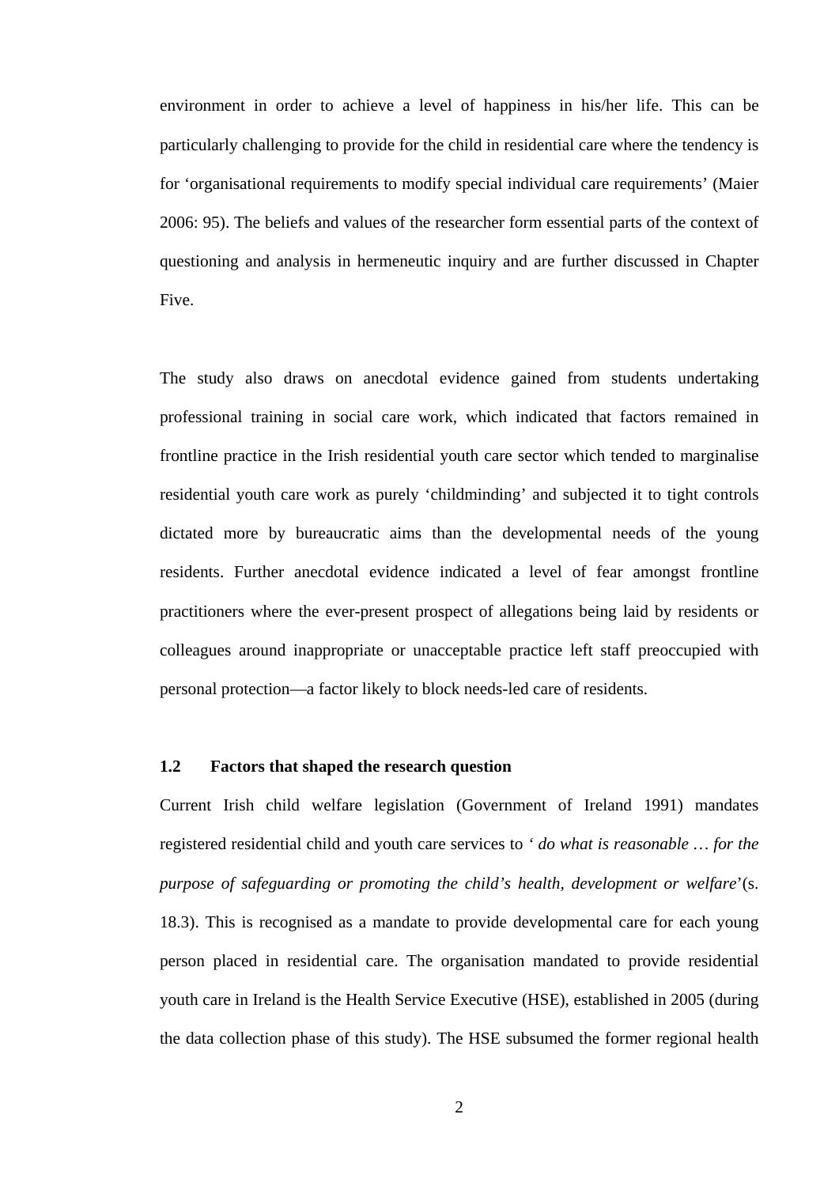environment in order to achieve a level of happiness in his/her life. This can be particularly challenging to provide for the child in residential care where the tendency is for 'organisational requirements to modify special individual care requirements' (Maier 2006: 95). The beliefs and values of the researcher form essential parts of the context of questioning and analysis in hermeneutic inquiry and are further discussed in Chapter Five.

The study also draws on anecdotal evidence gained from students undertaking professional training in social care work, which indicated that factors remained in frontline practice in the Irish residential youth care sector which tended to marginalise residential youth care work as purely 'childminding' and subjected it to tight controls dictated more by bureaucratic aims than the developmental needs of the young residents. Further anecdotal evidence indicated a level of fear amongst frontline practitioners where the ever-present prospect of allegations being laid by residents or colleagues around inappropriate or unacceptable practice left staff preoccupied with personal protection—a factor likely to block needs-led care of residents.

### 1.2 Factors that shaped the research question

Current Irish child welfare legislation (Government of Ireland 1991) mandates registered residential child and youth care services to ' *do what is reasonable … for the purpose of safeguarding or promoting the child's health, development or welfare*'(s. 18.3). This is recognised as a mandate to provide developmental care for each young person placed in residential care. The organisation mandated to provide residential youth care in Ireland is the Health Service Executive (HSE), established in 2005 (during the data collection phase of this study). The HSE subsumed the former regional health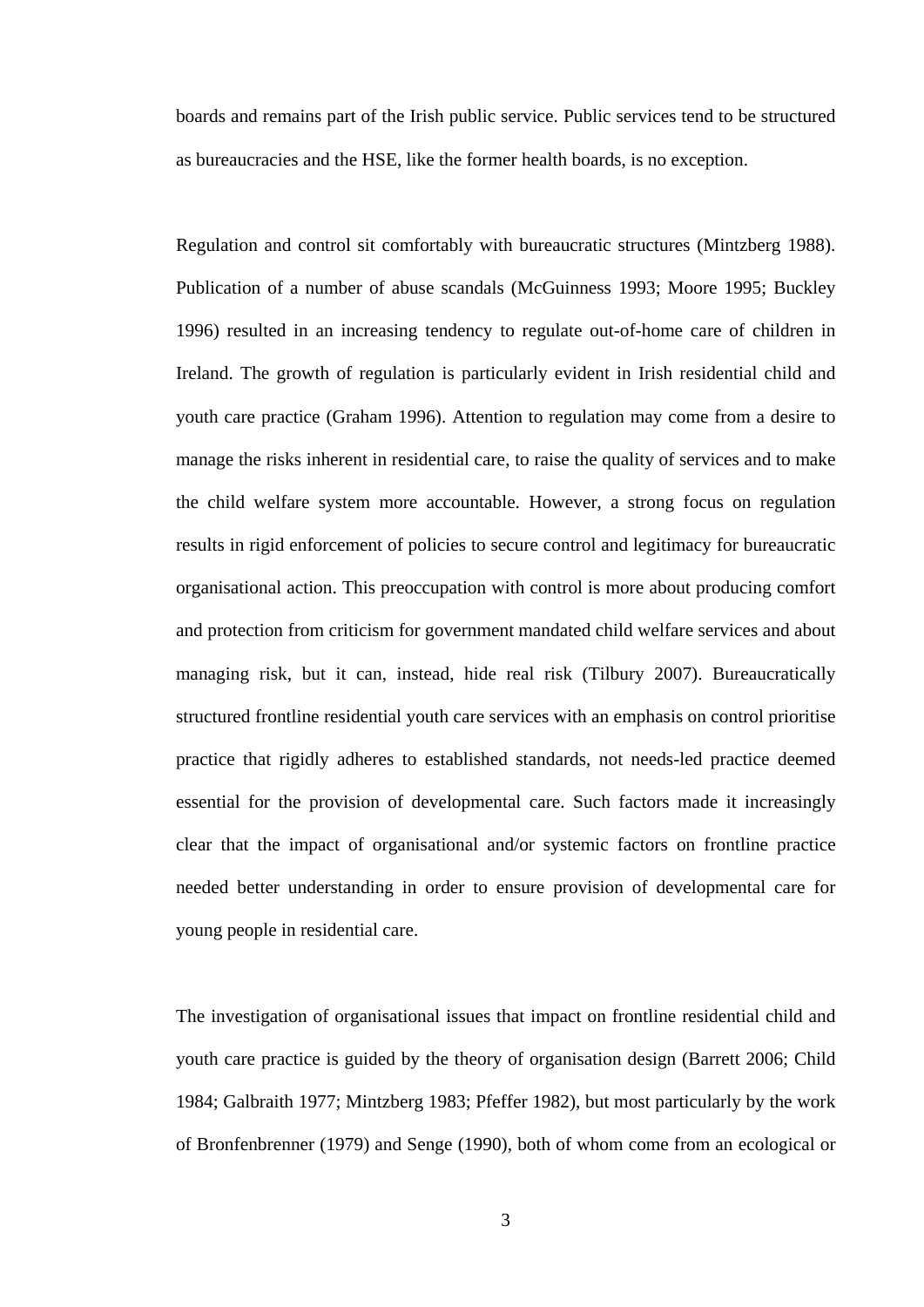boards and remains part of the Irish public service. Public services tend to be structured as bureaucracies and the HSE, like the former health boards, is no exception.

Regulation and control sit comfortably with bureaucratic structures (Mintzberg 1988). Publication of a number of abuse scandals (McGuinness 1993; Moore 1995; Buckley 1996) resulted in an increasing tendency to regulate out-of-home care of children in Ireland. The growth of regulation is particularly evident in Irish residential child and youth care practice (Graham 1996). Attention to regulation may come from a desire to manage the risks inherent in residential care, to raise the quality of services and to make the child welfare system more accountable. However, a strong focus on regulation results in rigid enforcement of policies to secure control and legitimacy for bureaucratic organisational action. This preoccupation with control is more about producing comfort and protection from criticism for government mandated child welfare services and about managing risk, but it can, instead, hide real risk (Tilbury 2007). Bureaucratically structured frontline residential youth care services with an emphasis on control prioritise practice that rigidly adheres to established standards, not needs-led practice deemed essential for the provision of developmental care. Such factors made it increasingly clear that the impact of organisational and/or systemic factors on frontline practice needed better understanding in order to ensure provision of developmental care for young people in residential care.

The investigation of organisational issues that impact on frontline residential child and youth care practice is guided by the theory of organisation design (Barrett 2006; Child 1984; Galbraith 1977; Mintzberg 1983; Pfeffer 1982), but most particularly by the work of Bronfenbrenner (1979) and Senge (1990), both of whom come from an ecological or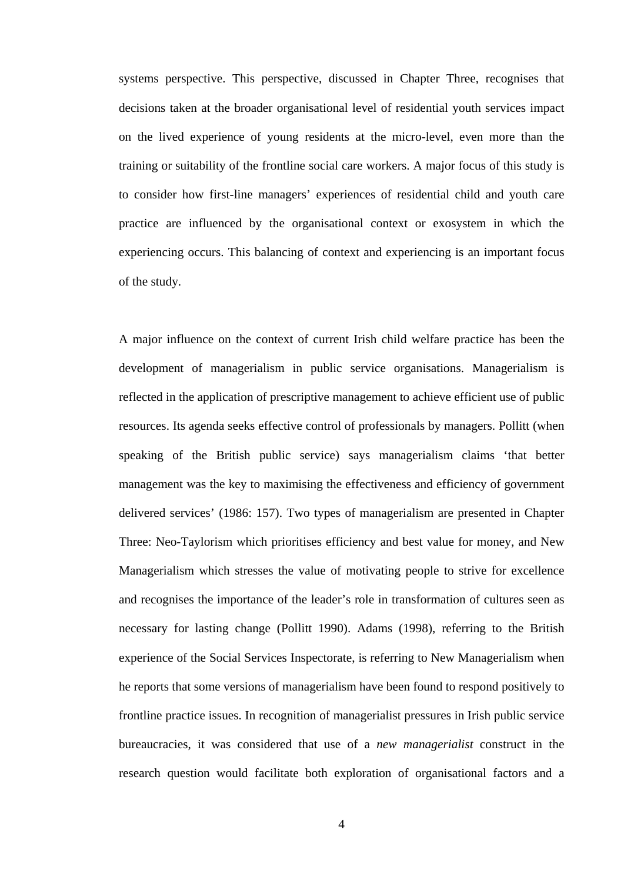systems perspective. This perspective, discussed in Chapter Three, recognises that decisions taken at the broader organisational level of residential youth services impact on the lived experience of young residents at the micro-level, even more than the training or suitability of the frontline social care workers. A major focus of this study is to consider how first-line managers' experiences of residential child and youth care practice are influenced by the organisational context or exosystem in which the experiencing occurs. This balancing of context and experiencing is an important focus of the study.

A major influence on the context of current Irish child welfare practice has been the development of managerialism in public service organisations. Managerialism is reflected in the application of prescriptive management to achieve efficient use of public resources. Its agenda seeks effective control of professionals by managers. Pollitt (when speaking of the British public service) says managerialism claims 'that better management was the key to maximising the effectiveness and efficiency of government delivered services' (1986: 157). Two types of managerialism are presented in Chapter Three: Neo-Taylorism which prioritises efficiency and best value for money, and New Managerialism which stresses the value of motivating people to strive for excellence and recognises the importance of the leader's role in transformation of cultures seen as necessary for lasting change (Pollitt 1990). Adams (1998), referring to the British experience of the Social Services Inspectorate, is referring to New Managerialism when he reports that some versions of managerialism have been found to respond positively to frontline practice issues. In recognition of managerialist pressures in Irish public service bureaucracies, it was considered that use of a *new managerialist* construct in the research question would facilitate both exploration of organisational factors and a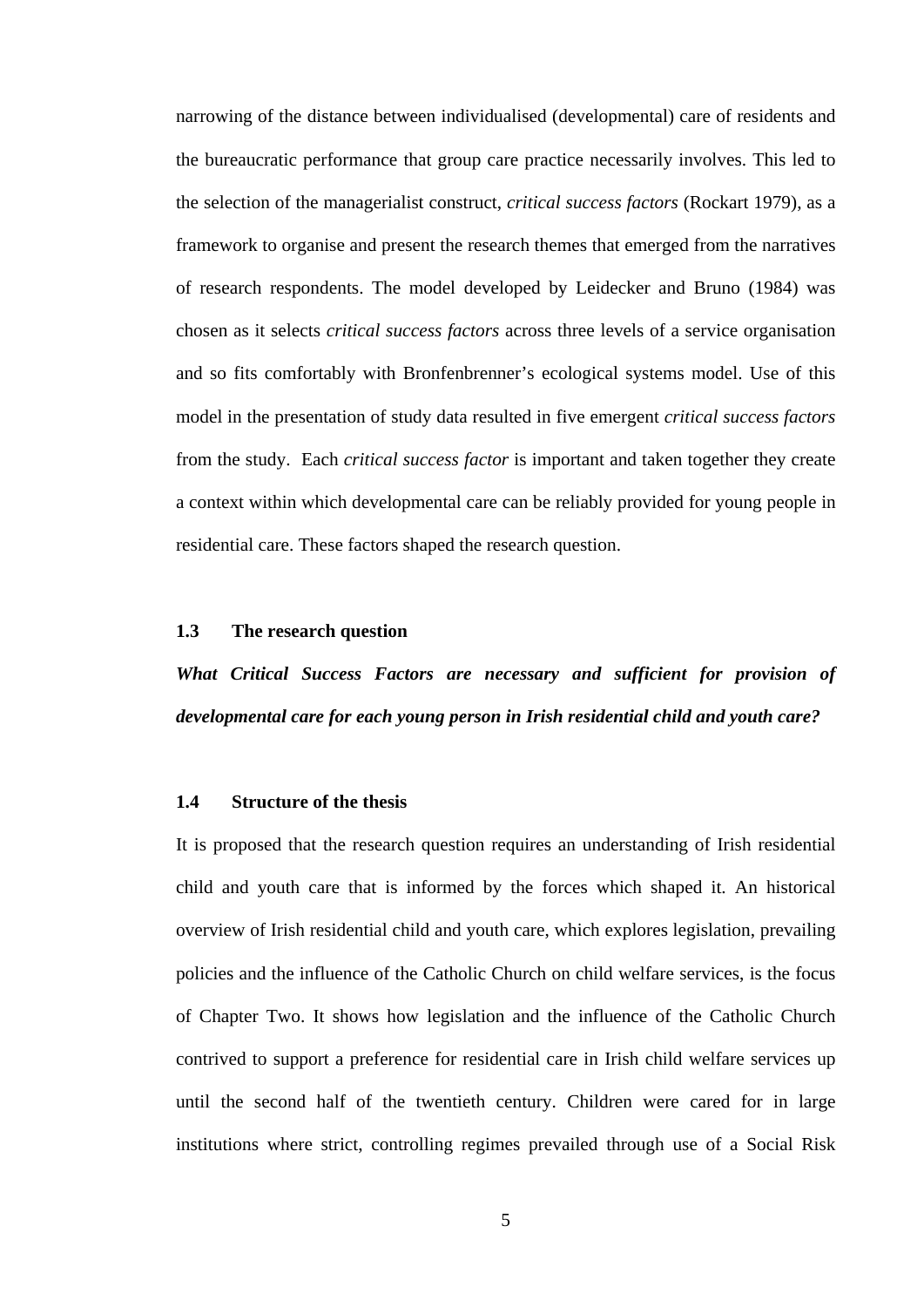narrowing of the distance between individualised (developmental) care of residents and the bureaucratic performance that group care practice necessarily involves. This led to the selection of the managerialist construct, *critical success factors* (Rockart 1979), as a framework to organise and present the research themes that emerged from the narratives of research respondents. The model developed by Leidecker and Bruno (1984) was chosen as it selects *critical success factors* across three levels of a service organisation and so fits comfortably with Bronfenbrenner's ecological systems model. Use of this model in the presentation of study data resulted in five emergent *critical success factors* from the study. Each *critical success factor* is important and taken together they create a context within which developmental care can be reliably provided for young people in residential care. These factors shaped the research question.

## 1.3 The research question

***What Critical Success Factors are necessary and sufficient for provision of developmental care for each young person in Irish residential child and youth care?***

## 1.4 Structure of the thesis

It is proposed that the research question requires an understanding of Irish residential child and youth care that is informed by the forces which shaped it. An historical overview of Irish residential child and youth care, which explores legislation, prevailing policies and the influence of the Catholic Church on child welfare services, is the focus of Chapter Two. It shows how legislation and the influence of the Catholic Church contrived to support a preference for residential care in Irish child welfare services up until the second half of the twentieth century. Children were cared for in large institutions where strict, controlling regimes prevailed through use of a Social Risk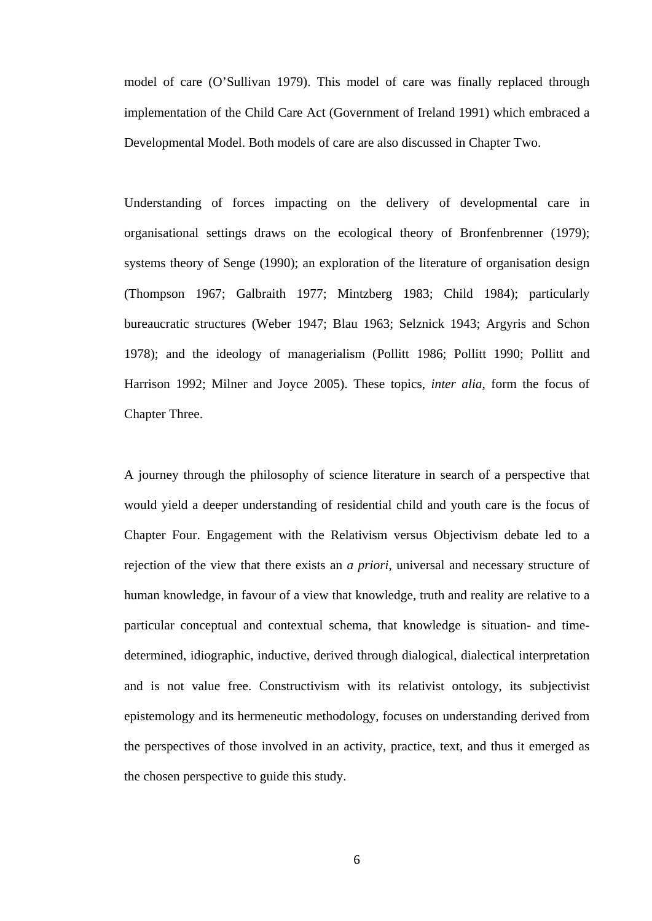model of care (O'Sullivan 1979). This model of care was finally replaced through implementation of the Child Care Act (Government of Ireland 1991) which embraced a Developmental Model. Both models of care are also discussed in Chapter Two.

Understanding of forces impacting on the delivery of developmental care in organisational settings draws on the ecological theory of Bronfenbrenner (1979); systems theory of Senge (1990); an exploration of the literature of organisation design (Thompson 1967; Galbraith 1977; Mintzberg 1983; Child 1984); particularly bureaucratic structures (Weber 1947; Blau 1963; Selznick 1943; Argyris and Schon 1978); and the ideology of managerialism (Pollitt 1986; Pollitt 1990; Pollitt and Harrison 1992; Milner and Joyce 2005). These topics, *inter alia*, form the focus of Chapter Three.

A journey through the philosophy of science literature in search of a perspective that would yield a deeper understanding of residential child and youth care is the focus of Chapter Four. Engagement with the Relativism versus Objectivism debate led to a rejection of the view that there exists an *a priori*, universal and necessary structure of human knowledge, in favour of a view that knowledge, truth and reality are relative to a particular conceptual and contextual schema, that knowledge is situation- and time-determined, idiographic, inductive, derived through dialogical, dialectical interpretation and is not value free. Constructivism with its relativist ontology, its subjectivist epistemology and its hermeneutic methodology, focuses on understanding derived from the perspectives of those involved in an activity, practice, text, and thus it emerged as the chosen perspective to guide this study.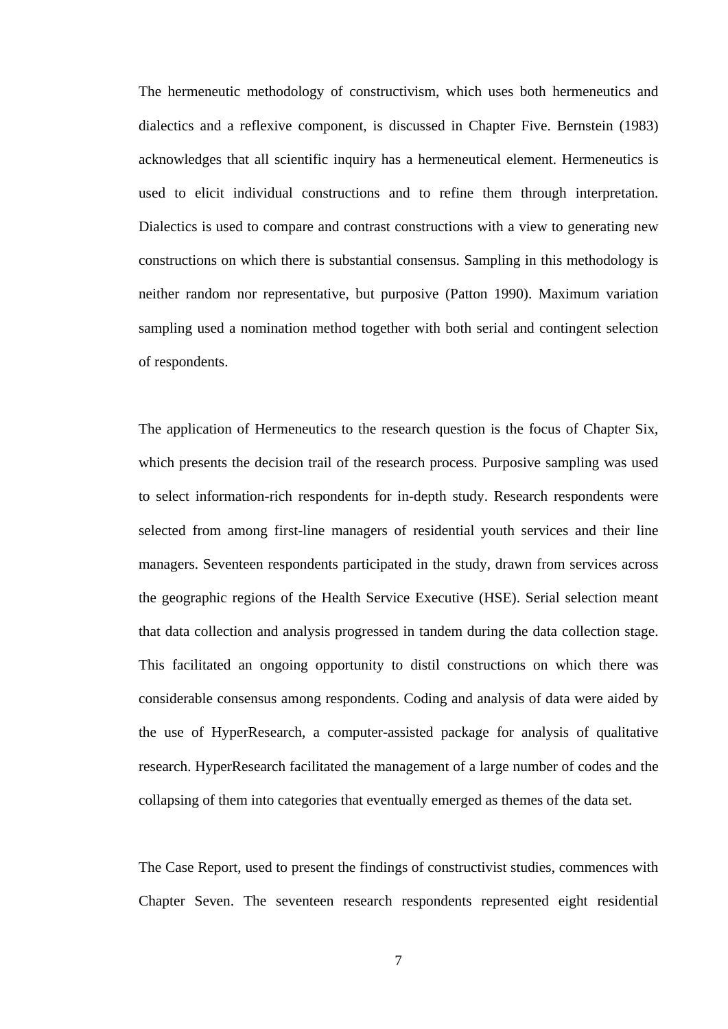The hermeneutic methodology of constructivism, which uses both hermeneutics and dialectics and a reflexive component, is discussed in Chapter Five. Bernstein (1983) acknowledges that all scientific inquiry has a hermeneutical element. Hermeneutics is used to elicit individual constructions and to refine them through interpretation. Dialectics is used to compare and contrast constructions with a view to generating new constructions on which there is substantial consensus. Sampling in this methodology is neither random nor representative, but purposive (Patton 1990). Maximum variation sampling used a nomination method together with both serial and contingent selection of respondents.

The application of Hermeneutics to the research question is the focus of Chapter Six, which presents the decision trail of the research process. Purposive sampling was used to select information-rich respondents for in-depth study. Research respondents were selected from among first-line managers of residential youth services and their line managers. Seventeen respondents participated in the study, drawn from services across the geographic regions of the Health Service Executive (HSE). Serial selection meant that data collection and analysis progressed in tandem during the data collection stage. This facilitated an ongoing opportunity to distil constructions on which there was considerable consensus among respondents. Coding and analysis of data were aided by the use of HyperResearch, a computer-assisted package for analysis of qualitative research. HyperResearch facilitated the management of a large number of codes and the collapsing of them into categories that eventually emerged as themes of the data set.

The Case Report, used to present the findings of constructivist studies, commences with Chapter Seven. The seventeen research respondents represented eight residential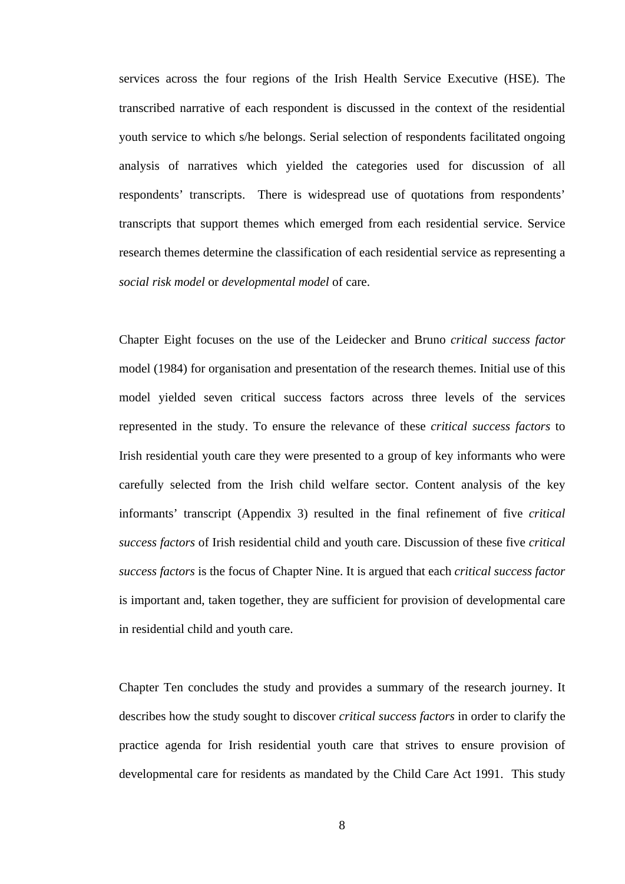services across the four regions of the Irish Health Service Executive (HSE). The transcribed narrative of each respondent is discussed in the context of the residential youth service to which s/he belongs. Serial selection of respondents facilitated ongoing analysis of narratives which yielded the categories used for discussion of all respondents' transcripts. There is widespread use of quotations from respondents' transcripts that support themes which emerged from each residential service. Service research themes determine the classification of each residential service as representing a *social risk model* or *developmental model* of care.

Chapter Eight focuses on the use of the Leidecker and Bruno *critical success factor* model (1984) for organisation and presentation of the research themes. Initial use of this model yielded seven critical success factors across three levels of the services represented in the study. To ensure the relevance of these *critical success factors* to Irish residential youth care they were presented to a group of key informants who were carefully selected from the Irish child welfare sector. Content analysis of the key informants' transcript (Appendix 3) resulted in the final refinement of five *critical success factors* of Irish residential child and youth care. Discussion of these five *critical success factors* is the focus of Chapter Nine. It is argued that each *critical success factor* is important and, taken together, they are sufficient for provision of developmental care in residential child and youth care.

Chapter Ten concludes the study and provides a summary of the research journey. It describes how the study sought to discover *critical success factors* in order to clarify the practice agenda for Irish residential youth care that strives to ensure provision of developmental care for residents as mandated by the Child Care Act 1991. This study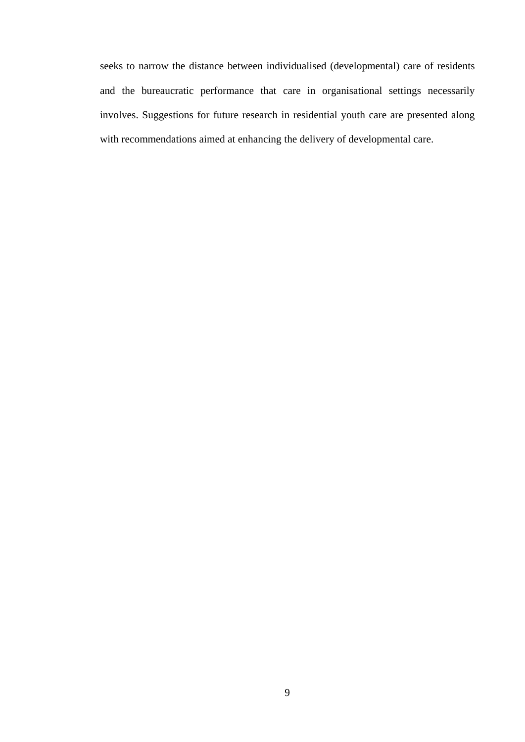seeks to narrow the distance between individualised (developmental) care of residents and the bureaucratic performance that care in organisational settings necessarily involves. Suggestions for future research in residential youth care are presented along with recommendations aimed at enhancing the delivery of developmental care.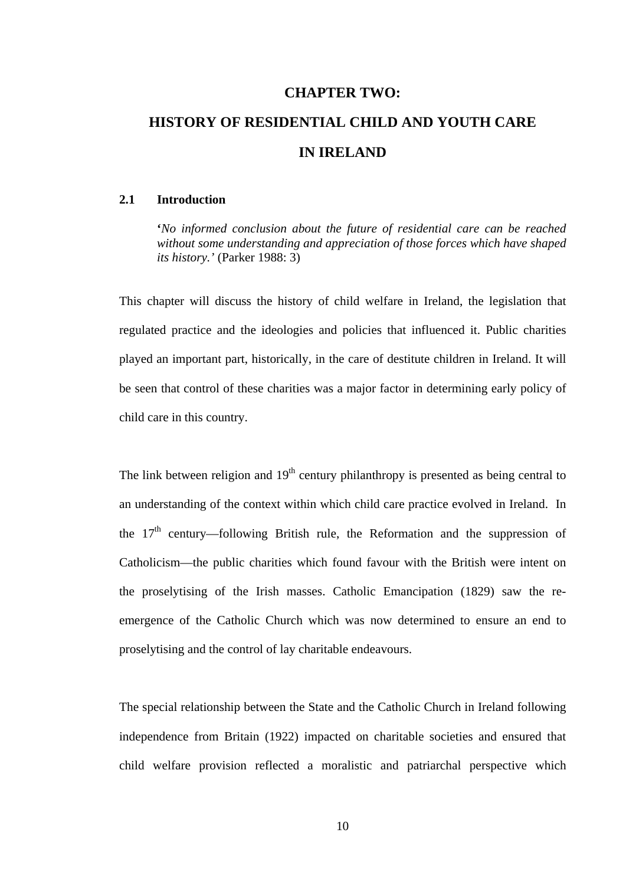# CHAPTER TWO:

# HISTORY OF RESIDENTIAL CHILD AND YOUTH CARE IN IRELAND

## 2.1 Introduction

> **'***No informed conclusion about the future of residential care can be reached without some understanding and appreciation of those forces which have shaped its history.'* (Parker 1988: 3)

This chapter will discuss the history of child welfare in Ireland, the legislation that regulated practice and the ideologies and policies that influenced it. Public charities played an important part, historically, in the care of destitute children in Ireland. It will be seen that control of these charities was a major factor in determining early policy of child care in this country.

The link between religion and 19th century philanthropy is presented as being central to an understanding of the context within which child care practice evolved in Ireland. In the 17th century—following British rule, the Reformation and the suppression of Catholicism—the public charities which found favour with the British were intent on the proselytising of the Irish masses. Catholic Emancipation (1829) saw the re-emergence of the Catholic Church which was now determined to ensure an end to proselytising and the control of lay charitable endeavours.

The special relationship between the State and the Catholic Church in Ireland following independence from Britain (1922) impacted on charitable societies and ensured that child welfare provision reflected a moralistic and patriarchal perspective which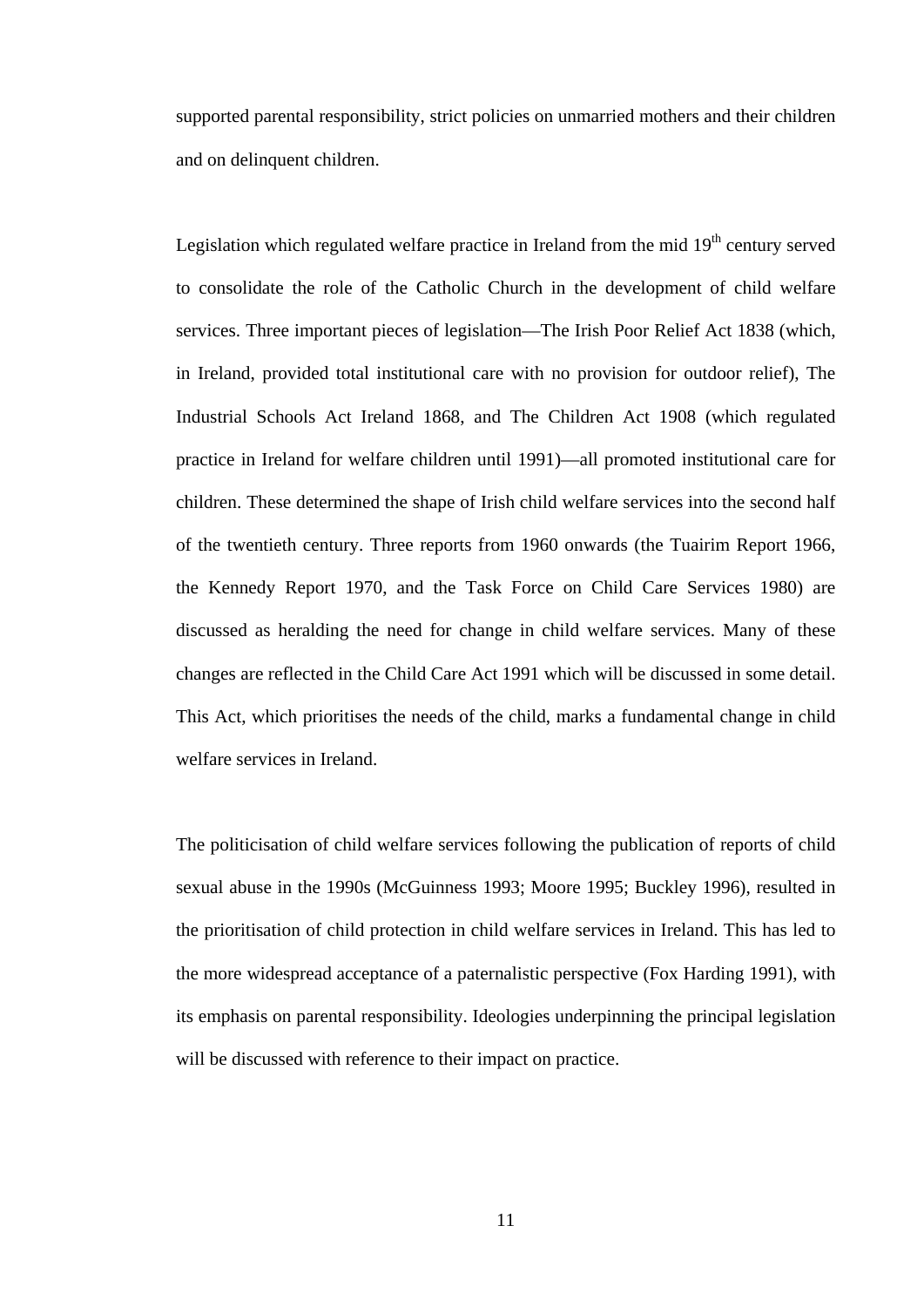supported parental responsibility, strict policies on unmarried mothers and their children and on delinquent children.

Legislation which regulated welfare practice in Ireland from the mid 19th century served to consolidate the role of the Catholic Church in the development of child welfare services. Three important pieces of legislation—The Irish Poor Relief Act 1838 (which, in Ireland, provided total institutional care with no provision for outdoor relief), The Industrial Schools Act Ireland 1868, and The Children Act 1908 (which regulated practice in Ireland for welfare children until 1991)—all promoted institutional care for children. These determined the shape of Irish child welfare services into the second half of the twentieth century. Three reports from 1960 onwards (the Tuairim Report 1966, the Kennedy Report 1970, and the Task Force on Child Care Services 1980) are discussed as heralding the need for change in child welfare services. Many of these changes are reflected in the Child Care Act 1991 which will be discussed in some detail. This Act, which prioritises the needs of the child, marks a fundamental change in child welfare services in Ireland.

The politicisation of child welfare services following the publication of reports of child sexual abuse in the 1990s (McGuinness 1993; Moore 1995; Buckley 1996), resulted in the prioritisation of child protection in child welfare services in Ireland. This has led to the more widespread acceptance of a paternalistic perspective (Fox Harding 1991), with its emphasis on parental responsibility. Ideologies underpinning the principal legislation will be discussed with reference to their impact on practice.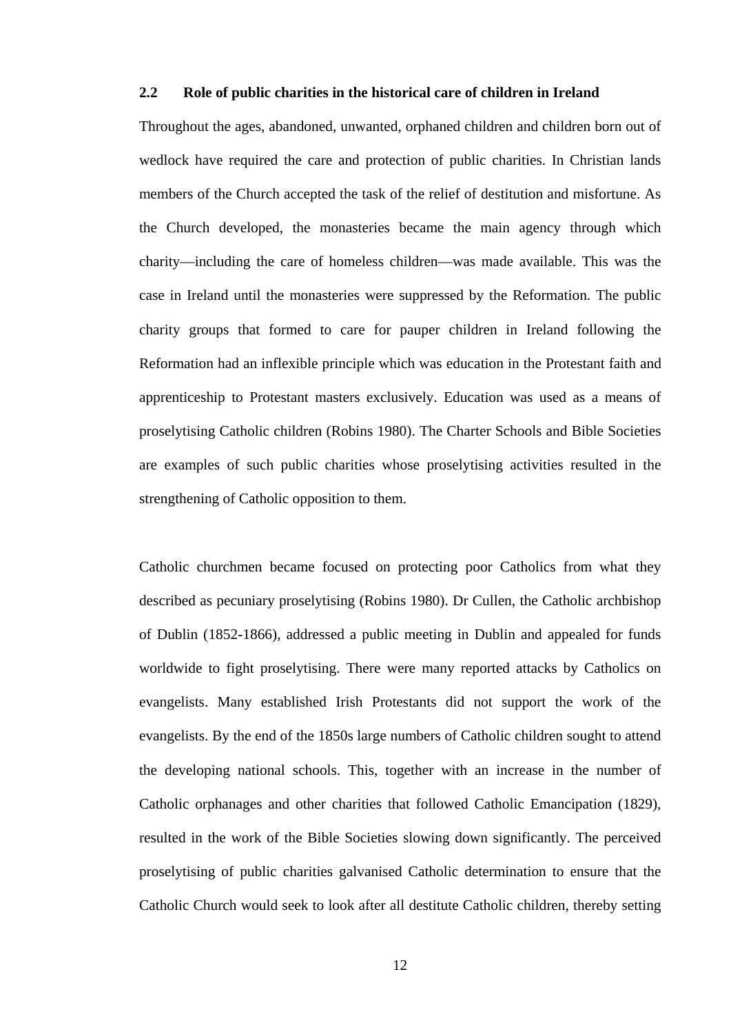## 2.2 Role of public charities in the historical care of children in Ireland

Throughout the ages, abandoned, unwanted, orphaned children and children born out of wedlock have required the care and protection of public charities. In Christian lands members of the Church accepted the task of the relief of destitution and misfortune. As the Church developed, the monasteries became the main agency through which charity—including the care of homeless children—was made available. This was the case in Ireland until the monasteries were suppressed by the Reformation. The public charity groups that formed to care for pauper children in Ireland following the Reformation had an inflexible principle which was education in the Protestant faith and apprenticeship to Protestant masters exclusively. Education was used as a means of proselytising Catholic children (Robins 1980). The Charter Schools and Bible Societies are examples of such public charities whose proselytising activities resulted in the strengthening of Catholic opposition to them.

Catholic churchmen became focused on protecting poor Catholics from what they described as pecuniary proselytising (Robins 1980). Dr Cullen, the Catholic archbishop of Dublin (1852-1866), addressed a public meeting in Dublin and appealed for funds worldwide to fight proselytising. There were many reported attacks by Catholics on evangelists. Many established Irish Protestants did not support the work of the evangelists. By the end of the 1850s large numbers of Catholic children sought to attend the developing national schools. This, together with an increase in the number of Catholic orphanages and other charities that followed Catholic Emancipation (1829), resulted in the work of the Bible Societies slowing down significantly. The perceived proselytising of public charities galvanised Catholic determination to ensure that the Catholic Church would seek to look after all destitute Catholic children, thereby setting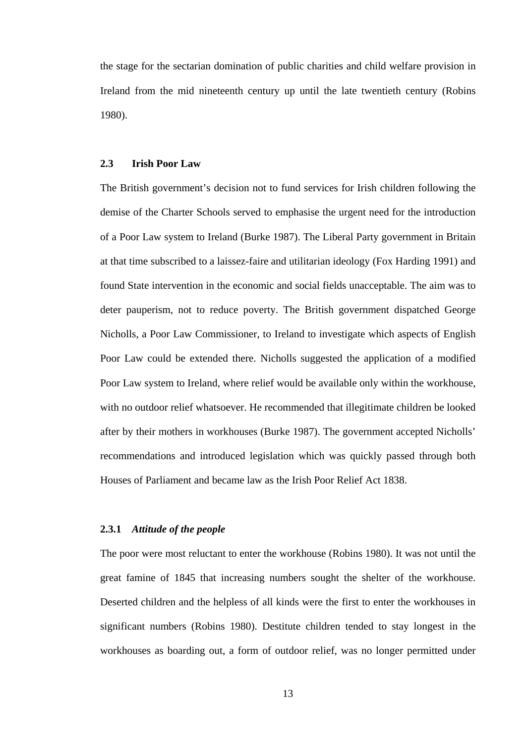the stage for the sectarian domination of public charities and child welfare provision in Ireland from the mid nineteenth century up until the late twentieth century (Robins 1980).

## 2.3 Irish Poor Law

The British government's decision not to fund services for Irish children following the demise of the Charter Schools served to emphasise the urgent need for the introduction of a Poor Law system to Ireland (Burke 1987). The Liberal Party government in Britain at that time subscribed to a laissez-faire and utilitarian ideology (Fox Harding 1991) and found State intervention in the economic and social fields unacceptable. The aim was to deter pauperism, not to reduce poverty. The British government dispatched George Nicholls, a Poor Law Commissioner, to Ireland to investigate which aspects of English Poor Law could be extended there. Nicholls suggested the application of a modified Poor Law system to Ireland, where relief would be available only within the workhouse, with no outdoor relief whatsoever. He recommended that illegitimate children be looked after by their mothers in workhouses (Burke 1987). The government accepted Nicholls' recommendations and introduced legislation which was quickly passed through both Houses of Parliament and became law as the Irish Poor Relief Act 1838.

### 2.3.1 *Attitude of the people*

The poor were most reluctant to enter the workhouse (Robins 1980). It was not until the great famine of 1845 that increasing numbers sought the shelter of the workhouse. Deserted children and the helpless of all kinds were the first to enter the workhouses in significant numbers (Robins 1980). Destitute children tended to stay longest in the workhouses as boarding out, a form of outdoor relief, was no longer permitted under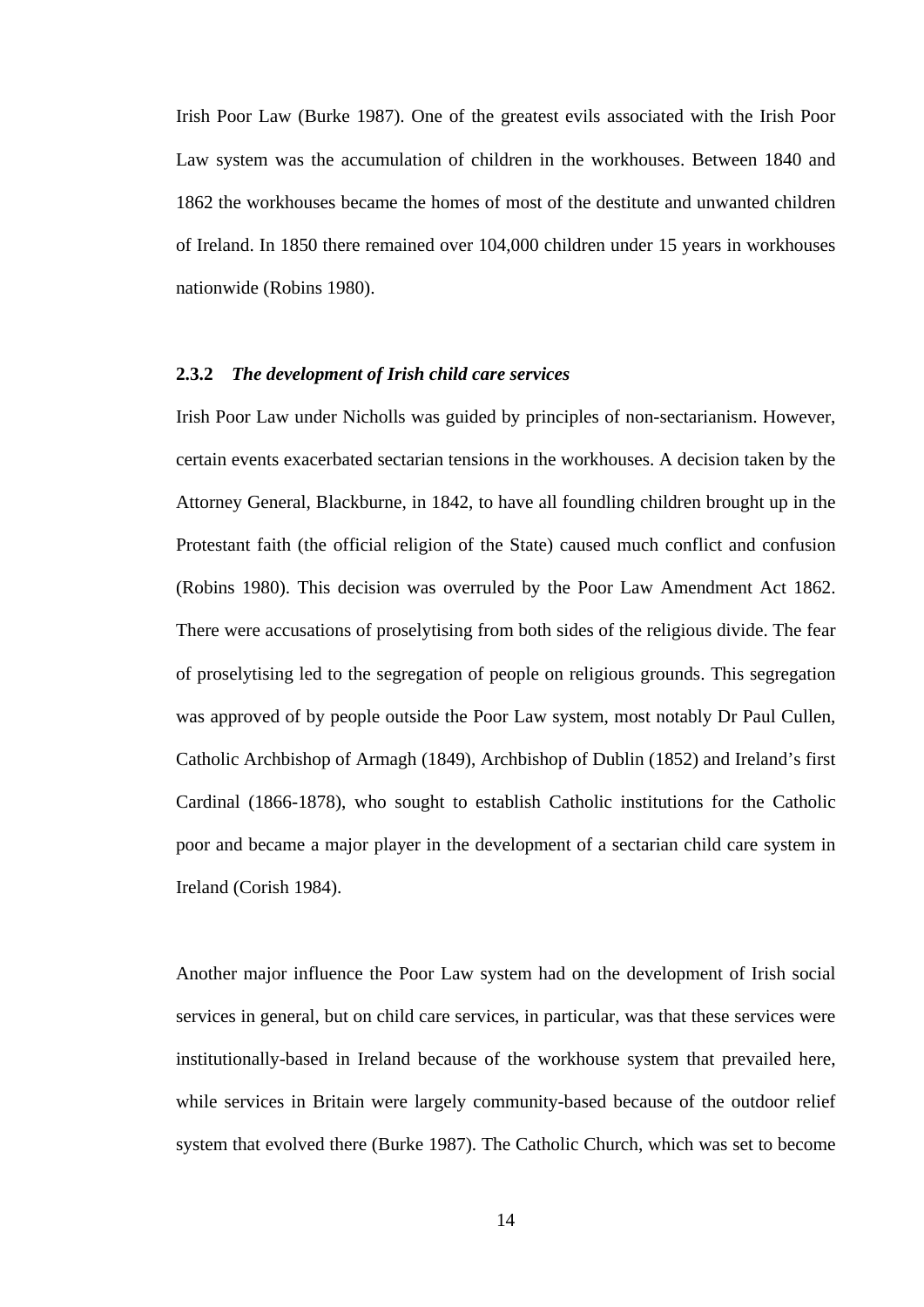Irish Poor Law (Burke 1987). One of the greatest evils associated with the Irish Poor Law system was the accumulation of children in the workhouses. Between 1840 and 1862 the workhouses became the homes of most of the destitute and unwanted children of Ireland. In 1850 there remained over 104,000 children under 15 years in workhouses nationwide (Robins 1980).

### 2.3.2 *The development of Irish child care services*

Irish Poor Law under Nicholls was guided by principles of non-sectarianism. However, certain events exacerbated sectarian tensions in the workhouses. A decision taken by the Attorney General, Blackburne, in 1842, to have all foundling children brought up in the Protestant faith (the official religion of the State) caused much conflict and confusion (Robins 1980). This decision was overruled by the Poor Law Amendment Act 1862. There were accusations of proselytising from both sides of the religious divide. The fear of proselytising led to the segregation of people on religious grounds. This segregation was approved of by people outside the Poor Law system, most notably Dr Paul Cullen, Catholic Archbishop of Armagh (1849), Archbishop of Dublin (1852) and Ireland's first Cardinal (1866-1878), who sought to establish Catholic institutions for the Catholic poor and became a major player in the development of a sectarian child care system in Ireland (Corish 1984).

Another major influence the Poor Law system had on the development of Irish social services in general, but on child care services, in particular, was that these services were institutionally-based in Ireland because of the workhouse system that prevailed here, while services in Britain were largely community-based because of the outdoor relief system that evolved there (Burke 1987). The Catholic Church, which was set to become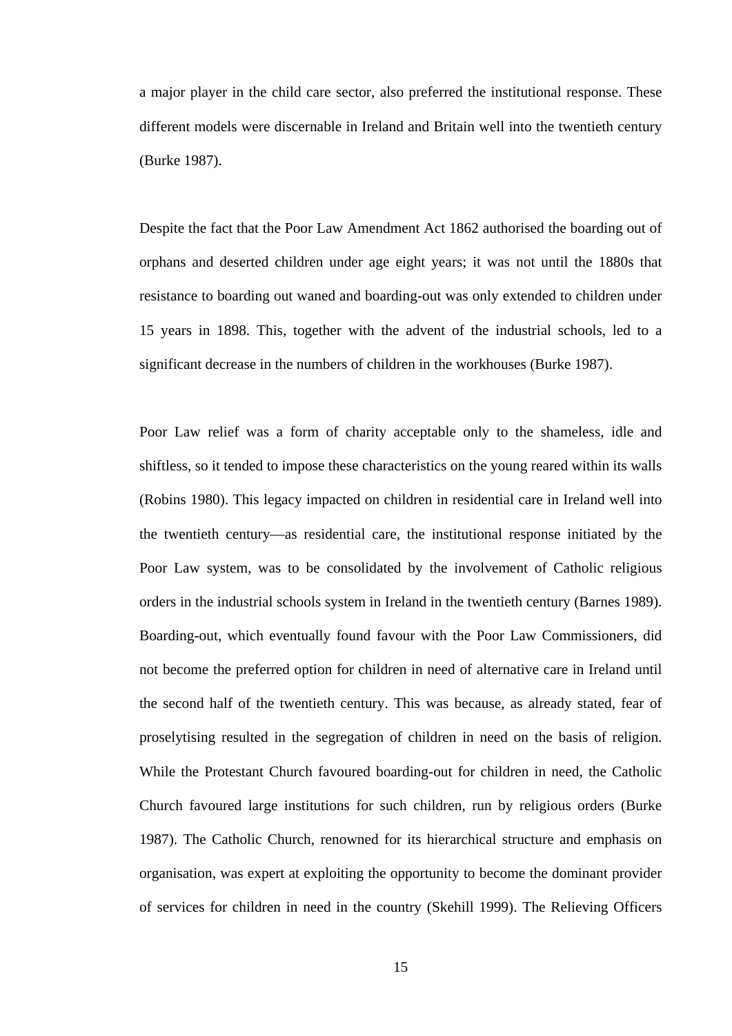a major player in the child care sector, also preferred the institutional response. These different models were discernable in Ireland and Britain well into the twentieth century (Burke 1987).

Despite the fact that the Poor Law Amendment Act 1862 authorised the boarding out of orphans and deserted children under age eight years; it was not until the 1880s that resistance to boarding out waned and boarding-out was only extended to children under 15 years in 1898. This, together with the advent of the industrial schools, led to a significant decrease in the numbers of children in the workhouses (Burke 1987).

Poor Law relief was a form of charity acceptable only to the shameless, idle and shiftless, so it tended to impose these characteristics on the young reared within its walls (Robins 1980). This legacy impacted on children in residential care in Ireland well into the twentieth century—as residential care, the institutional response initiated by the Poor Law system, was to be consolidated by the involvement of Catholic religious orders in the industrial schools system in Ireland in the twentieth century (Barnes 1989). Boarding-out, which eventually found favour with the Poor Law Commissioners, did not become the preferred option for children in need of alternative care in Ireland until the second half of the twentieth century. This was because, as already stated, fear of proselytising resulted in the segregation of children in need on the basis of religion. While the Protestant Church favoured boarding-out for children in need, the Catholic Church favoured large institutions for such children, run by religious orders (Burke 1987). The Catholic Church, renowned for its hierarchical structure and emphasis on organisation, was expert at exploiting the opportunity to become the dominant provider of services for children in need in the country (Skehill 1999). The Relieving Officers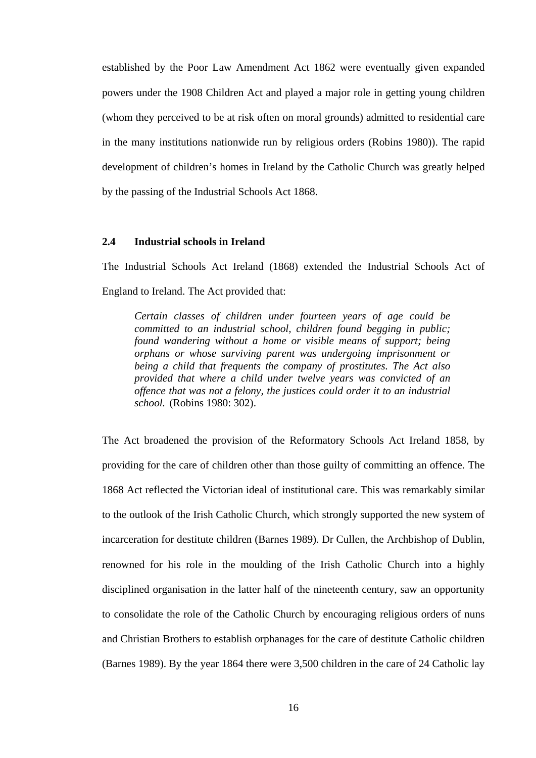established by the Poor Law Amendment Act 1862 were eventually given expanded powers under the 1908 Children Act and played a major role in getting young children (whom they perceived to be at risk often on moral grounds) admitted to residential care in the many institutions nationwide run by religious orders (Robins 1980)). The rapid development of children's homes in Ireland by the Catholic Church was greatly helped by the passing of the Industrial Schools Act 1868.

### 2.4 Industrial schools in Ireland

The Industrial Schools Act Ireland (1868) extended the Industrial Schools Act of England to Ireland. The Act provided that:

> *Certain classes of children under fourteen years of age could be committed to an industrial school, children found begging in public; found wandering without a home or visible means of support; being orphans or whose surviving parent was undergoing imprisonment or being a child that frequents the company of prostitutes. The Act also provided that where a child under twelve years was convicted of an offence that was not a felony, the justices could order it to an industrial school.* (Robins 1980: 302).

The Act broadened the provision of the Reformatory Schools Act Ireland 1858, by providing for the care of children other than those guilty of committing an offence. The 1868 Act reflected the Victorian ideal of institutional care. This was remarkably similar to the outlook of the Irish Catholic Church, which strongly supported the new system of incarceration for destitute children (Barnes 1989). Dr Cullen, the Archbishop of Dublin, renowned for his role in the moulding of the Irish Catholic Church into a highly disciplined organisation in the latter half of the nineteenth century, saw an opportunity to consolidate the role of the Catholic Church by encouraging religious orders of nuns and Christian Brothers to establish orphanages for the care of destitute Catholic children (Barnes 1989). By the year 1864 there were 3,500 children in the care of 24 Catholic lay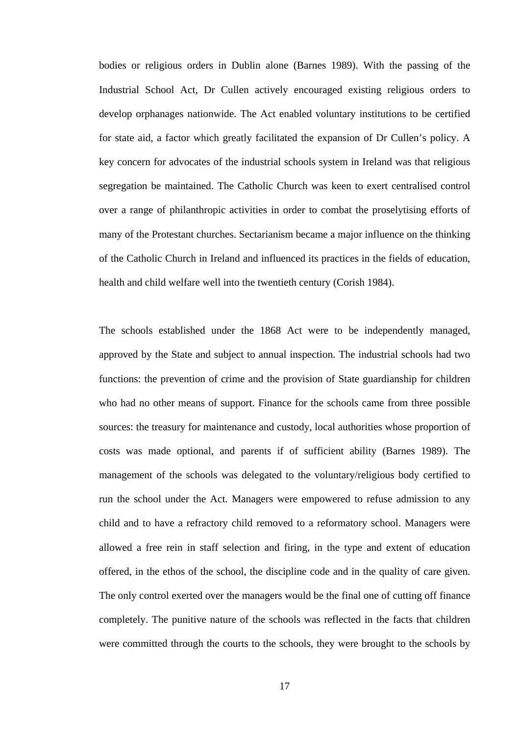bodies or religious orders in Dublin alone (Barnes 1989). With the passing of the Industrial School Act, Dr Cullen actively encouraged existing religious orders to develop orphanages nationwide. The Act enabled voluntary institutions to be certified for state aid, a factor which greatly facilitated the expansion of Dr Cullen's policy. A key concern for advocates of the industrial schools system in Ireland was that religious segregation be maintained. The Catholic Church was keen to exert centralised control over a range of philanthropic activities in order to combat the proselytising efforts of many of the Protestant churches. Sectarianism became a major influence on the thinking of the Catholic Church in Ireland and influenced its practices in the fields of education, health and child welfare well into the twentieth century (Corish 1984).

The schools established under the 1868 Act were to be independently managed, approved by the State and subject to annual inspection. The industrial schools had two functions: the prevention of crime and the provision of State guardianship for children who had no other means of support. Finance for the schools came from three possible sources: the treasury for maintenance and custody, local authorities whose proportion of costs was made optional, and parents if of sufficient ability (Barnes 1989). The management of the schools was delegated to the voluntary/religious body certified to run the school under the Act. Managers were empowered to refuse admission to any child and to have a refractory child removed to a reformatory school. Managers were allowed a free rein in staff selection and firing, in the type and extent of education offered, in the ethos of the school, the discipline code and in the quality of care given. The only control exerted over the managers would be the final one of cutting off finance completely. The punitive nature of the schools was reflected in the facts that children were committed through the courts to the schools, they were brought to the schools by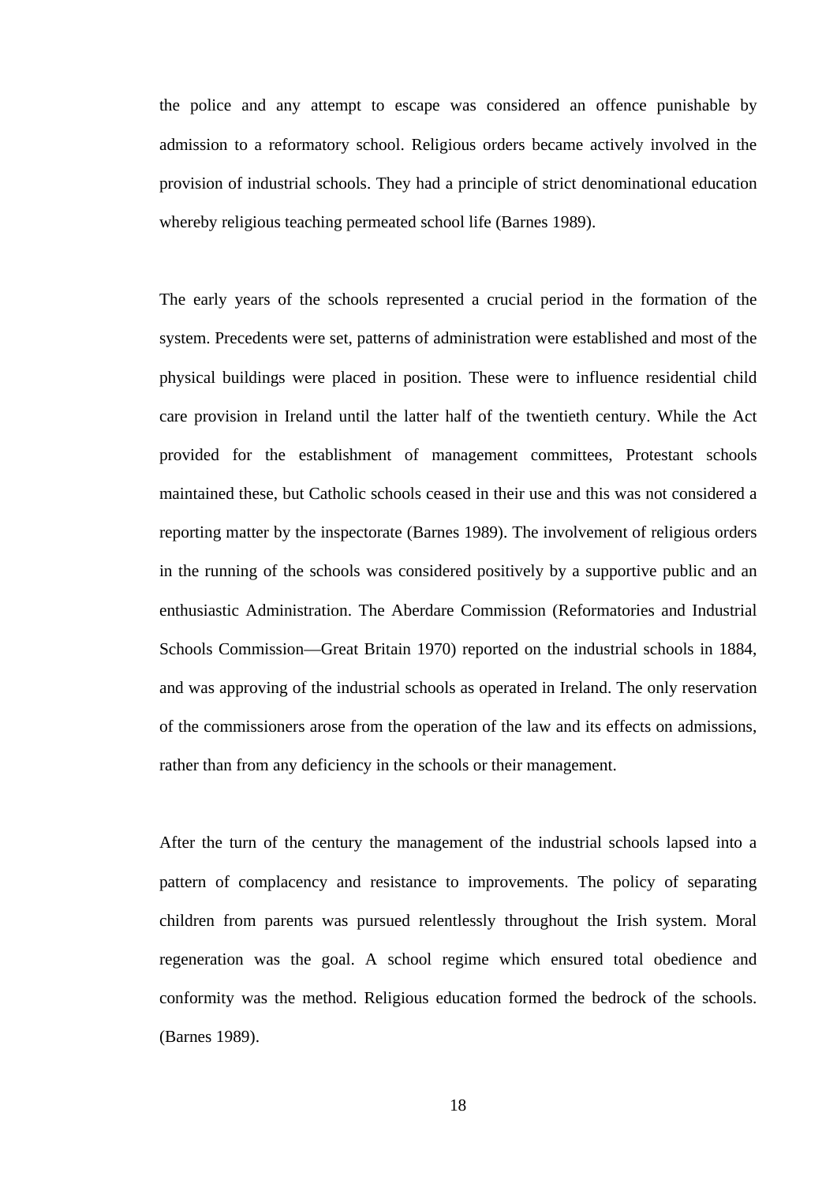the police and any attempt to escape was considered an offence punishable by admission to a reformatory school. Religious orders became actively involved in the provision of industrial schools. They had a principle of strict denominational education whereby religious teaching permeated school life (Barnes 1989).

The early years of the schools represented a crucial period in the formation of the system. Precedents were set, patterns of administration were established and most of the physical buildings were placed in position. These were to influence residential child care provision in Ireland until the latter half of the twentieth century. While the Act provided for the establishment of management committees, Protestant schools maintained these, but Catholic schools ceased in their use and this was not considered a reporting matter by the inspectorate (Barnes 1989). The involvement of religious orders in the running of the schools was considered positively by a supportive public and an enthusiastic Administration. The Aberdare Commission (Reformatories and Industrial Schools Commission—Great Britain 1970) reported on the industrial schools in 1884, and was approving of the industrial schools as operated in Ireland. The only reservation of the commissioners arose from the operation of the law and its effects on admissions, rather than from any deficiency in the schools or their management.

After the turn of the century the management of the industrial schools lapsed into a pattern of complacency and resistance to improvements. The policy of separating children from parents was pursued relentlessly throughout the Irish system. Moral regeneration was the goal. A school regime which ensured total obedience and conformity was the method. Religious education formed the bedrock of the schools. (Barnes 1989).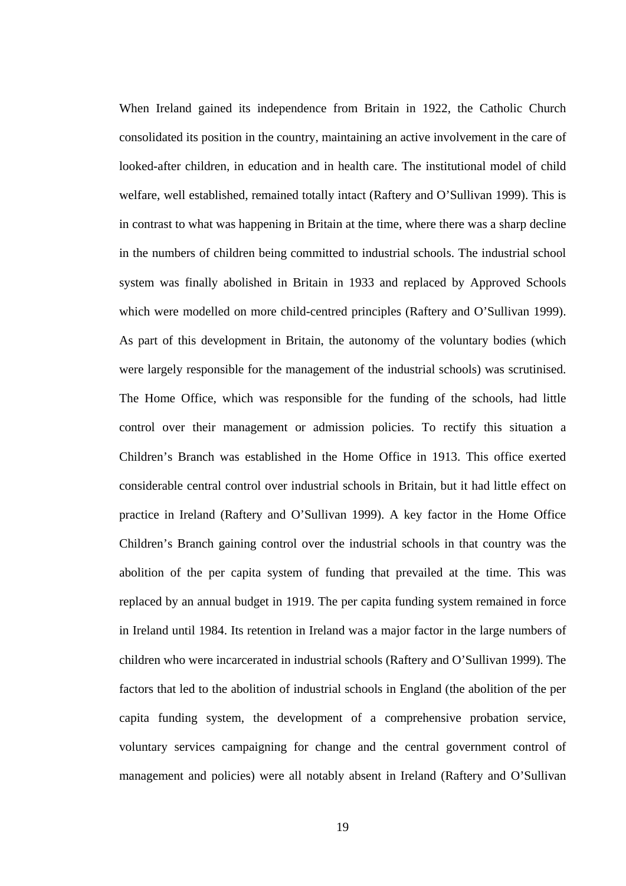When Ireland gained its independence from Britain in 1922, the Catholic Church consolidated its position in the country, maintaining an active involvement in the care of looked-after children, in education and in health care. The institutional model of child welfare, well established, remained totally intact (Raftery and O'Sullivan 1999). This is in contrast to what was happening in Britain at the time, where there was a sharp decline in the numbers of children being committed to industrial schools. The industrial school system was finally abolished in Britain in 1933 and replaced by Approved Schools which were modelled on more child-centred principles (Raftery and O'Sullivan 1999). As part of this development in Britain, the autonomy of the voluntary bodies (which were largely responsible for the management of the industrial schools) was scrutinised. The Home Office, which was responsible for the funding of the schools, had little control over their management or admission policies. To rectify this situation a Children's Branch was established in the Home Office in 1913. This office exerted considerable central control over industrial schools in Britain, but it had little effect on practice in Ireland (Raftery and O'Sullivan 1999). A key factor in the Home Office Children's Branch gaining control over the industrial schools in that country was the abolition of the per capita system of funding that prevailed at the time. This was replaced by an annual budget in 1919. The per capita funding system remained in force in Ireland until 1984. Its retention in Ireland was a major factor in the large numbers of children who were incarcerated in industrial schools (Raftery and O'Sullivan 1999). The factors that led to the abolition of industrial schools in England (the abolition of the per capita funding system, the development of a comprehensive probation service, voluntary services campaigning for change and the central government control of management and policies) were all notably absent in Ireland (Raftery and O'Sullivan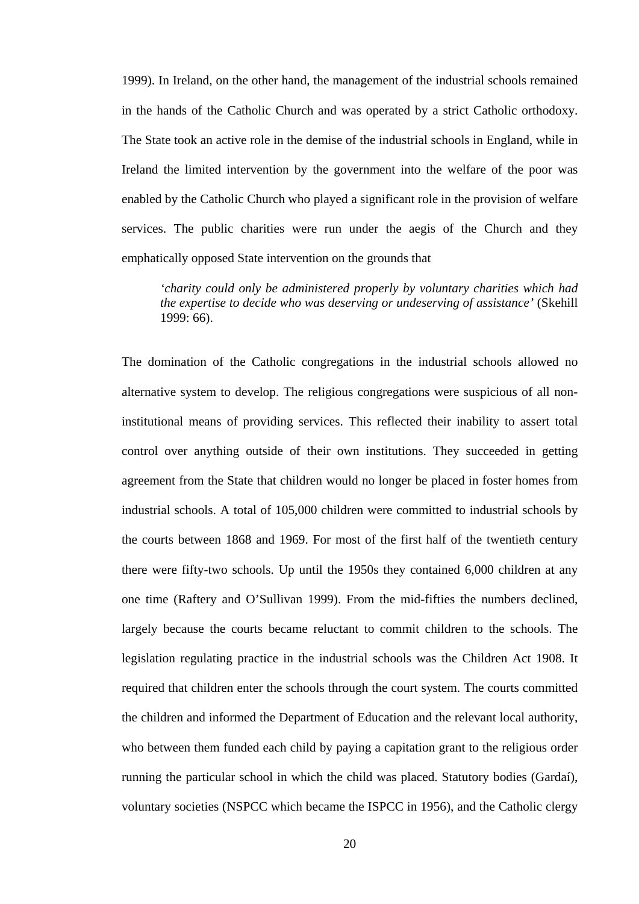1999). In Ireland, on the other hand, the management of the industrial schools remained in the hands of the Catholic Church and was operated by a strict Catholic orthodoxy. The State took an active role in the demise of the industrial schools in England, while in Ireland the limited intervention by the government into the welfare of the poor was enabled by the Catholic Church who played a significant role in the provision of welfare services. The public charities were run under the aegis of the Church and they emphatically opposed State intervention on the grounds that

> *'charity could only be administered properly by voluntary charities which had the expertise to decide who was deserving or undeserving of assistance'* (Skehill 1999: 66).

The domination of the Catholic congregations in the industrial schools allowed no alternative system to develop. The religious congregations were suspicious of all non-institutional means of providing services. This reflected their inability to assert total control over anything outside of their own institutions. They succeeded in getting agreement from the State that children would no longer be placed in foster homes from industrial schools. A total of 105,000 children were committed to industrial schools by the courts between 1868 and 1969. For most of the first half of the twentieth century there were fifty-two schools. Up until the 1950s they contained 6,000 children at any one time (Raftery and O'Sullivan 1999). From the mid-fifties the numbers declined, largely because the courts became reluctant to commit children to the schools. The legislation regulating practice in the industrial schools was the Children Act 1908. It required that children enter the schools through the court system. The courts committed the children and informed the Department of Education and the relevant local authority, who between them funded each child by paying a capitation grant to the religious order running the particular school in which the child was placed. Statutory bodies (Gardaí), voluntary societies (NSPCC which became the ISPCC in 1956), and the Catholic clergy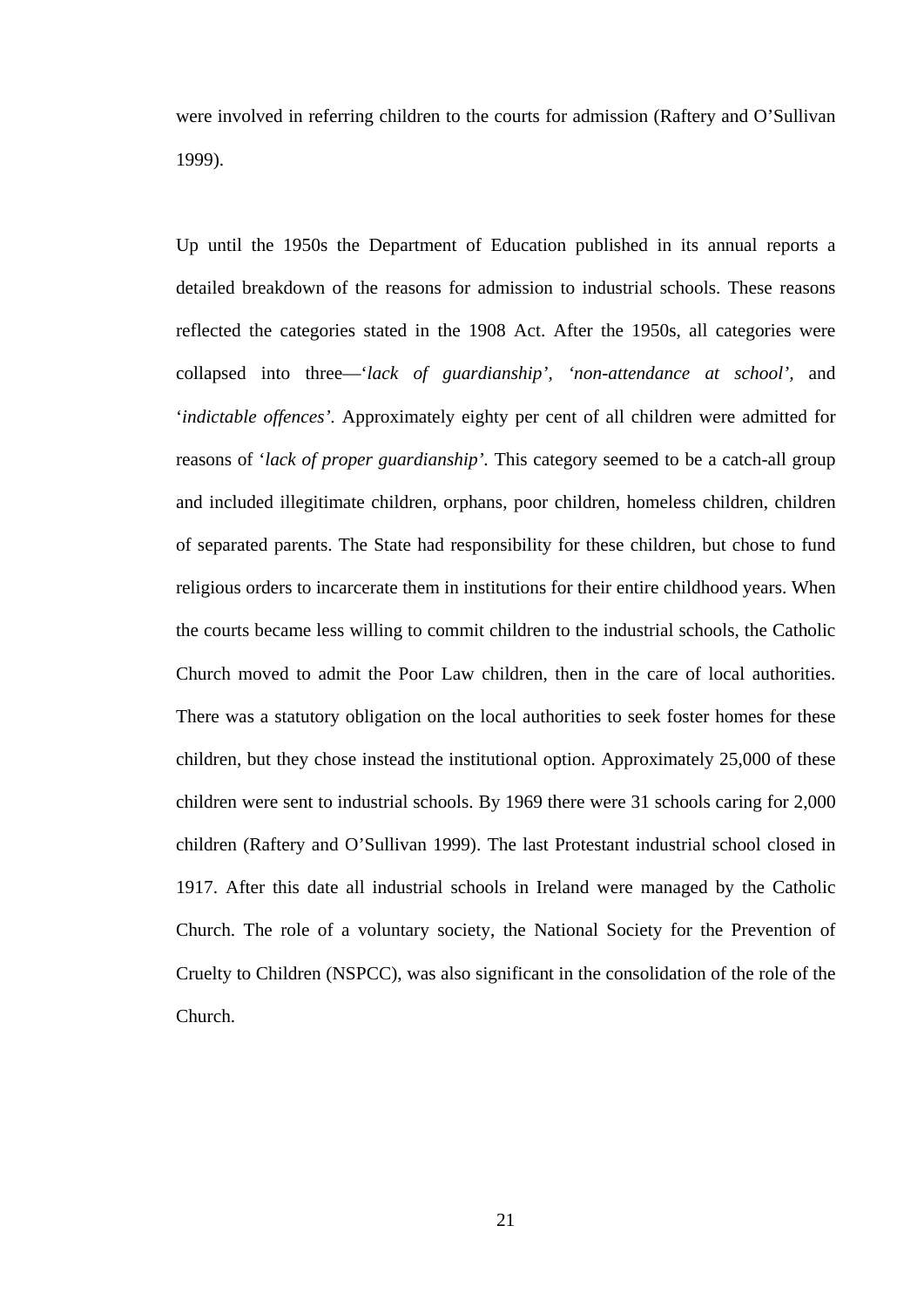were involved in referring children to the courts for admission (Raftery and O'Sullivan 1999).

Up until the 1950s the Department of Education published in its annual reports a detailed breakdown of the reasons for admission to industrial schools. These reasons reflected the categories stated in the 1908 Act. After the 1950s, all categories were collapsed into three—'*lack of guardianship', 'non-attendance at school*', and '*indictable offences'*. Approximately eighty per cent of all children were admitted for reasons of '*lack of proper guardianship'*. This category seemed to be a catch-all group and included illegitimate children, orphans, poor children, homeless children, children of separated parents. The State had responsibility for these children, but chose to fund religious orders to incarcerate them in institutions for their entire childhood years. When the courts became less willing to commit children to the industrial schools, the Catholic Church moved to admit the Poor Law children, then in the care of local authorities. There was a statutory obligation on the local authorities to seek foster homes for these children, but they chose instead the institutional option. Approximately 25,000 of these children were sent to industrial schools. By 1969 there were 31 schools caring for 2,000 children (Raftery and O'Sullivan 1999). The last Protestant industrial school closed in 1917. After this date all industrial schools in Ireland were managed by the Catholic Church. The role of a voluntary society, the National Society for the Prevention of Cruelty to Children (NSPCC), was also significant in the consolidation of the role of the Church.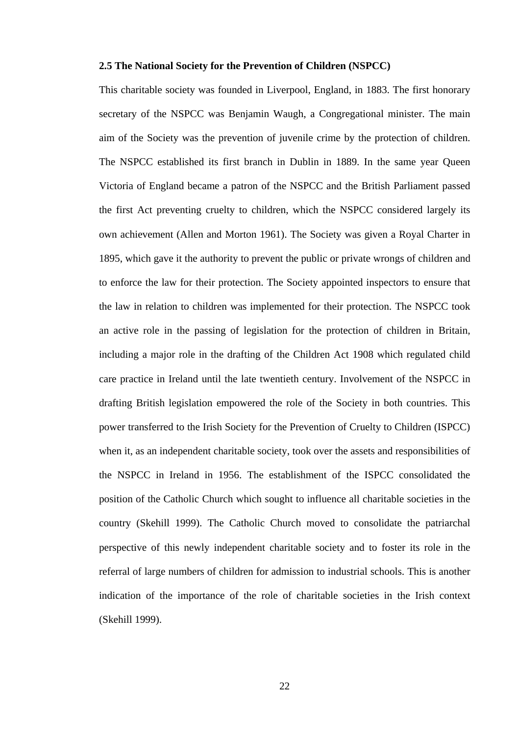### 2.5 The National Society for the Prevention of Children (NSPCC)

This charitable society was founded in Liverpool, England, in 1883. The first honorary secretary of the NSPCC was Benjamin Waugh, a Congregational minister. The main aim of the Society was the prevention of juvenile crime by the protection of children. The NSPCC established its first branch in Dublin in 1889. In the same year Queen Victoria of England became a patron of the NSPCC and the British Parliament passed the first Act preventing cruelty to children, which the NSPCC considered largely its own achievement (Allen and Morton 1961). The Society was given a Royal Charter in 1895, which gave it the authority to prevent the public or private wrongs of children and to enforce the law for their protection. The Society appointed inspectors to ensure that the law in relation to children was implemented for their protection. The NSPCC took an active role in the passing of legislation for the protection of children in Britain, including a major role in the drafting of the Children Act 1908 which regulated child care practice in Ireland until the late twentieth century. Involvement of the NSPCC in drafting British legislation empowered the role of the Society in both countries. This power transferred to the Irish Society for the Prevention of Cruelty to Children (ISPCC) when it, as an independent charitable society, took over the assets and responsibilities of the NSPCC in Ireland in 1956. The establishment of the ISPCC consolidated the position of the Catholic Church which sought to influence all charitable societies in the country (Skehill 1999). The Catholic Church moved to consolidate the patriarchal perspective of this newly independent charitable society and to foster its role in the referral of large numbers of children for admission to industrial schools. This is another indication of the importance of the role of charitable societies in the Irish context (Skehill 1999).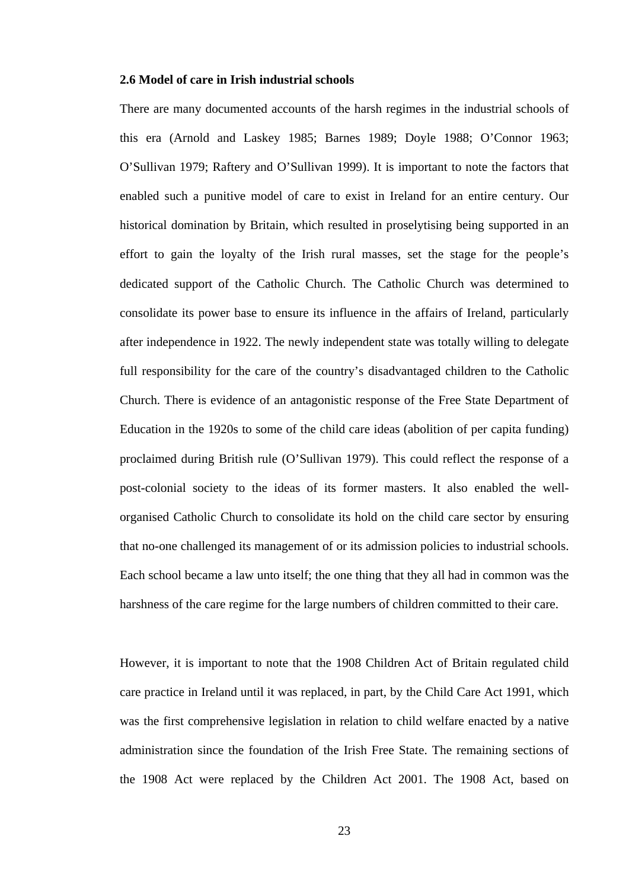### 2.6 Model of care in Irish industrial schools

There are many documented accounts of the harsh regimes in the industrial schools of this era (Arnold and Laskey 1985; Barnes 1989; Doyle 1988; O'Connor 1963; O'Sullivan 1979; Raftery and O'Sullivan 1999). It is important to note the factors that enabled such a punitive model of care to exist in Ireland for an entire century. Our historical domination by Britain, which resulted in proselytising being supported in an effort to gain the loyalty of the Irish rural masses, set the stage for the people's dedicated support of the Catholic Church. The Catholic Church was determined to consolidate its power base to ensure its influence in the affairs of Ireland, particularly after independence in 1922. The newly independent state was totally willing to delegate full responsibility for the care of the country's disadvantaged children to the Catholic Church. There is evidence of an antagonistic response of the Free State Department of Education in the 1920s to some of the child care ideas (abolition of per capita funding) proclaimed during British rule (O'Sullivan 1979). This could reflect the response of a post-colonial society to the ideas of its former masters. It also enabled the well-organised Catholic Church to consolidate its hold on the child care sector by ensuring that no-one challenged its management of or its admission policies to industrial schools. Each school became a law unto itself; the one thing that they all had in common was the harshness of the care regime for the large numbers of children committed to their care.

However, it is important to note that the 1908 Children Act of Britain regulated child care practice in Ireland until it was replaced, in part, by the Child Care Act 1991, which was the first comprehensive legislation in relation to child welfare enacted by a native administration since the foundation of the Irish Free State. The remaining sections of the 1908 Act were replaced by the Children Act 2001. The 1908 Act, based on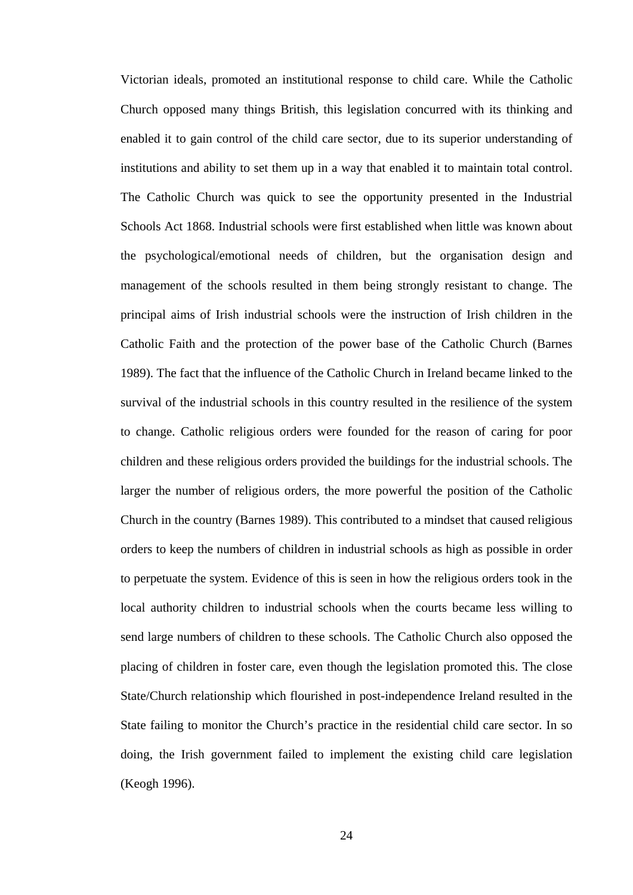Victorian ideals, promoted an institutional response to child care. While the Catholic Church opposed many things British, this legislation concurred with its thinking and enabled it to gain control of the child care sector, due to its superior understanding of institutions and ability to set them up in a way that enabled it to maintain total control. The Catholic Church was quick to see the opportunity presented in the Industrial Schools Act 1868. Industrial schools were first established when little was known about the psychological/emotional needs of children, but the organisation design and management of the schools resulted in them being strongly resistant to change. The principal aims of Irish industrial schools were the instruction of Irish children in the Catholic Faith and the protection of the power base of the Catholic Church (Barnes 1989). The fact that the influence of the Catholic Church in Ireland became linked to the survival of the industrial schools in this country resulted in the resilience of the system to change. Catholic religious orders were founded for the reason of caring for poor children and these religious orders provided the buildings for the industrial schools. The larger the number of religious orders, the more powerful the position of the Catholic Church in the country (Barnes 1989). This contributed to a mindset that caused religious orders to keep the numbers of children in industrial schools as high as possible in order to perpetuate the system. Evidence of this is seen in how the religious orders took in the local authority children to industrial schools when the courts became less willing to send large numbers of children to these schools. The Catholic Church also opposed the placing of children in foster care, even though the legislation promoted this. The close State/Church relationship which flourished in post-independence Ireland resulted in the State failing to monitor the Church's practice in the residential child care sector. In so doing, the Irish government failed to implement the existing child care legislation (Keogh 1996).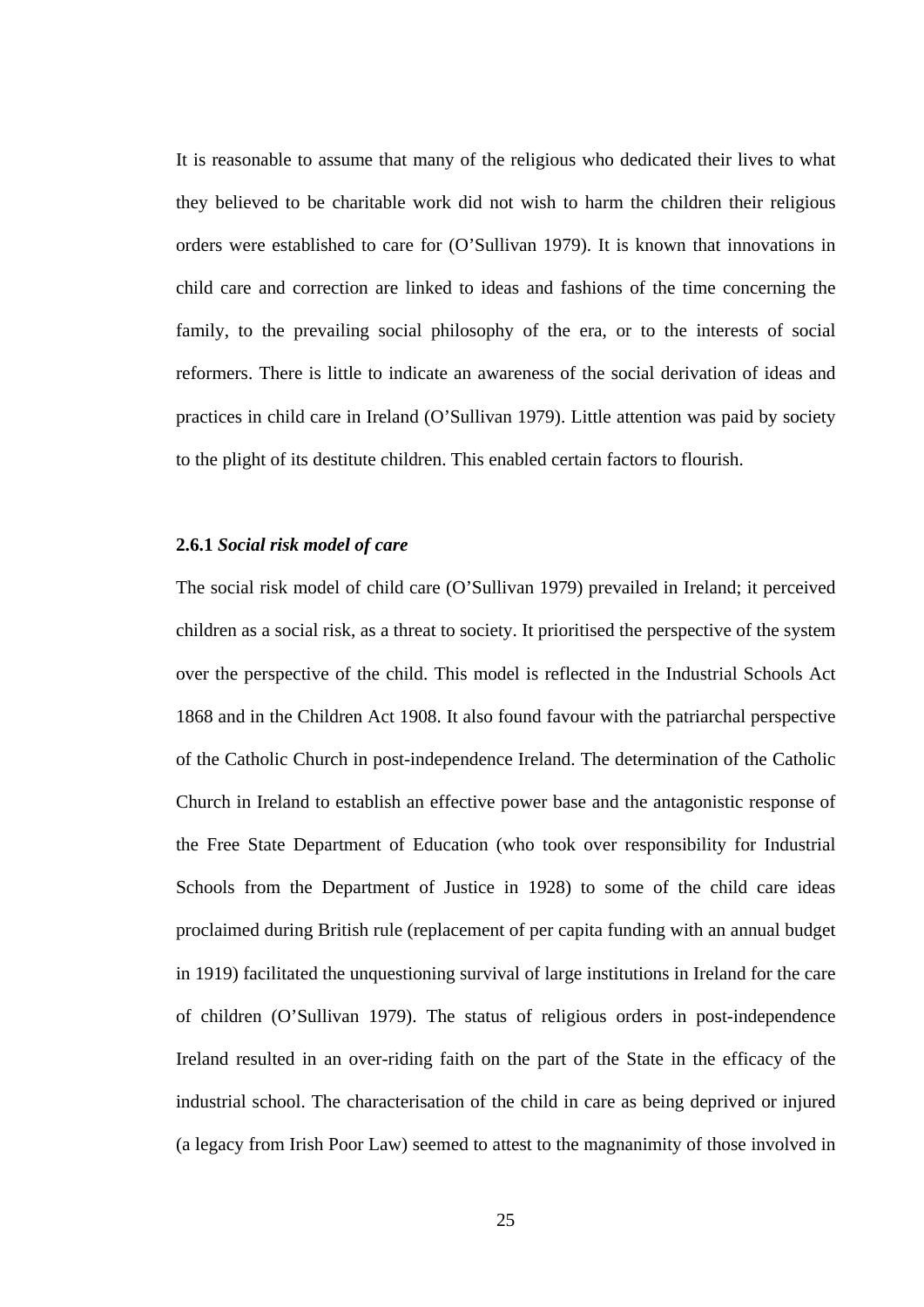It is reasonable to assume that many of the religious who dedicated their lives to what they believed to be charitable work did not wish to harm the children their religious orders were established to care for (O'Sullivan 1979). It is known that innovations in child care and correction are linked to ideas and fashions of the time concerning the family, to the prevailing social philosophy of the era, or to the interests of social reformers. There is little to indicate an awareness of the social derivation of ideas and practices in child care in Ireland (O'Sullivan 1979). Little attention was paid by society to the plight of its destitute children. This enabled certain factors to flourish.

### 2.6.1 *Social risk model of care*

The social risk model of child care (O'Sullivan 1979) prevailed in Ireland; it perceived children as a social risk, as a threat to society. It prioritised the perspective of the system over the perspective of the child. This model is reflected in the Industrial Schools Act 1868 and in the Children Act 1908. It also found favour with the patriarchal perspective of the Catholic Church in post-independence Ireland. The determination of the Catholic Church in Ireland to establish an effective power base and the antagonistic response of the Free State Department of Education (who took over responsibility for Industrial Schools from the Department of Justice in 1928) to some of the child care ideas proclaimed during British rule (replacement of per capita funding with an annual budget in 1919) facilitated the unquestioning survival of large institutions in Ireland for the care of children (O'Sullivan 1979). The status of religious orders in post-independence Ireland resulted in an over-riding faith on the part of the State in the efficacy of the industrial school. The characterisation of the child in care as being deprived or injured (a legacy from Irish Poor Law) seemed to attest to the magnanimity of those involved in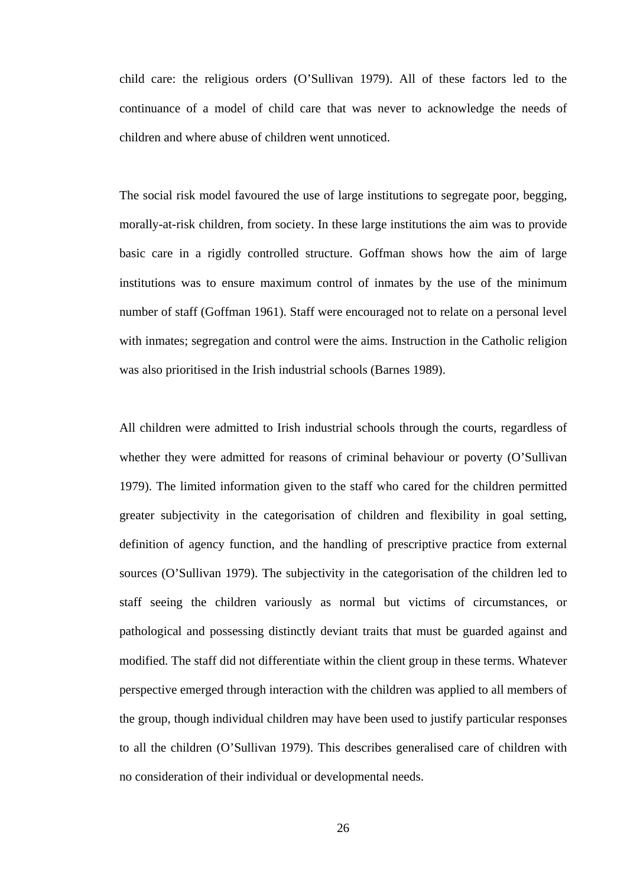child care: the religious orders (O'Sullivan 1979). All of these factors led to the continuance of a model of child care that was never to acknowledge the needs of children and where abuse of children went unnoticed.

The social risk model favoured the use of large institutions to segregate poor, begging, morally-at-risk children, from society. In these large institutions the aim was to provide basic care in a rigidly controlled structure. Goffman shows how the aim of large institutions was to ensure maximum control of inmates by the use of the minimum number of staff (Goffman 1961). Staff were encouraged not to relate on a personal level with inmates; segregation and control were the aims. Instruction in the Catholic religion was also prioritised in the Irish industrial schools (Barnes 1989).

All children were admitted to Irish industrial schools through the courts, regardless of whether they were admitted for reasons of criminal behaviour or poverty (O'Sullivan 1979). The limited information given to the staff who cared for the children permitted greater subjectivity in the categorisation of children and flexibility in goal setting, definition of agency function, and the handling of prescriptive practice from external sources (O'Sullivan 1979). The subjectivity in the categorisation of the children led to staff seeing the children variously as normal but victims of circumstances, or pathological and possessing distinctly deviant traits that must be guarded against and modified. The staff did not differentiate within the client group in these terms. Whatever perspective emerged through interaction with the children was applied to all members of the group, though individual children may have been used to justify particular responses to all the children (O'Sullivan 1979). This describes generalised care of children with no consideration of their individual or developmental needs.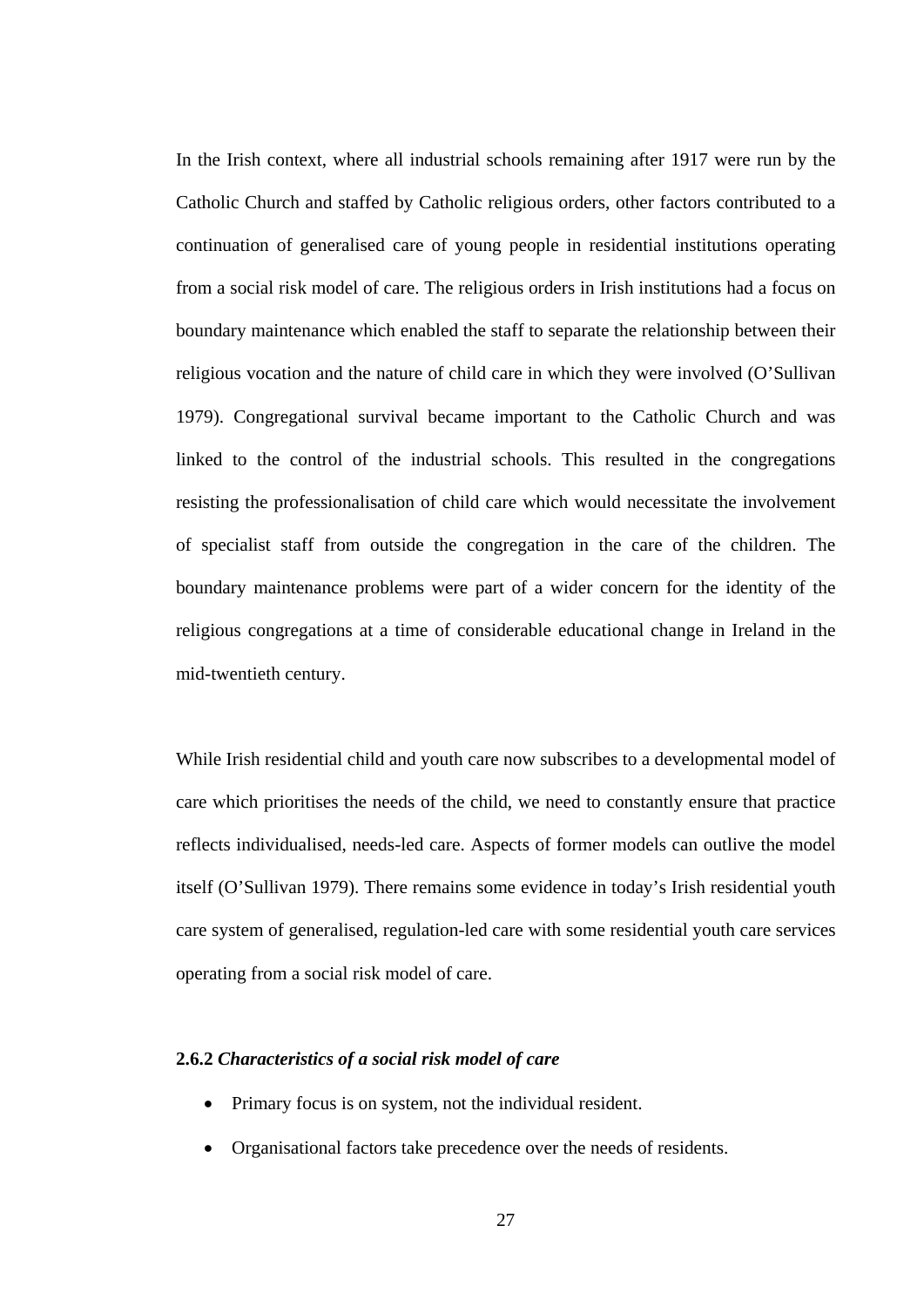In the Irish context, where all industrial schools remaining after 1917 were run by the Catholic Church and staffed by Catholic religious orders, other factors contributed to a continuation of generalised care of young people in residential institutions operating from a social risk model of care. The religious orders in Irish institutions had a focus on boundary maintenance which enabled the staff to separate the relationship between their religious vocation and the nature of child care in which they were involved (O'Sullivan 1979). Congregational survival became important to the Catholic Church and was linked to the control of the industrial schools. This resulted in the congregations resisting the professionalisation of child care which would necessitate the involvement of specialist staff from outside the congregation in the care of the children. The boundary maintenance problems were part of a wider concern for the identity of the religious congregations at a time of considerable educational change in Ireland in the mid-twentieth century.

While Irish residential child and youth care now subscribes to a developmental model of care which prioritises the needs of the child, we need to constantly ensure that practice reflects individualised, needs-led care. Aspects of former models can outlive the model itself (O'Sullivan 1979). There remains some evidence in today's Irish residential youth care system of generalised, regulation-led care with some residential youth care services operating from a social risk model of care.

### 2.6.2 *Characteristics of a social risk model of care*

- Primary focus is on system, not the individual resident.
- Organisational factors take precedence over the needs of residents.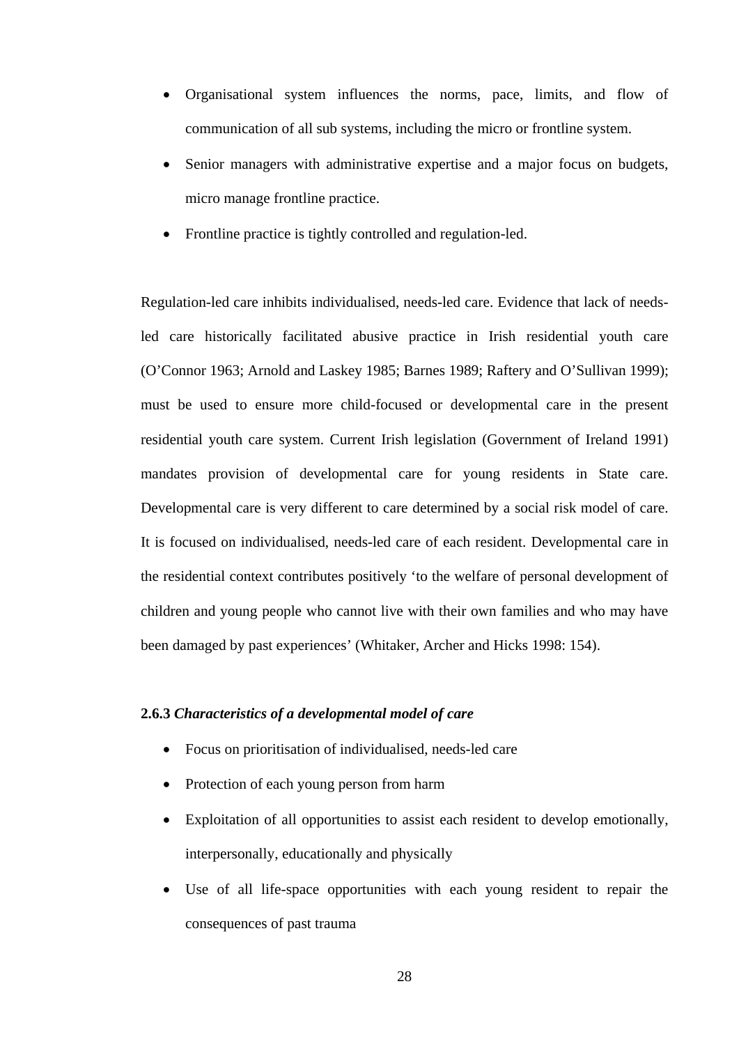- Organisational system influences the norms, pace, limits, and flow of communication of all sub systems, including the micro or frontline system.
- Senior managers with administrative expertise and a major focus on budgets, micro manage frontline practice.
- Frontline practice is tightly controlled and regulation-led.

Regulation-led care inhibits individualised, needs-led care. Evidence that lack of needs-led care historically facilitated abusive practice in Irish residential youth care (O'Connor 1963; Arnold and Laskey 1985; Barnes 1989; Raftery and O'Sullivan 1999); must be used to ensure more child-focused or developmental care in the present residential youth care system. Current Irish legislation (Government of Ireland 1991) mandates provision of developmental care for young residents in State care. Developmental care is very different to care determined by a social risk model of care. It is focused on individualised, needs-led care of each resident. Developmental care in the residential context contributes positively 'to the welfare of personal development of children and young people who cannot live with their own families and who may have been damaged by past experiences' (Whitaker, Archer and Hicks 1998: 154).

### **2.6.3** ***Characteristics of a developmental model of care***

- Focus on prioritisation of individualised, needs-led care
- Protection of each young person from harm
- Exploitation of all opportunities to assist each resident to develop emotionally, interpersonally, educationally and physically
- Use of all life-space opportunities with each young resident to repair the consequences of past trauma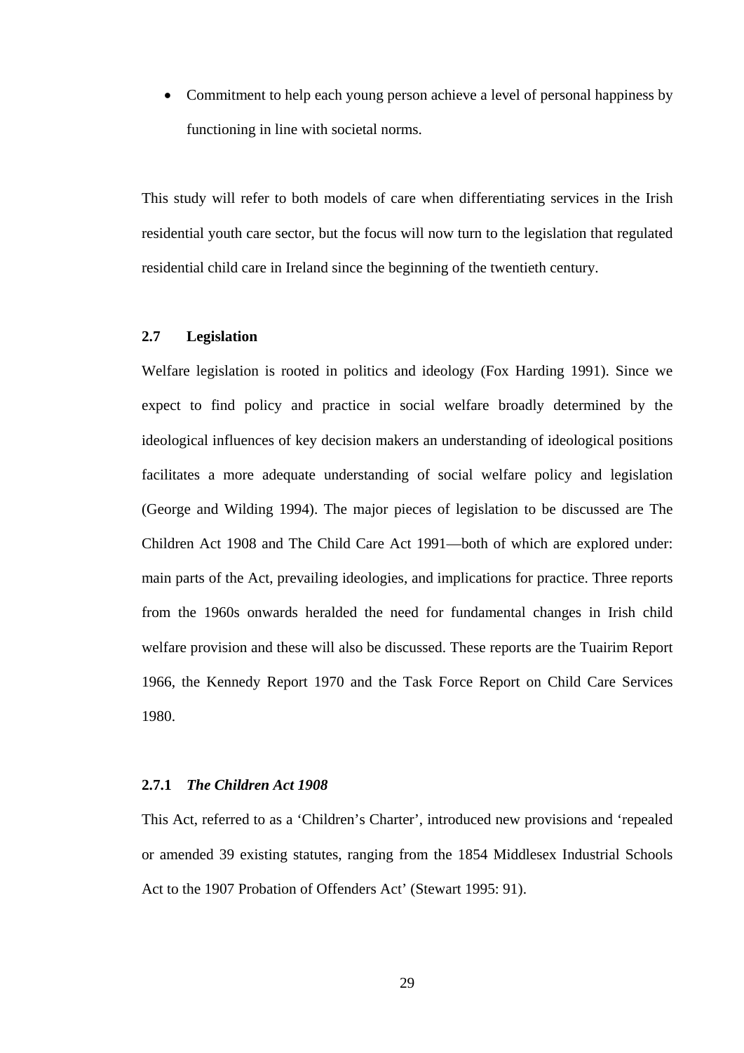- Commitment to help each young person achieve a level of personal happiness by functioning in line with societal norms.

This study will refer to both models of care when differentiating services in the Irish residential youth care sector, but the focus will now turn to the legislation that regulated residential child care in Ireland since the beginning of the twentieth century.

### 2.7 Legislation

Welfare legislation is rooted in politics and ideology (Fox Harding 1991). Since we expect to find policy and practice in social welfare broadly determined by the ideological influences of key decision makers an understanding of ideological positions facilitates a more adequate understanding of social welfare policy and legislation (George and Wilding 1994). The major pieces of legislation to be discussed are The Children Act 1908 and The Child Care Act 1991—both of which are explored under: main parts of the Act, prevailing ideologies, and implications for practice. Three reports from the 1960s onwards heralded the need for fundamental changes in Irish child welfare provision and these will also be discussed. These reports are the Tuairim Report 1966, the Kennedy Report 1970 and the Task Force Report on Child Care Services 1980.

#### 2.7.1 *The Children Act 1908*

This Act, referred to as a 'Children's Charter', introduced new provisions and 'repealed or amended 39 existing statutes, ranging from the 1854 Middlesex Industrial Schools Act to the 1907 Probation of Offenders Act' (Stewart 1995: 91).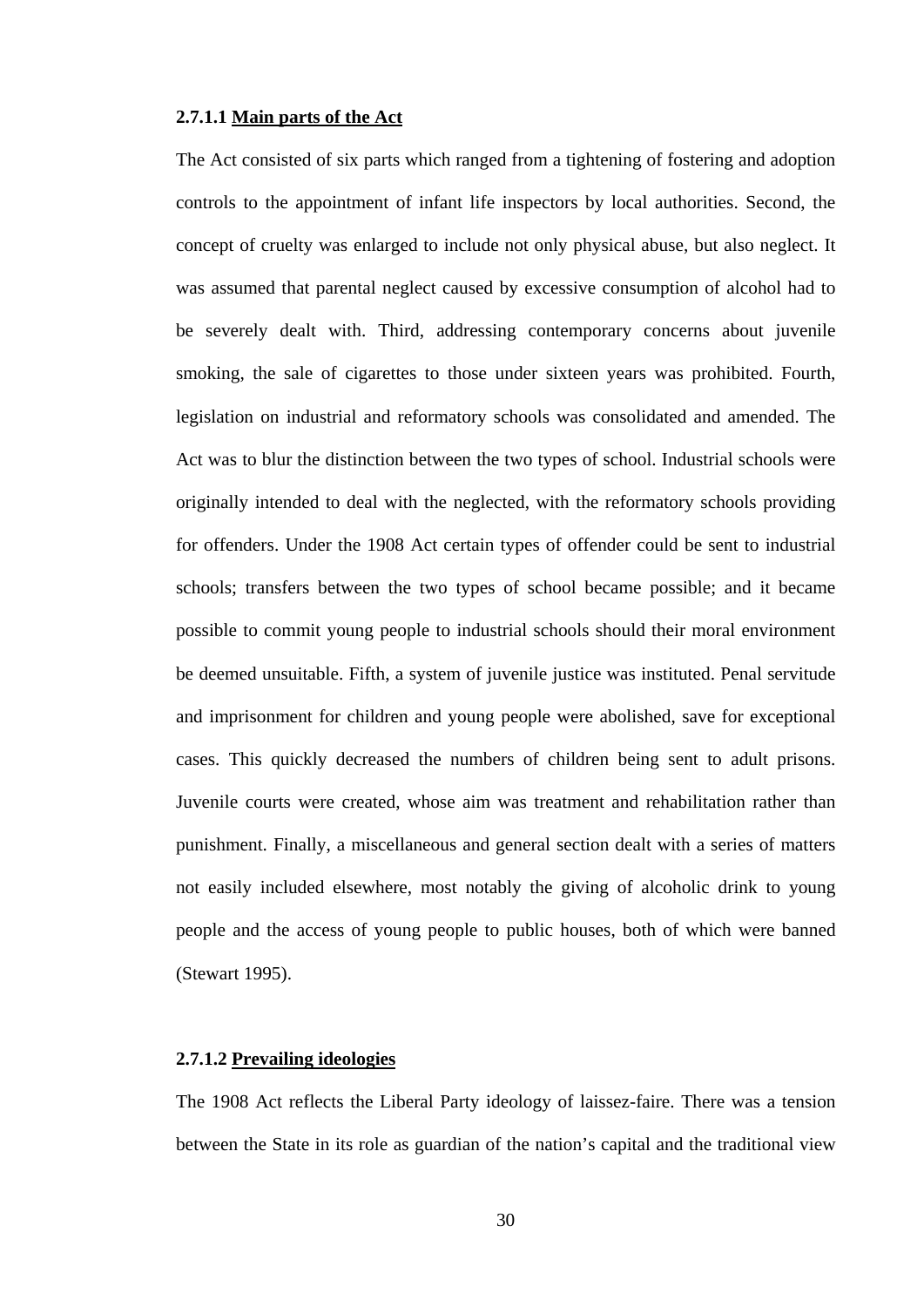#### 2.7.1.1 Main parts of the Act

The Act consisted of six parts which ranged from a tightening of fostering and adoption controls to the appointment of infant life inspectors by local authorities. Second, the concept of cruelty was enlarged to include not only physical abuse, but also neglect. It was assumed that parental neglect caused by excessive consumption of alcohol had to be severely dealt with. Third, addressing contemporary concerns about juvenile smoking, the sale of cigarettes to those under sixteen years was prohibited. Fourth, legislation on industrial and reformatory schools was consolidated and amended. The Act was to blur the distinction between the two types of school. Industrial schools were originally intended to deal with the neglected, with the reformatory schools providing for offenders. Under the 1908 Act certain types of offender could be sent to industrial schools; transfers between the two types of school became possible; and it became possible to commit young people to industrial schools should their moral environment be deemed unsuitable. Fifth, a system of juvenile justice was instituted. Penal servitude and imprisonment for children and young people were abolished, save for exceptional cases. This quickly decreased the numbers of children being sent to adult prisons. Juvenile courts were created, whose aim was treatment and rehabilitation rather than punishment. Finally, a miscellaneous and general section dealt with a series of matters not easily included elsewhere, most notably the giving of alcoholic drink to young people and the access of young people to public houses, both of which were banned (Stewart 1995).

#### 2.7.1.2 Prevailing ideologies

The 1908 Act reflects the Liberal Party ideology of laissez-faire. There was a tension between the State in its role as guardian of the nation's capital and the traditional view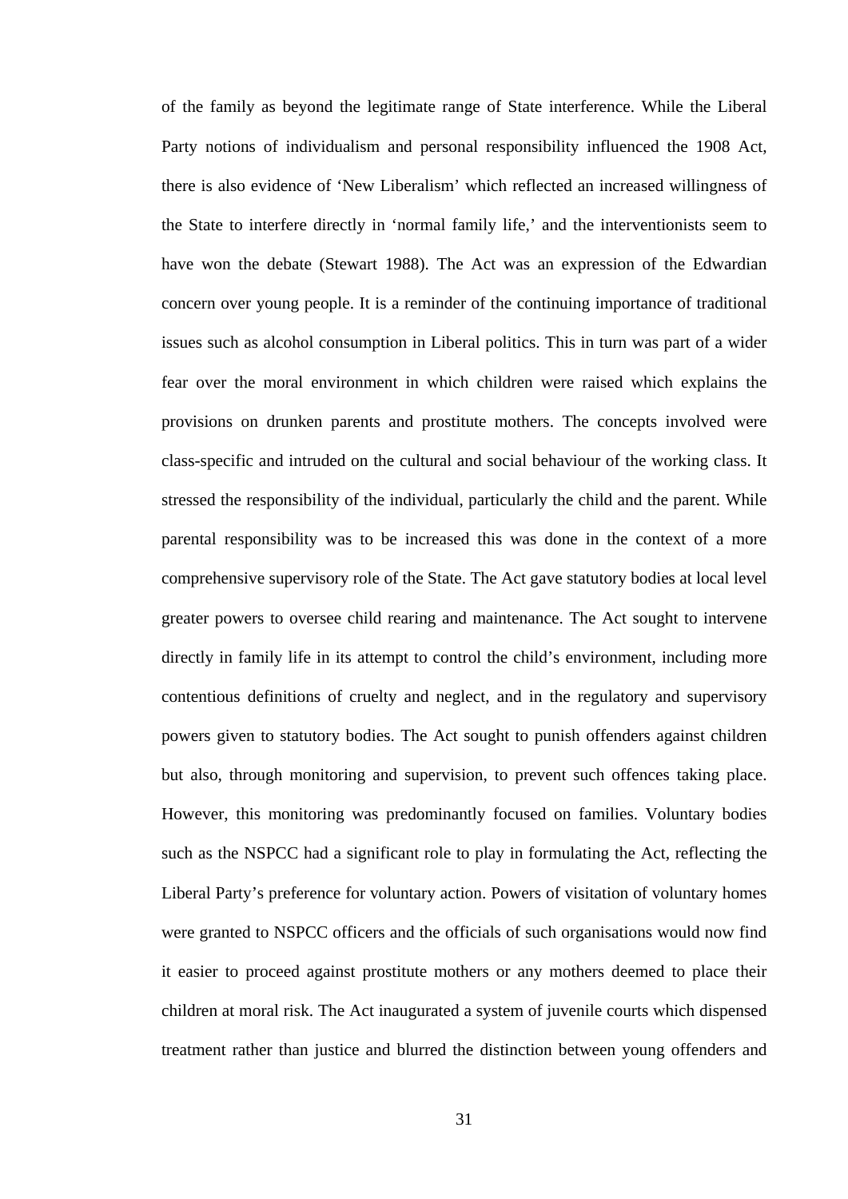of the family as beyond the legitimate range of State interference. While the Liberal Party notions of individualism and personal responsibility influenced the 1908 Act, there is also evidence of 'New Liberalism' which reflected an increased willingness of the State to interfere directly in 'normal family life,' and the interventionists seem to have won the debate (Stewart 1988). The Act was an expression of the Edwardian concern over young people. It is a reminder of the continuing importance of traditional issues such as alcohol consumption in Liberal politics. This in turn was part of a wider fear over the moral environment in which children were raised which explains the provisions on drunken parents and prostitute mothers. The concepts involved were class-specific and intruded on the cultural and social behaviour of the working class. It stressed the responsibility of the individual, particularly the child and the parent. While parental responsibility was to be increased this was done in the context of a more comprehensive supervisory role of the State. The Act gave statutory bodies at local level greater powers to oversee child rearing and maintenance. The Act sought to intervene directly in family life in its attempt to control the child's environment, including more contentious definitions of cruelty and neglect, and in the regulatory and supervisory powers given to statutory bodies. The Act sought to punish offenders against children but also, through monitoring and supervision, to prevent such offences taking place. However, this monitoring was predominantly focused on families. Voluntary bodies such as the NSPCC had a significant role to play in formulating the Act, reflecting the Liberal Party's preference for voluntary action. Powers of visitation of voluntary homes were granted to NSPCC officers and the officials of such organisations would now find it easier to proceed against prostitute mothers or any mothers deemed to place their children at moral risk. The Act inaugurated a system of juvenile courts which dispensed treatment rather than justice and blurred the distinction between young offenders and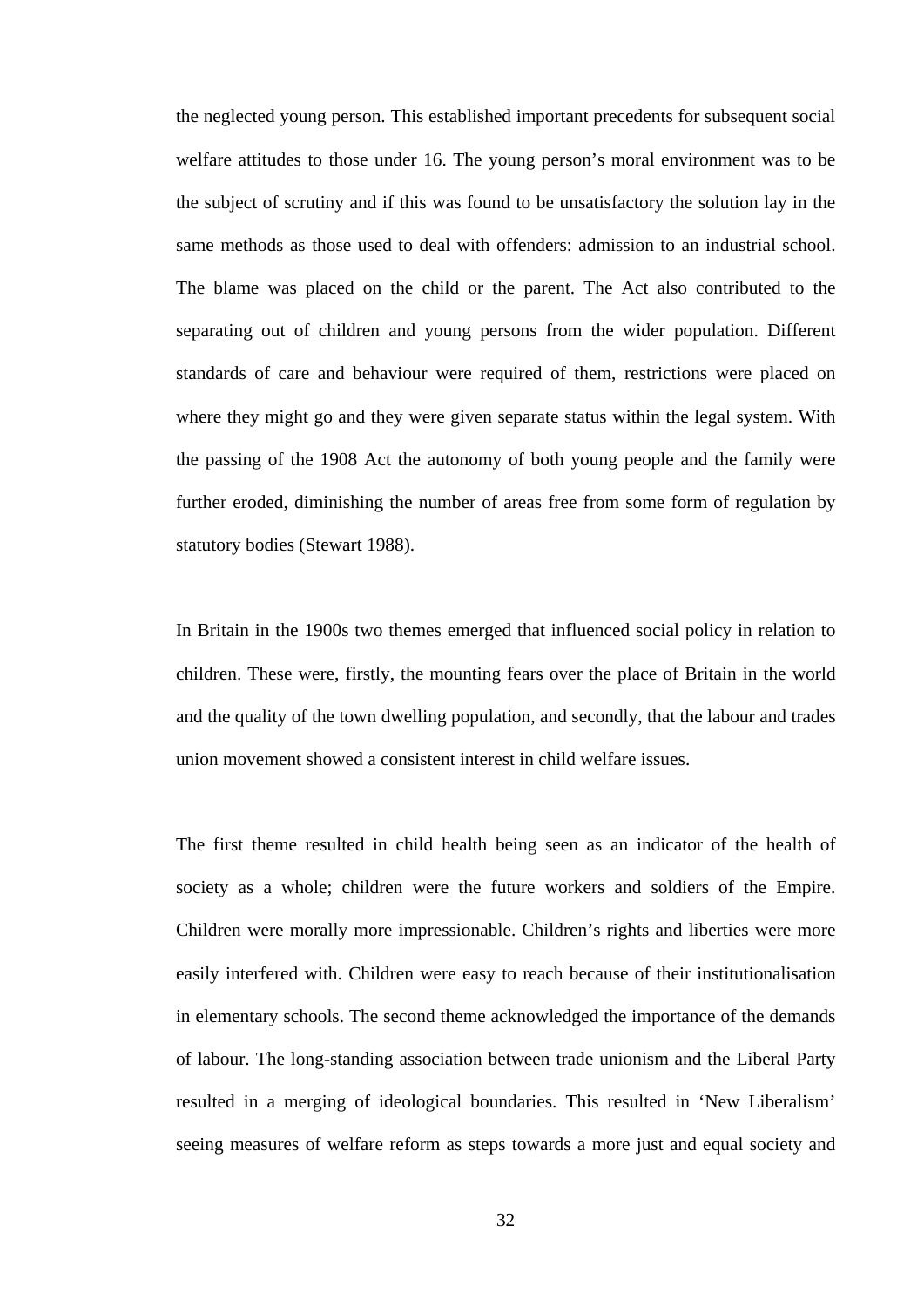the neglected young person. This established important precedents for subsequent social welfare attitudes to those under 16. The young person's moral environment was to be the subject of scrutiny and if this was found to be unsatisfactory the solution lay in the same methods as those used to deal with offenders: admission to an industrial school. The blame was placed on the child or the parent. The Act also contributed to the separating out of children and young persons from the wider population. Different standards of care and behaviour were required of them, restrictions were placed on where they might go and they were given separate status within the legal system. With the passing of the 1908 Act the autonomy of both young people and the family were further eroded, diminishing the number of areas free from some form of regulation by statutory bodies (Stewart 1988).

In Britain in the 1900s two themes emerged that influenced social policy in relation to children. These were, firstly, the mounting fears over the place of Britain in the world and the quality of the town dwelling population, and secondly, that the labour and trades union movement showed a consistent interest in child welfare issues.

The first theme resulted in child health being seen as an indicator of the health of society as a whole; children were the future workers and soldiers of the Empire. Children were morally more impressionable. Children's rights and liberties were more easily interfered with. Children were easy to reach because of their institutionalisation in elementary schools. The second theme acknowledged the importance of the demands of labour. The long-standing association between trade unionism and the Liberal Party resulted in a merging of ideological boundaries. This resulted in 'New Liberalism' seeing measures of welfare reform as steps towards a more just and equal society and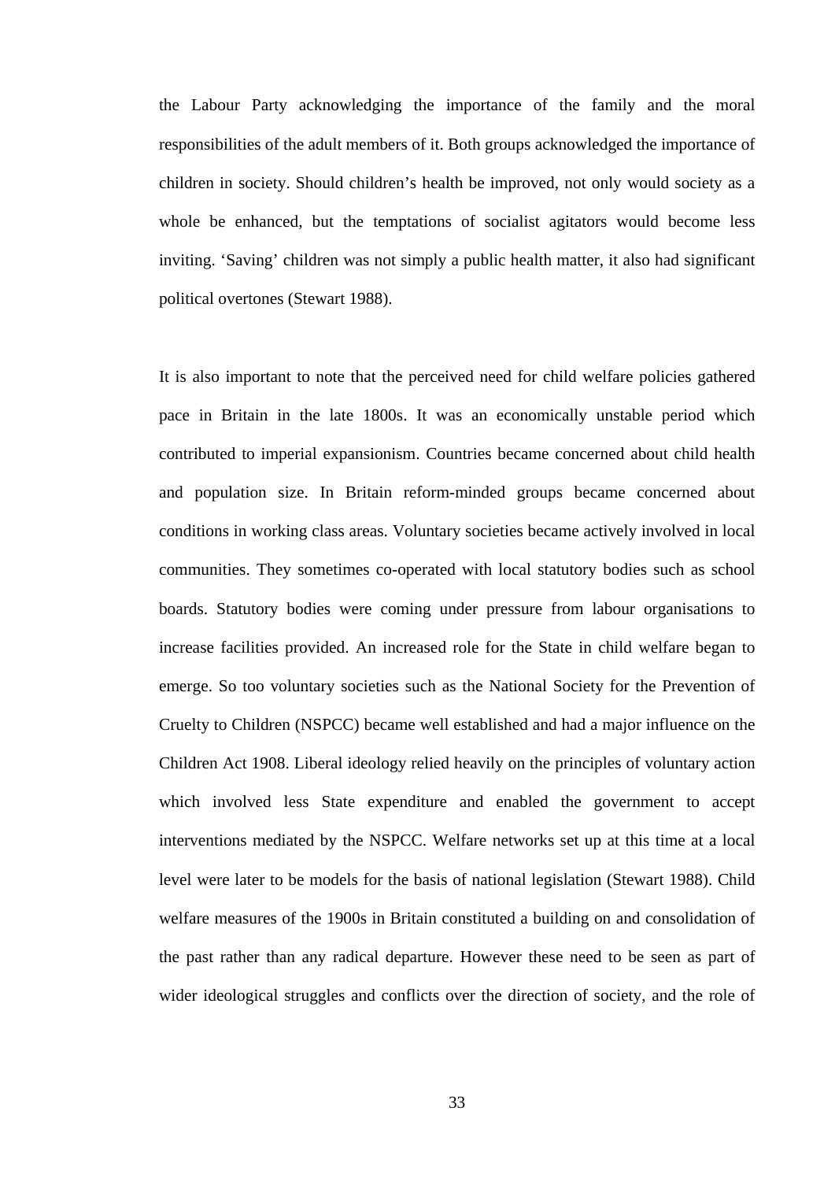the Labour Party acknowledging the importance of the family and the moral responsibilities of the adult members of it. Both groups acknowledged the importance of children in society. Should children's health be improved, not only would society as a whole be enhanced, but the temptations of socialist agitators would become less inviting. 'Saving' children was not simply a public health matter, it also had significant political overtones (Stewart 1988).

It is also important to note that the perceived need for child welfare policies gathered pace in Britain in the late 1800s. It was an economically unstable period which contributed to imperial expansionism. Countries became concerned about child health and population size. In Britain reform-minded groups became concerned about conditions in working class areas. Voluntary societies became actively involved in local communities. They sometimes co-operated with local statutory bodies such as school boards. Statutory bodies were coming under pressure from labour organisations to increase facilities provided. An increased role for the State in child welfare began to emerge. So too voluntary societies such as the National Society for the Prevention of Cruelty to Children (NSPCC) became well established and had a major influence on the Children Act 1908. Liberal ideology relied heavily on the principles of voluntary action which involved less State expenditure and enabled the government to accept interventions mediated by the NSPCC. Welfare networks set up at this time at a local level were later to be models for the basis of national legislation (Stewart 1988). Child welfare measures of the 1900s in Britain constituted a building on and consolidation of the past rather than any radical departure. However these need to be seen as part of wider ideological struggles and conflicts over the direction of society, and the role of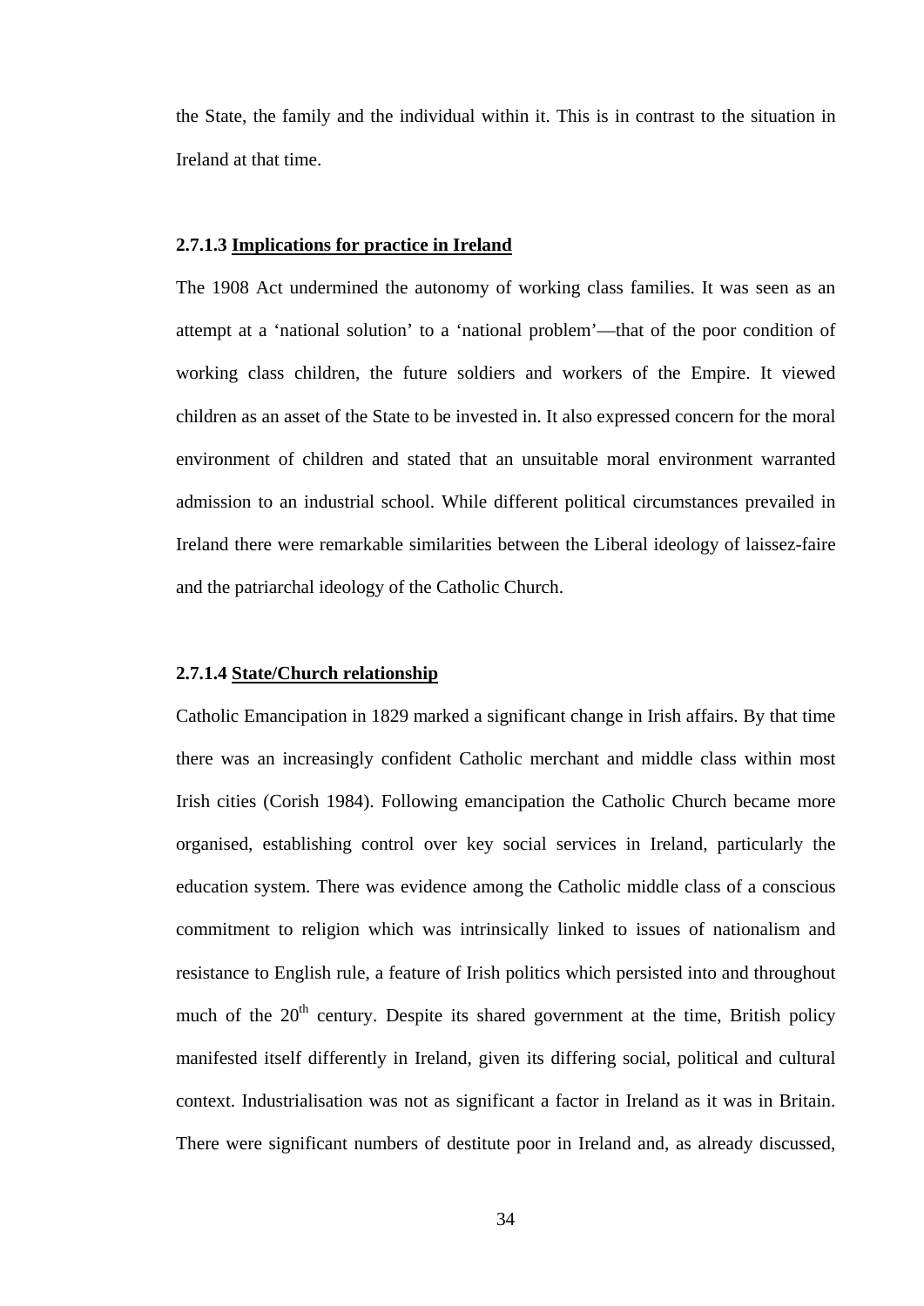the State, the family and the individual within it. This is in contrast to the situation in Ireland at that time.

#### 2.7.1.3 <u>Implications for practice in Ireland</u>

The 1908 Act undermined the autonomy of working class families. It was seen as an attempt at a 'national solution' to a 'national problem'—that of the poor condition of working class children, the future soldiers and workers of the Empire. It viewed children as an asset of the State to be invested in. It also expressed concern for the moral environment of children and stated that an unsuitable moral environment warranted admission to an industrial school. While different political circumstances prevailed in Ireland there were remarkable similarities between the Liberal ideology of laissez-faire and the patriarchal ideology of the Catholic Church.

#### 2.7.1.4 <u>State/Church relationship</u>

Catholic Emancipation in 1829 marked a significant change in Irish affairs. By that time there was an increasingly confident Catholic merchant and middle class within most Irish cities (Corish 1984). Following emancipation the Catholic Church became more organised, establishing control over key social services in Ireland, particularly the education system. There was evidence among the Catholic middle class of a conscious commitment to religion which was intrinsically linked to issues of nationalism and resistance to English rule, a feature of Irish politics which persisted into and throughout much of the 20th century. Despite its shared government at the time, British policy manifested itself differently in Ireland, given its differing social, political and cultural context. Industrialisation was not as significant a factor in Ireland as it was in Britain. There were significant numbers of destitute poor in Ireland and, as already discussed,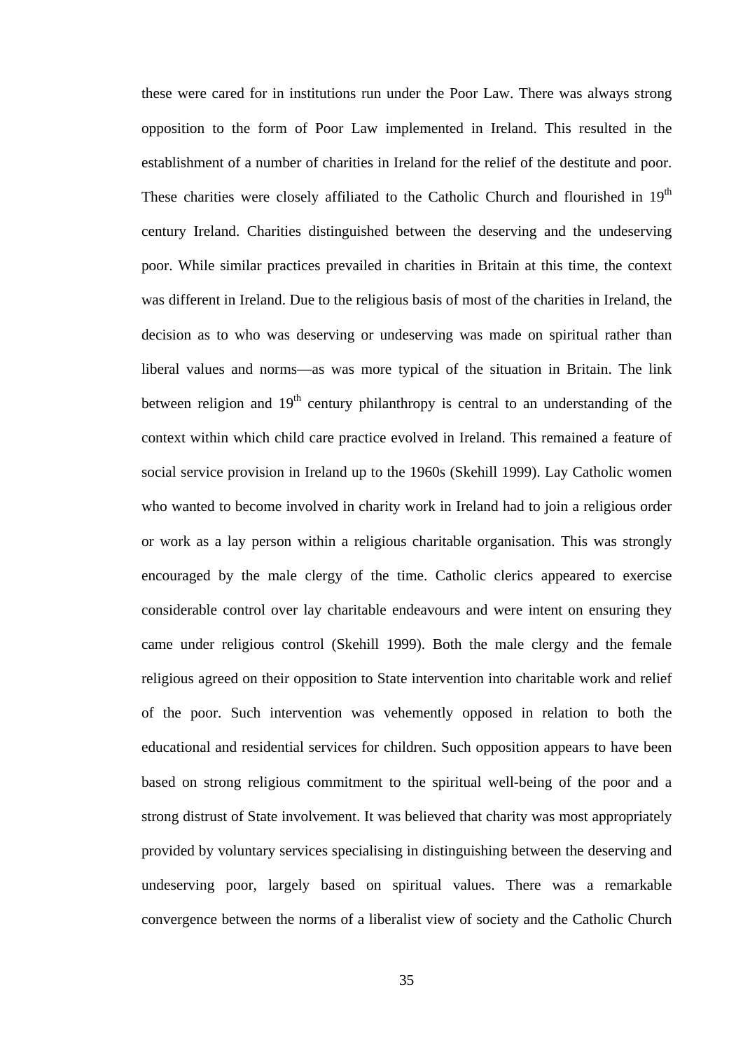these were cared for in institutions run under the Poor Law. There was always strong opposition to the form of Poor Law implemented in Ireland. This resulted in the establishment of a number of charities in Ireland for the relief of the destitute and poor. These charities were closely affiliated to the Catholic Church and flourished in 19th century Ireland. Charities distinguished between the deserving and the undeserving poor. While similar practices prevailed in charities in Britain at this time, the context was different in Ireland. Due to the religious basis of most of the charities in Ireland, the decision as to who was deserving or undeserving was made on spiritual rather than liberal values and norms—as was more typical of the situation in Britain. The link between religion and 19th century philanthropy is central to an understanding of the context within which child care practice evolved in Ireland. This remained a feature of social service provision in Ireland up to the 1960s (Skehill 1999). Lay Catholic women who wanted to become involved in charity work in Ireland had to join a religious order or work as a lay person within a religious charitable organisation. This was strongly encouraged by the male clergy of the time. Catholic clerics appeared to exercise considerable control over lay charitable endeavours and were intent on ensuring they came under religious control (Skehill 1999). Both the male clergy and the female religious agreed on their opposition to State intervention into charitable work and relief of the poor. Such intervention was vehemently opposed in relation to both the educational and residential services for children. Such opposition appears to have been based on strong religious commitment to the spiritual well-being of the poor and a strong distrust of State involvement. It was believed that charity was most appropriately provided by voluntary services specialising in distinguishing between the deserving and undeserving poor, largely based on spiritual values. There was a remarkable convergence between the norms of a liberalist view of society and the Catholic Church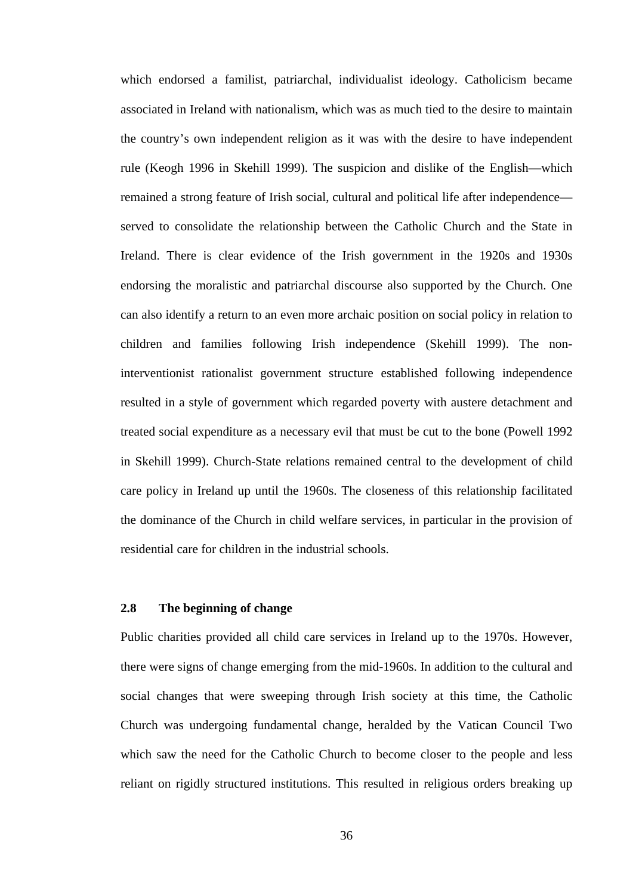which endorsed a familist, patriarchal, individualist ideology. Catholicism became associated in Ireland with nationalism, which was as much tied to the desire to maintain the country's own independent religion as it was with the desire to have independent rule (Keogh 1996 in Skehill 1999). The suspicion and dislike of the English—which remained a strong feature of Irish social, cultural and political life after independence—served to consolidate the relationship between the Catholic Church and the State in Ireland. There is clear evidence of the Irish government in the 1920s and 1930s endorsing the moralistic and patriarchal discourse also supported by the Church. One can also identify a return to an even more archaic position on social policy in relation to children and families following Irish independence (Skehill 1999). The non-interventionist rationalist government structure established following independence resulted in a style of government which regarded poverty with austere detachment and treated social expenditure as a necessary evil that must be cut to the bone (Powell 1992 in Skehill 1999). Church-State relations remained central to the development of child care policy in Ireland up until the 1960s. The closeness of this relationship facilitated the dominance of the Church in child welfare services, in particular in the provision of residential care for children in the industrial schools.

### 2.8 The beginning of change

Public charities provided all child care services in Ireland up to the 1970s. However, there were signs of change emerging from the mid-1960s. In addition to the cultural and social changes that were sweeping through Irish society at this time, the Catholic Church was undergoing fundamental change, heralded by the Vatican Council Two which saw the need for the Catholic Church to become closer to the people and less reliant on rigidly structured institutions. This resulted in religious orders breaking up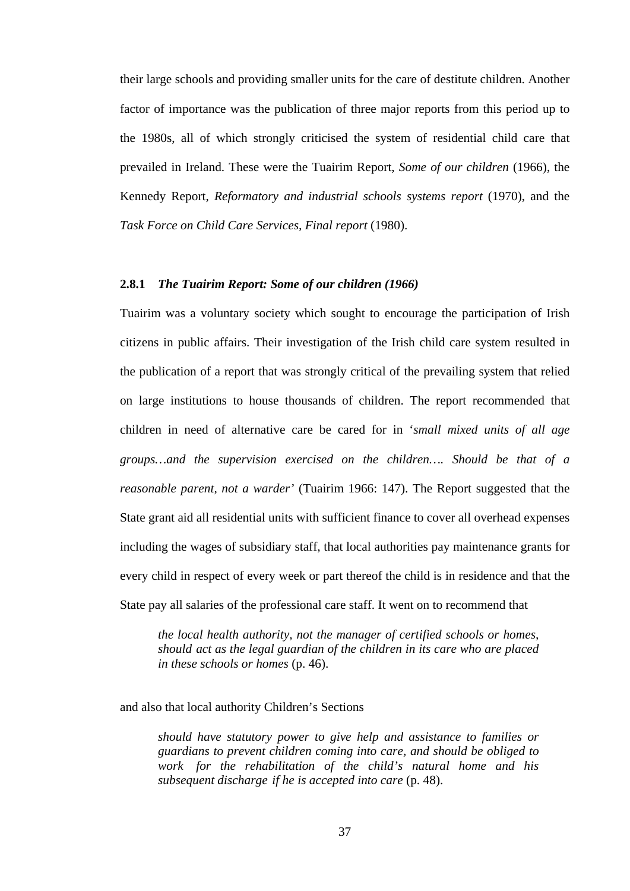their large schools and providing smaller units for the care of destitute children. Another factor of importance was the publication of three major reports from this period up to the 1980s, all of which strongly criticised the system of residential child care that prevailed in Ireland. These were the Tuairim Report, *Some of our children* (1966), the Kennedy Report, *Reformatory and industrial schools systems report* (1970), and the *Task Force on Child Care Services, Final report* (1980).

### 2.8.1 *The Tuairim Report: Some of our children (1966)*

Tuairim was a voluntary society which sought to encourage the participation of Irish citizens in public affairs. Their investigation of the Irish child care system resulted in the publication of a report that was strongly critical of the prevailing system that relied on large institutions to house thousands of children. The report recommended that children in need of alternative care be cared for in '*small mixed units of all age groups…and the supervision exercised on the children…. Should be that of a reasonable parent, not a warder*' (Tuairim 1966: 147). The Report suggested that the State grant aid all residential units with sufficient finance to cover all overhead expenses including the wages of subsidiary staff, that local authorities pay maintenance grants for every child in respect of every week or part thereof the child is in residence and that the State pay all salaries of the professional care staff. It went on to recommend that

> *the local health authority, not the manager of certified schools or homes, should act as the legal guardian of the children in its care who are placed in these schools or homes* (p. 46).

and also that local authority Children's Sections

> *should have statutory power to give help and assistance to families or guardians to prevent children coming into care, and should be obliged to work for the rehabilitation of the child's natural home and his subsequent discharge if he is accepted into care* (p. 48).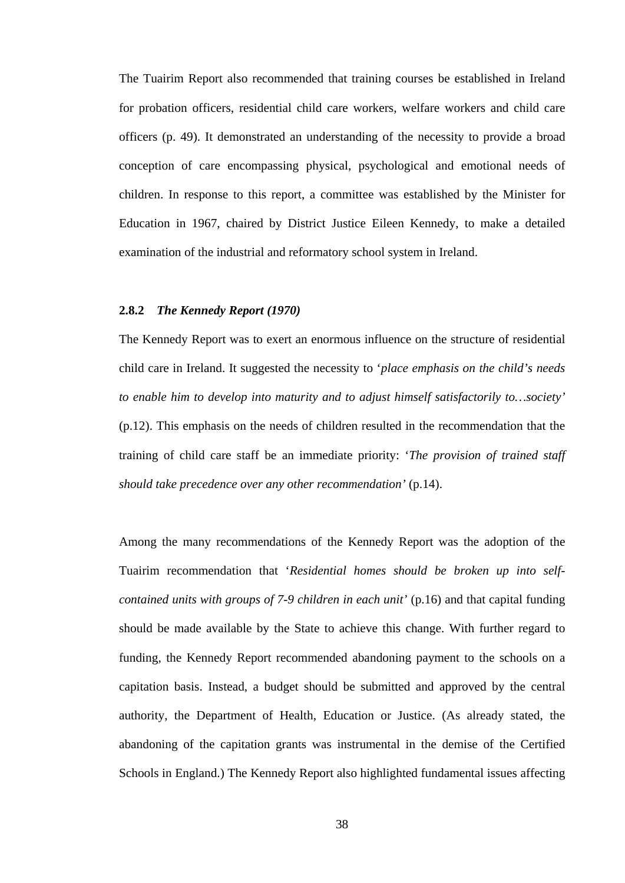The Tuairim Report also recommended that training courses be established in Ireland for probation officers, residential child care workers, welfare workers and child care officers (p. 49). It demonstrated an understanding of the necessity to provide a broad conception of care encompassing physical, psychological and emotional needs of children. In response to this report, a committee was established by the Minister for Education in 1967, chaired by District Justice Eileen Kennedy, to make a detailed examination of the industrial and reformatory school system in Ireland.

### 2.8.2 *The Kennedy Report (1970)*

The Kennedy Report was to exert an enormous influence on the structure of residential child care in Ireland. It suggested the necessity to '*place emphasis on the child's needs to enable him to develop into maturity and to adjust himself satisfactorily to…society*' (p.12). This emphasis on the needs of children resulted in the recommendation that the training of child care staff be an immediate priority: '*The provision of trained staff should take precedence over any other recommendation'* (p.14).

Among the many recommendations of the Kennedy Report was the adoption of the Tuairim recommendation that '*Residential homes should be broken up into self-contained units with groups of 7-9 children in each unit*' (p.16) and that capital funding should be made available by the State to achieve this change. With further regard to funding, the Kennedy Report recommended abandoning payment to the schools on a capitation basis. Instead, a budget should be submitted and approved by the central authority, the Department of Health, Education or Justice. (As already stated, the abandoning of the capitation grants was instrumental in the demise of the Certified Schools in England.) The Kennedy Report also highlighted fundamental issues affecting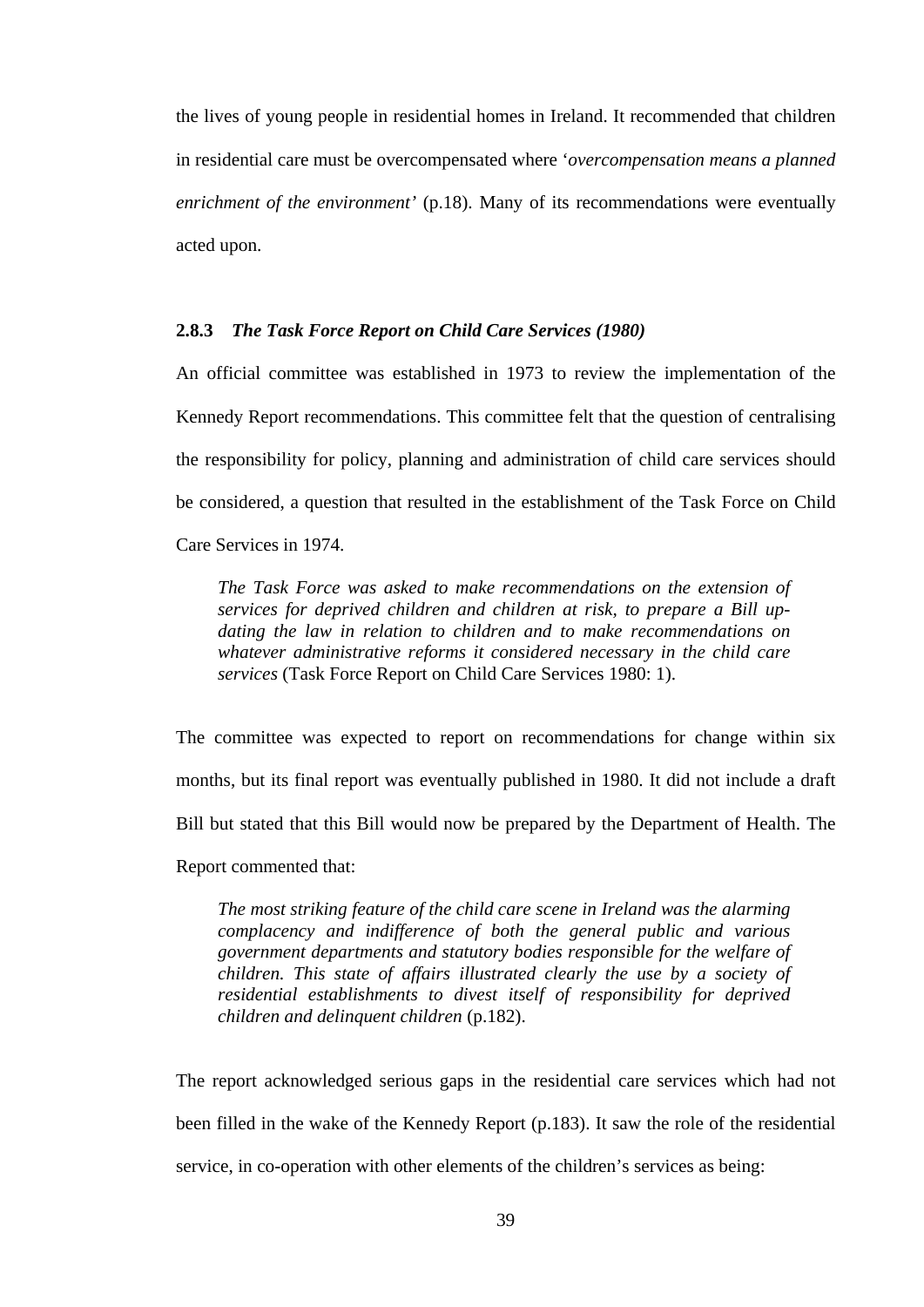the lives of young people in residential homes in Ireland. It recommended that children in residential care must be overcompensated where '*overcompensation means a planned enrichment of the environment'* (p.18). Many of its recommendations were eventually acted upon.

### 2.8.3 *The Task Force Report on Child Care Services (1980)*

An official committee was established in 1973 to review the implementation of the Kennedy Report recommendations. This committee felt that the question of centralising the responsibility for policy, planning and administration of child care services should be considered, a question that resulted in the establishment of the Task Force on Child Care Services in 1974.

> *The Task Force was asked to make recommendations on the extension of services for deprived children and children at risk, to prepare a Bill up-dating the law in relation to children and to make recommendations on whatever administrative reforms it considered necessary in the child care services* (Task Force Report on Child Care Services 1980: 1).

The committee was expected to report on recommendations for change within six months, but its final report was eventually published in 1980. It did not include a draft Bill but stated that this Bill would now be prepared by the Department of Health. The Report commented that:

> *The most striking feature of the child care scene in Ireland was the alarming complacency and indifference of both the general public and various government departments and statutory bodies responsible for the welfare of children. This state of affairs illustrated clearly the use by a society of residential establishments to divest itself of responsibility for deprived children and delinquent children* (p.182).

The report acknowledged serious gaps in the residential care services which had not been filled in the wake of the Kennedy Report (p.183). It saw the role of the residential service, in co-operation with other elements of the children's services as being: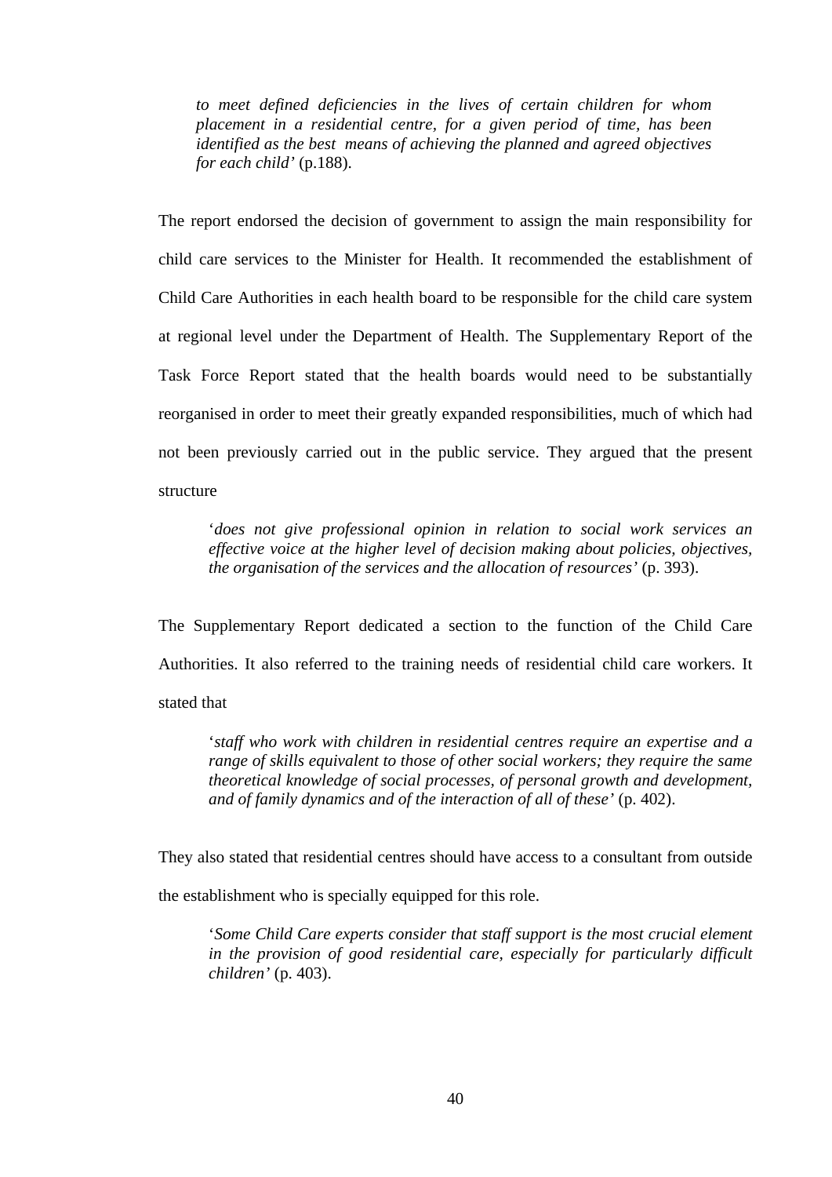> *to meet defined deficiencies in the lives of certain children for whom placement in a residential centre, for a given period of time, has been identified as the best means of achieving the planned and agreed objectives for each child'* (p.188).

The report endorsed the decision of government to assign the main responsibility for child care services to the Minister for Health. It recommended the establishment of Child Care Authorities in each health board to be responsible for the child care system at regional level under the Department of Health. The Supplementary Report of the Task Force Report stated that the health boards would need to be substantially reorganised in order to meet their greatly expanded responsibilities, much of which had not been previously carried out in the public service. They argued that the present structure

> '*does not give professional opinion in relation to social work services an effective voice at the higher level of decision making about policies, objectives, the organisation of the services and the allocation of resources'* (p. 393).

The Supplementary Report dedicated a section to the function of the Child Care Authorities. It also referred to the training needs of residential child care workers. It stated that

> '*staff who work with children in residential centres require an expertise and a range of skills equivalent to those of other social workers; they require the same theoretical knowledge of social processes, of personal growth and development, and of family dynamics and of the interaction of all of these'* (p. 402).

They also stated that residential centres should have access to a consultant from outside the establishment who is specially equipped for this role.

> '*Some Child Care experts consider that staff support is the most crucial element in the provision of good residential care, especially for particularly difficult children'* (p. 403).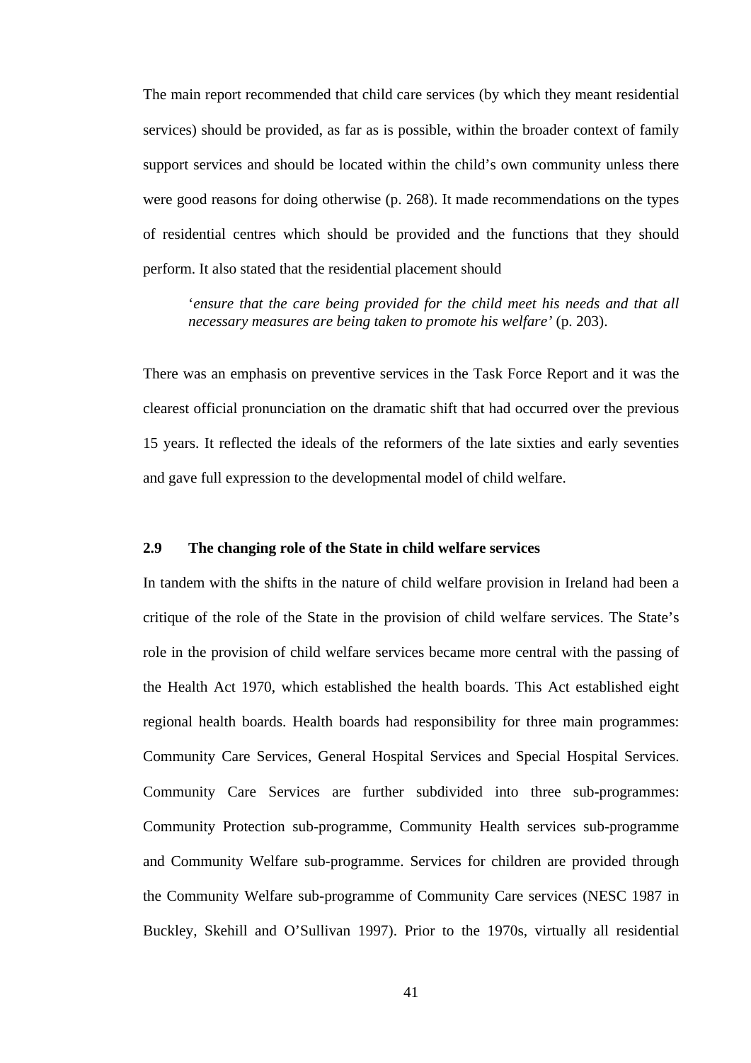The main report recommended that child care services (by which they meant residential services) should be provided, as far as is possible, within the broader context of family support services and should be located within the child's own community unless there were good reasons for doing otherwise (p. 268). It made recommendations on the types of residential centres which should be provided and the functions that they should perform. It also stated that the residential placement should

> '*ensure that the care being provided for the child meet his needs and that all necessary measures are being taken to promote his welfare*' (p. 203).

There was an emphasis on preventive services in the Task Force Report and it was the clearest official pronunciation on the dramatic shift that had occurred over the previous 15 years. It reflected the ideals of the reformers of the late sixties and early seventies and gave full expression to the developmental model of child welfare.

## 2.9 The changing role of the State in child welfare services

In tandem with the shifts in the nature of child welfare provision in Ireland had been a critique of the role of the State in the provision of child welfare services. The State's role in the provision of child welfare services became more central with the passing of the Health Act 1970, which established the health boards. This Act established eight regional health boards. Health boards had responsibility for three main programmes: Community Care Services, General Hospital Services and Special Hospital Services. Community Care Services are further subdivided into three sub-programmes: Community Protection sub-programme, Community Health services sub-programme and Community Welfare sub-programme. Services for children are provided through the Community Welfare sub-programme of Community Care services (NESC 1987 in Buckley, Skehill and O'Sullivan 1997). Prior to the 1970s, virtually all residential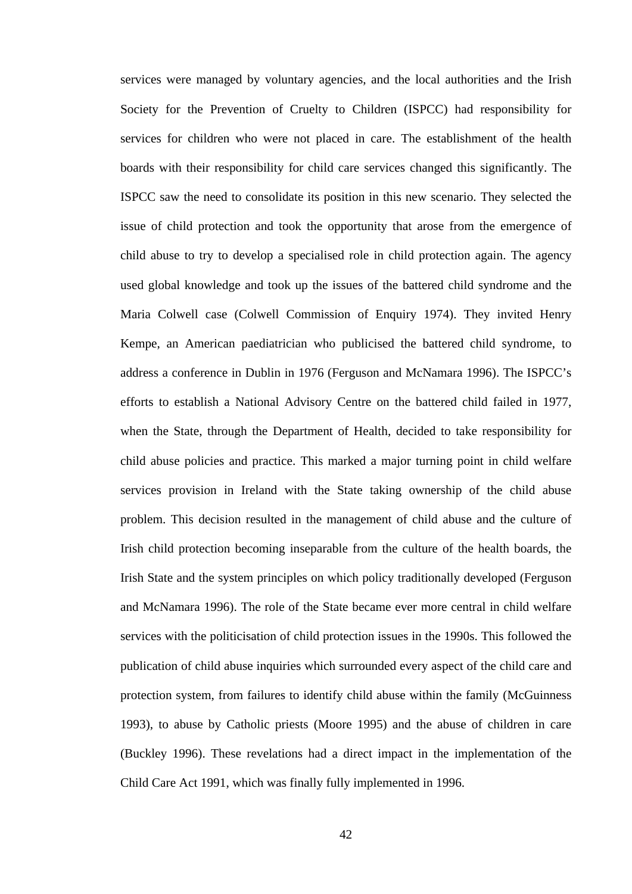services were managed by voluntary agencies, and the local authorities and the Irish Society for the Prevention of Cruelty to Children (ISPCC) had responsibility for services for children who were not placed in care. The establishment of the health boards with their responsibility for child care services changed this significantly. The ISPCC saw the need to consolidate its position in this new scenario. They selected the issue of child protection and took the opportunity that arose from the emergence of child abuse to try to develop a specialised role in child protection again. The agency used global knowledge and took up the issues of the battered child syndrome and the Maria Colwell case (Colwell Commission of Enquiry 1974). They invited Henry Kempe, an American paediatrician who publicised the battered child syndrome, to address a conference in Dublin in 1976 (Ferguson and McNamara 1996). The ISPCC's efforts to establish a National Advisory Centre on the battered child failed in 1977, when the State, through the Department of Health, decided to take responsibility for child abuse policies and practice. This marked a major turning point in child welfare services provision in Ireland with the State taking ownership of the child abuse problem. This decision resulted in the management of child abuse and the culture of Irish child protection becoming inseparable from the culture of the health boards, the Irish State and the system principles on which policy traditionally developed (Ferguson and McNamara 1996). The role of the State became ever more central in child welfare services with the politicisation of child protection issues in the 1990s. This followed the publication of child abuse inquiries which surrounded every aspect of the child care and protection system, from failures to identify child abuse within the family (McGuinness 1993), to abuse by Catholic priests (Moore 1995) and the abuse of children in care (Buckley 1996). These revelations had a direct impact in the implementation of the Child Care Act 1991, which was finally fully implemented in 1996.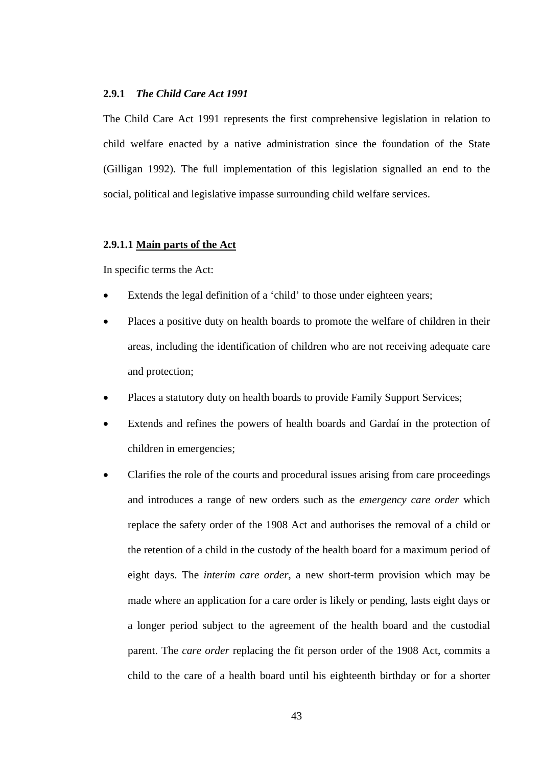### 2.9.1 *The Child Care Act 1991*

The Child Care Act 1991 represents the first comprehensive legislation in relation to child welfare enacted by a native administration since the foundation of the State (Gilligan 1992). The full implementation of this legislation signalled an end to the social, political and legislative impasse surrounding child welfare services.

#### 2.9.1.1 <u>Main parts of the Act</u>

In specific terms the Act:

- Extends the legal definition of a 'child' to those under eighteen years;
- Places a positive duty on health boards to promote the welfare of children in their areas, including the identification of children who are not receiving adequate care and protection;
- Places a statutory duty on health boards to provide Family Support Services;
- Extends and refines the powers of health boards and Gardaí in the protection of children in emergencies;
- Clarifies the role of the courts and procedural issues arising from care proceedings and introduces a range of new orders such as the *emergency care order* which replace the safety order of the 1908 Act and authorises the removal of a child or the retention of a child in the custody of the health board for a maximum period of eight days. The *interim care order*, a new short-term provision which may be made where an application for a care order is likely or pending, lasts eight days or a longer period subject to the agreement of the health board and the custodial parent. The *care order* replacing the fit person order of the 1908 Act, commits a child to the care of a health board until his eighteenth birthday or for a shorter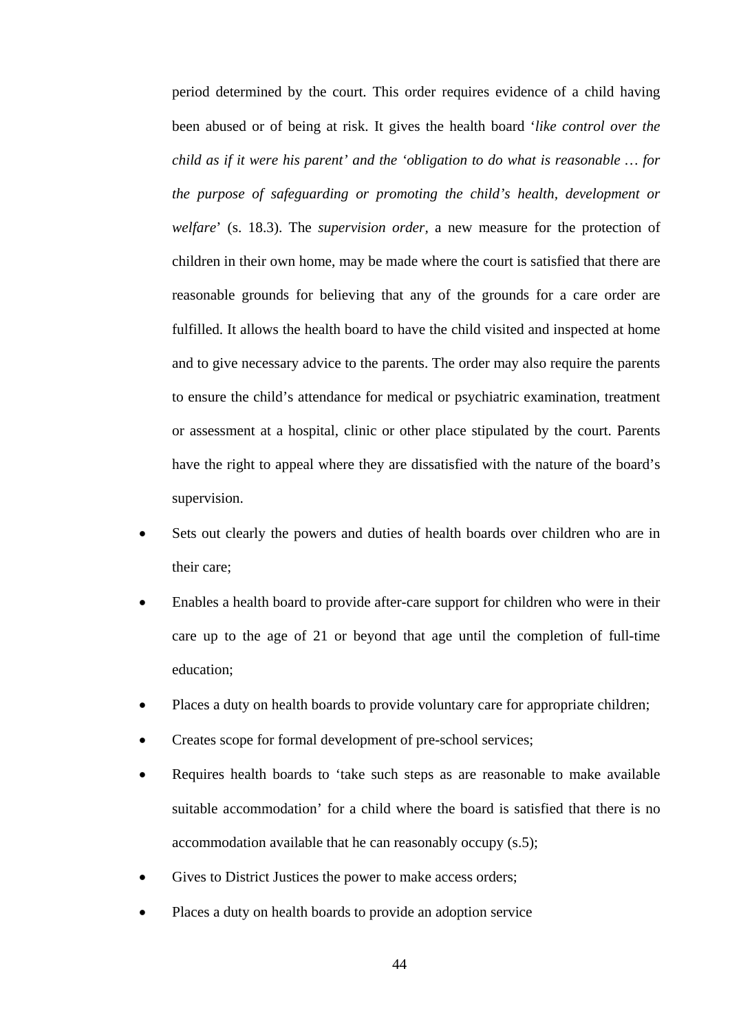period determined by the court. This order requires evidence of a child having been abused or of being at risk. It gives the health board '*like control over the child as if it were his parent' and the 'obligation to do what is reasonable … for the purpose of safeguarding or promoting the child's health, development or welfare*' (s. 18.3). The *supervision order,* a new measure for the protection of children in their own home, may be made where the court is satisfied that there are reasonable grounds for believing that any of the grounds for a care order are fulfilled. It allows the health board to have the child visited and inspected at home and to give necessary advice to the parents. The order may also require the parents to ensure the child's attendance for medical or psychiatric examination, treatment or assessment at a hospital, clinic or other place stipulated by the court. Parents have the right to appeal where they are dissatisfied with the nature of the board's supervision.

- Sets out clearly the powers and duties of health boards over children who are in their care;
- Enables a health board to provide after-care support for children who were in their care up to the age of 21 or beyond that age until the completion of full-time education;
- Places a duty on health boards to provide voluntary care for appropriate children;
- Creates scope for formal development of pre-school services;
- Requires health boards to 'take such steps as are reasonable to make available suitable accommodation' for a child where the board is satisfied that there is no accommodation available that he can reasonably occupy (s.5);
- Gives to District Justices the power to make access orders;
- Places a duty on health boards to provide an adoption service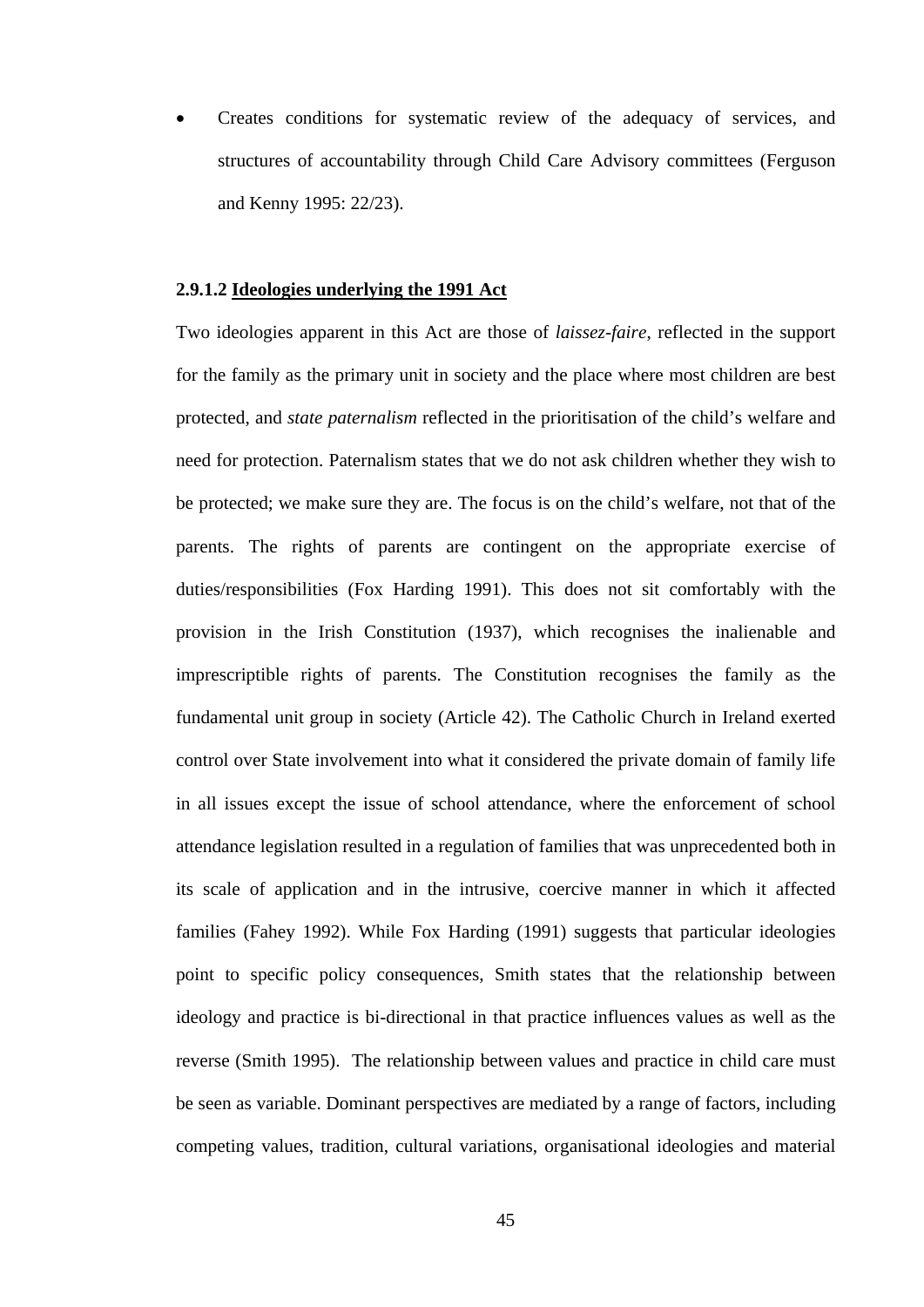- Creates conditions for systematic review of the adequacy of services, and structures of accountability through Child Care Advisory committees (Ferguson and Kenny 1995: 22/23).

#### 2.9.1.2 Ideologies underlying the 1991 Act

Two ideologies apparent in this Act are those of *laissez-faire*, reflected in the support for the family as the primary unit in society and the place where most children are best protected, and *state paternalism* reflected in the prioritisation of the child's welfare and need for protection. Paternalism states that we do not ask children whether they wish to be protected; we make sure they are. The focus is on the child's welfare, not that of the parents. The rights of parents are contingent on the appropriate exercise of duties/responsibilities (Fox Harding 1991). This does not sit comfortably with the provision in the Irish Constitution (1937), which recognises the inalienable and imprescriptible rights of parents. The Constitution recognises the family as the fundamental unit group in society (Article 42). The Catholic Church in Ireland exerted control over State involvement into what it considered the private domain of family life in all issues except the issue of school attendance, where the enforcement of school attendance legislation resulted in a regulation of families that was unprecedented both in its scale of application and in the intrusive, coercive manner in which it affected families (Fahey 1992). While Fox Harding (1991) suggests that particular ideologies point to specific policy consequences, Smith states that the relationship between ideology and practice is bi-directional in that practice influences values as well as the reverse (Smith 1995). The relationship between values and practice in child care must be seen as variable. Dominant perspectives are mediated by a range of factors, including competing values, tradition, cultural variations, organisational ideologies and material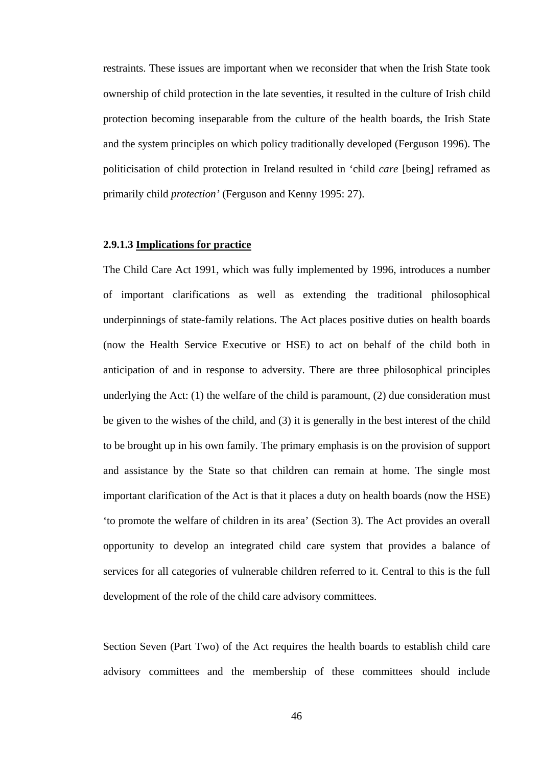restraints. These issues are important when we reconsider that when the Irish State took ownership of child protection in the late seventies, it resulted in the culture of Irish child protection becoming inseparable from the culture of the health boards, the Irish State and the system principles on which policy traditionally developed (Ferguson 1996). The politicisation of child protection in Ireland resulted in 'child *care* [being] reframed as primarily child *protection'* (Ferguson and Kenny 1995: 27).

#### 2.9.1.3 Implications for practice

The Child Care Act 1991, which was fully implemented by 1996, introduces a number of important clarifications as well as extending the traditional philosophical underpinnings of state-family relations. The Act places positive duties on health boards (now the Health Service Executive or HSE) to act on behalf of the child both in anticipation of and in response to adversity. There are three philosophical principles underlying the Act: (1) the welfare of the child is paramount, (2) due consideration must be given to the wishes of the child, and (3) it is generally in the best interest of the child to be brought up in his own family. The primary emphasis is on the provision of support and assistance by the State so that children can remain at home. The single most important clarification of the Act is that it places a duty on health boards (now the HSE) 'to promote the welfare of children in its area' (Section 3). The Act provides an overall opportunity to develop an integrated child care system that provides a balance of services for all categories of vulnerable children referred to it. Central to this is the full development of the role of the child care advisory committees.

Section Seven (Part Two) of the Act requires the health boards to establish child care advisory committees and the membership of these committees should include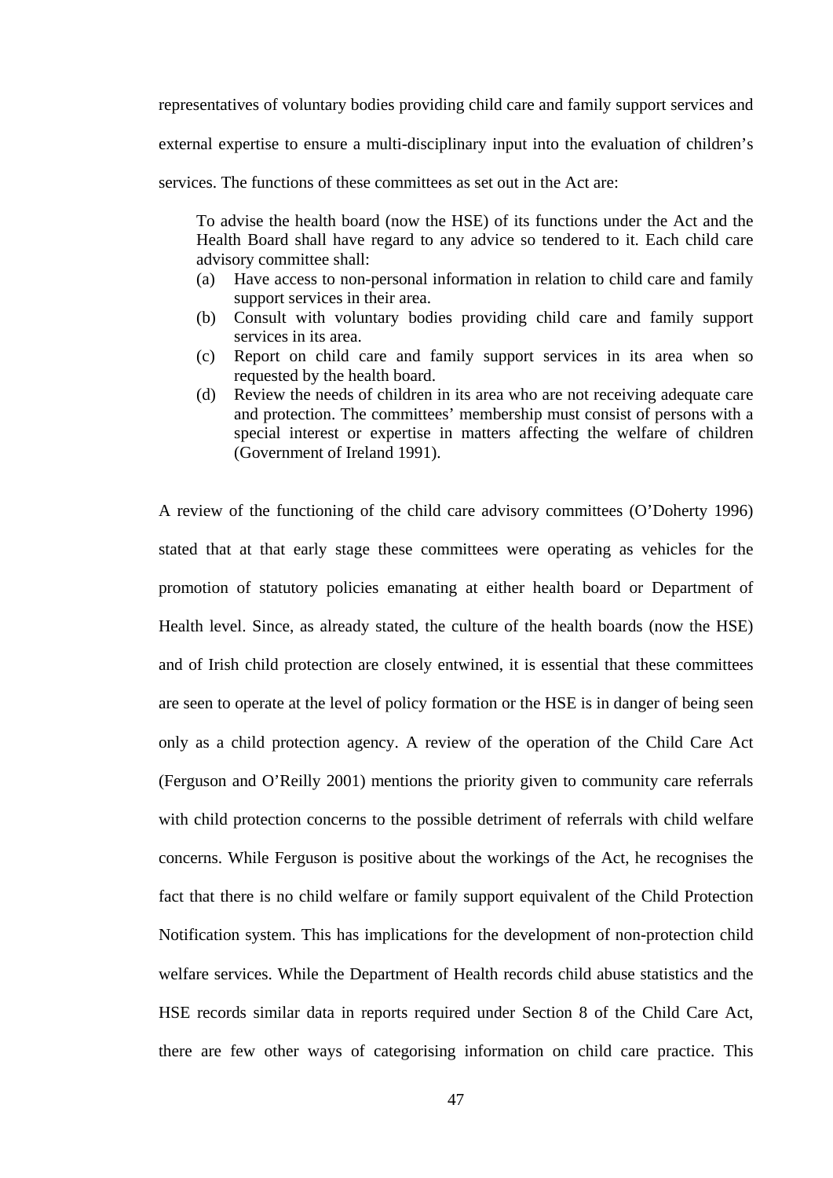representatives of voluntary bodies providing child care and family support services and external expertise to ensure a multi-disciplinary input into the evaluation of children's services. The functions of these committees as set out in the Act are:

> To advise the health board (now the HSE) of its functions under the Act and the Health Board shall have regard to any advice so tendered to it. Each child care advisory committee shall:
>
> (a) Have access to non-personal information in relation to child care and family support services in their area.
>
> (b) Consult with voluntary bodies providing child care and family support services in its area.
>
> (c) Report on child care and family support services in its area when so requested by the health board.
>
> (d) Review the needs of children in its area who are not receiving adequate care and protection. The committees' membership must consist of persons with a special interest or expertise in matters affecting the welfare of children (Government of Ireland 1991).

A review of the functioning of the child care advisory committees (O'Doherty 1996) stated that at that early stage these committees were operating as vehicles for the promotion of statutory policies emanating at either health board or Department of Health level. Since, as already stated, the culture of the health boards (now the HSE) and of Irish child protection are closely entwined, it is essential that these committees are seen to operate at the level of policy formation or the HSE is in danger of being seen only as a child protection agency. A review of the operation of the Child Care Act (Ferguson and O'Reilly 2001) mentions the priority given to community care referrals with child protection concerns to the possible detriment of referrals with child welfare concerns. While Ferguson is positive about the workings of the Act, he recognises the fact that there is no child welfare or family support equivalent of the Child Protection Notification system. This has implications for the development of non-protection child welfare services. While the Department of Health records child abuse statistics and the HSE records similar data in reports required under Section 8 of the Child Care Act, there are few other ways of categorising information on child care practice. This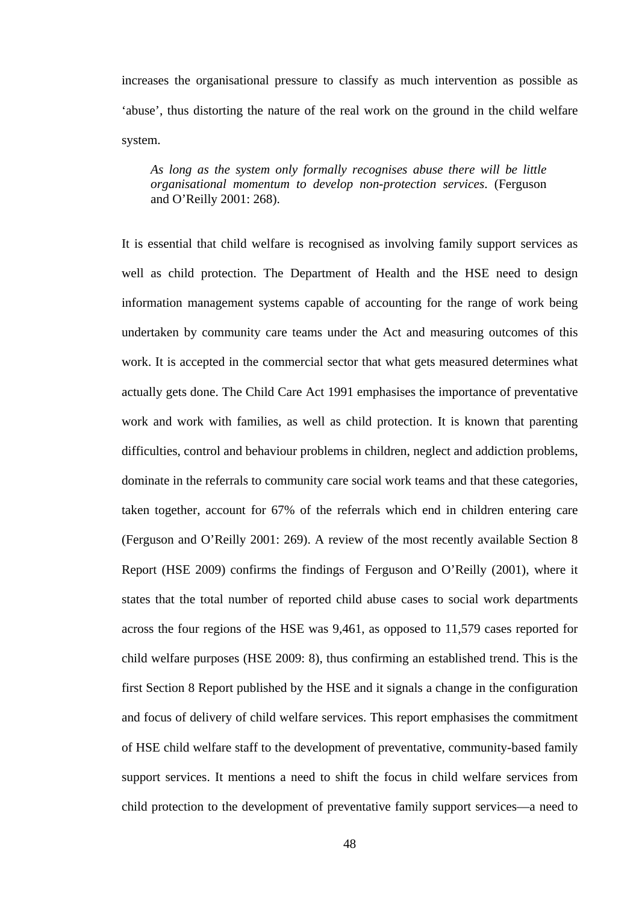increases the organisational pressure to classify as much intervention as possible as 'abuse', thus distorting the nature of the real work on the ground in the child welfare system.

> *As long as the system only formally recognises abuse there will be little organisational momentum to develop non-protection services*. (Ferguson and O'Reilly 2001: 268).

It is essential that child welfare is recognised as involving family support services as well as child protection. The Department of Health and the HSE need to design information management systems capable of accounting for the range of work being undertaken by community care teams under the Act and measuring outcomes of this work. It is accepted in the commercial sector that what gets measured determines what actually gets done. The Child Care Act 1991 emphasises the importance of preventative work and work with families, as well as child protection. It is known that parenting difficulties, control and behaviour problems in children, neglect and addiction problems, dominate in the referrals to community care social work teams and that these categories, taken together, account for 67% of the referrals which end in children entering care (Ferguson and O'Reilly 2001: 269). A review of the most recently available Section 8 Report (HSE 2009) confirms the findings of Ferguson and O'Reilly (2001), where it states that the total number of reported child abuse cases to social work departments across the four regions of the HSE was 9,461, as opposed to 11,579 cases reported for child welfare purposes (HSE 2009: 8), thus confirming an established trend. This is the first Section 8 Report published by the HSE and it signals a change in the configuration and focus of delivery of child welfare services. This report emphasises the commitment of HSE child welfare staff to the development of preventative, community-based family support services. It mentions a need to shift the focus in child welfare services from child protection to the development of preventative family support services—a need to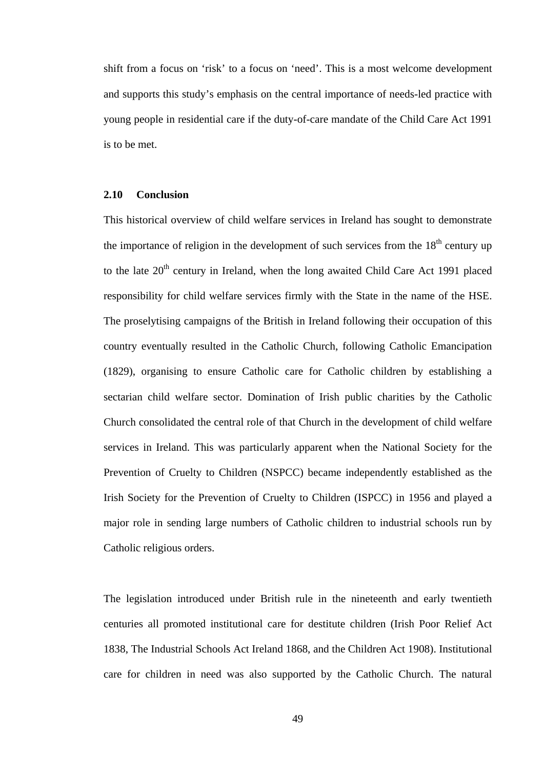shift from a focus on 'risk' to a focus on 'need'. This is a most welcome development and supports this study's emphasis on the central importance of needs-led practice with young people in residential care if the duty-of-care mandate of the Child Care Act 1991 is to be met.

### 2.10 Conclusion

This historical overview of child welfare services in Ireland has sought to demonstrate the importance of religion in the development of such services from the 18th century up to the late 20th century in Ireland, when the long awaited Child Care Act 1991 placed responsibility for child welfare services firmly with the State in the name of the HSE. The proselytising campaigns of the British in Ireland following their occupation of this country eventually resulted in the Catholic Church, following Catholic Emancipation (1829), organising to ensure Catholic care for Catholic children by establishing a sectarian child welfare sector. Domination of Irish public charities by the Catholic Church consolidated the central role of that Church in the development of child welfare services in Ireland. This was particularly apparent when the National Society for the Prevention of Cruelty to Children (NSPCC) became independently established as the Irish Society for the Prevention of Cruelty to Children (ISPCC) in 1956 and played a major role in sending large numbers of Catholic children to industrial schools run by Catholic religious orders.

The legislation introduced under British rule in the nineteenth and early twentieth centuries all promoted institutional care for destitute children (Irish Poor Relief Act 1838, The Industrial Schools Act Ireland 1868, and the Children Act 1908). Institutional care for children in need was also supported by the Catholic Church. The natural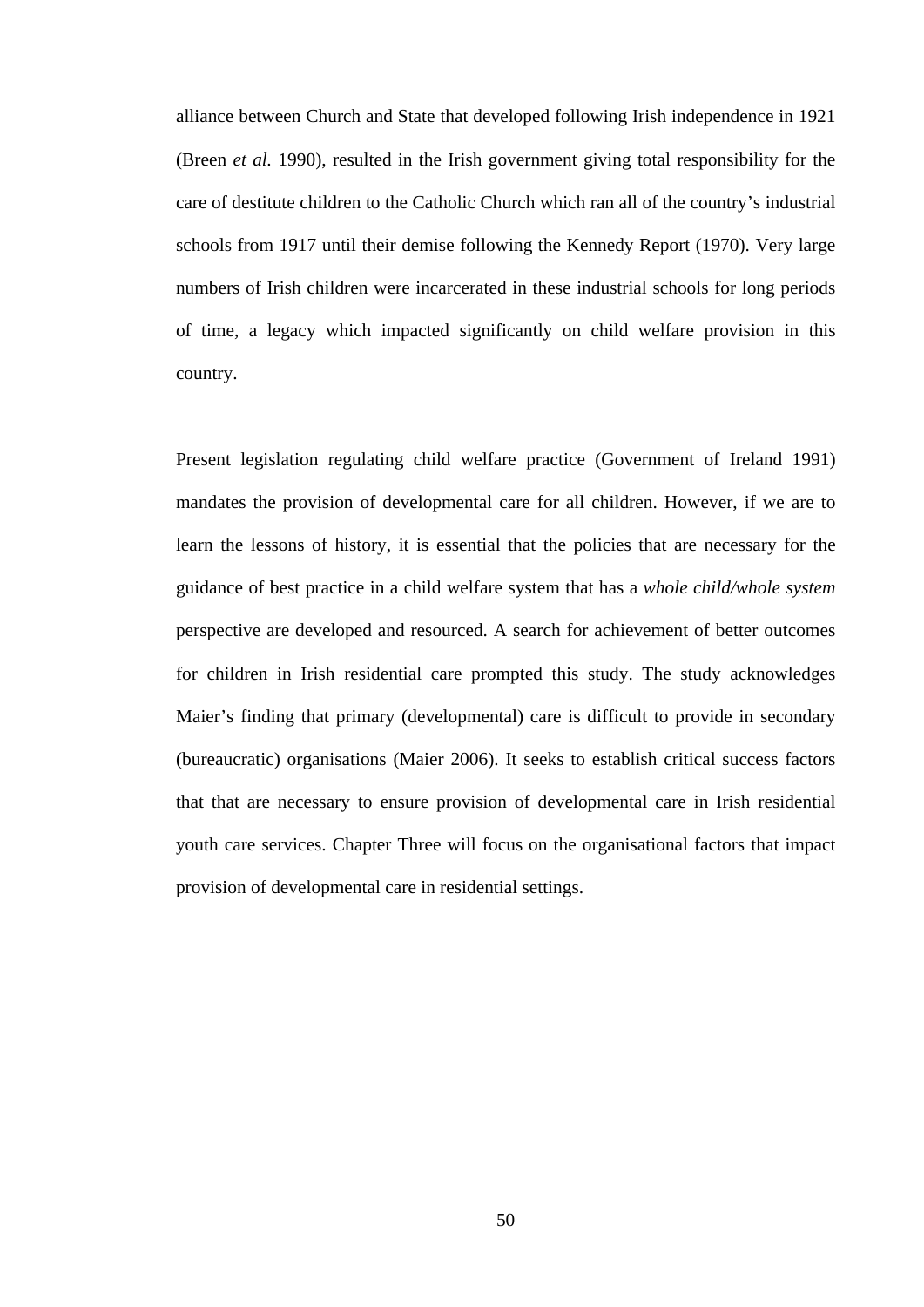alliance between Church and State that developed following Irish independence in 1921 (Breen *et al.* 1990), resulted in the Irish government giving total responsibility for the care of destitute children to the Catholic Church which ran all of the country's industrial schools from 1917 until their demise following the Kennedy Report (1970). Very large numbers of Irish children were incarcerated in these industrial schools for long periods of time, a legacy which impacted significantly on child welfare provision in this country.

Present legislation regulating child welfare practice (Government of Ireland 1991) mandates the provision of developmental care for all children. However, if we are to learn the lessons of history, it is essential that the policies that are necessary for the guidance of best practice in a child welfare system that has a *whole child/whole system* perspective are developed and resourced. A search for achievement of better outcomes for children in Irish residential care prompted this study. The study acknowledges Maier's finding that primary (developmental) care is difficult to provide in secondary (bureaucratic) organisations (Maier 2006). It seeks to establish critical success factors that that are necessary to ensure provision of developmental care in Irish residential youth care services. Chapter Three will focus on the organisational factors that impact provision of developmental care in residential settings.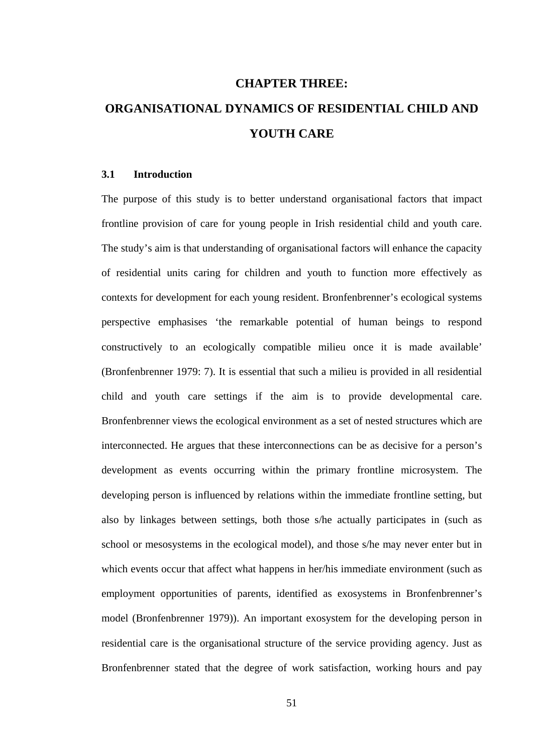# CHAPTER THREE: ORGANISATIONAL DYNAMICS OF RESIDENTIAL CHILD AND YOUTH CARE

## 3.1 Introduction

The purpose of this study is to better understand organisational factors that impact frontline provision of care for young people in Irish residential child and youth care. The study's aim is that understanding of organisational factors will enhance the capacity of residential units caring for children and youth to function more effectively as contexts for development for each young resident. Bronfenbrenner's ecological systems perspective emphasises 'the remarkable potential of human beings to respond constructively to an ecologically compatible milieu once it is made available' (Bronfenbrenner 1979: 7). It is essential that such a milieu is provided in all residential child and youth care settings if the aim is to provide developmental care. Bronfenbrenner views the ecological environment as a set of nested structures which are interconnected. He argues that these interconnections can be as decisive for a person's development as events occurring within the primary frontline microsystem. The developing person is influenced by relations within the immediate frontline setting, but also by linkages between settings, both those s/he actually participates in (such as school or mesosystems in the ecological model), and those s/he may never enter but in which events occur that affect what happens in her/his immediate environment (such as employment opportunities of parents, identified as exosystems in Bronfenbrenner's model (Bronfenbrenner 1979)). An important exosystem for the developing person in residential care is the organisational structure of the service providing agency. Just as Bronfenbrenner stated that the degree of work satisfaction, working hours and pay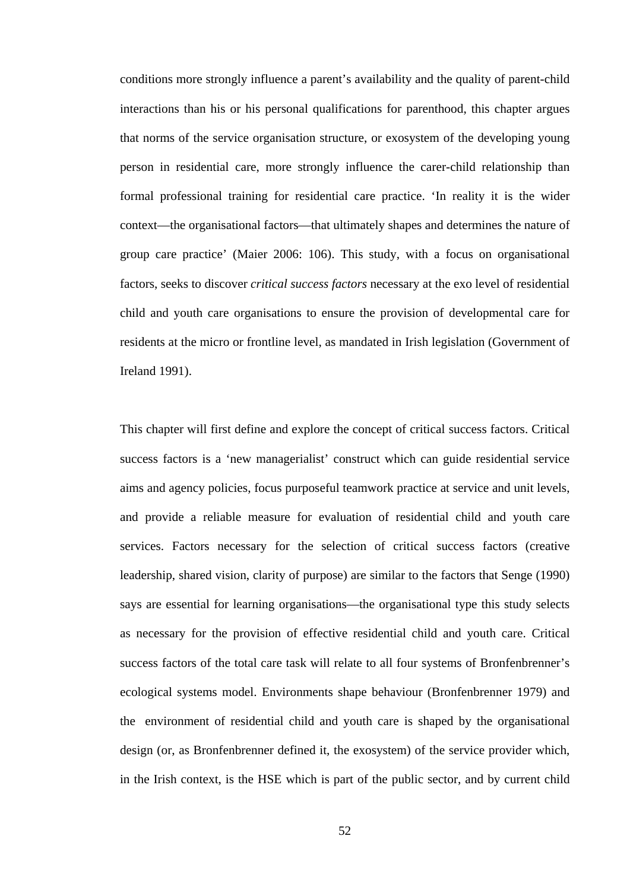conditions more strongly influence a parent's availability and the quality of parent-child interactions than his or his personal qualifications for parenthood, this chapter argues that norms of the service organisation structure, or exosystem of the developing young person in residential care, more strongly influence the carer-child relationship than formal professional training for residential care practice. 'In reality it is the wider context—the organisational factors—that ultimately shapes and determines the nature of group care practice' (Maier 2006: 106). This study, with a focus on organisational factors, seeks to discover *critical success factors* necessary at the exo level of residential child and youth care organisations to ensure the provision of developmental care for residents at the micro or frontline level, as mandated in Irish legislation (Government of Ireland 1991).

This chapter will first define and explore the concept of critical success factors. Critical success factors is a 'new managerialist' construct which can guide residential service aims and agency policies, focus purposeful teamwork practice at service and unit levels, and provide a reliable measure for evaluation of residential child and youth care services. Factors necessary for the selection of critical success factors (creative leadership, shared vision, clarity of purpose) are similar to the factors that Senge (1990) says are essential for learning organisations—the organisational type this study selects as necessary for the provision of effective residential child and youth care. Critical success factors of the total care task will relate to all four systems of Bronfenbrenner's ecological systems model. Environments shape behaviour (Bronfenbrenner 1979) and the environment of residential child and youth care is shaped by the organisational design (or, as Bronfenbrenner defined it, the exosystem) of the service provider which, in the Irish context, is the HSE which is part of the public sector, and by current child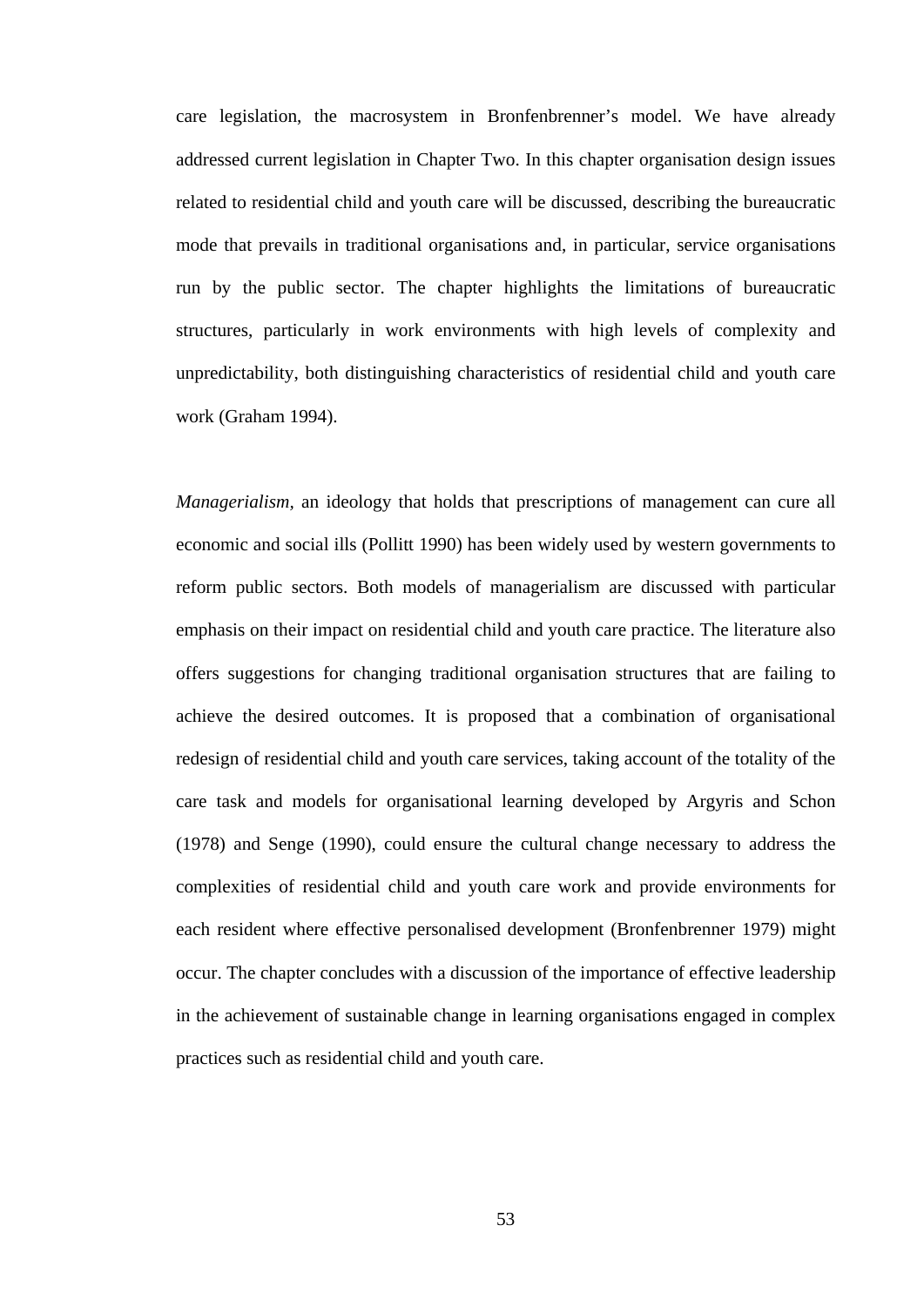care legislation, the macrosystem in Bronfenbrenner's model. We have already addressed current legislation in Chapter Two. In this chapter organisation design issues related to residential child and youth care will be discussed, describing the bureaucratic mode that prevails in traditional organisations and, in particular, service organisations run by the public sector. The chapter highlights the limitations of bureaucratic structures, particularly in work environments with high levels of complexity and unpredictability, both distinguishing characteristics of residential child and youth care work (Graham 1994).

*Managerialism,* an ideology that holds that prescriptions of management can cure all economic and social ills (Pollitt 1990) has been widely used by western governments to reform public sectors. Both models of managerialism are discussed with particular emphasis on their impact on residential child and youth care practice. The literature also offers suggestions for changing traditional organisation structures that are failing to achieve the desired outcomes. It is proposed that a combination of organisational redesign of residential child and youth care services, taking account of the totality of the care task and models for organisational learning developed by Argyris and Schon (1978) and Senge (1990), could ensure the cultural change necessary to address the complexities of residential child and youth care work and provide environments for each resident where effective personalised development (Bronfenbrenner 1979) might occur. The chapter concludes with a discussion of the importance of effective leadership in the achievement of sustainable change in learning organisations engaged in complex practices such as residential child and youth care.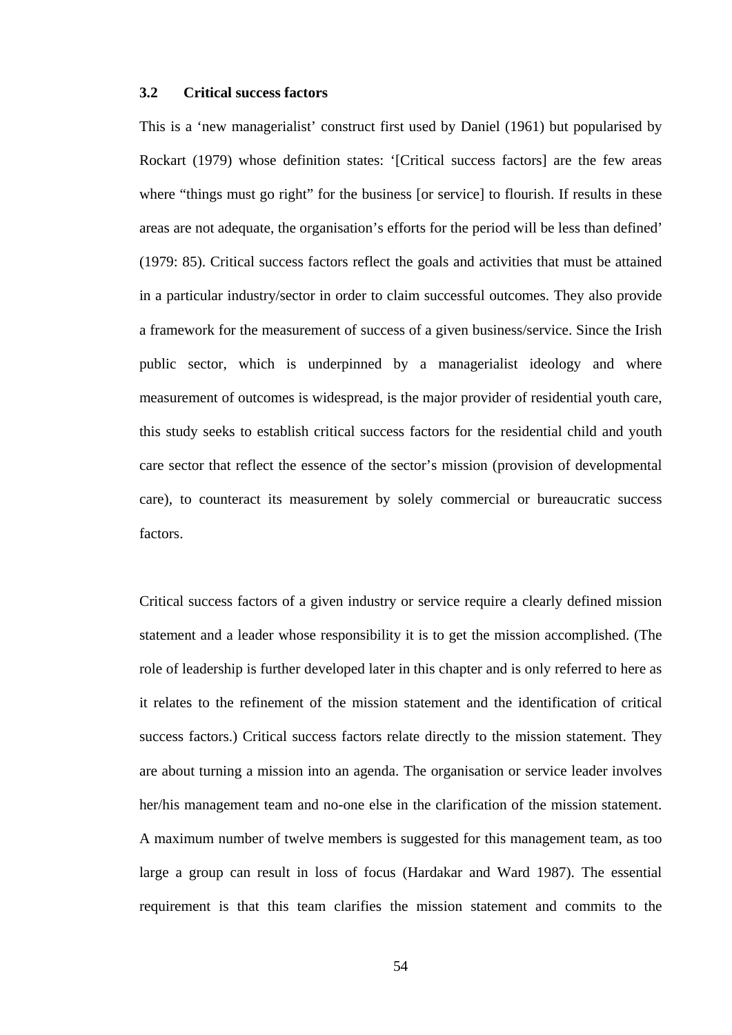### 3.2 Critical success factors

This is a 'new managerialist' construct first used by Daniel (1961) but popularised by Rockart (1979) whose definition states: '[Critical success factors] are the few areas where "things must go right" for the business [or service] to flourish. If results in these areas are not adequate, the organisation's efforts for the period will be less than defined' (1979: 85). Critical success factors reflect the goals and activities that must be attained in a particular industry/sector in order to claim successful outcomes. They also provide a framework for the measurement of success of a given business/service. Since the Irish public sector, which is underpinned by a managerialist ideology and where measurement of outcomes is widespread, is the major provider of residential youth care, this study seeks to establish critical success factors for the residential child and youth care sector that reflect the essence of the sector's mission (provision of developmental care), to counteract its measurement by solely commercial or bureaucratic success factors.

Critical success factors of a given industry or service require a clearly defined mission statement and a leader whose responsibility it is to get the mission accomplished. (The role of leadership is further developed later in this chapter and is only referred to here as it relates to the refinement of the mission statement and the identification of critical success factors.) Critical success factors relate directly to the mission statement. They are about turning a mission into an agenda. The organisation or service leader involves her/his management team and no-one else in the clarification of the mission statement. A maximum number of twelve members is suggested for this management team, as too large a group can result in loss of focus (Hardakar and Ward 1987). The essential requirement is that this team clarifies the mission statement and commits to the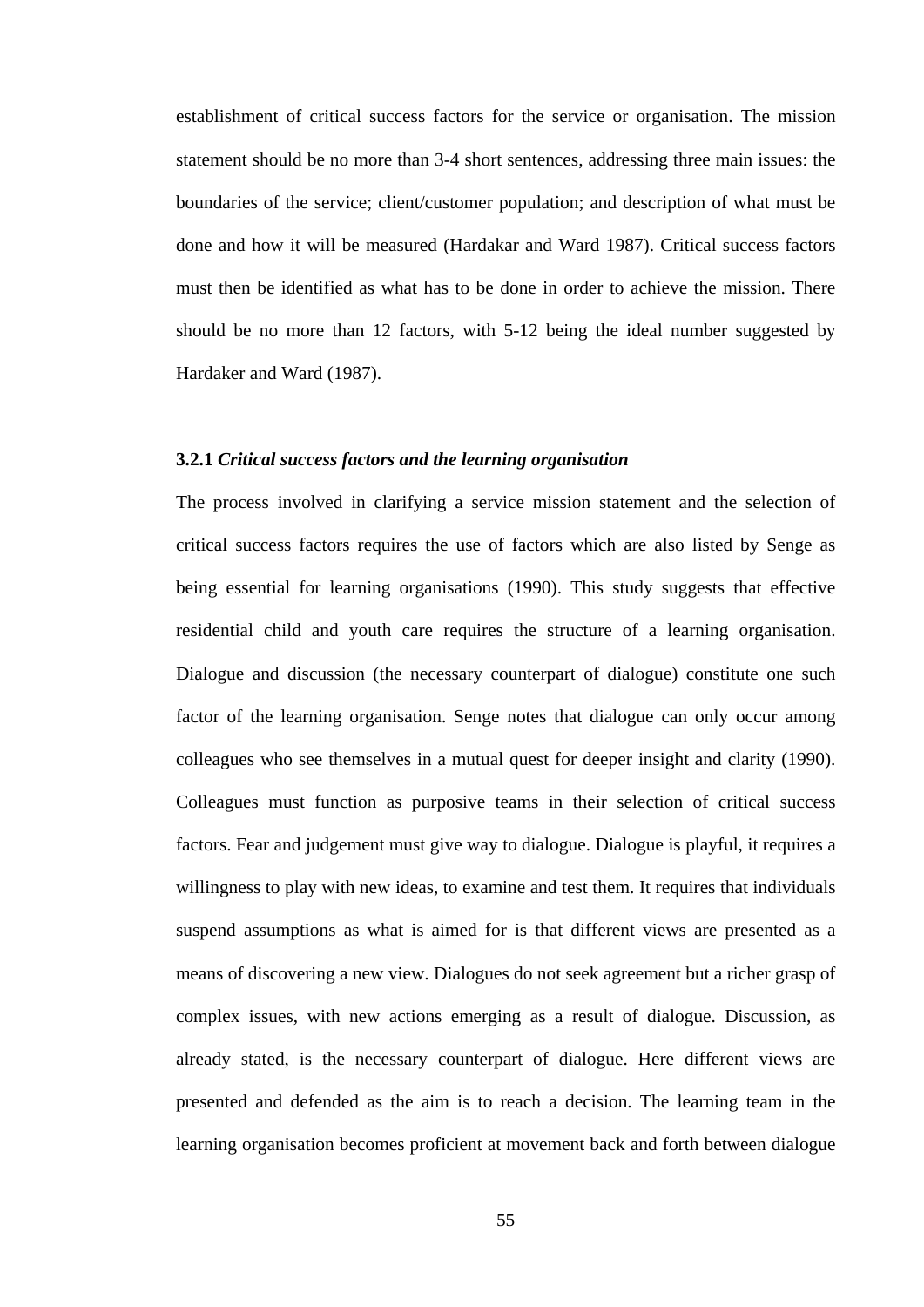establishment of critical success factors for the service or organisation. The mission statement should be no more than 3-4 short sentences, addressing three main issues: the boundaries of the service; client/customer population; and description of what must be done and how it will be measured (Hardakar and Ward 1987). Critical success factors must then be identified as what has to be done in order to achieve the mission. There should be no more than 12 factors, with 5-12 being the ideal number suggested by Hardaker and Ward (1987).

### 3.2.1 *Critical success factors and the learning organisation*

The process involved in clarifying a service mission statement and the selection of critical success factors requires the use of factors which are also listed by Senge as being essential for learning organisations (1990). This study suggests that effective residential child and youth care requires the structure of a learning organisation. Dialogue and discussion (the necessary counterpart of dialogue) constitute one such factor of the learning organisation. Senge notes that dialogue can only occur among colleagues who see themselves in a mutual quest for deeper insight and clarity (1990). Colleagues must function as purposive teams in their selection of critical success factors. Fear and judgement must give way to dialogue. Dialogue is playful, it requires a willingness to play with new ideas, to examine and test them. It requires that individuals suspend assumptions as what is aimed for is that different views are presented as a means of discovering a new view. Dialogues do not seek agreement but a richer grasp of complex issues, with new actions emerging as a result of dialogue. Discussion, as already stated, is the necessary counterpart of dialogue. Here different views are presented and defended as the aim is to reach a decision. The learning team in the learning organisation becomes proficient at movement back and forth between dialogue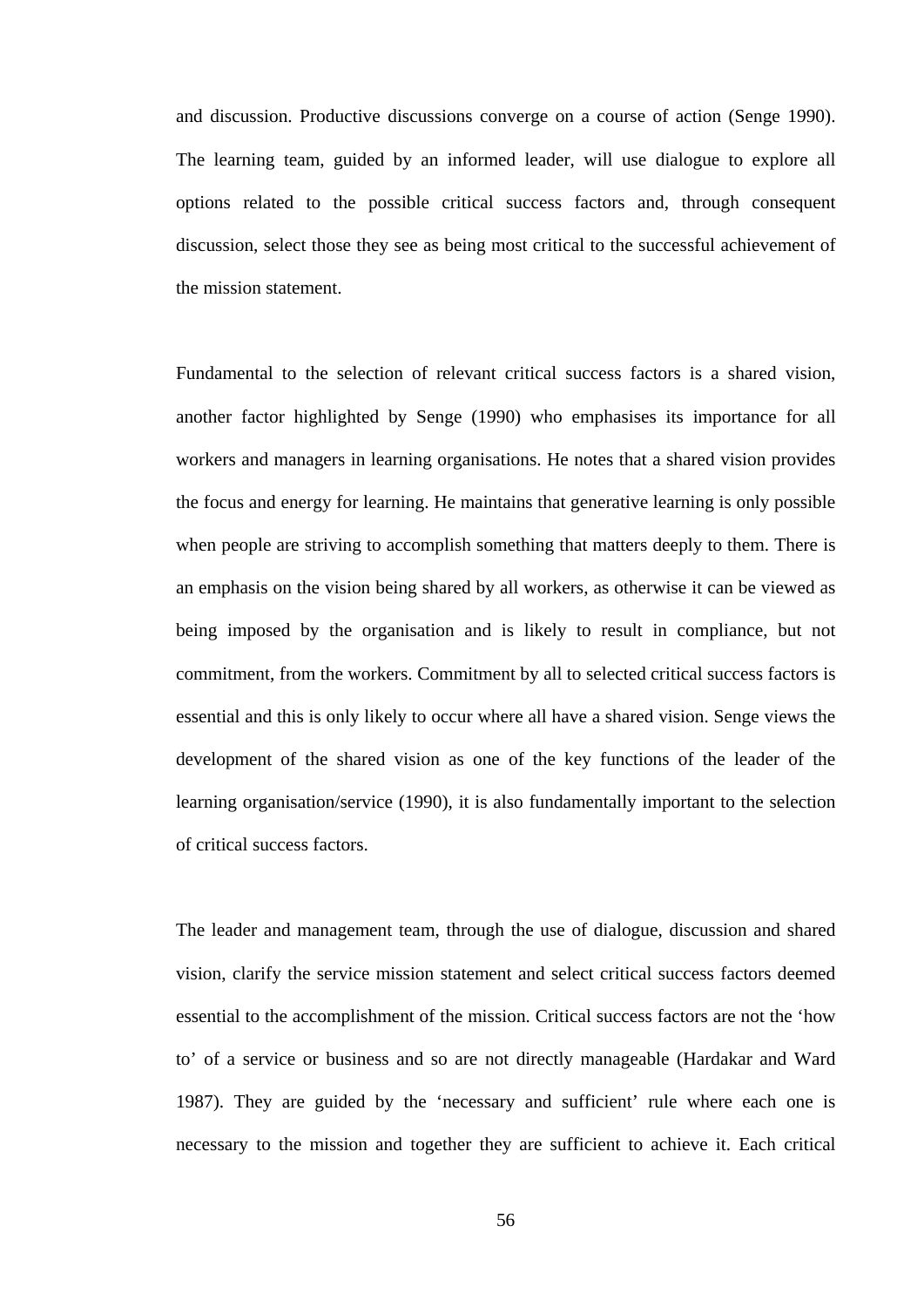and discussion. Productive discussions converge on a course of action (Senge 1990). The learning team, guided by an informed leader, will use dialogue to explore all options related to the possible critical success factors and, through consequent discussion, select those they see as being most critical to the successful achievement of the mission statement.

Fundamental to the selection of relevant critical success factors is a shared vision, another factor highlighted by Senge (1990) who emphasises its importance for all workers and managers in learning organisations. He notes that a shared vision provides the focus and energy for learning. He maintains that generative learning is only possible when people are striving to accomplish something that matters deeply to them. There is an emphasis on the vision being shared by all workers, as otherwise it can be viewed as being imposed by the organisation and is likely to result in compliance, but not commitment, from the workers. Commitment by all to selected critical success factors is essential and this is only likely to occur where all have a shared vision. Senge views the development of the shared vision as one of the key functions of the leader of the learning organisation/service (1990), it is also fundamentally important to the selection of critical success factors.

The leader and management team, through the use of dialogue, discussion and shared vision, clarify the service mission statement and select critical success factors deemed essential to the accomplishment of the mission. Critical success factors are not the 'how to' of a service or business and so are not directly manageable (Hardakar and Ward 1987). They are guided by the 'necessary and sufficient' rule where each one is necessary to the mission and together they are sufficient to achieve it. Each critical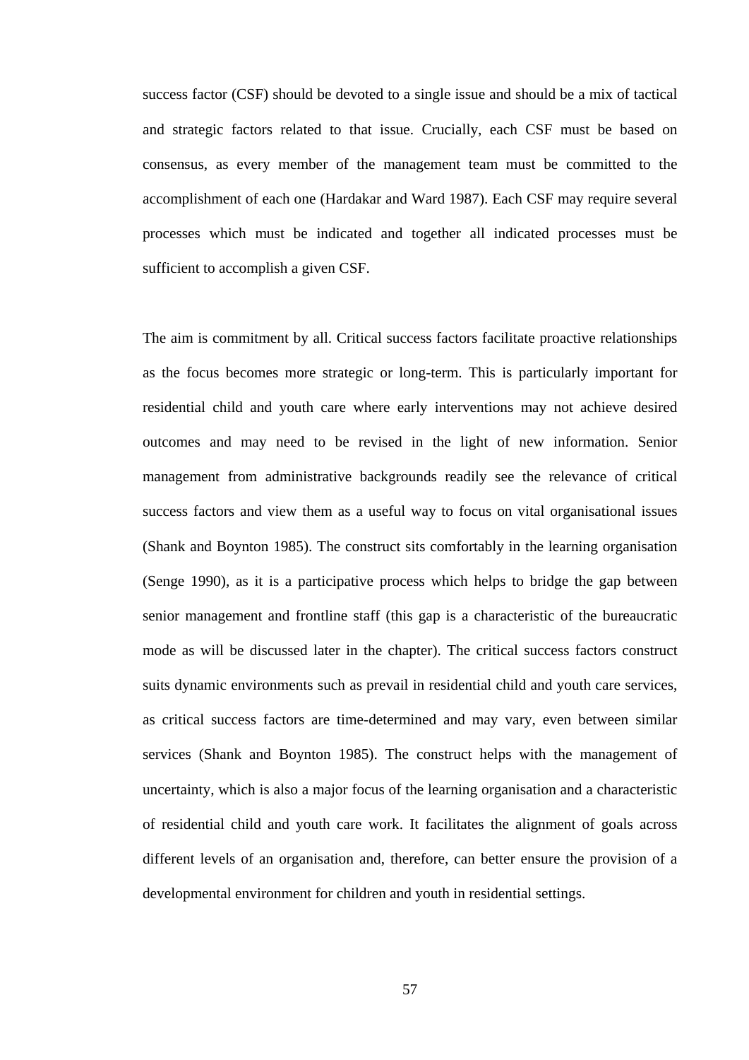success factor (CSF) should be devoted to a single issue and should be a mix of tactical and strategic factors related to that issue. Crucially, each CSF must be based on consensus, as every member of the management team must be committed to the accomplishment of each one (Hardakar and Ward 1987). Each CSF may require several processes which must be indicated and together all indicated processes must be sufficient to accomplish a given CSF.

The aim is commitment by all. Critical success factors facilitate proactive relationships as the focus becomes more strategic or long-term. This is particularly important for residential child and youth care where early interventions may not achieve desired outcomes and may need to be revised in the light of new information. Senior management from administrative backgrounds readily see the relevance of critical success factors and view them as a useful way to focus on vital organisational issues (Shank and Boynton 1985). The construct sits comfortably in the learning organisation (Senge 1990), as it is a participative process which helps to bridge the gap between senior management and frontline staff (this gap is a characteristic of the bureaucratic mode as will be discussed later in the chapter). The critical success factors construct suits dynamic environments such as prevail in residential child and youth care services, as critical success factors are time-determined and may vary, even between similar services (Shank and Boynton 1985). The construct helps with the management of uncertainty, which is also a major focus of the learning organisation and a characteristic of residential child and youth care work. It facilitates the alignment of goals across different levels of an organisation and, therefore, can better ensure the provision of a developmental environment for children and youth in residential settings.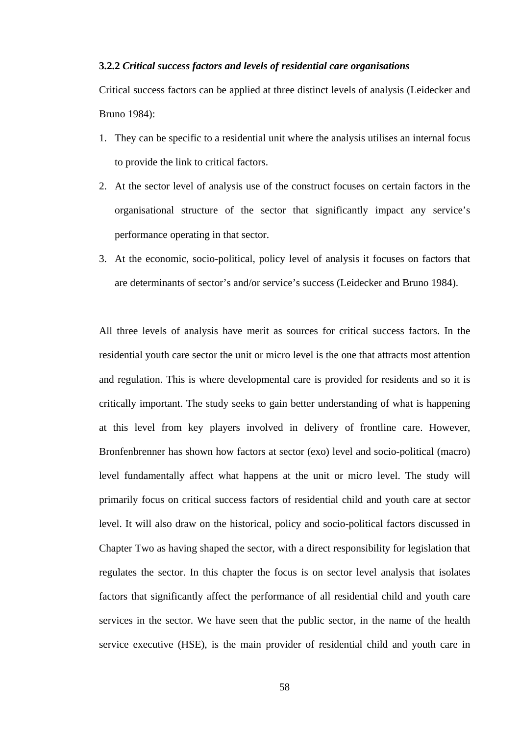### 3.2.2 *Critical success factors and levels of residential care organisations*

Critical success factors can be applied at three distinct levels of analysis (Leidecker and Bruno 1984):

1. They can be specific to a residential unit where the analysis utilises an internal focus to provide the link to critical factors.
2. At the sector level of analysis use of the construct focuses on certain factors in the organisational structure of the sector that significantly impact any service's performance operating in that sector.
3. At the economic, socio-political, policy level of analysis it focuses on factors that are determinants of sector's and/or service's success (Leidecker and Bruno 1984).

All three levels of analysis have merit as sources for critical success factors. In the residential youth care sector the unit or micro level is the one that attracts most attention and regulation. This is where developmental care is provided for residents and so it is critically important. The study seeks to gain better understanding of what is happening at this level from key players involved in delivery of frontline care. However, Bronfenbrenner has shown how factors at sector (exo) level and socio-political (macro) level fundamentally affect what happens at the unit or micro level. The study will primarily focus on critical success factors of residential child and youth care at sector level. It will also draw on the historical, policy and socio-political factors discussed in Chapter Two as having shaped the sector, with a direct responsibility for legislation that regulates the sector. In this chapter the focus is on sector level analysis that isolates factors that significantly affect the performance of all residential child and youth care services in the sector. We have seen that the public sector, in the name of the health service executive (HSE), is the main provider of residential child and youth care in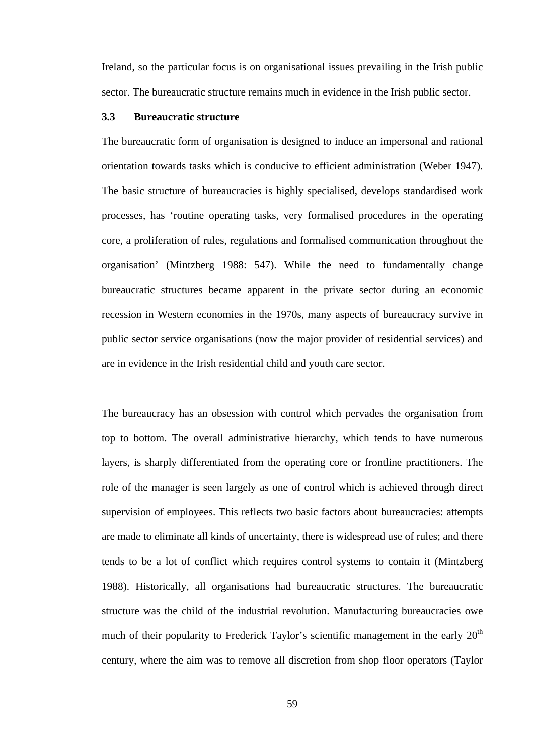Ireland, so the particular focus is on organisational issues prevailing in the Irish public sector. The bureaucratic structure remains much in evidence in the Irish public sector.

### 3.3 Bureaucratic structure

The bureaucratic form of organisation is designed to induce an impersonal and rational orientation towards tasks which is conducive to efficient administration (Weber 1947). The basic structure of bureaucracies is highly specialised, develops standardised work processes, has 'routine operating tasks, very formalised procedures in the operating core, a proliferation of rules, regulations and formalised communication throughout the organisation' (Mintzberg 1988: 547). While the need to fundamentally change bureaucratic structures became apparent in the private sector during an economic recession in Western economies in the 1970s, many aspects of bureaucracy survive in public sector service organisations (now the major provider of residential services) and are in evidence in the Irish residential child and youth care sector.

The bureaucracy has an obsession with control which pervades the organisation from top to bottom. The overall administrative hierarchy, which tends to have numerous layers, is sharply differentiated from the operating core or frontline practitioners. The role of the manager is seen largely as one of control which is achieved through direct supervision of employees. This reflects two basic factors about bureaucracies: attempts are made to eliminate all kinds of uncertainty, there is widespread use of rules; and there tends to be a lot of conflict which requires control systems to contain it (Mintzberg 1988). Historically, all organisations had bureaucratic structures. The bureaucratic structure was the child of the industrial revolution. Manufacturing bureaucracies owe much of their popularity to Frederick Taylor's scientific management in the early 20th century, where the aim was to remove all discretion from shop floor operators (Taylor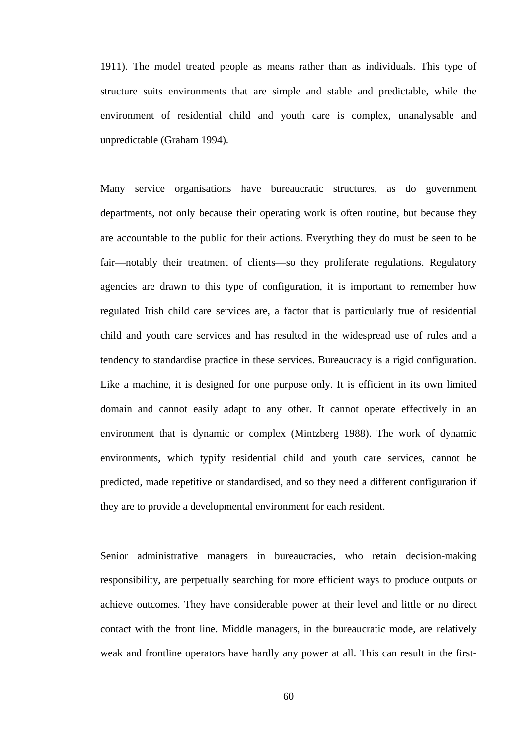1911). The model treated people as means rather than as individuals. This type of structure suits environments that are simple and stable and predictable, while the environment of residential child and youth care is complex, unanalysable and unpredictable (Graham 1994).

Many service organisations have bureaucratic structures, as do government departments, not only because their operating work is often routine, but because they are accountable to the public for their actions. Everything they do must be seen to be fair—notably their treatment of clients—so they proliferate regulations. Regulatory agencies are drawn to this type of configuration, it is important to remember how regulated Irish child care services are, a factor that is particularly true of residential child and youth care services and has resulted in the widespread use of rules and a tendency to standardise practice in these services. Bureaucracy is a rigid configuration. Like a machine, it is designed for one purpose only. It is efficient in its own limited domain and cannot easily adapt to any other. It cannot operate effectively in an environment that is dynamic or complex (Mintzberg 1988). The work of dynamic environments, which typify residential child and youth care services, cannot be predicted, made repetitive or standardised, and so they need a different configuration if they are to provide a developmental environment for each resident.

Senior administrative managers in bureaucracies, who retain decision-making responsibility, are perpetually searching for more efficient ways to produce outputs or achieve outcomes. They have considerable power at their level and little or no direct contact with the front line. Middle managers, in the bureaucratic mode, are relatively weak and frontline operators have hardly any power at all. This can result in the first-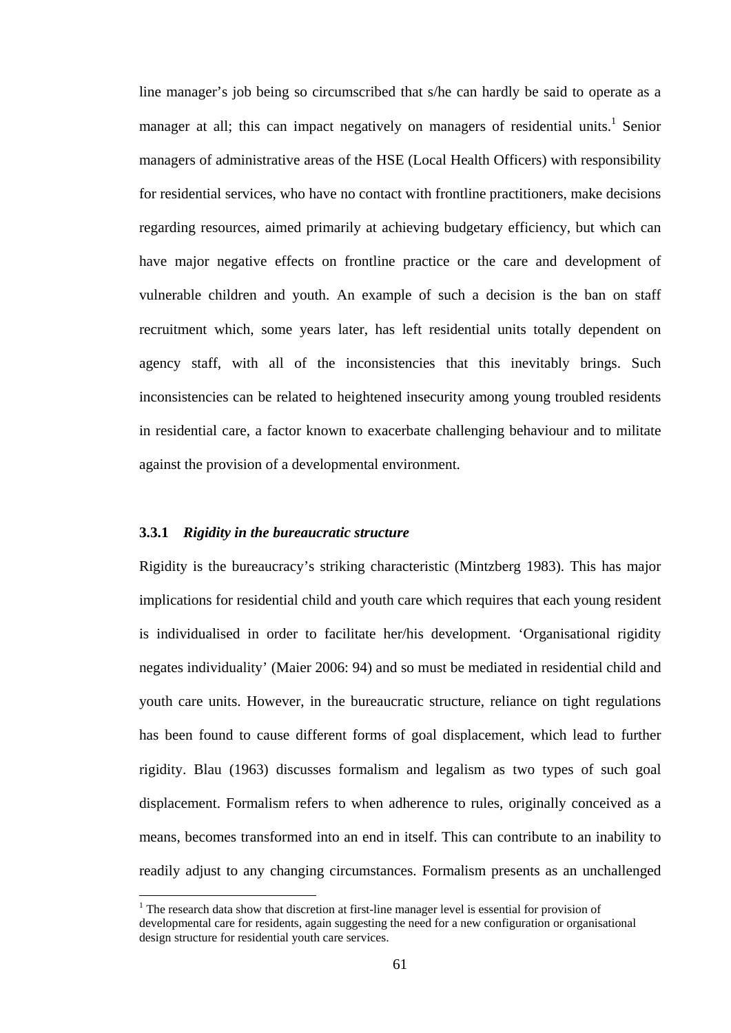line manager's job being so circumscribed that s/he can hardly be said to operate as a manager at all; this can impact negatively on managers of residential units.[1] Senior managers of administrative areas of the HSE (Local Health Officers) with responsibility for residential services, who have no contact with frontline practitioners, make decisions regarding resources, aimed primarily at achieving budgetary efficiency, but which can have major negative effects on frontline practice or the care and development of vulnerable children and youth. An example of such a decision is the ban on staff recruitment which, some years later, has left residential units totally dependent on agency staff, with all of the inconsistencies that this inevitably brings. Such inconsistencies can be related to heightened insecurity among young troubled residents in residential care, a factor known to exacerbate challenging behaviour and to militate against the provision of a developmental environment.

### 3.3.1 *Rigidity in the bureaucratic structure*

Rigidity is the bureaucracy's striking characteristic (Mintzberg 1983). This has major implications for residential child and youth care which requires that each young resident is individualised in order to facilitate her/his development. 'Organisational rigidity negates individuality' (Maier 2006: 94) and so must be mediated in residential child and youth care units. However, in the bureaucratic structure, reliance on tight regulations has been found to cause different forms of goal displacement, which lead to further rigidity. Blau (1963) discusses formalism and legalism as two types of such goal displacement. Formalism refers to when adherence to rules, originally conceived as a means, becomes transformed into an end in itself. This can contribute to an inability to readily adjust to any changing circumstances. Formalism presents as an unchallenged

[1] The research data show that discretion at first-line manager level is essential for provision of developmental care for residents, again suggesting the need for a new configuration or organisational design structure for residential youth care services.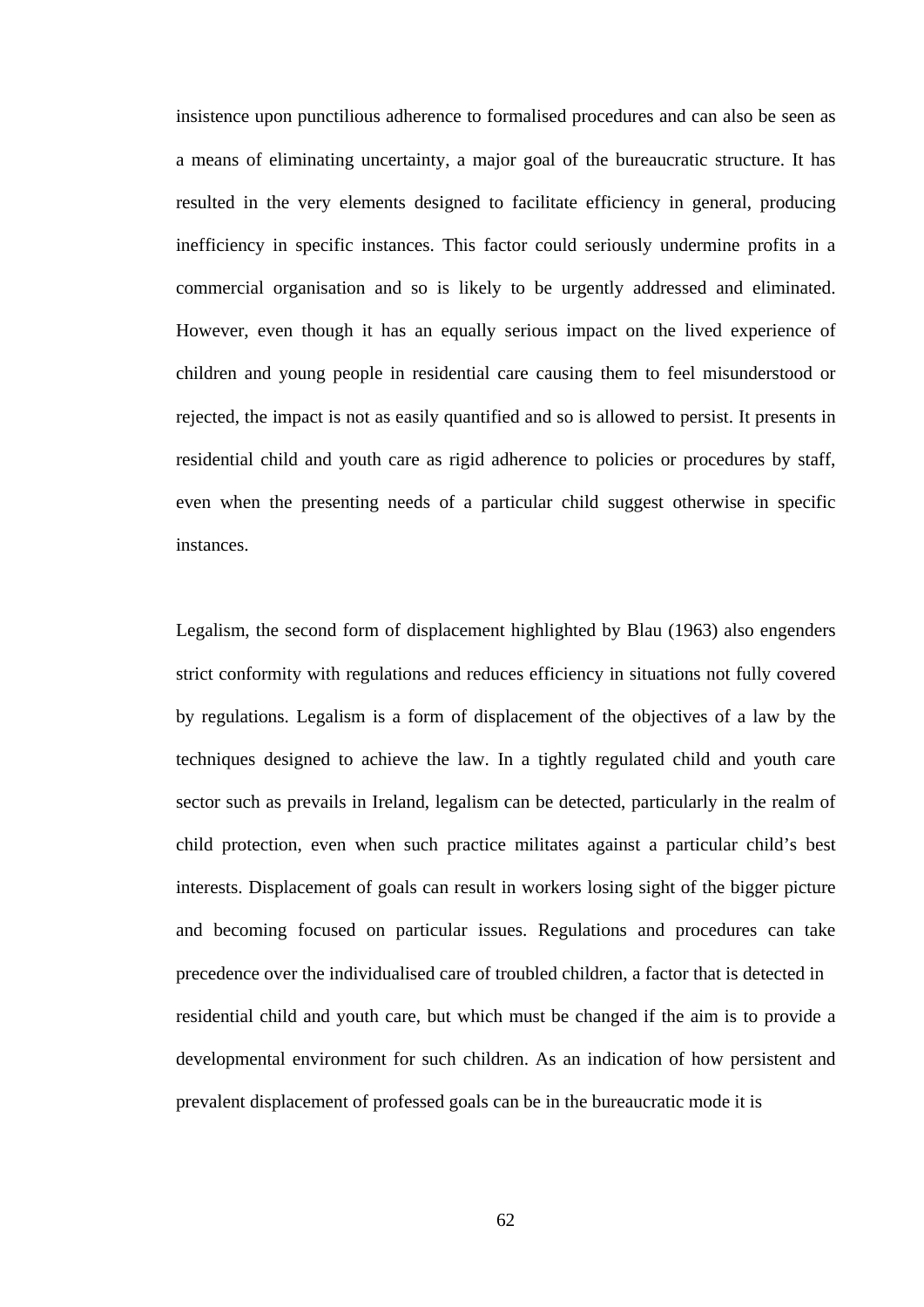insistence upon punctilious adherence to formalised procedures and can also be seen as a means of eliminating uncertainty, a major goal of the bureaucratic structure. It has resulted in the very elements designed to facilitate efficiency in general, producing inefficiency in specific instances. This factor could seriously undermine profits in a commercial organisation and so is likely to be urgently addressed and eliminated. However, even though it has an equally serious impact on the lived experience of children and young people in residential care causing them to feel misunderstood or rejected, the impact is not as easily quantified and so is allowed to persist. It presents in residential child and youth care as rigid adherence to policies or procedures by staff, even when the presenting needs of a particular child suggest otherwise in specific instances.

Legalism, the second form of displacement highlighted by Blau (1963) also engenders strict conformity with regulations and reduces efficiency in situations not fully covered by regulations. Legalism is a form of displacement of the objectives of a law by the techniques designed to achieve the law. In a tightly regulated child and youth care sector such as prevails in Ireland, legalism can be detected, particularly in the realm of child protection, even when such practice militates against a particular child's best interests. Displacement of goals can result in workers losing sight of the bigger picture and becoming focused on particular issues. Regulations and procedures can take precedence over the individualised care of troubled children, a factor that is detected in residential child and youth care, but which must be changed if the aim is to provide a developmental environment for such children. As an indication of how persistent and prevalent displacement of professed goals can be in the bureaucratic mode it is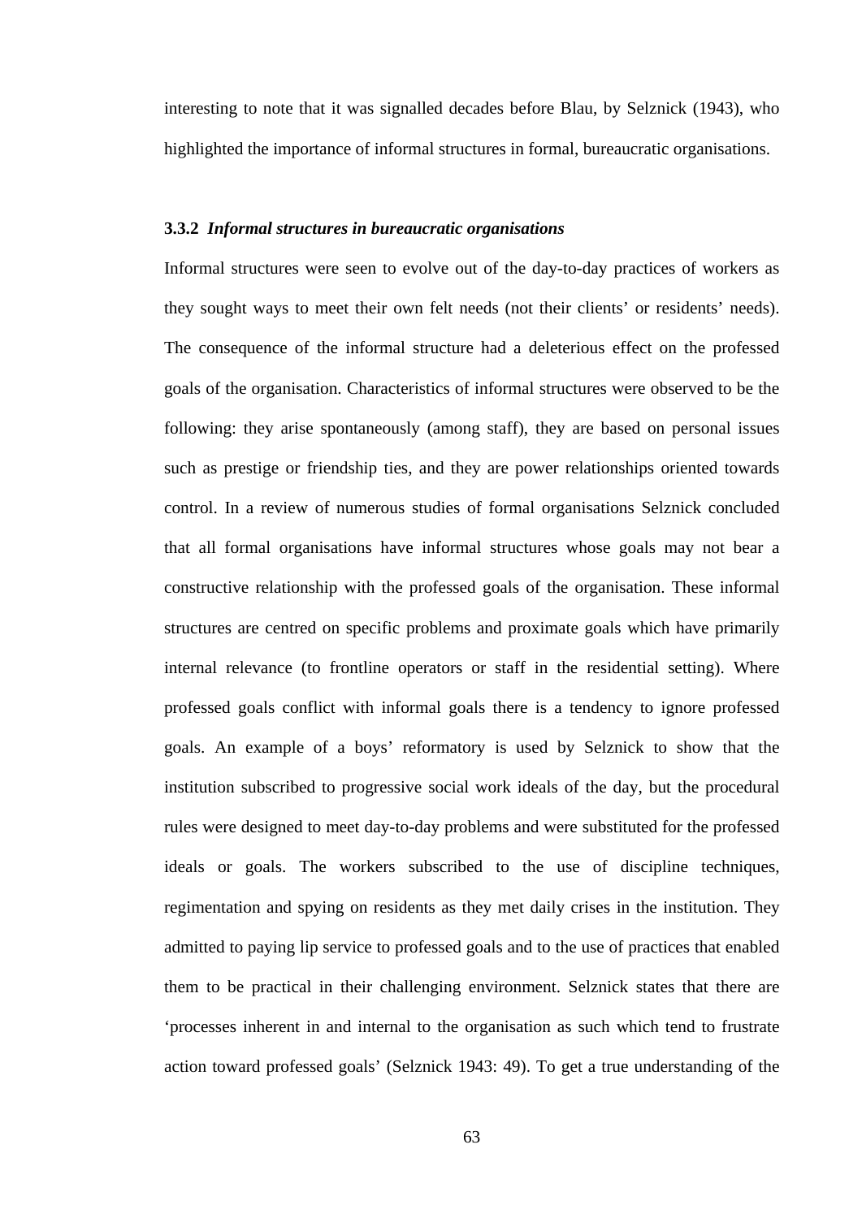interesting to note that it was signalled decades before Blau, by Selznick (1943), who highlighted the importance of informal structures in formal, bureaucratic organisations.

### 3.3.2 *Informal structures in bureaucratic organisations*

Informal structures were seen to evolve out of the day-to-day practices of workers as they sought ways to meet their own felt needs (not their clients' or residents' needs). The consequence of the informal structure had a deleterious effect on the professed goals of the organisation. Characteristics of informal structures were observed to be the following: they arise spontaneously (among staff), they are based on personal issues such as prestige or friendship ties, and they are power relationships oriented towards control. In a review of numerous studies of formal organisations Selznick concluded that all formal organisations have informal structures whose goals may not bear a constructive relationship with the professed goals of the organisation. These informal structures are centred on specific problems and proximate goals which have primarily internal relevance (to frontline operators or staff in the residential setting). Where professed goals conflict with informal goals there is a tendency to ignore professed goals. An example of a boys' reformatory is used by Selznick to show that the institution subscribed to progressive social work ideals of the day, but the procedural rules were designed to meet day-to-day problems and were substituted for the professed ideals or goals. The workers subscribed to the use of discipline techniques, regimentation and spying on residents as they met daily crises in the institution. They admitted to paying lip service to professed goals and to the use of practices that enabled them to be practical in their challenging environment. Selznick states that there are 'processes inherent in and internal to the organisation as such which tend to frustrate action toward professed goals' (Selznick 1943: 49). To get a true understanding of the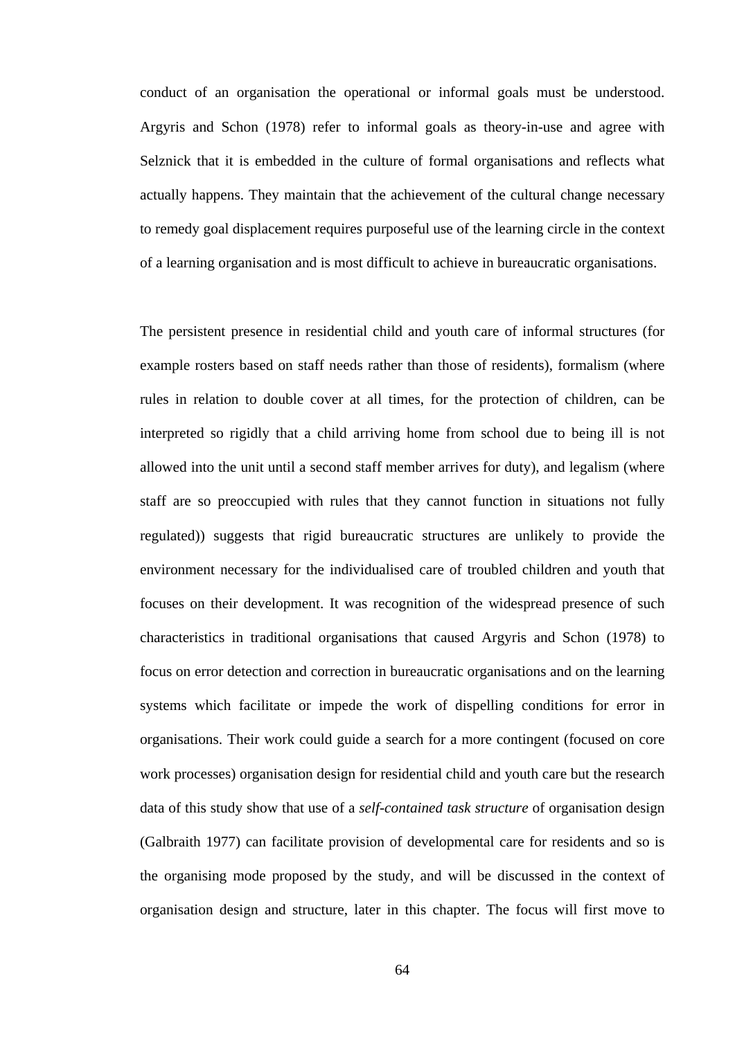conduct of an organisation the operational or informal goals must be understood. Argyris and Schon (1978) refer to informal goals as theory-in-use and agree with Selznick that it is embedded in the culture of formal organisations and reflects what actually happens. They maintain that the achievement of the cultural change necessary to remedy goal displacement requires purposeful use of the learning circle in the context of a learning organisation and is most difficult to achieve in bureaucratic organisations.

The persistent presence in residential child and youth care of informal structures (for example rosters based on staff needs rather than those of residents), formalism (where rules in relation to double cover at all times, for the protection of children, can be interpreted so rigidly that a child arriving home from school due to being ill is not allowed into the unit until a second staff member arrives for duty), and legalism (where staff are so preoccupied with rules that they cannot function in situations not fully regulated)) suggests that rigid bureaucratic structures are unlikely to provide the environment necessary for the individualised care of troubled children and youth that focuses on their development. It was recognition of the widespread presence of such characteristics in traditional organisations that caused Argyris and Schon (1978) to focus on error detection and correction in bureaucratic organisations and on the learning systems which facilitate or impede the work of dispelling conditions for error in organisations. Their work could guide a search for a more contingent (focused on core work processes) organisation design for residential child and youth care but the research data of this study show that use of a *self-contained task structure* of organisation design (Galbraith 1977) can facilitate provision of developmental care for residents and so is the organising mode proposed by the study, and will be discussed in the context of organisation design and structure, later in this chapter. The focus will first move to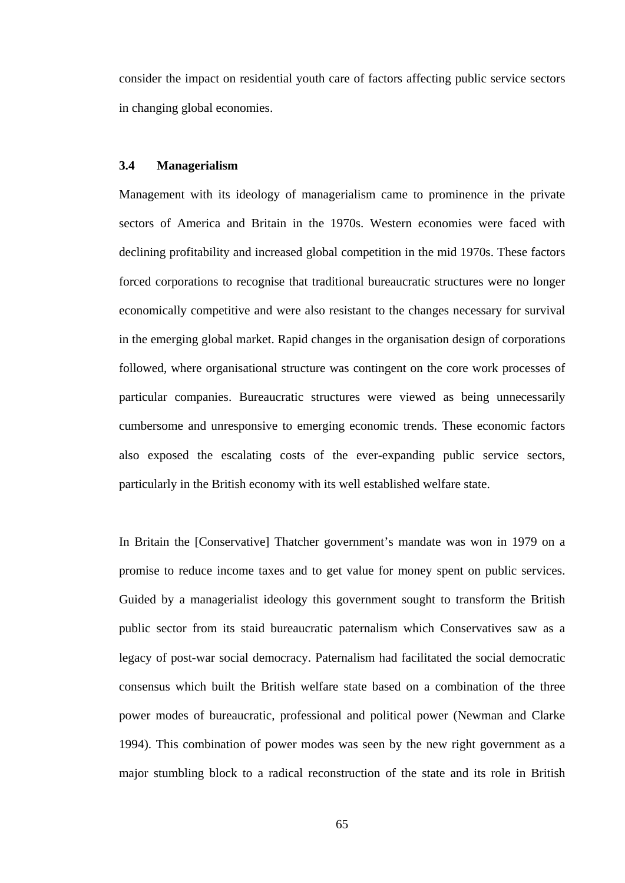consider the impact on residential youth care of factors affecting public service sectors in changing global economies.

### 3.4 Managerialism

Management with its ideology of managerialism came to prominence in the private sectors of America and Britain in the 1970s. Western economies were faced with declining profitability and increased global competition in the mid 1970s. These factors forced corporations to recognise that traditional bureaucratic structures were no longer economically competitive and were also resistant to the changes necessary for survival in the emerging global market. Rapid changes in the organisation design of corporations followed, where organisational structure was contingent on the core work processes of particular companies. Bureaucratic structures were viewed as being unnecessarily cumbersome and unresponsive to emerging economic trends. These economic factors also exposed the escalating costs of the ever-expanding public service sectors, particularly in the British economy with its well established welfare state.

In Britain the [Conservative] Thatcher government's mandate was won in 1979 on a promise to reduce income taxes and to get value for money spent on public services. Guided by a managerialist ideology this government sought to transform the British public sector from its staid bureaucratic paternalism which Conservatives saw as a legacy of post-war social democracy. Paternalism had facilitated the social democratic consensus which built the British welfare state based on a combination of the three power modes of bureaucratic, professional and political power (Newman and Clarke 1994). This combination of power modes was seen by the new right government as a major stumbling block to a radical reconstruction of the state and its role in British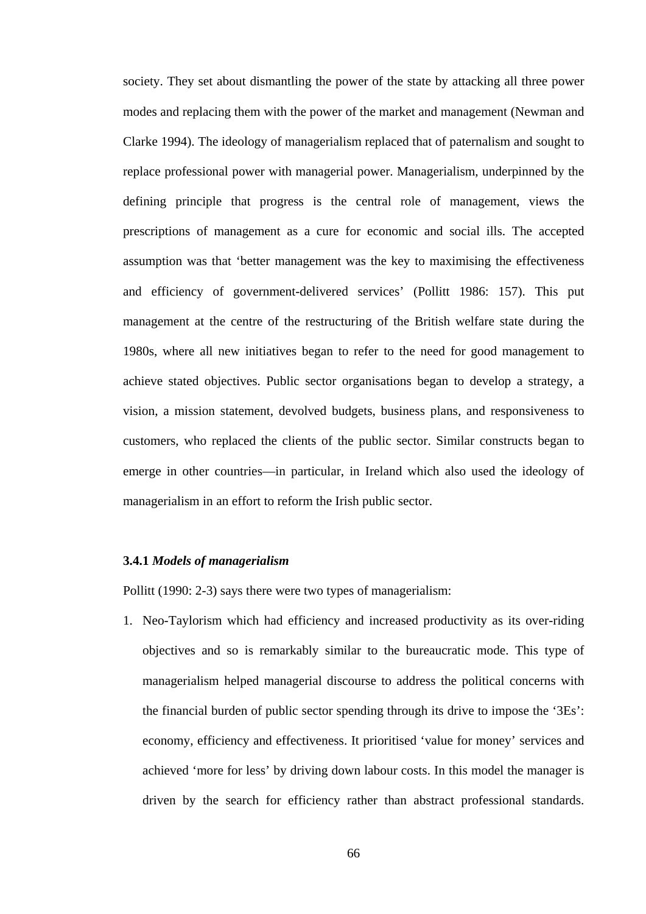society. They set about dismantling the power of the state by attacking all three power modes and replacing them with the power of the market and management (Newman and Clarke 1994). The ideology of managerialism replaced that of paternalism and sought to replace professional power with managerial power. Managerialism, underpinned by the defining principle that progress is the central role of management, views the prescriptions of management as a cure for economic and social ills. The accepted assumption was that 'better management was the key to maximising the effectiveness and efficiency of government-delivered services' (Pollitt 1986: 157). This put management at the centre of the restructuring of the British welfare state during the 1980s, where all new initiatives began to refer to the need for good management to achieve stated objectives. Public sector organisations began to develop a strategy, a vision, a mission statement, devolved budgets, business plans, and responsiveness to customers, who replaced the clients of the public sector. Similar constructs began to emerge in other countries—in particular, in Ireland which also used the ideology of managerialism in an effort to reform the Irish public sector.

### 3.4.1 *Models of managerialism*

Pollitt (1990: 2-3) says there were two types of managerialism:

1. Neo-Taylorism which had efficiency and increased productivity as its over-riding objectives and so is remarkably similar to the bureaucratic mode. This type of managerialism helped managerial discourse to address the political concerns with the financial burden of public sector spending through its drive to impose the '3Es': economy, efficiency and effectiveness. It prioritised 'value for money' services and achieved 'more for less' by driving down labour costs. In this model the manager is driven by the search for efficiency rather than abstract professional standards.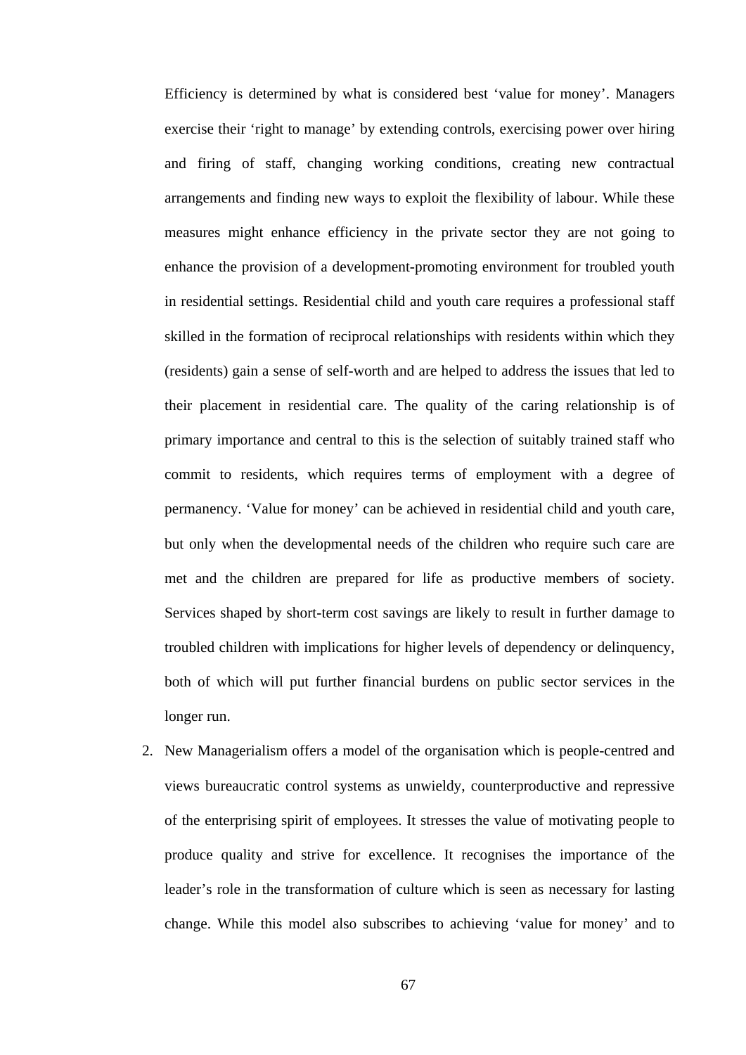Efficiency is determined by what is considered best 'value for money'. Managers exercise their 'right to manage' by extending controls, exercising power over hiring and firing of staff, changing working conditions, creating new contractual arrangements and finding new ways to exploit the flexibility of labour. While these measures might enhance efficiency in the private sector they are not going to enhance the provision of a development-promoting environment for troubled youth in residential settings. Residential child and youth care requires a professional staff skilled in the formation of reciprocal relationships with residents within which they (residents) gain a sense of self-worth and are helped to address the issues that led to their placement in residential care. The quality of the caring relationship is of primary importance and central to this is the selection of suitably trained staff who commit to residents, which requires terms of employment with a degree of permanency. 'Value for money' can be achieved in residential child and youth care, but only when the developmental needs of the children who require such care are met and the children are prepared for life as productive members of society. Services shaped by short-term cost savings are likely to result in further damage to troubled children with implications for higher levels of dependency or delinquency, both of which will put further financial burdens on public sector services in the longer run.

2. New Managerialism offers a model of the organisation which is people-centred and views bureaucratic control systems as unwieldy, counterproductive and repressive of the enterprising spirit of employees. It stresses the value of motivating people to produce quality and strive for excellence. It recognises the importance of the leader's role in the transformation of culture which is seen as necessary for lasting change. While this model also subscribes to achieving 'value for money' and to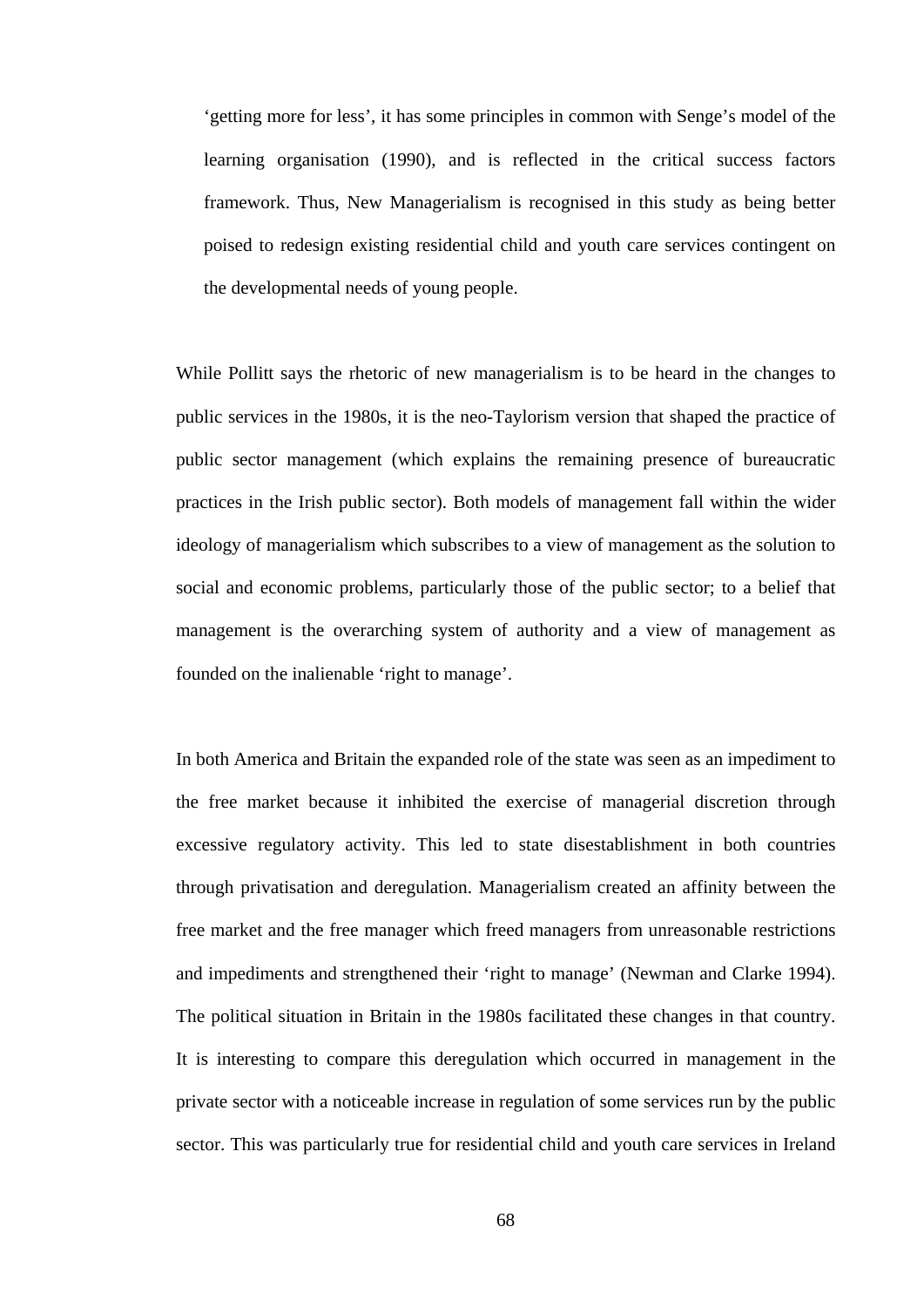> ‘getting more for less’, it has some principles in common with Senge’s model of the learning organisation (1990), and is reflected in the critical success factors framework. Thus, New Managerialism is recognised in this study as being better poised to redesign existing residential child and youth care services contingent on the developmental needs of young people.

While Pollitt says the rhetoric of new managerialism is to be heard in the changes to public services in the 1980s, it is the neo-Taylorism version that shaped the practice of public sector management (which explains the remaining presence of bureaucratic practices in the Irish public sector). Both models of management fall within the wider ideology of managerialism which subscribes to a view of management as the solution to social and economic problems, particularly those of the public sector; to a belief that management is the overarching system of authority and a view of management as founded on the inalienable ‘right to manage’.

In both America and Britain the expanded role of the state was seen as an impediment to the free market because it inhibited the exercise of managerial discretion through excessive regulatory activity. This led to state disestablishment in both countries through privatisation and deregulation. Managerialism created an affinity between the free market and the free manager which freed managers from unreasonable restrictions and impediments and strengthened their ‘right to manage’ (Newman and Clarke 1994). The political situation in Britain in the 1980s facilitated these changes in that country. It is interesting to compare this deregulation which occurred in management in the private sector with a noticeable increase in regulation of some services run by the public sector. This was particularly true for residential child and youth care services in Ireland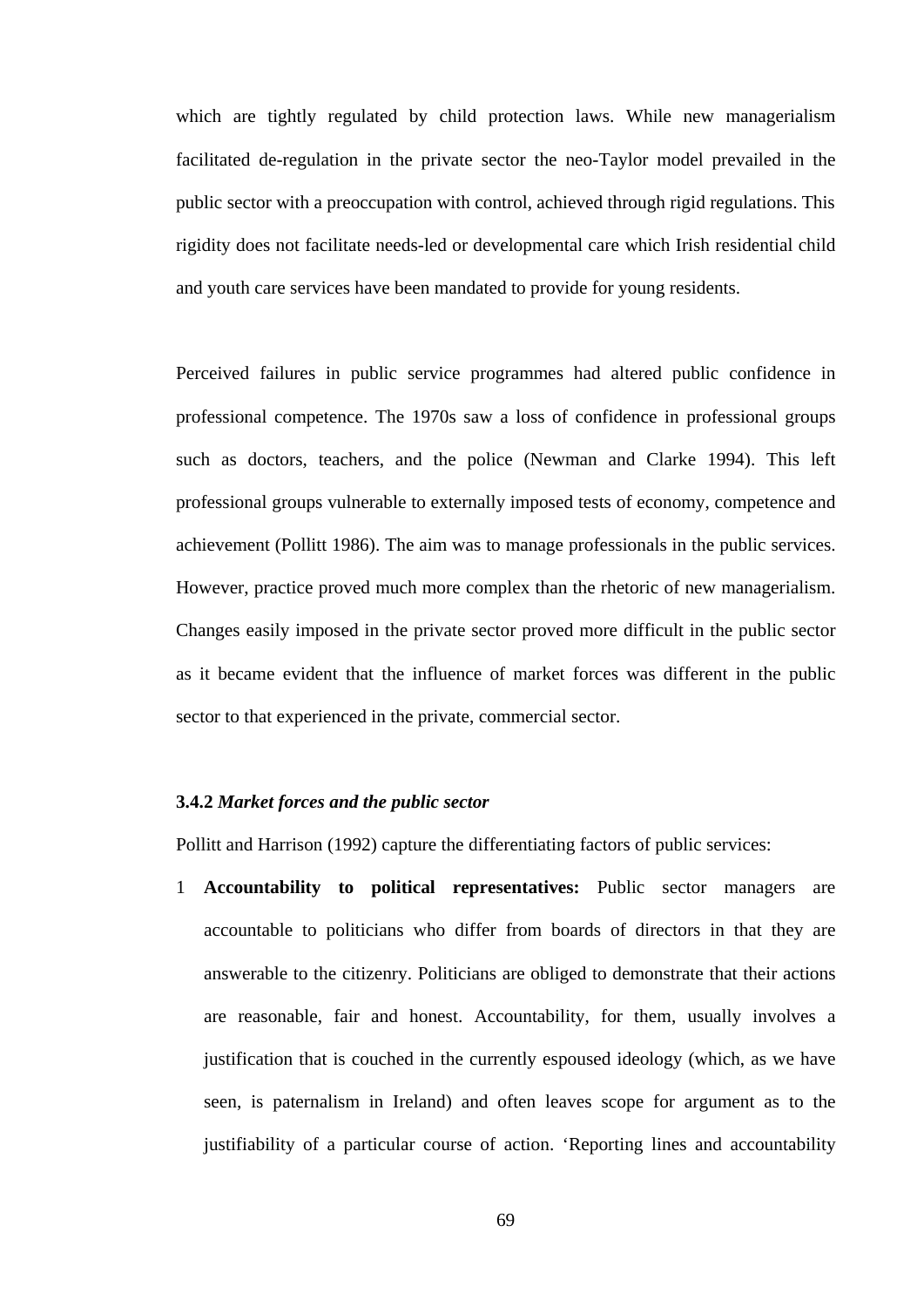which are tightly regulated by child protection laws. While new managerialism facilitated de-regulation in the private sector the neo-Taylor model prevailed in the public sector with a preoccupation with control, achieved through rigid regulations. This rigidity does not facilitate needs-led or developmental care which Irish residential child and youth care services have been mandated to provide for young residents.

Perceived failures in public service programmes had altered public confidence in professional competence. The 1970s saw a loss of confidence in professional groups such as doctors, teachers, and the police (Newman and Clarke 1994). This left professional groups vulnerable to externally imposed tests of economy, competence and achievement (Pollitt 1986). The aim was to manage professionals in the public services. However, practice proved much more complex than the rhetoric of new managerialism. Changes easily imposed in the private sector proved more difficult in the public sector as it became evident that the influence of market forces was different in the public sector to that experienced in the private, commercial sector.

### 3.4.2 *Market forces and the public sector*

Pollitt and Harrison (1992) capture the differentiating factors of public services:

1 **Accountability to political representatives:** Public sector managers are accountable to politicians who differ from boards of directors in that they are answerable to the citizenry. Politicians are obliged to demonstrate that their actions are reasonable, fair and honest. Accountability, for them, usually involves a justification that is couched in the currently espoused ideology (which, as we have seen, is paternalism in Ireland) and often leaves scope for argument as to the justifiability of a particular course of action. 'Reporting lines and accountability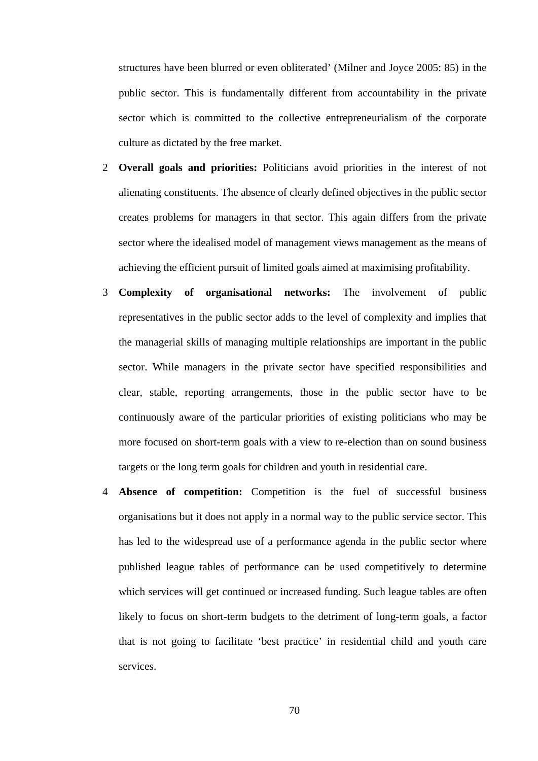structures have been blurred or even obliterated' (Milner and Joyce 2005: 85) in the public sector. This is fundamentally different from accountability in the private sector which is committed to the collective entrepreneurialism of the corporate culture as dictated by the free market.

2. **Overall goals and priorities:** Politicians avoid priorities in the interest of not alienating constituents. The absence of clearly defined objectives in the public sector creates problems for managers in that sector. This again differs from the private sector where the idealised model of management views management as the means of achieving the efficient pursuit of limited goals aimed at maximising profitability.
3. **Complexity of organisational networks:** The involvement of public representatives in the public sector adds to the level of complexity and implies that the managerial skills of managing multiple relationships are important in the public sector. While managers in the private sector have specified responsibilities and clear, stable, reporting arrangements, those in the public sector have to be continuously aware of the particular priorities of existing politicians who may be more focused on short-term goals with a view to re-election than on sound business targets or the long term goals for children and youth in residential care.
4. **Absence of competition:** Competition is the fuel of successful business organisations but it does not apply in a normal way to the public service sector. This has led to the widespread use of a performance agenda in the public sector where published league tables of performance can be used competitively to determine which services will get continued or increased funding. Such league tables are often likely to focus on short-term budgets to the detriment of long-term goals, a factor that is not going to facilitate 'best practice' in residential child and youth care services.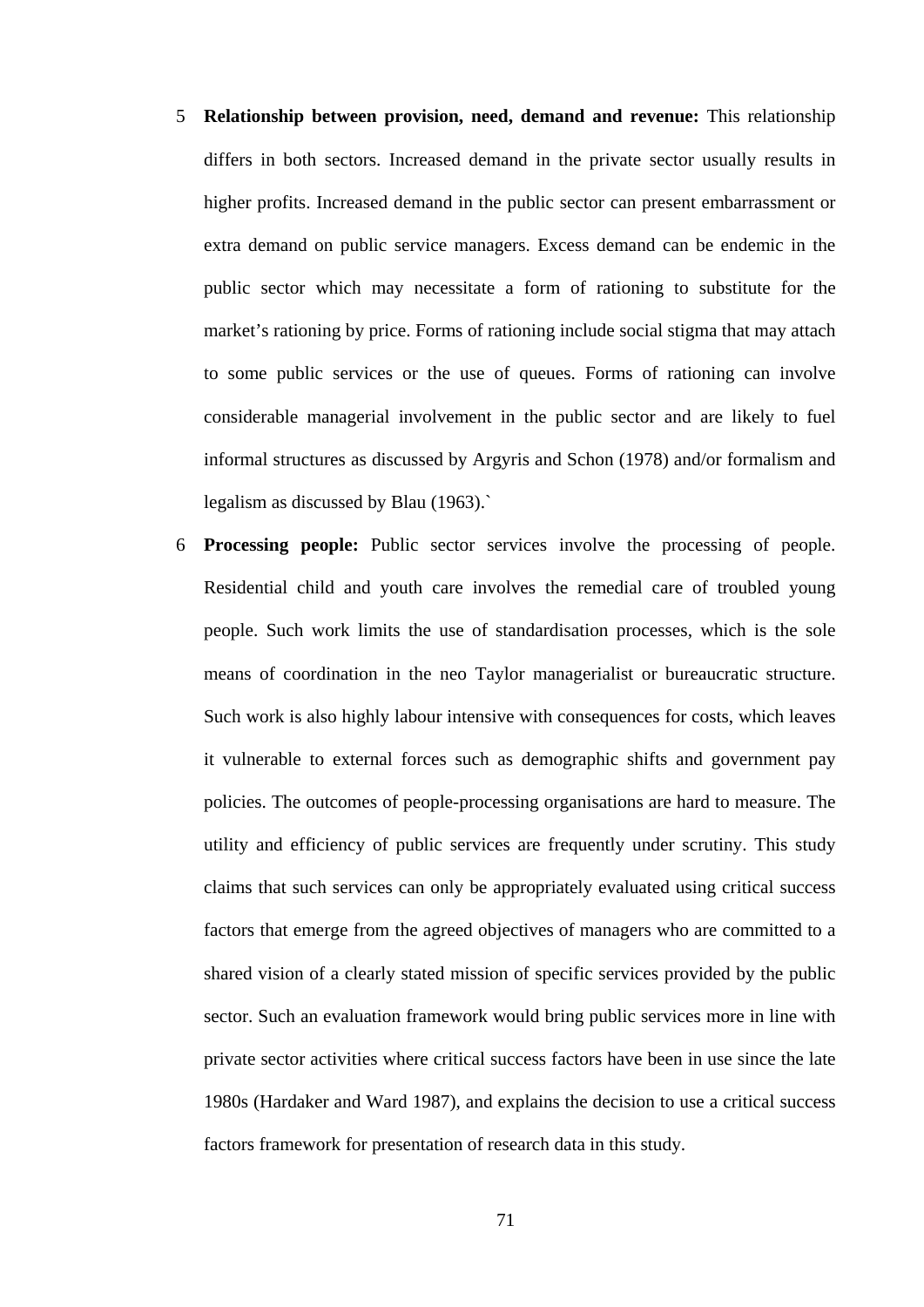5 **Relationship between provision, need, demand and revenue:** This relationship differs in both sectors. Increased demand in the private sector usually results in higher profits. Increased demand in the public sector can present embarrassment or extra demand on public service managers. Excess demand can be endemic in the public sector which may necessitate a form of rationing to substitute for the market's rationing by price. Forms of rationing include social stigma that may attach to some public services or the use of queues. Forms of rationing can involve considerable managerial involvement in the public sector and are likely to fuel informal structures as discussed by Argyris and Schon (1978) and/or formalism and legalism as discussed by Blau (1963).`

6 **Processing people:** Public sector services involve the processing of people. Residential child and youth care involves the remedial care of troubled young people. Such work limits the use of standardisation processes, which is the sole means of coordination in the neo Taylor managerialist or bureaucratic structure. Such work is also highly labour intensive with consequences for costs, which leaves it vulnerable to external forces such as demographic shifts and government pay policies. The outcomes of people-processing organisations are hard to measure. The utility and efficiency of public services are frequently under scrutiny. This study claims that such services can only be appropriately evaluated using critical success factors that emerge from the agreed objectives of managers who are committed to a shared vision of a clearly stated mission of specific services provided by the public sector. Such an evaluation framework would bring public services more in line with private sector activities where critical success factors have been in use since the late 1980s (Hardaker and Ward 1987), and explains the decision to use a critical success factors framework for presentation of research data in this study.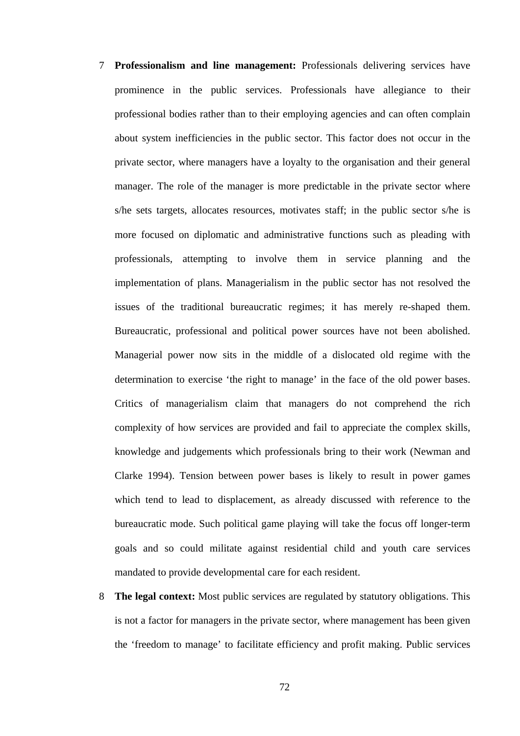7 **Professionalism and line management:** Professionals delivering services have prominence in the public services. Professionals have allegiance to their professional bodies rather than to their employing agencies and can often complain about system inefficiencies in the public sector. This factor does not occur in the private sector, where managers have a loyalty to the organisation and their general manager. The role of the manager is more predictable in the private sector where s/he sets targets, allocates resources, motivates staff; in the public sector s/he is more focused on diplomatic and administrative functions such as pleading with professionals, attempting to involve them in service planning and the implementation of plans. Managerialism in the public sector has not resolved the issues of the traditional bureaucratic regimes; it has merely re-shaped them. Bureaucratic, professional and political power sources have not been abolished. Managerial power now sits in the middle of a dislocated old regime with the determination to exercise 'the right to manage' in the face of the old power bases. Critics of managerialism claim that managers do not comprehend the rich complexity of how services are provided and fail to appreciate the complex skills, knowledge and judgements which professionals bring to their work (Newman and Clarke 1994). Tension between power bases is likely to result in power games which tend to lead to displacement, as already discussed with reference to the bureaucratic mode. Such political game playing will take the focus off longer-term goals and so could militate against residential child and youth care services mandated to provide developmental care for each resident.

8 **The legal context:** Most public services are regulated by statutory obligations. This is not a factor for managers in the private sector, where management has been given the 'freedom to manage' to facilitate efficiency and profit making. Public services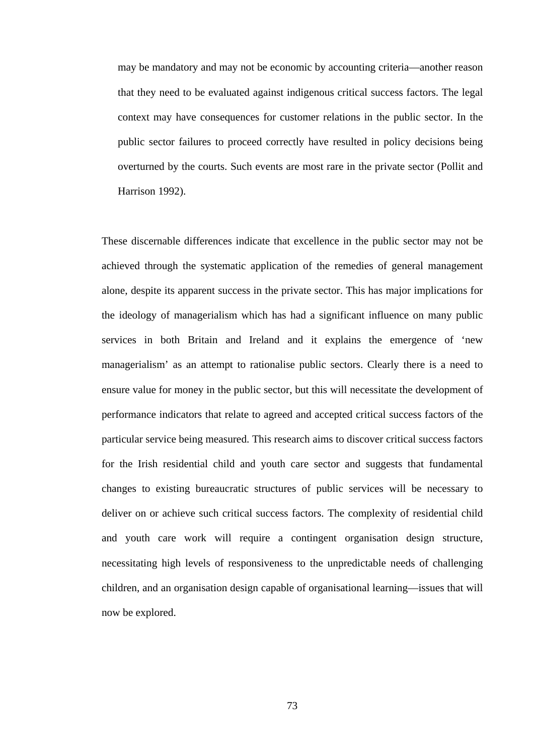may be mandatory and may not be economic by accounting criteria—another reason that they need to be evaluated against indigenous critical success factors. The legal context may have consequences for customer relations in the public sector. In the public sector failures to proceed correctly have resulted in policy decisions being overturned by the courts. Such events are most rare in the private sector (Pollit and Harrison 1992).

These discernable differences indicate that excellence in the public sector may not be achieved through the systematic application of the remedies of general management alone, despite its apparent success in the private sector. This has major implications for the ideology of managerialism which has had a significant influence on many public services in both Britain and Ireland and it explains the emergence of 'new managerialism' as an attempt to rationalise public sectors. Clearly there is a need to ensure value for money in the public sector, but this will necessitate the development of performance indicators that relate to agreed and accepted critical success factors of the particular service being measured. This research aims to discover critical success factors for the Irish residential child and youth care sector and suggests that fundamental changes to existing bureaucratic structures of public services will be necessary to deliver on or achieve such critical success factors. The complexity of residential child and youth care work will require a contingent organisation design structure, necessitating high levels of responsiveness to the unpredictable needs of challenging children, and an organisation design capable of organisational learning—issues that will now be explored.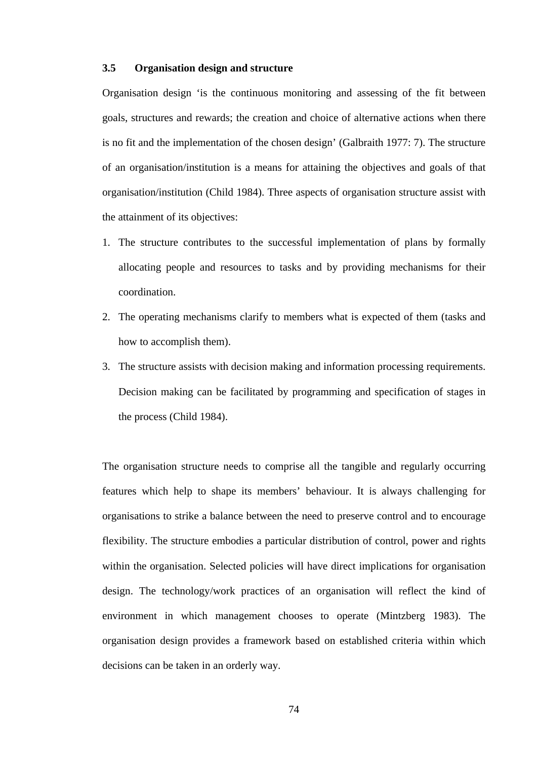### 3.5 Organisation design and structure

Organisation design 'is the continuous monitoring and assessing of the fit between goals, structures and rewards; the creation and choice of alternative actions when there is no fit and the implementation of the chosen design' (Galbraith 1977: 7). The structure of an organisation/institution is a means for attaining the objectives and goals of that organisation/institution (Child 1984). Three aspects of organisation structure assist with the attainment of its objectives:

1. The structure contributes to the successful implementation of plans by formally allocating people and resources to tasks and by providing mechanisms for their coordination.
2. The operating mechanisms clarify to members what is expected of them (tasks and how to accomplish them).
3. The structure assists with decision making and information processing requirements. Decision making can be facilitated by programming and specification of stages in the process (Child 1984).

The organisation structure needs to comprise all the tangible and regularly occurring features which help to shape its members' behaviour. It is always challenging for organisations to strike a balance between the need to preserve control and to encourage flexibility. The structure embodies a particular distribution of control, power and rights within the organisation. Selected policies will have direct implications for organisation design. The technology/work practices of an organisation will reflect the kind of environment in which management chooses to operate (Mintzberg 1983). The organisation design provides a framework based on established criteria within which decisions can be taken in an orderly way.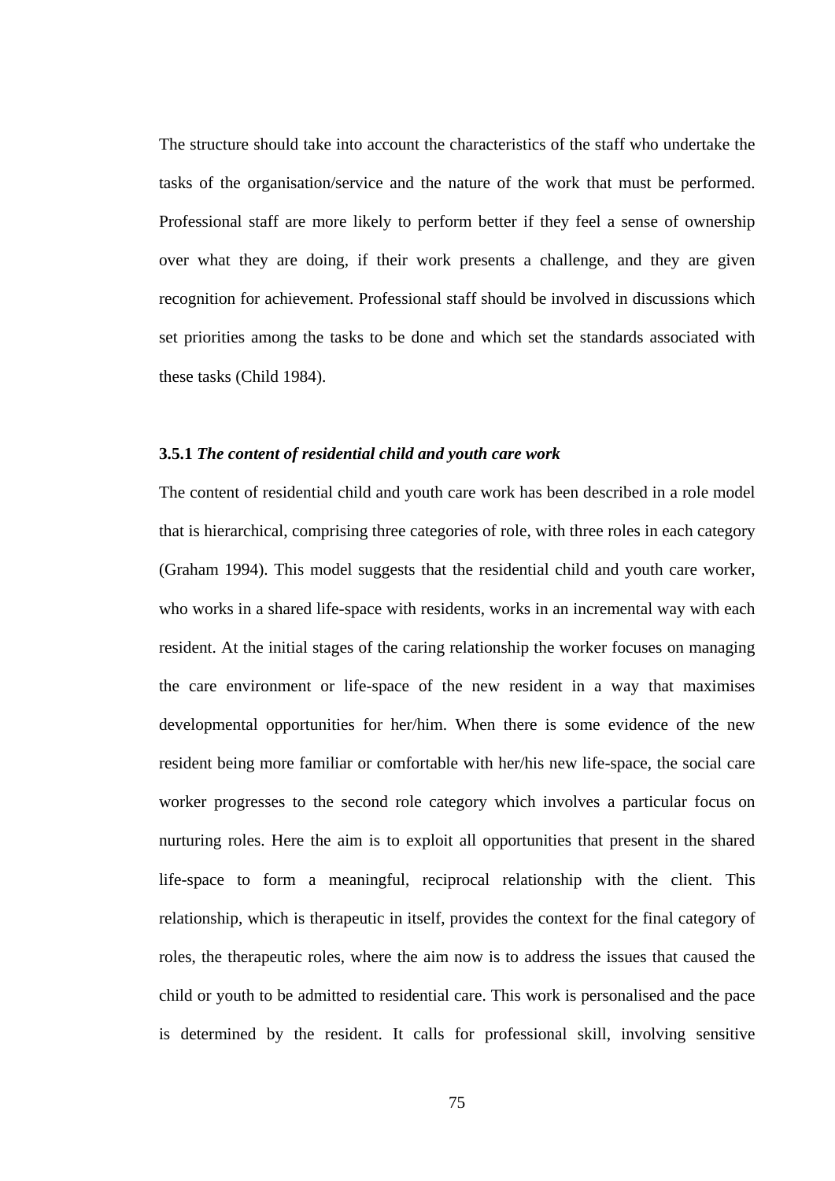The structure should take into account the characteristics of the staff who undertake the tasks of the organisation/service and the nature of the work that must be performed. Professional staff are more likely to perform better if they feel a sense of ownership over what they are doing, if their work presents a challenge, and they are given recognition for achievement. Professional staff should be involved in discussions which set priorities among the tasks to be done and which set the standards associated with these tasks (Child 1984).

### 3.5.1 *The content of residential child and youth care work*

The content of residential child and youth care work has been described in a role model that is hierarchical, comprising three categories of role, with three roles in each category (Graham 1994). This model suggests that the residential child and youth care worker, who works in a shared life-space with residents, works in an incremental way with each resident. At the initial stages of the caring relationship the worker focuses on managing the care environment or life-space of the new resident in a way that maximises developmental opportunities for her/him. When there is some evidence of the new resident being more familiar or comfortable with her/his new life-space, the social care worker progresses to the second role category which involves a particular focus on nurturing roles. Here the aim is to exploit all opportunities that present in the shared life-space to form a meaningful, reciprocal relationship with the client. This relationship, which is therapeutic in itself, provides the context for the final category of roles, the therapeutic roles, where the aim now is to address the issues that caused the child or youth to be admitted to residential care. This work is personalised and the pace is determined by the resident. It calls for professional skill, involving sensitive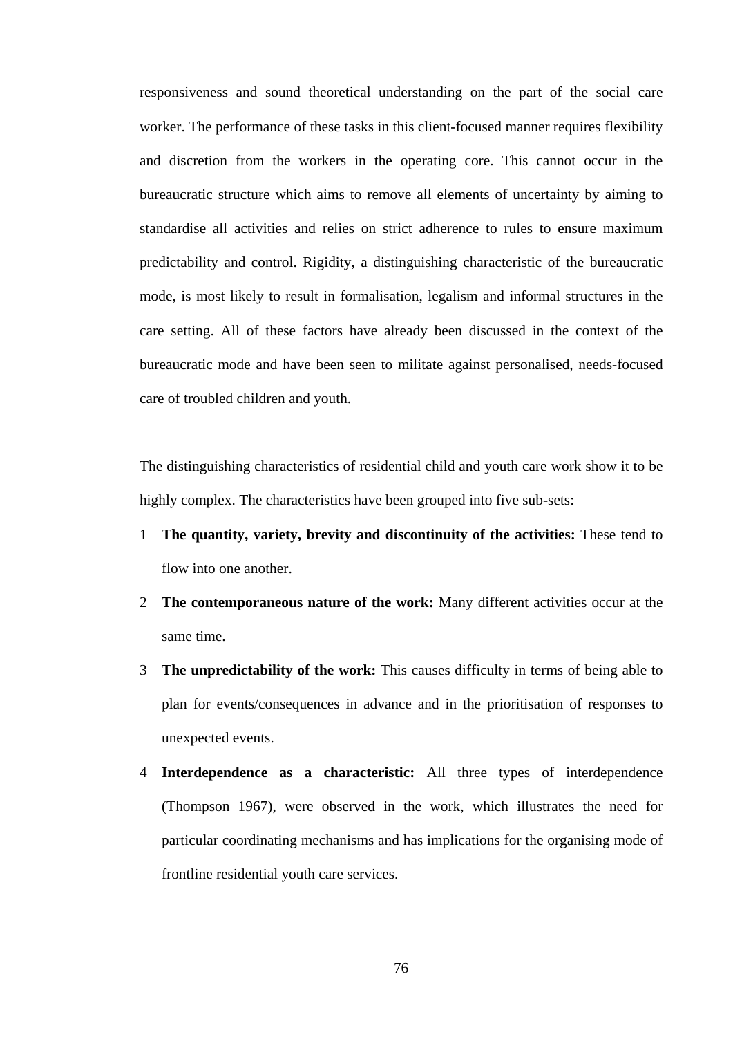responsiveness and sound theoretical understanding on the part of the social care worker. The performance of these tasks in this client-focused manner requires flexibility and discretion from the workers in the operating core. This cannot occur in the bureaucratic structure which aims to remove all elements of uncertainty by aiming to standardise all activities and relies on strict adherence to rules to ensure maximum predictability and control. Rigidity, a distinguishing characteristic of the bureaucratic mode, is most likely to result in formalisation, legalism and informal structures in the care setting. All of these factors have already been discussed in the context of the bureaucratic mode and have been seen to militate against personalised, needs-focused care of troubled children and youth.

The distinguishing characteristics of residential child and youth care work show it to be highly complex. The characteristics have been grouped into five sub-sets:

1. **The quantity, variety, brevity and discontinuity of the activities:** These tend to flow into one another.
2. **The contemporaneous nature of the work:** Many different activities occur at the same time.
3. **The unpredictability of the work:** This causes difficulty in terms of being able to plan for events/consequences in advance and in the prioritisation of responses to unexpected events.
4. **Interdependence as a characteristic:** All three types of interdependence (Thompson 1967), were observed in the work, which illustrates the need for particular coordinating mechanisms and has implications for the organising mode of frontline residential youth care services.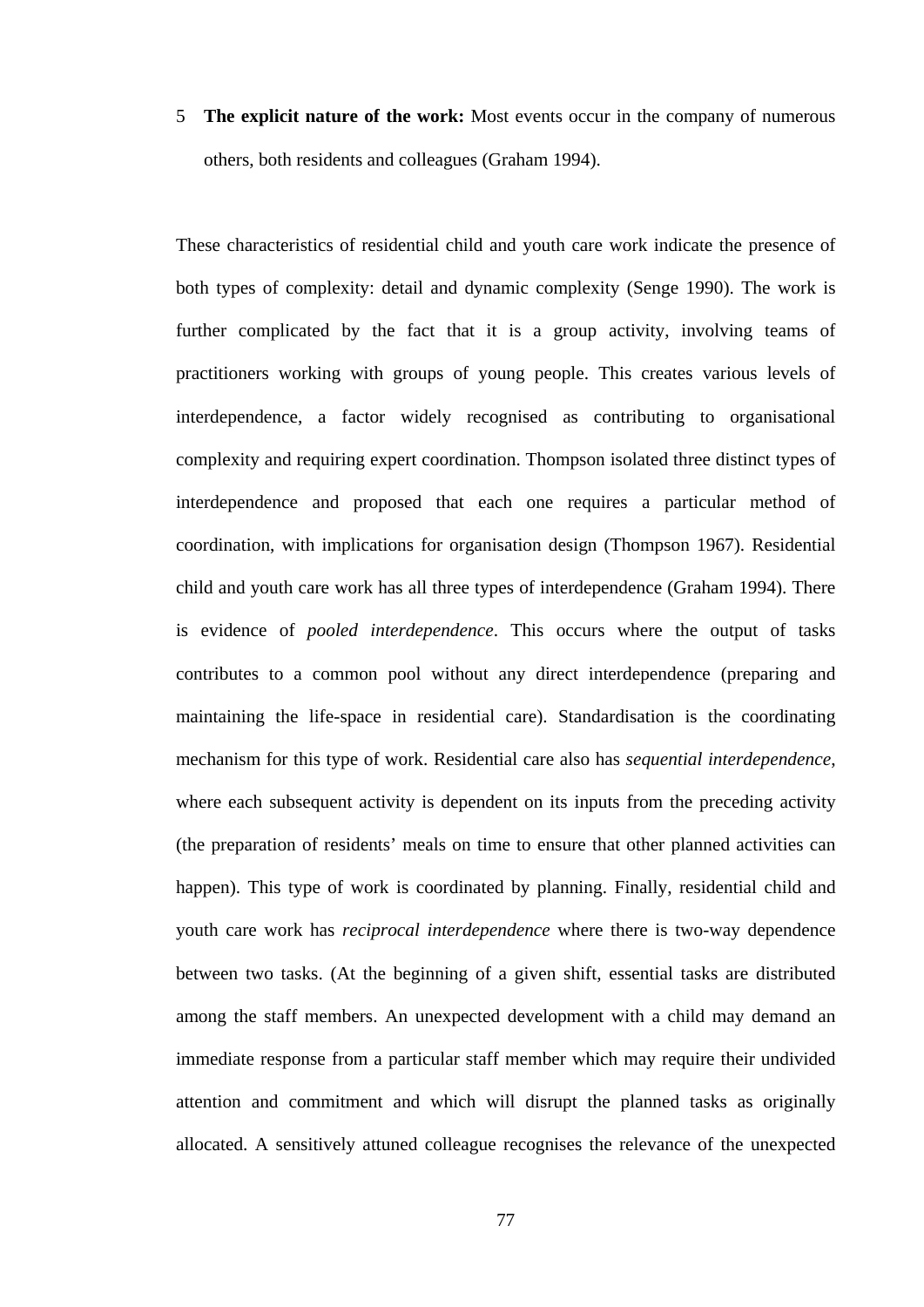5 **The explicit nature of the work:** Most events occur in the company of numerous others, both residents and colleagues (Graham 1994).

These characteristics of residential child and youth care work indicate the presence of both types of complexity: detail and dynamic complexity (Senge 1990). The work is further complicated by the fact that it is a group activity, involving teams of practitioners working with groups of young people. This creates various levels of interdependence, a factor widely recognised as contributing to organisational complexity and requiring expert coordination. Thompson isolated three distinct types of interdependence and proposed that each one requires a particular method of coordination, with implications for organisation design (Thompson 1967). Residential child and youth care work has all three types of interdependence (Graham 1994). There is evidence of *pooled interdependence*. This occurs where the output of tasks contributes to a common pool without any direct interdependence (preparing and maintaining the life-space in residential care). Standardisation is the coordinating mechanism for this type of work. Residential care also has *sequential interdependence*, where each subsequent activity is dependent on its inputs from the preceding activity (the preparation of residents' meals on time to ensure that other planned activities can happen). This type of work is coordinated by planning. Finally, residential child and youth care work has *reciprocal interdependence* where there is two-way dependence between two tasks. (At the beginning of a given shift, essential tasks are distributed among the staff members. An unexpected development with a child may demand an immediate response from a particular staff member which may require their undivided attention and commitment and which will disrupt the planned tasks as originally allocated. A sensitively attuned colleague recognises the relevance of the unexpected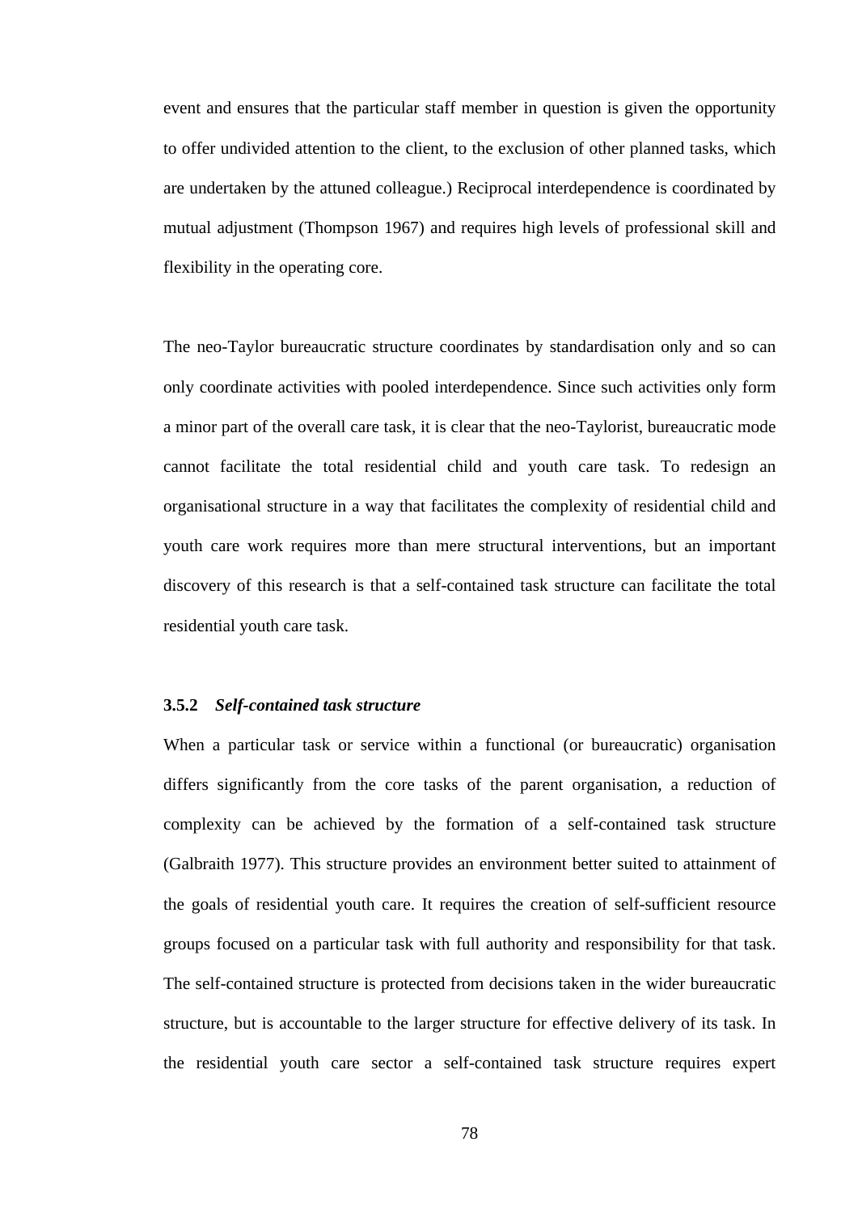event and ensures that the particular staff member in question is given the opportunity to offer undivided attention to the client, to the exclusion of other planned tasks, which are undertaken by the attuned colleague.) Reciprocal interdependence is coordinated by mutual adjustment (Thompson 1967) and requires high levels of professional skill and flexibility in the operating core.

The neo-Taylor bureaucratic structure coordinates by standardisation only and so can only coordinate activities with pooled interdependence. Since such activities only form a minor part of the overall care task, it is clear that the neo-Taylorist, bureaucratic mode cannot facilitate the total residential child and youth care task. To redesign an organisational structure in a way that facilitates the complexity of residential child and youth care work requires more than mere structural interventions, but an important discovery of this research is that a self-contained task structure can facilitate the total residential youth care task.

### 3.5.2 *Self-contained task structure*

When a particular task or service within a functional (or bureaucratic) organisation differs significantly from the core tasks of the parent organisation, a reduction of complexity can be achieved by the formation of a self-contained task structure (Galbraith 1977). This structure provides an environment better suited to attainment of the goals of residential youth care. It requires the creation of self-sufficient resource groups focused on a particular task with full authority and responsibility for that task. The self-contained structure is protected from decisions taken in the wider bureaucratic structure, but is accountable to the larger structure for effective delivery of its task. In the residential youth care sector a self-contained task structure requires expert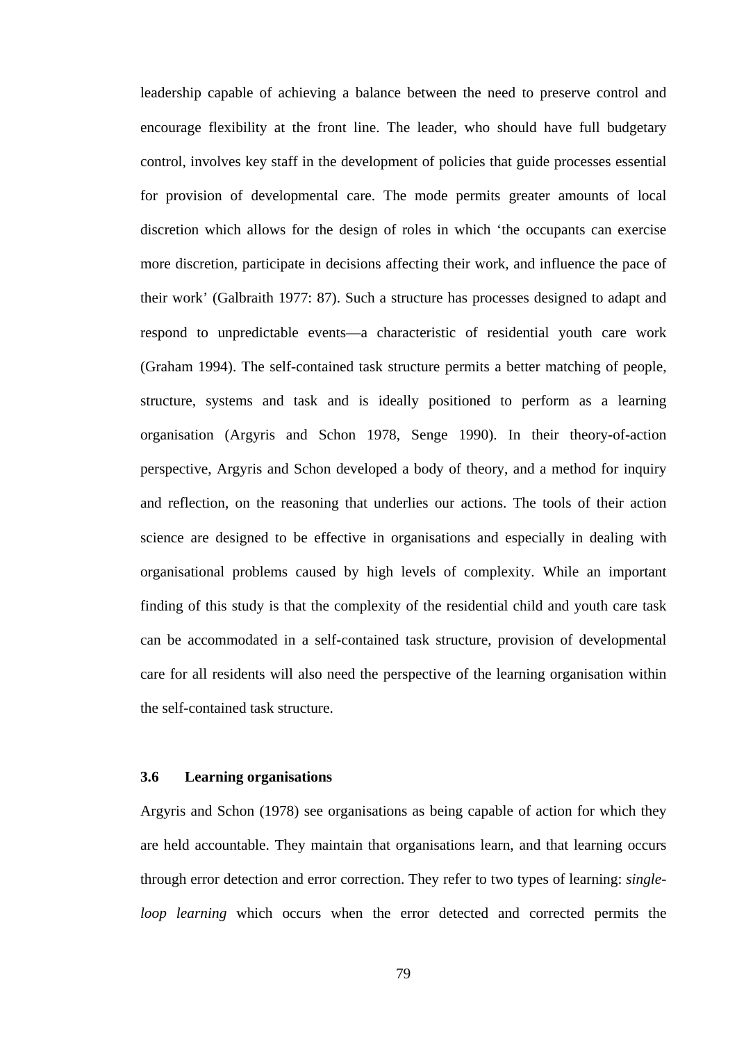leadership capable of achieving a balance between the need to preserve control and encourage flexibility at the front line. The leader, who should have full budgetary control, involves key staff in the development of policies that guide processes essential for provision of developmental care. The mode permits greater amounts of local discretion which allows for the design of roles in which 'the occupants can exercise more discretion, participate in decisions affecting their work, and influence the pace of their work' (Galbraith 1977: 87). Such a structure has processes designed to adapt and respond to unpredictable events—a characteristic of residential youth care work (Graham 1994). The self-contained task structure permits a better matching of people, structure, systems and task and is ideally positioned to perform as a learning organisation (Argyris and Schon 1978, Senge 1990). In their theory-of-action perspective, Argyris and Schon developed a body of theory, and a method for inquiry and reflection, on the reasoning that underlies our actions. The tools of their action science are designed to be effective in organisations and especially in dealing with organisational problems caused by high levels of complexity. While an important finding of this study is that the complexity of the residential child and youth care task can be accommodated in a self-contained task structure, provision of developmental care for all residents will also need the perspective of the learning organisation within the self-contained task structure.

### 3.6 Learning organisations

Argyris and Schon (1978) see organisations as being capable of action for which they are held accountable. They maintain that organisations learn, and that learning occurs through error detection and error correction. They refer to two types of learning: *single-loop learning* which occurs when the error detected and corrected permits the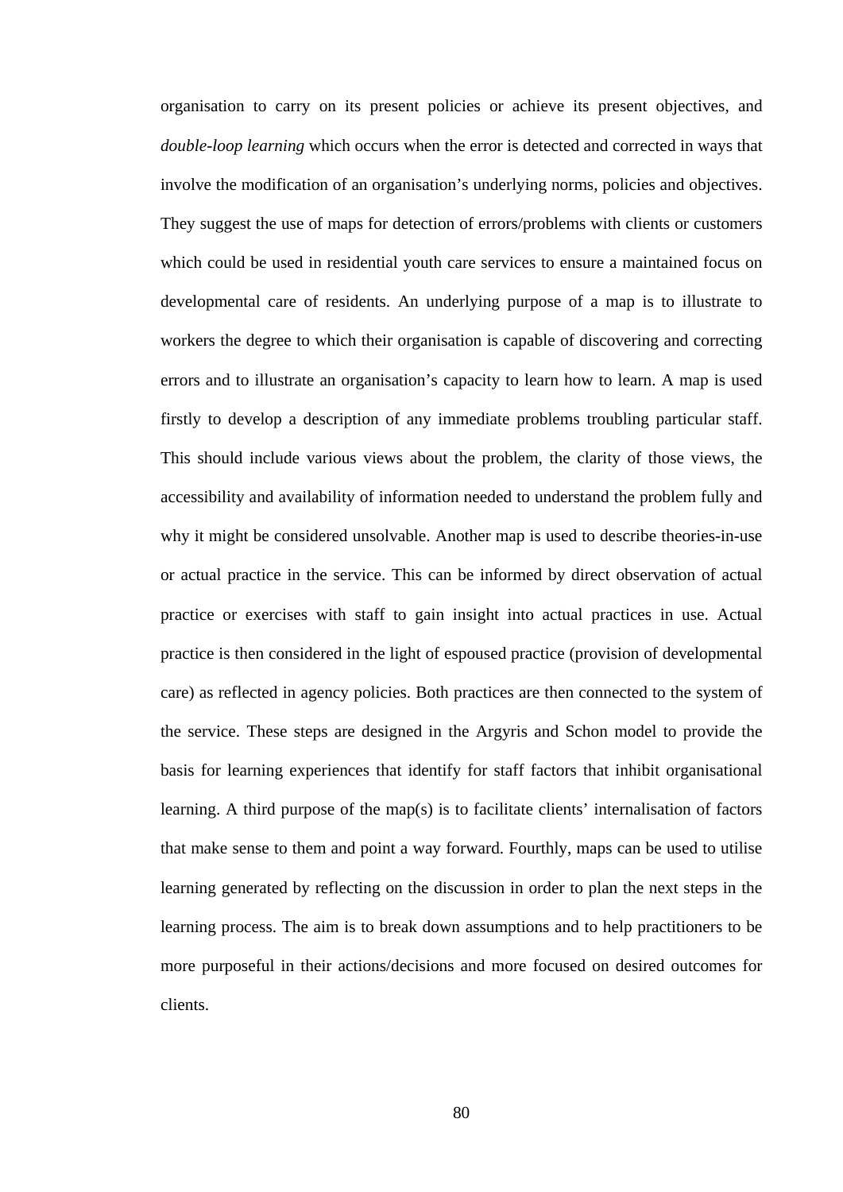organisation to carry on its present policies or achieve its present objectives, and *double-loop learning* which occurs when the error is detected and corrected in ways that involve the modification of an organisation's underlying norms, policies and objectives. They suggest the use of maps for detection of errors/problems with clients or customers which could be used in residential youth care services to ensure a maintained focus on developmental care of residents. An underlying purpose of a map is to illustrate to workers the degree to which their organisation is capable of discovering and correcting errors and to illustrate an organisation's capacity to learn how to learn. A map is used firstly to develop a description of any immediate problems troubling particular staff. This should include various views about the problem, the clarity of those views, the accessibility and availability of information needed to understand the problem fully and why it might be considered unsolvable. Another map is used to describe theories-in-use or actual practice in the service. This can be informed by direct observation of actual practice or exercises with staff to gain insight into actual practices in use. Actual practice is then considered in the light of espoused practice (provision of developmental care) as reflected in agency policies. Both practices are then connected to the system of the service. These steps are designed in the Argyris and Schon model to provide the basis for learning experiences that identify for staff factors that inhibit organisational learning. A third purpose of the map(s) is to facilitate clients' internalisation of factors that make sense to them and point a way forward. Fourthly, maps can be used to utilise learning generated by reflecting on the discussion in order to plan the next steps in the learning process. The aim is to break down assumptions and to help practitioners to be more purposeful in their actions/decisions and more focused on desired outcomes for clients.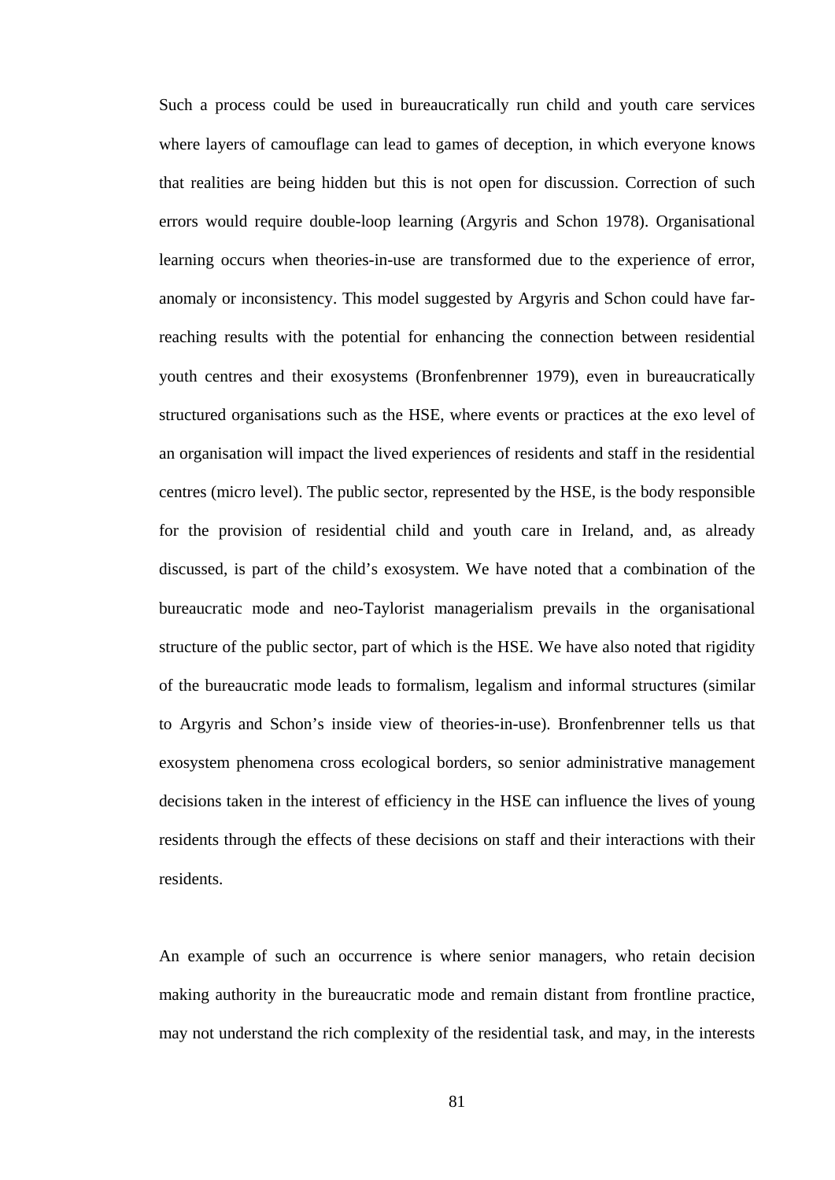Such a process could be used in bureaucratically run child and youth care services where layers of camouflage can lead to games of deception, in which everyone knows that realities are being hidden but this is not open for discussion. Correction of such errors would require double-loop learning (Argyris and Schon 1978). Organisational learning occurs when theories-in-use are transformed due to the experience of error, anomaly or inconsistency. This model suggested by Argyris and Schon could have far-reaching results with the potential for enhancing the connection between residential youth centres and their exosystems (Bronfenbrenner 1979), even in bureaucratically structured organisations such as the HSE, where events or practices at the exo level of an organisation will impact the lived experiences of residents and staff in the residential centres (micro level). The public sector, represented by the HSE, is the body responsible for the provision of residential child and youth care in Ireland, and, as already discussed, is part of the child's exosystem. We have noted that a combination of the bureaucratic mode and neo-Taylorist managerialism prevails in the organisational structure of the public sector, part of which is the HSE. We have also noted that rigidity of the bureaucratic mode leads to formalism, legalism and informal structures (similar to Argyris and Schon's inside view of theories-in-use). Bronfenbrenner tells us that exosystem phenomena cross ecological borders, so senior administrative management decisions taken in the interest of efficiency in the HSE can influence the lives of young residents through the effects of these decisions on staff and their interactions with their residents.

An example of such an occurrence is where senior managers, who retain decision making authority in the bureaucratic mode and remain distant from frontline practice, may not understand the rich complexity of the residential task, and may, in the interests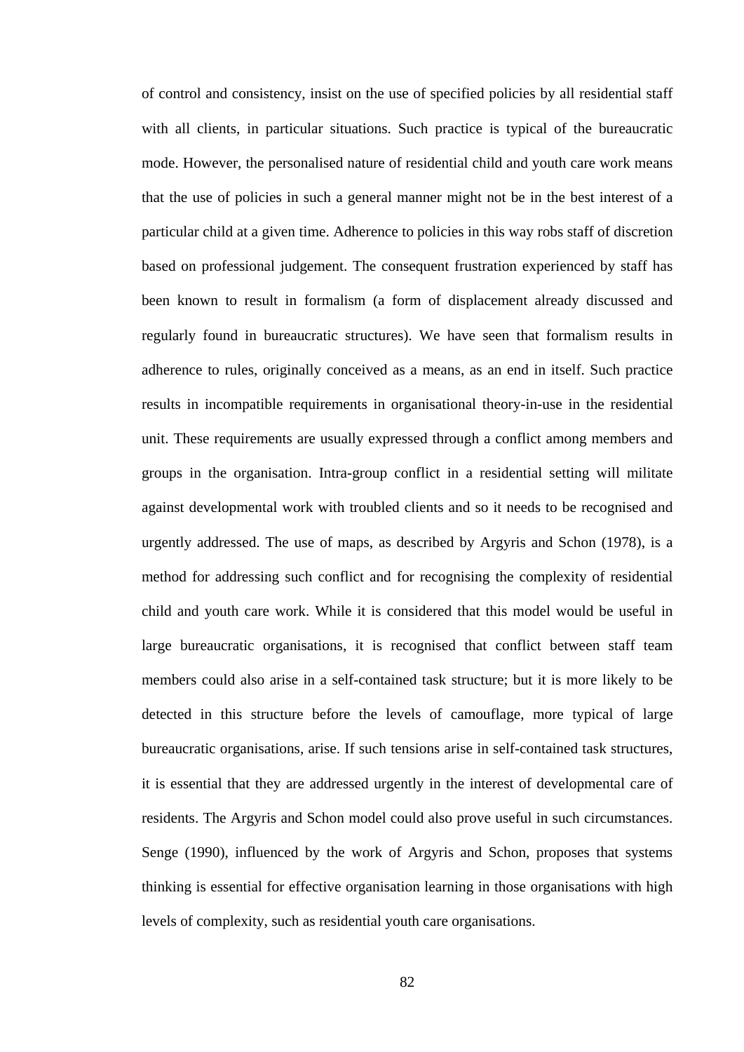of control and consistency, insist on the use of specified policies by all residential staff with all clients, in particular situations. Such practice is typical of the bureaucratic mode. However, the personalised nature of residential child and youth care work means that the use of policies in such a general manner might not be in the best interest of a particular child at a given time. Adherence to policies in this way robs staff of discretion based on professional judgement. The consequent frustration experienced by staff has been known to result in formalism (a form of displacement already discussed and regularly found in bureaucratic structures). We have seen that formalism results in adherence to rules, originally conceived as a means, as an end in itself. Such practice results in incompatible requirements in organisational theory-in-use in the residential unit. These requirements are usually expressed through a conflict among members and groups in the organisation. Intra-group conflict in a residential setting will militate against developmental work with troubled clients and so it needs to be recognised and urgently addressed. The use of maps, as described by Argyris and Schon (1978), is a method for addressing such conflict and for recognising the complexity of residential child and youth care work. While it is considered that this model would be useful in large bureaucratic organisations, it is recognised that conflict between staff team members could also arise in a self-contained task structure; but it is more likely to be detected in this structure before the levels of camouflage, more typical of large bureaucratic organisations, arise. If such tensions arise in self-contained task structures, it is essential that they are addressed urgently in the interest of developmental care of residents. The Argyris and Schon model could also prove useful in such circumstances. Senge (1990), influenced by the work of Argyris and Schon, proposes that systems thinking is essential for effective organisation learning in those organisations with high levels of complexity, such as residential youth care organisations.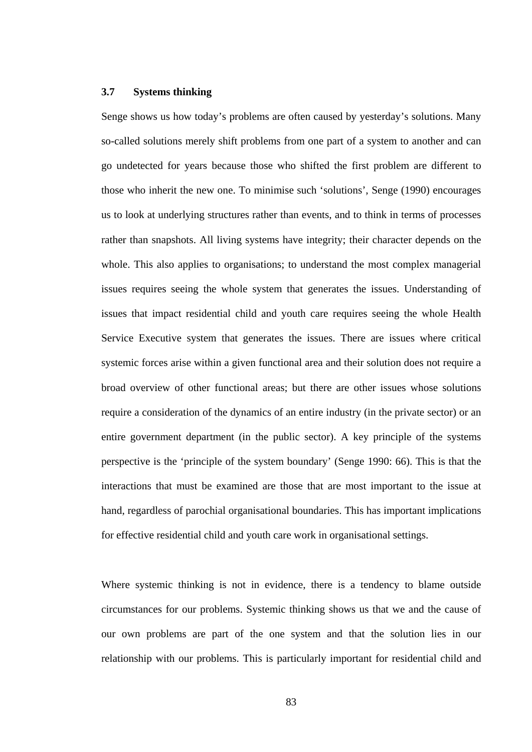### 3.7 Systems thinking

Senge shows us how today's problems are often caused by yesterday's solutions. Many so-called solutions merely shift problems from one part of a system to another and can go undetected for years because those who shifted the first problem are different to those who inherit the new one. To minimise such 'solutions', Senge (1990) encourages us to look at underlying structures rather than events, and to think in terms of processes rather than snapshots. All living systems have integrity; their character depends on the whole. This also applies to organisations; to understand the most complex managerial issues requires seeing the whole system that generates the issues. Understanding of issues that impact residential child and youth care requires seeing the whole Health Service Executive system that generates the issues. There are issues where critical systemic forces arise within a given functional area and their solution does not require a broad overview of other functional areas; but there are other issues whose solutions require a consideration of the dynamics of an entire industry (in the private sector) or an entire government department (in the public sector). A key principle of the systems perspective is the 'principle of the system boundary' (Senge 1990: 66). This is that the interactions that must be examined are those that are most important to the issue at hand, regardless of parochial organisational boundaries. This has important implications for effective residential child and youth care work in organisational settings.

Where systemic thinking is not in evidence, there is a tendency to blame outside circumstances for our problems. Systemic thinking shows us that we and the cause of our own problems are part of the one system and that the solution lies in our relationship with our problems. This is particularly important for residential child and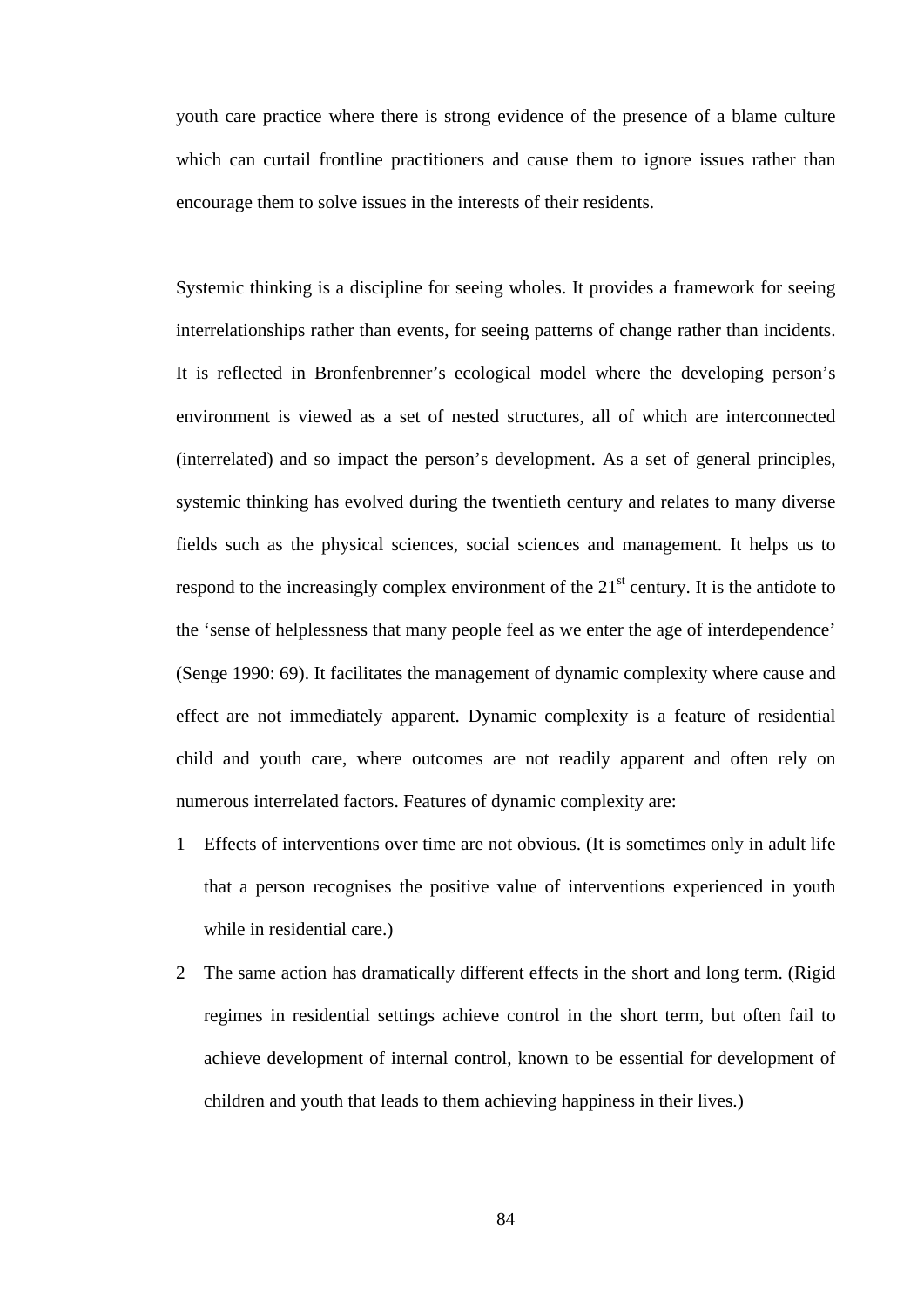youth care practice where there is strong evidence of the presence of a blame culture which can curtail frontline practitioners and cause them to ignore issues rather than encourage them to solve issues in the interests of their residents.

Systemic thinking is a discipline for seeing wholes. It provides a framework for seeing interrelationships rather than events, for seeing patterns of change rather than incidents. It is reflected in Bronfenbrenner's ecological model where the developing person's environment is viewed as a set of nested structures, all of which are interconnected (interrelated) and so impact the person's development. As a set of general principles, systemic thinking has evolved during the twentieth century and relates to many diverse fields such as the physical sciences, social sciences and management. It helps us to respond to the increasingly complex environment of the 21st century. It is the antidote to the 'sense of helplessness that many people feel as we enter the age of interdependence' (Senge 1990: 69). It facilitates the management of dynamic complexity where cause and effect are not immediately apparent. Dynamic complexity is a feature of residential child and youth care, where outcomes are not readily apparent and often rely on numerous interrelated factors. Features of dynamic complexity are:

1. Effects of interventions over time are not obvious. (It is sometimes only in adult life that a person recognises the positive value of interventions experienced in youth while in residential care.)
2. The same action has dramatically different effects in the short and long term. (Rigid regimes in residential settings achieve control in the short term, but often fail to achieve development of internal control, known to be essential for development of children and youth that leads to them achieving happiness in their lives.)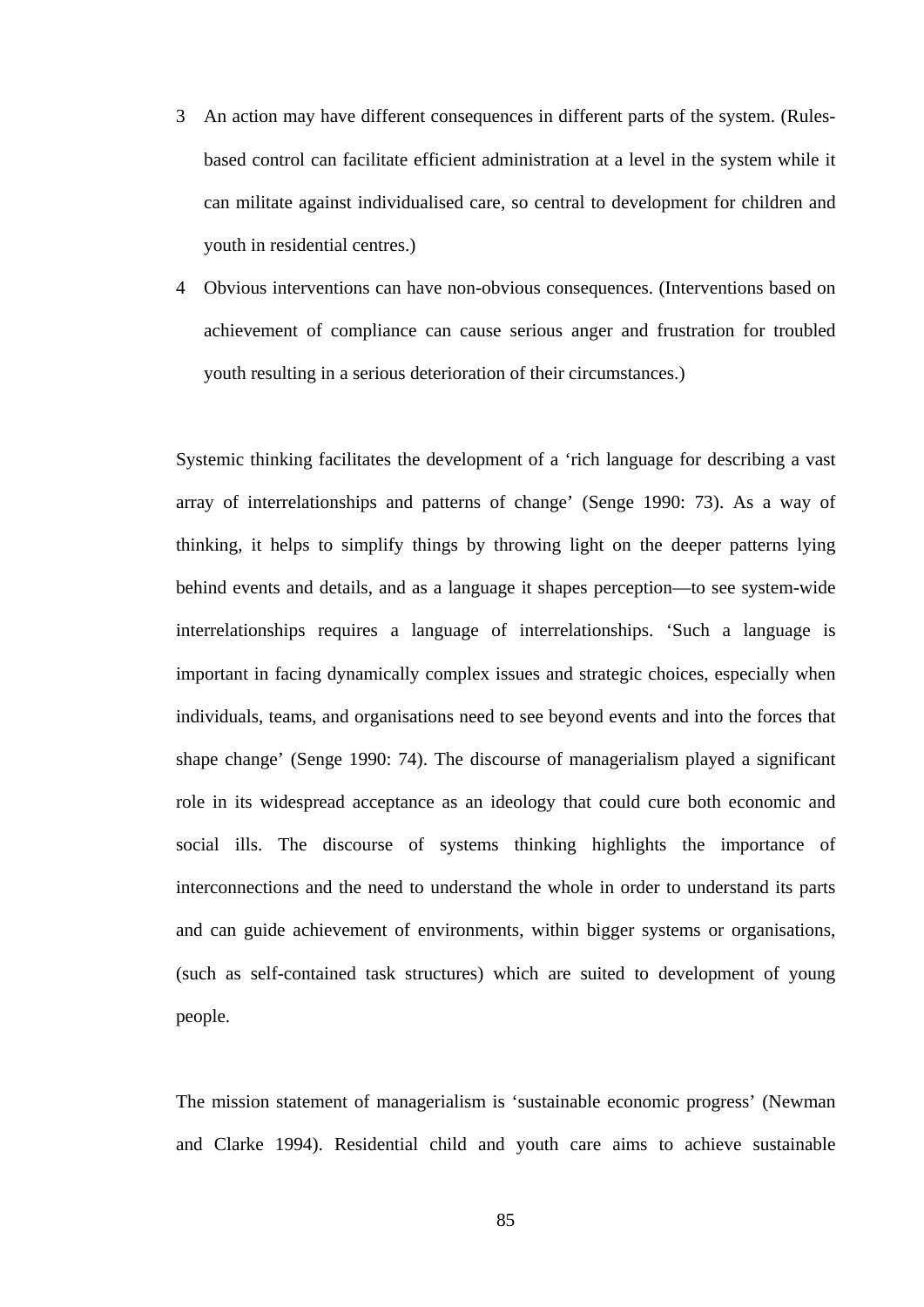3. An action may have different consequences in different parts of the system. (Rules-based control can facilitate efficient administration at a level in the system while it can militate against individualised care, so central to development for children and youth in residential centres.)
4. Obvious interventions can have non-obvious consequences. (Interventions based on achievement of compliance can cause serious anger and frustration for troubled youth resulting in a serious deterioration of their circumstances.)

Systemic thinking facilitates the development of a 'rich language for describing a vast array of interrelationships and patterns of change' (Senge 1990: 73). As a way of thinking, it helps to simplify things by throwing light on the deeper patterns lying behind events and details, and as a language it shapes perception—to see system-wide interrelationships requires a language of interrelationships. 'Such a language is important in facing dynamically complex issues and strategic choices, especially when individuals, teams, and organisations need to see beyond events and into the forces that shape change' (Senge 1990: 74). The discourse of managerialism played a significant role in its widespread acceptance as an ideology that could cure both economic and social ills. The discourse of systems thinking highlights the importance of interconnections and the need to understand the whole in order to understand its parts and can guide achievement of environments, within bigger systems or organisations, (such as self-contained task structures) which are suited to development of young people.

The mission statement of managerialism is 'sustainable economic progress' (Newman and Clarke 1994). Residential child and youth care aims to achieve sustainable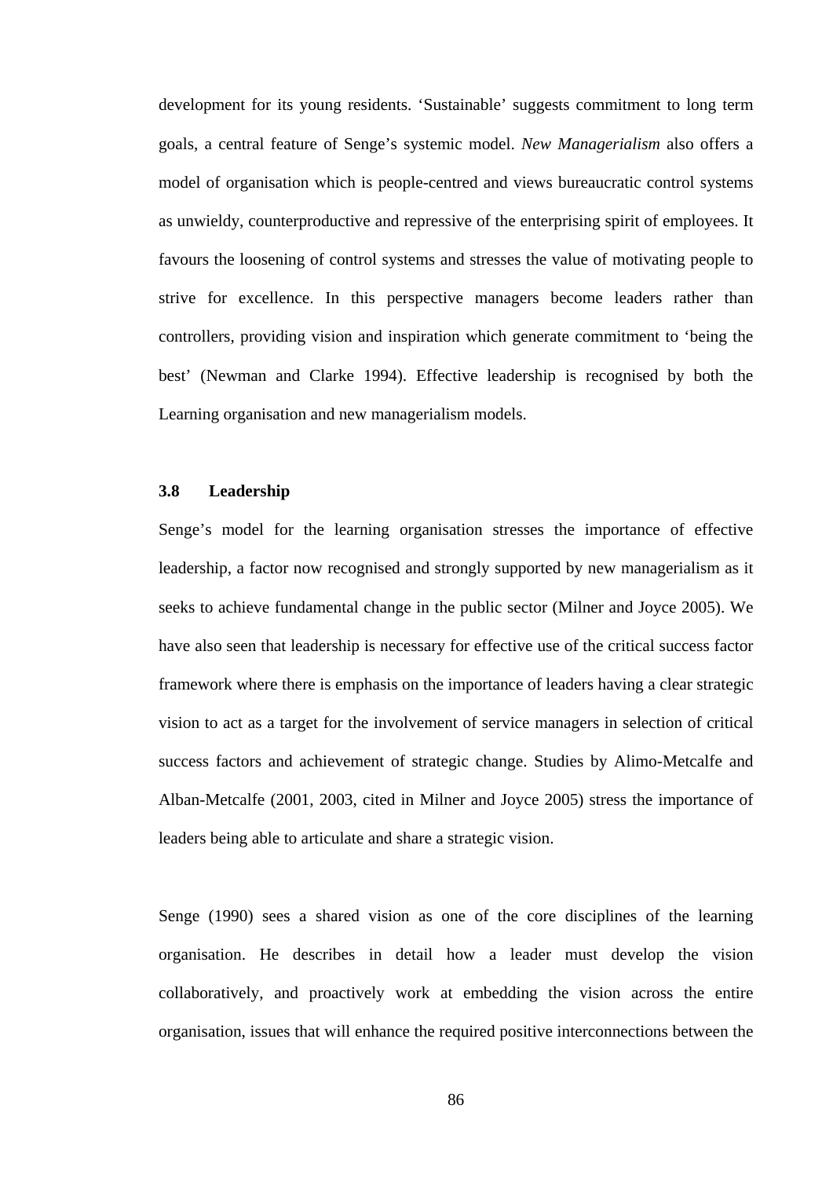development for its young residents. ‘Sustainable’ suggests commitment to long term goals, a central feature of Senge’s systemic model. *New Managerialism* also offers a model of organisation which is people-centred and views bureaucratic control systems as unwieldy, counterproductive and repressive of the enterprising spirit of employees. It favours the loosening of control systems and stresses the value of motivating people to strive for excellence. In this perspective managers become leaders rather than controllers, providing vision and inspiration which generate commitment to ‘being the best’ (Newman and Clarke 1994). Effective leadership is recognised by both the Learning organisation and new managerialism models.

### 3.8 Leadership

Senge’s model for the learning organisation stresses the importance of effective leadership, a factor now recognised and strongly supported by new managerialism as it seeks to achieve fundamental change in the public sector (Milner and Joyce 2005). We have also seen that leadership is necessary for effective use of the critical success factor framework where there is emphasis on the importance of leaders having a clear strategic vision to act as a target for the involvement of service managers in selection of critical success factors and achievement of strategic change. Studies by Alimo-Metcalfe and Alban-Metcalfe (2001, 2003, cited in Milner and Joyce 2005) stress the importance of leaders being able to articulate and share a strategic vision.

Senge (1990) sees a shared vision as one of the core disciplines of the learning organisation. He describes in detail how a leader must develop the vision collaboratively, and proactively work at embedding the vision across the entire organisation, issues that will enhance the required positive interconnections between the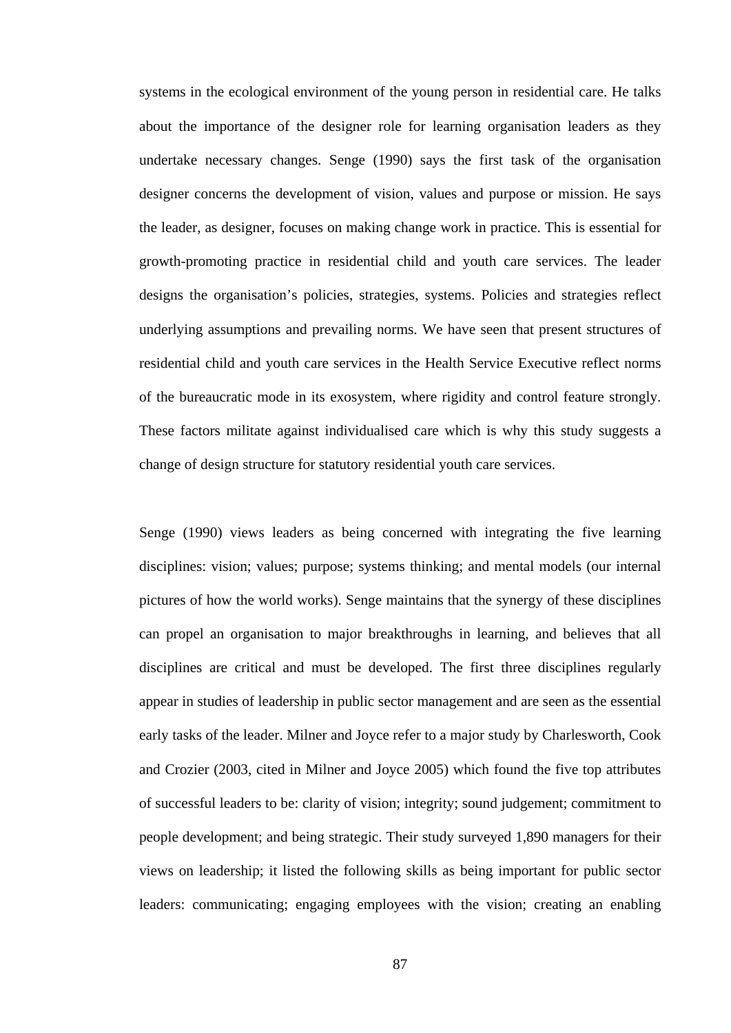systems in the ecological environment of the young person in residential care. He talks about the importance of the designer role for learning organisation leaders as they undertake necessary changes. Senge (1990) says the first task of the organisation designer concerns the development of vision, values and purpose or mission. He says the leader, as designer, focuses on making change work in practice. This is essential for growth-promoting practice in residential child and youth care services. The leader designs the organisation's policies, strategies, systems. Policies and strategies reflect underlying assumptions and prevailing norms. We have seen that present structures of residential child and youth care services in the Health Service Executive reflect norms of the bureaucratic mode in its exosystem, where rigidity and control feature strongly. These factors militate against individualised care which is why this study suggests a change of design structure for statutory residential youth care services.

Senge (1990) views leaders as being concerned with integrating the five learning disciplines: vision; values; purpose; systems thinking; and mental models (our internal pictures of how the world works). Senge maintains that the synergy of these disciplines can propel an organisation to major breakthroughs in learning, and believes that all disciplines are critical and must be developed. The first three disciplines regularly appear in studies of leadership in public sector management and are seen as the essential early tasks of the leader. Milner and Joyce refer to a major study by Charlesworth, Cook and Crozier (2003, cited in Milner and Joyce 2005) which found the five top attributes of successful leaders to be: clarity of vision; integrity; sound judgement; commitment to people development; and being strategic. Their study surveyed 1,890 managers for their views on leadership; it listed the following skills as being important for public sector leaders: communicating; engaging employees with the vision; creating an enabling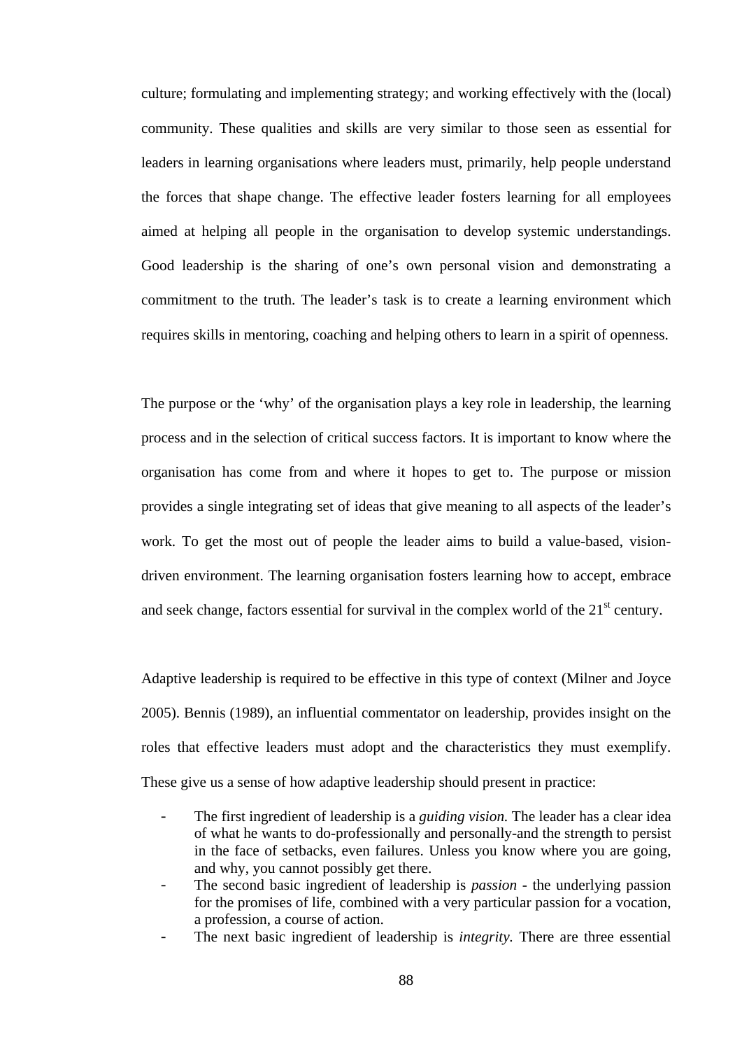culture; formulating and implementing strategy; and working effectively with the (local) community. These qualities and skills are very similar to those seen as essential for leaders in learning organisations where leaders must, primarily, help people understand the forces that shape change. The effective leader fosters learning for all employees aimed at helping all people in the organisation to develop systemic understandings. Good leadership is the sharing of one's own personal vision and demonstrating a commitment to the truth. The leader's task is to create a learning environment which requires skills in mentoring, coaching and helping others to learn in a spirit of openness.

The purpose or the 'why' of the organisation plays a key role in leadership, the learning process and in the selection of critical success factors. It is important to know where the organisation has come from and where it hopes to get to. The purpose or mission provides a single integrating set of ideas that give meaning to all aspects of the leader's work. To get the most out of people the leader aims to build a value-based, vision-driven environment. The learning organisation fosters learning how to accept, embrace and seek change, factors essential for survival in the complex world of the 21st century.

Adaptive leadership is required to be effective in this type of context (Milner and Joyce 2005). Bennis (1989), an influential commentator on leadership, provides insight on the roles that effective leaders must adopt and the characteristics they must exemplify. These give us a sense of how adaptive leadership should present in practice:

- The first ingredient of leadership is a *guiding vision*. The leader has a clear idea of what he wants to do-professionally and personally-and the strength to persist in the face of setbacks, even failures. Unless you know where you are going, and why, you cannot possibly get there.
- The second basic ingredient of leadership is *passion* - the underlying passion for the promises of life, combined with a very particular passion for a vocation, a profession, a course of action.
- The next basic ingredient of leadership is *integrity*. There are three essential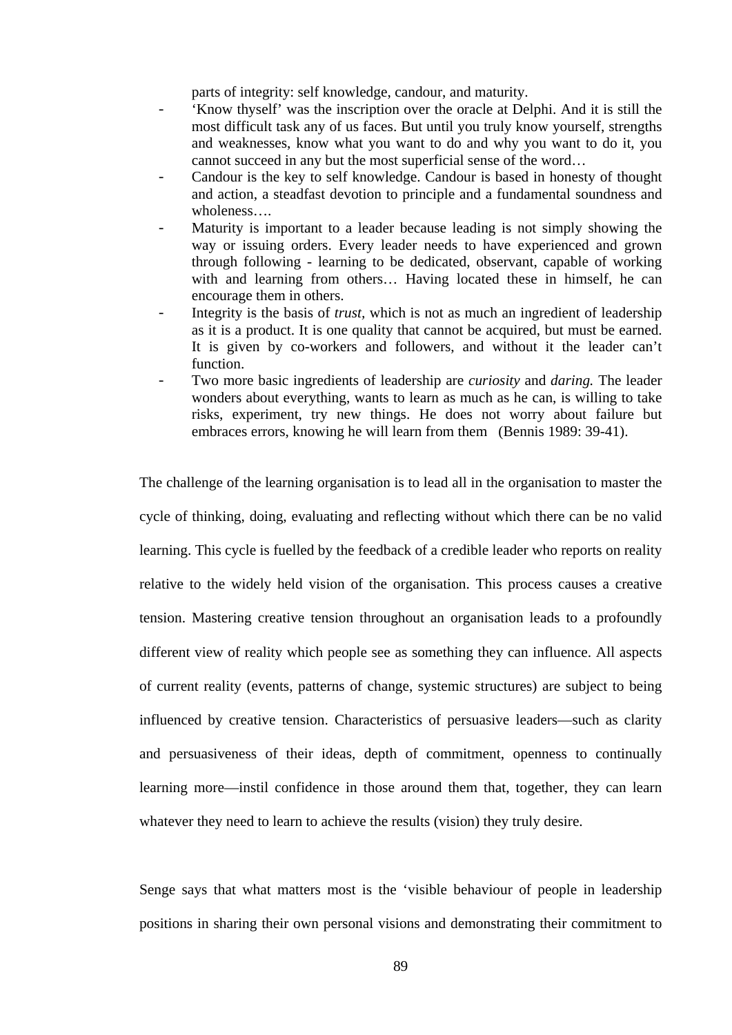parts of integrity: self knowledge, candour, and maturity.

- 'Know thyself' was the inscription over the oracle at Delphi. And it is still the most difficult task any of us faces. But until you truly know yourself, strengths and weaknesses, know what you want to do and why you want to do it, you cannot succeed in any but the most superficial sense of the word…
- Candour is the key to self knowledge. Candour is based in honesty of thought and action, a steadfast devotion to principle and a fundamental soundness and wholeness….
- Maturity is important to a leader because leading is not simply showing the way or issuing orders. Every leader needs to have experienced and grown through following - learning to be dedicated, observant, capable of working with and learning from others… Having located these in himself, he can encourage them in others.
- Integrity is the basis of *trust,* which is not as much an ingredient of leadership as it is a product. It is one quality that cannot be acquired, but must be earned. It is given by co-workers and followers, and without it the leader can't function.
- Two more basic ingredients of leadership are *curiosity* and *daring.* The leader wonders about everything, wants to learn as much as he can, is willing to take risks, experiment, try new things. He does not worry about failure but embraces errors, knowing he will learn from them (Bennis 1989: 39-41).

The challenge of the learning organisation is to lead all in the organisation to master the cycle of thinking, doing, evaluating and reflecting without which there can be no valid learning. This cycle is fuelled by the feedback of a credible leader who reports on reality relative to the widely held vision of the organisation. This process causes a creative tension. Mastering creative tension throughout an organisation leads to a profoundly different view of reality which people see as something they can influence. All aspects of current reality (events, patterns of change, systemic structures) are subject to being influenced by creative tension. Characteristics of persuasive leaders—such as clarity and persuasiveness of their ideas, depth of commitment, openness to continually learning more—instil confidence in those around them that, together, they can learn whatever they need to learn to achieve the results (vision) they truly desire.

Senge says that what matters most is the 'visible behaviour of people in leadership positions in sharing their own personal visions and demonstrating their commitment to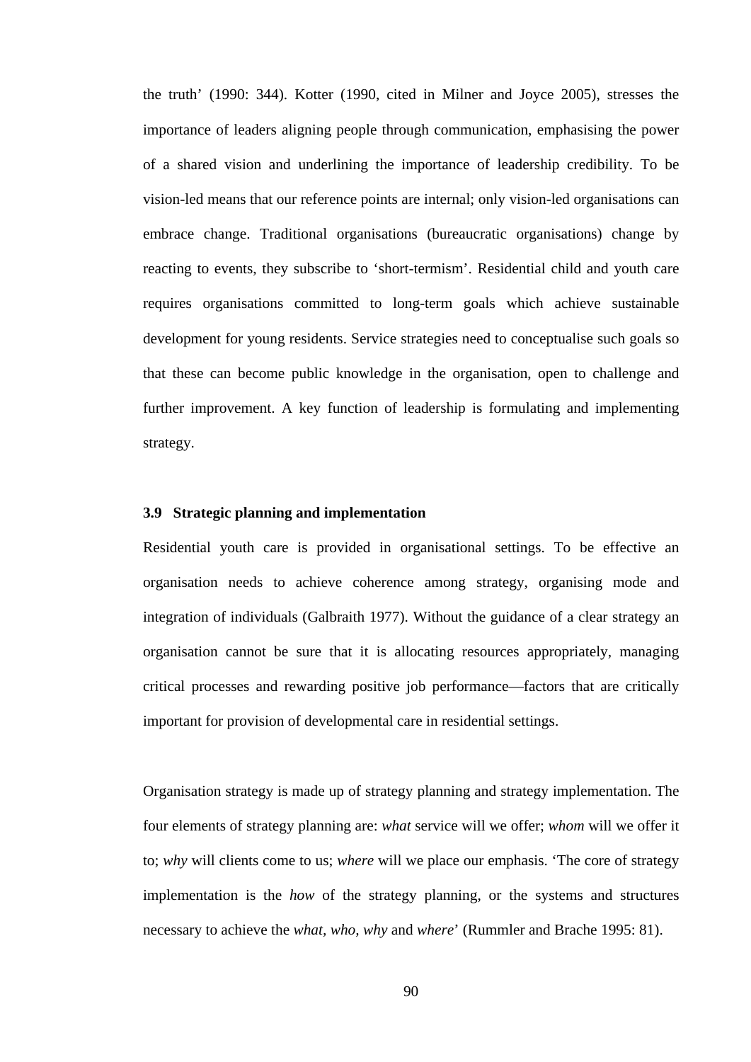the truth' (1990: 344). Kotter (1990, cited in Milner and Joyce 2005), stresses the importance of leaders aligning people through communication, emphasising the power of a shared vision and underlining the importance of leadership credibility. To be vision-led means that our reference points are internal; only vision-led organisations can embrace change. Traditional organisations (bureaucratic organisations) change by reacting to events, they subscribe to 'short-termism'. Residential child and youth care requires organisations committed to long-term goals which achieve sustainable development for young residents. Service strategies need to conceptualise such goals so that these can become public knowledge in the organisation, open to challenge and further improvement. A key function of leadership is formulating and implementing strategy.

### 3.9 Strategic planning and implementation

Residential youth care is provided in organisational settings. To be effective an organisation needs to achieve coherence among strategy, organising mode and integration of individuals (Galbraith 1977). Without the guidance of a clear strategy an organisation cannot be sure that it is allocating resources appropriately, managing critical processes and rewarding positive job performance—factors that are critically important for provision of developmental care in residential settings.

Organisation strategy is made up of strategy planning and strategy implementation. The four elements of strategy planning are: *what* service will we offer; *whom* will we offer it to; *why* will clients come to us; *where* will we place our emphasis. 'The core of strategy implementation is the *how* of the strategy planning, or the systems and structures necessary to achieve the *what, who, why* and *where*' (Rummler and Brache 1995: 81).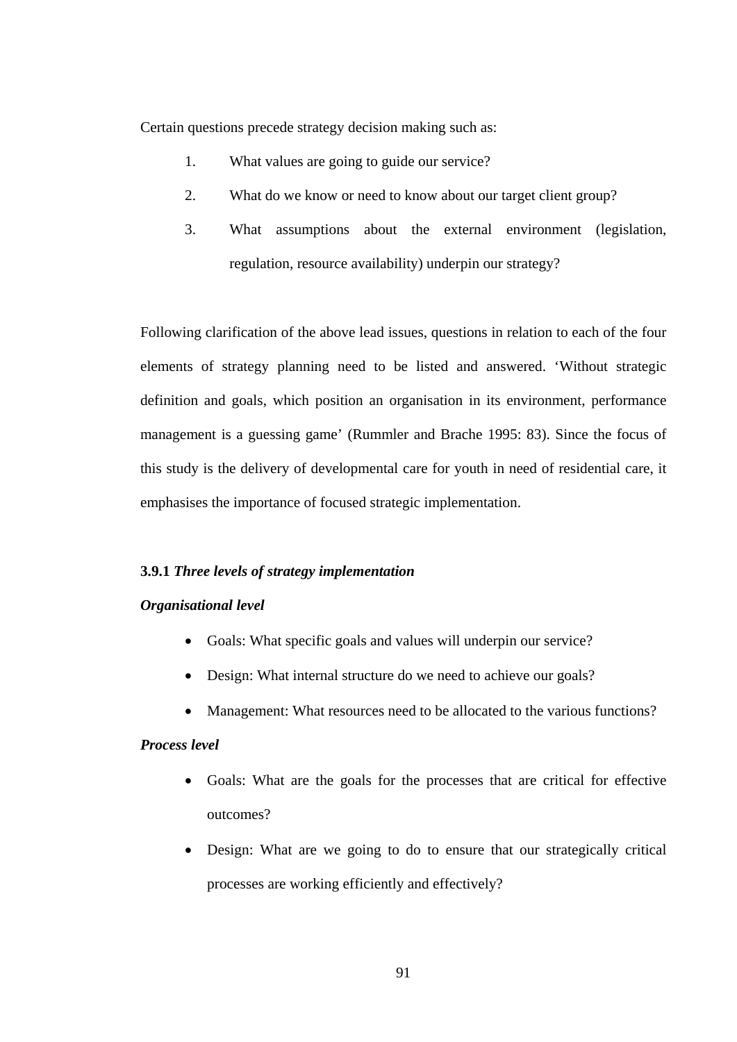Certain questions precede strategy decision making such as:

1. What values are going to guide our service?
2. What do we know or need to know about our target client group?
3. What assumptions about the external environment (legislation, regulation, resource availability) underpin our strategy?

Following clarification of the above lead issues, questions in relation to each of the four elements of strategy planning need to be listed and answered. 'Without strategic definition and goals, which position an organisation in its environment, performance management is a guessing game' (Rummler and Brache 1995: 83). Since the focus of this study is the delivery of developmental care for youth in need of residential care, it emphasises the importance of focused strategic implementation.

### 3.9.1 *Three levels of strategy implementation*

***Organisational level***

- Goals: What specific goals and values will underpin our service?
- Design: What internal structure do we need to achieve our goals?
- Management: What resources need to be allocated to the various functions?

***Process level***

- Goals: What are the goals for the processes that are critical for effective outcomes?
- Design: What are we going to do to ensure that our strategically critical processes are working efficiently and effectively?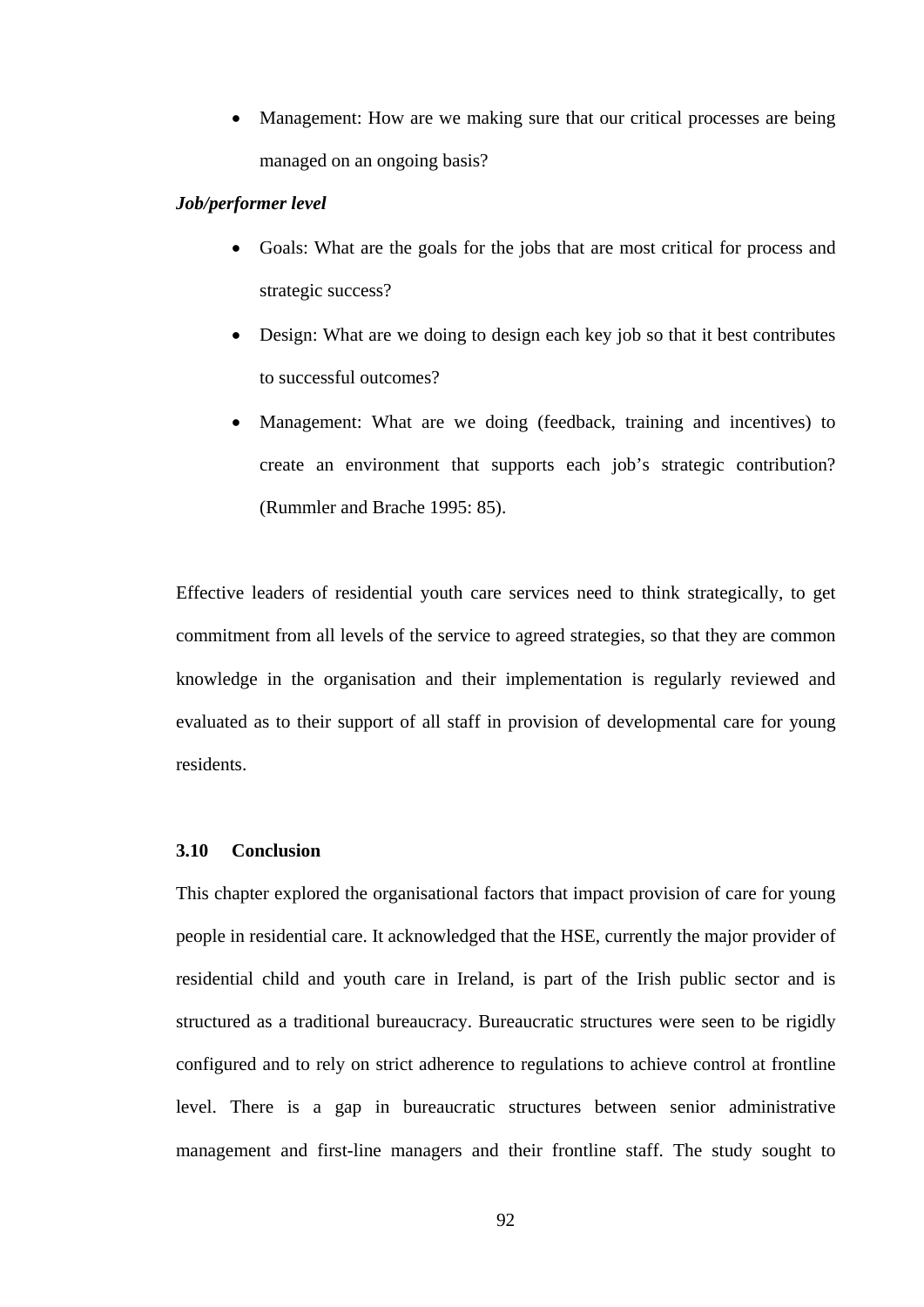- Management: How are we making sure that our critical processes are being managed on an ongoing basis?

***Job/performer level***

- Goals: What are the goals for the jobs that are most critical for process and strategic success?
- Design: What are we doing to design each key job so that it best contributes to successful outcomes?
- Management: What are we doing (feedback, training and incentives) to create an environment that supports each job's strategic contribution? (Rummler and Brache 1995: 85).

Effective leaders of residential youth care services need to think strategically, to get commitment from all levels of the service to agreed strategies, so that they are common knowledge in the organisation and their implementation is regularly reviewed and evaluated as to their support of all staff in provision of developmental care for young residents.

### 3.10 Conclusion

This chapter explored the organisational factors that impact provision of care for young people in residential care. It acknowledged that the HSE, currently the major provider of residential child and youth care in Ireland, is part of the Irish public sector and is structured as a traditional bureaucracy. Bureaucratic structures were seen to be rigidly configured and to rely on strict adherence to regulations to achieve control at frontline level. There is a gap in bureaucratic structures between senior administrative management and first-line managers and their frontline staff. The study sought to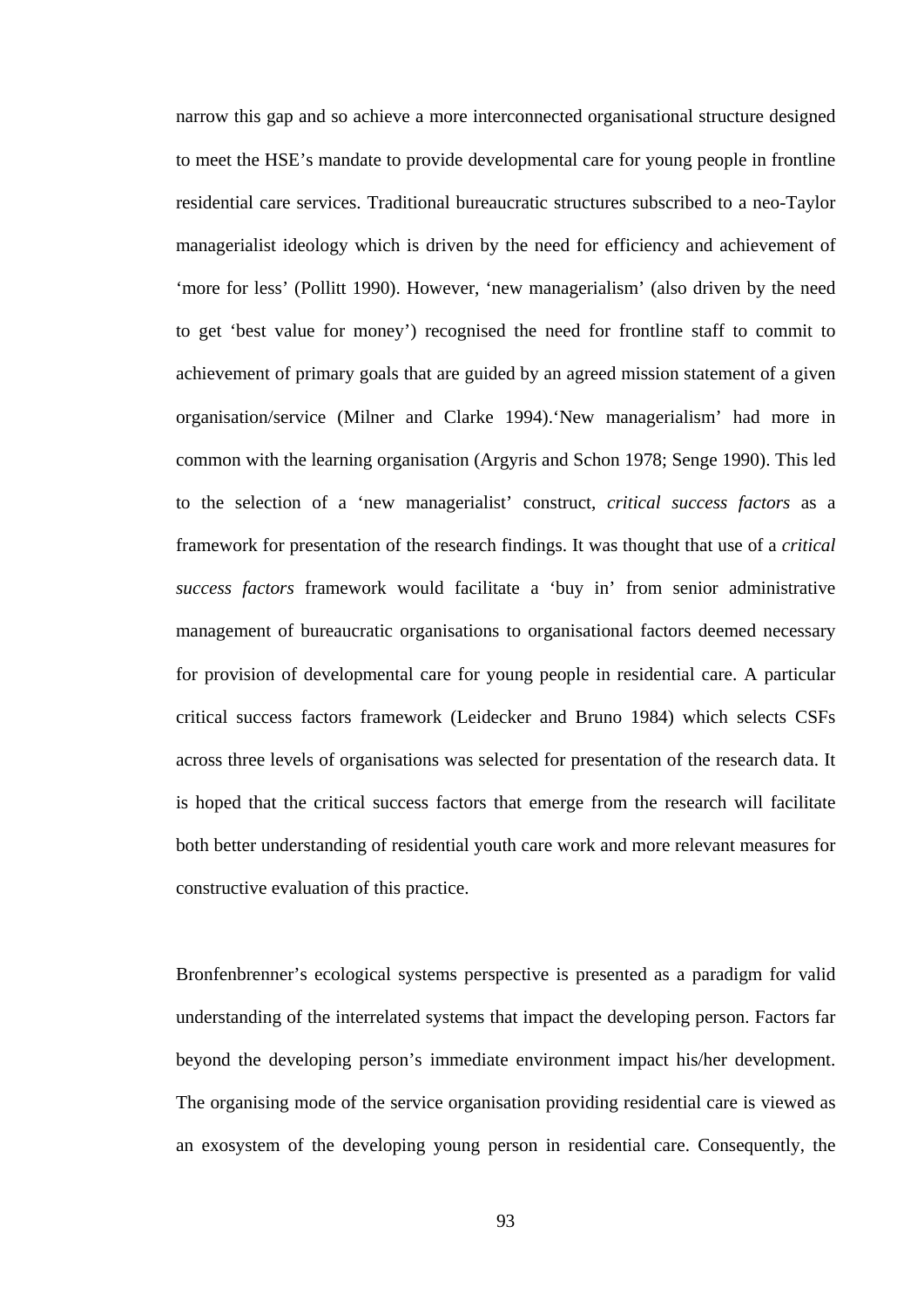narrow this gap and so achieve a more interconnected organisational structure designed to meet the HSE's mandate to provide developmental care for young people in frontline residential care services. Traditional bureaucratic structures subscribed to a neo-Taylor managerialist ideology which is driven by the need for efficiency and achievement of 'more for less' (Pollitt 1990). However, 'new managerialism' (also driven by the need to get 'best value for money') recognised the need for frontline staff to commit to achievement of primary goals that are guided by an agreed mission statement of a given organisation/service (Milner and Clarke 1994).'New managerialism' had more in common with the learning organisation (Argyris and Schon 1978; Senge 1990). This led to the selection of a 'new managerialist' construct, *critical success factors* as a framework for presentation of the research findings. It was thought that use of a *critical success factors* framework would facilitate a 'buy in' from senior administrative management of bureaucratic organisations to organisational factors deemed necessary for provision of developmental care for young people in residential care. A particular critical success factors framework (Leidecker and Bruno 1984) which selects CSFs across three levels of organisations was selected for presentation of the research data. It is hoped that the critical success factors that emerge from the research will facilitate both better understanding of residential youth care work and more relevant measures for constructive evaluation of this practice.

Bronfenbrenner's ecological systems perspective is presented as a paradigm for valid understanding of the interrelated systems that impact the developing person. Factors far beyond the developing person's immediate environment impact his/her development. The organising mode of the service organisation providing residential care is viewed as an exosystem of the developing young person in residential care. Consequently, the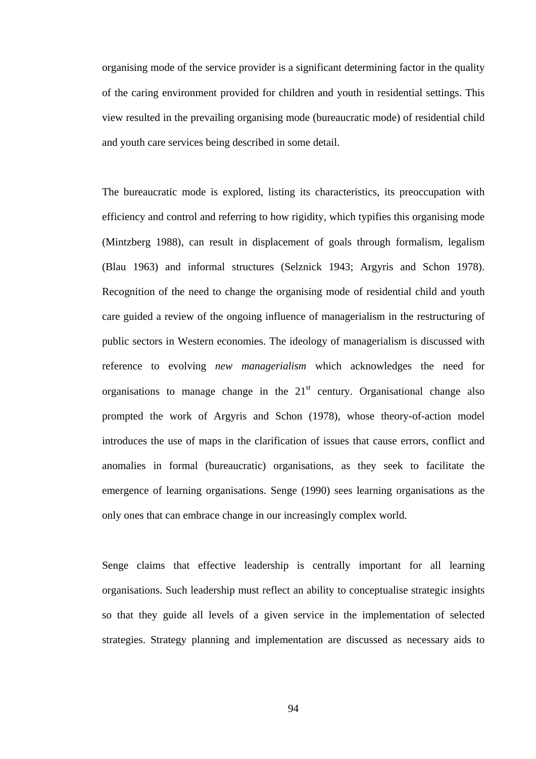organising mode of the service provider is a significant determining factor in the quality of the caring environment provided for children and youth in residential settings. This view resulted in the prevailing organising mode (bureaucratic mode) of residential child and youth care services being described in some detail.

The bureaucratic mode is explored, listing its characteristics, its preoccupation with efficiency and control and referring to how rigidity, which typifies this organising mode (Mintzberg 1988), can result in displacement of goals through formalism, legalism (Blau 1963) and informal structures (Selznick 1943; Argyris and Schon 1978). Recognition of the need to change the organising mode of residential child and youth care guided a review of the ongoing influence of managerialism in the restructuring of public sectors in Western economies. The ideology of managerialism is discussed with reference to evolving *new managerialism* which acknowledges the need for organisations to manage change in the 21st century. Organisational change also prompted the work of Argyris and Schon (1978), whose theory-of-action model introduces the use of maps in the clarification of issues that cause errors, conflict and anomalies in formal (bureaucratic) organisations, as they seek to facilitate the emergence of learning organisations. Senge (1990) sees learning organisations as the only ones that can embrace change in our increasingly complex world.

Senge claims that effective leadership is centrally important for all learning organisations. Such leadership must reflect an ability to conceptualise strategic insights so that they guide all levels of a given service in the implementation of selected strategies. Strategy planning and implementation are discussed as necessary aids to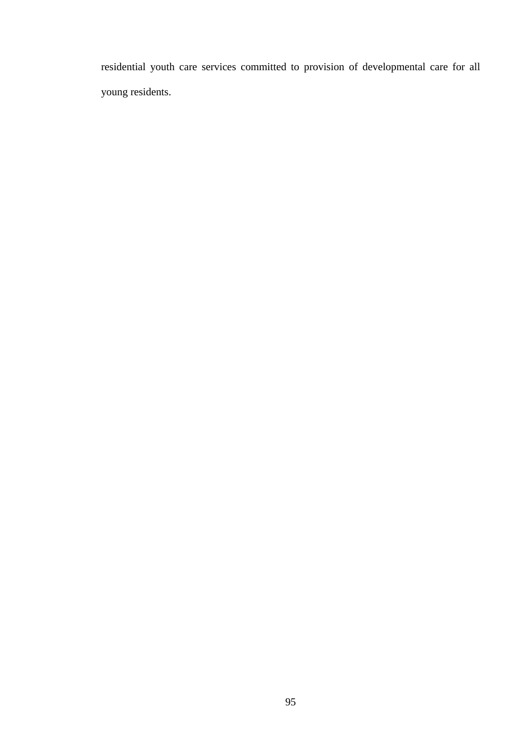residential youth care services committed to provision of developmental care for all young residents.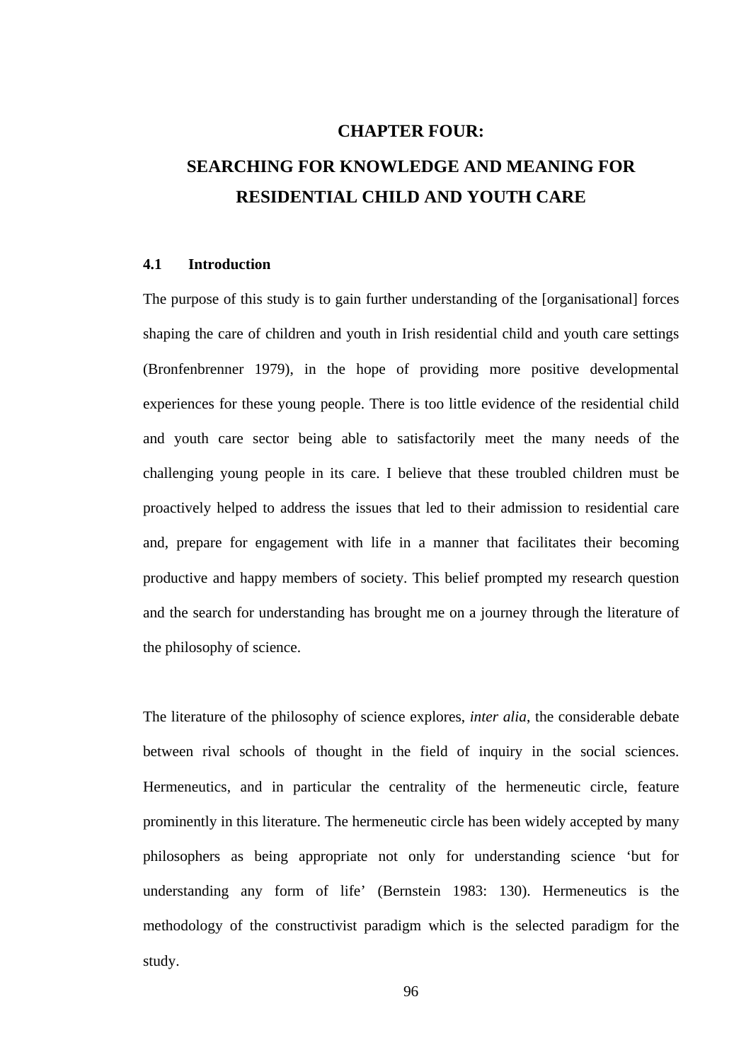# CHAPTER FOUR:

# SEARCHING FOR KNOWLEDGE AND MEANING FOR RESIDENTIAL CHILD AND YOUTH CARE

## 4.1 Introduction

The purpose of this study is to gain further understanding of the [organisational] forces shaping the care of children and youth in Irish residential child and youth care settings (Bronfenbrenner 1979), in the hope of providing more positive developmental experiences for these young people. There is too little evidence of the residential child and youth care sector being able to satisfactorily meet the many needs of the challenging young people in its care. I believe that these troubled children must be proactively helped to address the issues that led to their admission to residential care and, prepare for engagement with life in a manner that facilitates their becoming productive and happy members of society. This belief prompted my research question and the search for understanding has brought me on a journey through the literature of the philosophy of science.

The literature of the philosophy of science explores, *inter alia*, the considerable debate between rival schools of thought in the field of inquiry in the social sciences. Hermeneutics, and in particular the centrality of the hermeneutic circle, feature prominently in this literature. The hermeneutic circle has been widely accepted by many philosophers as being appropriate not only for understanding science 'but for understanding any form of life' (Bernstein 1983: 130). Hermeneutics is the methodology of the constructivist paradigm which is the selected paradigm for the study.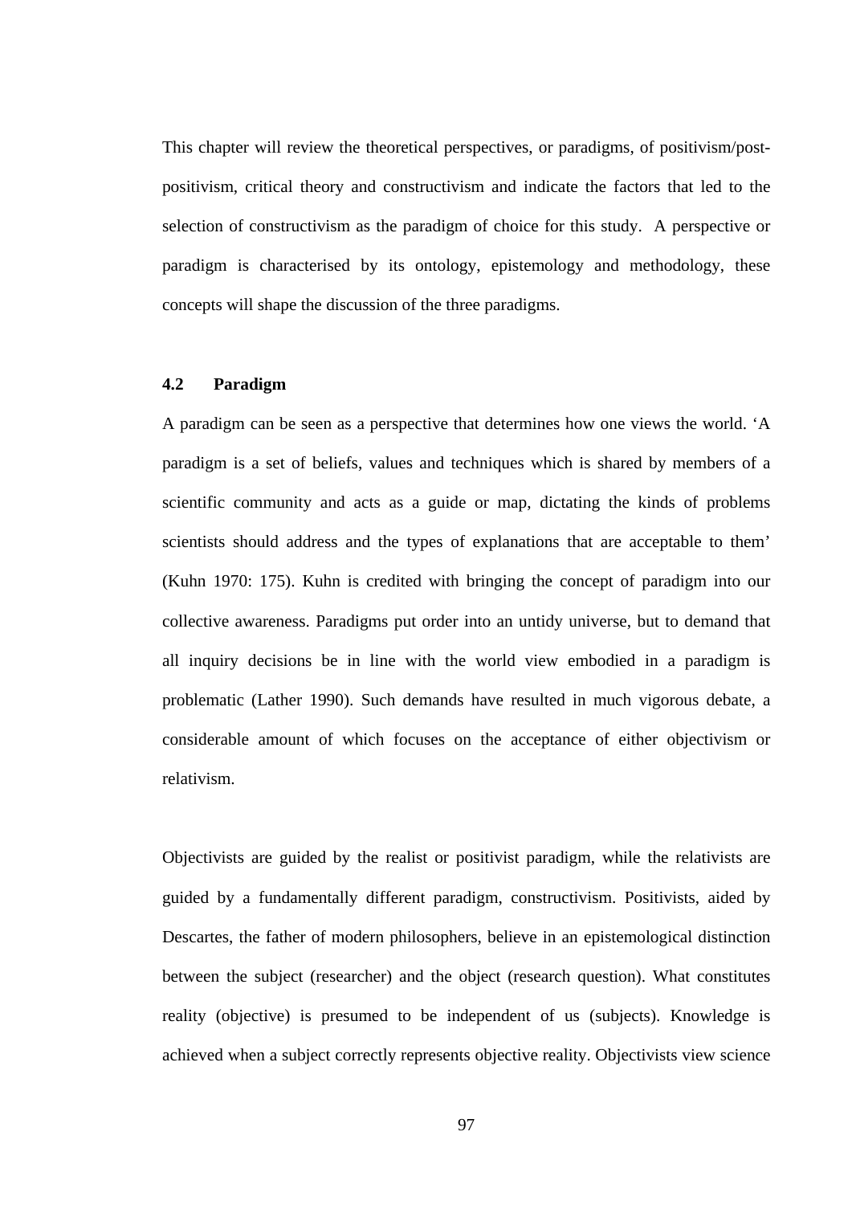This chapter will review the theoretical perspectives, or paradigms, of positivism/post-positivism, critical theory and constructivism and indicate the factors that led to the selection of constructivism as the paradigm of choice for this study. A perspective or paradigm is characterised by its ontology, epistemology and methodology, these concepts will shape the discussion of the three paradigms.

### 4.2 Paradigm

A paradigm can be seen as a perspective that determines how one views the world. 'A paradigm is a set of beliefs, values and techniques which is shared by members of a scientific community and acts as a guide or map, dictating the kinds of problems scientists should address and the types of explanations that are acceptable to them' (Kuhn 1970: 175). Kuhn is credited with bringing the concept of paradigm into our collective awareness. Paradigms put order into an untidy universe, but to demand that all inquiry decisions be in line with the world view embodied in a paradigm is problematic (Lather 1990). Such demands have resulted in much vigorous debate, a considerable amount of which focuses on the acceptance of either objectivism or relativism.

Objectivists are guided by the realist or positivist paradigm, while the relativists are guided by a fundamentally different paradigm, constructivism. Positivists, aided by Descartes, the father of modern philosophers, believe in an epistemological distinction between the subject (researcher) and the object (research question). What constitutes reality (objective) is presumed to be independent of us (subjects). Knowledge is achieved when a subject correctly represents objective reality. Objectivists view science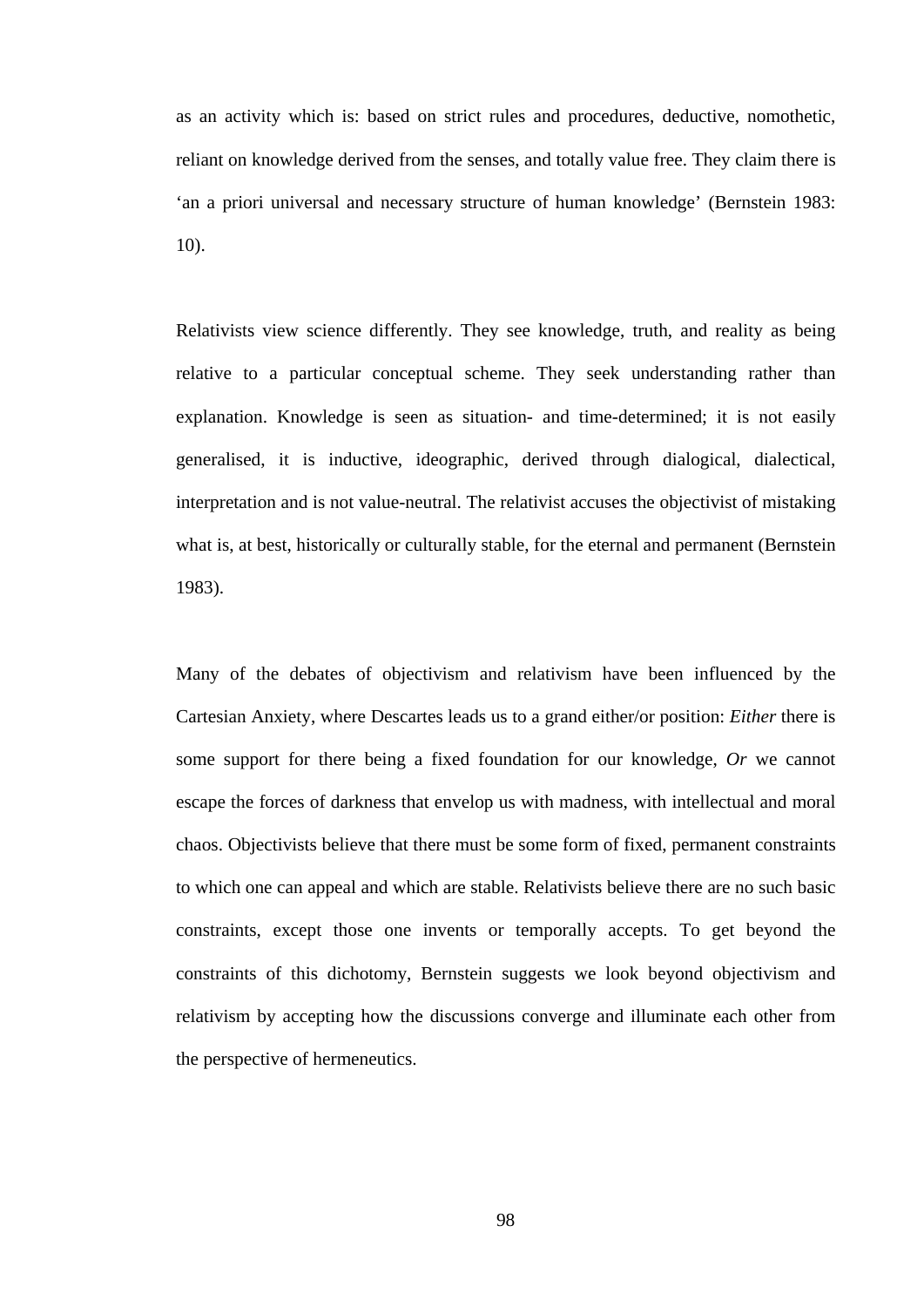as an activity which is: based on strict rules and procedures, deductive, nomothetic, reliant on knowledge derived from the senses, and totally value free. They claim there is 'an a priori universal and necessary structure of human knowledge' (Bernstein 1983: 10).

Relativists view science differently. They see knowledge, truth, and reality as being relative to a particular conceptual scheme. They seek understanding rather than explanation. Knowledge is seen as situation- and time-determined; it is not easily generalised, it is inductive, ideographic, derived through dialogical, dialectical, interpretation and is not value-neutral. The relativist accuses the objectivist of mistaking what is, at best, historically or culturally stable, for the eternal and permanent (Bernstein 1983).

Many of the debates of objectivism and relativism have been influenced by the Cartesian Anxiety, where Descartes leads us to a grand either/or position: *Either* there is some support for there being a fixed foundation for our knowledge, *Or* we cannot escape the forces of darkness that envelop us with madness, with intellectual and moral chaos. Objectivists believe that there must be some form of fixed, permanent constraints to which one can appeal and which are stable. Relativists believe there are no such basic constraints, except those one invents or temporally accepts. To get beyond the constraints of this dichotomy, Bernstein suggests we look beyond objectivism and relativism by accepting how the discussions converge and illuminate each other from the perspective of hermeneutics.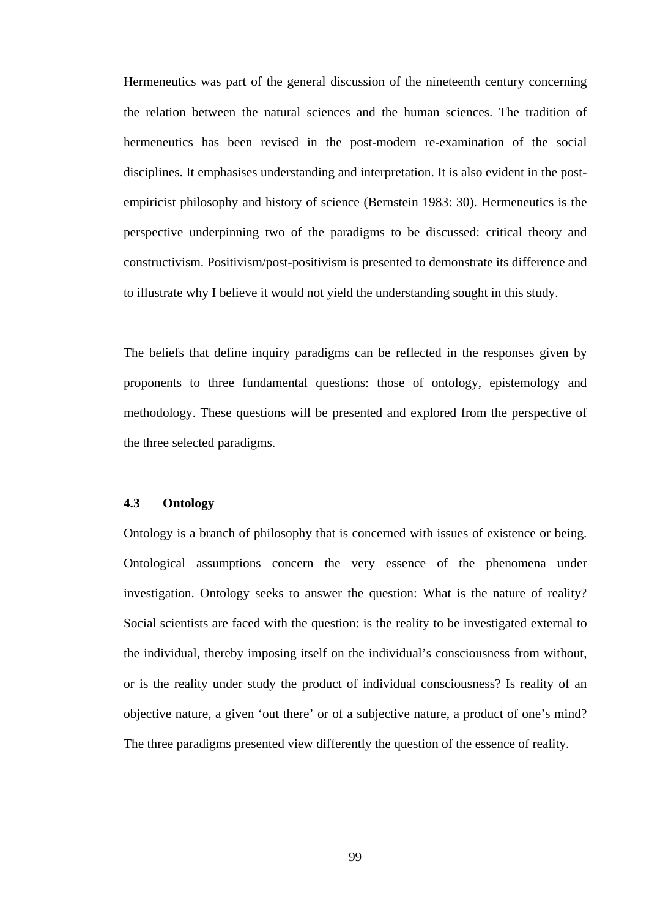Hermeneutics was part of the general discussion of the nineteenth century concerning the relation between the natural sciences and the human sciences. The tradition of hermeneutics has been revised in the post-modern re-examination of the social disciplines. It emphasises understanding and interpretation. It is also evident in the post-empiricist philosophy and history of science (Bernstein 1983: 30). Hermeneutics is the perspective underpinning two of the paradigms to be discussed: critical theory and constructivism. Positivism/post-positivism is presented to demonstrate its difference and to illustrate why I believe it would not yield the understanding sought in this study.

The beliefs that define inquiry paradigms can be reflected in the responses given by proponents to three fundamental questions: those of ontology, epistemology and methodology. These questions will be presented and explored from the perspective of the three selected paradigms.

### 4.3 Ontology

Ontology is a branch of philosophy that is concerned with issues of existence or being. Ontological assumptions concern the very essence of the phenomena under investigation. Ontology seeks to answer the question: What is the nature of reality? Social scientists are faced with the question: is the reality to be investigated external to the individual, thereby imposing itself on the individual's consciousness from without, or is the reality under study the product of individual consciousness? Is reality of an objective nature, a given 'out there' or of a subjective nature, a product of one's mind? The three paradigms presented view differently the question of the essence of reality.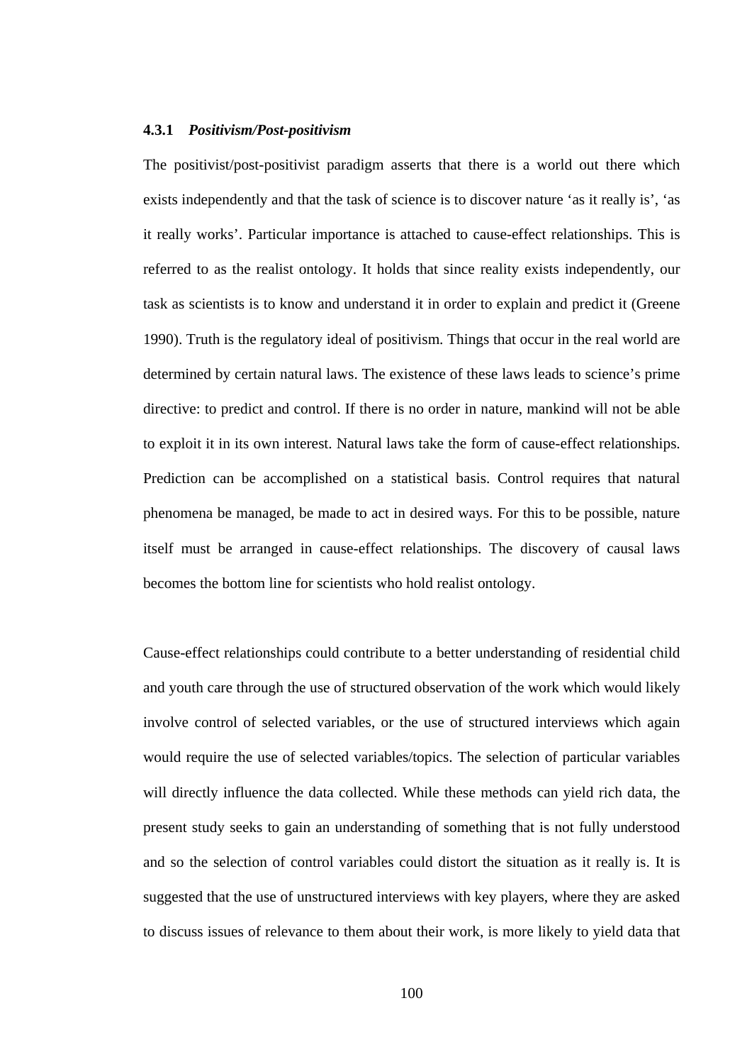### 4.3.1 *Positivism/Post-positivism*

The positivist/post-positivist paradigm asserts that there is a world out there which exists independently and that the task of science is to discover nature 'as it really is', 'as it really works'. Particular importance is attached to cause-effect relationships. This is referred to as the realist ontology. It holds that since reality exists independently, our task as scientists is to know and understand it in order to explain and predict it (Greene 1990). Truth is the regulatory ideal of positivism. Things that occur in the real world are determined by certain natural laws. The existence of these laws leads to science's prime directive: to predict and control. If there is no order in nature, mankind will not be able to exploit it in its own interest. Natural laws take the form of cause-effect relationships. Prediction can be accomplished on a statistical basis. Control requires that natural phenomena be managed, be made to act in desired ways. For this to be possible, nature itself must be arranged in cause-effect relationships. The discovery of causal laws becomes the bottom line for scientists who hold realist ontology.

Cause-effect relationships could contribute to a better understanding of residential child and youth care through the use of structured observation of the work which would likely involve control of selected variables, or the use of structured interviews which again would require the use of selected variables/topics. The selection of particular variables will directly influence the data collected. While these methods can yield rich data, the present study seeks to gain an understanding of something that is not fully understood and so the selection of control variables could distort the situation as it really is. It is suggested that the use of unstructured interviews with key players, where they are asked to discuss issues of relevance to them about their work, is more likely to yield data that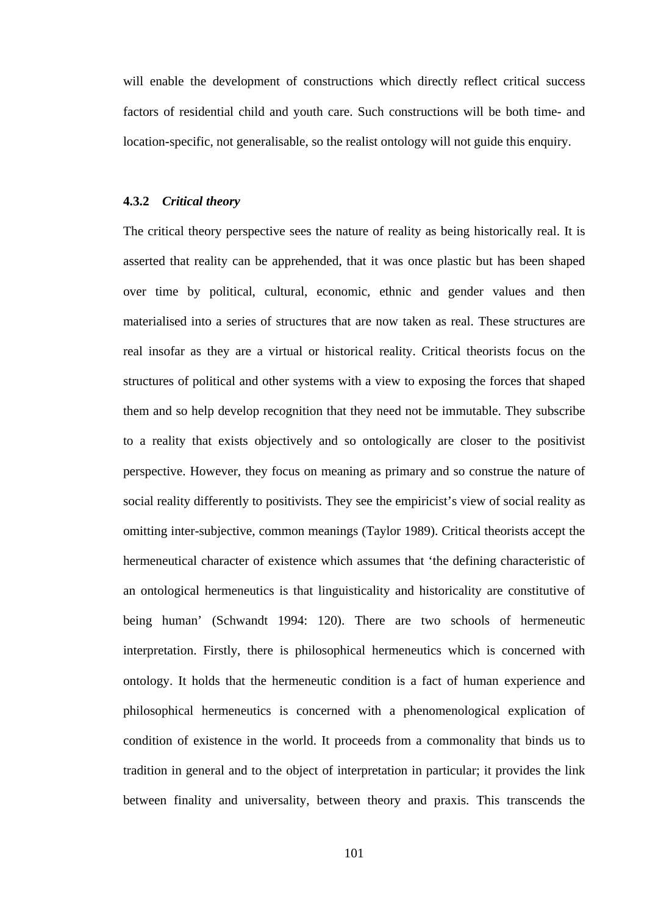will enable the development of constructions which directly reflect critical success factors of residential child and youth care. Such constructions will be both time- and location-specific, not generalisable, so the realist ontology will not guide this enquiry.

#### 4.3.2 *Critical theory*

The critical theory perspective sees the nature of reality as being historically real. It is asserted that reality can be apprehended, that it was once plastic but has been shaped over time by political, cultural, economic, ethnic and gender values and then materialised into a series of structures that are now taken as real. These structures are real insofar as they are a virtual or historical reality. Critical theorists focus on the structures of political and other systems with a view to exposing the forces that shaped them and so help develop recognition that they need not be immutable. They subscribe to a reality that exists objectively and so ontologically are closer to the positivist perspective. However, they focus on meaning as primary and so construe the nature of social reality differently to positivists. They see the empiricist's view of social reality as omitting inter-subjective, common meanings (Taylor 1989). Critical theorists accept the hermeneutical character of existence which assumes that 'the defining characteristic of an ontological hermeneutics is that linguisticality and historicality are constitutive of being human' (Schwandt 1994: 120). There are two schools of hermeneutic interpretation. Firstly, there is philosophical hermeneutics which is concerned with ontology. It holds that the hermeneutic condition is a fact of human experience and philosophical hermeneutics is concerned with a phenomenological explication of condition of existence in the world. It proceeds from a commonality that binds us to tradition in general and to the object of interpretation in particular; it provides the link between finality and universality, between theory and praxis. This transcends the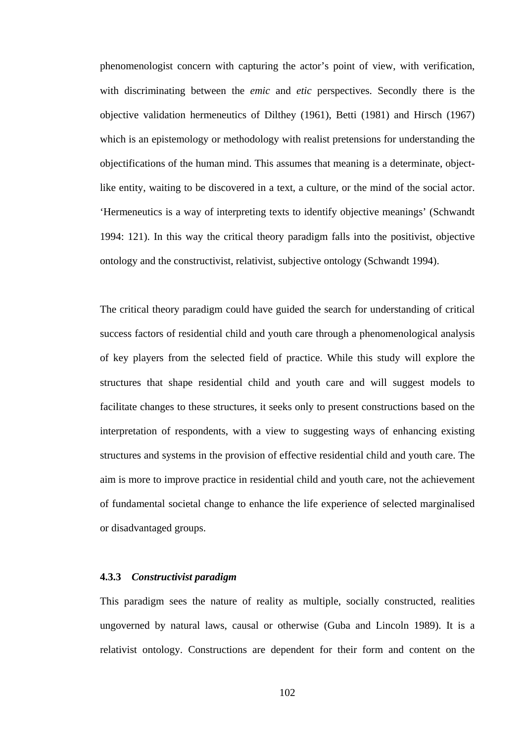phenomenologist concern with capturing the actor's point of view, with verification, with discriminating between the *emic* and *etic* perspectives. Secondly there is the objective validation hermeneutics of Dilthey (1961), Betti (1981) and Hirsch (1967) which is an epistemology or methodology with realist pretensions for understanding the objectifications of the human mind. This assumes that meaning is a determinate, object-like entity, waiting to be discovered in a text, a culture, or the mind of the social actor. 'Hermeneutics is a way of interpreting texts to identify objective meanings' (Schwandt 1994: 121). In this way the critical theory paradigm falls into the positivist, objective ontology and the constructivist, relativist, subjective ontology (Schwandt 1994).

The critical theory paradigm could have guided the search for understanding of critical success factors of residential child and youth care through a phenomenological analysis of key players from the selected field of practice. While this study will explore the structures that shape residential child and youth care and will suggest models to facilitate changes to these structures, it seeks only to present constructions based on the interpretation of respondents, with a view to suggesting ways of enhancing existing structures and systems in the provision of effective residential child and youth care. The aim is more to improve practice in residential child and youth care, not the achievement of fundamental societal change to enhance the life experience of selected marginalised or disadvantaged groups.

### 4.3.3 *Constructivist paradigm*

This paradigm sees the nature of reality as multiple, socially constructed, realities ungoverned by natural laws, causal or otherwise (Guba and Lincoln 1989). It is a relativist ontology. Constructions are dependent for their form and content on the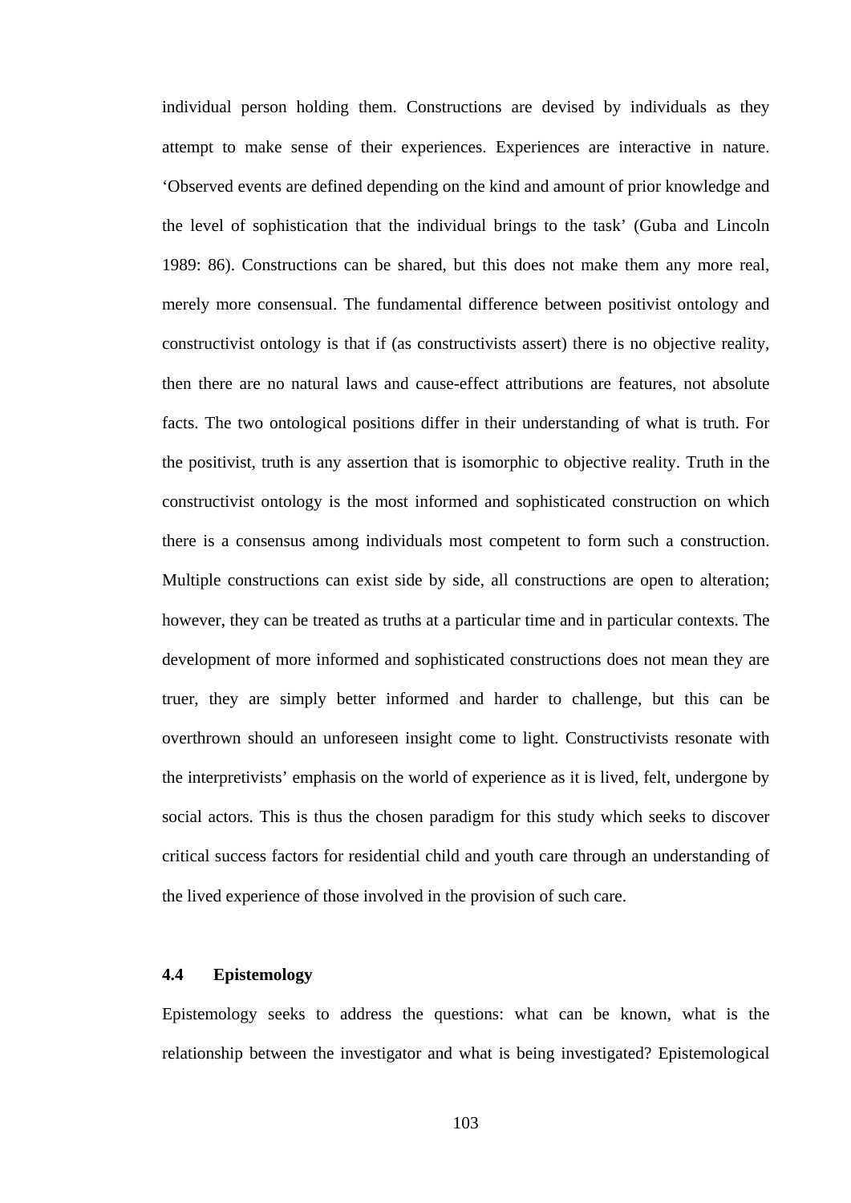individual person holding them. Constructions are devised by individuals as they attempt to make sense of their experiences. Experiences are interactive in nature. 'Observed events are defined depending on the kind and amount of prior knowledge and the level of sophistication that the individual brings to the task' (Guba and Lincoln 1989: 86). Constructions can be shared, but this does not make them any more real, merely more consensual. The fundamental difference between positivist ontology and constructivist ontology is that if (as constructivists assert) there is no objective reality, then there are no natural laws and cause-effect attributions are features, not absolute facts. The two ontological positions differ in their understanding of what is truth. For the positivist, truth is any assertion that is isomorphic to objective reality. Truth in the constructivist ontology is the most informed and sophisticated construction on which there is a consensus among individuals most competent to form such a construction. Multiple constructions can exist side by side, all constructions are open to alteration; however, they can be treated as truths at a particular time and in particular contexts. The development of more informed and sophisticated constructions does not mean they are truer, they are simply better informed and harder to challenge, but this can be overthrown should an unforeseen insight come to light. Constructivists resonate with the interpretivists' emphasis on the world of experience as it is lived, felt, undergone by social actors. This is thus the chosen paradigm for this study which seeks to discover critical success factors for residential child and youth care through an understanding of the lived experience of those involved in the provision of such care.

### 4.4 Epistemology

Epistemology seeks to address the questions: what can be known, what is the relationship between the investigator and what is being investigated? Epistemological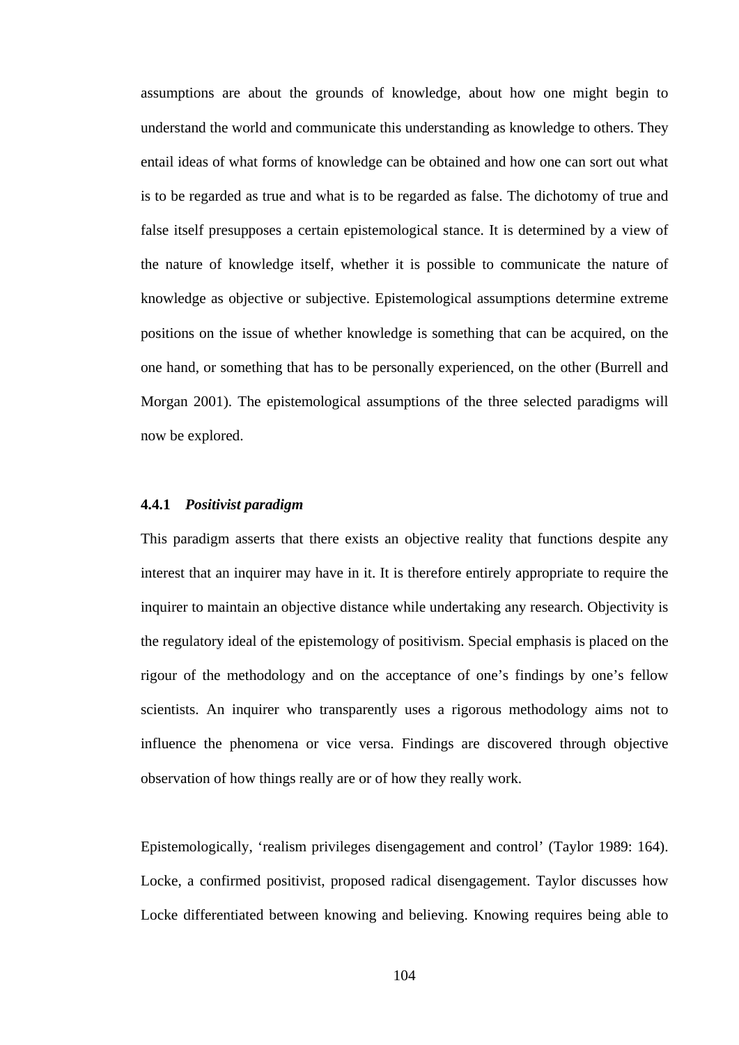assumptions are about the grounds of knowledge, about how one might begin to understand the world and communicate this understanding as knowledge to others. They entail ideas of what forms of knowledge can be obtained and how one can sort out what is to be regarded as true and what is to be regarded as false. The dichotomy of true and false itself presupposes a certain epistemological stance. It is determined by a view of the nature of knowledge itself, whether it is possible to communicate the nature of knowledge as objective or subjective. Epistemological assumptions determine extreme positions on the issue of whether knowledge is something that can be acquired, on the one hand, or something that has to be personally experienced, on the other (Burrell and Morgan 2001). The epistemological assumptions of the three selected paradigms will now be explored.

#### 4.4.1 *Positivist paradigm*

This paradigm asserts that there exists an objective reality that functions despite any interest that an inquirer may have in it. It is therefore entirely appropriate to require the inquirer to maintain an objective distance while undertaking any research. Objectivity is the regulatory ideal of the epistemology of positivism. Special emphasis is placed on the rigour of the methodology and on the acceptance of one's findings by one's fellow scientists. An inquirer who transparently uses a rigorous methodology aims not to influence the phenomena or vice versa. Findings are discovered through objective observation of how things really are or of how they really work.

Epistemologically, 'realism privileges disengagement and control' (Taylor 1989: 164). Locke, a confirmed positivist, proposed radical disengagement. Taylor discusses how Locke differentiated between knowing and believing. Knowing requires being able to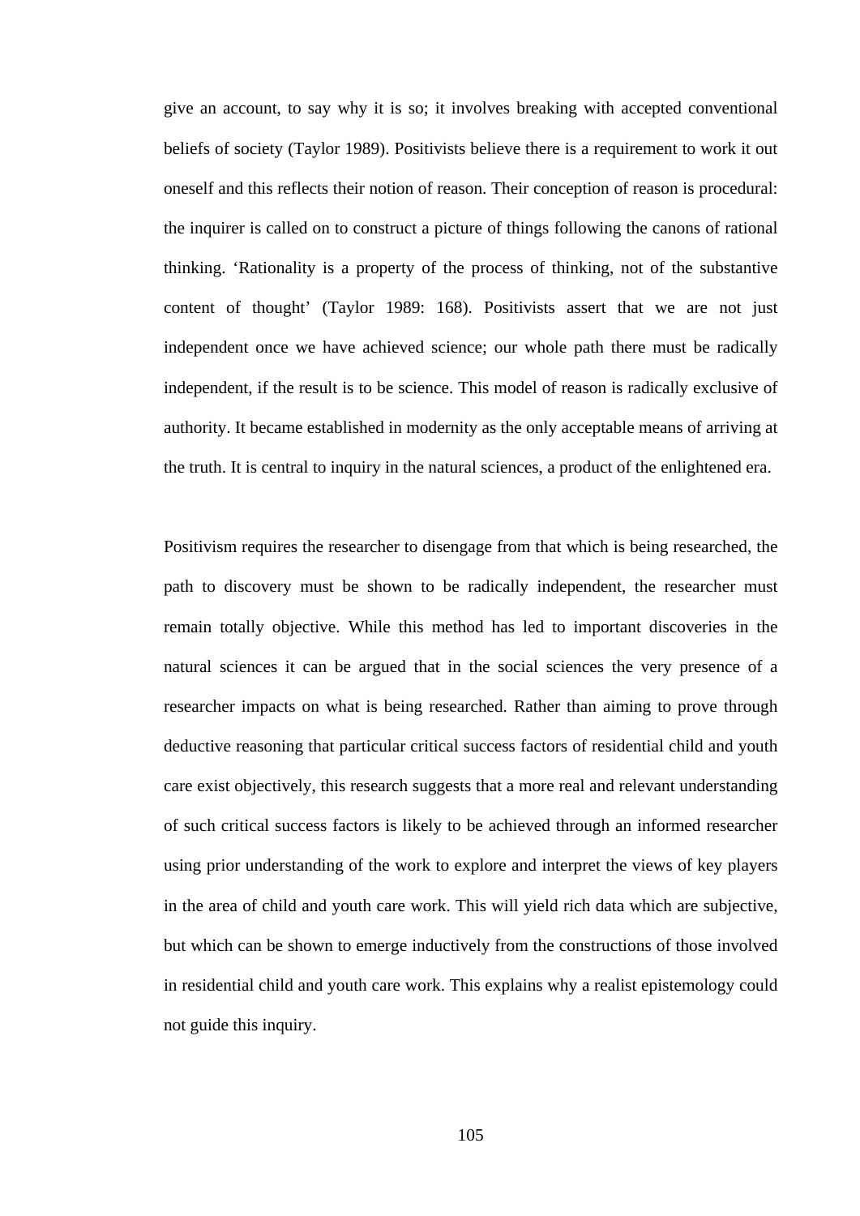give an account, to say why it is so; it involves breaking with accepted conventional beliefs of society (Taylor 1989). Positivists believe there is a requirement to work it out oneself and this reflects their notion of reason. Their conception of reason is procedural: the inquirer is called on to construct a picture of things following the canons of rational thinking. 'Rationality is a property of the process of thinking, not of the substantive content of thought' (Taylor 1989: 168). Positivists assert that we are not just independent once we have achieved science; our whole path there must be radically independent, if the result is to be science. This model of reason is radically exclusive of authority. It became established in modernity as the only acceptable means of arriving at the truth. It is central to inquiry in the natural sciences, a product of the enlightened era.

Positivism requires the researcher to disengage from that which is being researched, the path to discovery must be shown to be radically independent, the researcher must remain totally objective. While this method has led to important discoveries in the natural sciences it can be argued that in the social sciences the very presence of a researcher impacts on what is being researched. Rather than aiming to prove through deductive reasoning that particular critical success factors of residential child and youth care exist objectively, this research suggests that a more real and relevant understanding of such critical success factors is likely to be achieved through an informed researcher using prior understanding of the work to explore and interpret the views of key players in the area of child and youth care work. This will yield rich data which are subjective, but which can be shown to emerge inductively from the constructions of those involved in residential child and youth care work. This explains why a realist epistemology could not guide this inquiry.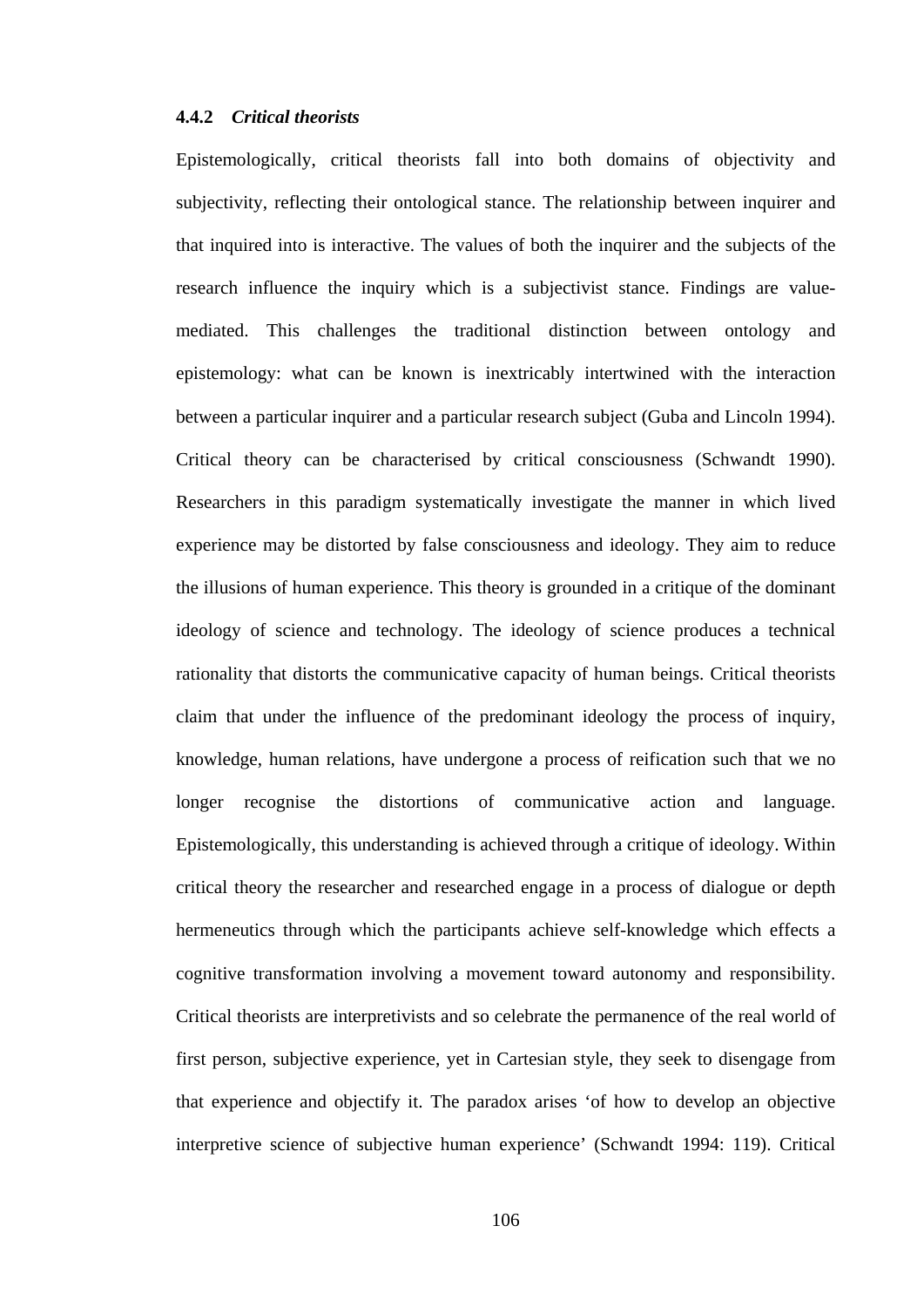#### 4.4.2 *Critical theorists*

Epistemologically, critical theorists fall into both domains of objectivity and subjectivity, reflecting their ontological stance. The relationship between inquirer and that inquired into is interactive. The values of both the inquirer and the subjects of the research influence the inquiry which is a subjectivist stance. Findings are value-mediated. This challenges the traditional distinction between ontology and epistemology: what can be known is inextricably intertwined with the interaction between a particular inquirer and a particular research subject (Guba and Lincoln 1994). Critical theory can be characterised by critical consciousness (Schwandt 1990). Researchers in this paradigm systematically investigate the manner in which lived experience may be distorted by false consciousness and ideology. They aim to reduce the illusions of human experience. This theory is grounded in a critique of the dominant ideology of science and technology. The ideology of science produces a technical rationality that distorts the communicative capacity of human beings. Critical theorists claim that under the influence of the predominant ideology the process of inquiry, knowledge, human relations, have undergone a process of reification such that we no longer recognise the distortions of communicative action and language. Epistemologically, this understanding is achieved through a critique of ideology. Within critical theory the researcher and researched engage in a process of dialogue or depth hermeneutics through which the participants achieve self-knowledge which effects a cognitive transformation involving a movement toward autonomy and responsibility. Critical theorists are interpretivists and so celebrate the permanence of the real world of first person, subjective experience, yet in Cartesian style, they seek to disengage from that experience and objectify it. The paradox arises 'of how to develop an objective interpretive science of subjective human experience' (Schwandt 1994: 119). Critical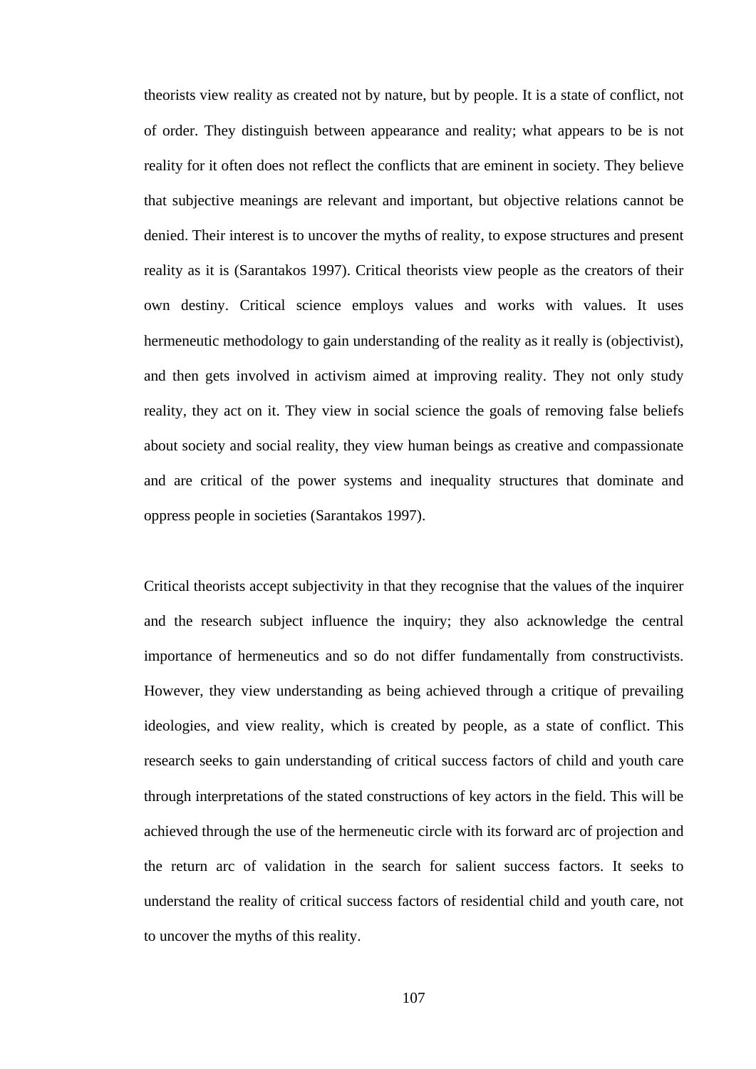theorists view reality as created not by nature, but by people. It is a state of conflict, not of order. They distinguish between appearance and reality; what appears to be is not reality for it often does not reflect the conflicts that are eminent in society. They believe that subjective meanings are relevant and important, but objective relations cannot be denied. Their interest is to uncover the myths of reality, to expose structures and present reality as it is (Sarantakos 1997). Critical theorists view people as the creators of their own destiny. Critical science employs values and works with values. It uses hermeneutic methodology to gain understanding of the reality as it really is (objectivist), and then gets involved in activism aimed at improving reality. They not only study reality, they act on it. They view in social science the goals of removing false beliefs about society and social reality, they view human beings as creative and compassionate and are critical of the power systems and inequality structures that dominate and oppress people in societies (Sarantakos 1997).

Critical theorists accept subjectivity in that they recognise that the values of the inquirer and the research subject influence the inquiry; they also acknowledge the central importance of hermeneutics and so do not differ fundamentally from constructivists. However, they view understanding as being achieved through a critique of prevailing ideologies, and view reality, which is created by people, as a state of conflict. This research seeks to gain understanding of critical success factors of child and youth care through interpretations of the stated constructions of key actors in the field. This will be achieved through the use of the hermeneutic circle with its forward arc of projection and the return arc of validation in the search for salient success factors. It seeks to understand the reality of critical success factors of residential child and youth care, not to uncover the myths of this reality.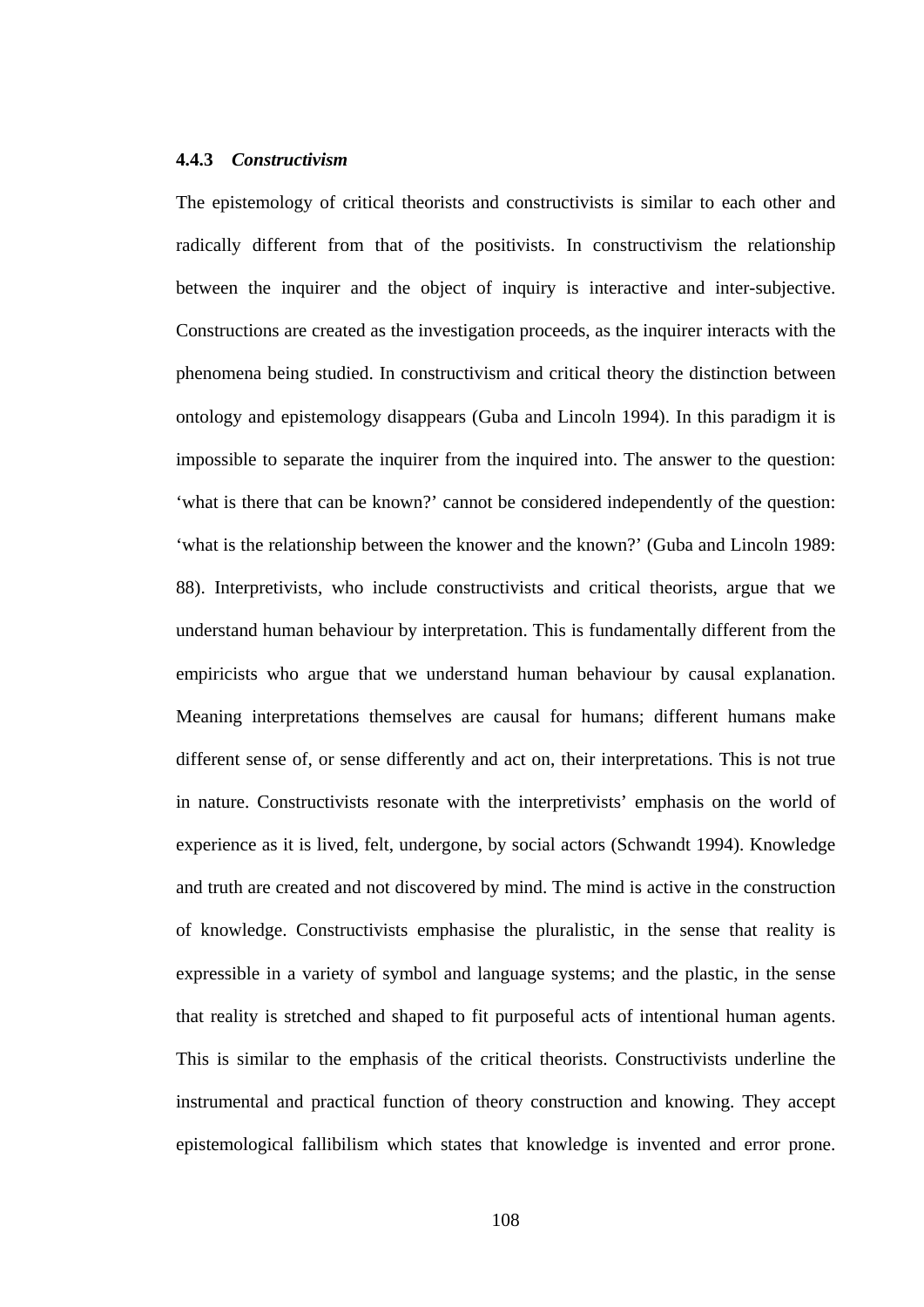### 4.4.3 *Constructivism*

The epistemology of critical theorists and constructivists is similar to each other and radically different from that of the positivists. In constructivism the relationship between the inquirer and the object of inquiry is interactive and inter-subjective. Constructions are created as the investigation proceeds, as the inquirer interacts with the phenomena being studied. In constructivism and critical theory the distinction between ontology and epistemology disappears (Guba and Lincoln 1994). In this paradigm it is impossible to separate the inquirer from the inquired into. The answer to the question: 'what is there that can be known?' cannot be considered independently of the question: 'what is the relationship between the knower and the known?' (Guba and Lincoln 1989: 88). Interpretivists, who include constructivists and critical theorists, argue that we understand human behaviour by interpretation. This is fundamentally different from the empiricists who argue that we understand human behaviour by causal explanation. Meaning interpretations themselves are causal for humans; different humans make different sense of, or sense differently and act on, their interpretations. This is not true in nature. Constructivists resonate with the interpretivists' emphasis on the world of experience as it is lived, felt, undergone, by social actors (Schwandt 1994). Knowledge and truth are created and not discovered by mind. The mind is active in the construction of knowledge. Constructivists emphasise the pluralistic, in the sense that reality is expressible in a variety of symbol and language systems; and the plastic, in the sense that reality is stretched and shaped to fit purposeful acts of intentional human agents. This is similar to the emphasis of the critical theorists. Constructivists underline the instrumental and practical function of theory construction and knowing. They accept epistemological fallibilism which states that knowledge is invented and error prone.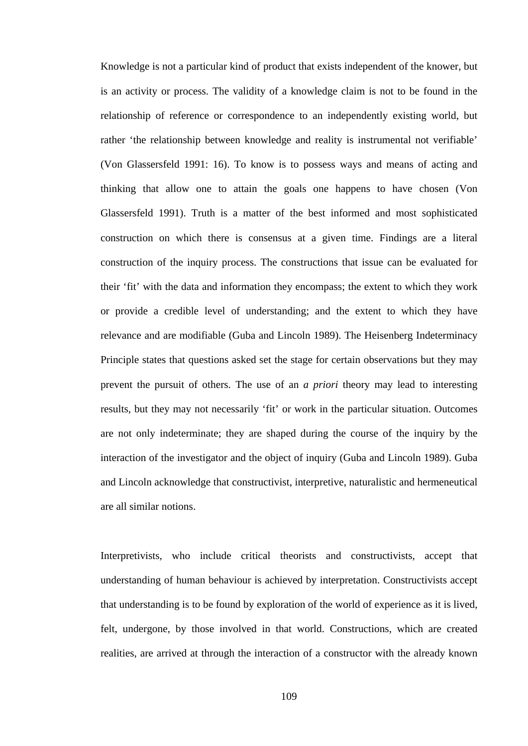Knowledge is not a particular kind of product that exists independent of the knower, but is an activity or process. The validity of a knowledge claim is not to be found in the relationship of reference or correspondence to an independently existing world, but rather 'the relationship between knowledge and reality is instrumental not verifiable' (Von Glassersfeld 1991: 16). To know is to possess ways and means of acting and thinking that allow one to attain the goals one happens to have chosen (Von Glassersfeld 1991). Truth is a matter of the best informed and most sophisticated construction on which there is consensus at a given time. Findings are a literal construction of the inquiry process. The constructions that issue can be evaluated for their 'fit' with the data and information they encompass; the extent to which they work or provide a credible level of understanding; and the extent to which they have relevance and are modifiable (Guba and Lincoln 1989). The Heisenberg Indeterminacy Principle states that questions asked set the stage for certain observations but they may prevent the pursuit of others. The use of an *a priori* theory may lead to interesting results, but they may not necessarily 'fit' or work in the particular situation. Outcomes are not only indeterminate; they are shaped during the course of the inquiry by the interaction of the investigator and the object of inquiry (Guba and Lincoln 1989). Guba and Lincoln acknowledge that constructivist, interpretive, naturalistic and hermeneutical are all similar notions.

Interpretivists, who include critical theorists and constructivists, accept that understanding of human behaviour is achieved by interpretation. Constructivists accept that understanding is to be found by exploration of the world of experience as it is lived, felt, undergone, by those involved in that world. Constructions, which are created realities, are arrived at through the interaction of a constructor with the already known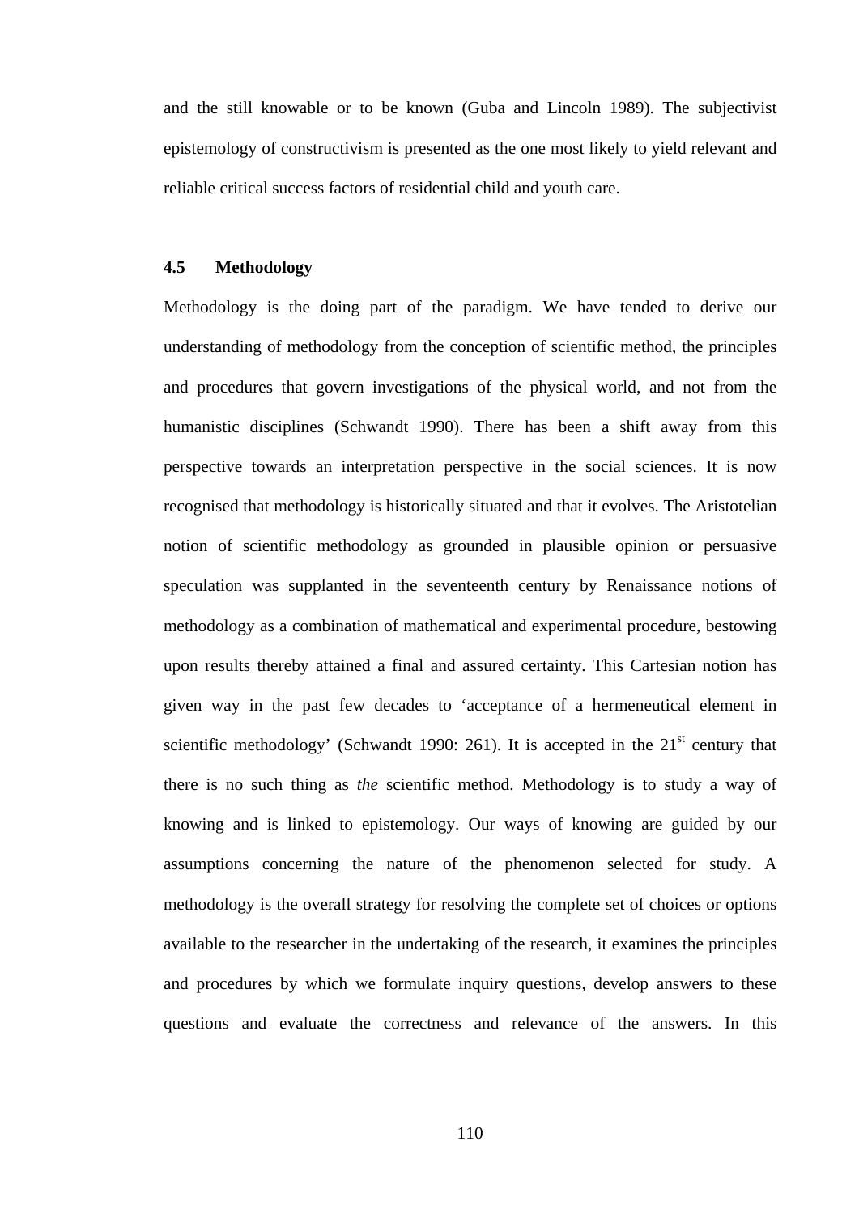and the still knowable or to be known (Guba and Lincoln 1989). The subjectivist epistemology of constructivism is presented as the one most likely to yield relevant and reliable critical success factors of residential child and youth care.

### 4.5 Methodology

Methodology is the doing part of the paradigm. We have tended to derive our understanding of methodology from the conception of scientific method, the principles and procedures that govern investigations of the physical world, and not from the humanistic disciplines (Schwandt 1990). There has been a shift away from this perspective towards an interpretation perspective in the social sciences. It is now recognised that methodology is historically situated and that it evolves. The Aristotelian notion of scientific methodology as grounded in plausible opinion or persuasive speculation was supplanted in the seventeenth century by Renaissance notions of methodology as a combination of mathematical and experimental procedure, bestowing upon results thereby attained a final and assured certainty. This Cartesian notion has given way in the past few decades to 'acceptance of a hermeneutical element in scientific methodology' (Schwandt 1990: 261). It is accepted in the 21st century that there is no such thing as *the* scientific method. Methodology is to study a way of knowing and is linked to epistemology. Our ways of knowing are guided by our assumptions concerning the nature of the phenomenon selected for study. A methodology is the overall strategy for resolving the complete set of choices or options available to the researcher in the undertaking of the research, it examines the principles and procedures by which we formulate inquiry questions, develop answers to these questions and evaluate the correctness and relevance of the answers. In this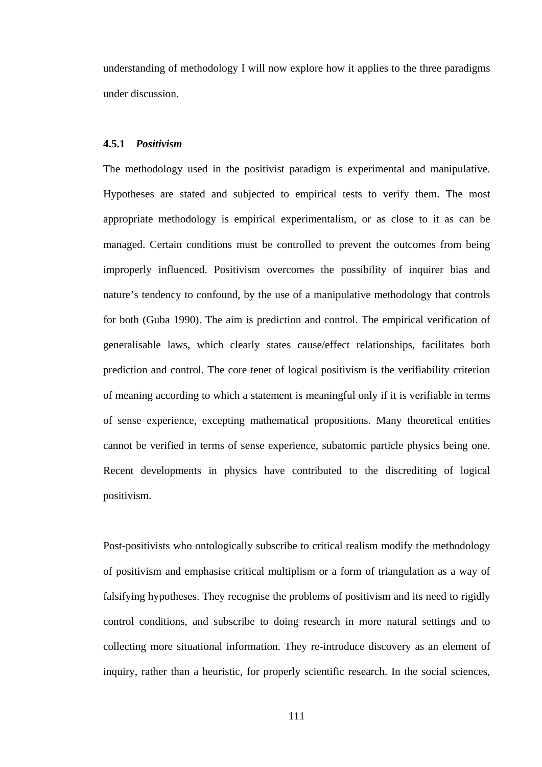understanding of methodology I will now explore how it applies to the three paradigms under discussion.

### 4.5.1 *Positivism*

The methodology used in the positivist paradigm is experimental and manipulative. Hypotheses are stated and subjected to empirical tests to verify them. The most appropriate methodology is empirical experimentalism, or as close to it as can be managed. Certain conditions must be controlled to prevent the outcomes from being improperly influenced. Positivism overcomes the possibility of inquirer bias and nature's tendency to confound, by the use of a manipulative methodology that controls for both (Guba 1990). The aim is prediction and control. The empirical verification of generalisable laws, which clearly states cause/effect relationships, facilitates both prediction and control. The core tenet of logical positivism is the verifiability criterion of meaning according to which a statement is meaningful only if it is verifiable in terms of sense experience, excepting mathematical propositions. Many theoretical entities cannot be verified in terms of sense experience, subatomic particle physics being one. Recent developments in physics have contributed to the discrediting of logical positivism.

Post-positivists who ontologically subscribe to critical realism modify the methodology of positivism and emphasise critical multiplism or a form of triangulation as a way of falsifying hypotheses. They recognise the problems of positivism and its need to rigidly control conditions, and subscribe to doing research in more natural settings and to collecting more situational information. They re-introduce discovery as an element of inquiry, rather than a heuristic, for properly scientific research. In the social sciences,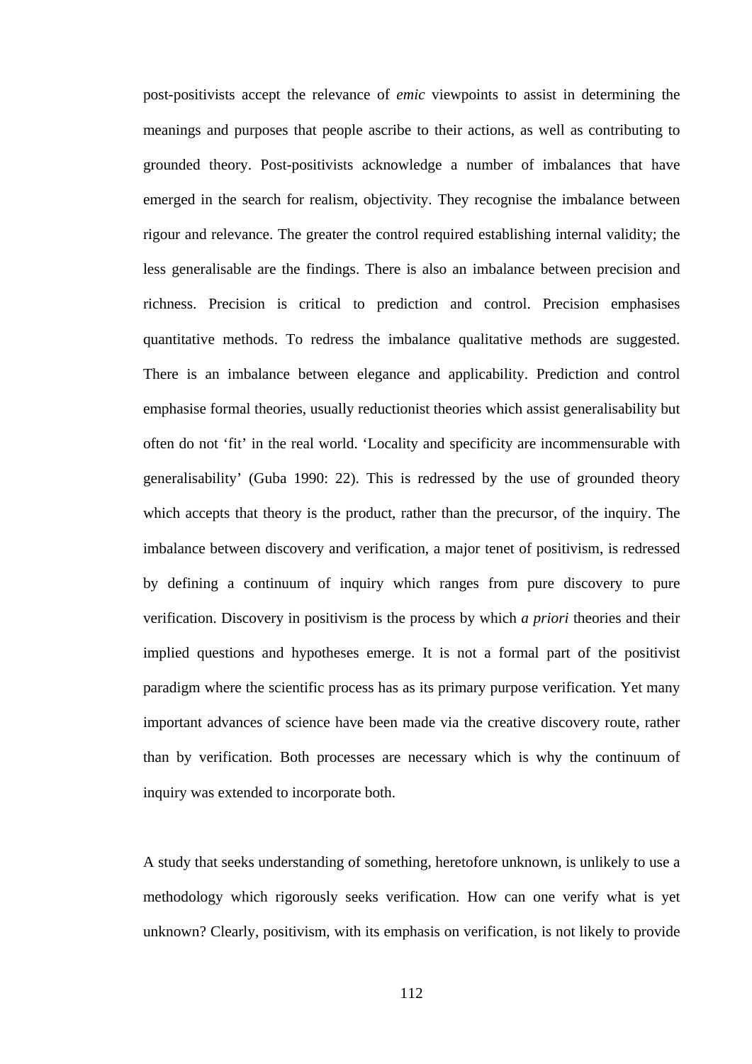post-positivists accept the relevance of *emic* viewpoints to assist in determining the meanings and purposes that people ascribe to their actions, as well as contributing to grounded theory. Post-positivists acknowledge a number of imbalances that have emerged in the search for realism, objectivity. They recognise the imbalance between rigour and relevance. The greater the control required establishing internal validity; the less generalisable are the findings. There is also an imbalance between precision and richness. Precision is critical to prediction and control. Precision emphasises quantitative methods. To redress the imbalance qualitative methods are suggested. There is an imbalance between elegance and applicability. Prediction and control emphasise formal theories, usually reductionist theories which assist generalisability but often do not 'fit' in the real world. 'Locality and specificity are incommensurable with generalisability' (Guba 1990: 22). This is redressed by the use of grounded theory which accepts that theory is the product, rather than the precursor, of the inquiry. The imbalance between discovery and verification, a major tenet of positivism, is redressed by defining a continuum of inquiry which ranges from pure discovery to pure verification. Discovery in positivism is the process by which *a priori* theories and their implied questions and hypotheses emerge. It is not a formal part of the positivist paradigm where the scientific process has as its primary purpose verification. Yet many important advances of science have been made via the creative discovery route, rather than by verification. Both processes are necessary which is why the continuum of inquiry was extended to incorporate both.

A study that seeks understanding of something, heretofore unknown, is unlikely to use a methodology which rigorously seeks verification. How can one verify what is yet unknown? Clearly, positivism, with its emphasis on verification, is not likely to provide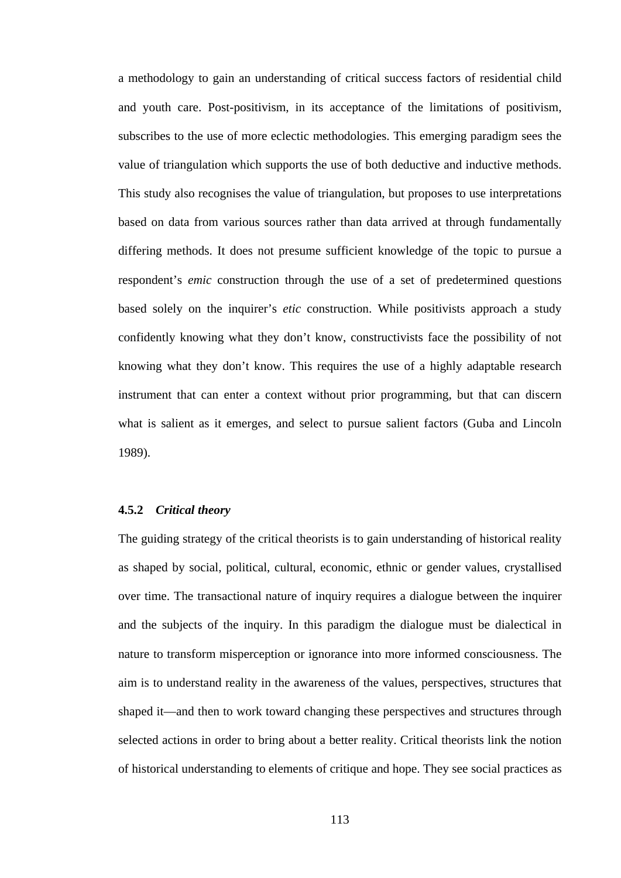a methodology to gain an understanding of critical success factors of residential child and youth care. Post-positivism, in its acceptance of the limitations of positivism, subscribes to the use of more eclectic methodologies. This emerging paradigm sees the value of triangulation which supports the use of both deductive and inductive methods. This study also recognises the value of triangulation, but proposes to use interpretations based on data from various sources rather than data arrived at through fundamentally differing methods. It does not presume sufficient knowledge of the topic to pursue a respondent's *emic* construction through the use of a set of predetermined questions based solely on the inquirer's *etic* construction. While positivists approach a study confidently knowing what they don't know, constructivists face the possibility of not knowing what they don't know. This requires the use of a highly adaptable research instrument that can enter a context without prior programming, but that can discern what is salient as it emerges, and select to pursue salient factors (Guba and Lincoln 1989).

### 4.5.2 *Critical theory*

The guiding strategy of the critical theorists is to gain understanding of historical reality as shaped by social, political, cultural, economic, ethnic or gender values, crystallised over time. The transactional nature of inquiry requires a dialogue between the inquirer and the subjects of the inquiry. In this paradigm the dialogue must be dialectical in nature to transform misperception or ignorance into more informed consciousness. The aim is to understand reality in the awareness of the values, perspectives, structures that shaped it—and then to work toward changing these perspectives and structures through selected actions in order to bring about a better reality. Critical theorists link the notion of historical understanding to elements of critique and hope. They see social practices as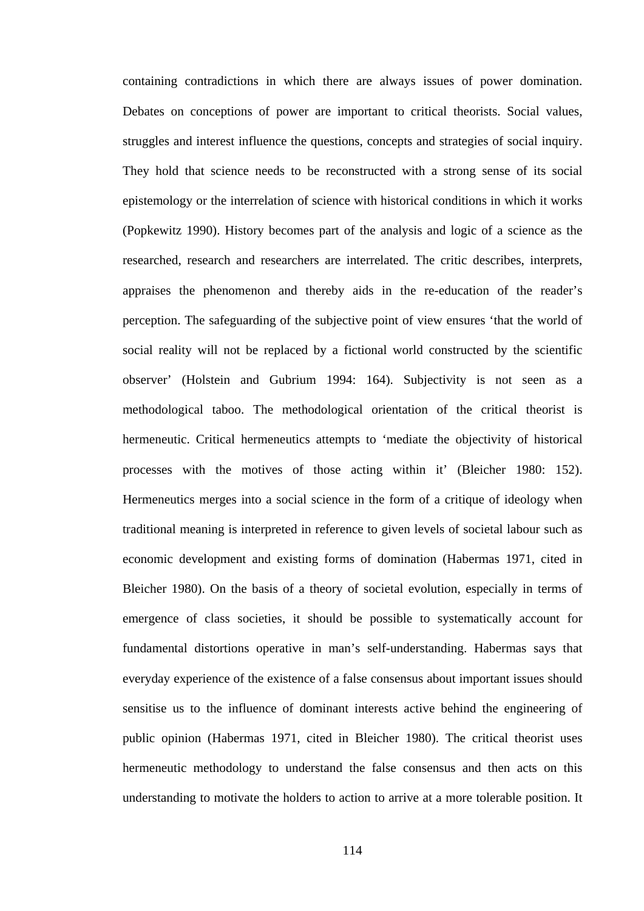containing contradictions in which there are always issues of power domination. Debates on conceptions of power are important to critical theorists. Social values, struggles and interest influence the questions, concepts and strategies of social inquiry. They hold that science needs to be reconstructed with a strong sense of its social epistemology or the interrelation of science with historical conditions in which it works (Popkewitz 1990). History becomes part of the analysis and logic of a science as the researched, research and researchers are interrelated. The critic describes, interprets, appraises the phenomenon and thereby aids in the re-education of the reader's perception. The safeguarding of the subjective point of view ensures 'that the world of social reality will not be replaced by a fictional world constructed by the scientific observer' (Holstein and Gubrium 1994: 164). Subjectivity is not seen as a methodological taboo. The methodological orientation of the critical theorist is hermeneutic. Critical hermeneutics attempts to 'mediate the objectivity of historical processes with the motives of those acting within it' (Bleicher 1980: 152). Hermeneutics merges into a social science in the form of a critique of ideology when traditional meaning is interpreted in reference to given levels of societal labour such as economic development and existing forms of domination (Habermas 1971, cited in Bleicher 1980). On the basis of a theory of societal evolution, especially in terms of emergence of class societies, it should be possible to systematically account for fundamental distortions operative in man's self-understanding. Habermas says that everyday experience of the existence of a false consensus about important issues should sensitise us to the influence of dominant interests active behind the engineering of public opinion (Habermas 1971, cited in Bleicher 1980). The critical theorist uses hermeneutic methodology to understand the false consensus and then acts on this understanding to motivate the holders to action to arrive at a more tolerable position. It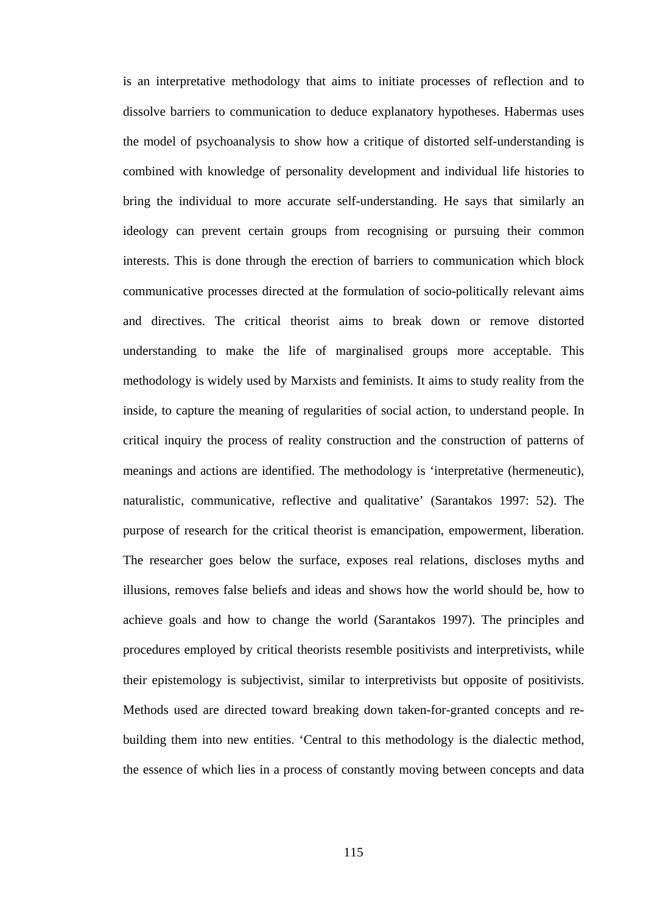is an interpretative methodology that aims to initiate processes of reflection and to dissolve barriers to communication to deduce explanatory hypotheses. Habermas uses the model of psychoanalysis to show how a critique of distorted self-understanding is combined with knowledge of personality development and individual life histories to bring the individual to more accurate self-understanding. He says that similarly an ideology can prevent certain groups from recognising or pursuing their common interests. This is done through the erection of barriers to communication which block communicative processes directed at the formulation of socio-politically relevant aims and directives. The critical theorist aims to break down or remove distorted understanding to make the life of marginalised groups more acceptable. This methodology is widely used by Marxists and feminists. It aims to study reality from the inside, to capture the meaning of regularities of social action, to understand people. In critical inquiry the process of reality construction and the construction of patterns of meanings and actions are identified. The methodology is 'interpretative (hermeneutic), naturalistic, communicative, reflective and qualitative' (Sarantakos 1997: 52). The purpose of research for the critical theorist is emancipation, empowerment, liberation. The researcher goes below the surface, exposes real relations, discloses myths and illusions, removes false beliefs and ideas and shows how the world should be, how to achieve goals and how to change the world (Sarantakos 1997). The principles and procedures employed by critical theorists resemble positivists and interpretivists, while their epistemology is subjectivist, similar to interpretivists but opposite of positivists. Methods used are directed toward breaking down taken-for-granted concepts and re-building them into new entities. 'Central to this methodology is the dialectic method, the essence of which lies in a process of constantly moving between concepts and data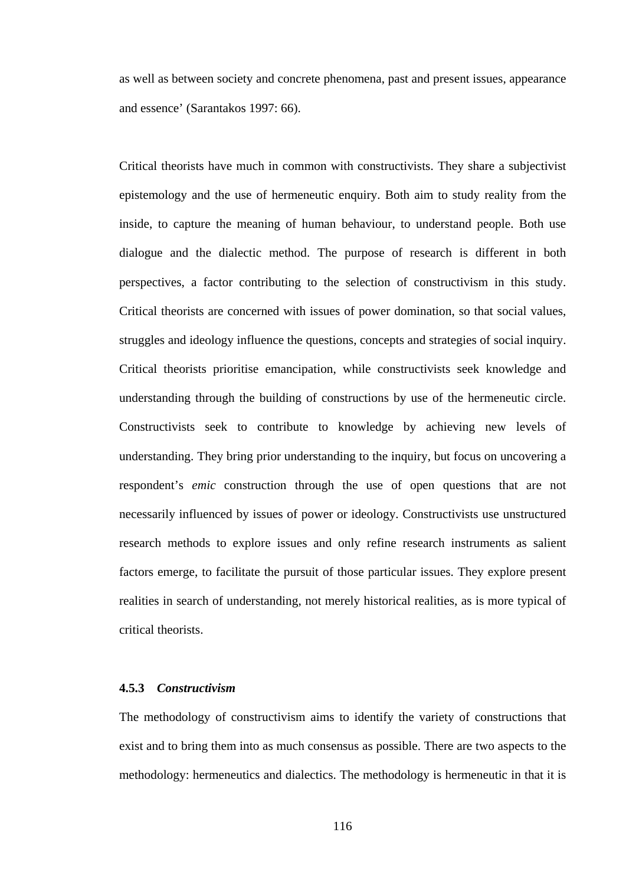as well as between society and concrete phenomena, past and present issues, appearance and essence' (Sarantakos 1997: 66).

Critical theorists have much in common with constructivists. They share a subjectivist epistemology and the use of hermeneutic enquiry. Both aim to study reality from the inside, to capture the meaning of human behaviour, to understand people. Both use dialogue and the dialectic method. The purpose of research is different in both perspectives, a factor contributing to the selection of constructivism in this study. Critical theorists are concerned with issues of power domination, so that social values, struggles and ideology influence the questions, concepts and strategies of social inquiry. Critical theorists prioritise emancipation, while constructivists seek knowledge and understanding through the building of constructions by use of the hermeneutic circle. Constructivists seek to contribute to knowledge by achieving new levels of understanding. They bring prior understanding to the inquiry, but focus on uncovering a respondent's *emic* construction through the use of open questions that are not necessarily influenced by issues of power or ideology. Constructivists use unstructured research methods to explore issues and only refine research instruments as salient factors emerge, to facilitate the pursuit of those particular issues. They explore present realities in search of understanding, not merely historical realities, as is more typical of critical theorists.

### 4.5.3 *Constructivism*

The methodology of constructivism aims to identify the variety of constructions that exist and to bring them into as much consensus as possible. There are two aspects to the methodology: hermeneutics and dialectics. The methodology is hermeneutic in that it is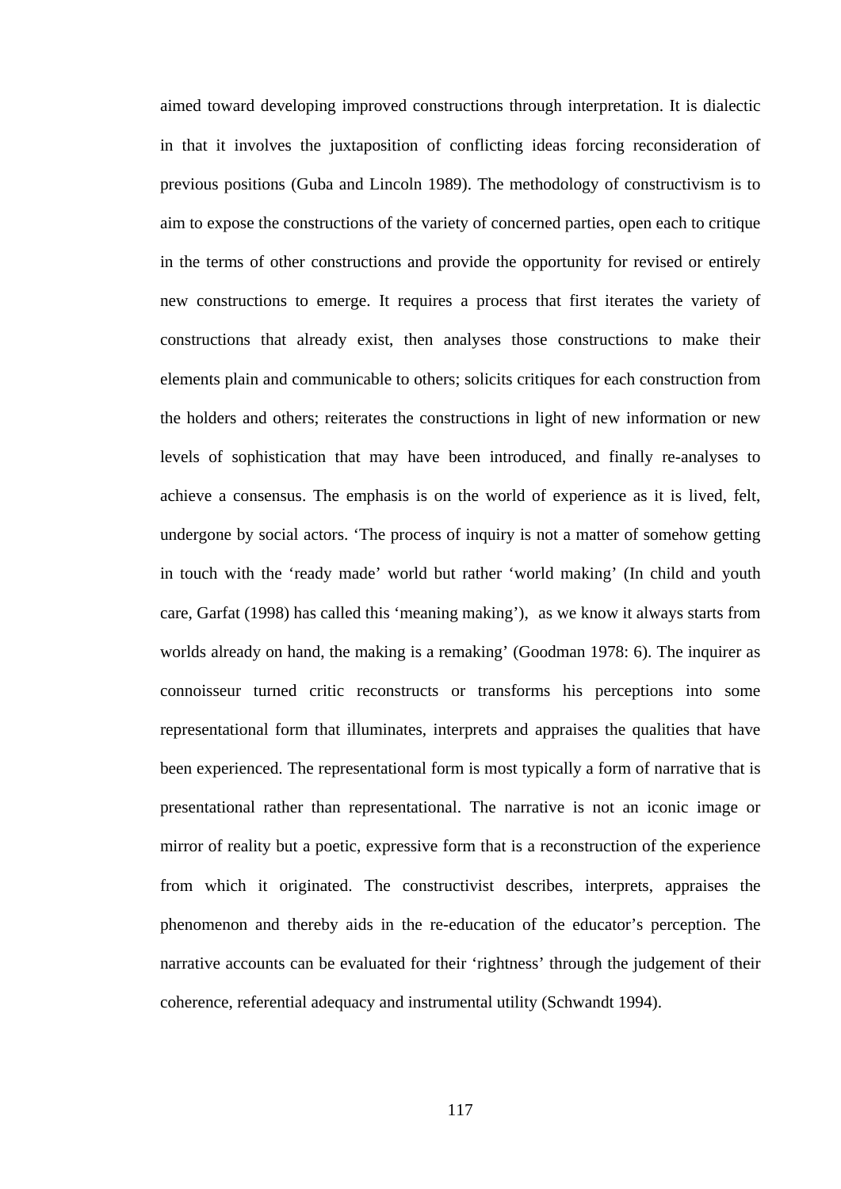aimed toward developing improved constructions through interpretation. It is dialectic in that it involves the juxtaposition of conflicting ideas forcing reconsideration of previous positions (Guba and Lincoln 1989). The methodology of constructivism is to aim to expose the constructions of the variety of concerned parties, open each to critique in the terms of other constructions and provide the opportunity for revised or entirely new constructions to emerge. It requires a process that first iterates the variety of constructions that already exist, then analyses those constructions to make their elements plain and communicable to others; solicits critiques for each construction from the holders and others; reiterates the constructions in light of new information or new levels of sophistication that may have been introduced, and finally re-analyses to achieve a consensus. The emphasis is on the world of experience as it is lived, felt, undergone by social actors. 'The process of inquiry is not a matter of somehow getting in touch with the 'ready made' world but rather 'world making' (In child and youth care, Garfat (1998) has called this 'meaning making'), as we know it always starts from worlds already on hand, the making is a remaking' (Goodman 1978: 6). The inquirer as connoisseur turned critic reconstructs or transforms his perceptions into some representational form that illuminates, interprets and appraises the qualities that have been experienced. The representational form is most typically a form of narrative that is presentational rather than representational. The narrative is not an iconic image or mirror of reality but a poetic, expressive form that is a reconstruction of the experience from which it originated. The constructivist describes, interprets, appraises the phenomenon and thereby aids in the re-education of the educator's perception. The narrative accounts can be evaluated for their 'rightness' through the judgement of their coherence, referential adequacy and instrumental utility (Schwandt 1994).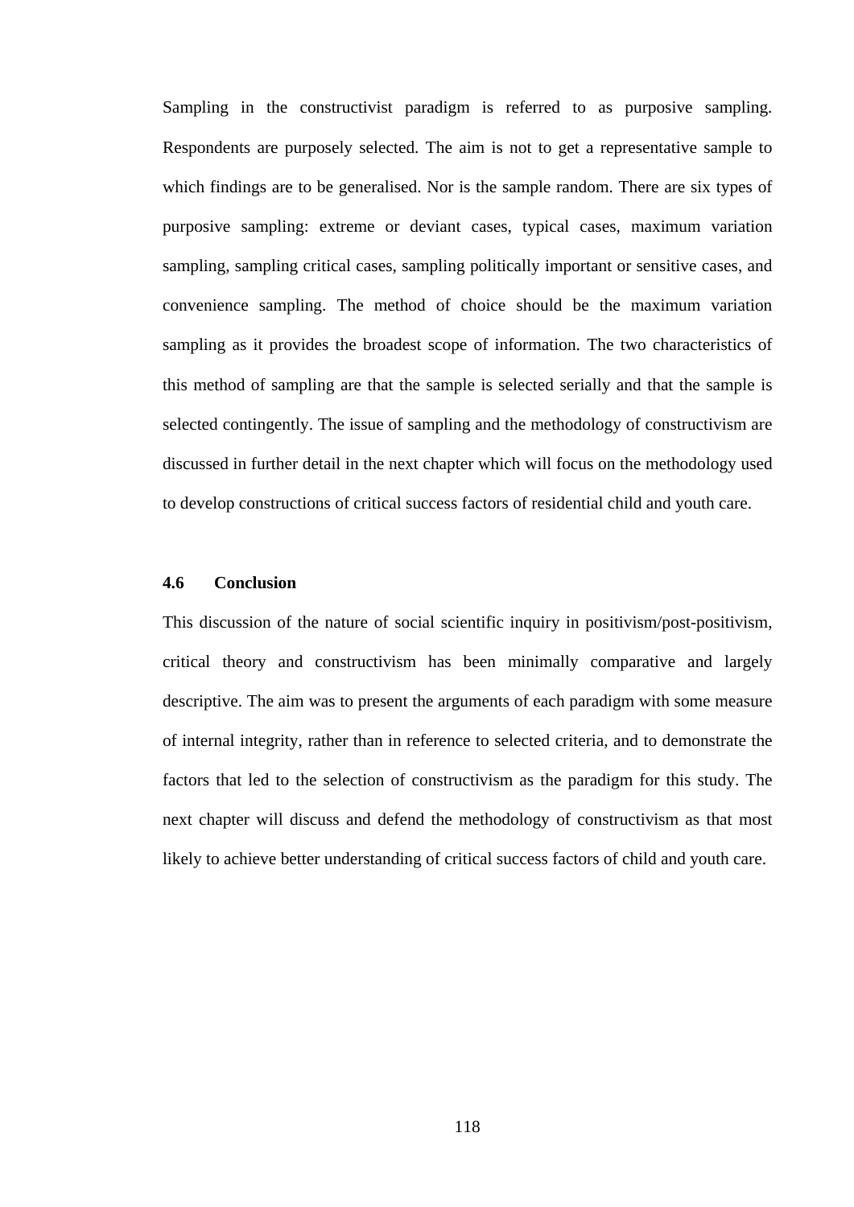Sampling in the constructivist paradigm is referred to as purposive sampling. Respondents are purposely selected. The aim is not to get a representative sample to which findings are to be generalised. Nor is the sample random. There are six types of purposive sampling: extreme or deviant cases, typical cases, maximum variation sampling, sampling critical cases, sampling politically important or sensitive cases, and convenience sampling. The method of choice should be the maximum variation sampling as it provides the broadest scope of information. The two characteristics of this method of sampling are that the sample is selected serially and that the sample is selected contingently. The issue of sampling and the methodology of constructivism are discussed in further detail in the next chapter which will focus on the methodology used to develop constructions of critical success factors of residential child and youth care.

### 4.6 Conclusion

This discussion of the nature of social scientific inquiry in positivism/post-positivism, critical theory and constructivism has been minimally comparative and largely descriptive. The aim was to present the arguments of each paradigm with some measure of internal integrity, rather than in reference to selected criteria, and to demonstrate the factors that led to the selection of constructivism as the paradigm for this study. The next chapter will discuss and defend the methodology of constructivism as that most likely to achieve better understanding of critical success factors of child and youth care.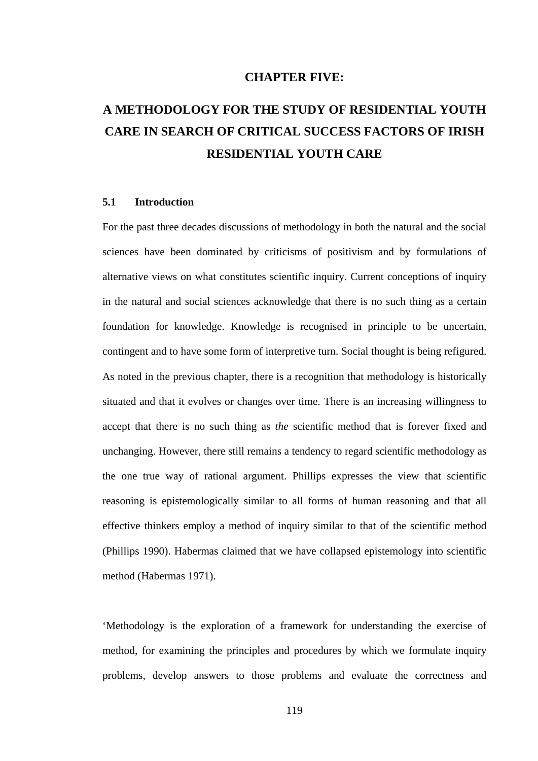# CHAPTER FIVE:

# A METHODOLOGY FOR THE STUDY OF RESIDENTIAL YOUTH CARE IN SEARCH OF CRITICAL SUCCESS FACTORS OF IRISH RESIDENTIAL YOUTH CARE

## 5.1 Introduction

For the past three decades discussions of methodology in both the natural and the social sciences have been dominated by criticisms of positivism and by formulations of alternative views on what constitutes scientific inquiry. Current conceptions of inquiry in the natural and social sciences acknowledge that there is no such thing as a certain foundation for knowledge. Knowledge is recognised in principle to be uncertain, contingent and to have some form of interpretive turn. Social thought is being refigured. As noted in the previous chapter, there is a recognition that methodology is historically situated and that it evolves or changes over time. There is an increasing willingness to accept that there is no such thing as *the* scientific method that is forever fixed and unchanging. However, there still remains a tendency to regard scientific methodology as the one true way of rational argument. Phillips expresses the view that scientific reasoning is epistemologically similar to all forms of human reasoning and that all effective thinkers employ a method of inquiry similar to that of the scientific method (Phillips 1990). Habermas claimed that we have collapsed epistemology into scientific method (Habermas 1971).

'Methodology is the exploration of a framework for understanding the exercise of method, for examining the principles and procedures by which we formulate inquiry problems, develop answers to those problems and evaluate the correctness and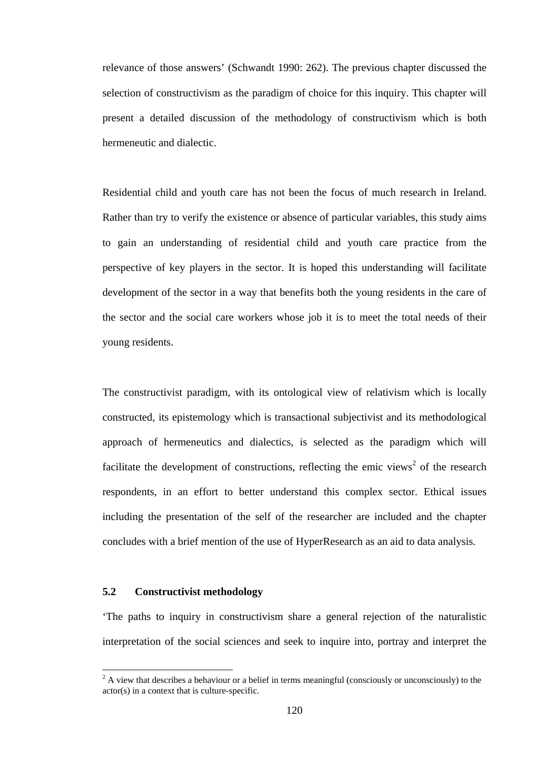relevance of those answers' (Schwandt 1990: 262). The previous chapter discussed the selection of constructivism as the paradigm of choice for this inquiry. This chapter will present a detailed discussion of the methodology of constructivism which is both hermeneutic and dialectic.

Residential child and youth care has not been the focus of much research in Ireland. Rather than try to verify the existence or absence of particular variables, this study aims to gain an understanding of residential child and youth care practice from the perspective of key players in the sector. It is hoped this understanding will facilitate development of the sector in a way that benefits both the young residents in the care of the sector and the social care workers whose job it is to meet the total needs of their young residents.

The constructivist paradigm, with its ontological view of relativism which is locally constructed, its epistemology which is transactional subjectivist and its methodological approach of hermeneutics and dialectics, is selected as the paradigm which will facilitate the development of constructions, reflecting the emic views[2] of the research respondents, in an effort to better understand this complex sector. Ethical issues including the presentation of the self of the researcher are included and the chapter concludes with a brief mention of the use of HyperResearch as an aid to data analysis.

### 5.2 Constructivist methodology

'The paths to inquiry in constructivism share a general rejection of the naturalistic interpretation of the social sciences and seek to inquire into, portray and interpret the

[2] A view that describes a behaviour or a belief in terms meaningful (consciously or unconsciously) to the actor(s) in a context that is culture-specific.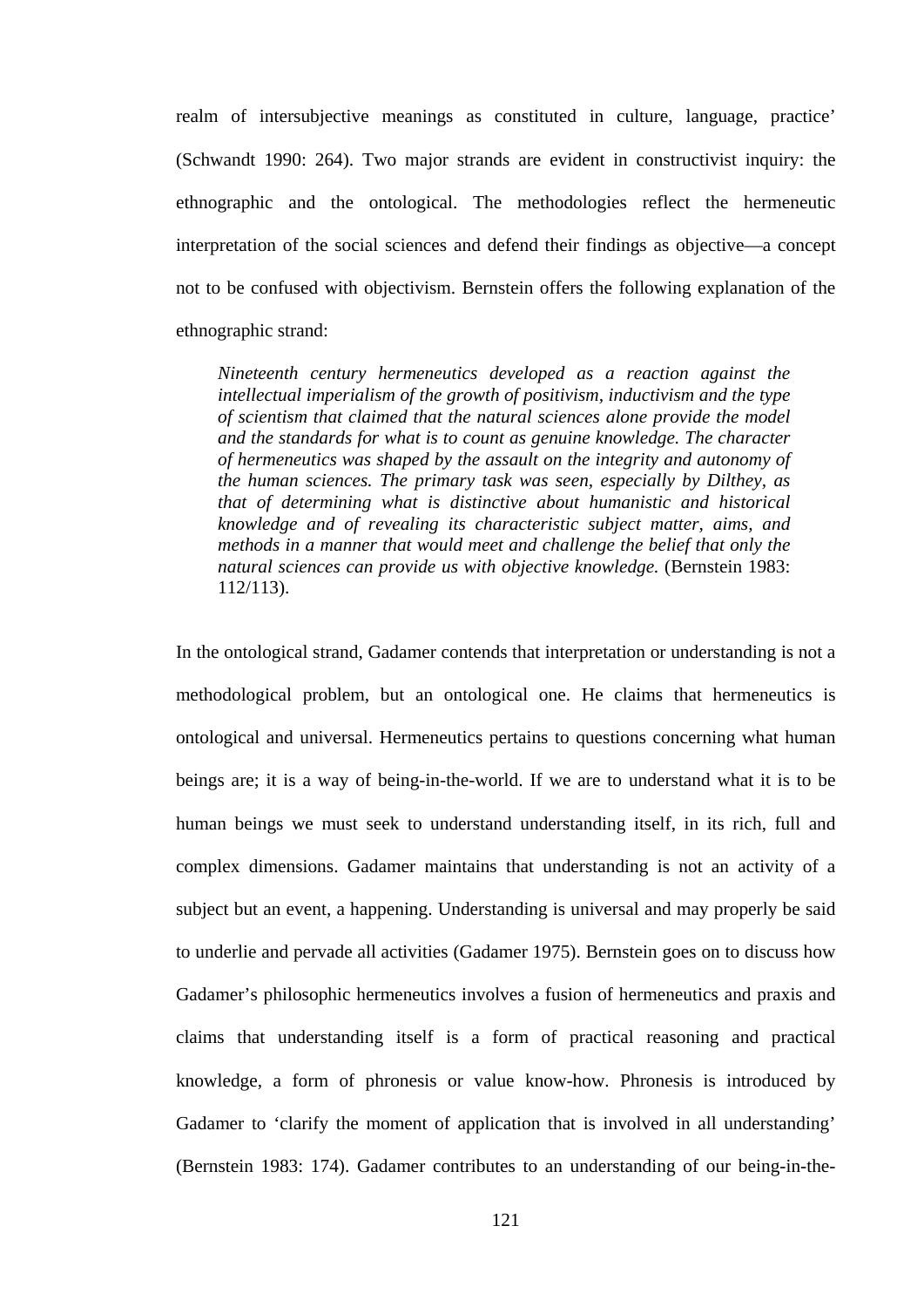realm of intersubjective meanings as constituted in culture, language, practice' (Schwandt 1990: 264). Two major strands are evident in constructivist inquiry: the ethnographic and the ontological. The methodologies reflect the hermeneutic interpretation of the social sciences and defend their findings as objective—a concept not to be confused with objectivism. Bernstein offers the following explanation of the ethnographic strand:

> *Nineteenth century hermeneutics developed as a reaction against the intellectual imperialism of the growth of positivism, inductivism and the type of scientism that claimed that the natural sciences alone provide the model and the standards for what is to count as genuine knowledge. The character of hermeneutics was shaped by the assault on the integrity and autonomy of the human sciences. The primary task was seen, especially by Dilthey, as that of determining what is distinctive about humanistic and historical knowledge and of revealing its characteristic subject matter, aims, and methods in a manner that would meet and challenge the belief that only the natural sciences can provide us with objective knowledge.* (Bernstein 1983: 112/113).

In the ontological strand, Gadamer contends that interpretation or understanding is not a methodological problem, but an ontological one. He claims that hermeneutics is ontological and universal. Hermeneutics pertains to questions concerning what human beings are; it is a way of being-in-the-world. If we are to understand what it is to be human beings we must seek to understand understanding itself, in its rich, full and complex dimensions. Gadamer maintains that understanding is not an activity of a subject but an event, a happening. Understanding is universal and may properly be said to underlie and pervade all activities (Gadamer 1975). Bernstein goes on to discuss how Gadamer's philosophic hermeneutics involves a fusion of hermeneutics and praxis and claims that understanding itself is a form of practical reasoning and practical knowledge, a form of phronesis or value know-how. Phronesis is introduced by Gadamer to 'clarify the moment of application that is involved in all understanding' (Bernstein 1983: 174). Gadamer contributes to an understanding of our being-in-the-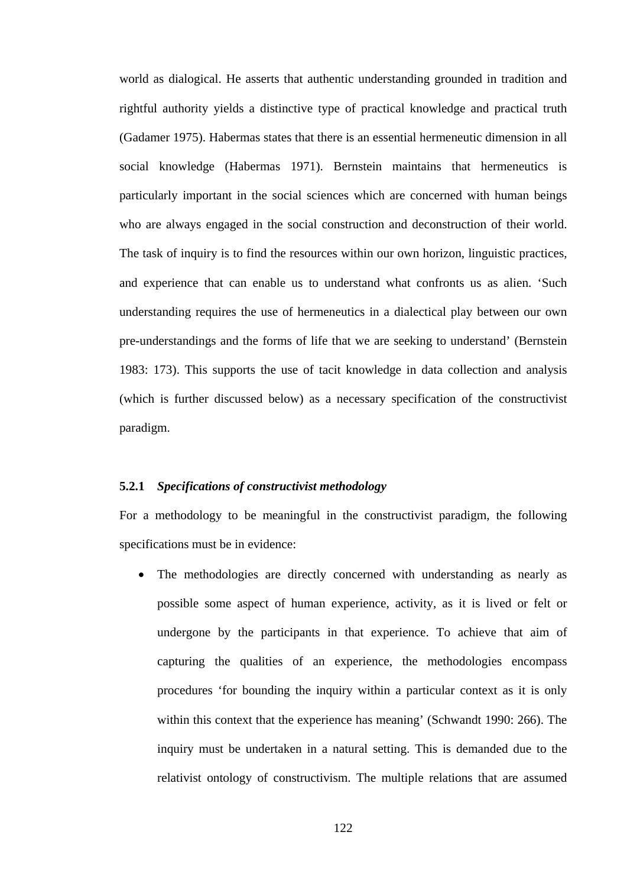world as dialogical. He asserts that authentic understanding grounded in tradition and rightful authority yields a distinctive type of practical knowledge and practical truth (Gadamer 1975). Habermas states that there is an essential hermeneutic dimension in all social knowledge (Habermas 1971). Bernstein maintains that hermeneutics is particularly important in the social sciences which are concerned with human beings who are always engaged in the social construction and deconstruction of their world. The task of inquiry is to find the resources within our own horizon, linguistic practices, and experience that can enable us to understand what confronts us as alien. 'Such understanding requires the use of hermeneutics in a dialectical play between our own pre-understandings and the forms of life that we are seeking to understand' (Bernstein 1983: 173). This supports the use of tacit knowledge in data collection and analysis (which is further discussed below) as a necessary specification of the constructivist paradigm.

### 5.2.1 *Specifications of constructivist methodology*

For a methodology to be meaningful in the constructivist paradigm, the following specifications must be in evidence:

- The methodologies are directly concerned with understanding as nearly as possible some aspect of human experience, activity, as it is lived or felt or undergone by the participants in that experience. To achieve that aim of capturing the qualities of an experience, the methodologies encompass procedures 'for bounding the inquiry within a particular context as it is only within this context that the experience has meaning' (Schwandt 1990: 266). The inquiry must be undertaken in a natural setting. This is demanded due to the relativist ontology of constructivism. The multiple relations that are assumed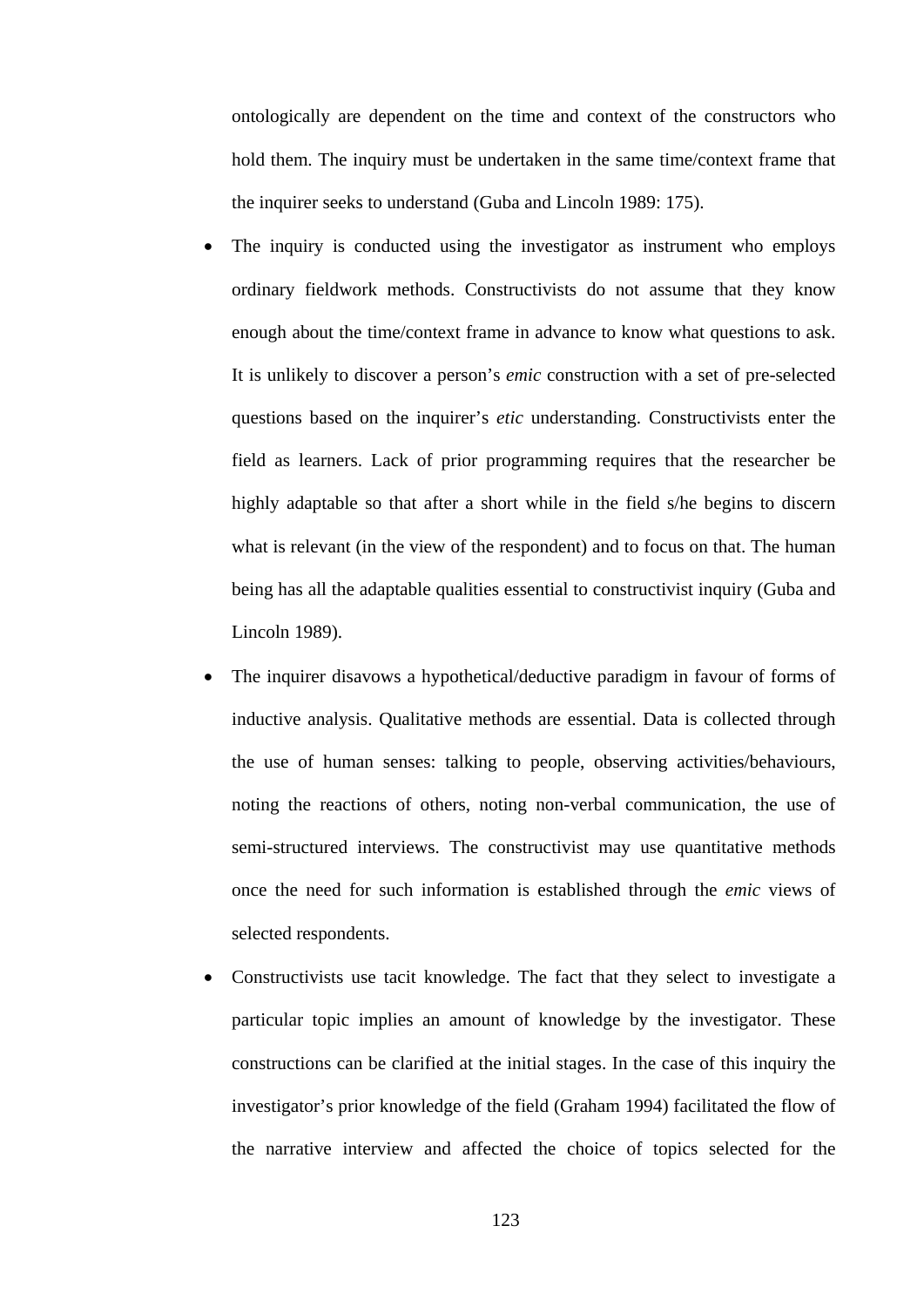ontologically are dependent on the time and context of the constructors who hold them. The inquiry must be undertaken in the same time/context frame that the inquirer seeks to understand (Guba and Lincoln 1989: 175).

- The inquiry is conducted using the investigator as instrument who employs ordinary fieldwork methods. Constructivists do not assume that they know enough about the time/context frame in advance to know what questions to ask. It is unlikely to discover a person's *emic* construction with a set of pre-selected questions based on the inquirer's *etic* understanding. Constructivists enter the field as learners. Lack of prior programming requires that the researcher be highly adaptable so that after a short while in the field s/he begins to discern what is relevant (in the view of the respondent) and to focus on that. The human being has all the adaptable qualities essential to constructivist inquiry (Guba and Lincoln 1989).
- The inquirer disavows a hypothetical/deductive paradigm in favour of forms of inductive analysis. Qualitative methods are essential. Data is collected through the use of human senses: talking to people, observing activities/behaviours, noting the reactions of others, noting non-verbal communication, the use of semi-structured interviews. The constructivist may use quantitative methods once the need for such information is established through the *emic* views of selected respondents.
- Constructivists use tacit knowledge. The fact that they select to investigate a particular topic implies an amount of knowledge by the investigator. These constructions can be clarified at the initial stages. In the case of this inquiry the investigator's prior knowledge of the field (Graham 1994) facilitated the flow of the narrative interview and affected the choice of topics selected for the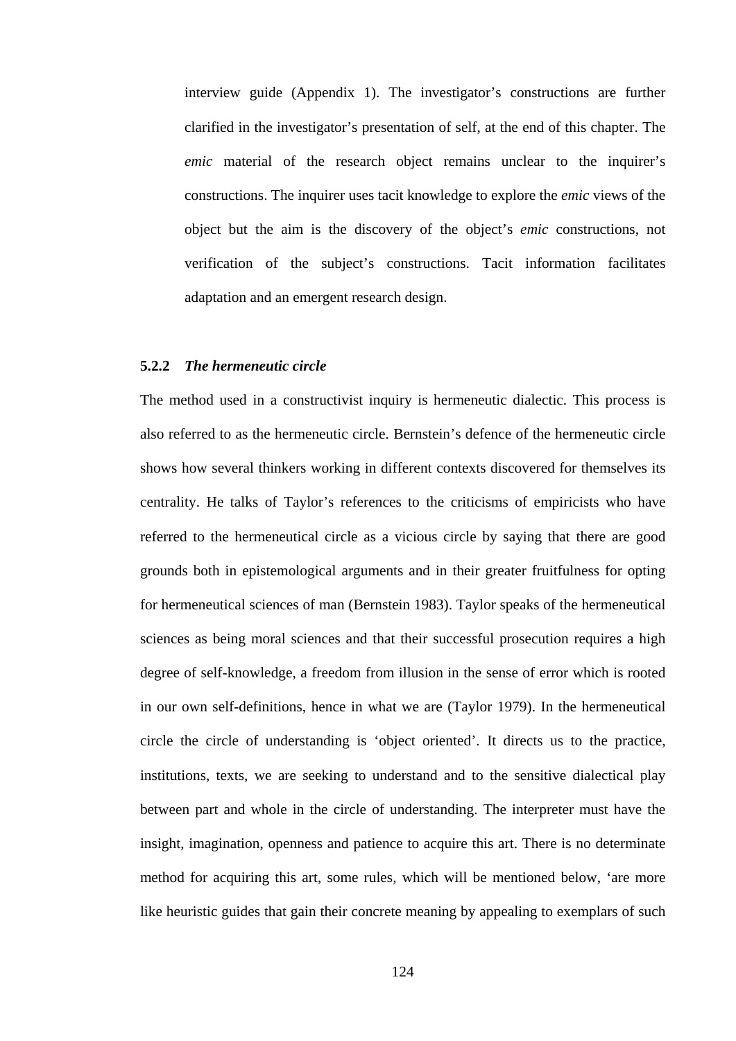interview guide (Appendix 1). The investigator's constructions are further clarified in the investigator's presentation of self, at the end of this chapter. The *emic* material of the research object remains unclear to the inquirer's constructions. The inquirer uses tacit knowledge to explore the *emic* views of the object but the aim is the discovery of the object's *emic* constructions, not verification of the subject's constructions. Tacit information facilitates adaptation and an emergent research design.

### 5.2.2 *The hermeneutic circle*

The method used in a constructivist inquiry is hermeneutic dialectic. This process is also referred to as the hermeneutic circle. Bernstein's defence of the hermeneutic circle shows how several thinkers working in different contexts discovered for themselves its centrality. He talks of Taylor's references to the criticisms of empiricists who have referred to the hermeneutical circle as a vicious circle by saying that there are good grounds both in epistemological arguments and in their greater fruitfulness for opting for hermeneutical sciences of man (Bernstein 1983). Taylor speaks of the hermeneutical sciences as being moral sciences and that their successful prosecution requires a high degree of self-knowledge, a freedom from illusion in the sense of error which is rooted in our own self-definitions, hence in what we are (Taylor 1979). In the hermeneutical circle the circle of understanding is 'object oriented'. It directs us to the practice, institutions, texts, we are seeking to understand and to the sensitive dialectical play between part and whole in the circle of understanding. The interpreter must have the insight, imagination, openness and patience to acquire this art. There is no determinate method for acquiring this art, some rules, which will be mentioned below, 'are more like heuristic guides that gain their concrete meaning by appealing to exemplars of such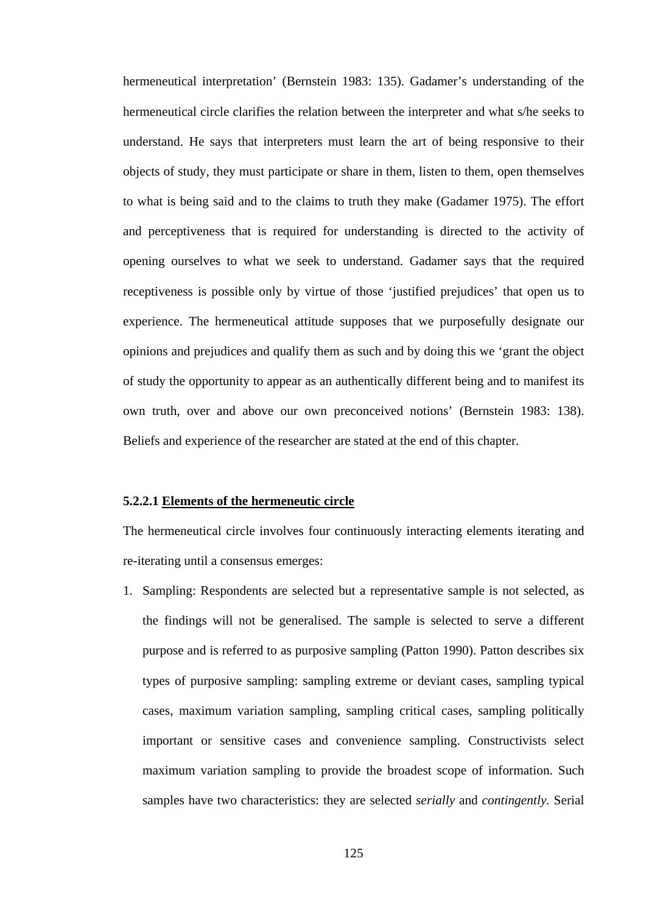hermeneutical interpretation' (Bernstein 1983: 135). Gadamer's understanding of the hermeneutical circle clarifies the relation between the interpreter and what s/he seeks to understand. He says that interpreters must learn the art of being responsive to their objects of study, they must participate or share in them, listen to them, open themselves to what is being said and to the claims to truth they make (Gadamer 1975). The effort and perceptiveness that is required for understanding is directed to the activity of opening ourselves to what we seek to understand. Gadamer says that the required receptiveness is possible only by virtue of those 'justified prejudices' that open us to experience. The hermeneutical attitude supposes that we purposefully designate our opinions and prejudices and qualify them as such and by doing this we 'grant the object of study the opportunity to appear as an authentically different being and to manifest its own truth, over and above our own preconceived notions' (Bernstein 1983: 138). Beliefs and experience of the researcher are stated at the end of this chapter.

#### 5.2.2.1 <u>Elements of the hermeneutic circle</u>

The hermeneutical circle involves four continuously interacting elements iterating and re-iterating until a consensus emerges:

1. Sampling: Respondents are selected but a representative sample is not selected, as the findings will not be generalised. The sample is selected to serve a different purpose and is referred to as purposive sampling (Patton 1990). Patton describes six types of purposive sampling: sampling extreme or deviant cases, sampling typical cases, maximum variation sampling, sampling critical cases, sampling politically important or sensitive cases and convenience sampling. Constructivists select maximum variation sampling to provide the broadest scope of information. Such samples have two characteristics: they are selected *serially* and *contingently*. Serial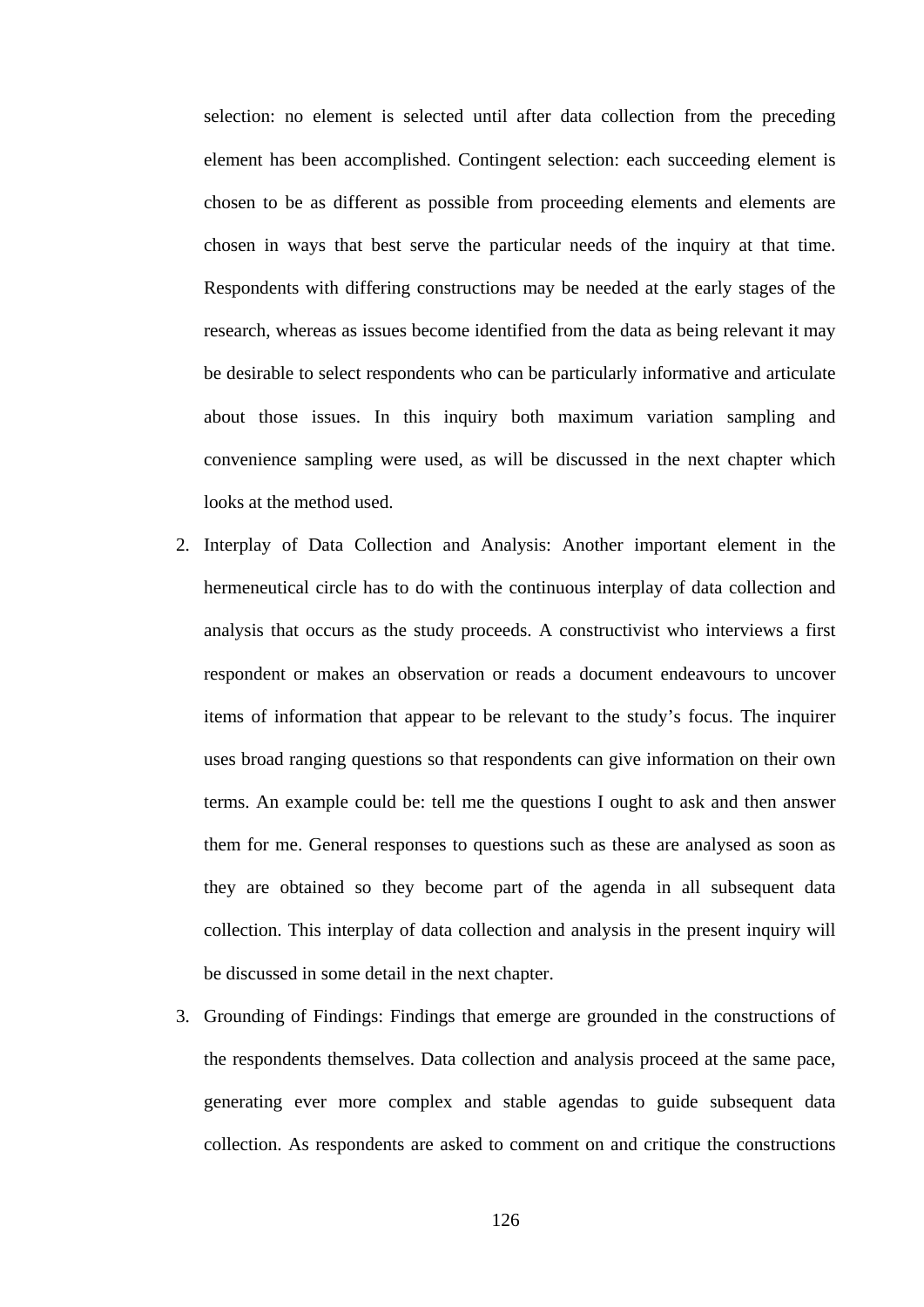selection: no element is selected until after data collection from the preceding element has been accomplished. Contingent selection: each succeeding element is chosen to be as different as possible from proceeding elements and elements are chosen in ways that best serve the particular needs of the inquiry at that time. Respondents with differing constructions may be needed at the early stages of the research, whereas as issues become identified from the data as being relevant it may be desirable to select respondents who can be particularly informative and articulate about those issues. In this inquiry both maximum variation sampling and convenience sampling were used, as will be discussed in the next chapter which looks at the method used.

2. Interplay of Data Collection and Analysis: Another important element in the hermeneutical circle has to do with the continuous interplay of data collection and analysis that occurs as the study proceeds. A constructivist who interviews a first respondent or makes an observation or reads a document endeavours to uncover items of information that appear to be relevant to the study's focus. The inquirer uses broad ranging questions so that respondents can give information on their own terms. An example could be: tell me the questions I ought to ask and then answer them for me. General responses to questions such as these are analysed as soon as they are obtained so they become part of the agenda in all subsequent data collection. This interplay of data collection and analysis in the present inquiry will be discussed in some detail in the next chapter.
3. Grounding of Findings: Findings that emerge are grounded in the constructions of the respondents themselves. Data collection and analysis proceed at the same pace, generating ever more complex and stable agendas to guide subsequent data collection. As respondents are asked to comment on and critique the constructions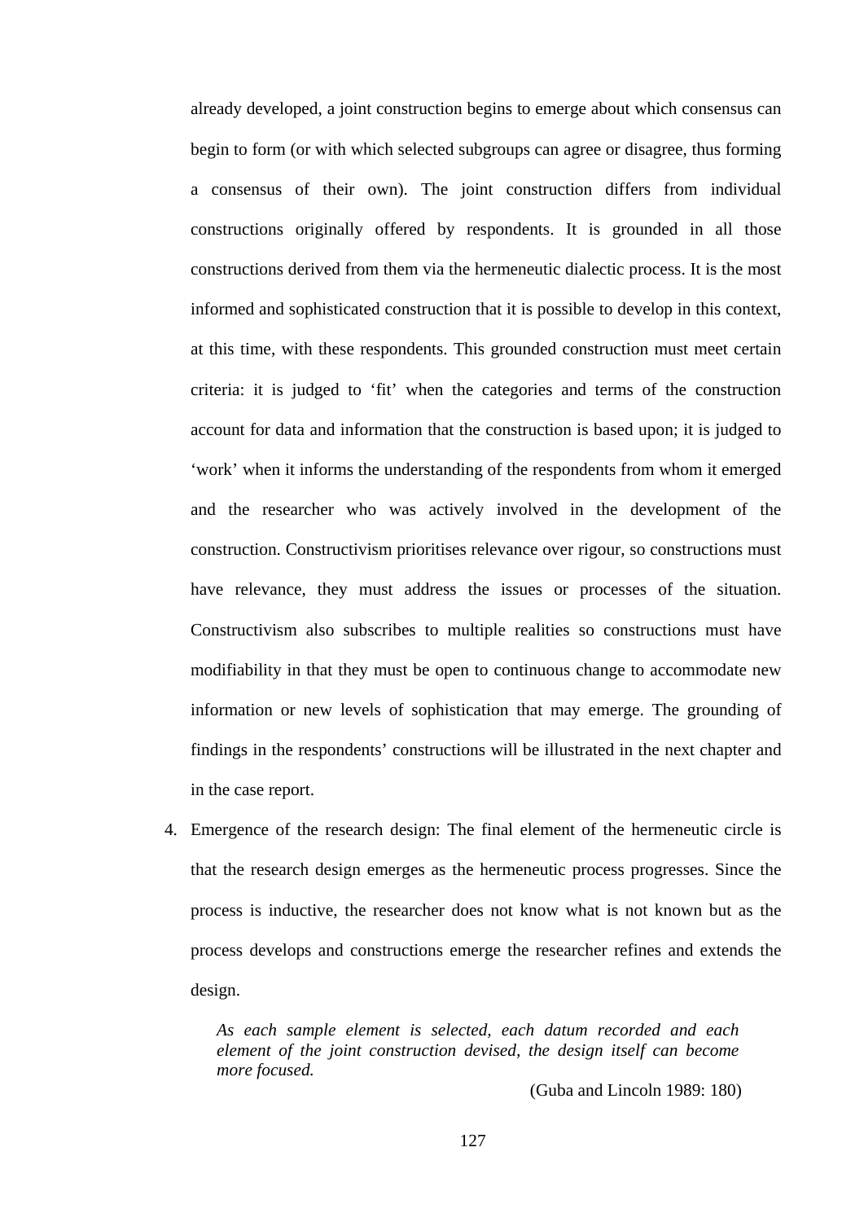already developed, a joint construction begins to emerge about which consensus can begin to form (or with which selected subgroups can agree or disagree, thus forming a consensus of their own). The joint construction differs from individual constructions originally offered by respondents. It is grounded in all those constructions derived from them via the hermeneutic dialectic process. It is the most informed and sophisticated construction that it is possible to develop in this context, at this time, with these respondents. This grounded construction must meet certain criteria: it is judged to 'fit' when the categories and terms of the construction account for data and information that the construction is based upon; it is judged to 'work' when it informs the understanding of the respondents from whom it emerged and the researcher who was actively involved in the development of the construction. Constructivism prioritises relevance over rigour, so constructions must have relevance, they must address the issues or processes of the situation. Constructivism also subscribes to multiple realities so constructions must have modifiability in that they must be open to continuous change to accommodate new information or new levels of sophistication that may emerge. The grounding of findings in the respondents' constructions will be illustrated in the next chapter and in the case report.

4. Emergence of the research design: The final element of the hermeneutic circle is that the research design emerges as the hermeneutic process progresses. Since the process is inductive, the researcher does not know what is not known but as the process develops and constructions emerge the researcher refines and extends the design.

> *As each sample element is selected, each datum recorded and each element of the joint construction devised, the design itself can become more focused.*
>
> (Guba and Lincoln 1989: 180)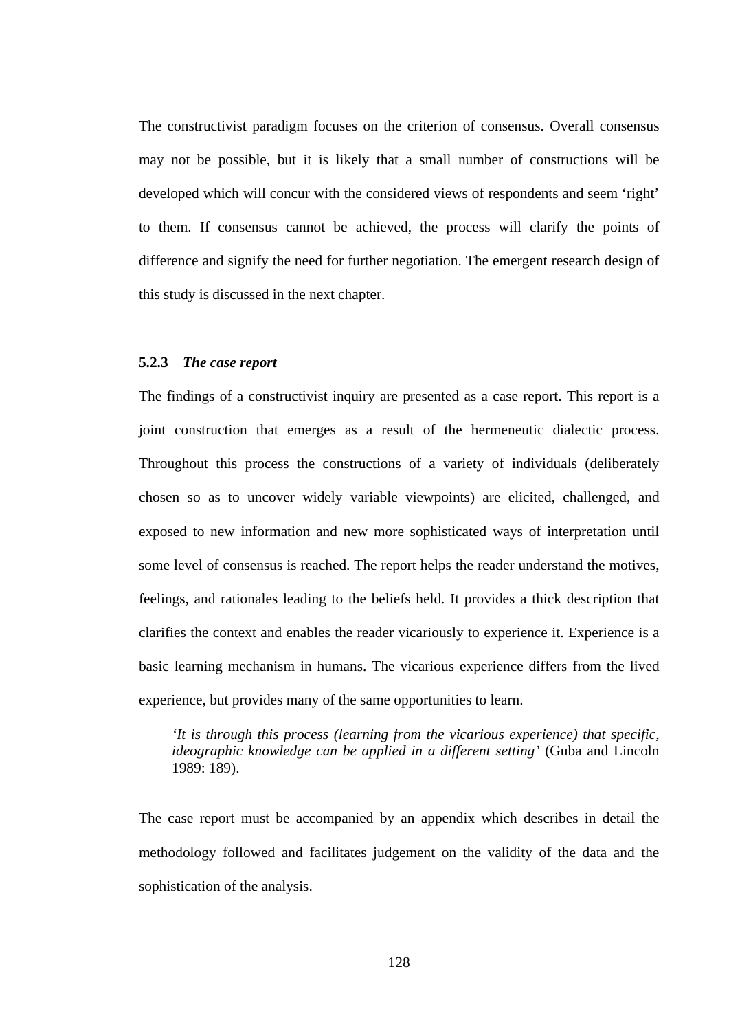The constructivist paradigm focuses on the criterion of consensus. Overall consensus may not be possible, but it is likely that a small number of constructions will be developed which will concur with the considered views of respondents and seem 'right' to them. If consensus cannot be achieved, the process will clarify the points of difference and signify the need for further negotiation. The emergent research design of this study is discussed in the next chapter.

### 5.2.3 *The case report*

The findings of a constructivist inquiry are presented as a case report. This report is a joint construction that emerges as a result of the hermeneutic dialectic process. Throughout this process the constructions of a variety of individuals (deliberately chosen so as to uncover widely variable viewpoints) are elicited, challenged, and exposed to new information and new more sophisticated ways of interpretation until some level of consensus is reached. The report helps the reader understand the motives, feelings, and rationales leading to the beliefs held. It provides a thick description that clarifies the context and enables the reader vicariously to experience it. Experience is a basic learning mechanism in humans. The vicarious experience differs from the lived experience, but provides many of the same opportunities to learn.

> *'It is through this process (learning from the vicarious experience) that specific, ideographic knowledge can be applied in a different setting'* (Guba and Lincoln 1989: 189).

The case report must be accompanied by an appendix which describes in detail the methodology followed and facilitates judgement on the validity of the data and the sophistication of the analysis.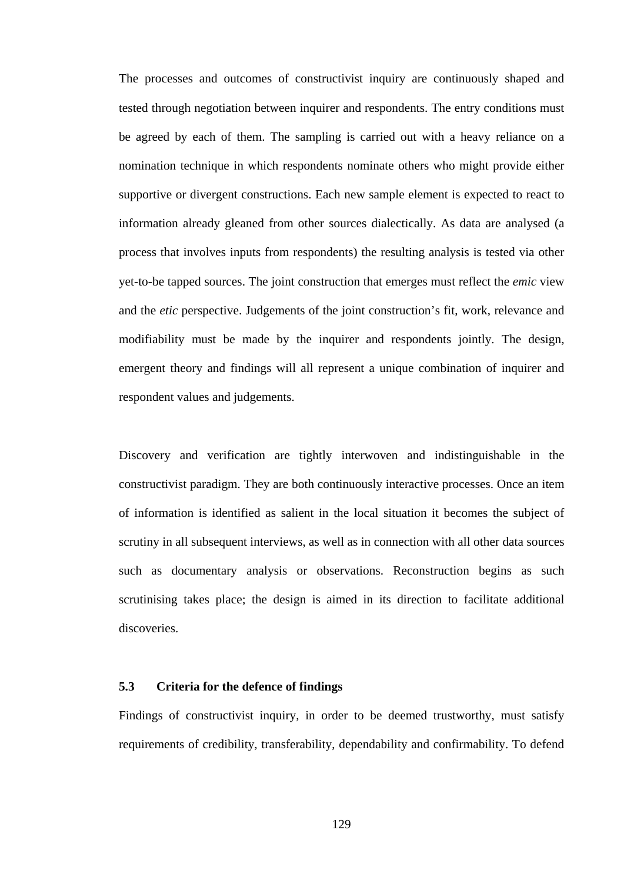The processes and outcomes of constructivist inquiry are continuously shaped and tested through negotiation between inquirer and respondents. The entry conditions must be agreed by each of them. The sampling is carried out with a heavy reliance on a nomination technique in which respondents nominate others who might provide either supportive or divergent constructions. Each new sample element is expected to react to information already gleaned from other sources dialectically. As data are analysed (a process that involves inputs from respondents) the resulting analysis is tested via other yet-to-be tapped sources. The joint construction that emerges must reflect the *emic* view and the *etic* perspective. Judgements of the joint construction's fit, work, relevance and modifiability must be made by the inquirer and respondents jointly. The design, emergent theory and findings will all represent a unique combination of inquirer and respondent values and judgements.

Discovery and verification are tightly interwoven and indistinguishable in the constructivist paradigm. They are both continuously interactive processes. Once an item of information is identified as salient in the local situation it becomes the subject of scrutiny in all subsequent interviews, as well as in connection with all other data sources such as documentary analysis or observations. Reconstruction begins as such scrutinising takes place; the design is aimed in its direction to facilitate additional discoveries.

### 5.3 Criteria for the defence of findings

Findings of constructivist inquiry, in order to be deemed trustworthy, must satisfy requirements of credibility, transferability, dependability and confirmability. To defend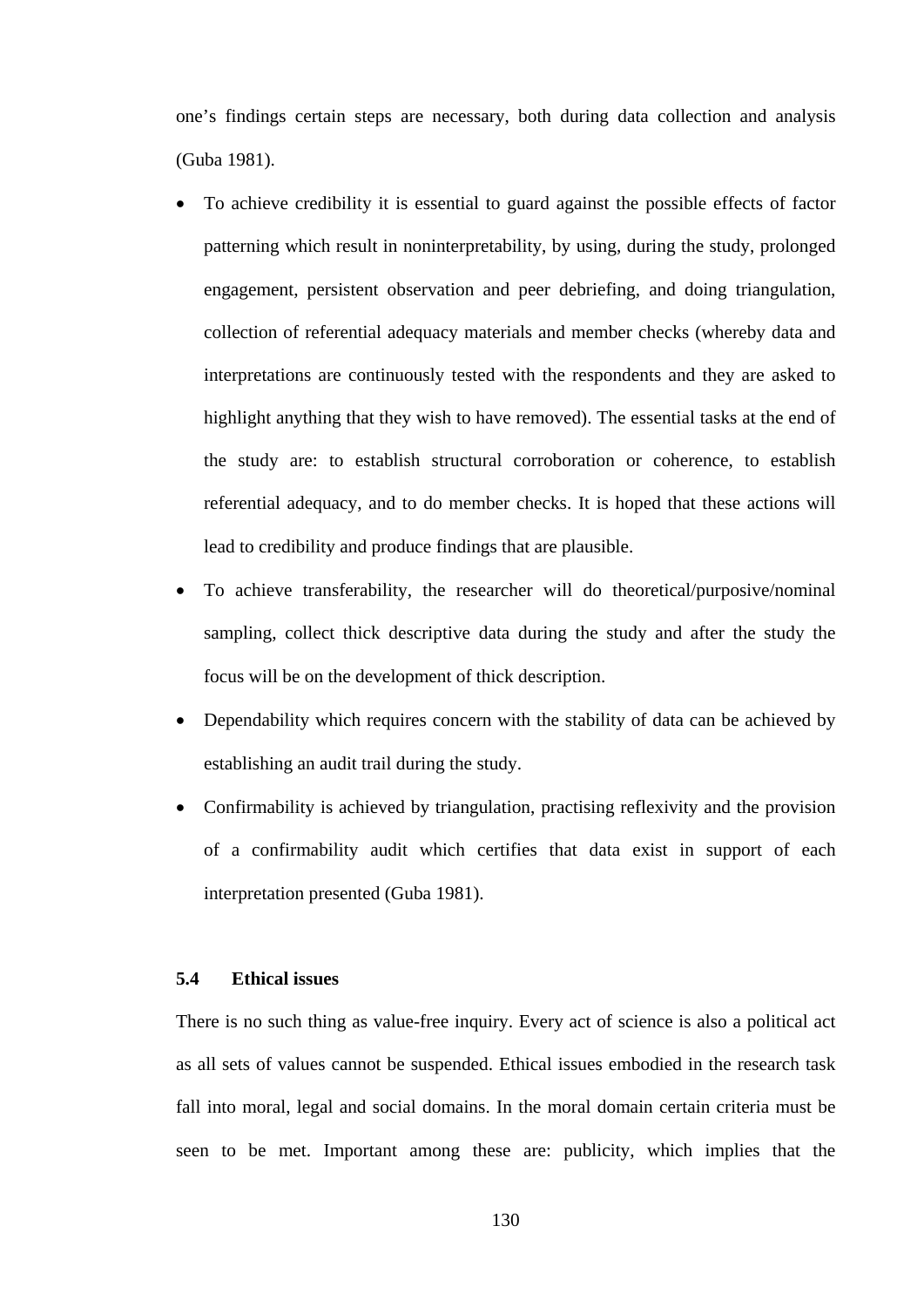one’s findings certain steps are necessary, both during data collection and analysis (Guba 1981).

- To achieve credibility it is essential to guard against the possible effects of factor patterning which result in noninterpretability, by using, during the study, prolonged engagement, persistent observation and peer debriefing, and doing triangulation, collection of referential adequacy materials and member checks (whereby data and interpretations are continuously tested with the respondents and they are asked to highlight anything that they wish to have removed). The essential tasks at the end of the study are: to establish structural corroboration or coherence, to establish referential adequacy, and to do member checks. It is hoped that these actions will lead to credibility and produce findings that are plausible.
- To achieve transferability, the researcher will do theoretical/purposive/nominal sampling, collect thick descriptive data during the study and after the study the focus will be on the development of thick description.
- Dependability which requires concern with the stability of data can be achieved by establishing an audit trail during the study.
- Confirmability is achieved by triangulation, practising reflexivity and the provision of a confirmability audit which certifies that data exist in support of each interpretation presented (Guba 1981).

### 5.4 Ethical issues

There is no such thing as value-free inquiry. Every act of science is also a political act as all sets of values cannot be suspended. Ethical issues embodied in the research task fall into moral, legal and social domains. In the moral domain certain criteria must be seen to be met. Important among these are: publicity, which implies that the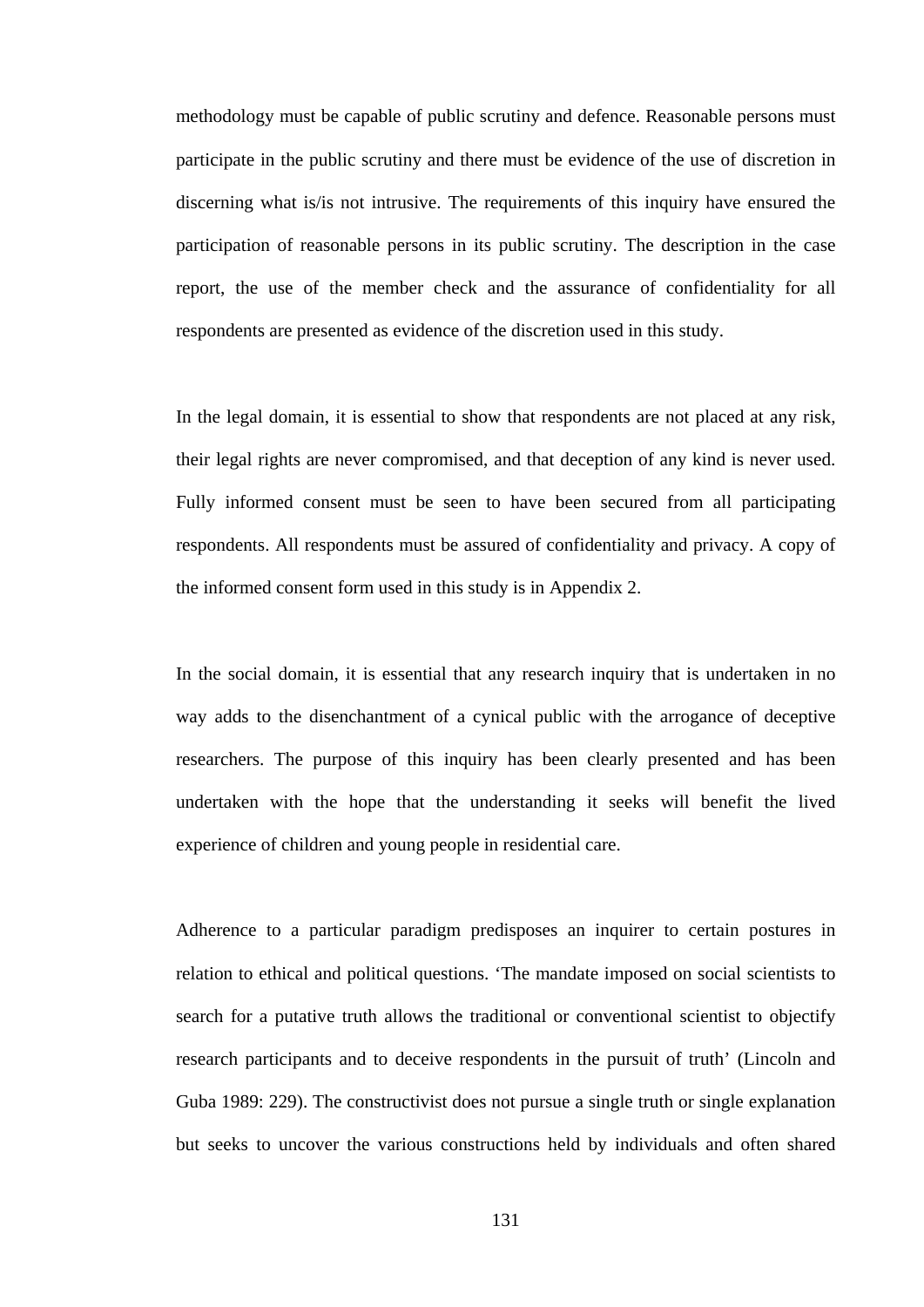methodology must be capable of public scrutiny and defence. Reasonable persons must participate in the public scrutiny and there must be evidence of the use of discretion in discerning what is/is not intrusive. The requirements of this inquiry have ensured the participation of reasonable persons in its public scrutiny. The description in the case report, the use of the member check and the assurance of confidentiality for all respondents are presented as evidence of the discretion used in this study.

In the legal domain, it is essential to show that respondents are not placed at any risk, their legal rights are never compromised, and that deception of any kind is never used. Fully informed consent must be seen to have been secured from all participating respondents. All respondents must be assured of confidentiality and privacy. A copy of the informed consent form used in this study is in Appendix 2.

In the social domain, it is essential that any research inquiry that is undertaken in no way adds to the disenchantment of a cynical public with the arrogance of deceptive researchers. The purpose of this inquiry has been clearly presented and has been undertaken with the hope that the understanding it seeks will benefit the lived experience of children and young people in residential care.

Adherence to a particular paradigm predisposes an inquirer to certain postures in relation to ethical and political questions. 'The mandate imposed on social scientists to search for a putative truth allows the traditional or conventional scientist to objectify research participants and to deceive respondents in the pursuit of truth' (Lincoln and Guba 1989: 229). The constructivist does not pursue a single truth or single explanation but seeks to uncover the various constructions held by individuals and often shared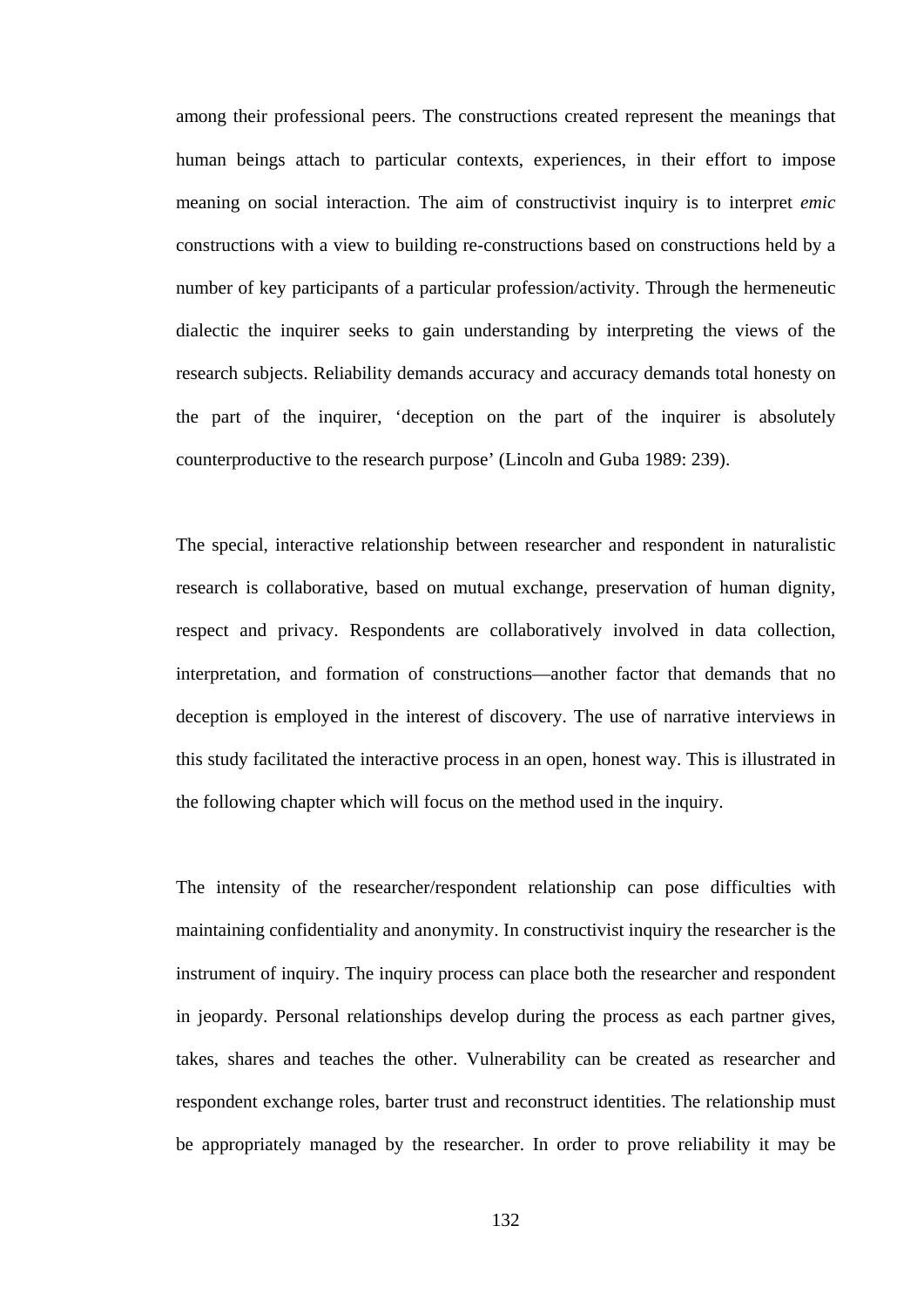among their professional peers. The constructions created represent the meanings that human beings attach to particular contexts, experiences, in their effort to impose meaning on social interaction. The aim of constructivist inquiry is to interpret *emic* constructions with a view to building re-constructions based on constructions held by a number of key participants of a particular profession/activity. Through the hermeneutic dialectic the inquirer seeks to gain understanding by interpreting the views of the research subjects. Reliability demands accuracy and accuracy demands total honesty on the part of the inquirer, 'deception on the part of the inquirer is absolutely counterproductive to the research purpose' (Lincoln and Guba 1989: 239).

The special, interactive relationship between researcher and respondent in naturalistic research is collaborative, based on mutual exchange, preservation of human dignity, respect and privacy. Respondents are collaboratively involved in data collection, interpretation, and formation of constructions—another factor that demands that no deception is employed in the interest of discovery. The use of narrative interviews in this study facilitated the interactive process in an open, honest way. This is illustrated in the following chapter which will focus on the method used in the inquiry.

The intensity of the researcher/respondent relationship can pose difficulties with maintaining confidentiality and anonymity. In constructivist inquiry the researcher is the instrument of inquiry. The inquiry process can place both the researcher and respondent in jeopardy. Personal relationships develop during the process as each partner gives, takes, shares and teaches the other. Vulnerability can be created as researcher and respondent exchange roles, barter trust and reconstruct identities. The relationship must be appropriately managed by the researcher. In order to prove reliability it may be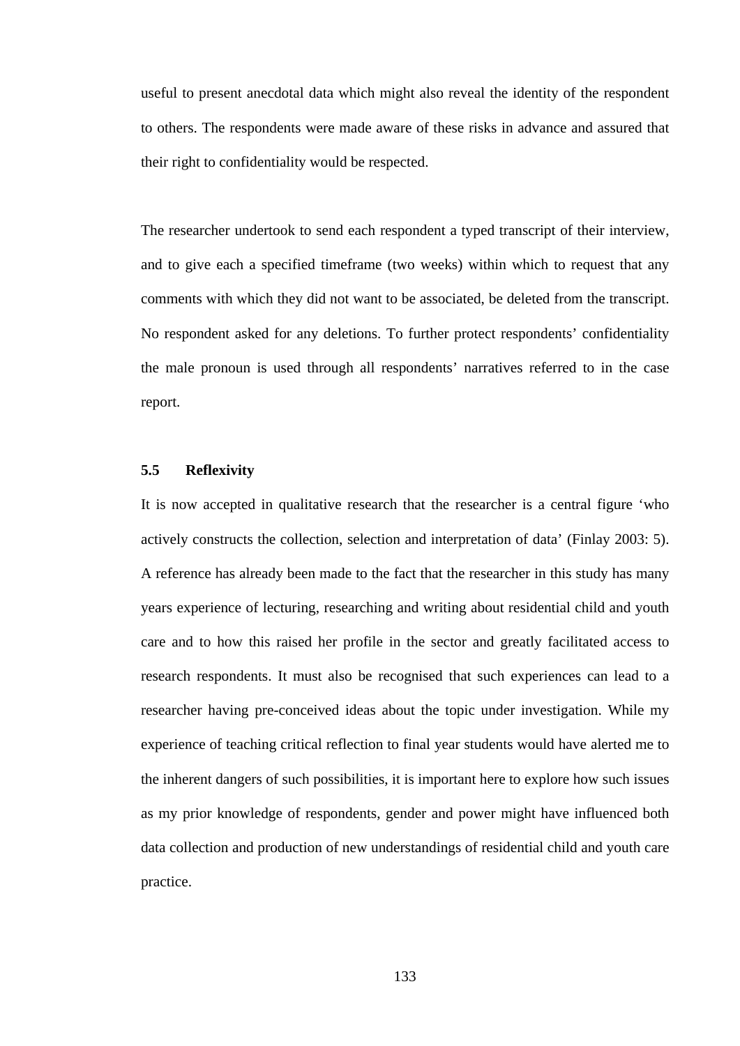useful to present anecdotal data which might also reveal the identity of the respondent to others. The respondents were made aware of these risks in advance and assured that their right to confidentiality would be respected.

The researcher undertook to send each respondent a typed transcript of their interview, and to give each a specified timeframe (two weeks) within which to request that any comments with which they did not want to be associated, be deleted from the transcript. No respondent asked for any deletions. To further protect respondents' confidentiality the male pronoun is used through all respondents' narratives referred to in the case report.

### 5.5 Reflexivity

It is now accepted in qualitative research that the researcher is a central figure 'who actively constructs the collection, selection and interpretation of data' (Finlay 2003: 5). A reference has already been made to the fact that the researcher in this study has many years experience of lecturing, researching and writing about residential child and youth care and to how this raised her profile in the sector and greatly facilitated access to research respondents. It must also be recognised that such experiences can lead to a researcher having pre-conceived ideas about the topic under investigation. While my experience of teaching critical reflection to final year students would have alerted me to the inherent dangers of such possibilities, it is important here to explore how such issues as my prior knowledge of respondents, gender and power might have influenced both data collection and production of new understandings of residential child and youth care practice.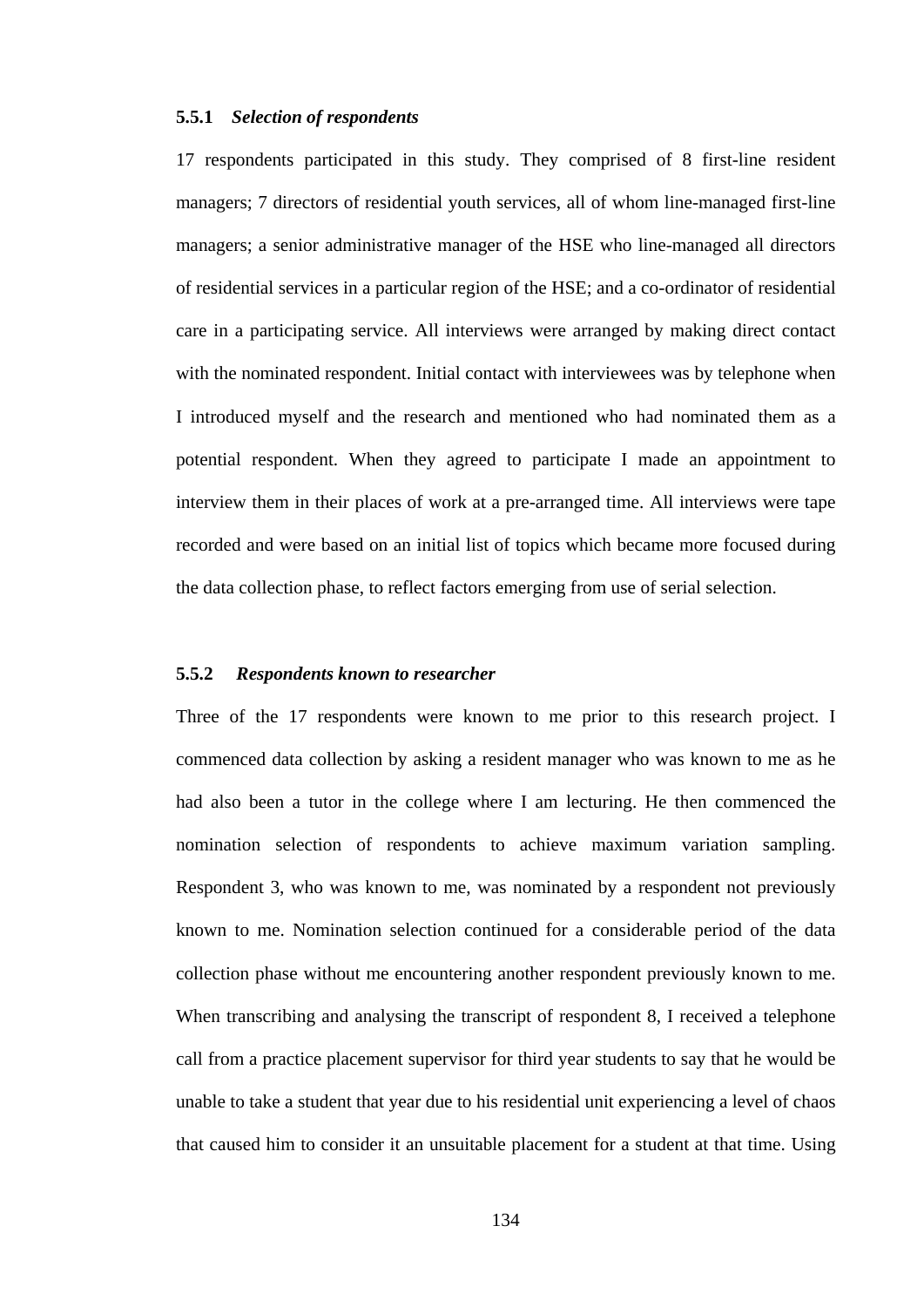#### 5.5.1 *Selection of respondents*

17 respondents participated in this study. They comprised of 8 first-line resident managers; 7 directors of residential youth services, all of whom line-managed first-line managers; a senior administrative manager of the HSE who line-managed all directors of residential services in a particular region of the HSE; and a co-ordinator of residential care in a participating service. All interviews were arranged by making direct contact with the nominated respondent. Initial contact with interviewees was by telephone when I introduced myself and the research and mentioned who had nominated them as a potential respondent. When they agreed to participate I made an appointment to interview them in their places of work at a pre-arranged time. All interviews were tape recorded and were based on an initial list of topics which became more focused during the data collection phase, to reflect factors emerging from use of serial selection.

#### 5.5.2 *Respondents known to researcher*

Three of the 17 respondents were known to me prior to this research project. I commenced data collection by asking a resident manager who was known to me as he had also been a tutor in the college where I am lecturing. He then commenced the nomination selection of respondents to achieve maximum variation sampling. Respondent 3, who was known to me, was nominated by a respondent not previously known to me. Nomination selection continued for a considerable period of the data collection phase without me encountering another respondent previously known to me. When transcribing and analysing the transcript of respondent 8, I received a telephone call from a practice placement supervisor for third year students to say that he would be unable to take a student that year due to his residential unit experiencing a level of chaos that caused him to consider it an unsuitable placement for a student at that time. Using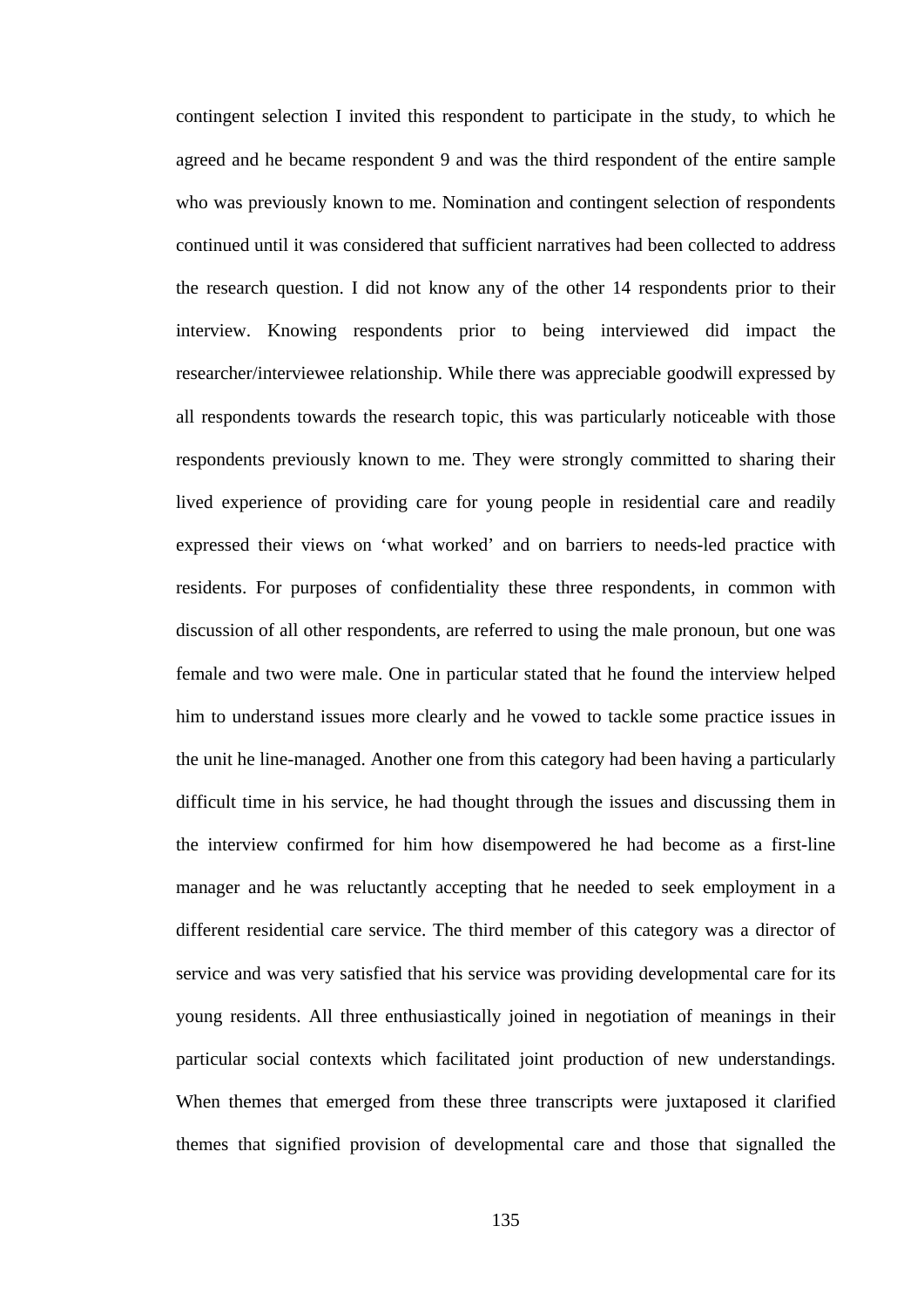contingent selection I invited this respondent to participate in the study, to which he agreed and he became respondent 9 and was the third respondent of the entire sample who was previously known to me. Nomination and contingent selection of respondents continued until it was considered that sufficient narratives had been collected to address the research question. I did not know any of the other 14 respondents prior to their interview. Knowing respondents prior to being interviewed did impact the researcher/interviewee relationship. While there was appreciable goodwill expressed by all respondents towards the research topic, this was particularly noticeable with those respondents previously known to me. They were strongly committed to sharing their lived experience of providing care for young people in residential care and readily expressed their views on 'what worked' and on barriers to needs-led practice with residents. For purposes of confidentiality these three respondents, in common with discussion of all other respondents, are referred to using the male pronoun, but one was female and two were male. One in particular stated that he found the interview helped him to understand issues more clearly and he vowed to tackle some practice issues in the unit he line-managed. Another one from this category had been having a particularly difficult time in his service, he had thought through the issues and discussing them in the interview confirmed for him how disempowered he had become as a first-line manager and he was reluctantly accepting that he needed to seek employment in a different residential care service. The third member of this category was a director of service and was very satisfied that his service was providing developmental care for its young residents. All three enthusiastically joined in negotiation of meanings in their particular social contexts which facilitated joint production of new understandings. When themes that emerged from these three transcripts were juxtaposed it clarified themes that signified provision of developmental care and those that signalled the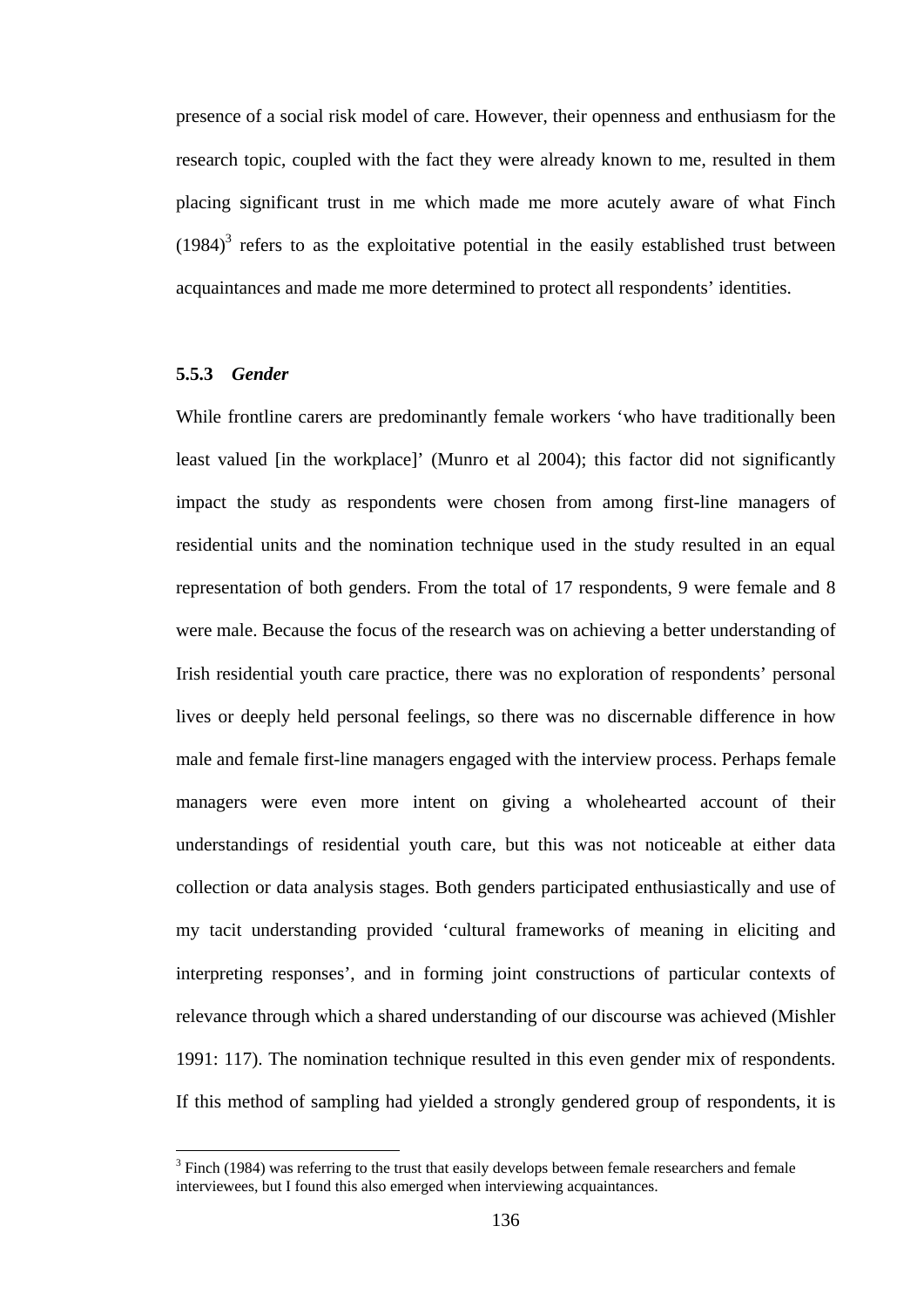presence of a social risk model of care. However, their openness and enthusiasm for the research topic, coupled with the fact they were already known to me, resulted in them placing significant trust in me which made me more acutely aware of what Finch (1984)[3] refers to as the exploitative potential in the easily established trust between acquaintances and made me more determined to protect all respondents' identities.

### 5.5.3 *Gender*

While frontline carers are predominantly female workers 'who have traditionally been least valued [in the workplace]' (Munro et al 2004); this factor did not significantly impact the study as respondents were chosen from among first-line managers of residential units and the nomination technique used in the study resulted in an equal representation of both genders. From the total of 17 respondents, 9 were female and 8 were male. Because the focus of the research was on achieving a better understanding of Irish residential youth care practice, there was no exploration of respondents' personal lives or deeply held personal feelings, so there was no discernable difference in how male and female first-line managers engaged with the interview process. Perhaps female managers were even more intent on giving a wholehearted account of their understandings of residential youth care, but this was not noticeable at either data collection or data analysis stages. Both genders participated enthusiastically and use of my tacit understanding provided 'cultural frameworks of meaning in eliciting and interpreting responses', and in forming joint constructions of particular contexts of relevance through which a shared understanding of our discourse was achieved (Mishler 1991: 117). The nomination technique resulted in this even gender mix of respondents. If this method of sampling had yielded a strongly gendered group of respondents, it is

[3] Finch (1984) was referring to the trust that easily develops between female researchers and female interviewees, but I found this also emerged when interviewing acquaintances.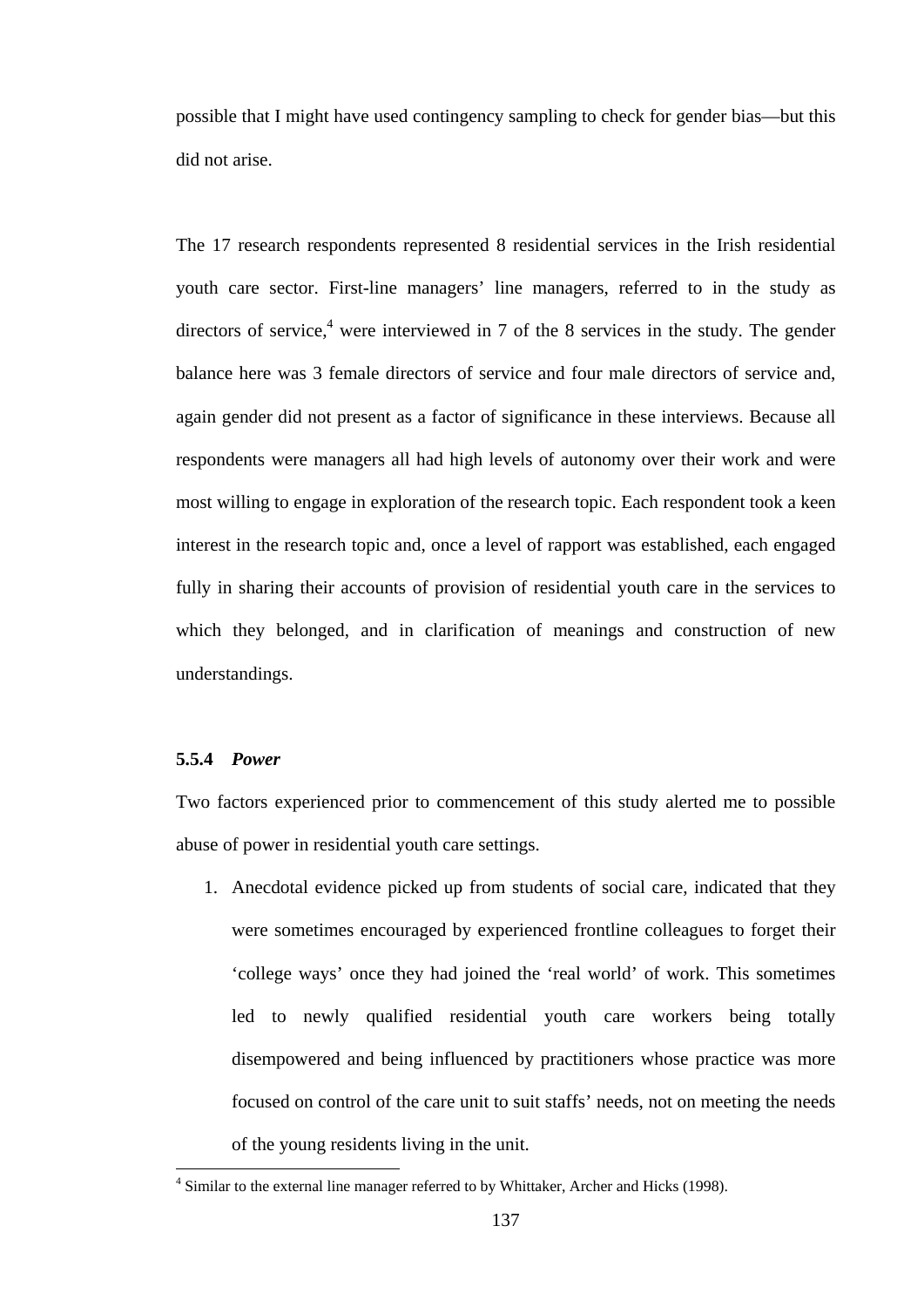possible that I might have used contingency sampling to check for gender bias—but this did not arise.

The 17 research respondents represented 8 residential services in the Irish residential youth care sector. First-line managers' line managers, referred to in the study as directors of service,[4] were interviewed in 7 of the 8 services in the study. The gender balance here was 3 female directors of service and four male directors of service and, again gender did not present as a factor of significance in these interviews. Because all respondents were managers all had high levels of autonomy over their work and were most willing to engage in exploration of the research topic. Each respondent took a keen interest in the research topic and, once a level of rapport was established, each engaged fully in sharing their accounts of provision of residential youth care in the services to which they belonged, and in clarification of meanings and construction of new understandings.

### 5.5.4 *Power*

Two factors experienced prior to commencement of this study alerted me to possible abuse of power in residential youth care settings.

1. Anecdotal evidence picked up from students of social care, indicated that they were sometimes encouraged by experienced frontline colleagues to forget their 'college ways' once they had joined the 'real world' of work. This sometimes led to newly qualified residential youth care workers being totally disempowered and being influenced by practitioners whose practice was more focused on control of the care unit to suit staffs' needs, not on meeting the needs of the young residents living in the unit.

---

[4] Similar to the external line manager referred to by Whittaker, Archer and Hicks (1998).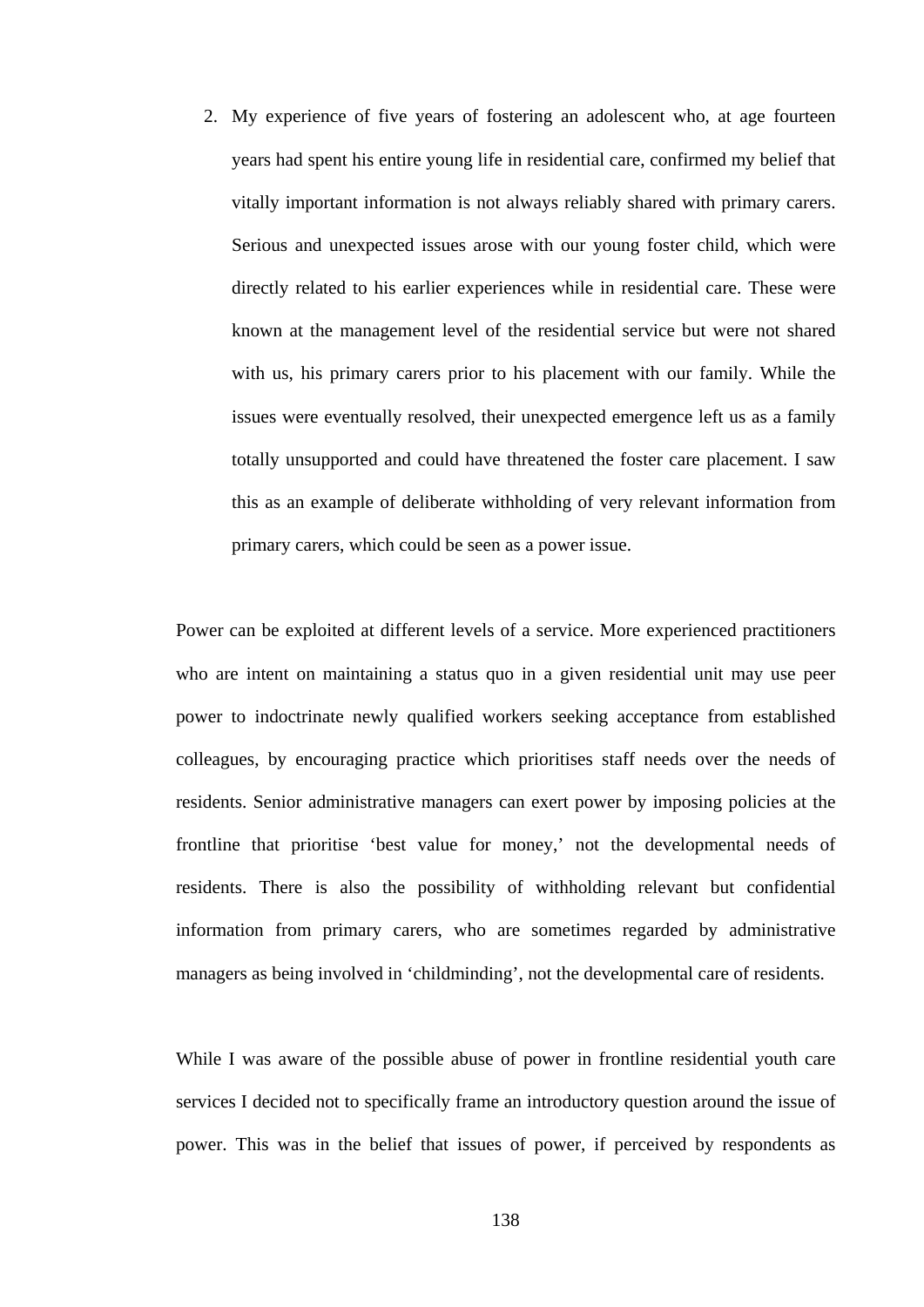2. My experience of five years of fostering an adolescent who, at age fourteen years had spent his entire young life in residential care, confirmed my belief that vitally important information is not always reliably shared with primary carers. Serious and unexpected issues arose with our young foster child, which were directly related to his earlier experiences while in residential care. These were known at the management level of the residential service but were not shared with us, his primary carers prior to his placement with our family. While the issues were eventually resolved, their unexpected emergence left us as a family totally unsupported and could have threatened the foster care placement. I saw this as an example of deliberate withholding of very relevant information from primary carers, which could be seen as a power issue.

Power can be exploited at different levels of a service. More experienced practitioners who are intent on maintaining a status quo in a given residential unit may use peer power to indoctrinate newly qualified workers seeking acceptance from established colleagues, by encouraging practice which prioritises staff needs over the needs of residents. Senior administrative managers can exert power by imposing policies at the frontline that prioritise 'best value for money,' not the developmental needs of residents. There is also the possibility of withholding relevant but confidential information from primary carers, who are sometimes regarded by administrative managers as being involved in 'childminding', not the developmental care of residents.

While I was aware of the possible abuse of power in frontline residential youth care services I decided not to specifically frame an introductory question around the issue of power. This was in the belief that issues of power, if perceived by respondents as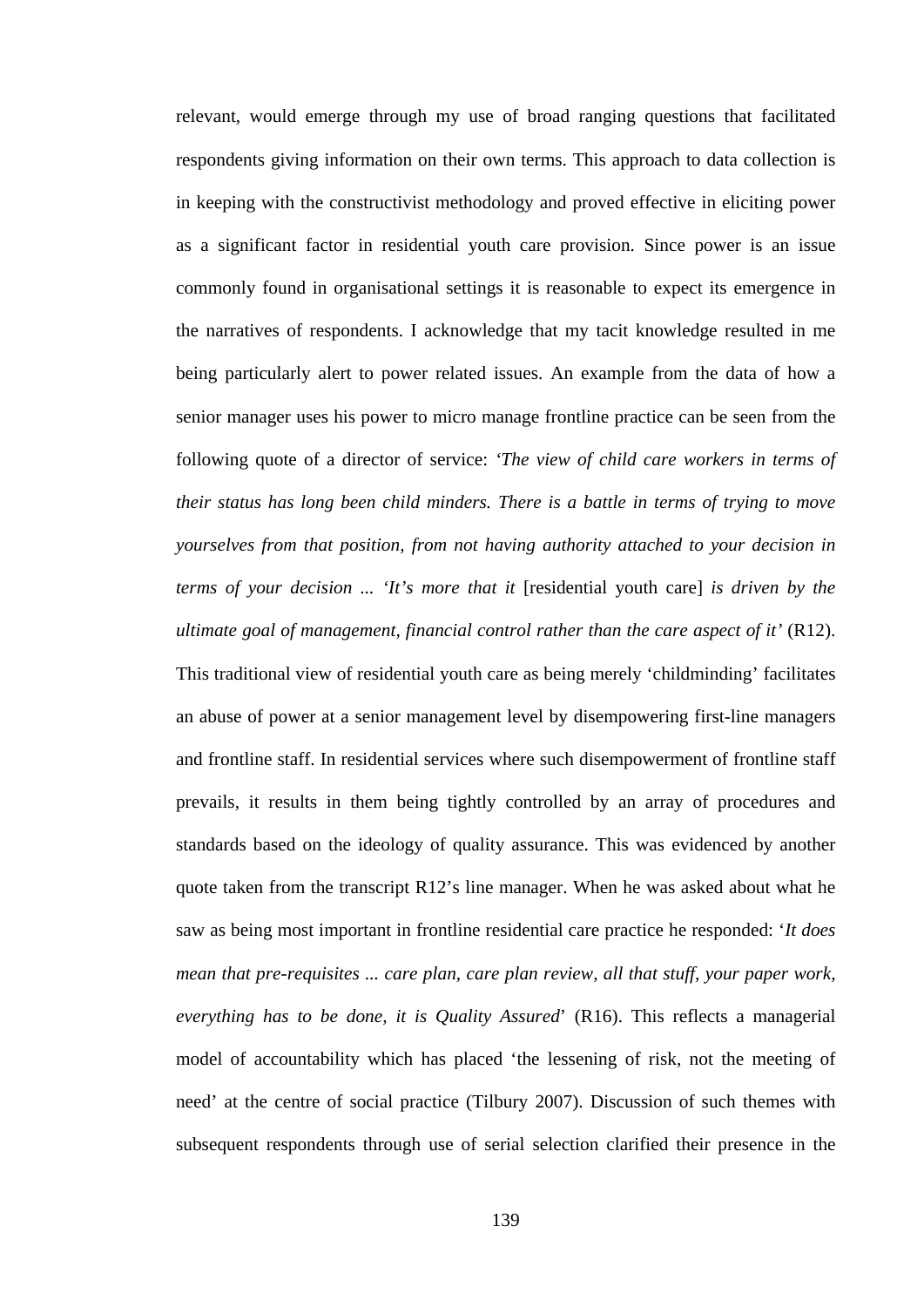relevant, would emerge through my use of broad ranging questions that facilitated respondents giving information on their own terms. This approach to data collection is in keeping with the constructivist methodology and proved effective in eliciting power as a significant factor in residential youth care provision. Since power is an issue commonly found in organisational settings it is reasonable to expect its emergence in the narratives of respondents. I acknowledge that my tacit knowledge resulted in me being particularly alert to power related issues. An example from the data of how a senior manager uses his power to micro manage frontline practice can be seen from the following quote of a director of service: *'The view of child care workers in terms of their status has long been child minders. There is a battle in terms of trying to move yourselves from that position, from not having authority attached to your decision in terms of your decision ... 'It's more that it* [residential youth care] *is driven by the ultimate goal of management, financial control rather than the care aspect of it'* (R12). This traditional view of residential youth care as being merely 'childminding' facilitates an abuse of power at a senior management level by disempowering first-line managers and frontline staff. In residential services where such disempowerment of frontline staff prevails, it results in them being tightly controlled by an array of procedures and standards based on the ideology of quality assurance. This was evidenced by another quote taken from the transcript R12's line manager. When he was asked about what he saw as being most important in frontline residential care practice he responded: '*It does mean that pre-requisites ... care plan, care plan review, all that stuff, your paper work, everything has to be done, it is Quality Assured*' (R16). This reflects a managerial model of accountability which has placed 'the lessening of risk, not the meeting of need' at the centre of social practice (Tilbury 2007). Discussion of such themes with subsequent respondents through use of serial selection clarified their presence in the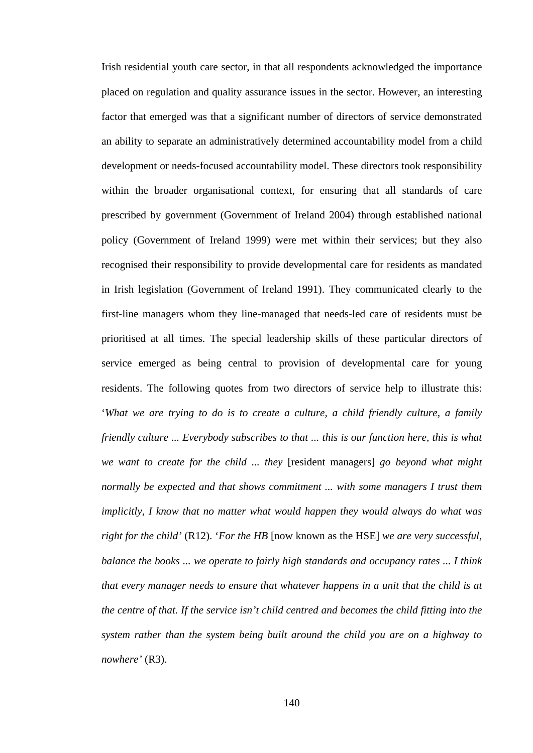Irish residential youth care sector, in that all respondents acknowledged the importance placed on regulation and quality assurance issues in the sector. However, an interesting factor that emerged was that a significant number of directors of service demonstrated an ability to separate an administratively determined accountability model from a child development or needs-focused accountability model. These directors took responsibility within the broader organisational context, for ensuring that all standards of care prescribed by government (Government of Ireland 2004) through established national policy (Government of Ireland 1999) were met within their services; but they also recognised their responsibility to provide developmental care for residents as mandated in Irish legislation (Government of Ireland 1991). They communicated clearly to the first-line managers whom they line-managed that needs-led care of residents must be prioritised at all times. The special leadership skills of these particular directors of service emerged as being central to provision of developmental care for young residents. The following quotes from two directors of service help to illustrate this: '*What we are trying to do is to create a culture, a child friendly culture, a family friendly culture ... Everybody subscribes to that ... this is our function here, this is what we want to create for the child ... they* [resident managers] *go beyond what might normally be expected and that shows commitment ... with some managers I trust them implicitly, I know that no matter what would happen they would always do what was right for the child'* (R12). '*For the HB* [now known as the HSE] *we are very successful, balance the books ... we operate to fairly high standards and occupancy rates ... I think that every manager needs to ensure that whatever happens in a unit that the child is at the centre of that. If the service isn't child centred and becomes the child fitting into the system rather than the system being built around the child you are on a highway to nowhere'* (R3).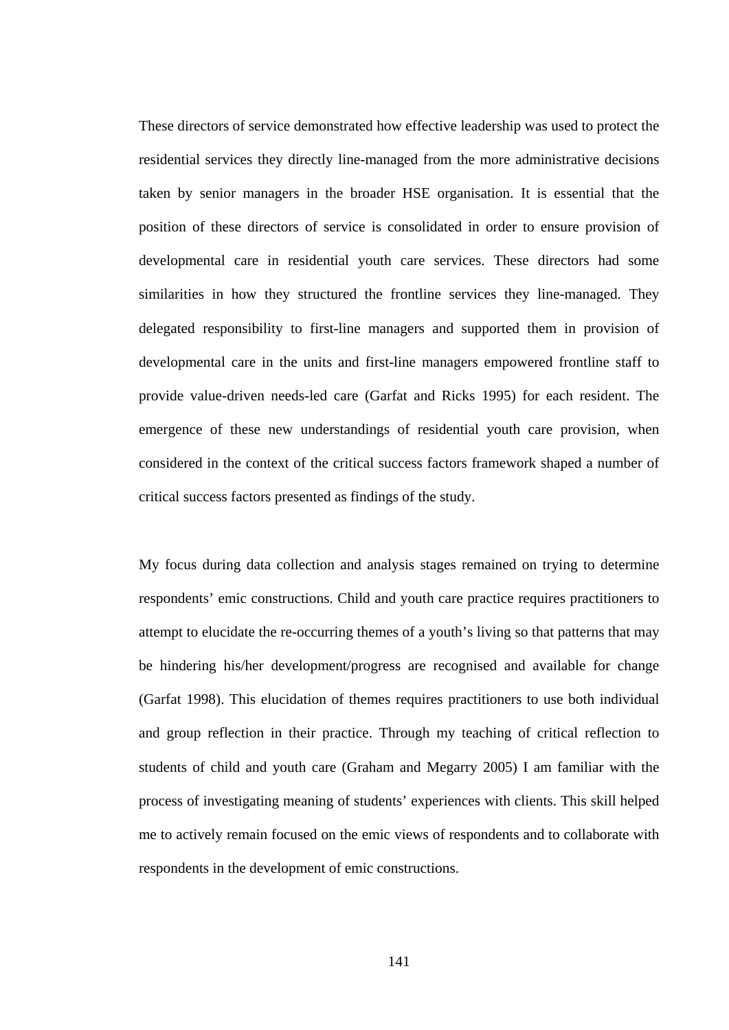These directors of service demonstrated how effective leadership was used to protect the residential services they directly line-managed from the more administrative decisions taken by senior managers in the broader HSE organisation. It is essential that the position of these directors of service is consolidated in order to ensure provision of developmental care in residential youth care services. These directors had some similarities in how they structured the frontline services they line-managed. They delegated responsibility to first-line managers and supported them in provision of developmental care in the units and first-line managers empowered frontline staff to provide value-driven needs-led care (Garfat and Ricks 1995) for each resident. The emergence of these new understandings of residential youth care provision, when considered in the context of the critical success factors framework shaped a number of critical success factors presented as findings of the study.

My focus during data collection and analysis stages remained on trying to determine respondents' emic constructions. Child and youth care practice requires practitioners to attempt to elucidate the re-occurring themes of a youth's living so that patterns that may be hindering his/her development/progress are recognised and available for change (Garfat 1998). This elucidation of themes requires practitioners to use both individual and group reflection in their practice. Through my teaching of critical reflection to students of child and youth care (Graham and Megarry 2005) I am familiar with the process of investigating meaning of students' experiences with clients. This skill helped me to actively remain focused on the emic views of respondents and to collaborate with respondents in the development of emic constructions.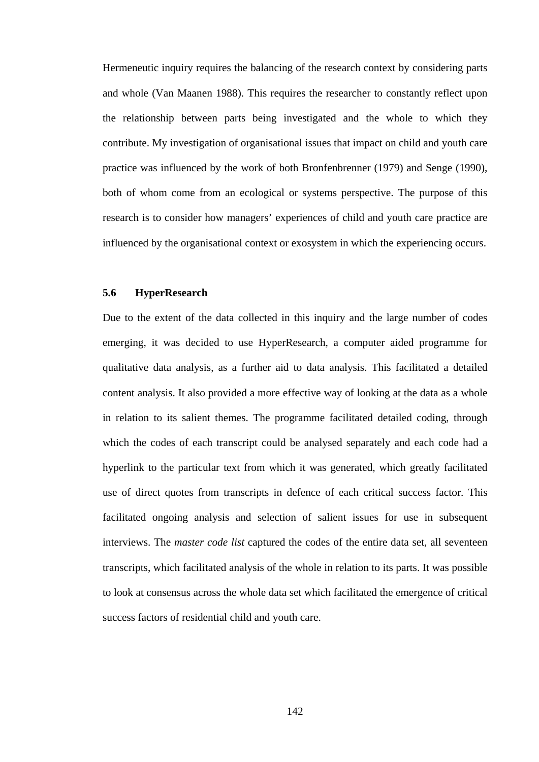Hermeneutic inquiry requires the balancing of the research context by considering parts and whole (Van Maanen 1988). This requires the researcher to constantly reflect upon the relationship between parts being investigated and the whole to which they contribute. My investigation of organisational issues that impact on child and youth care practice was influenced by the work of both Bronfenbrenner (1979) and Senge (1990), both of whom come from an ecological or systems perspective. The purpose of this research is to consider how managers' experiences of child and youth care practice are influenced by the organisational context or exosystem in which the experiencing occurs.

### 5.6 HyperResearch

Due to the extent of the data collected in this inquiry and the large number of codes emerging, it was decided to use HyperResearch, a computer aided programme for qualitative data analysis, as a further aid to data analysis. This facilitated a detailed content analysis. It also provided a more effective way of looking at the data as a whole in relation to its salient themes. The programme facilitated detailed coding, through which the codes of each transcript could be analysed separately and each code had a hyperlink to the particular text from which it was generated, which greatly facilitated use of direct quotes from transcripts in defence of each critical success factor. This facilitated ongoing analysis and selection of salient issues for use in subsequent interviews. The *master code list* captured the codes of the entire data set, all seventeen transcripts, which facilitated analysis of the whole in relation to its parts. It was possible to look at consensus across the whole data set which facilitated the emergence of critical success factors of residential child and youth care.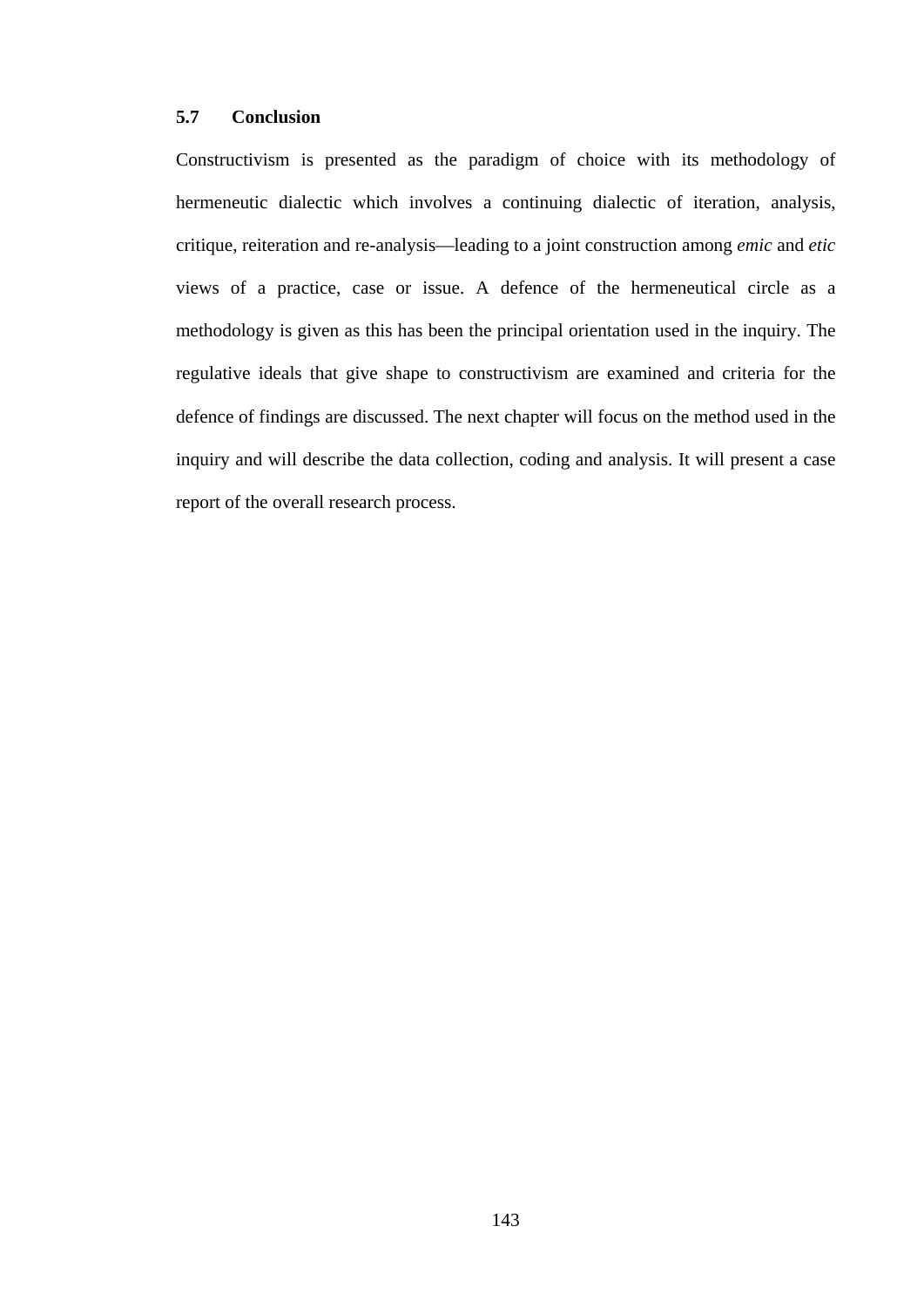### 5.7 Conclusion

Constructivism is presented as the paradigm of choice with its methodology of hermeneutic dialectic which involves a continuing dialectic of iteration, analysis, critique, reiteration and re-analysis—leading to a joint construction among *emic* and *etic* views of a practice, case or issue. A defence of the hermeneutical circle as a methodology is given as this has been the principal orientation used in the inquiry. The regulative ideals that give shape to constructivism are examined and criteria for the defence of findings are discussed. The next chapter will focus on the method used in the inquiry and will describe the data collection, coding and analysis. It will present a case report of the overall research process.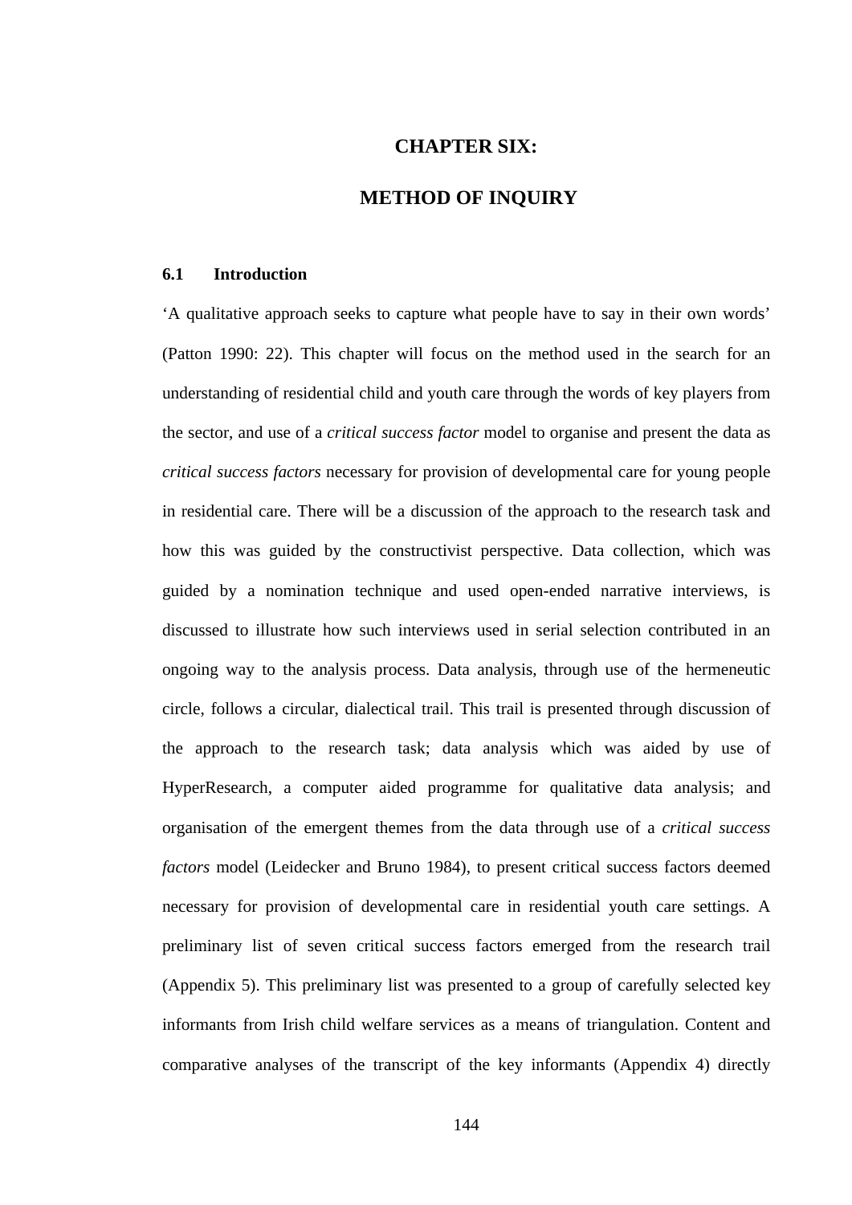# CHAPTER SIX:

# METHOD OF INQUIRY

## 6.1 Introduction

'A qualitative approach seeks to capture what people have to say in their own words' (Patton 1990: 22). This chapter will focus on the method used in the search for an understanding of residential child and youth care through the words of key players from the sector, and use of a *critical success factor* model to organise and present the data as *critical success factors* necessary for provision of developmental care for young people in residential care. There will be a discussion of the approach to the research task and how this was guided by the constructivist perspective. Data collection, which was guided by a nomination technique and used open-ended narrative interviews, is discussed to illustrate how such interviews used in serial selection contributed in an ongoing way to the analysis process. Data analysis, through use of the hermeneutic circle, follows a circular, dialectical trail. This trail is presented through discussion of the approach to the research task; data analysis which was aided by use of HyperResearch, a computer aided programme for qualitative data analysis; and organisation of the emergent themes from the data through use of a *critical success factors* model (Leidecker and Bruno 1984), to present critical success factors deemed necessary for provision of developmental care in residential youth care settings. A preliminary list of seven critical success factors emerged from the research trail (Appendix 5). This preliminary list was presented to a group of carefully selected key informants from Irish child welfare services as a means of triangulation. Content and comparative analyses of the transcript of the key informants (Appendix 4) directly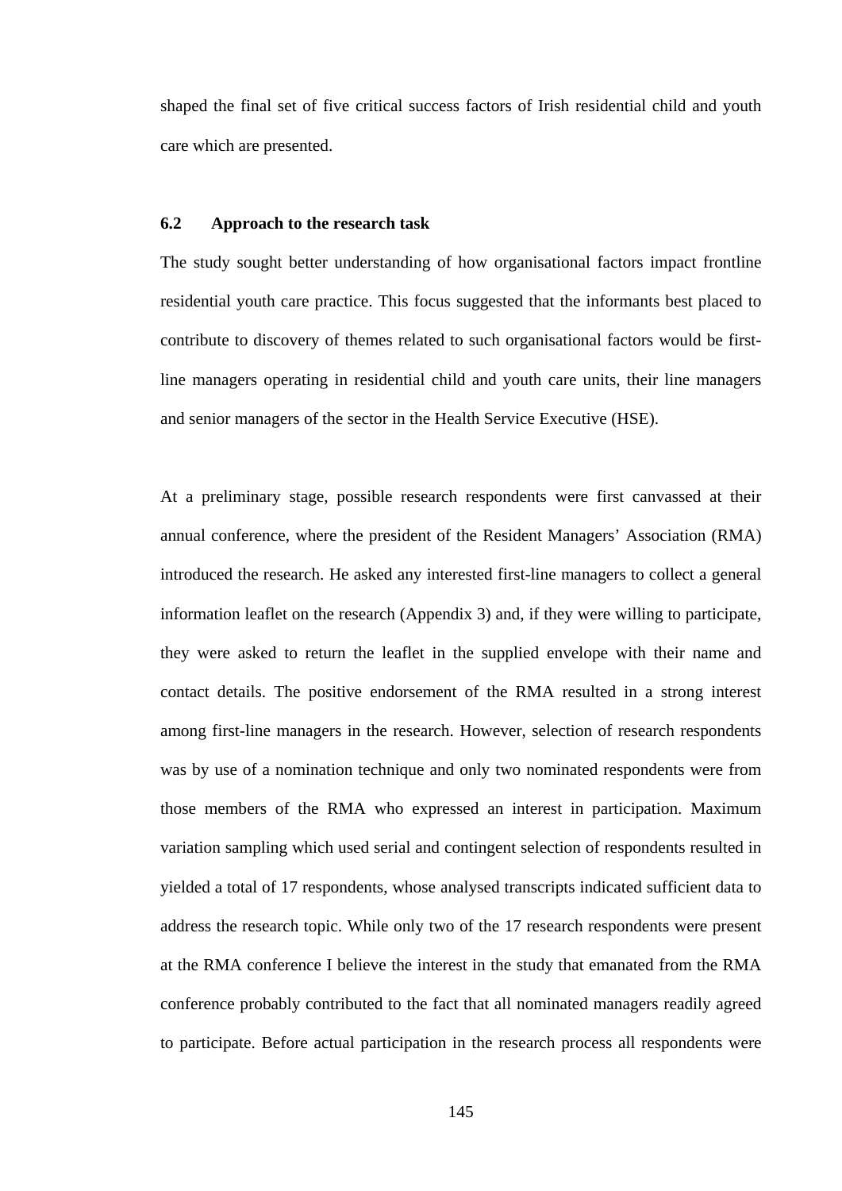shaped the final set of five critical success factors of Irish residential child and youth care which are presented.

## 6.2 Approach to the research task

The study sought better understanding of how organisational factors impact frontline residential youth care practice. This focus suggested that the informants best placed to contribute to discovery of themes related to such organisational factors would be first-line managers operating in residential child and youth care units, their line managers and senior managers of the sector in the Health Service Executive (HSE).

At a preliminary stage, possible research respondents were first canvassed at their annual conference, where the president of the Resident Managers' Association (RMA) introduced the research. He asked any interested first-line managers to collect a general information leaflet on the research (Appendix 3) and, if they were willing to participate, they were asked to return the leaflet in the supplied envelope with their name and contact details. The positive endorsement of the RMA resulted in a strong interest among first-line managers in the research. However, selection of research respondents was by use of a nomination technique and only two nominated respondents were from those members of the RMA who expressed an interest in participation. Maximum variation sampling which used serial and contingent selection of respondents resulted in yielded a total of 17 respondents, whose analysed transcripts indicated sufficient data to address the research topic. While only two of the 17 research respondents were present at the RMA conference I believe the interest in the study that emanated from the RMA conference probably contributed to the fact that all nominated managers readily agreed to participate. Before actual participation in the research process all respondents were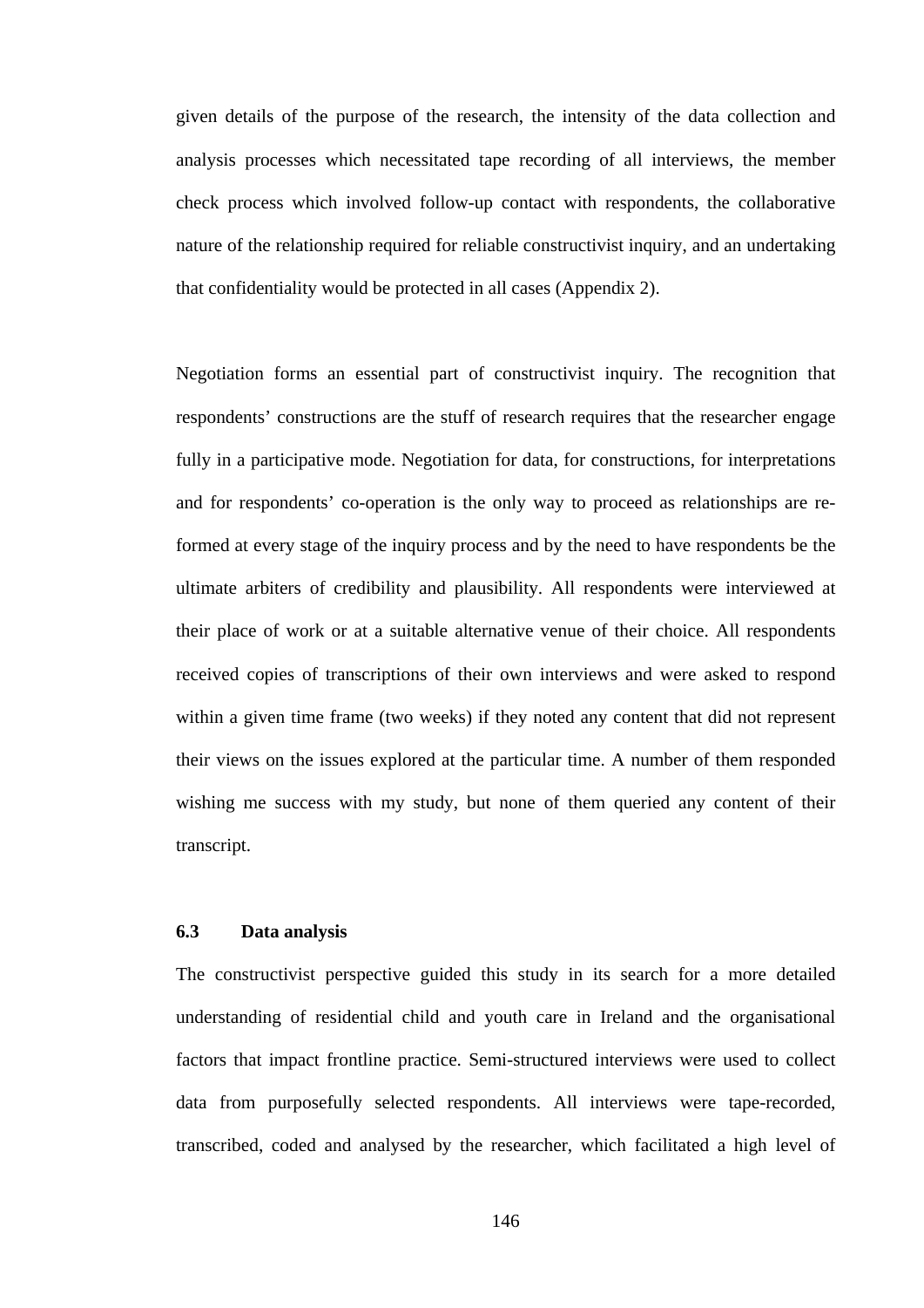given details of the purpose of the research, the intensity of the data collection and analysis processes which necessitated tape recording of all interviews, the member check process which involved follow-up contact with respondents, the collaborative nature of the relationship required for reliable constructivist inquiry, and an undertaking that confidentiality would be protected in all cases (Appendix 2).

Negotiation forms an essential part of constructivist inquiry. The recognition that respondents' constructions are the stuff of research requires that the researcher engage fully in a participative mode. Negotiation for data, for constructions, for interpretations and for respondents' co-operation is the only way to proceed as relationships are re-formed at every stage of the inquiry process and by the need to have respondents be the ultimate arbiters of credibility and plausibility. All respondents were interviewed at their place of work or at a suitable alternative venue of their choice. All respondents received copies of transcriptions of their own interviews and were asked to respond within a given time frame (two weeks) if they noted any content that did not represent their views on the issues explored at the particular time. A number of them responded wishing me success with my study, but none of them queried any content of their transcript.

### 6.3 Data analysis

The constructivist perspective guided this study in its search for a more detailed understanding of residential child and youth care in Ireland and the organisational factors that impact frontline practice. Semi-structured interviews were used to collect data from purposefully selected respondents. All interviews were tape-recorded, transcribed, coded and analysed by the researcher, which facilitated a high level of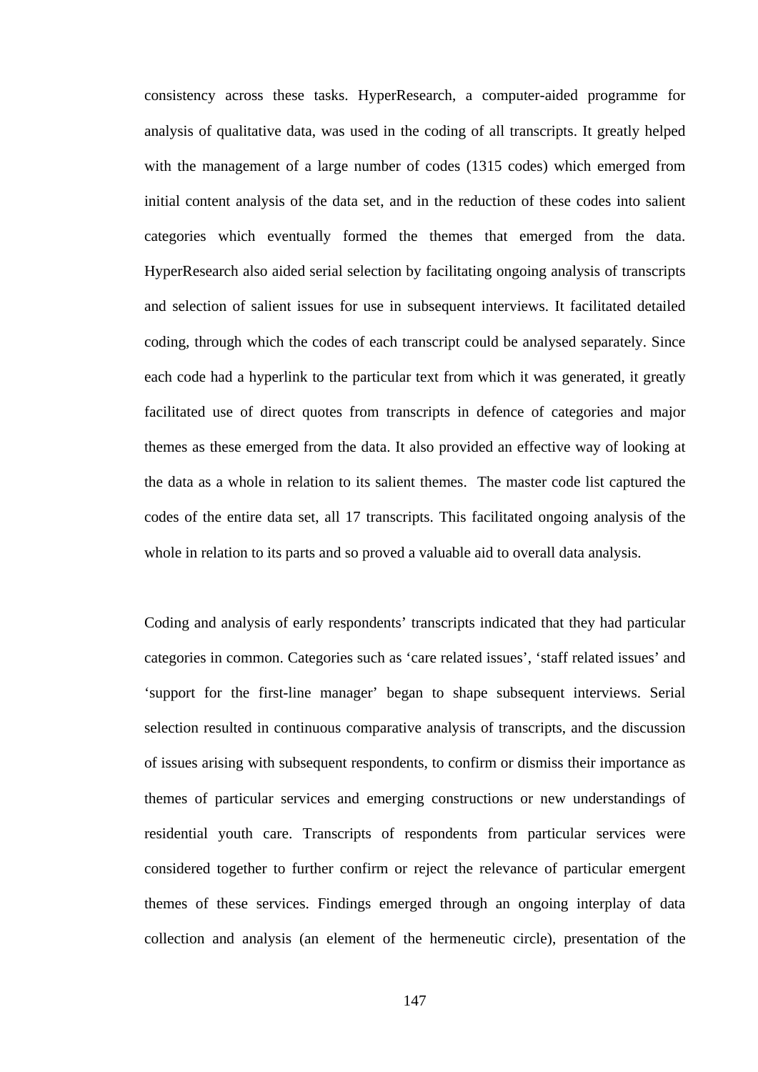consistency across these tasks. HyperResearch, a computer-aided programme for analysis of qualitative data, was used in the coding of all transcripts. It greatly helped with the management of a large number of codes (1315 codes) which emerged from initial content analysis of the data set, and in the reduction of these codes into salient categories which eventually formed the themes that emerged from the data. HyperResearch also aided serial selection by facilitating ongoing analysis of transcripts and selection of salient issues for use in subsequent interviews. It facilitated detailed coding, through which the codes of each transcript could be analysed separately. Since each code had a hyperlink to the particular text from which it was generated, it greatly facilitated use of direct quotes from transcripts in defence of categories and major themes as these emerged from the data. It also provided an effective way of looking at the data as a whole in relation to its salient themes. The master code list captured the codes of the entire data set, all 17 transcripts. This facilitated ongoing analysis of the whole in relation to its parts and so proved a valuable aid to overall data analysis.

Coding and analysis of early respondents' transcripts indicated that they had particular categories in common. Categories such as 'care related issues', 'staff related issues' and 'support for the first-line manager' began to shape subsequent interviews. Serial selection resulted in continuous comparative analysis of transcripts, and the discussion of issues arising with subsequent respondents, to confirm or dismiss their importance as themes of particular services and emerging constructions or new understandings of residential youth care. Transcripts of respondents from particular services were considered together to further confirm or reject the relevance of particular emergent themes of these services. Findings emerged through an ongoing interplay of data collection and analysis (an element of the hermeneutic circle), presentation of the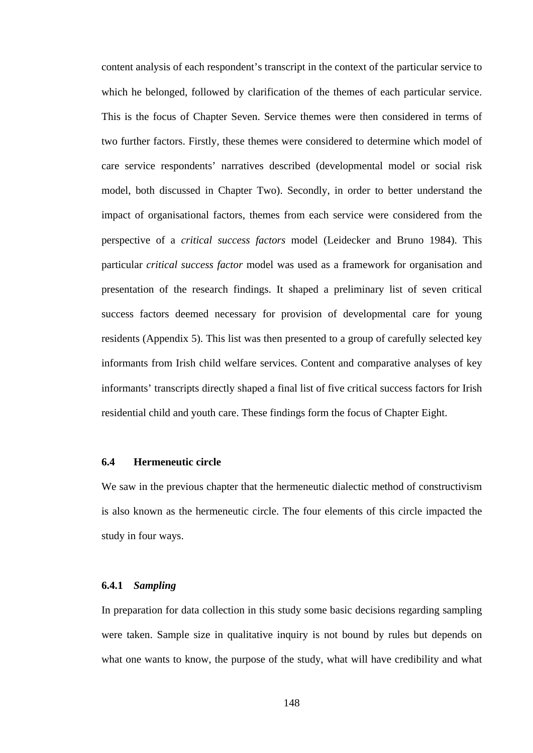content analysis of each respondent's transcript in the context of the particular service to which he belonged, followed by clarification of the themes of each particular service. This is the focus of Chapter Seven. Service themes were then considered in terms of two further factors. Firstly, these themes were considered to determine which model of care service respondents' narratives described (developmental model or social risk model, both discussed in Chapter Two). Secondly, in order to better understand the impact of organisational factors, themes from each service were considered from the perspective of a *critical success factors* model (Leidecker and Bruno 1984). This particular *critical success factor* model was used as a framework for organisation and presentation of the research findings. It shaped a preliminary list of seven critical success factors deemed necessary for provision of developmental care for young residents (Appendix 5). This list was then presented to a group of carefully selected key informants from Irish child welfare services. Content and comparative analyses of key informants' transcripts directly shaped a final list of five critical success factors for Irish residential child and youth care. These findings form the focus of Chapter Eight.

## 6.4 Hermeneutic circle

We saw in the previous chapter that the hermeneutic dialectic method of constructivism is also known as the hermeneutic circle. The four elements of this circle impacted the study in four ways.

### 6.4.1 *Sampling*

In preparation for data collection in this study some basic decisions regarding sampling were taken. Sample size in qualitative inquiry is not bound by rules but depends on what one wants to know, the purpose of the study, what will have credibility and what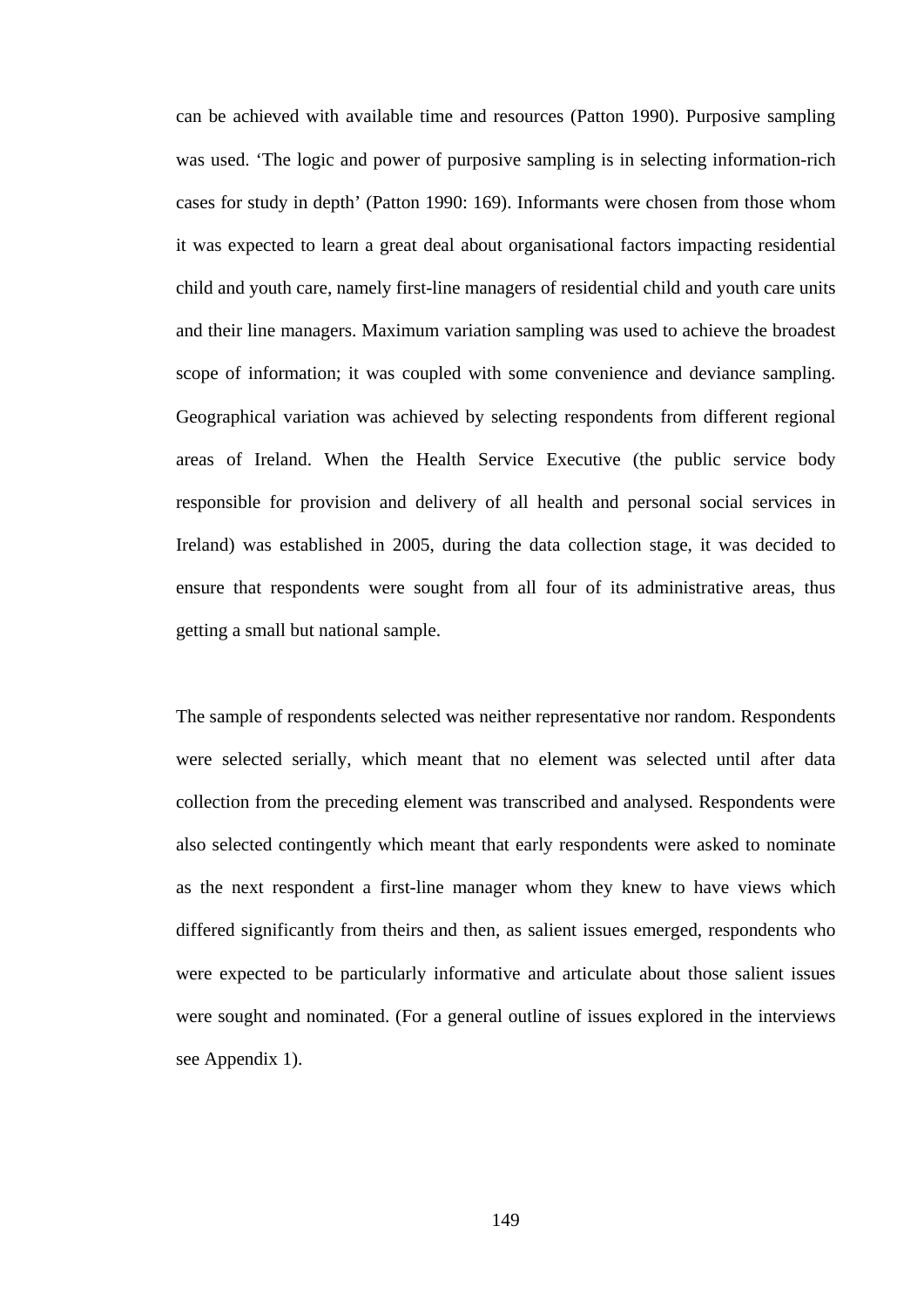can be achieved with available time and resources (Patton 1990). Purposive sampling was used. 'The logic and power of purposive sampling is in selecting information-rich cases for study in depth' (Patton 1990: 169). Informants were chosen from those whom it was expected to learn a great deal about organisational factors impacting residential child and youth care, namely first-line managers of residential child and youth care units and their line managers. Maximum variation sampling was used to achieve the broadest scope of information; it was coupled with some convenience and deviance sampling. Geographical variation was achieved by selecting respondents from different regional areas of Ireland. When the Health Service Executive (the public service body responsible for provision and delivery of all health and personal social services in Ireland) was established in 2005, during the data collection stage, it was decided to ensure that respondents were sought from all four of its administrative areas, thus getting a small but national sample.

The sample of respondents selected was neither representative nor random. Respondents were selected serially, which meant that no element was selected until after data collection from the preceding element was transcribed and analysed. Respondents were also selected contingently which meant that early respondents were asked to nominate as the next respondent a first-line manager whom they knew to have views which differed significantly from theirs and then, as salient issues emerged, respondents who were expected to be particularly informative and articulate about those salient issues were sought and nominated. (For a general outline of issues explored in the interviews see Appendix 1).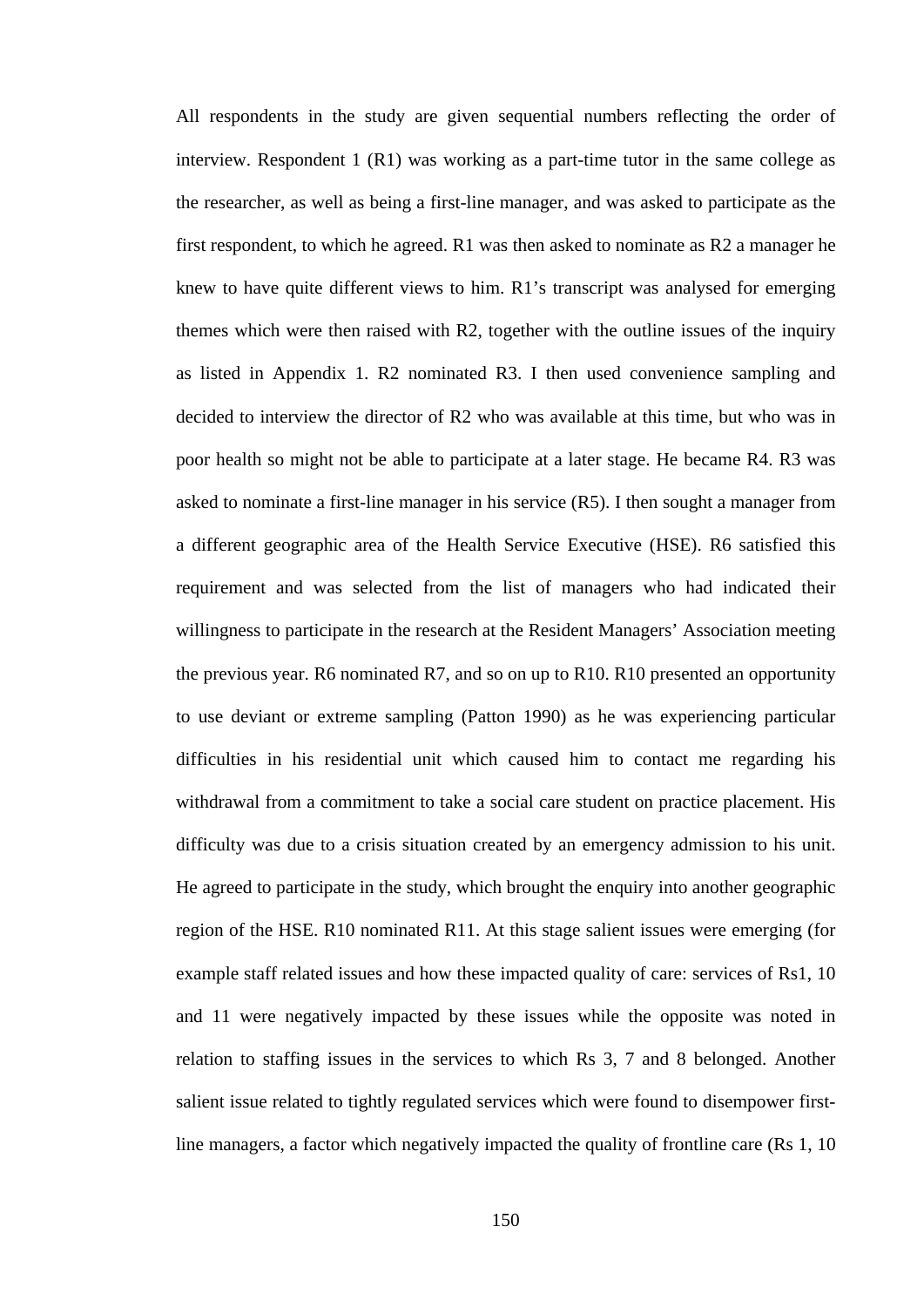All respondents in the study are given sequential numbers reflecting the order of interview. Respondent 1 (R1) was working as a part-time tutor in the same college as the researcher, as well as being a first-line manager, and was asked to participate as the first respondent, to which he agreed. R1 was then asked to nominate as R2 a manager he knew to have quite different views to him. R1's transcript was analysed for emerging themes which were then raised with R2, together with the outline issues of the inquiry as listed in Appendix 1. R2 nominated R3. I then used convenience sampling and decided to interview the director of R2 who was available at this time, but who was in poor health so might not be able to participate at a later stage. He became R4. R3 was asked to nominate a first-line manager in his service (R5). I then sought a manager from a different geographic area of the Health Service Executive (HSE). R6 satisfied this requirement and was selected from the list of managers who had indicated their willingness to participate in the research at the Resident Managers' Association meeting the previous year. R6 nominated R7, and so on up to R10. R10 presented an opportunity to use deviant or extreme sampling (Patton 1990) as he was experiencing particular difficulties in his residential unit which caused him to contact me regarding his withdrawal from a commitment to take a social care student on practice placement. His difficulty was due to a crisis situation created by an emergency admission to his unit. He agreed to participate in the study, which brought the enquiry into another geographic region of the HSE. R10 nominated R11. At this stage salient issues were emerging (for example staff related issues and how these impacted quality of care: services of Rs1, 10 and 11 were negatively impacted by these issues while the opposite was noted in relation to staffing issues in the services to which Rs 3, 7 and 8 belonged. Another salient issue related to tightly regulated services which were found to disempower first-line managers, a factor which negatively impacted the quality of frontline care (Rs 1, 10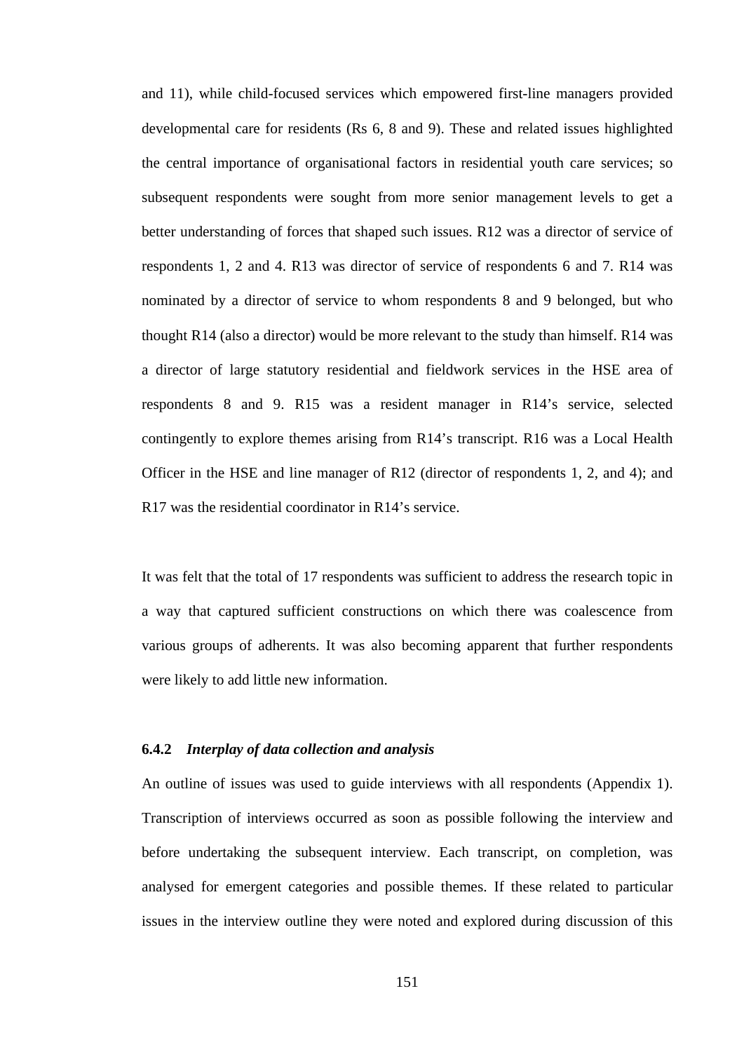and 11), while child-focused services which empowered first-line managers provided developmental care for residents (Rs 6, 8 and 9). These and related issues highlighted the central importance of organisational factors in residential youth care services; so subsequent respondents were sought from more senior management levels to get a better understanding of forces that shaped such issues. R12 was a director of service of respondents 1, 2 and 4. R13 was director of service of respondents 6 and 7. R14 was nominated by a director of service to whom respondents 8 and 9 belonged, but who thought R14 (also a director) would be more relevant to the study than himself. R14 was a director of large statutory residential and fieldwork services in the HSE area of respondents 8 and 9. R15 was a resident manager in R14's service, selected contingently to explore themes arising from R14's transcript. R16 was a Local Health Officer in the HSE and line manager of R12 (director of respondents 1, 2, and 4); and R17 was the residential coordinator in R14's service.

It was felt that the total of 17 respondents was sufficient to address the research topic in a way that captured sufficient constructions on which there was coalescence from various groups of adherents. It was also becoming apparent that further respondents were likely to add little new information.

### 6.4.2 *Interplay of data collection and analysis*

An outline of issues was used to guide interviews with all respondents (Appendix 1). Transcription of interviews occurred as soon as possible following the interview and before undertaking the subsequent interview. Each transcript, on completion, was analysed for emergent categories and possible themes. If these related to particular issues in the interview outline they were noted and explored during discussion of this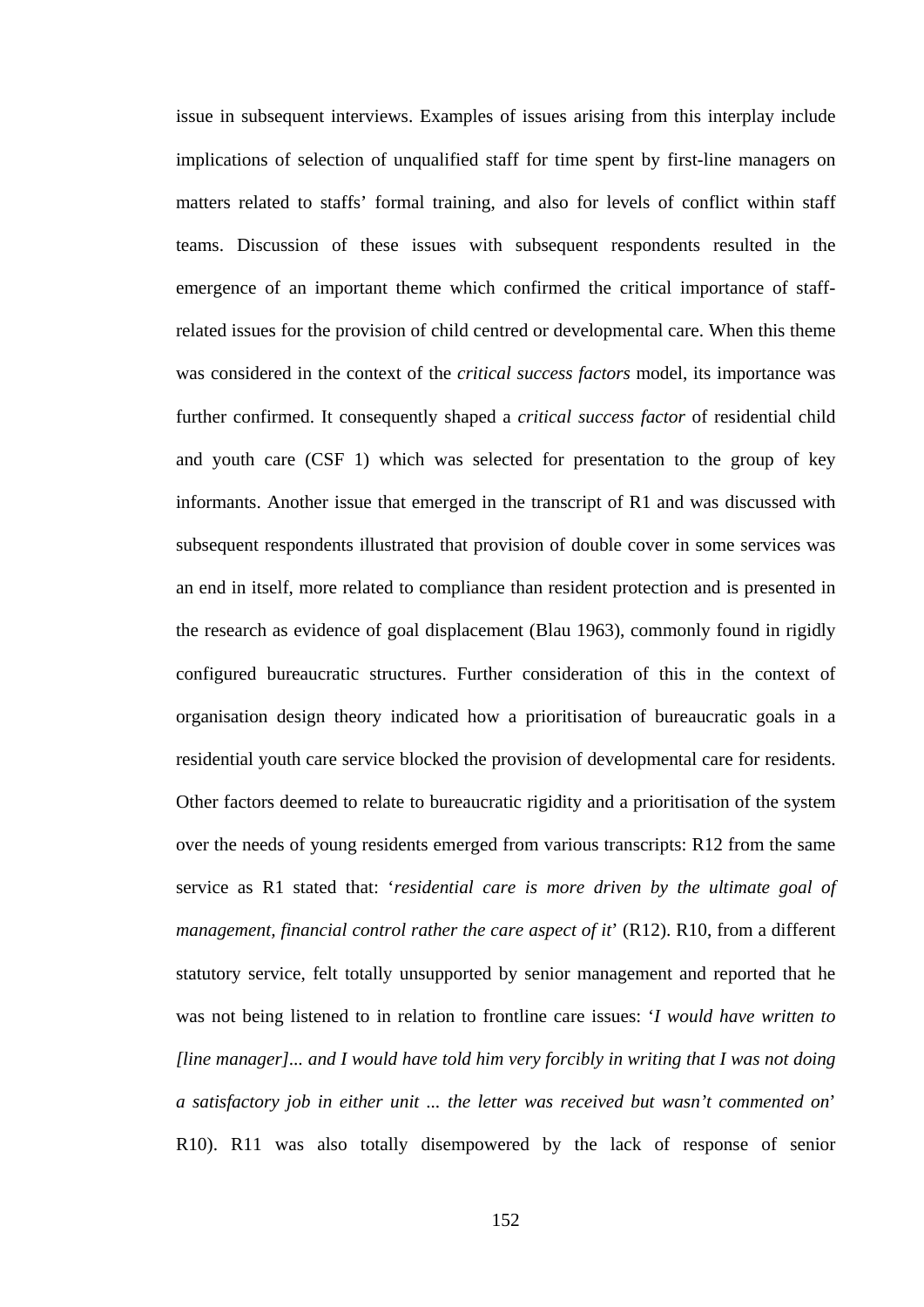issue in subsequent interviews. Examples of issues arising from this interplay include implications of selection of unqualified staff for time spent by first-line managers on matters related to staffs' formal training, and also for levels of conflict within staff teams. Discussion of these issues with subsequent respondents resulted in the emergence of an important theme which confirmed the critical importance of staff-related issues for the provision of child centred or developmental care. When this theme was considered in the context of the *critical success factors* model, its importance was further confirmed. It consequently shaped a *critical success factor* of residential child and youth care (CSF 1) which was selected for presentation to the group of key informants. Another issue that emerged in the transcript of R1 and was discussed with subsequent respondents illustrated that provision of double cover in some services was an end in itself, more related to compliance than resident protection and is presented in the research as evidence of goal displacement (Blau 1963), commonly found in rigidly configured bureaucratic structures. Further consideration of this in the context of organisation design theory indicated how a prioritisation of bureaucratic goals in a residential youth care service blocked the provision of developmental care for residents. Other factors deemed to relate to bureaucratic rigidity and a prioritisation of the system over the needs of young residents emerged from various transcripts: R12 from the same service as R1 stated that: '*residential care is more driven by the ultimate goal of management, financial control rather the care aspect of it*' (R12). R10, from a different statutory service, felt totally unsupported by senior management and reported that he was not being listened to in relation to frontline care issues: '*I would have written to [line manager]... and I would have told him very forcibly in writing that I was not doing a satisfactory job in either unit ... the letter was received but wasn't commented on*' R10). R11 was also totally disempowered by the lack of response of senior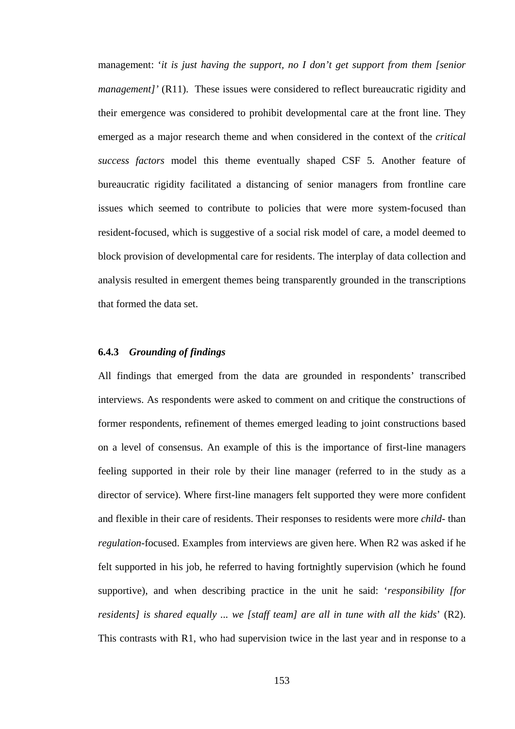management: '*it is just having the support, no I don't get support from them [senior management]'* (R11). These issues were considered to reflect bureaucratic rigidity and their emergence was considered to prohibit developmental care at the front line. They emerged as a major research theme and when considered in the context of the *critical success factors* model this theme eventually shaped CSF 5. Another feature of bureaucratic rigidity facilitated a distancing of senior managers from frontline care issues which seemed to contribute to policies that were more system-focused than resident-focused, which is suggestive of a social risk model of care, a model deemed to block provision of developmental care for residents. The interplay of data collection and analysis resulted in emergent themes being transparently grounded in the transcriptions that formed the data set.

### 6.4.3 *Grounding of findings*

All findings that emerged from the data are grounded in respondents' transcribed interviews. As respondents were asked to comment on and critique the constructions of former respondents, refinement of themes emerged leading to joint constructions based on a level of consensus. An example of this is the importance of first-line managers feeling supported in their role by their line manager (referred to in the study as a director of service). Where first-line managers felt supported they were more confident and flexible in their care of residents. Their responses to residents were more *child*- than *regulation*-focused. Examples from interviews are given here. When R2 was asked if he felt supported in his job, he referred to having fortnightly supervision (which he found supportive), and when describing practice in the unit he said: '*responsibility [for residents] is shared equally ... we [staff team] are all in tune with all the kids*' (R2). This contrasts with R1, who had supervision twice in the last year and in response to a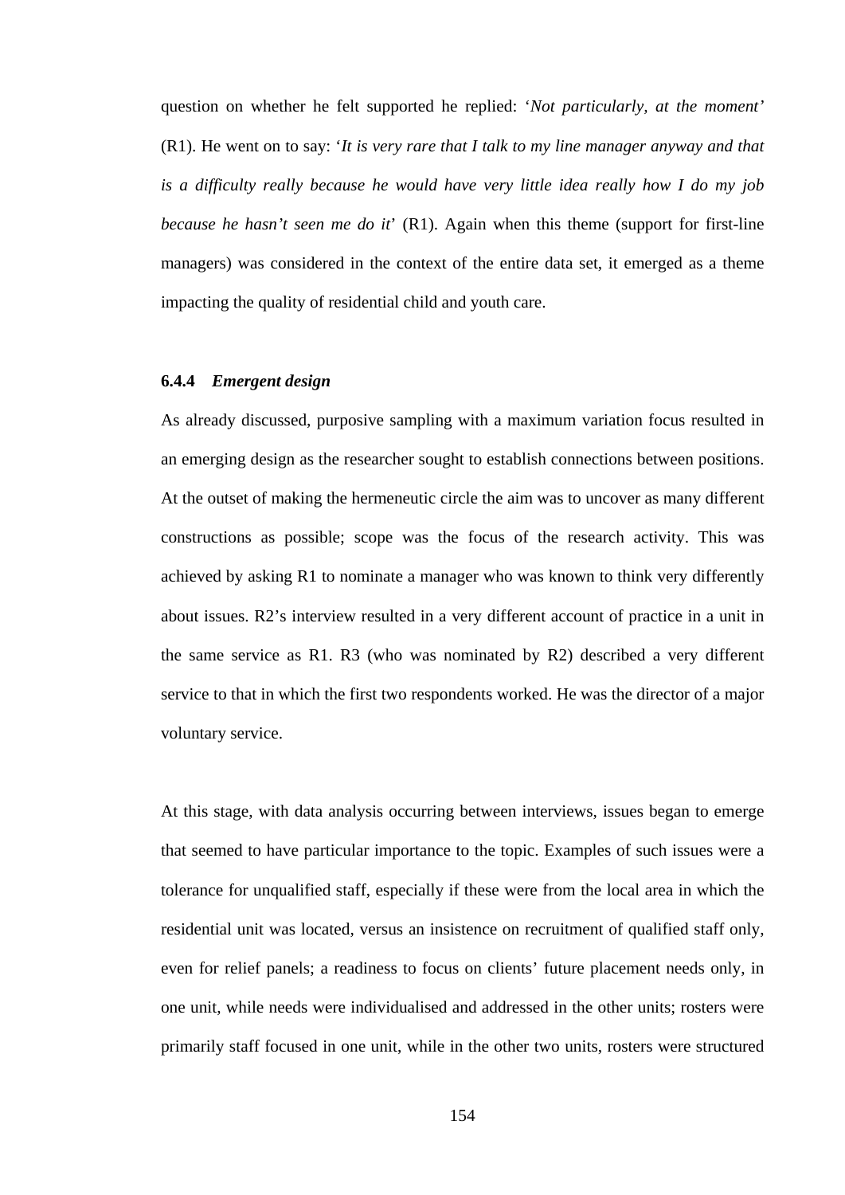question on whether he felt supported he replied: '*Not particularly, at the moment*' (R1). He went on to say: '*It is very rare that I talk to my line manager anyway and that is a difficulty really because he would have very little idea really how I do my job because he hasn't seen me do it*' (R1). Again when this theme (support for first-line managers) was considered in the context of the entire data set, it emerged as a theme impacting the quality of residential child and youth care.

#### 6.4.4 *Emergent design*

As already discussed, purposive sampling with a maximum variation focus resulted in an emerging design as the researcher sought to establish connections between positions. At the outset of making the hermeneutic circle the aim was to uncover as many different constructions as possible; scope was the focus of the research activity. This was achieved by asking R1 to nominate a manager who was known to think very differently about issues. R2's interview resulted in a very different account of practice in a unit in the same service as R1. R3 (who was nominated by R2) described a very different service to that in which the first two respondents worked. He was the director of a major voluntary service.

At this stage, with data analysis occurring between interviews, issues began to emerge that seemed to have particular importance to the topic. Examples of such issues were a tolerance for unqualified staff, especially if these were from the local area in which the residential unit was located, versus an insistence on recruitment of qualified staff only, even for relief panels; a readiness to focus on clients' future placement needs only, in one unit, while needs were individualised and addressed in the other units; rosters were primarily staff focused in one unit, while in the other two units, rosters were structured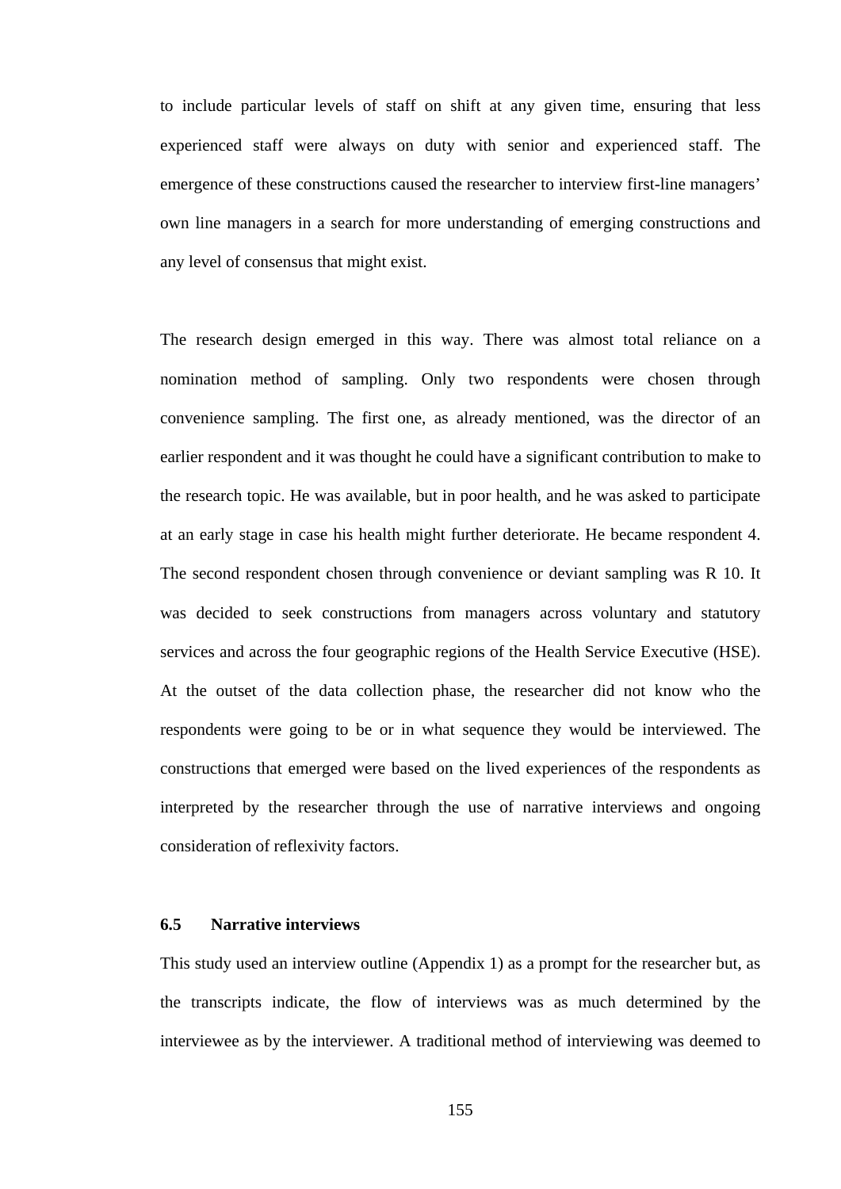to include particular levels of staff on shift at any given time, ensuring that less experienced staff were always on duty with senior and experienced staff. The emergence of these constructions caused the researcher to interview first-line managers' own line managers in a search for more understanding of emerging constructions and any level of consensus that might exist.

The research design emerged in this way. There was almost total reliance on a nomination method of sampling. Only two respondents were chosen through convenience sampling. The first one, as already mentioned, was the director of an earlier respondent and it was thought he could have a significant contribution to make to the research topic. He was available, but in poor health, and he was asked to participate at an early stage in case his health might further deteriorate. He became respondent 4. The second respondent chosen through convenience or deviant sampling was R 10. It was decided to seek constructions from managers across voluntary and statutory services and across the four geographic regions of the Health Service Executive (HSE). At the outset of the data collection phase, the researcher did not know who the respondents were going to be or in what sequence they would be interviewed. The constructions that emerged were based on the lived experiences of the respondents as interpreted by the researcher through the use of narrative interviews and ongoing consideration of reflexivity factors.

### 6.5 Narrative interviews

This study used an interview outline (Appendix 1) as a prompt for the researcher but, as the transcripts indicate, the flow of interviews was as much determined by the interviewee as by the interviewer. A traditional method of interviewing was deemed to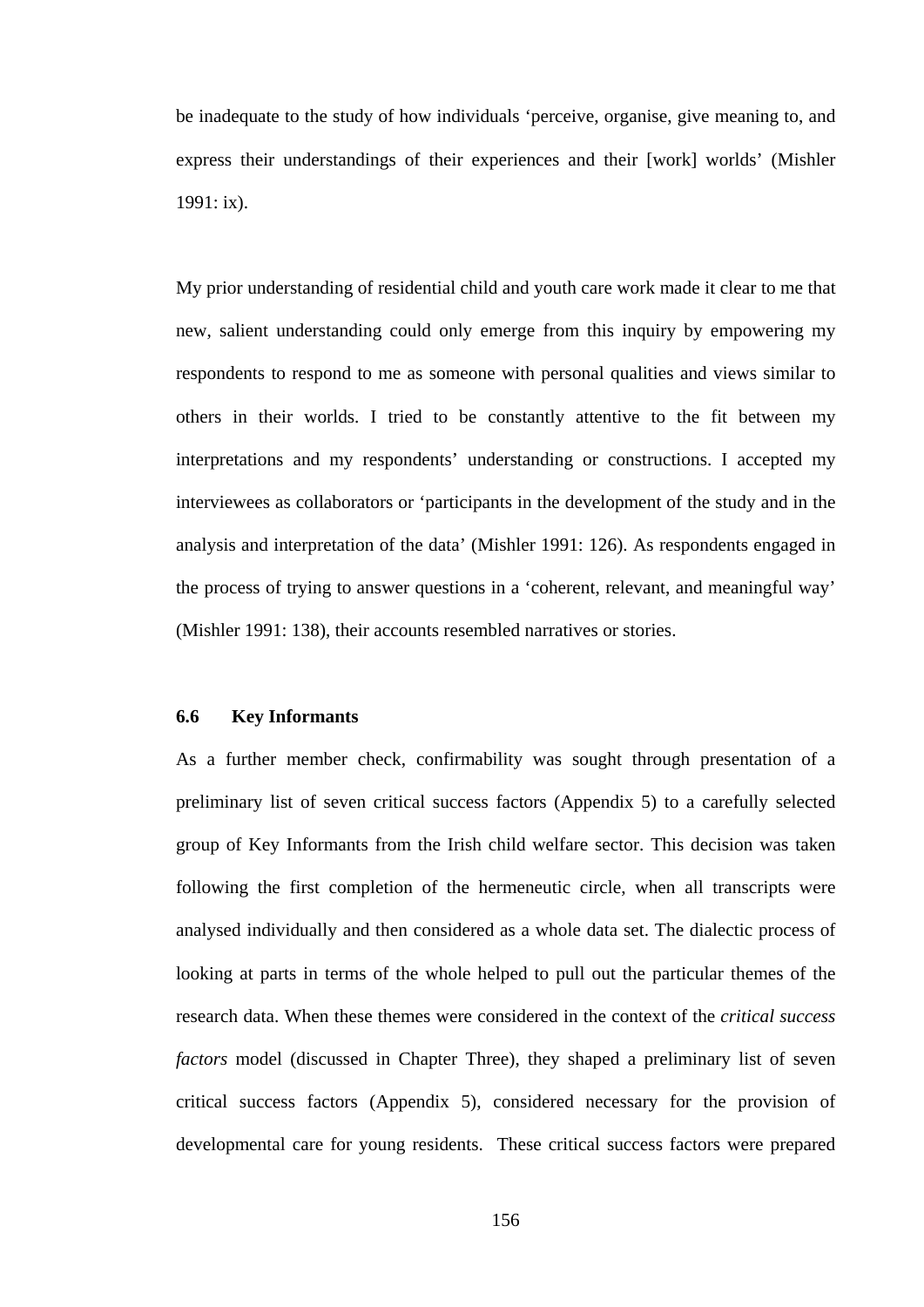be inadequate to the study of how individuals ‘perceive, organise, give meaning to, and express their understandings of their experiences and their [work] worlds’ (Mishler 1991: ix).

My prior understanding of residential child and youth care work made it clear to me that new, salient understanding could only emerge from this inquiry by empowering my respondents to respond to me as someone with personal qualities and views similar to others in their worlds. I tried to be constantly attentive to the fit between my interpretations and my respondents’ understanding or constructions. I accepted my interviewees as collaborators or ‘participants in the development of the study and in the analysis and interpretation of the data’ (Mishler 1991: 126). As respondents engaged in the process of trying to answer questions in a ‘coherent, relevant, and meaningful way’ (Mishler 1991: 138), their accounts resembled narratives or stories.

### 6.6 Key Informants

As a further member check, confirmability was sought through presentation of a preliminary list of seven critical success factors (Appendix 5) to a carefully selected group of Key Informants from the Irish child welfare sector. This decision was taken following the first completion of the hermeneutic circle, when all transcripts were analysed individually and then considered as a whole data set. The dialectic process of looking at parts in terms of the whole helped to pull out the particular themes of the research data. When these themes were considered in the context of the *critical success factors* model (discussed in Chapter Three), they shaped a preliminary list of seven critical success factors (Appendix 5), considered necessary for the provision of developmental care for young residents. These critical success factors were prepared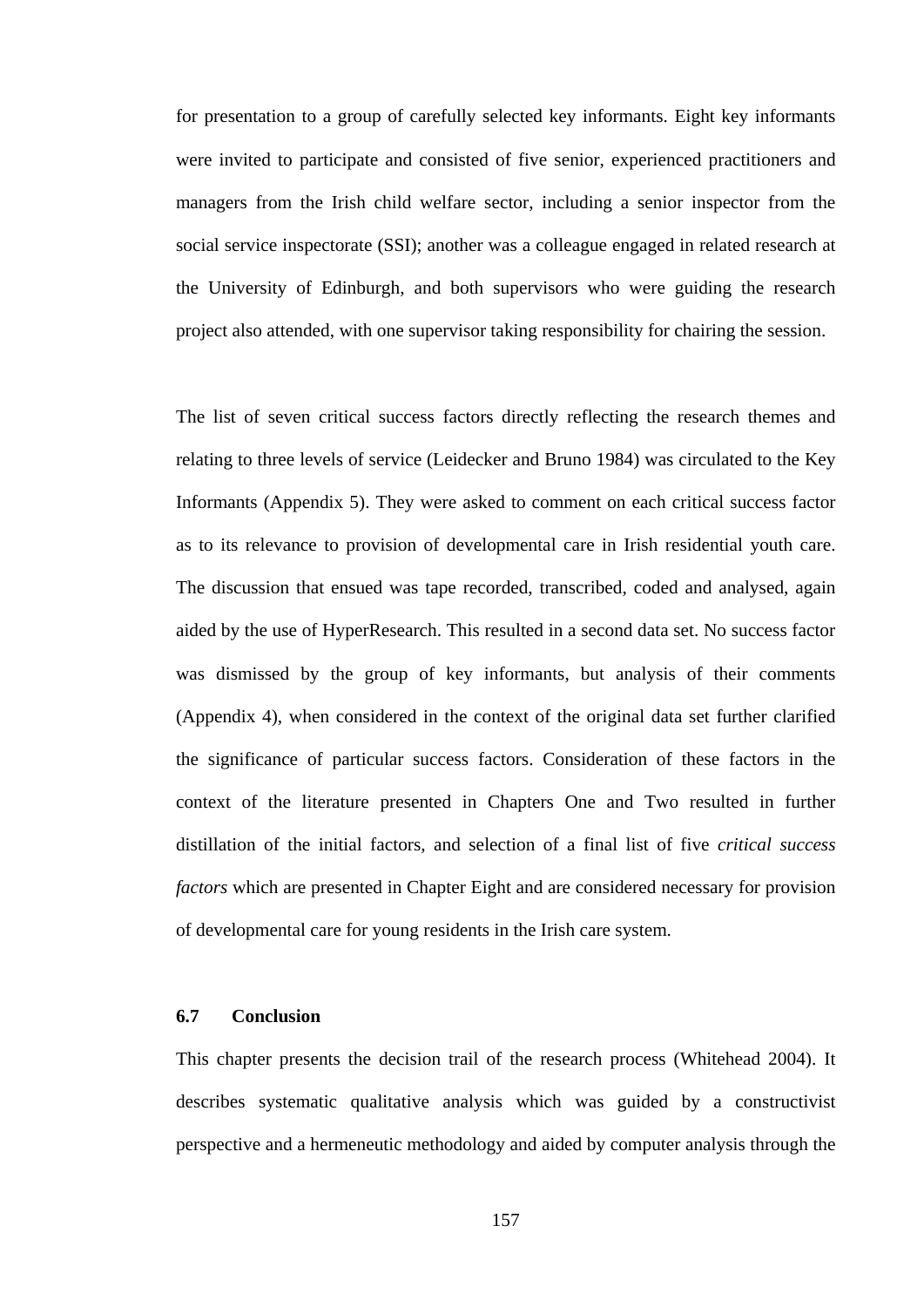for presentation to a group of carefully selected key informants. Eight key informants were invited to participate and consisted of five senior, experienced practitioners and managers from the Irish child welfare sector, including a senior inspector from the social service inspectorate (SSI); another was a colleague engaged in related research at the University of Edinburgh, and both supervisors who were guiding the research project also attended, with one supervisor taking responsibility for chairing the session.

The list of seven critical success factors directly reflecting the research themes and relating to three levels of service (Leidecker and Bruno 1984) was circulated to the Key Informants (Appendix 5). They were asked to comment on each critical success factor as to its relevance to provision of developmental care in Irish residential youth care. The discussion that ensued was tape recorded, transcribed, coded and analysed, again aided by the use of HyperResearch. This resulted in a second data set. No success factor was dismissed by the group of key informants, but analysis of their comments (Appendix 4), when considered in the context of the original data set further clarified the significance of particular success factors. Consideration of these factors in the context of the literature presented in Chapters One and Two resulted in further distillation of the initial factors, and selection of a final list of five *critical success factors* which are presented in Chapter Eight and are considered necessary for provision of developmental care for young residents in the Irish care system.

### 6.7 Conclusion

This chapter presents the decision trail of the research process (Whitehead 2004). It describes systematic qualitative analysis which was guided by a constructivist perspective and a hermeneutic methodology and aided by computer analysis through the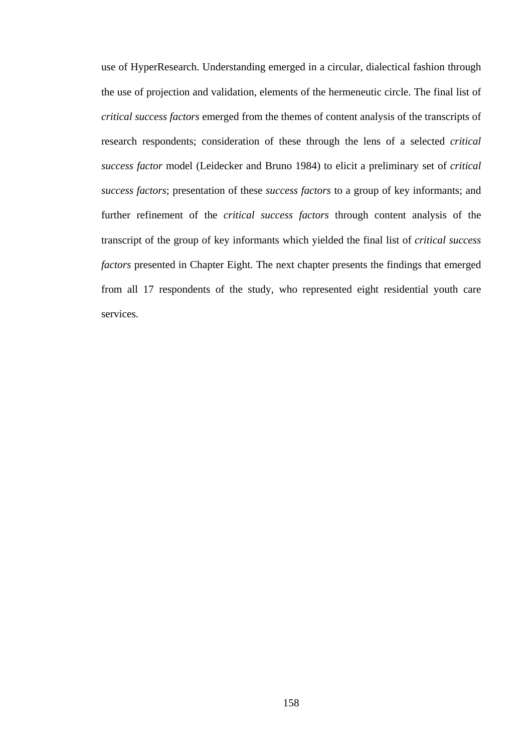use of HyperResearch. Understanding emerged in a circular, dialectical fashion through the use of projection and validation, elements of the hermeneutic circle. The final list of *critical success factors* emerged from the themes of content analysis of the transcripts of research respondents; consideration of these through the lens of a selected *critical success factor* model (Leidecker and Bruno 1984) to elicit a preliminary set of *critical success factors*; presentation of these *success factors* to a group of key informants; and further refinement of the *critical success factors* through content analysis of the transcript of the group of key informants which yielded the final list of *critical success factors* presented in Chapter Eight. The next chapter presents the findings that emerged from all 17 respondents of the study, who represented eight residential youth care services.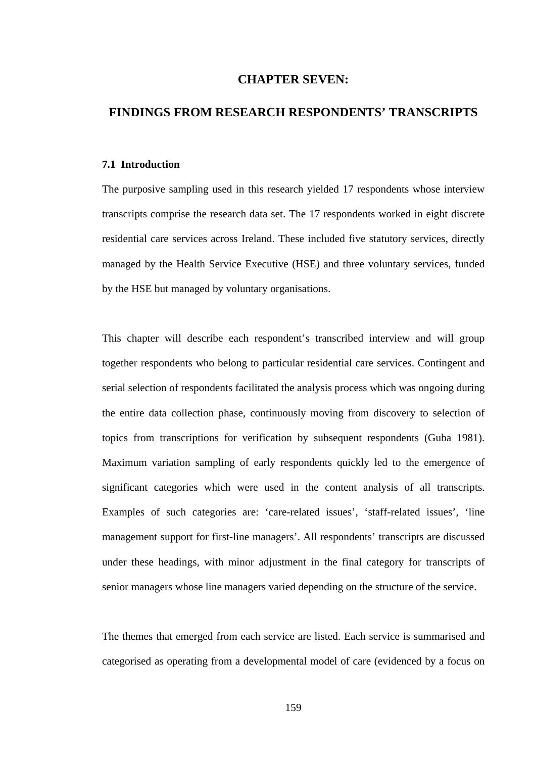# CHAPTER SEVEN:

# FINDINGS FROM RESEARCH RESPONDENTS' TRANSCRIPTS

### 7.1 Introduction

The purposive sampling used in this research yielded 17 respondents whose interview transcripts comprise the research data set. The 17 respondents worked in eight discrete residential care services across Ireland. These included five statutory services, directly managed by the Health Service Executive (HSE) and three voluntary services, funded by the HSE but managed by voluntary organisations.

This chapter will describe each respondent's transcribed interview and will group together respondents who belong to particular residential care services. Contingent and serial selection of respondents facilitated the analysis process which was ongoing during the entire data collection phase, continuously moving from discovery to selection of topics from transcriptions for verification by subsequent respondents (Guba 1981). Maximum variation sampling of early respondents quickly led to the emergence of significant categories which were used in the content analysis of all transcripts. Examples of such categories are: 'care-related issues', 'staff-related issues', 'line management support for first-line managers'. All respondents' transcripts are discussed under these headings, with minor adjustment in the final category for transcripts of senior managers whose line managers varied depending on the structure of the service.

The themes that emerged from each service are listed. Each service is summarised and categorised as operating from a developmental model of care (evidenced by a focus on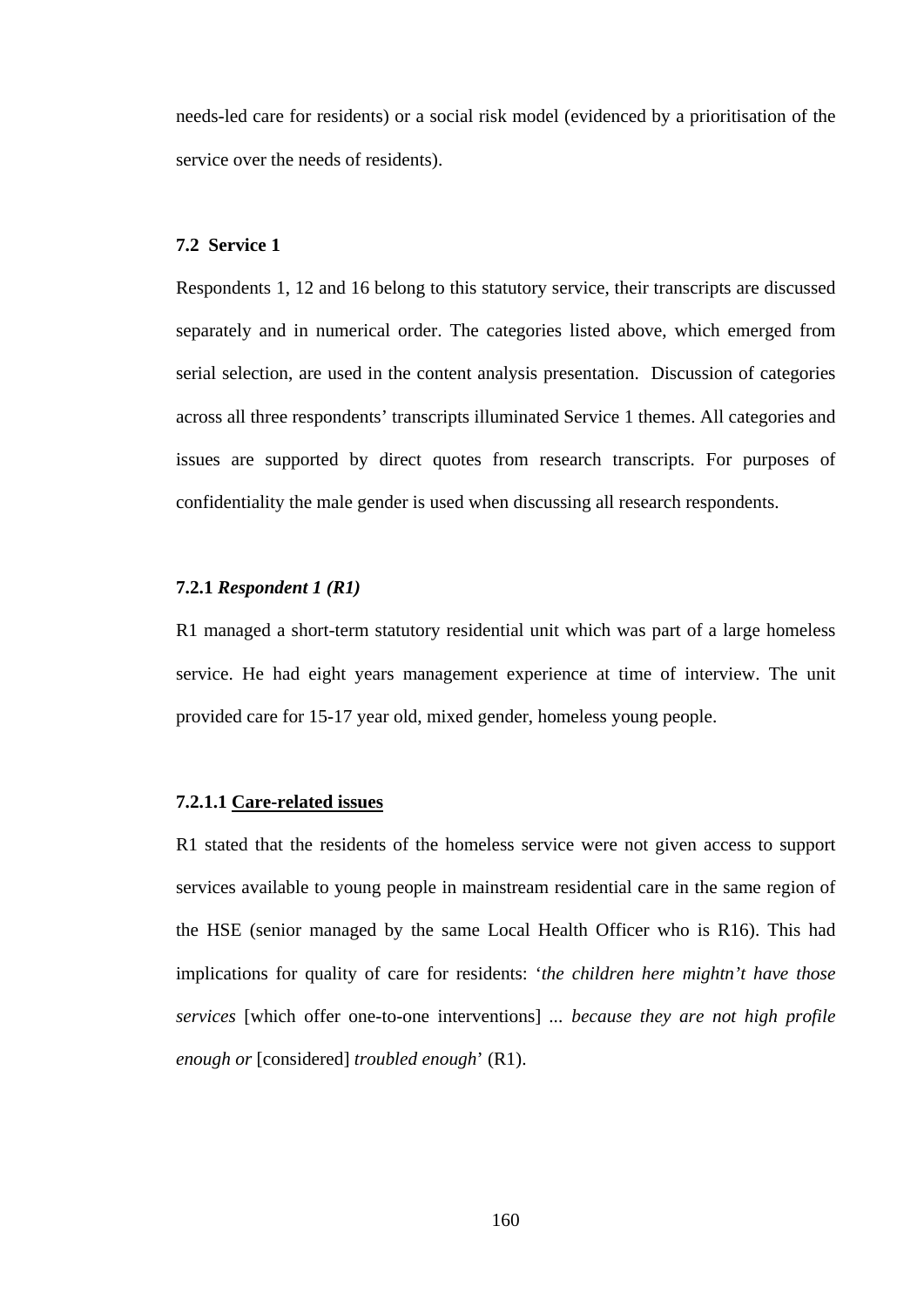needs-led care for residents) or a social risk model (evidenced by a prioritisation of the service over the needs of residents).

### 7.2 Service 1

Respondents 1, 12 and 16 belong to this statutory service, their transcripts are discussed separately and in numerical order. The categories listed above, which emerged from serial selection, are used in the content analysis presentation. Discussion of categories across all three respondents' transcripts illuminated Service 1 themes. All categories and issues are supported by direct quotes from research transcripts. For purposes of confidentiality the male gender is used when discussing all research respondents.

#### 7.2.1 *Respondent 1 (R1)*

R1 managed a short-term statutory residential unit which was part of a large homeless service. He had eight years management experience at time of interview. The unit provided care for 15-17 year old, mixed gender, homeless young people.

##### 7.2.1.1 <u>Care-related issues</u>

R1 stated that the residents of the homeless service were not given access to support services available to young people in mainstream residential care in the same region of the HSE (senior managed by the same Local Health Officer who is R16). This had implications for quality of care for residents: '*the children here mightn't have those services* [which offer one-to-one interventions] ... *because they are not high profile enough or* [considered] *troubled enough*' (R1).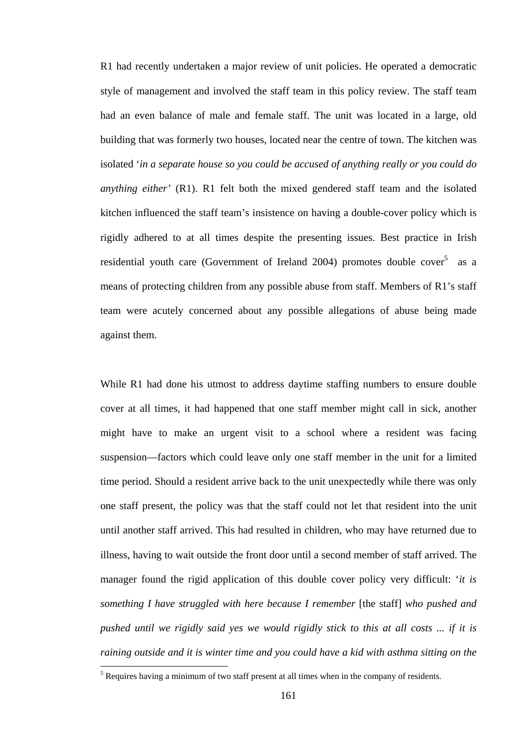R1 had recently undertaken a major review of unit policies. He operated a democratic style of management and involved the staff team in this policy review. The staff team had an even balance of male and female staff. The unit was located in a large, old building that was formerly two houses, located near the centre of town. The kitchen was isolated '*in a separate house so you could be accused of anything really or you could do anything either*' (R1). R1 felt both the mixed gendered staff team and the isolated kitchen influenced the staff team's insistence on having a double-cover policy which is rigidly adhered to at all times despite the presenting issues. Best practice in Irish residential youth care (Government of Ireland 2004) promotes double cover[5] as a means of protecting children from any possible abuse from staff. Members of R1's staff team were acutely concerned about any possible allegations of abuse being made against them.

While R1 had done his utmost to address daytime staffing numbers to ensure double cover at all times, it had happened that one staff member might call in sick, another might have to make an urgent visit to a school where a resident was facing suspension—factors which could leave only one staff member in the unit for a limited time period. Should a resident arrive back to the unit unexpectedly while there was only one staff present, the policy was that the staff could not let that resident into the unit until another staff arrived. This had resulted in children, who may have returned due to illness, having to wait outside the front door until a second member of staff arrived. The manager found the rigid application of this double cover policy very difficult: '*it is something I have struggled with here because I remember* [the staff] *who pushed and pushed until we rigidly said yes we would rigidly stick to this at all costs ... if it is raining outside and it is winter time and you could have a kid with asthma sitting on the*

[5] Requires having a minimum of two staff present at all times when in the company of residents.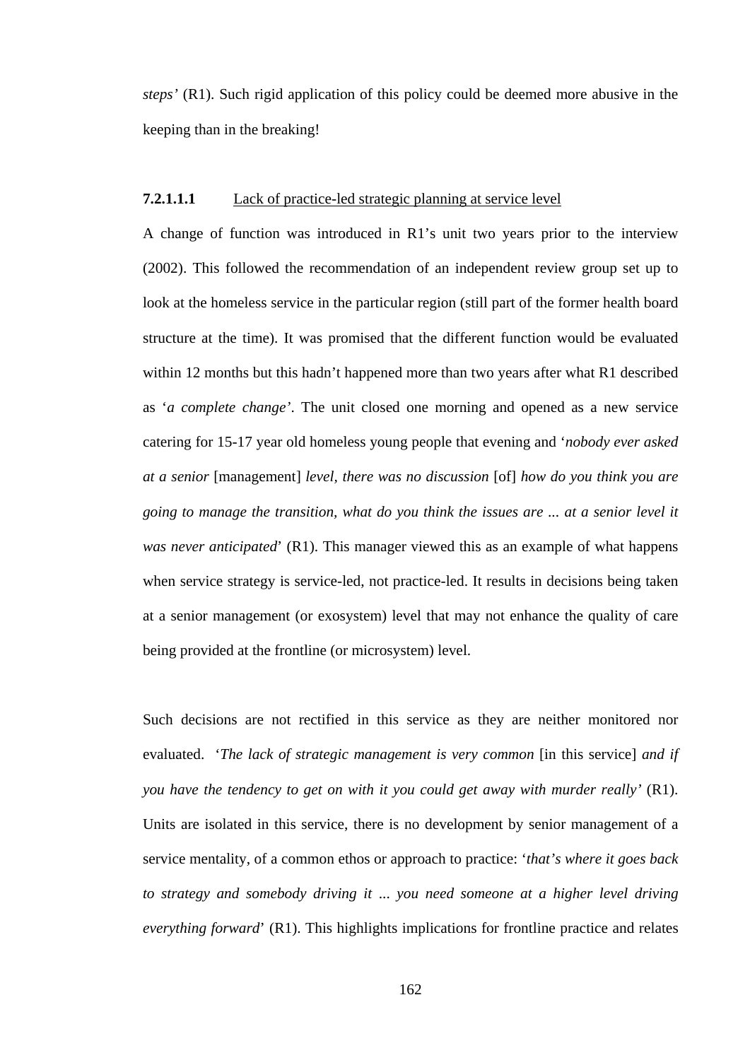*steps'* (R1). Such rigid application of this policy could be deemed more abusive in the keeping than in the breaking!

#### 7.2.1.1.1 Lack of practice-led strategic planning at service level

A change of function was introduced in R1's unit two years prior to the interview (2002). This followed the recommendation of an independent review group set up to look at the homeless service in the particular region (still part of the former health board structure at the time). It was promised that the different function would be evaluated within 12 months but this hadn't happened more than two years after what R1 described as '*a complete change*'. The unit closed one morning and opened as a new service catering for 15-17 year old homeless young people that evening and '*nobody ever asked at a senior* [management] *level, there was no discussion* [of] *how do you think you are going to manage the transition, what do you think the issues are ... at a senior level it was never anticipated*' (R1). This manager viewed this as an example of what happens when service strategy is service-led, not practice-led. It results in decisions being taken at a senior management (or exosystem) level that may not enhance the quality of care being provided at the frontline (or microsystem) level.

Such decisions are not rectified in this service as they are neither monitored nor evaluated. '*The lack of strategic management is very common* [in this service] *and if you have the tendency to get on with it you could get away with murder really'* (R1). Units are isolated in this service, there is no development by senior management of a service mentality, of a common ethos or approach to practice: '*that's where it goes back to strategy and somebody driving it ... you need someone at a higher level driving everything forward*' (R1). This highlights implications for frontline practice and relates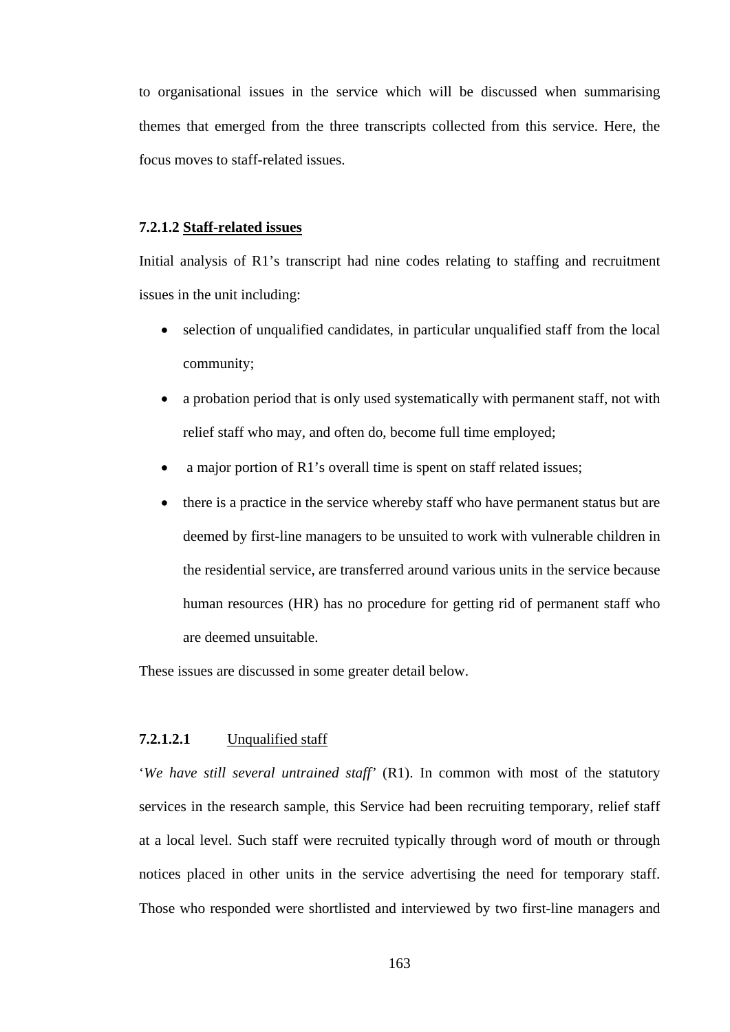to organisational issues in the service which will be discussed when summarising themes that emerged from the three transcripts collected from this service. Here, the focus moves to staff-related issues.

#### 7.2.1.2 <u>Staff-related issues</u>

Initial analysis of R1's transcript had nine codes relating to staffing and recruitment issues in the unit including:

- selection of unqualified candidates, in particular unqualified staff from the local community;
- a probation period that is only used systematically with permanent staff, not with relief staff who may, and often do, become full time employed;
- a major portion of R1's overall time is spent on staff related issues;
- there is a practice in the service whereby staff who have permanent status but are deemed by first-line managers to be unsuited to work with vulnerable children in the residential service, are transferred around various units in the service because human resources (HR) has no procedure for getting rid of permanent staff who are deemed unsuitable.

These issues are discussed in some greater detail below.

##### **7.2.1.2.1** <u>Unqualified staff</u>

'*We have still several untrained staff'* (R1). In common with most of the statutory services in the research sample, this Service had been recruiting temporary, relief staff at a local level. Such staff were recruited typically through word of mouth or through notices placed in other units in the service advertising the need for temporary staff. Those who responded were shortlisted and interviewed by two first-line managers and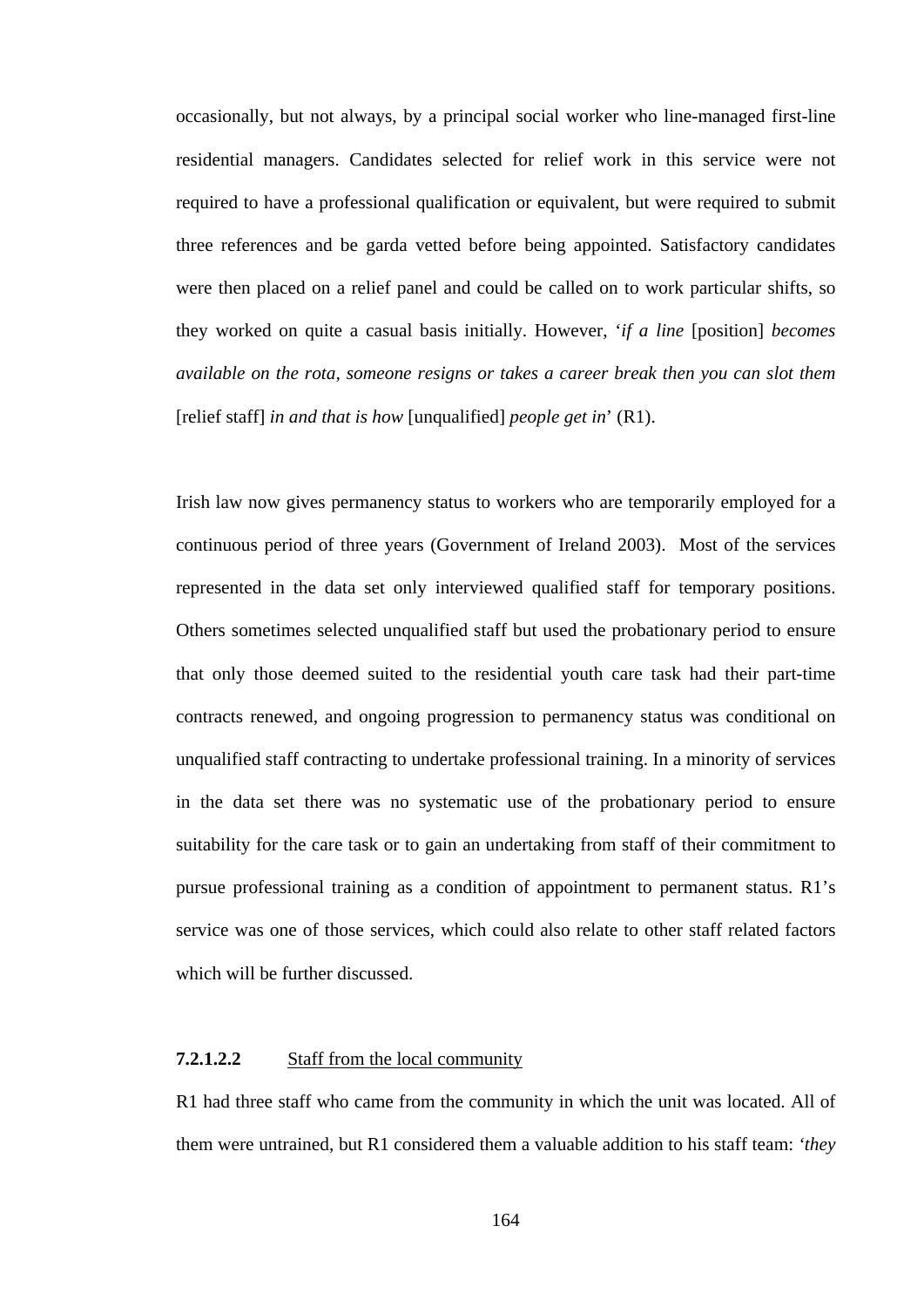occasionally, but not always, by a principal social worker who line-managed first-line residential managers. Candidates selected for relief work in this service were not required to have a professional qualification or equivalent, but were required to submit three references and be garda vetted before being appointed. Satisfactory candidates were then placed on a relief panel and could be called on to work particular shifts, so they worked on quite a casual basis initially. However, '*if a line* [position] *becomes available on the rota, someone resigns or takes a career break then you can slot them* [relief staff] *in and that is how* [unqualified] *people get in*' (R1).

Irish law now gives permanency status to workers who are temporarily employed for a continuous period of three years (Government of Ireland 2003). Most of the services represented in the data set only interviewed qualified staff for temporary positions. Others sometimes selected unqualified staff but used the probationary period to ensure that only those deemed suited to the residential youth care task had their part-time contracts renewed, and ongoing progression to permanency status was conditional on unqualified staff contracting to undertake professional training. In a minority of services in the data set there was no systematic use of the probationary period to ensure suitability for the care task or to gain an undertaking from staff of their commitment to pursue professional training as a condition of appointment to permanent status. R1's service was one of those services, which could also relate to other staff related factors which will be further discussed.

#### **7.2.1.2.2** Staff from the local community

R1 had three staff who came from the community in which the unit was located. All of them were untrained, but R1 considered them a valuable addition to his staff team: '*they*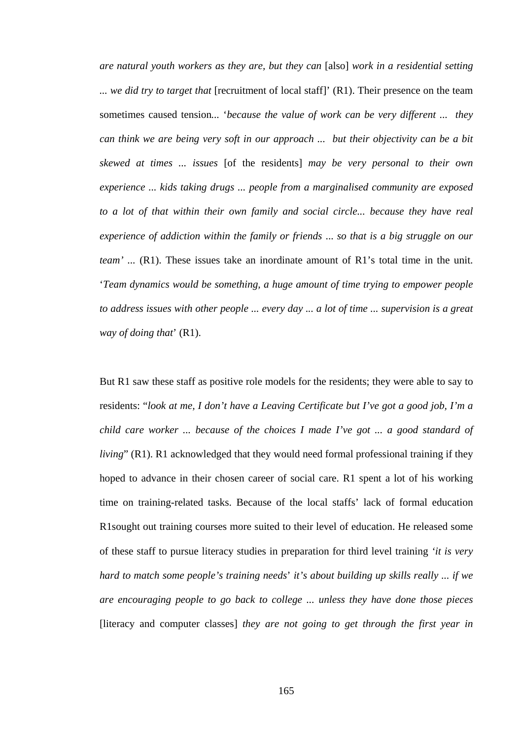*are natural youth workers as they are, but they can* [also] *work in a residential setting ... we did try to target that* [recruitment of local staff]' (R1). Their presence on the team sometimes caused tension... '*because the value of work can be very different ... they can think we are being very soft in our approach ... but their objectivity can be a bit skewed at times ... issues* [of the residents] *may be very personal to their own experience ... kids taking drugs ... people from a marginalised community are exposed to a lot of that within their own family and social circle... because they have real experience of addiction within the family or friends ... so that is a big struggle on our team'* ... (R1). These issues take an inordinate amount of R1's total time in the unit. '*Team dynamics would be something, a huge amount of time trying to empower people to address issues with other people ... every day ... a lot of time ... supervision is a great way of doing that*' (R1).

But R1 saw these staff as positive role models for the residents; they were able to say to residents: "*look at me, I don't have a Leaving Certificate but I've got a good job, I'm a child care worker ... because of the choices I made I've got ... a good standard of living*" (R1). R1 acknowledged that they would need formal professional training if they hoped to advance in their chosen career of social care. R1 spent a lot of his working time on training-related tasks. Because of the local staffs' lack of formal education R1sought out training courses more suited to their level of education. He released some of these staff to pursue literacy studies in preparation for third level training *'it is very hard to match some people's training needs' it's about building up skills really ... if we are encouraging people to go back to college ... unless they have done those pieces* [literacy and computer classes] *they are not going to get through the first year in*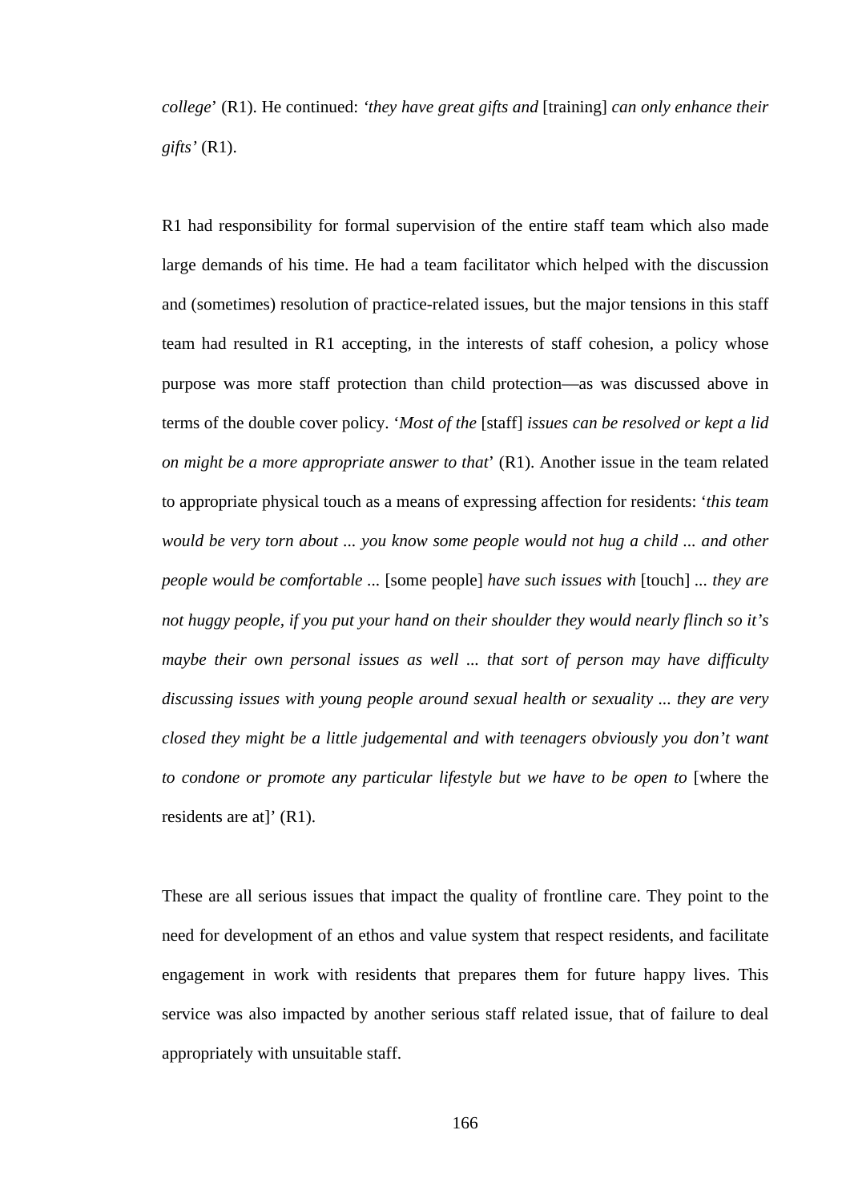*college*' (R1). He continued: '*they have great gifts and* [training] *can only enhance their gifts'* (R1).

R1 had responsibility for formal supervision of the entire staff team which also made large demands of his time. He had a team facilitator which helped with the discussion and (sometimes) resolution of practice-related issues, but the major tensions in this staff team had resulted in R1 accepting, in the interests of staff cohesion, a policy whose purpose was more staff protection than child protection—as was discussed above in terms of the double cover policy. '*Most of the* [staff] *issues can be resolved or kept a lid on might be a more appropriate answer to that*' (R1). Another issue in the team related to appropriate physical touch as a means of expressing affection for residents: '*this team would be very torn about ... you know some people would not hug a child ... and other people would be comfortable ...* [some people] *have such issues with* [touch] *... they are not huggy people, if you put your hand on their shoulder they would nearly flinch so it's maybe their own personal issues as well ... that sort of person may have difficulty discussing issues with young people around sexual health or sexuality ... they are very closed they might be a little judgemental and with teenagers obviously you don't want to condone or promote any particular lifestyle but we have to be open to* [where the residents are at]' (R1).

These are all serious issues that impact the quality of frontline care. They point to the need for development of an ethos and value system that respect residents, and facilitate engagement in work with residents that prepares them for future happy lives. This service was also impacted by another serious staff related issue, that of failure to deal appropriately with unsuitable staff.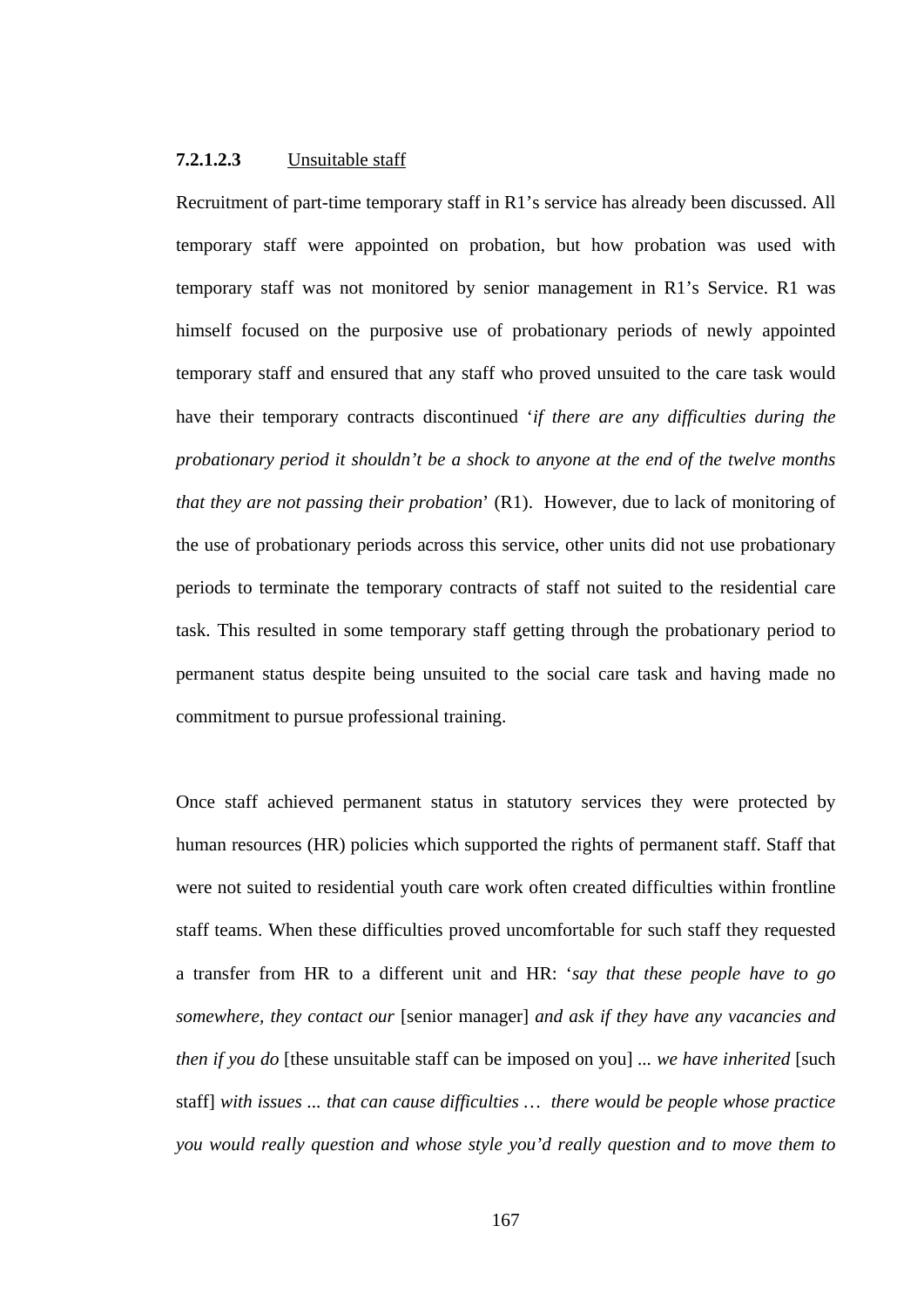#### **7.2.1.2.3** Unsuitable staff

Recruitment of part-time temporary staff in R1's service has already been discussed. All temporary staff were appointed on probation, but how probation was used with temporary staff was not monitored by senior management in R1's Service. R1 was himself focused on the purposive use of probationary periods of newly appointed temporary staff and ensured that any staff who proved unsuited to the care task would have their temporary contracts discontinued '*if there are any difficulties during the probationary period it shouldn't be a shock to anyone at the end of the twelve months that they are not passing their probation*' (R1). However, due to lack of monitoring of the use of probationary periods across this service, other units did not use probationary periods to terminate the temporary contracts of staff not suited to the residential care task. This resulted in some temporary staff getting through the probationary period to permanent status despite being unsuited to the social care task and having made no commitment to pursue professional training.

Once staff achieved permanent status in statutory services they were protected by human resources (HR) policies which supported the rights of permanent staff. Staff that were not suited to residential youth care work often created difficulties within frontline staff teams. When these difficulties proved uncomfortable for such staff they requested a transfer from HR to a different unit and HR: '*say that these people have to go somewhere, they contact our* [senior manager] *and ask if they have any vacancies and then if you do* [these unsuitable staff can be imposed on you] ... *we have inherited* [such staff] *with issues ... that can cause difficulties … there would be people whose practice you would really question and whose style you'd really question and to move them to*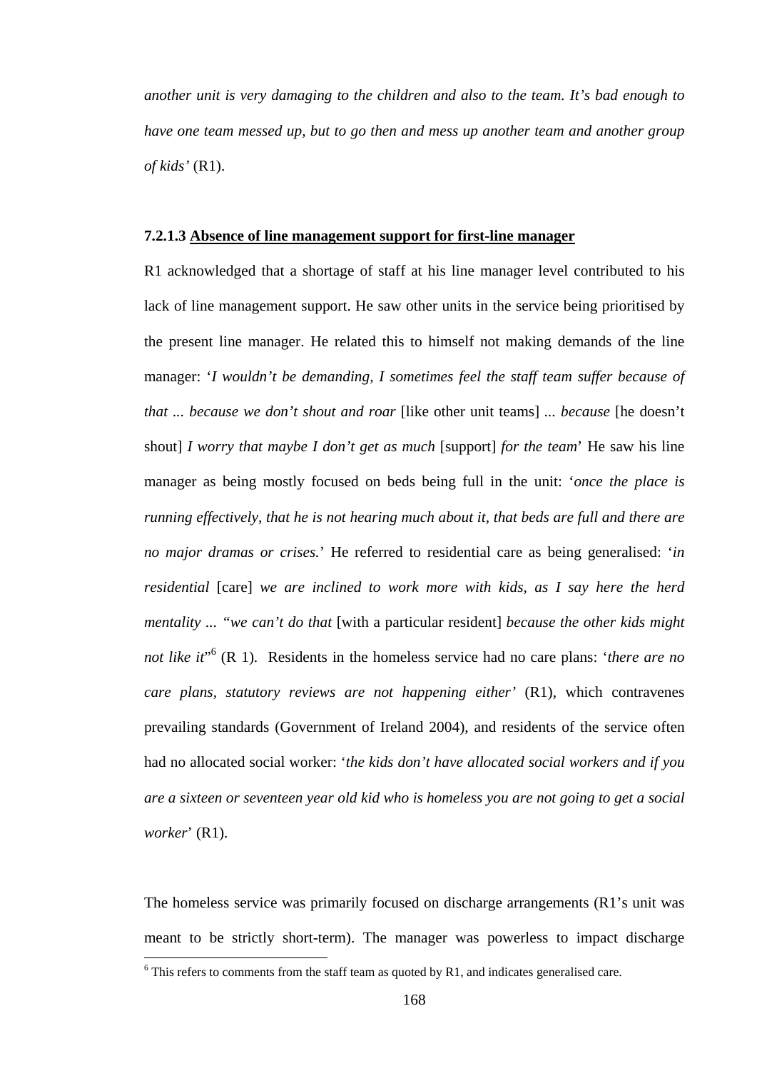*another unit is very damaging to the children and also to the team. It's bad enough to have one team messed up, but to go then and mess up another team and another group of kids'* (R1).

#### 7.2.1.3 Absence of line management support for first-line manager

R1 acknowledged that a shortage of staff at his line manager level contributed to his lack of line management support. He saw other units in the service being prioritised by the present line manager. He related this to himself not making demands of the line manager: '*I wouldn't be demanding, I sometimes feel the staff team suffer because of that ... because we don't shout and roar* [like other unit teams] ... *because* [he doesn't shout] *I worry that maybe I don't get as much* [support] *for the team*' He saw his line manager as being mostly focused on beds being full in the unit: '*once the place is running effectively, that he is not hearing much about it, that beds are full and there are no major dramas or crises.*' He referred to residential care as being generalised: '*in residential* [care] *we are inclined to work more with kids, as I say here the herd mentality ... "we can't do that* [with a particular resident] *because the other kids might not like it*"'[6] (R 1). Residents in the homeless service had no care plans: '*there are no care plans, statutory reviews are not happening either'* (R1), which contravenes prevailing standards (Government of Ireland 2004), and residents of the service often had no allocated social worker: '*the kids don't have allocated social workers and if you are a sixteen or seventeen year old kid who is homeless you are not going to get a social worker*' (R1).

The homeless service was primarily focused on discharge arrangements (R1's unit was meant to be strictly short-term). The manager was powerless to impact discharge

[6] This refers to comments from the staff team as quoted by R1, and indicates generalised care.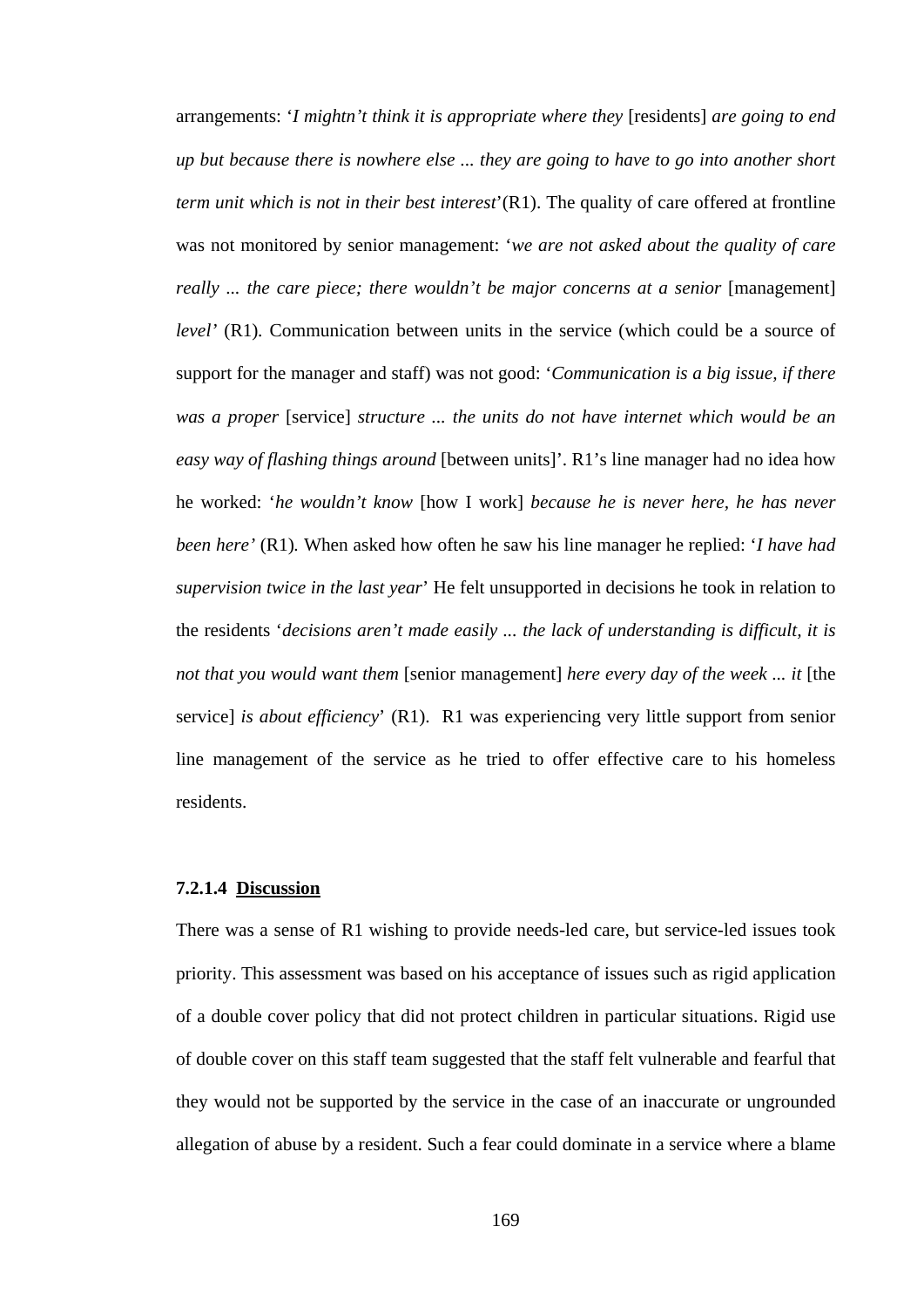arrangements: '*I mightn't think it is appropriate where they* [residents] *are going to end up but because there is nowhere else ... they are going to have to go into another short term unit which is not in their best interest*'(R1). The quality of care offered at frontline was not monitored by senior management: '*we are not asked about the quality of care really ... the care piece; there wouldn't be major concerns at a senior* [management] *level'* (R1). Communication between units in the service (which could be a source of support for the manager and staff) was not good: '*Communication is a big issue, if there was a proper* [service] *structure ... the units do not have internet which would be an easy way of flashing things around* [between units]'. R1's line manager had no idea how he worked: '*he wouldn't know* [how I work] *because he is never here, he has never been here'* (R1)*.* When asked how often he saw his line manager he replied: '*I have had supervision twice in the last year*' He felt unsupported in decisions he took in relation to the residents '*decisions aren't made easily ... the lack of understanding is difficult, it is not that you would want them* [senior management] *here every day of the week ... it* [the service] *is about efficiency*' (R1). R1 was experiencing very little support from senior line management of the service as he tried to offer effective care to his homeless residents.

#### 7.2.1.4 Discussion

There was a sense of R1 wishing to provide needs-led care, but service-led issues took priority. This assessment was based on his acceptance of issues such as rigid application of a double cover policy that did not protect children in particular situations. Rigid use of double cover on this staff team suggested that the staff felt vulnerable and fearful that they would not be supported by the service in the case of an inaccurate or ungrounded allegation of abuse by a resident. Such a fear could dominate in a service where a blame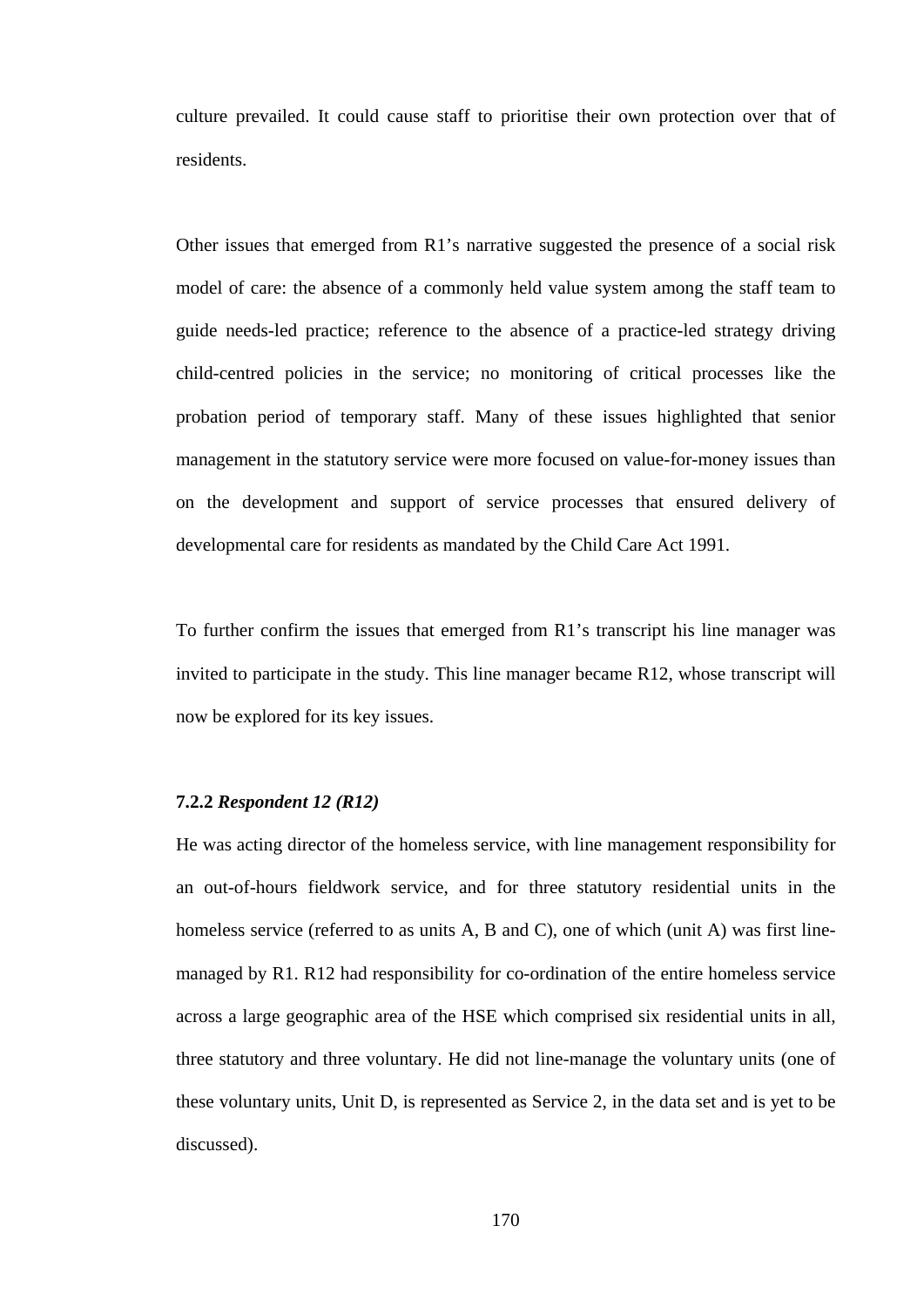culture prevailed. It could cause staff to prioritise their own protection over that of residents.

Other issues that emerged from R1's narrative suggested the presence of a social risk model of care: the absence of a commonly held value system among the staff team to guide needs-led practice; reference to the absence of a practice-led strategy driving child-centred policies in the service; no monitoring of critical processes like the probation period of temporary staff. Many of these issues highlighted that senior management in the statutory service were more focused on value-for-money issues than on the development and support of service processes that ensured delivery of developmental care for residents as mandated by the Child Care Act 1991.

To further confirm the issues that emerged from R1's transcript his line manager was invited to participate in the study. This line manager became R12, whose transcript will now be explored for its key issues.

#### 7.2.2 *Respondent 12 (R12)*

He was acting director of the homeless service, with line management responsibility for an out-of-hours fieldwork service, and for three statutory residential units in the homeless service (referred to as units A, B and C), one of which (unit A) was first line-managed by R1. R12 had responsibility for co-ordination of the entire homeless service across a large geographic area of the HSE which comprised six residential units in all, three statutory and three voluntary. He did not line-manage the voluntary units (one of these voluntary units, Unit D, is represented as Service 2, in the data set and is yet to be discussed).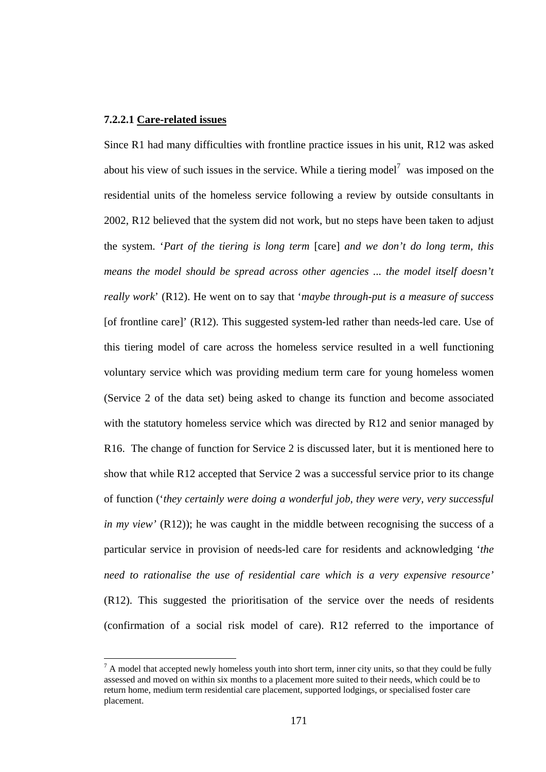#### 7.2.2.1 <u>Care-related issues</u>

Since R1 had many difficulties with frontline practice issues in his unit, R12 was asked about his view of such issues in the service. While a tiering model[7] was imposed on the residential units of the homeless service following a review by outside consultants in 2002, R12 believed that the system did not work, but no steps have been taken to adjust the system. '*Part of the tiering is long term* [care] *and we don't do long term, this means the model should be spread across other agencies ... the model itself doesn't really work*' (R12). He went on to say that '*maybe through-put is a measure of success* [of frontline care]' (R12). This suggested system-led rather than needs-led care. Use of this tiering model of care across the homeless service resulted in a well functioning voluntary service which was providing medium term care for young homeless women (Service 2 of the data set) being asked to change its function and become associated with the statutory homeless service which was directed by R12 and senior managed by R16. The change of function for Service 2 is discussed later, but it is mentioned here to show that while R12 accepted that Service 2 was a successful service prior to its change of function ('*they certainly were doing a wonderful job, they were very, very successful in my view*' (R12)); he was caught in the middle between recognising the success of a particular service in provision of needs-led care for residents and acknowledging '*the need to rationalise the use of residential care which is a very expensive resource*' (R12). This suggested the prioritisation of the service over the needs of residents (confirmation of a social risk model of care). R12 referred to the importance of

---

[7] A model that accepted newly homeless youth into short term, inner city units, so that they could be fully assessed and moved on within six months to a placement more suited to their needs, which could be to return home, medium term residential care placement, supported lodgings, or specialised foster care placement.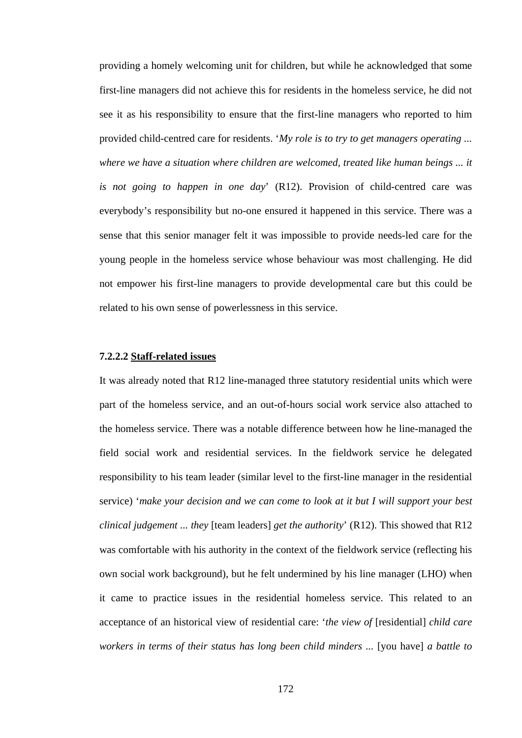providing a homely welcoming unit for children, but while he acknowledged that some first-line managers did not achieve this for residents in the homeless service, he did not see it as his responsibility to ensure that the first-line managers who reported to him provided child-centred care for residents. '*My role is to try to get managers operating ... where we have a situation where children are welcomed, treated like human beings ... it is not going to happen in one day*' (R12). Provision of child-centred care was everybody's responsibility but no-one ensured it happened in this service. There was a sense that this senior manager felt it was impossible to provide needs-led care for the young people in the homeless service whose behaviour was most challenging. He did not empower his first-line managers to provide developmental care but this could be related to his own sense of powerlessness in this service.

#### 7.2.2.2 Staff-related issues

It was already noted that R12 line-managed three statutory residential units which were part of the homeless service, and an out-of-hours social work service also attached to the homeless service. There was a notable difference between how he line-managed the field social work and residential services. In the fieldwork service he delegated responsibility to his team leader (similar level to the first-line manager in the residential service) '*make your decision and we can come to look at it but I will support your best clinical judgement ... they* [team leaders] *get the authority*' (R12). This showed that R12 was comfortable with his authority in the context of the fieldwork service (reflecting his own social work background), but he felt undermined by his line manager (LHO) when it came to practice issues in the residential homeless service. This related to an acceptance of an historical view of residential care: '*the view of* [residential] *child care workers in terms of their status has long been child minders ...* [you have] *a battle to*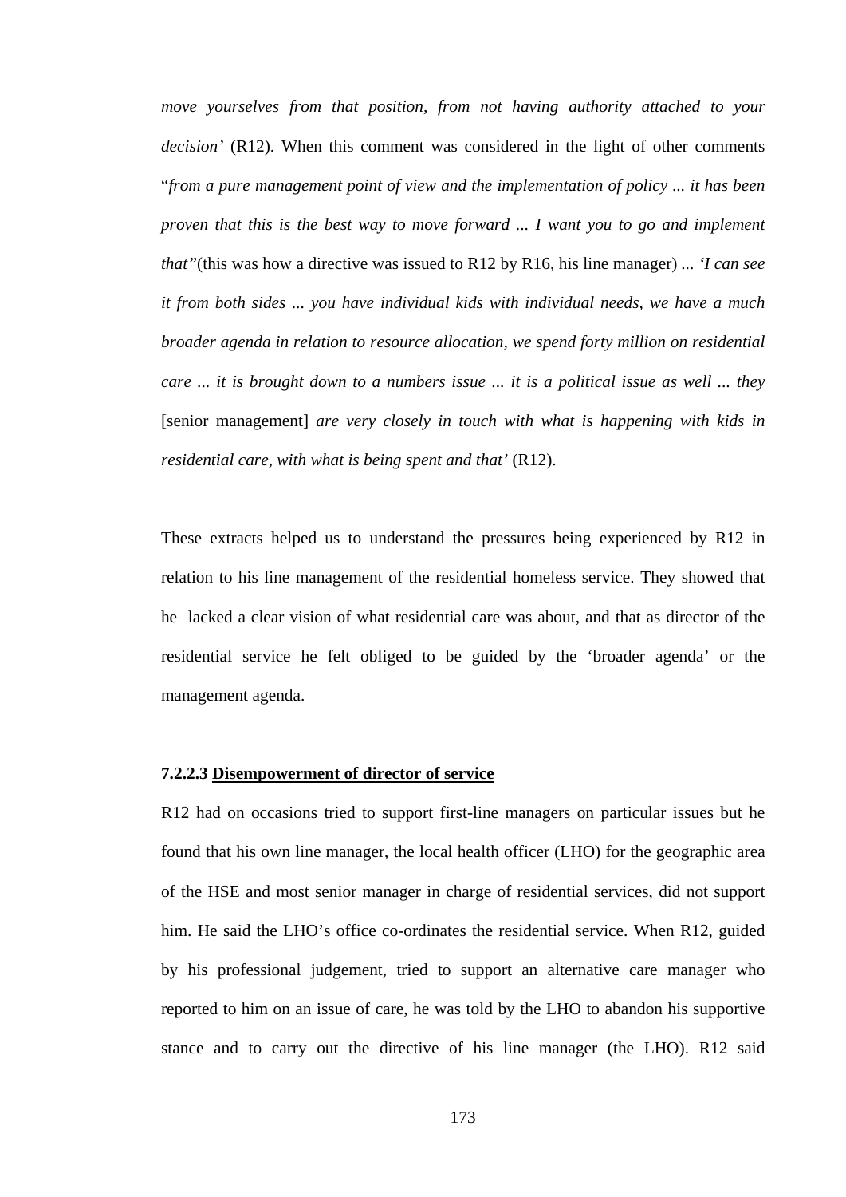*move yourselves from that position, from not having authority attached to your decision'* (R12). When this comment was considered in the light of other comments "*from a pure management point of view and the implementation of policy ... it has been proven that this is the best way to move forward ... I want you to go and implement that"*(this was how a directive was issued to R12 by R16, his line manager) ... *'I can see it from both sides ... you have individual kids with individual needs, we have a much broader agenda in relation to resource allocation, we spend forty million on residential care ... it is brought down to a numbers issue ... it is a political issue as well ... they* [senior management] *are very closely in touch with what is happening with kids in residential care, with what is being spent and that'* (R12).

These extracts helped us to understand the pressures being experienced by R12 in relation to his line management of the residential homeless service. They showed that he lacked a clear vision of what residential care was about, and that as director of the residential service he felt obliged to be guided by the 'broader agenda' or the management agenda.

#### 7.2.2.3 <u>Disempowerment of director of service</u>

R12 had on occasions tried to support first-line managers on particular issues but he found that his own line manager, the local health officer (LHO) for the geographic area of the HSE and most senior manager in charge of residential services, did not support him. He said the LHO's office co-ordinates the residential service. When R12, guided by his professional judgement, tried to support an alternative care manager who reported to him on an issue of care, he was told by the LHO to abandon his supportive stance and to carry out the directive of his line manager (the LHO). R12 said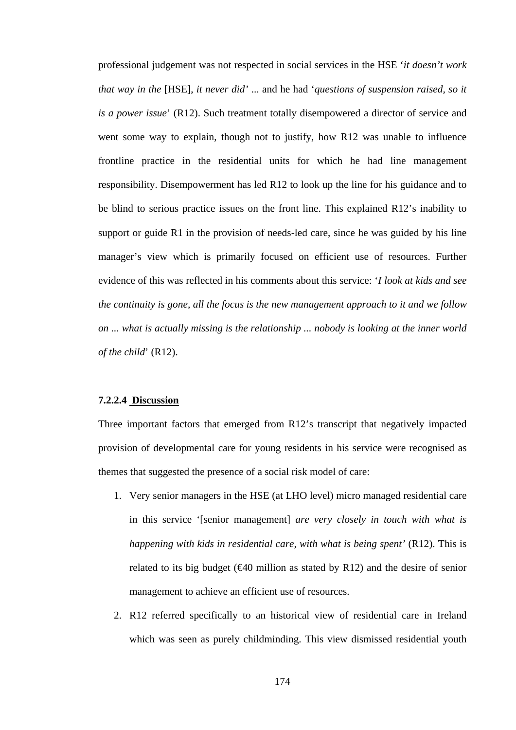professional judgement was not respected in social services in the HSE '*it doesn't work that way in the* [HSE], *it never did*' ... and he had '*questions of suspension raised, so it is a power issue*' (R12). Such treatment totally disempowered a director of service and went some way to explain, though not to justify, how R12 was unable to influence frontline practice in the residential units for which he had line management responsibility. Disempowerment has led R12 to look up the line for his guidance and to be blind to serious practice issues on the front line. This explained R12's inability to support or guide R1 in the provision of needs-led care, since he was guided by his line manager's view which is primarily focused on efficient use of resources. Further evidence of this was reflected in his comments about this service: '*I look at kids and see the continuity is gone, all the focus is the new management approach to it and we follow on ... what is actually missing is the relationship ... nobody is looking at the inner world of the child*' (R12).

#### 7.2.2.4 Discussion

Three important factors that emerged from R12's transcript that negatively impacted provision of developmental care for young residents in his service were recognised as themes that suggested the presence of a social risk model of care:

1. Very senior managers in the HSE (at LHO level) micro managed residential care in this service '[senior management] *are very closely in touch with what is happening with kids in residential care, with what is being spent*' (R12). This is related to its big budget (€40 million as stated by R12) and the desire of senior management to achieve an efficient use of resources.
2. R12 referred specifically to an historical view of residential care in Ireland which was seen as purely childminding. This view dismissed residential youth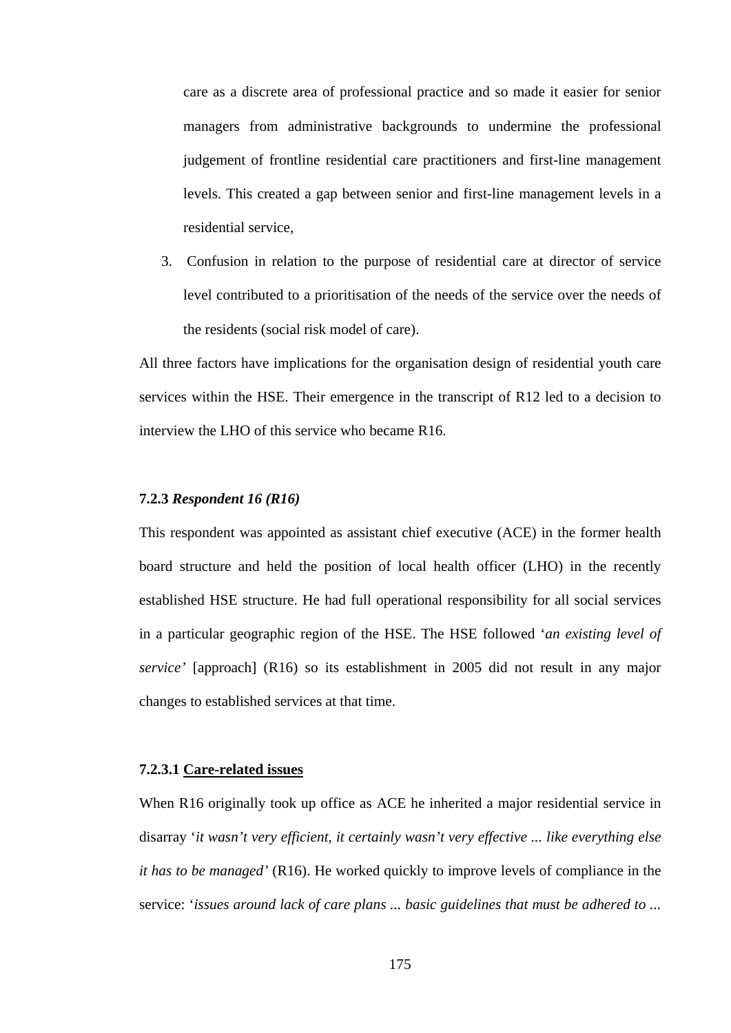care as a discrete area of professional practice and so made it easier for senior managers from administrative backgrounds to undermine the professional judgement of frontline residential care practitioners and first-line management levels. This created a gap between senior and first-line management levels in a residential service,

3. Confusion in relation to the purpose of residential care at director of service level contributed to a prioritisation of the needs of the service over the needs of the residents (social risk model of care).

All three factors have implications for the organisation design of residential youth care services within the HSE. Their emergence in the transcript of R12 led to a decision to interview the LHO of this service who became R16.

#### 7.2.3 *Respondent 16 (R16)*

This respondent was appointed as assistant chief executive (ACE) in the former health board structure and held the position of local health officer (LHO) in the recently established HSE structure. He had full operational responsibility for all social services in a particular geographic region of the HSE. The HSE followed '*an existing level of service'* [approach] (R16) so its establishment in 2005 did not result in any major changes to established services at that time.

#### 7.2.3.1 <u>Care-related issues</u>

When R16 originally took up office as ACE he inherited a major residential service in disarray '*it wasn't very efficient, it certainly wasn't very effective ... like everything else it has to be managed'* (R16). He worked quickly to improve levels of compliance in the service: '*issues around lack of care plans ... basic guidelines that must be adhered to ...*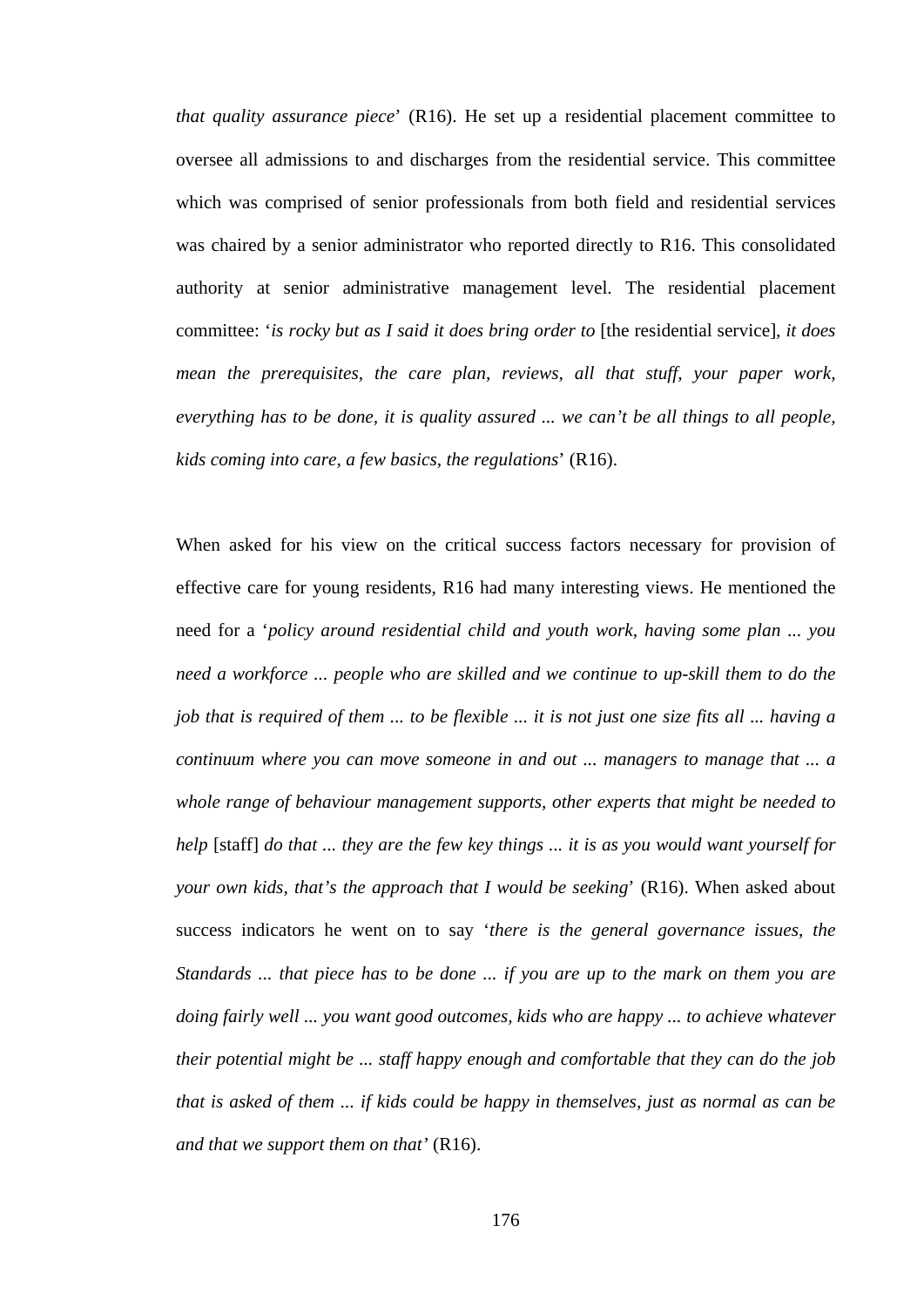*that quality assurance piece*' (R16). He set up a residential placement committee to oversee all admissions to and discharges from the residential service. This committee which was comprised of senior professionals from both field and residential services was chaired by a senior administrator who reported directly to R16. This consolidated authority at senior administrative management level. The residential placement committee: '*is rocky but as I said it does bring order to* [the residential service], *it does mean the prerequisites, the care plan, reviews, all that stuff, your paper work, everything has to be done, it is quality assured ... we can't be all things to all people, kids coming into care, a few basics, the regulations*' (R16).

When asked for his view on the critical success factors necessary for provision of effective care for young residents, R16 had many interesting views. He mentioned the need for a '*policy around residential child and youth work, having some plan ... you need a workforce ... people who are skilled and we continue to up-skill them to do the job that is required of them ... to be flexible ... it is not just one size fits all ... having a continuum where you can move someone in and out ... managers to manage that ... a whole range of behaviour management supports, other experts that might be needed to help* [staff] *do that ... they are the few key things ... it is as you would want yourself for your own kids, that's the approach that I would be seeking*' (R16). When asked about success indicators he went on to say '*there is the general governance issues, the Standards ... that piece has to be done ... if you are up to the mark on them you are doing fairly well ... you want good outcomes, kids who are happy ... to achieve whatever their potential might be ... staff happy enough and comfortable that they can do the job that is asked of them ... if kids could be happy in themselves, just as normal as can be and that we support them on that'* (R16).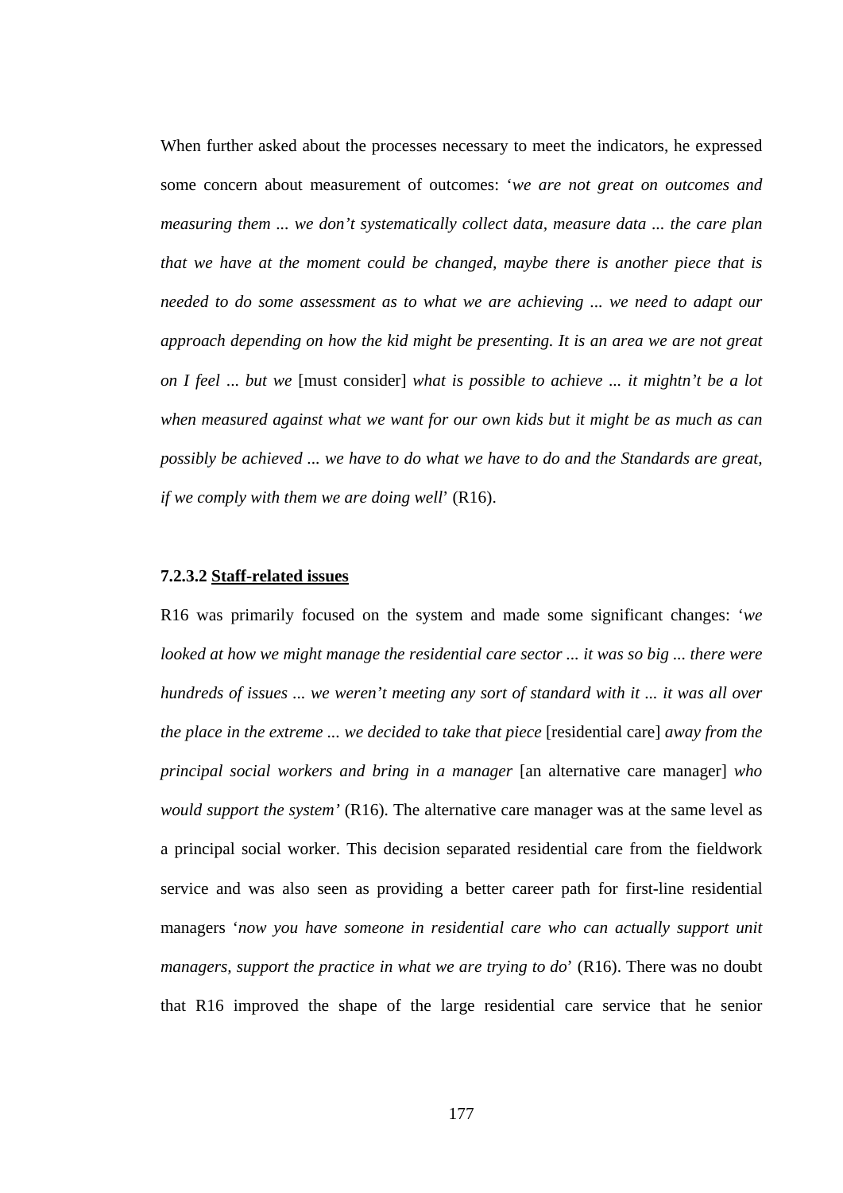When further asked about the processes necessary to meet the indicators, he expressed some concern about measurement of outcomes: '*we are not great on outcomes and measuring them ... we don't systematically collect data, measure data ... the care plan that we have at the moment could be changed, maybe there is another piece that is needed to do some assessment as to what we are achieving ... we need to adapt our approach depending on how the kid might be presenting. It is an area we are not great on I feel ... but we* [must consider] *what is possible to achieve ... it mightn't be a lot when measured against what we want for our own kids but it might be as much as can possibly be achieved ... we have to do what we have to do and the Standards are great, if we comply with them we are doing well*' (R16).

#### **7.2.3.2 Staff-related issues**

R16 was primarily focused on the system and made some significant changes: '*we looked at how we might manage the residential care sector ... it was so big ... there were hundreds of issues ... we weren't meeting any sort of standard with it ... it was all over the place in the extreme ... we decided to take that piece* [residential care] *away from the principal social workers and bring in a manager* [an alternative care manager] *who would support the system'* (R16). The alternative care manager was at the same level as a principal social worker. This decision separated residential care from the fieldwork service and was also seen as providing a better career path for first-line residential managers '*now you have someone in residential care who can actually support unit managers, support the practice in what we are trying to do*' (R16). There was no doubt that R16 improved the shape of the large residential care service that he senior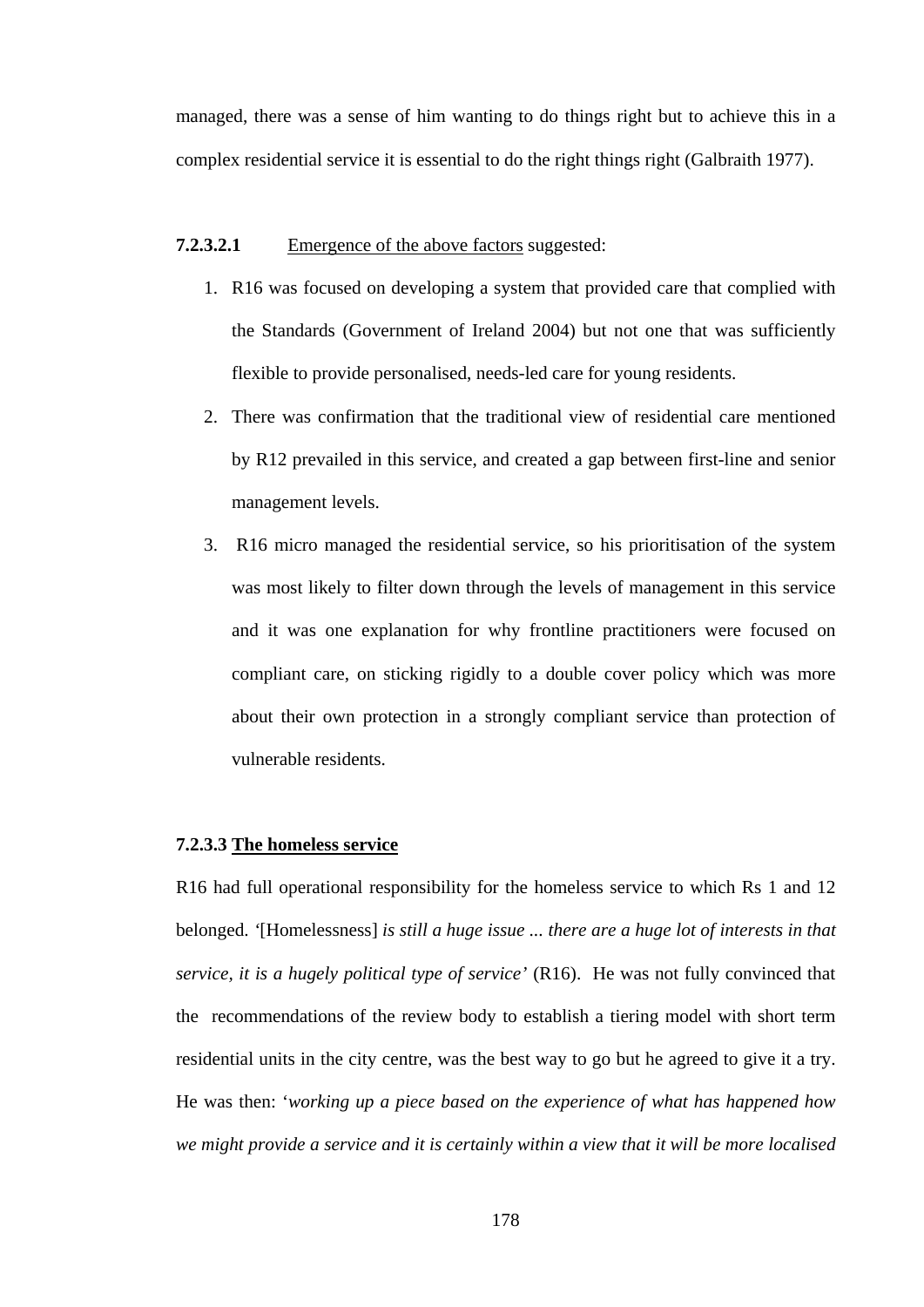managed, there was a sense of him wanting to do things right but to achieve this in a complex residential service it is essential to do the right things right (Galbraith 1977).

**7.2.3.2.1** Emergence of the above factors suggested:

1. R16 was focused on developing a system that provided care that complied with the Standards (Government of Ireland 2004) but not one that was sufficiently flexible to provide personalised, needs-led care for young residents.
2. There was confirmation that the traditional view of residential care mentioned by R12 prevailed in this service, and created a gap between first-line and senior management levels.
3. R16 micro managed the residential service, so his prioritisation of the system was most likely to filter down through the levels of management in this service and it was one explanation for why frontline practitioners were focused on compliant care, on sticking rigidly to a double cover policy which was more about their own protection in a strongly compliant service than protection of vulnerable residents.

**7.2.3.3 The homeless service**

R16 had full operational responsibility for the homeless service to which Rs 1 and 12 belonged. '[Homelessness] *is still a huge issue ... there are a huge lot of interests in that service, it is a hugely political type of service'* (R16). He was not fully convinced that the recommendations of the review body to establish a tiering model with short term residential units in the city centre, was the best way to go but he agreed to give it a try. He was then: '*working up a piece based on the experience of what has happened how we might provide a service and it is certainly within a view that it will be more localised*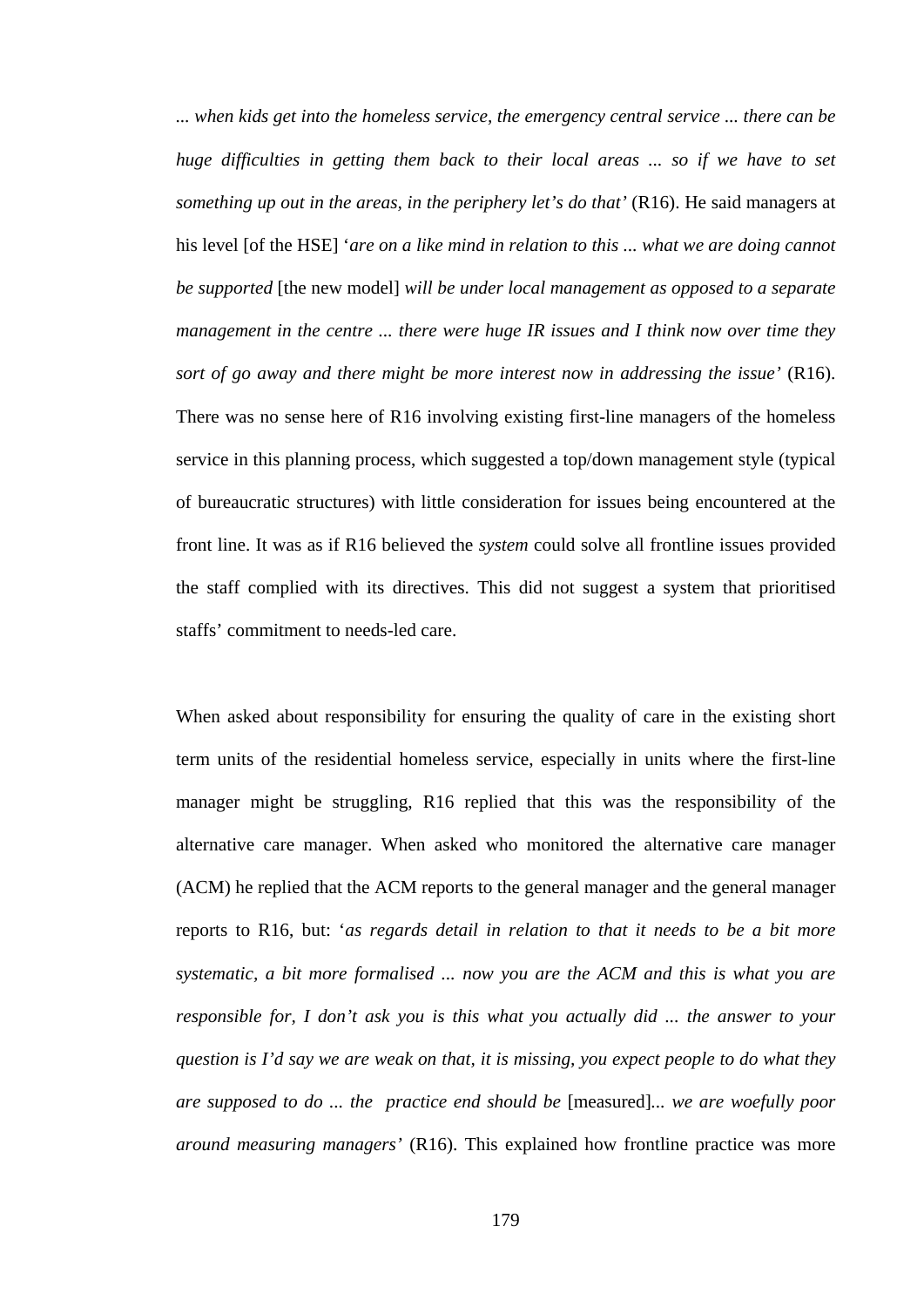*... when kids get into the homeless service, the emergency central service ... there can be huge difficulties in getting them back to their local areas ... so if we have to set something up out in the areas, in the periphery let's do that'* (R16). He said managers at his level [of the HSE] '*are on a like mind in relation to this ... what we are doing cannot be supported* [the new model] *will be under local management as opposed to a separate management in the centre ... there were huge IR issues and I think now over time they sort of go away and there might be more interest now in addressing the issue'* (R16). There was no sense here of R16 involving existing first-line managers of the homeless service in this planning process, which suggested a top/down management style (typical of bureaucratic structures) with little consideration for issues being encountered at the front line. It was as if R16 believed the *system* could solve all frontline issues provided the staff complied with its directives. This did not suggest a system that prioritised staffs' commitment to needs-led care.

When asked about responsibility for ensuring the quality of care in the existing short term units of the residential homeless service, especially in units where the first-line manager might be struggling, R16 replied that this was the responsibility of the alternative care manager. When asked who monitored the alternative care manager (ACM) he replied that the ACM reports to the general manager and the general manager reports to R16, but: '*as regards detail in relation to that it needs to be a bit more systematic, a bit more formalised ... now you are the ACM and this is what you are responsible for, I don't ask you is this what you actually did ... the answer to your question is I'd say we are weak on that, it is missing, you expect people to do what they are supposed to do ... the practice end should be* [measured]*... we are woefully poor around measuring managers'* (R16). This explained how frontline practice was more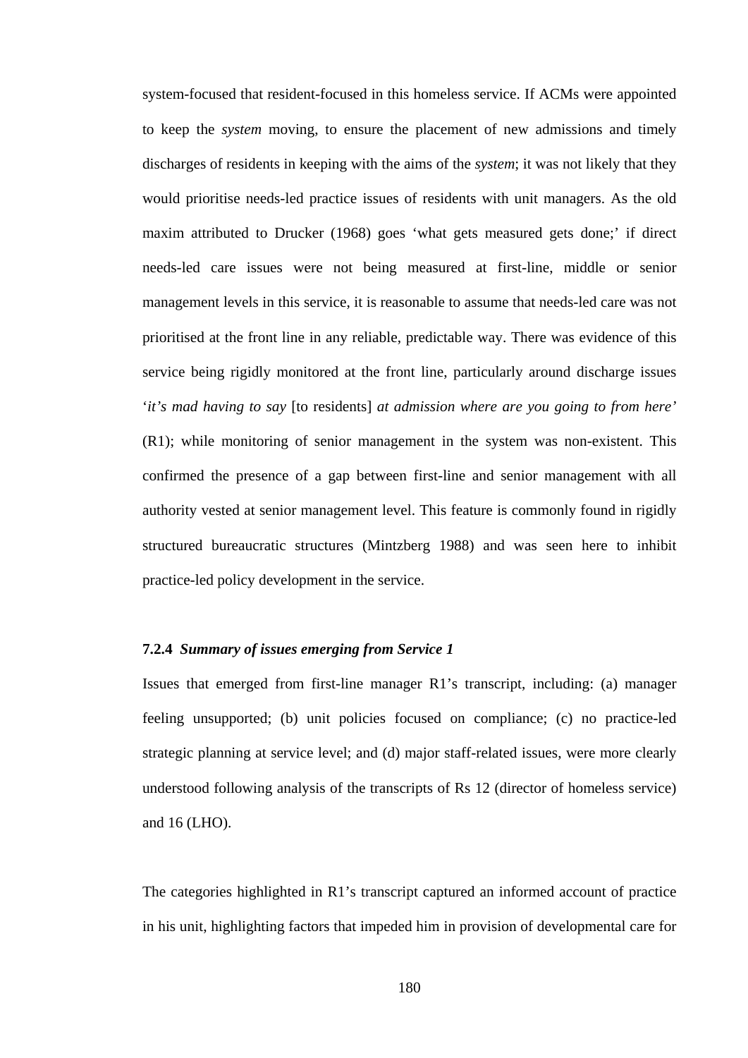system-focused that resident-focused in this homeless service. If ACMs were appointed to keep the *system* moving, to ensure the placement of new admissions and timely discharges of residents in keeping with the aims of the *system*; it was not likely that they would prioritise needs-led practice issues of residents with unit managers. As the old maxim attributed to Drucker (1968) goes 'what gets measured gets done;' if direct needs-led care issues were not being measured at first-line, middle or senior management levels in this service, it is reasonable to assume that needs-led care was not prioritised at the front line in any reliable, predictable way. There was evidence of this service being rigidly monitored at the front line, particularly around discharge issues '*it's mad having to say* [to residents] *at admission where are you going to from here'* (R1); while monitoring of senior management in the system was non-existent. This confirmed the presence of a gap between first-line and senior management with all authority vested at senior management level. This feature is commonly found in rigidly structured bureaucratic structures (Mintzberg 1988) and was seen here to inhibit practice-led policy development in the service.

### 7.2.4 *Summary of issues emerging from Service 1*

Issues that emerged from first-line manager R1's transcript, including: (a) manager feeling unsupported; (b) unit policies focused on compliance; (c) no practice-led strategic planning at service level; and (d) major staff-related issues, were more clearly understood following analysis of the transcripts of Rs 12 (director of homeless service) and 16 (LHO).

The categories highlighted in R1's transcript captured an informed account of practice in his unit, highlighting factors that impeded him in provision of developmental care for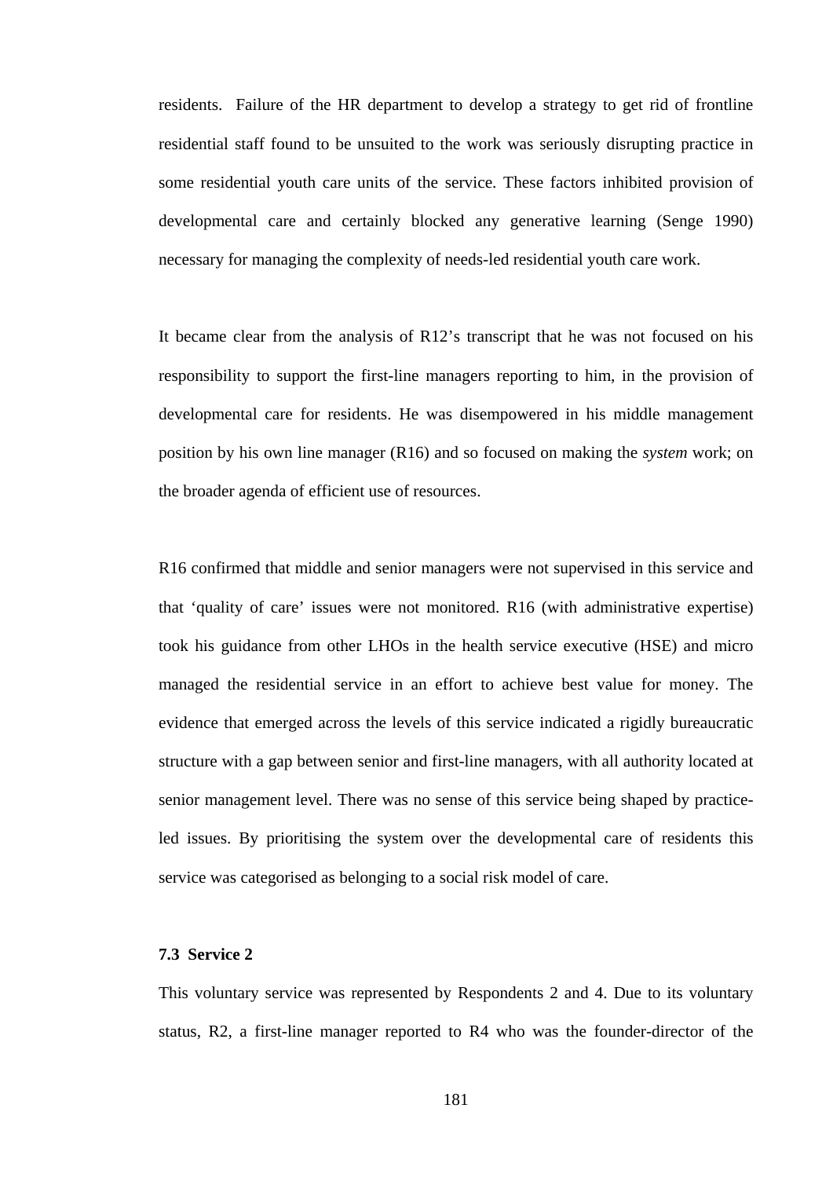residents. Failure of the HR department to develop a strategy to get rid of frontline residential staff found to be unsuited to the work was seriously disrupting practice in some residential youth care units of the service. These factors inhibited provision of developmental care and certainly blocked any generative learning (Senge 1990) necessary for managing the complexity of needs-led residential youth care work.

It became clear from the analysis of R12's transcript that he was not focused on his responsibility to support the first-line managers reporting to him, in the provision of developmental care for residents. He was disempowered in his middle management position by his own line manager (R16) and so focused on making the *system* work; on the broader agenda of efficient use of resources.

R16 confirmed that middle and senior managers were not supervised in this service and that 'quality of care' issues were not monitored. R16 (with administrative expertise) took his guidance from other LHOs in the health service executive (HSE) and micro managed the residential service in an effort to achieve best value for money. The evidence that emerged across the levels of this service indicated a rigidly bureaucratic structure with a gap between senior and first-line managers, with all authority located at senior management level. There was no sense of this service being shaped by practice-led issues. By prioritising the system over the developmental care of residents this service was categorised as belonging to a social risk model of care.

### 7.3 Service 2

This voluntary service was represented by Respondents 2 and 4. Due to its voluntary status, R2, a first-line manager reported to R4 who was the founder-director of the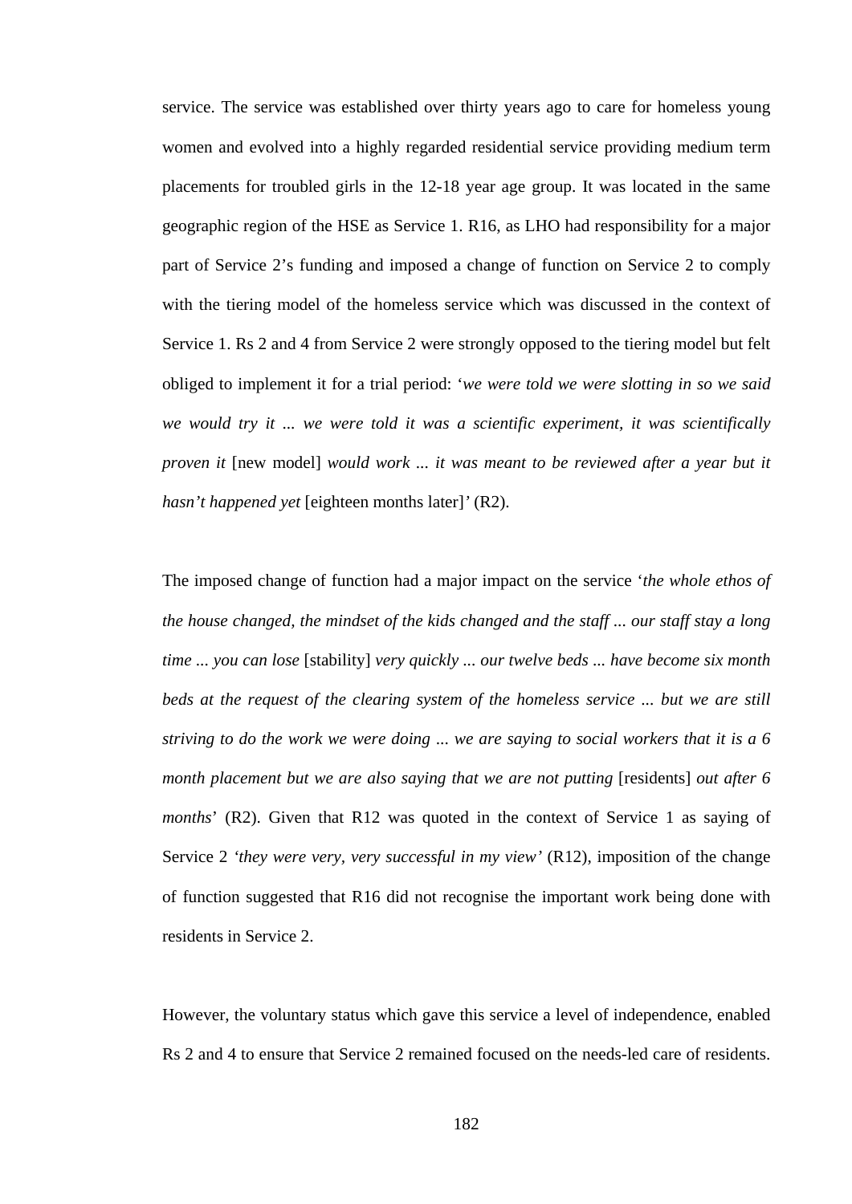service. The service was established over thirty years ago to care for homeless young women and evolved into a highly regarded residential service providing medium term placements for troubled girls in the 12-18 year age group. It was located in the same geographic region of the HSE as Service 1. R16, as LHO had responsibility for a major part of Service 2's funding and imposed a change of function on Service 2 to comply with the tiering model of the homeless service which was discussed in the context of Service 1. Rs 2 and 4 from Service 2 were strongly opposed to the tiering model but felt obliged to implement it for a trial period: '*we were told we were slotting in so we said we would try it ... we were told it was a scientific experiment, it was scientifically proven it* [new model] *would work ... it was meant to be reviewed after a year but it hasn't happened yet* [eighteen months later]' (R2).

The imposed change of function had a major impact on the service '*the whole ethos of the house changed, the mindset of the kids changed and the staff ... our staff stay a long time ... you can lose* [stability] *very quickly ... our twelve beds ... have become six month beds at the request of the clearing system of the homeless service ... but we are still striving to do the work we were doing ... we are saying to social workers that it is a 6 month placement but we are also saying that we are not putting* [residents] *out after 6 months*' (R2). Given that R12 was quoted in the context of Service 1 as saying of Service 2 *'they were very, very successful in my view'* (R12), imposition of the change of function suggested that R16 did not recognise the important work being done with residents in Service 2.

However, the voluntary status which gave this service a level of independence, enabled Rs 2 and 4 to ensure that Service 2 remained focused on the needs-led care of residents.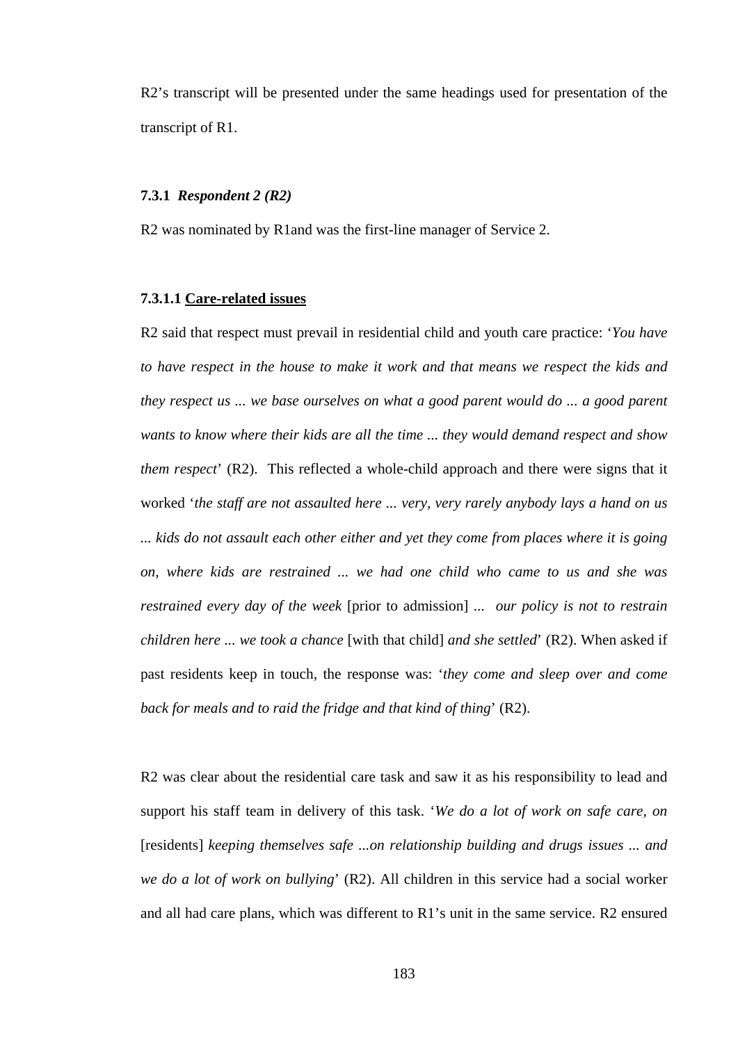R2's transcript will be presented under the same headings used for presentation of the transcript of R1.

### 7.3.1 *Respondent 2 (R2)*

R2 was nominated by R1and was the first-line manager of Service 2.

#### 7.3.1.1 <u>Care-related issues</u>

R2 said that respect must prevail in residential child and youth care practice: '*You have to have respect in the house to make it work and that means we respect the kids and they respect us ... we base ourselves on what a good parent would do ... a good parent wants to know where their kids are all the time ... they would demand respect and show them respect*' (R2). This reflected a whole-child approach and there were signs that it worked '*the staff are not assaulted here ... very, very rarely anybody lays a hand on us ... kids do not assault each other either and yet they come from places where it is going on, where kids are restrained ... we had one child who came to us and she was restrained every day of the week* [prior to admission] *... our policy is not to restrain children here ... we took a chance* [with that child] *and she settled*' (R2). When asked if past residents keep in touch, the response was: '*they come and sleep over and come back for meals and to raid the fridge and that kind of thing*' (R2).

R2 was clear about the residential care task and saw it as his responsibility to lead and support his staff team in delivery of this task. '*We do a lot of work on safe care, on* [residents] *keeping themselves safe ...on relationship building and drugs issues ... and we do a lot of work on bullying*' (R2). All children in this service had a social worker and all had care plans, which was different to R1's unit in the same service. R2 ensured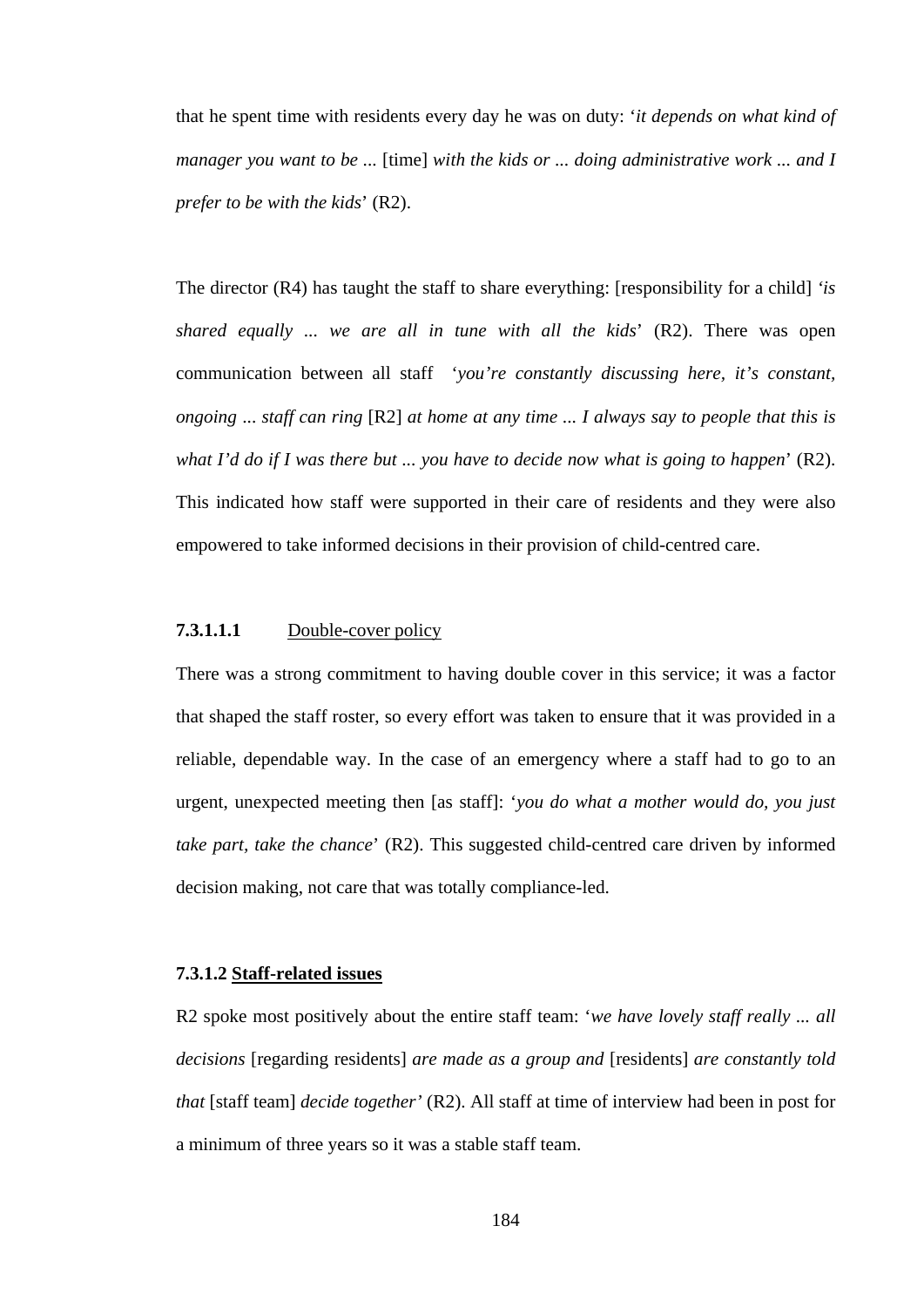that he spent time with residents every day he was on duty: '*it depends on what kind of manager you want to be ...* [time] *with the kids or ... doing administrative work ... and I prefer to be with the kids*' (R2).

The director (R4) has taught the staff to share everything: [responsibility for a child] '*is shared equally ... we are all in tune with all the kids*' (R2). There was open communication between all staff '*you're constantly discussing here, it's constant, ongoing ... staff can ring* [R2] *at home at any time ... I always say to people that this is what I'd do if I was there but ... you have to decide now what is going to happen*' (R2). This indicated how staff were supported in their care of residents and they were also empowered to take informed decisions in their provision of child-centred care.

#### **7.3.1.1.1** Double-cover policy

There was a strong commitment to having double cover in this service; it was a factor that shaped the staff roster, so every effort was taken to ensure that it was provided in a reliable, dependable way. In the case of an emergency where a staff had to go to an urgent, unexpected meeting then [as staff]: '*you do what a mother would do, you just take part, take the chance*' (R2). This suggested child-centred care driven by informed decision making, not care that was totally compliance-led.

#### **7.3.1.2 Staff-related issues**

R2 spoke most positively about the entire staff team: '*we have lovely staff really ... all decisions* [regarding residents] *are made as a group and* [residents] *are constantly told that* [staff team] *decide together'* (R2). All staff at time of interview had been in post for a minimum of three years so it was a stable staff team.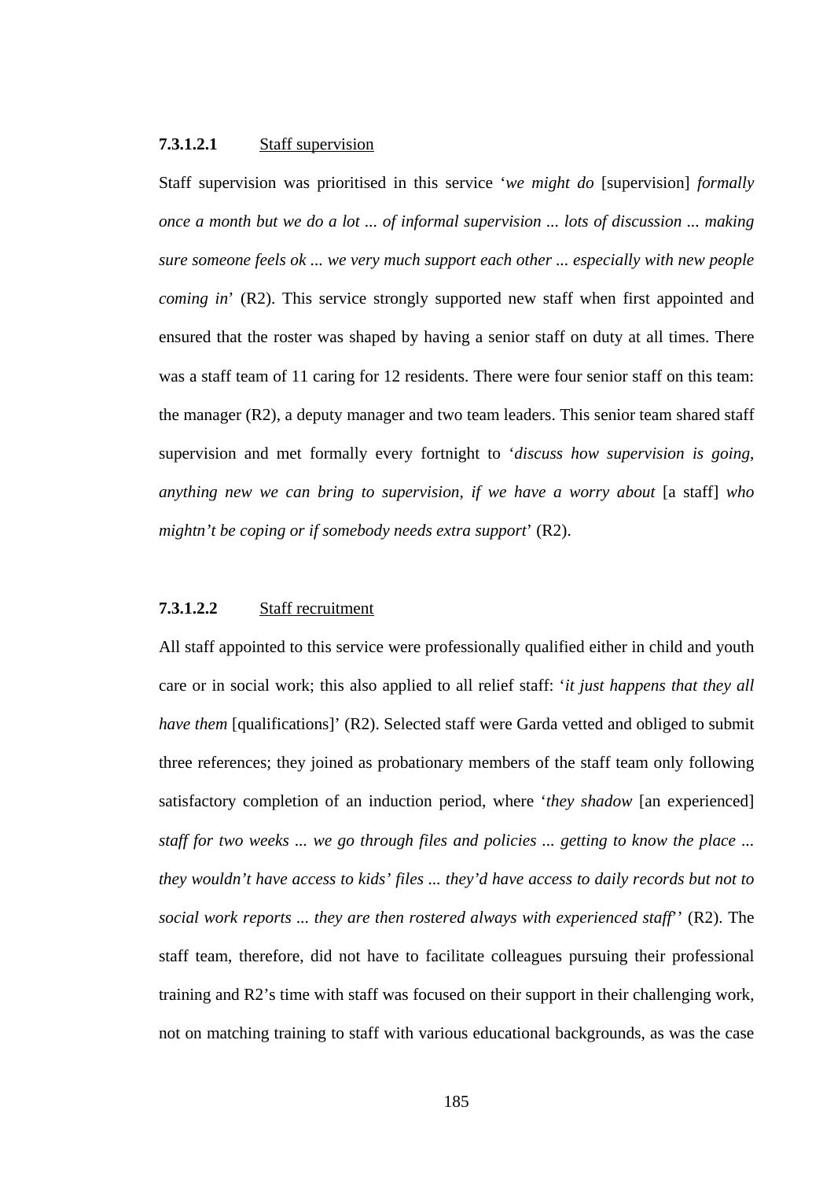#### **7.3.1.2.1** Staff supervision

Staff supervision was prioritised in this service '*we might do* [supervision] *formally once a month but we do a lot ... of informal supervision ... lots of discussion ... making sure someone feels ok ... we very much support each other ... especially with new people coming in*' (R2). This service strongly supported new staff when first appointed and ensured that the roster was shaped by having a senior staff on duty at all times. There was a staff team of 11 caring for 12 residents. There were four senior staff on this team: the manager (R2), a deputy manager and two team leaders. This senior team shared staff supervision and met formally every fortnight to '*discuss how supervision is going, anything new we can bring to supervision, if we have a worry about* [a staff] *who mightn't be coping or if somebody needs extra support*' (R2).

#### **7.3.1.2.2** Staff recruitment

All staff appointed to this service were professionally qualified either in child and youth care or in social work; this also applied to all relief staff: '*it just happens that they all have them* [qualifications]' (R2). Selected staff were Garda vetted and obliged to submit three references; they joined as probationary members of the staff team only following satisfactory completion of an induction period, where '*they shadow* [an experienced] *staff for two weeks ... we go through files and policies ... getting to know the place ... they wouldn't have access to kids' files ... they'd have access to daily records but not to social work reports ... they are then rostered always with experienced staff*'' (R2). The staff team, therefore, did not have to facilitate colleagues pursuing their professional training and R2's time with staff was focused on their support in their challenging work, not on matching training to staff with various educational backgrounds, as was the case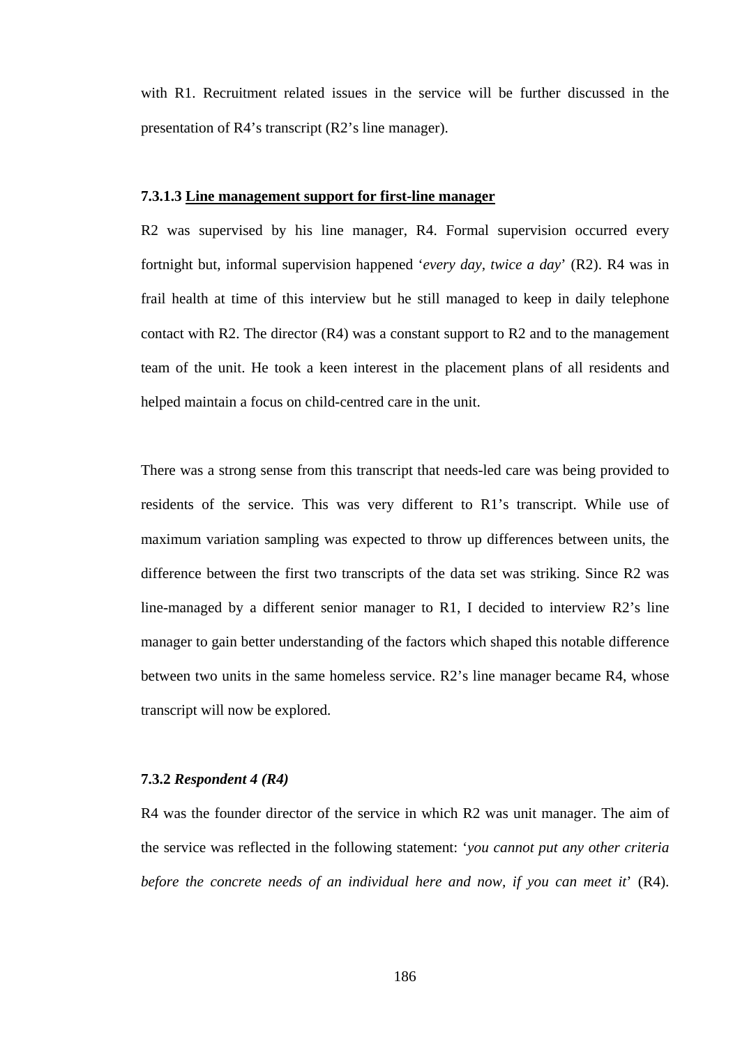with R1. Recruitment related issues in the service will be further discussed in the presentation of R4's transcript (R2's line manager).

#### 7.3.1.3 <u>Line management support for first-line manager</u>

R2 was supervised by his line manager, R4. Formal supervision occurred every fortnight but, informal supervision happened '*every day, twice a day*' (R2). R4 was in frail health at time of this interview but he still managed to keep in daily telephone contact with R2. The director (R4) was a constant support to R2 and to the management team of the unit. He took a keen interest in the placement plans of all residents and helped maintain a focus on child-centred care in the unit.

There was a strong sense from this transcript that needs-led care was being provided to residents of the service. This was very different to R1's transcript. While use of maximum variation sampling was expected to throw up differences between units, the difference between the first two transcripts of the data set was striking. Since R2 was line-managed by a different senior manager to R1, I decided to interview R2's line manager to gain better understanding of the factors which shaped this notable difference between two units in the same homeless service. R2's line manager became R4, whose transcript will now be explored.

### 7.3.2 *Respondent 4 (R4)*

R4 was the founder director of the service in which R2 was unit manager. The aim of the service was reflected in the following statement: '*you cannot put any other criteria before the concrete needs of an individual here and now, if you can meet it*' (R4).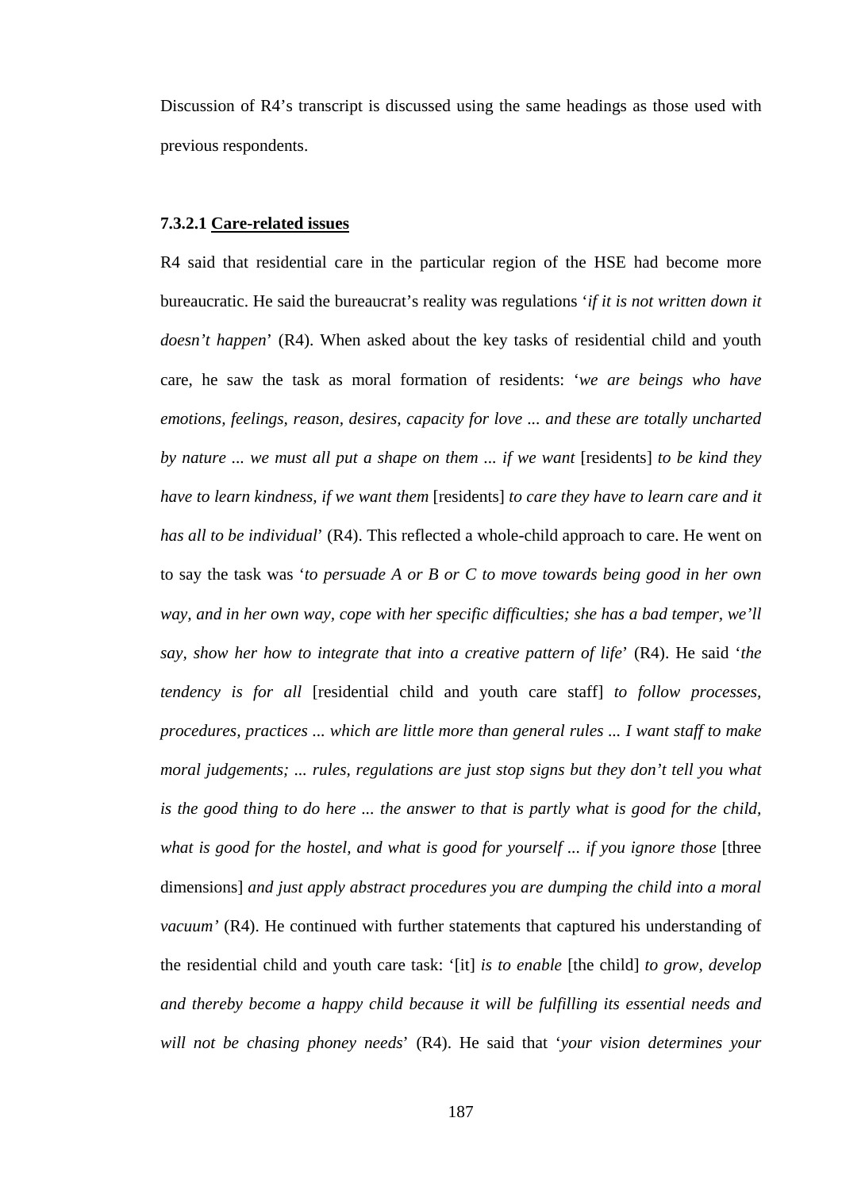Discussion of R4's transcript is discussed using the same headings as those used with previous respondents.

#### 7.3.2.1 Care-related issues

R4 said that residential care in the particular region of the HSE had become more bureaucratic. He said the bureaucrat's reality was regulations '*if it is not written down it doesn't happen*' (R4). When asked about the key tasks of residential child and youth care, he saw the task as moral formation of residents: '*we are beings who have emotions, feelings, reason, desires, capacity for love ... and these are totally uncharted by nature ... we must all put a shape on them ... if we want* [residents] *to be kind they have to learn kindness, if we want them* [residents] *to care they have to learn care and it has all to be individual*' (R4). This reflected a whole-child approach to care. He went on to say the task was '*to persuade A or B or C to move towards being good in her own way, and in her own way, cope with her specific difficulties; she has a bad temper, we'll say, show her how to integrate that into a creative pattern of life*' (R4). He said '*the tendency is for all* [residential child and youth care staff] *to follow processes, procedures, practices ... which are little more than general rules ... I want staff to make moral judgements; ... rules, regulations are just stop signs but they don't tell you what is the good thing to do here ... the answer to that is partly what is good for the child, what is good for the hostel, and what is good for yourself ... if you ignore those* [three dimensions] *and just apply abstract procedures you are dumping the child into a moral vacuum'* (R4). He continued with further statements that captured his understanding of the residential child and youth care task: '[it] *is to enable* [the child] *to grow, develop and thereby become a happy child because it will be fulfilling its essential needs and will not be chasing phoney needs*' (R4). He said that '*your vision determines your*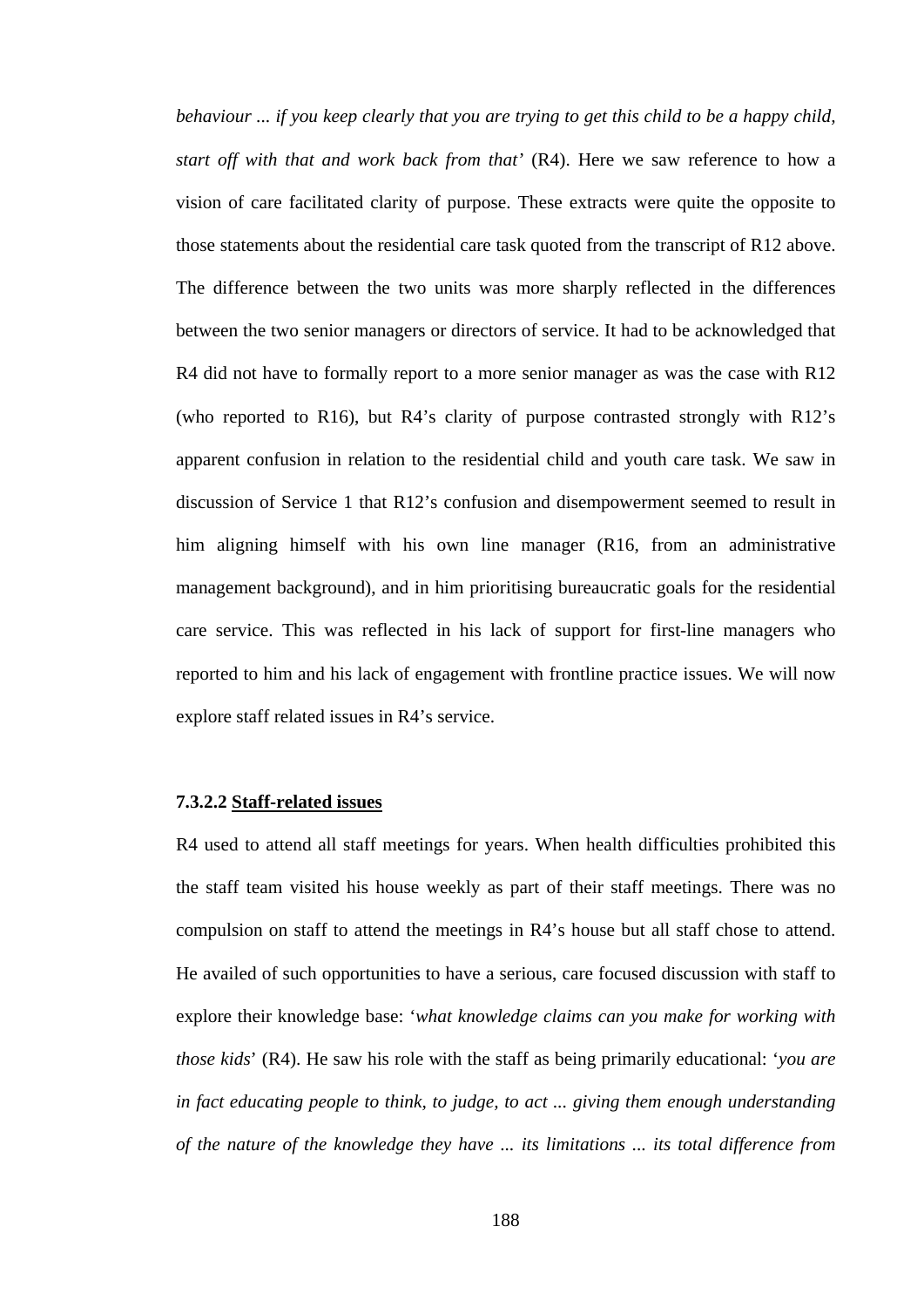*behaviour ... if you keep clearly that you are trying to get this child to be a happy child, start off with that and work back from that'* (R4). Here we saw reference to how a vision of care facilitated clarity of purpose. These extracts were quite the opposite to those statements about the residential care task quoted from the transcript of R12 above. The difference between the two units was more sharply reflected in the differences between the two senior managers or directors of service. It had to be acknowledged that R4 did not have to formally report to a more senior manager as was the case with R12 (who reported to R16), but R4's clarity of purpose contrasted strongly with R12's apparent confusion in relation to the residential child and youth care task. We saw in discussion of Service 1 that R12's confusion and disempowerment seemed to result in him aligning himself with his own line manager (R16, from an administrative management background), and in him prioritising bureaucratic goals for the residential care service. This was reflected in his lack of support for first-line managers who reported to him and his lack of engagement with frontline practice issues. We will now explore staff related issues in R4's service.

#### 7.3.2.2 <u>Staff-related issues</u>

R4 used to attend all staff meetings for years. When health difficulties prohibited this the staff team visited his house weekly as part of their staff meetings. There was no compulsion on staff to attend the meetings in R4's house but all staff chose to attend. He availed of such opportunities to have a serious, care focused discussion with staff to explore their knowledge base: '*what knowledge claims can you make for working with those kids*' (R4). He saw his role with the staff as being primarily educational: '*you are in fact educating people to think, to judge, to act ... giving them enough understanding of the nature of the knowledge they have ... its limitations ... its total difference from*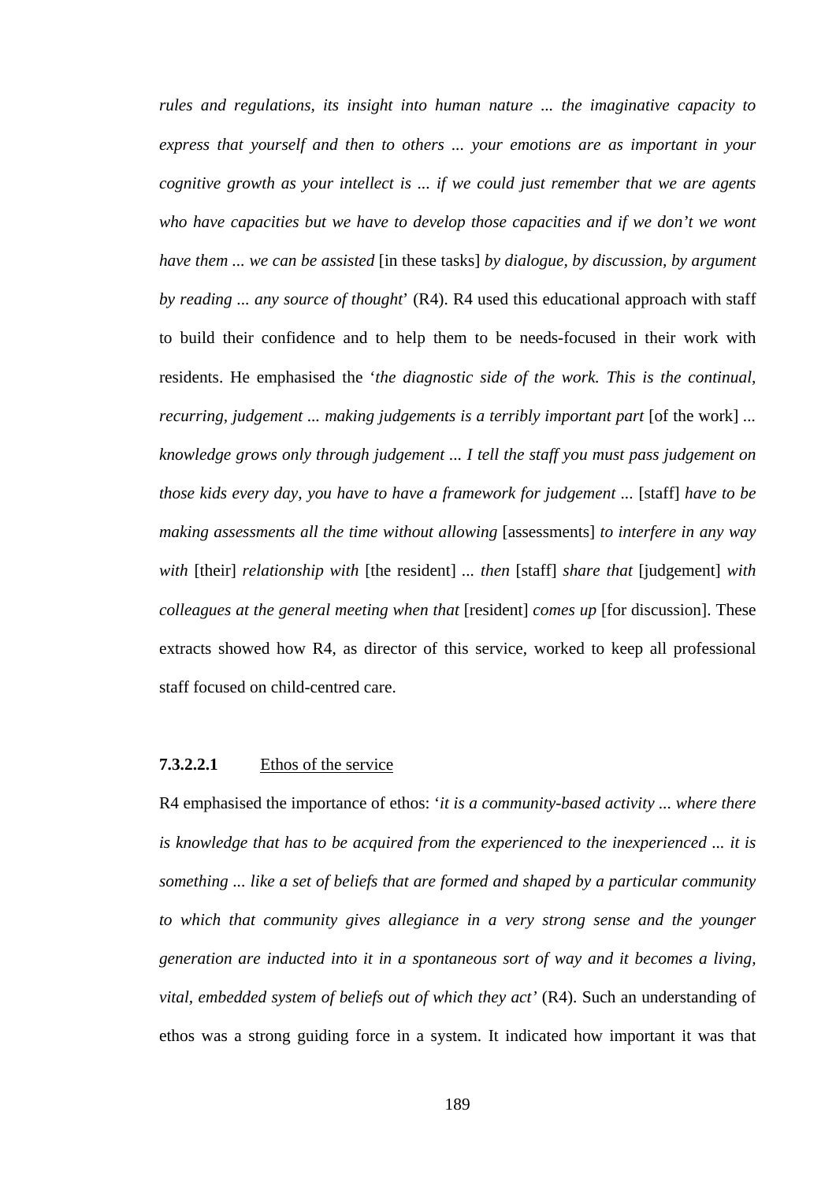*rules and regulations, its insight into human nature ... the imaginative capacity to express that yourself and then to others ... your emotions are as important in your cognitive growth as your intellect is ... if we could just remember that we are agents who have capacities but we have to develop those capacities and if we don't we wont have them ... we can be assisted* [in these tasks] *by dialogue, by discussion, by argument by reading ... any source of thought*' (R4). R4 used this educational approach with staff to build their confidence and to help them to be needs-focused in their work with residents. He emphasised the '*the diagnostic side of the work. This is the continual, recurring, judgement ... making judgements is a terribly important part* [of the work] ... *knowledge grows only through judgement ... I tell the staff you must pass judgement on those kids every day, you have to have a framework for judgement* ... [staff] *have to be making assessments all the time without allowing* [assessments] *to interfere in any way with* [their] *relationship with* [the resident] ... *then* [staff] *share that* [judgement] *with colleagues at the general meeting when that* [resident] *comes up* [for discussion]. These extracts showed how R4, as director of this service, worked to keep all professional staff focused on child-centred care.

**7.3.2.2.1** Ethos of the service

R4 emphasised the importance of ethos: '*it is a community-based activity ... where there is knowledge that has to be acquired from the experienced to the inexperienced ... it is something ... like a set of beliefs that are formed and shaped by a particular community to which that community gives allegiance in a very strong sense and the younger generation are inducted into it in a spontaneous sort of way and it becomes a living, vital, embedded system of beliefs out of which they act'* (R4). Such an understanding of ethos was a strong guiding force in a system. It indicated how important it was that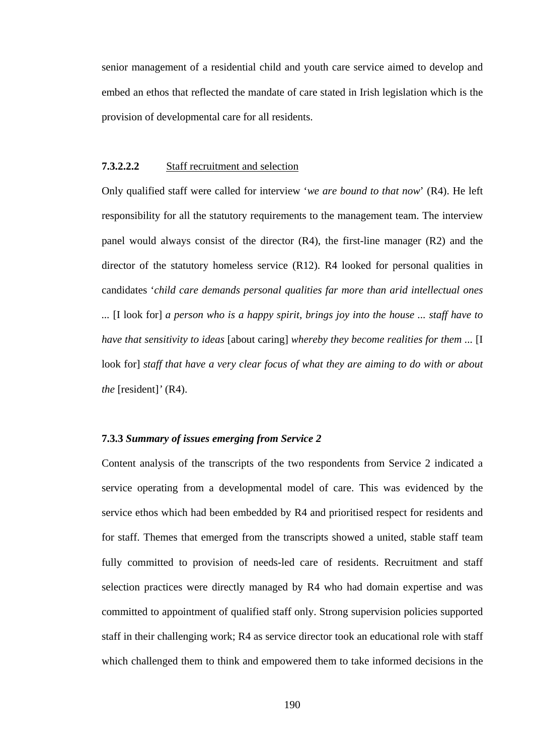senior management of a residential child and youth care service aimed to develop and embed an ethos that reflected the mandate of care stated in Irish legislation which is the provision of developmental care for all residents.

#### 7.3.2.2.2 Staff recruitment and selection

Only qualified staff were called for interview '*we are bound to that now*' (R4). He left responsibility for all the statutory requirements to the management team. The interview panel would always consist of the director (R4), the first-line manager (R2) and the director of the statutory homeless service (R12). R4 looked for personal qualities in candidates '*child care demands personal qualities far more than arid intellectual ones* ... [I look for] *a person who is a happy spirit, brings joy into the house ... staff have to have that sensitivity to ideas* [about caring] *whereby they become realities for them* ... [I look for] *staff that have a very clear focus of what they are aiming to do with or about the* [resident]*'* (R4).

### 7.3.3 *Summary of issues emerging from Service 2*

Content analysis of the transcripts of the two respondents from Service 2 indicated a service operating from a developmental model of care. This was evidenced by the service ethos which had been embedded by R4 and prioritised respect for residents and for staff. Themes that emerged from the transcripts showed a united, stable staff team fully committed to provision of needs-led care of residents. Recruitment and staff selection practices were directly managed by R4 who had domain expertise and was committed to appointment of qualified staff only. Strong supervision policies supported staff in their challenging work; R4 as service director took an educational role with staff which challenged them to think and empowered them to take informed decisions in the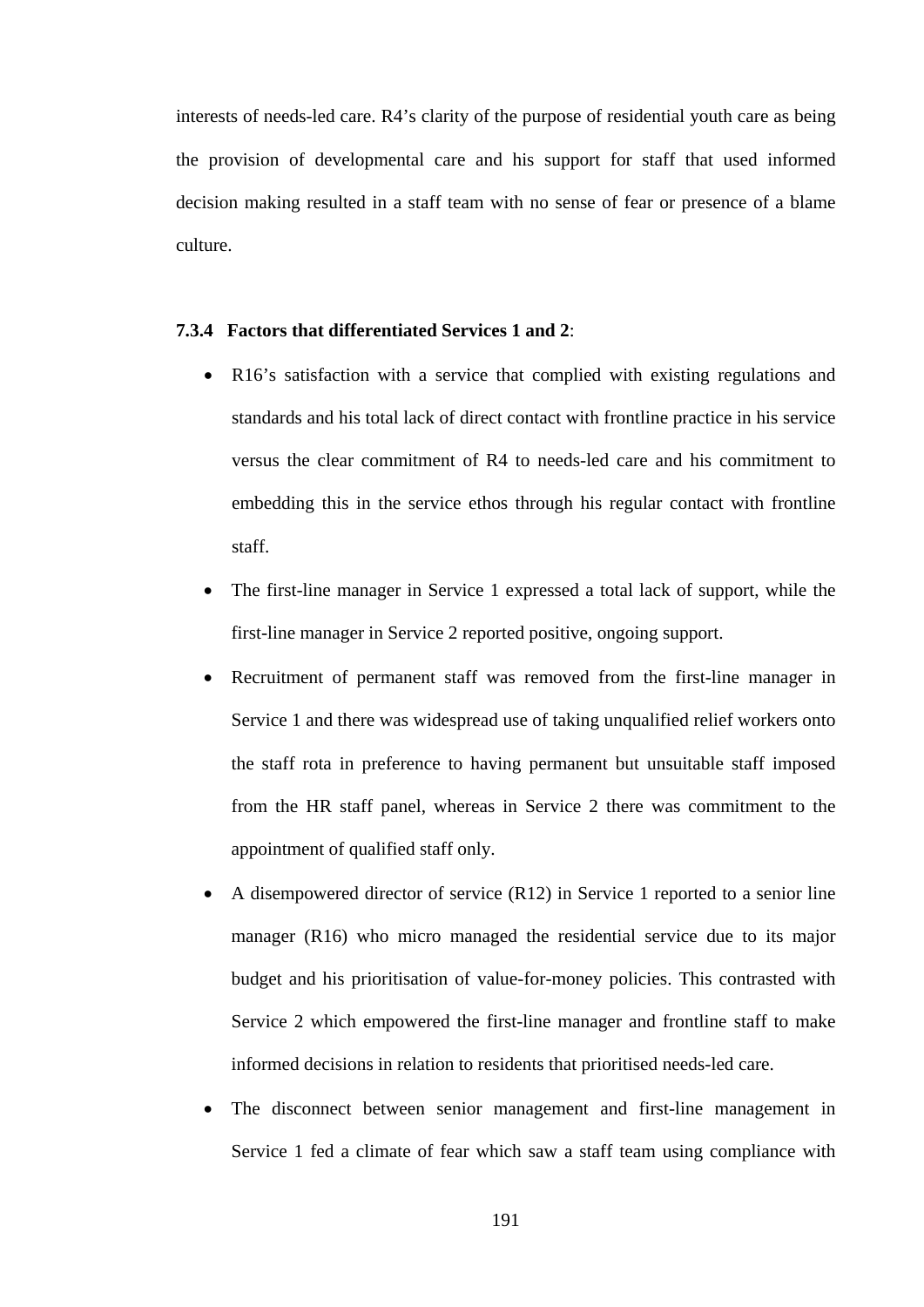interests of needs-led care. R4's clarity of the purpose of residential youth care as being the provision of developmental care and his support for staff that used informed decision making resulted in a staff team with no sense of fear or presence of a blame culture.

### 7.3.4 Factors that differentiated Services 1 and 2:

- R16's satisfaction with a service that complied with existing regulations and standards and his total lack of direct contact with frontline practice in his service versus the clear commitment of R4 to needs-led care and his commitment to embedding this in the service ethos through his regular contact with frontline staff.
- The first-line manager in Service 1 expressed a total lack of support, while the first-line manager in Service 2 reported positive, ongoing support.
- Recruitment of permanent staff was removed from the first-line manager in Service 1 and there was widespread use of taking unqualified relief workers onto the staff rota in preference to having permanent but unsuitable staff imposed from the HR staff panel, whereas in Service 2 there was commitment to the appointment of qualified staff only.
- A disempowered director of service (R12) in Service 1 reported to a senior line manager (R16) who micro managed the residential service due to its major budget and his prioritisation of value-for-money policies. This contrasted with Service 2 which empowered the first-line manager and frontline staff to make informed decisions in relation to residents that prioritised needs-led care.
- The disconnect between senior management and first-line management in Service 1 fed a climate of fear which saw a staff team using compliance with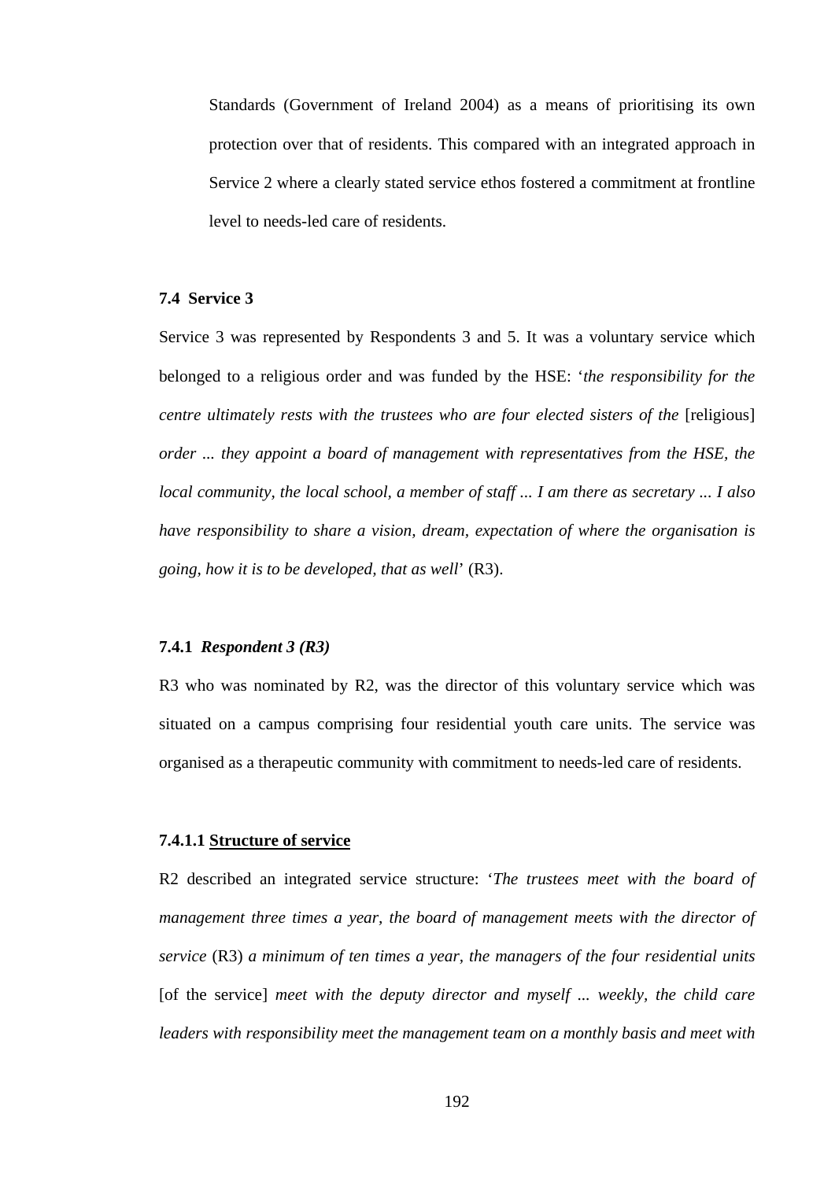Standards (Government of Ireland 2004) as a means of prioritising its own protection over that of residents. This compared with an integrated approach in Service 2 where a clearly stated service ethos fostered a commitment at frontline level to needs-led care of residents.

### 7.4 Service 3

Service 3 was represented by Respondents 3 and 5. It was a voluntary service which belonged to a religious order and was funded by the HSE: '*the responsibility for the centre ultimately rests with the trustees who are four elected sisters of the* [religious] *order ... they appoint a board of management with representatives from the HSE, the local community, the local school, a member of staff ... I am there as secretary ... I also have responsibility to share a vision, dream, expectation of where the organisation is going, how it is to be developed, that as well*' (R3).

#### 7.4.1 *Respondent 3 (R3)*

R3 who was nominated by R2, was the director of this voluntary service which was situated on a campus comprising four residential youth care units. The service was organised as a therapeutic community with commitment to needs-led care of residents.

##### 7.4.1.1 <u>Structure of service</u>

R2 described an integrated service structure: '*The trustees meet with the board of management three times a year, the board of management meets with the director of service* (R3) *a minimum of ten times a year, the managers of the four residential units* [of the service] *meet with the deputy director and myself ... weekly, the child care leaders with responsibility meet the management team on a monthly basis and meet with*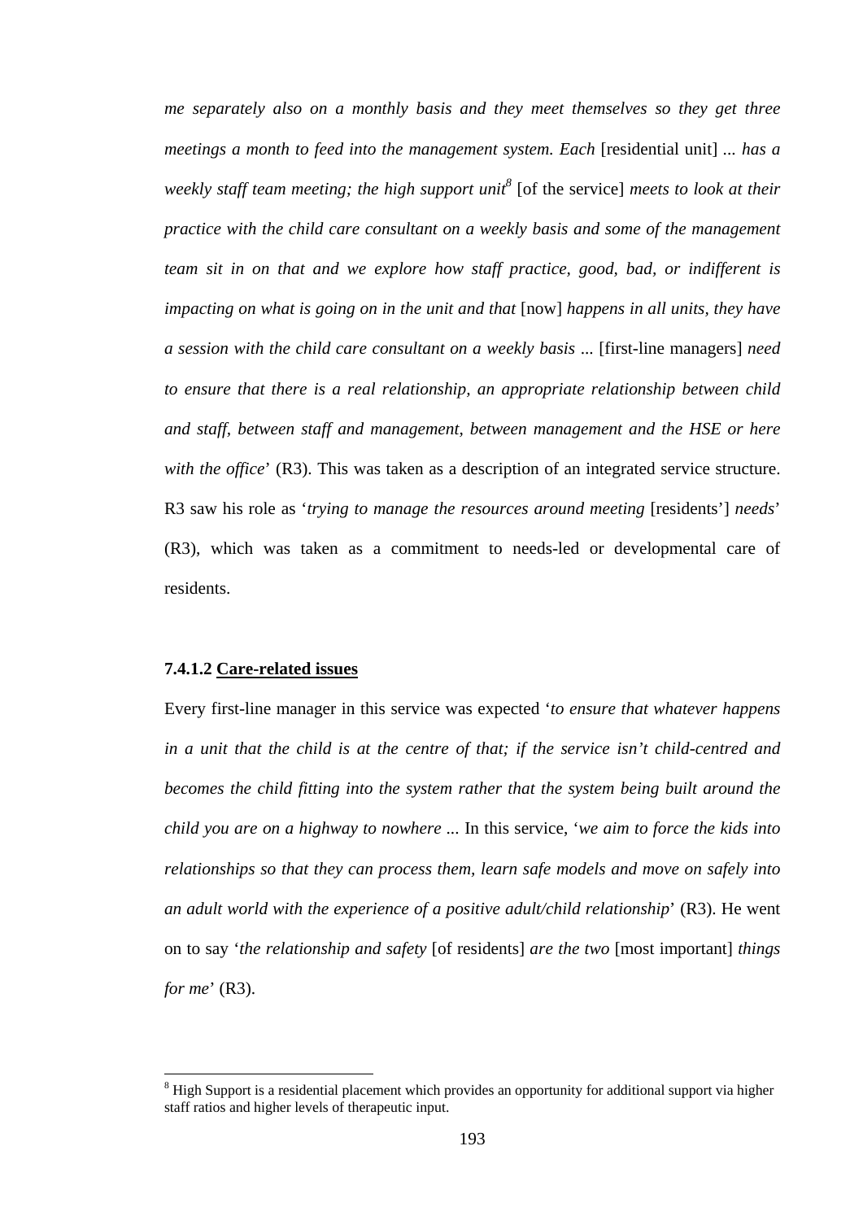*me separately also on a monthly basis and they meet themselves so they get three meetings a month to feed into the management system. Each* [residential unit] ... *has a weekly staff team meeting; the high support unit*[8] [of the service] *meets to look at their practice with the child care consultant on a weekly basis and some of the management team sit in on that and we explore how staff practice, good, bad, or indifferent is impacting on what is going on in the unit and that* [now] *happens in all units, they have a session with the child care consultant on a weekly basis* ... [first-line managers] *need to ensure that there is a real relationship, an appropriate relationship between child and staff, between staff and management, between management and the HSE or here with the office*' (R3). This was taken as a description of an integrated service structure. R3 saw his role as '*trying to manage the resources around meeting* [residents'] *needs*' (R3), which was taken as a commitment to needs-led or developmental care of residents.

#### 7.4.1.2 <u>Care-related issues</u>

Every first-line manager in this service was expected '*to ensure that whatever happens in a unit that the child is at the centre of that; if the service isn't child-centred and becomes the child fitting into the system rather that the system being built around the child you are on a highway to nowhere* ... In this service, '*we aim to force the kids into relationships so that they can process them, learn safe models and move on safely into an adult world with the experience of a positive adult/child relationship*' (R3). He went on to say '*the relationship and safety* [of residents] *are the two* [most important] *things for me*' (R3).

---

[8] High Support is a residential placement which provides an opportunity for additional support via higher staff ratios and higher levels of therapeutic input.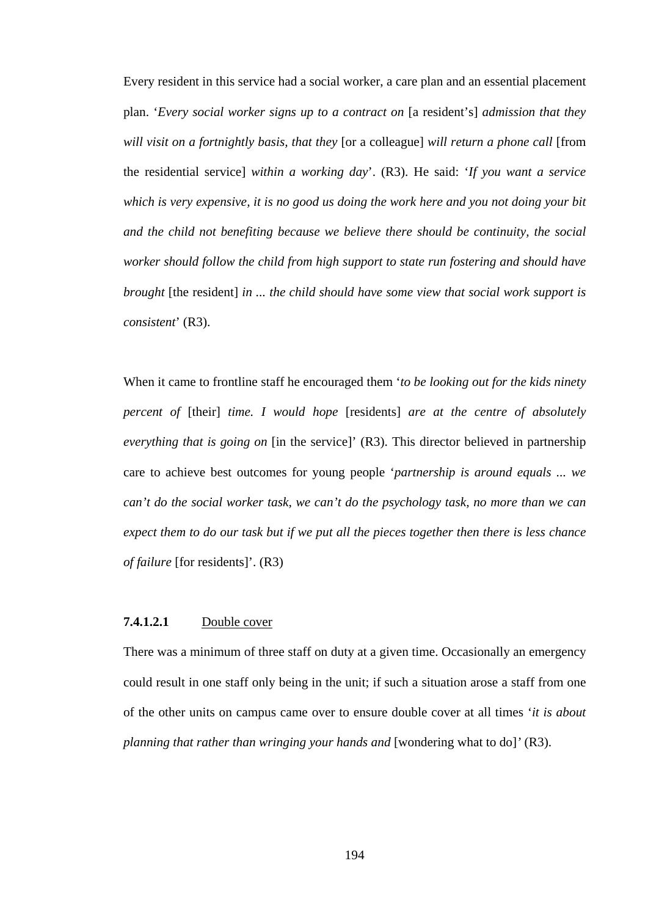Every resident in this service had a social worker, a care plan and an essential placement plan. '*Every social worker signs up to a contract on* [a resident's] *admission that they will visit on a fortnightly basis, that they* [or a colleague] *will return a phone call* [from the residential service] *within a working day*'. (R3). He said: '*If you want a service which is very expensive, it is no good us doing the work here and you not doing your bit and the child not benefiting because we believe there should be continuity, the social worker should follow the child from high support to state run fostering and should have brought* [the resident] *in ... the child should have some view that social work support is consistent*' (R3).

When it came to frontline staff he encouraged them '*to be looking out for the kids ninety percent of* [their] *time. I would hope* [residents] *are at the centre of absolutely everything that is going on* [in the service]' (R3). This director believed in partnership care to achieve best outcomes for young people '*partnership is around equals ... we can't do the social worker task, we can't do the psychology task, no more than we can expect them to do our task but if we put all the pieces together then there is less chance of failure* [for residents]'. (R3)

#### **7.4.1.2.1** Double cover

There was a minimum of three staff on duty at a given time. Occasionally an emergency could result in one staff only being in the unit; if such a situation arose a staff from one of the other units on campus came over to ensure double cover at all times '*it is about planning that rather than wringing your hands and* [wondering what to do]' (R3).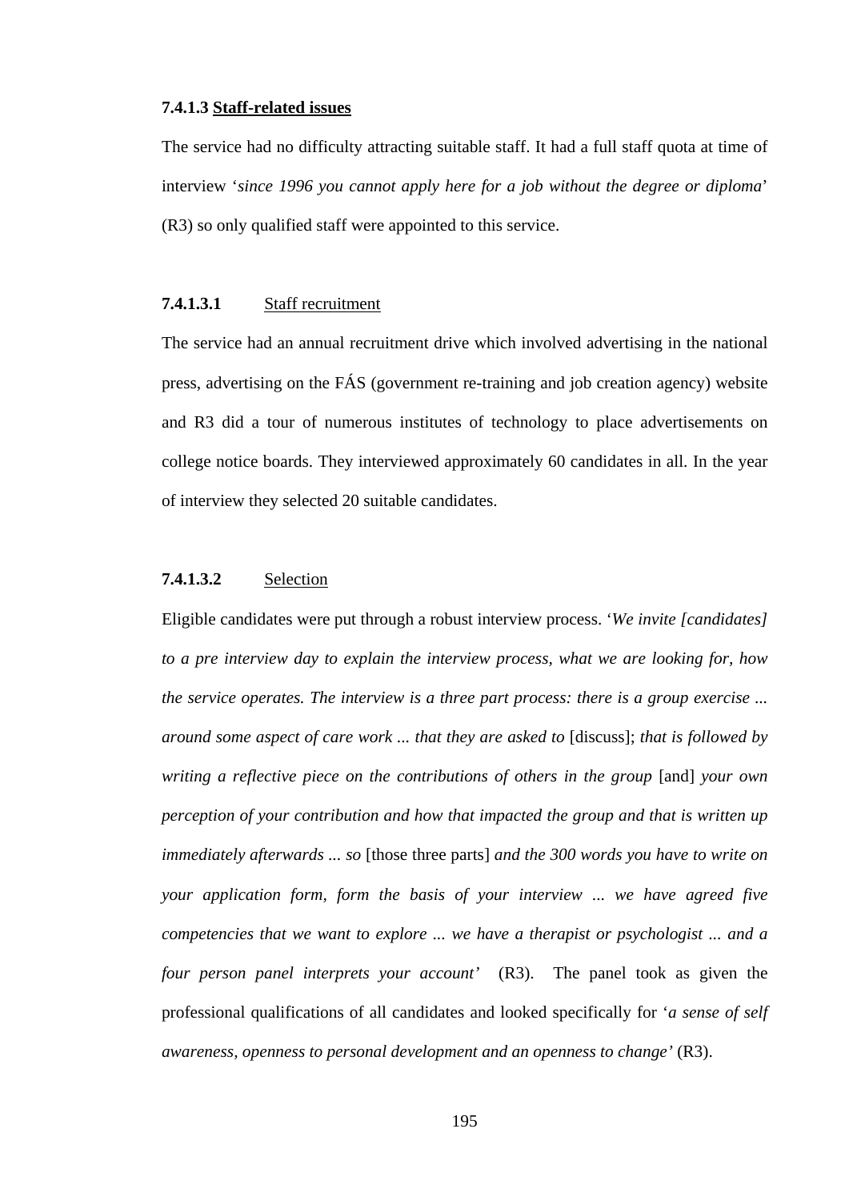#### 7.4.1.3 <u>Staff-related issues</u>

The service had no difficulty attracting suitable staff. It had a full staff quota at time of interview '*since 1996 you cannot apply here for a job without the degree or diploma*' (R3) so only qualified staff were appointed to this service.

##### 7.4.1.3.1 <u>Staff recruitment</u>

The service had an annual recruitment drive which involved advertising in the national press, advertising on the FÁS (government re-training and job creation agency) website and R3 did a tour of numerous institutes of technology to place advertisements on college notice boards. They interviewed approximately 60 candidates in all. In the year of interview they selected 20 suitable candidates.

##### 7.4.1.3.2 <u>Selection</u>

Eligible candidates were put through a robust interview process. '*We invite [candidates] to a pre interview day to explain the interview process, what we are looking for, how the service operates. The interview is a three part process: there is a group exercise ... around some aspect of care work ... that they are asked to* [discuss]; *that is followed by writing a reflective piece on the contributions of others in the group* [and] *your own perception of your contribution and how that impacted the group and that is written up immediately afterwards ... so* [those three parts] *and the 300 words you have to write on your application form, form the basis of your interview ... we have agreed five competencies that we want to explore ... we have a therapist or psychologist ... and a four person panel interprets your account'* (R3). The panel took as given the professional qualifications of all candidates and looked specifically for '*a sense of self awareness, openness to personal development and an openness to change'* (R3).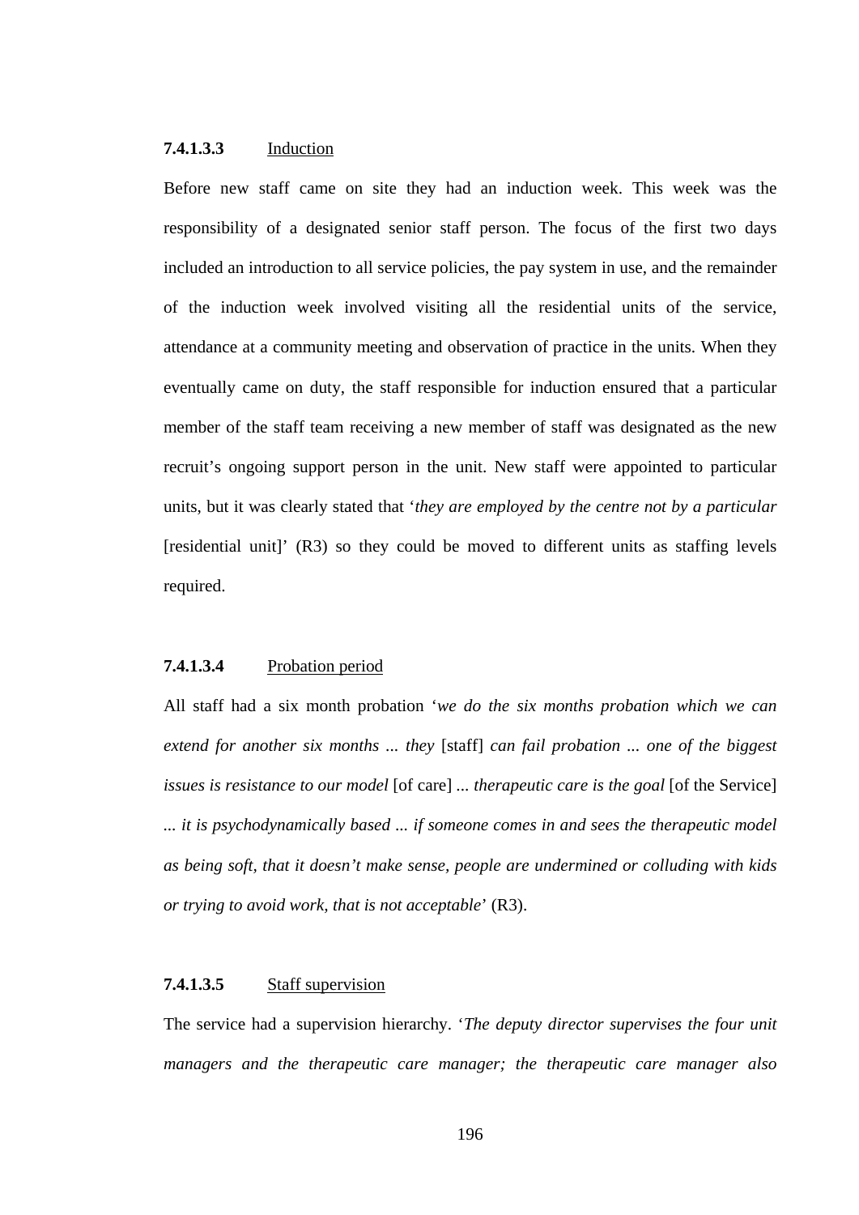#### 7.4.1.3.3 Induction

Before new staff came on site they had an induction week. This week was the responsibility of a designated senior staff person. The focus of the first two days included an introduction to all service policies, the pay system in use, and the remainder of the induction week involved visiting all the residential units of the service, attendance at a community meeting and observation of practice in the units. When they eventually came on duty, the staff responsible for induction ensured that a particular member of the staff team receiving a new member of staff was designated as the new recruit's ongoing support person in the unit. New staff were appointed to particular units, but it was clearly stated that '*they are employed by the centre not by a particular* [residential unit]' (R3) so they could be moved to different units as staffing levels required.

#### 7.4.1.3.4 Probation period

All staff had a six month probation '*we do the six months probation which we can extend for another six months ... they* [staff] *can fail probation ... one of the biggest issues is resistance to our model* [of care] *... therapeutic care is the goal* [of the Service] *... it is psychodynamically based ... if someone comes in and sees the therapeutic model as being soft, that it doesn't make sense, people are undermined or colluding with kids or trying to avoid work, that is not acceptable*' (R3).

#### 7.4.1.3.5 Staff supervision

The service had a supervision hierarchy. '*The deputy director supervises the four unit managers and the therapeutic care manager; the therapeutic care manager also*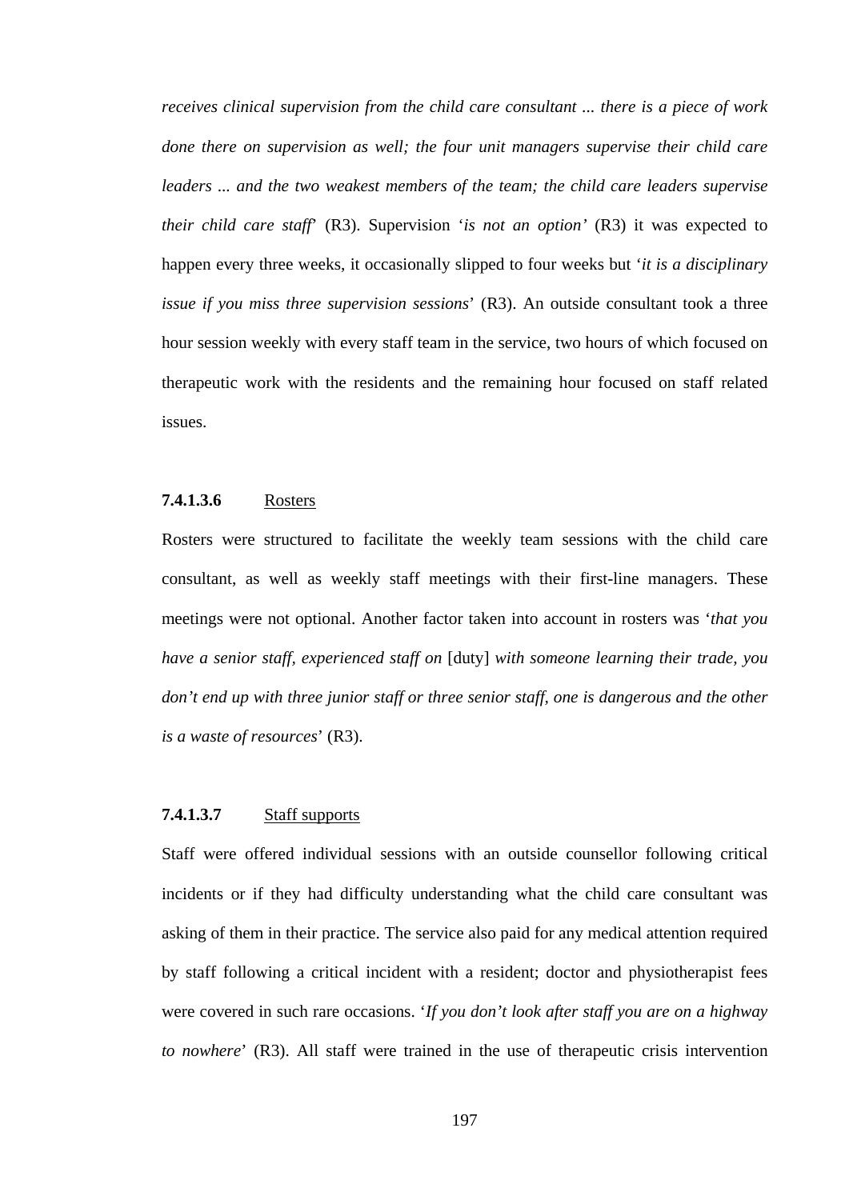*receives clinical supervision from the child care consultant ... there is a piece of work done there on supervision as well; the four unit managers supervise their child care leaders ... and the two weakest members of the team; the child care leaders supervise their child care staff*' (R3). Supervision '*is not an option'* (R3) it was expected to happen every three weeks, it occasionally slipped to four weeks but '*it is a disciplinary issue if you miss three supervision sessions*' (R3). An outside consultant took a three hour session weekly with every staff team in the service, two hours of which focused on therapeutic work with the residents and the remaining hour focused on staff related issues.

#### **7.4.1.3.6** Rosters

Rosters were structured to facilitate the weekly team sessions with the child care consultant, as well as weekly staff meetings with their first-line managers. These meetings were not optional. Another factor taken into account in rosters was '*that you have a senior staff, experienced staff on* [duty] *with someone learning their trade, you don't end up with three junior staff or three senior staff, one is dangerous and the other is a waste of resources*' (R3).

#### **7.4.1.3.7** Staff supports

Staff were offered individual sessions with an outside counsellor following critical incidents or if they had difficulty understanding what the child care consultant was asking of them in their practice. The service also paid for any medical attention required by staff following a critical incident with a resident; doctor and physiotherapist fees were covered in such rare occasions. '*If you don't look after staff you are on a highway to nowhere*' (R3). All staff were trained in the use of therapeutic crisis intervention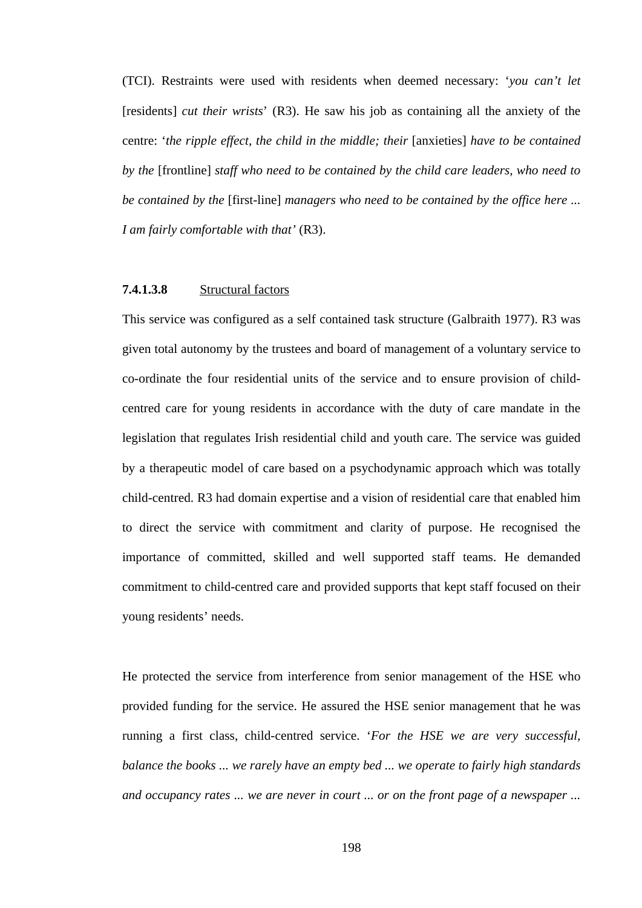(TCI). Restraints were used with residents when deemed necessary: '*you can't let* [residents] *cut their wrists*' (R3). He saw his job as containing all the anxiety of the centre: '*the ripple effect, the child in the middle; their* [anxieties] *have to be contained by the* [frontline] *staff who need to be contained by the child care leaders, who need to be contained by the* [first-line] *managers who need to be contained by the office here ... I am fairly comfortable with that'* (R3).

#### **7.4.1.3.8** Structural factors

This service was configured as a self contained task structure (Galbraith 1977). R3 was given total autonomy by the trustees and board of management of a voluntary service to co-ordinate the four residential units of the service and to ensure provision of child-centred care for young residents in accordance with the duty of care mandate in the legislation that regulates Irish residential child and youth care. The service was guided by a therapeutic model of care based on a psychodynamic approach which was totally child-centred. R3 had domain expertise and a vision of residential care that enabled him to direct the service with commitment and clarity of purpose. He recognised the importance of committed, skilled and well supported staff teams. He demanded commitment to child-centred care and provided supports that kept staff focused on their young residents' needs.

He protected the service from interference from senior management of the HSE who provided funding for the service. He assured the HSE senior management that he was running a first class, child-centred service. '*For the HSE we are very successful, balance the books ... we rarely have an empty bed ... we operate to fairly high standards and occupancy rates ... we are never in court ... or on the front page of a newspaper ...*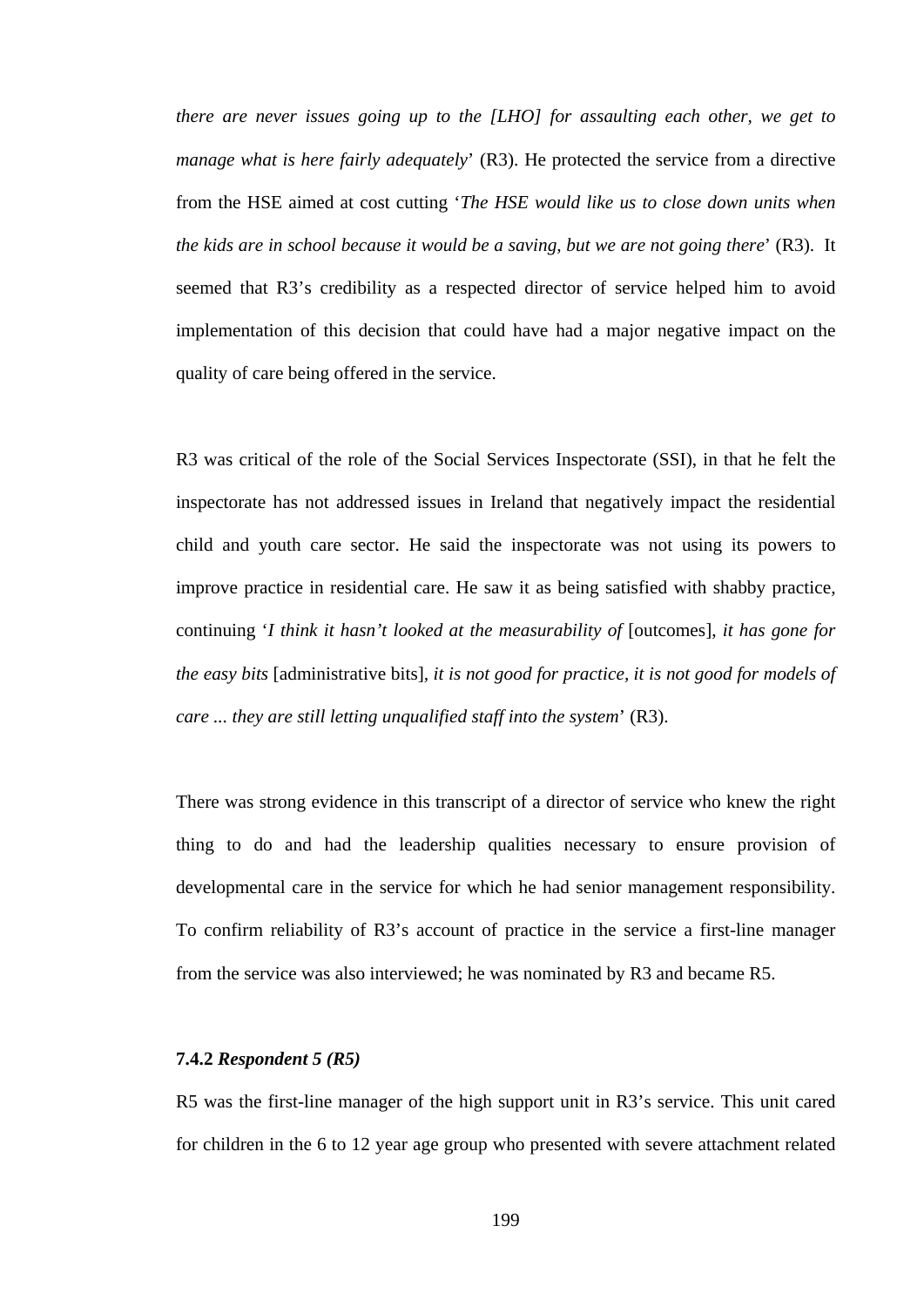*there are never issues going up to the [LHO] for assaulting each other, we get to manage what is here fairly adequately*' (R3). He protected the service from a directive from the HSE aimed at cost cutting '*The HSE would like us to close down units when the kids are in school because it would be a saving, but we are not going there*' (R3). It seemed that R3's credibility as a respected director of service helped him to avoid implementation of this decision that could have had a major negative impact on the quality of care being offered in the service.

R3 was critical of the role of the Social Services Inspectorate (SSI), in that he felt the inspectorate has not addressed issues in Ireland that negatively impact the residential child and youth care sector. He said the inspectorate was not using its powers to improve practice in residential care. He saw it as being satisfied with shabby practice, continuing '*I think it hasn't looked at the measurability of* [outcomes], *it has gone for the easy bits* [administrative bits], *it is not good for practice, it is not good for models of care ... they are still letting unqualified staff into the system*' (R3).

There was strong evidence in this transcript of a director of service who knew the right thing to do and had the leadership qualities necessary to ensure provision of developmental care in the service for which he had senior management responsibility. To confirm reliability of R3's account of practice in the service a first-line manager from the service was also interviewed; he was nominated by R3 and became R5.

#### 7.4.2 *Respondent 5 (R5)*

R5 was the first-line manager of the high support unit in R3's service. This unit cared for children in the 6 to 12 year age group who presented with severe attachment related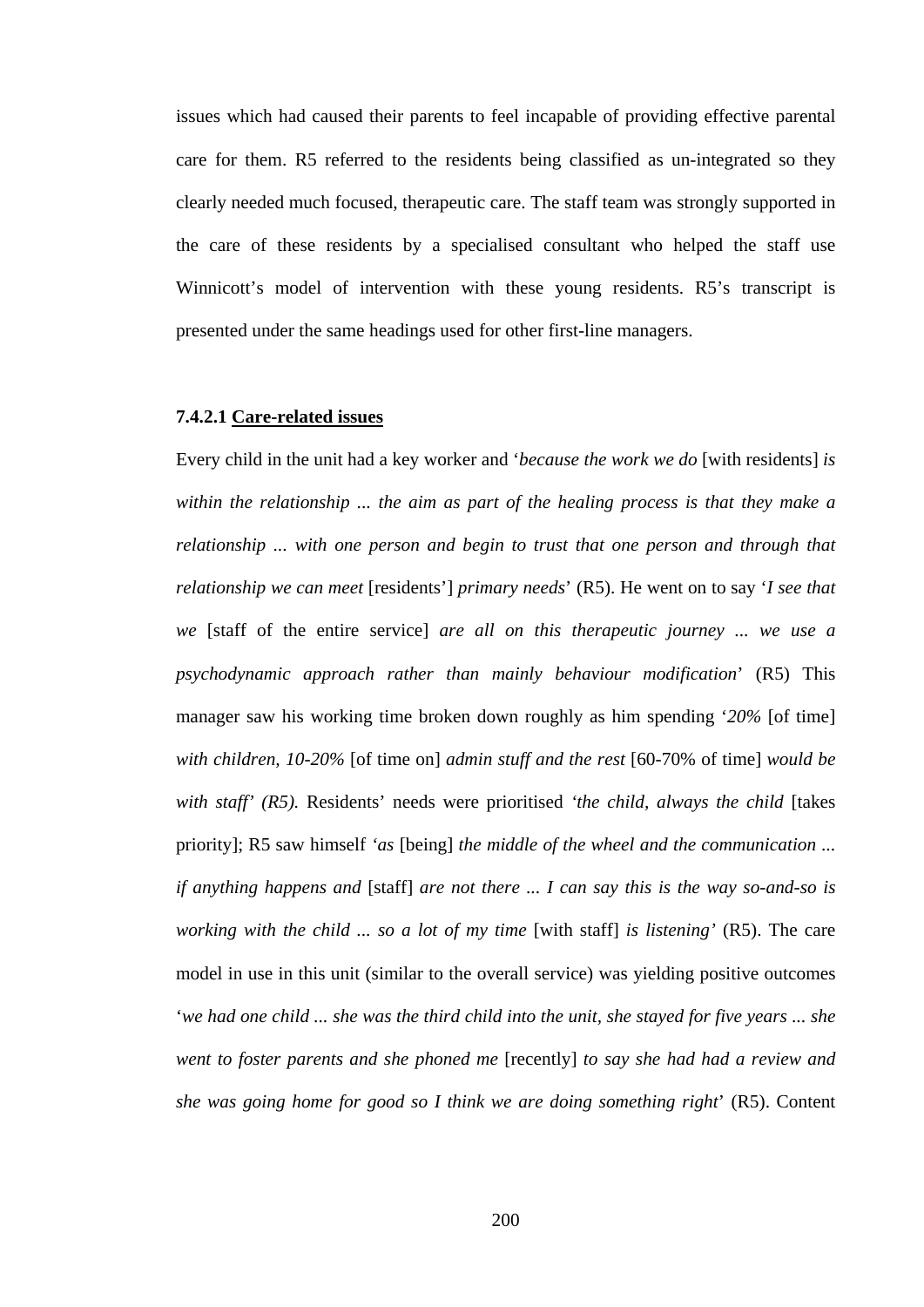issues which had caused their parents to feel incapable of providing effective parental care for them. R5 referred to the residents being classified as un-integrated so they clearly needed much focused, therapeutic care. The staff team was strongly supported in the care of these residents by a specialised consultant who helped the staff use Winnicott's model of intervention with these young residents. R5's transcript is presented under the same headings used for other first-line managers.

#### 7.4.2.1 Care-related issues

Every child in the unit had a key worker and '*because the work we do* [with residents] *is within the relationship ... the aim as part of the healing process is that they make a relationship ... with one person and begin to trust that one person and through that relationship we can meet* [residents'] *primary needs*' (R5). He went on to say '*I see that we* [staff of the entire service] *are all on this therapeutic journey ... we use a psychodynamic approach rather than mainly behaviour modification*' (R5) This manager saw his working time broken down roughly as him spending '*20%* [of time] *with children, 10-20%* [of time on] *admin stuff and the rest* [60-70% of time] *would be with staff' (R5).* Residents' needs were prioritised *'the child, always the child* [takes priority]; R5 saw himself *'as* [being] *the middle of the wheel and the communication ... if anything happens and* [staff] *are not there ... I can say this is the way so-and-so is working with the child ... so a lot of my time* [with staff] *is listening'* (R5). The care model in use in this unit (similar to the overall service) was yielding positive outcomes '*we had one child ... she was the third child into the unit, she stayed for five years ... she went to foster parents and she phoned me* [recently] *to say she had had a review and she was going home for good so I think we are doing something right*' (R5). Content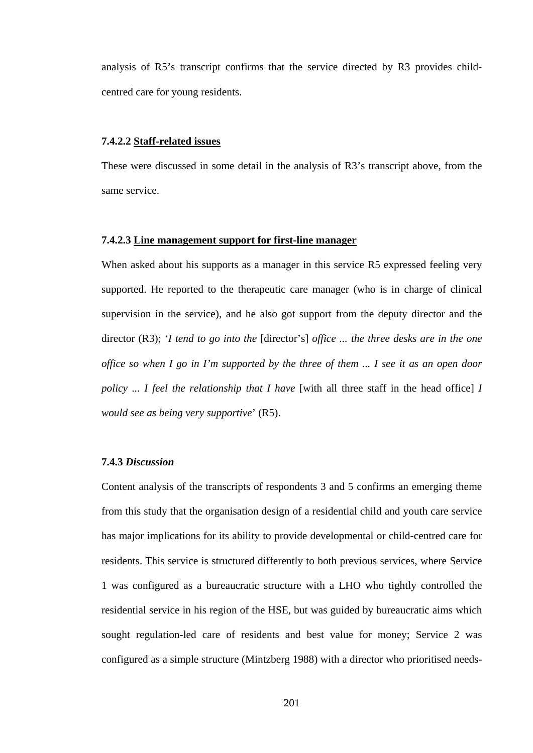analysis of R5's transcript confirms that the service directed by R3 provides child-centred care for young residents.

#### 7.4.2.2 <u>Staff-related issues</u>

These were discussed in some detail in the analysis of R3's transcript above, from the same service.

#### 7.4.2.3 <u>Line management support for first-line manager</u>

When asked about his supports as a manager in this service R5 expressed feeling very supported. He reported to the therapeutic care manager (who is in charge of clinical supervision in the service), and he also got support from the deputy director and the director (R3); '*I tend to go into the* [director's] *office ... the three desks are in the one office so when I go in I'm supported by the three of them ... I see it as an open door policy ... I feel the relationship that I have* [with all three staff in the head office] *I would see as being very supportive*' (R5).

### 7.4.3 *Discussion*

Content analysis of the transcripts of respondents 3 and 5 confirms an emerging theme from this study that the organisation design of a residential child and youth care service has major implications for its ability to provide developmental or child-centred care for residents. This service is structured differently to both previous services, where Service 1 was configured as a bureaucratic structure with a LHO who tightly controlled the residential service in his region of the HSE, but was guided by bureaucratic aims which sought regulation-led care of residents and best value for money; Service 2 was configured as a simple structure (Mintzberg 1988) with a director who prioritised needs-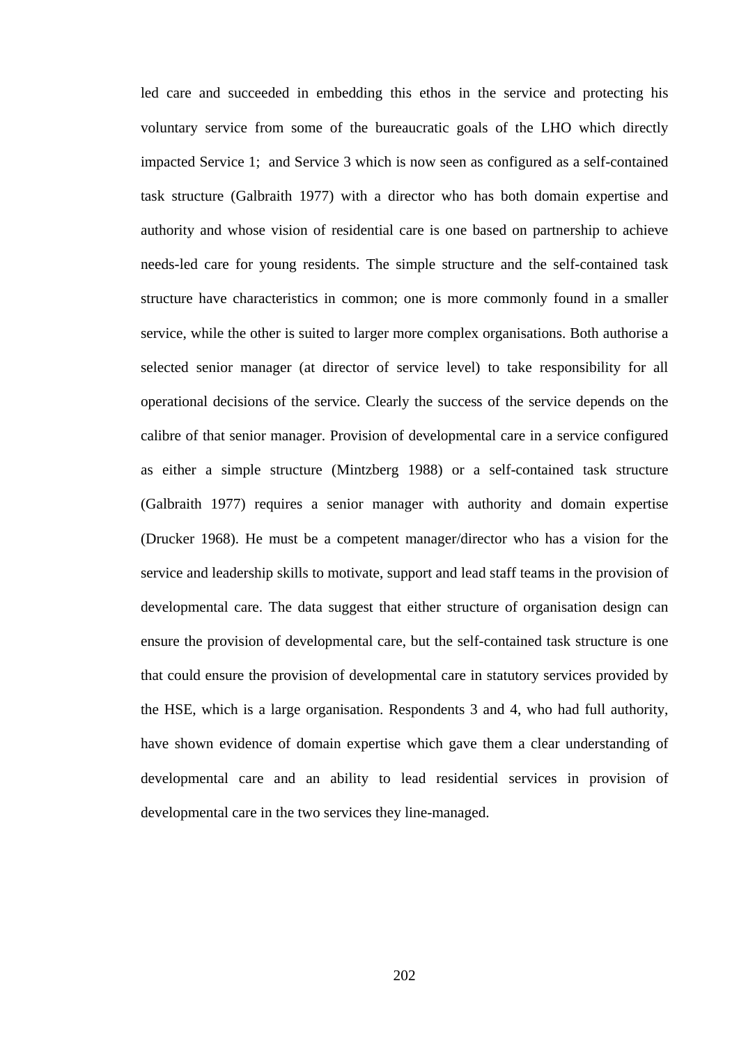led care and succeeded in embedding this ethos in the service and protecting his voluntary service from some of the bureaucratic goals of the LHO which directly impacted Service 1; and Service 3 which is now seen as configured as a self-contained task structure (Galbraith 1977) with a director who has both domain expertise and authority and whose vision of residential care is one based on partnership to achieve needs-led care for young residents. The simple structure and the self-contained task structure have characteristics in common; one is more commonly found in a smaller service, while the other is suited to larger more complex organisations. Both authorise a selected senior manager (at director of service level) to take responsibility for all operational decisions of the service. Clearly the success of the service depends on the calibre of that senior manager. Provision of developmental care in a service configured as either a simple structure (Mintzberg 1988) or a self-contained task structure (Galbraith 1977) requires a senior manager with authority and domain expertise (Drucker 1968). He must be a competent manager/director who has a vision for the service and leadership skills to motivate, support and lead staff teams in the provision of developmental care. The data suggest that either structure of organisation design can ensure the provision of developmental care, but the self-contained task structure is one that could ensure the provision of developmental care in statutory services provided by the HSE, which is a large organisation. Respondents 3 and 4, who had full authority, have shown evidence of domain expertise which gave them a clear understanding of developmental care and an ability to lead residential services in provision of developmental care in the two services they line-managed.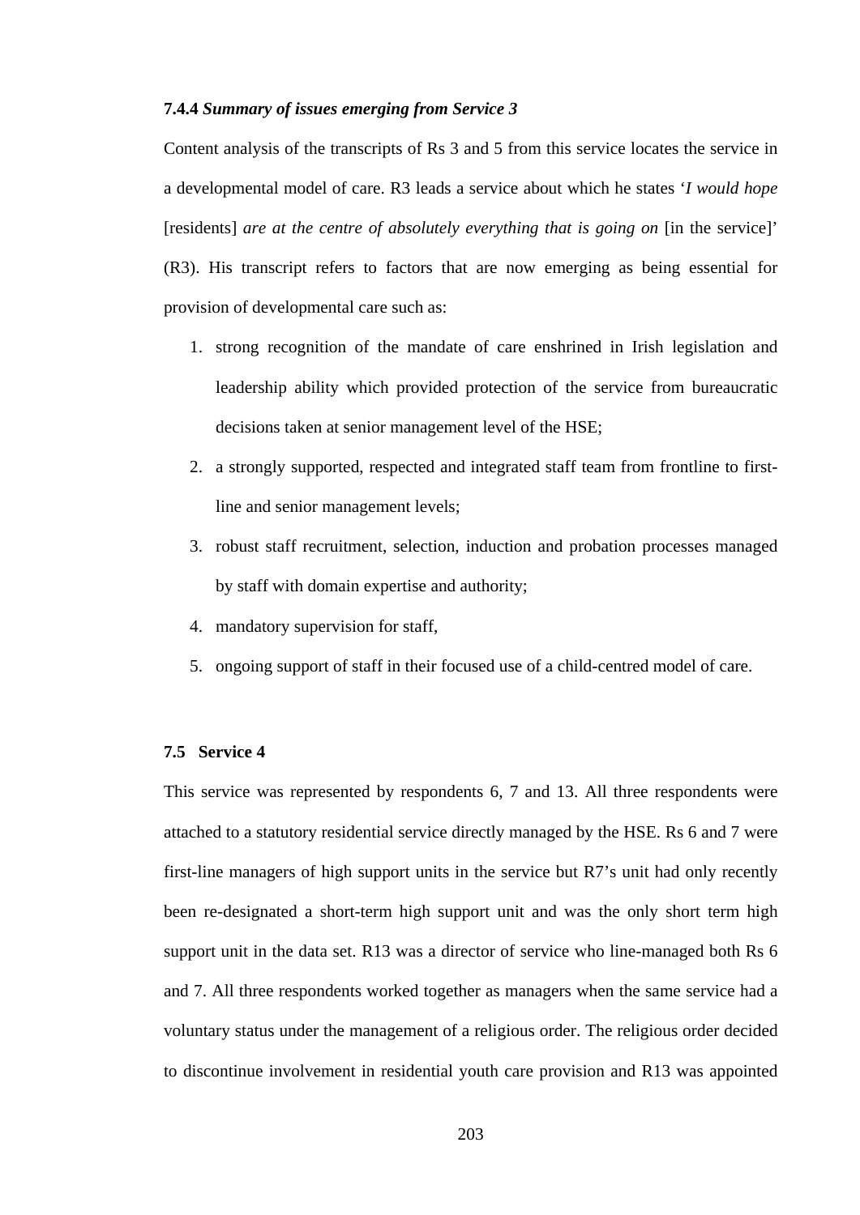#### 7.4.4 *Summary of issues emerging from Service 3*

Content analysis of the transcripts of Rs 3 and 5 from this service locates the service in a developmental model of care. R3 leads a service about which he states '*I would hope* [residents] *are at the centre of absolutely everything that is going on* [in the service]' (R3). His transcript refers to factors that are now emerging as being essential for provision of developmental care such as:

1. strong recognition of the mandate of care enshrined in Irish legislation and leadership ability which provided protection of the service from bureaucratic decisions taken at senior management level of the HSE;
2. a strongly supported, respected and integrated staff team from frontline to first-line and senior management levels;
3. robust staff recruitment, selection, induction and probation processes managed by staff with domain expertise and authority;
4. mandatory supervision for staff,
5. ongoing support of staff in their focused use of a child-centred model of care.

### 7.5 Service 4

This service was represented by respondents 6, 7 and 13. All three respondents were attached to a statutory residential service directly managed by the HSE. Rs 6 and 7 were first-line managers of high support units in the service but R7's unit had only recently been re-designated a short-term high support unit and was the only short term high support unit in the data set. R13 was a director of service who line-managed both Rs 6 and 7. All three respondents worked together as managers when the same service had a voluntary status under the management of a religious order. The religious order decided to discontinue involvement in residential youth care provision and R13 was appointed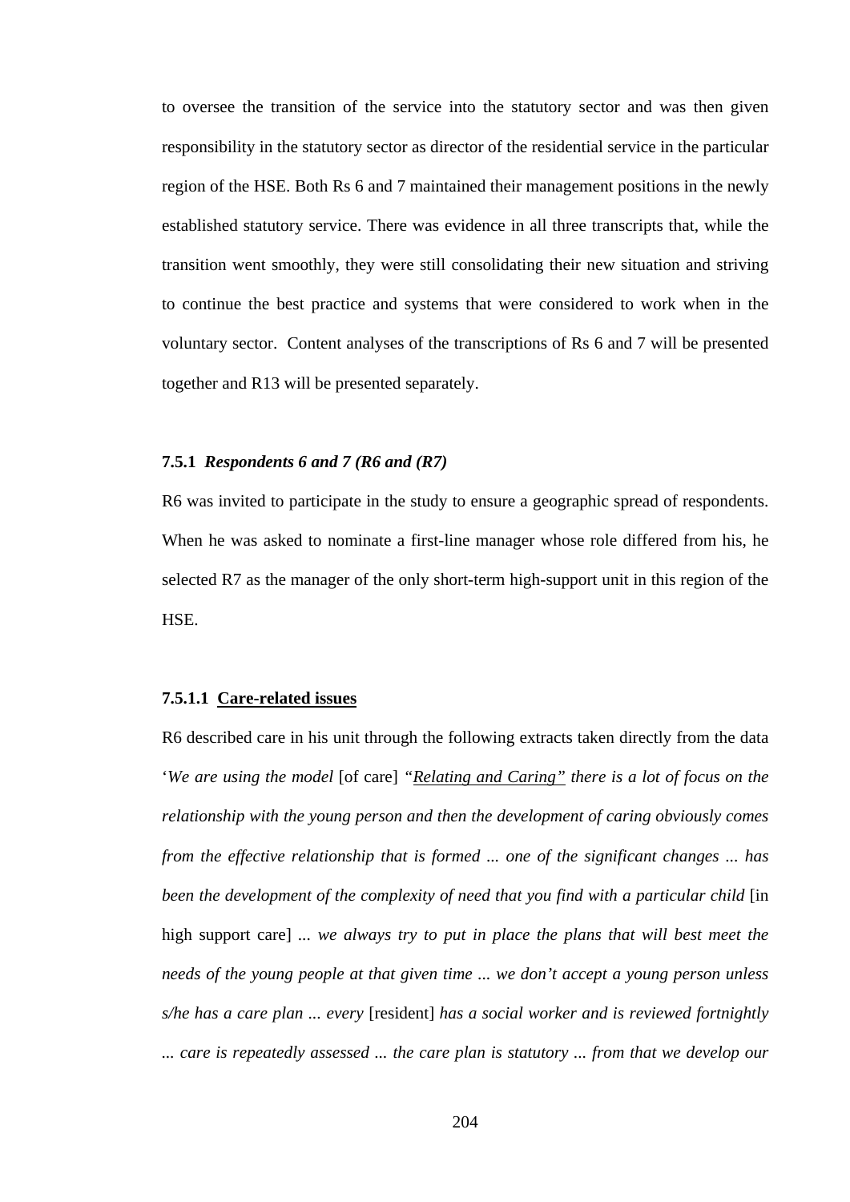to oversee the transition of the service into the statutory sector and was then given responsibility in the statutory sector as director of the residential service in the particular region of the HSE. Both Rs 6 and 7 maintained their management positions in the newly established statutory service. There was evidence in all three transcripts that, while the transition went smoothly, they were still consolidating their new situation and striving to continue the best practice and systems that were considered to work when in the voluntary sector. Content analyses of the transcriptions of Rs 6 and 7 will be presented together and R13 will be presented separately.

### 7.5.1 *Respondents 6 and 7 (R6 and (R7)*

R6 was invited to participate in the study to ensure a geographic spread of respondents. When he was asked to nominate a first-line manager whose role differed from his, he selected R7 as the manager of the only short-term high-support unit in this region of the HSE.

#### 7.5.1.1 <u>Care-related issues</u>

R6 described care in his unit through the following extracts taken directly from the data '*We are using the model* [of care] *"<u>Relating and Caring"</u> there is a lot of focus on the relationship with the young person and then the development of caring obviously comes from the effective relationship that is formed ... one of the significant changes ... has been the development of the complexity of need that you find with a particular child* [in high support care] *... we always try to put in place the plans that will best meet the needs of the young people at that given time ... we don't accept a young person unless s/he has a care plan ... every* [resident] *has a social worker and is reviewed fortnightly ... care is repeatedly assessed ... the care plan is statutory ... from that we develop our*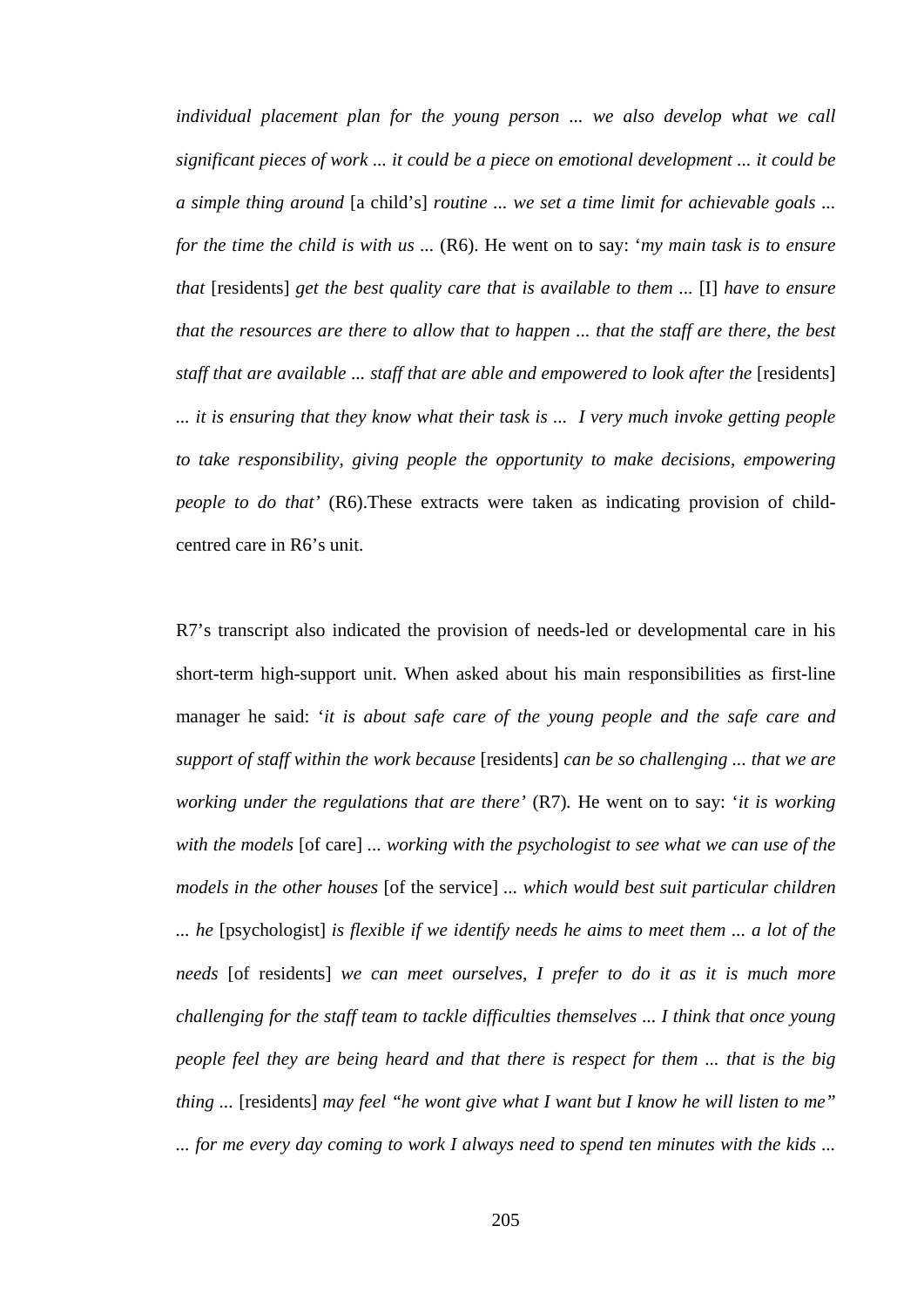*individual placement plan for the young person ... we also develop what we call significant pieces of work ... it could be a piece on emotional development ... it could be a simple thing around* [a child's] *routine ... we set a time limit for achievable goals ... for the time the child is with us ...* (R6). He went on to say: '*my main task is to ensure that* [residents] *get the best quality care that is available to them ...* [I] *have to ensure that the resources are there to allow that to happen ... that the staff are there, the best staff that are available ... staff that are able and empowered to look after the* [residents] *... it is ensuring that they know what their task is ... I very much invoke getting people to take responsibility, giving people the opportunity to make decisions, empowering people to do that'* (R6).These extracts were taken as indicating provision of child-centred care in R6's unit.

R7's transcript also indicated the provision of needs-led or developmental care in his short-term high-support unit. When asked about his main responsibilities as first-line manager he said: '*it is about safe care of the young people and the safe care and support of staff within the work because* [residents] *can be so challenging ... that we are working under the regulations that are there'* (R7). He went on to say: '*it is working with the models* [of care] *... working with the psychologist to see what we can use of the models in the other houses* [of the service] *... which would best suit particular children ... he* [psychologist] *is flexible if we identify needs he aims to meet them ... a lot of the needs* [of residents] *we can meet ourselves, I prefer to do it as it is much more challenging for the staff team to tackle difficulties themselves ... I think that once young people feel they are being heard and that there is respect for them ... that is the big thing ...* [residents] *may feel "he wont give what I want but I know he will listen to me" ... for me every day coming to work I always need to spend ten minutes with the kids ...*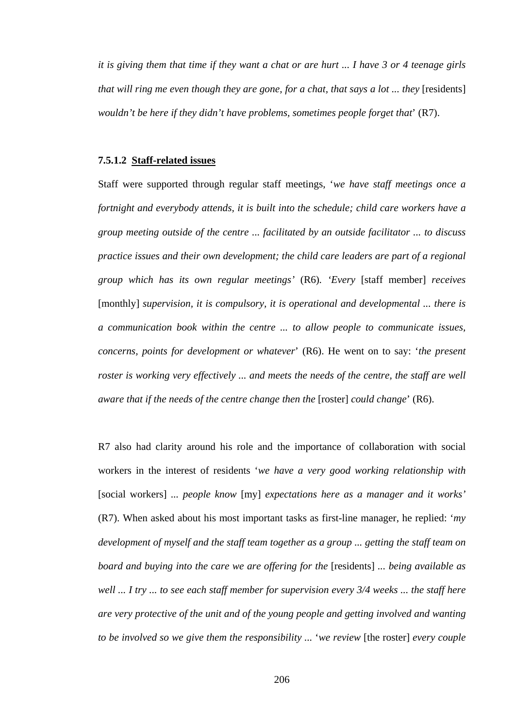*it is giving them that time if they want a chat or are hurt ... I have 3 or 4 teenage girls that will ring me even though they are gone, for a chat, that says a lot ... they* [residents] *wouldn't be here if they didn't have problems, sometimes people forget that*' (R7).

#### 7.5.1.2 Staff-related issues

Staff were supported through regular staff meetings, '*we have staff meetings once a fortnight and everybody attends, it is built into the schedule; child care workers have a group meeting outside of the centre ... facilitated by an outside facilitator ... to discuss practice issues and their own development; the child care leaders are part of a regional group which has its own regular meetings'* (R6). '*Every* [staff member] *receives* [monthly] *supervision, it is compulsory, it is operational and developmental ... there is a communication book within the centre ... to allow people to communicate issues, concerns, points for development or whatever*' (R6). He went on to say: '*the present roster is working very effectively ... and meets the needs of the centre, the staff are well aware that if the needs of the centre change then the* [roster] *could change*' (R6).

R7 also had clarity around his role and the importance of collaboration with social workers in the interest of residents '*we have a very good working relationship with* [social workers] *... people know* [my] *expectations here as a manager and it works'* (R7). When asked about his most important tasks as first-line manager, he replied: '*my development of myself and the staff team together as a group ... getting the staff team on board and buying into the care we are offering for the* [residents] *... being available as well ... I try ... to see each staff member for supervision every 3/4 weeks ... the staff here are very protective of the unit and of the young people and getting involved and wanting to be involved so we give them the responsibility ...* '*we review* [the roster] *every couple*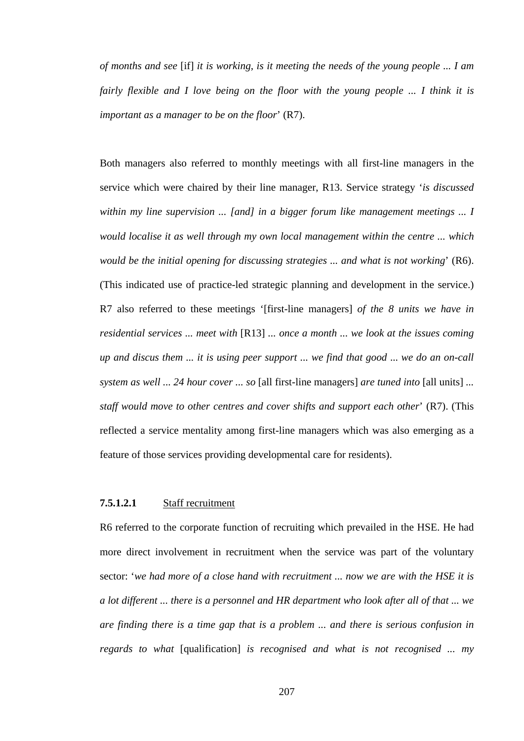*of months and see* [if] *it is working, is it meeting the needs of the young people ... I am fairly flexible and I love being on the floor with the young people ... I think it is important as a manager to be on the floor*' (R7).

Both managers also referred to monthly meetings with all first-line managers in the service which were chaired by their line manager, R13. Service strategy '*is discussed within my line supervision ... [and] in a bigger forum like management meetings ... I would localise it as well through my own local management within the centre ... which would be the initial opening for discussing strategies ... and what is not working*' (R6). (This indicated use of practice-led strategic planning and development in the service.) R7 also referred to these meetings '[first-line managers] *of the 8 units we have in residential services ... meet with* [R13] *... once a month ... we look at the issues coming up and discus them ... it is using peer support ... we find that good ... we do an on-call system as well ... 24 hour cover ... so* [all first-line managers] *are tuned into* [all units] *... staff would move to other centres and cover shifts and support each other*' (R7). (This reflected a service mentality among first-line managers which was also emerging as a feature of those services providing developmental care for residents).

#### **7.5.1.2.1** Staff recruitment

R6 referred to the corporate function of recruiting which prevailed in the HSE. He had more direct involvement in recruitment when the service was part of the voluntary sector: '*we had more of a close hand with recruitment ... now we are with the HSE it is a lot different ... there is a personnel and HR department who look after all of that ... we are finding there is a time gap that is a problem ... and there is serious confusion in regards to what* [qualification] *is recognised and what is not recognised ... my*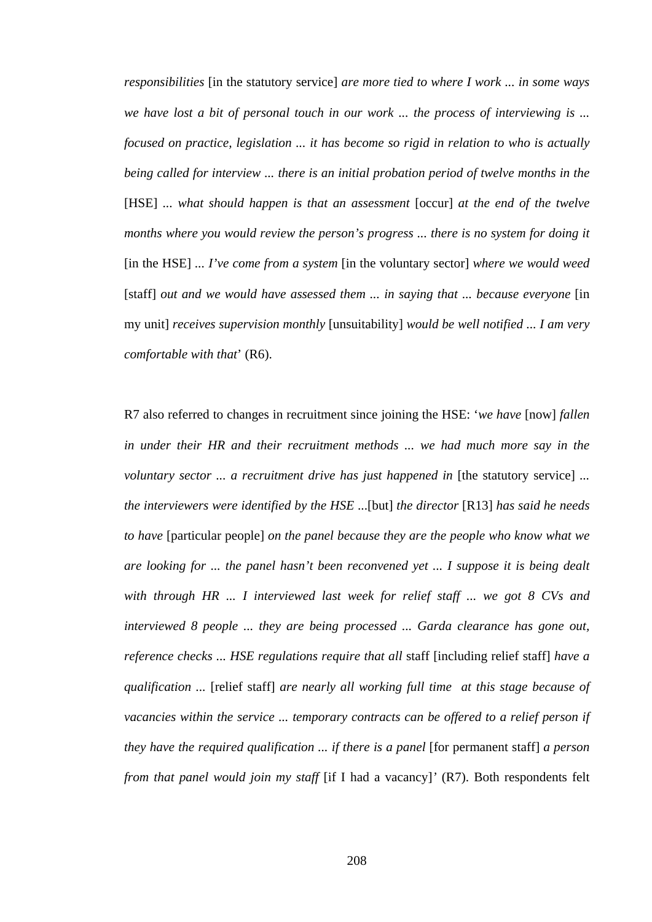*responsibilities* [in the statutory service] *are more tied to where I work ... in some ways we have lost a bit of personal touch in our work ... the process of interviewing is ... focused on practice, legislation ... it has become so rigid in relation to who is actually being called for interview ... there is an initial probation period of twelve months in the* [HSE] *... what should happen is that an assessment* [occur] *at the end of the twelve months where you would review the person's progress ... there is no system for doing it* [in the HSE] *... I've come from a system* [in the voluntary sector] *where we would weed* [staff] *out and we would have assessed them ... in saying that ... because everyone* [in my unit] *receives supervision monthly* [unsuitability] *would be well notified ... I am very comfortable with that*' (R6).

R7 also referred to changes in recruitment since joining the HSE: '*we have* [now] *fallen in under their HR and their recruitment methods ... we had much more say in the voluntary sector ... a recruitment drive has just happened in* [the statutory service] *... the interviewers were identified by the HSE ...*[but] *the director* [R13] *has said he needs to have* [particular people] *on the panel because they are the people who know what we are looking for ... the panel hasn't been reconvened yet ... I suppose it is being dealt with through HR ... I interviewed last week for relief staff ... we got 8 CVs and interviewed 8 people ... they are being processed ... Garda clearance has gone out, reference checks ... HSE regulations require that all* staff [including relief staff] *have a qualification ...* [relief staff] *are nearly all working full time at this stage because of vacancies within the service ... temporary contracts can be offered to a relief person if they have the required qualification ... if there is a panel* [for permanent staff] *a person from that panel would join my staff* [if I had a vacancy]' (R7). Both respondents felt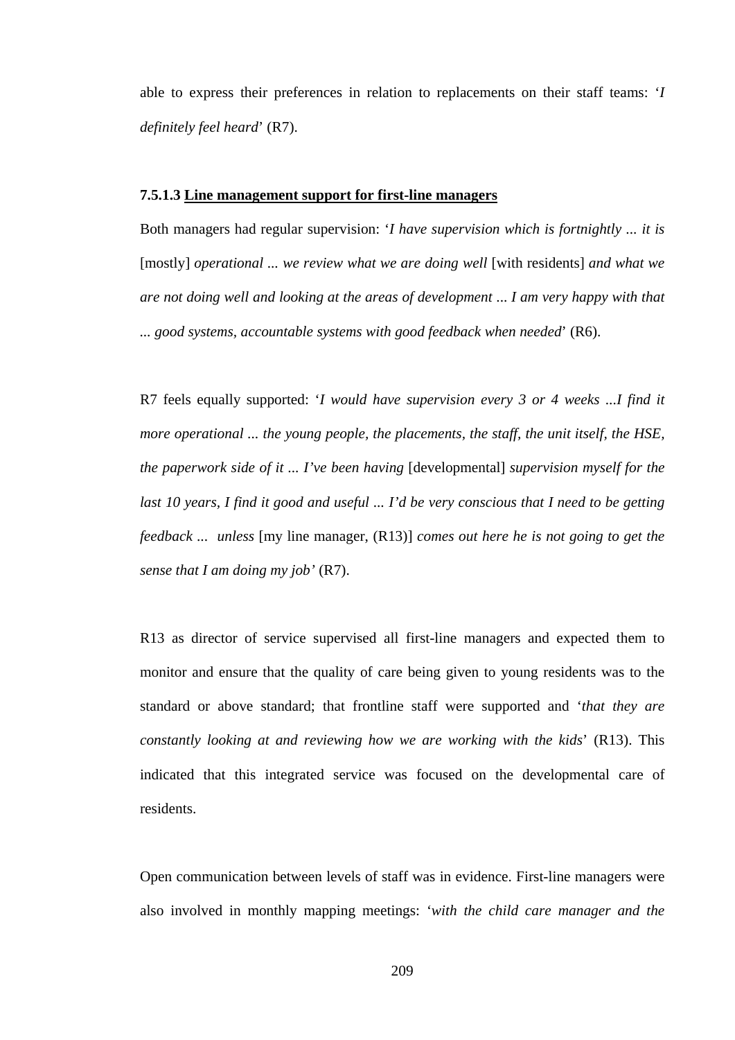able to express their preferences in relation to replacements on their staff teams: '*I definitely feel heard*' (R7).

#### 7.5.1.3 <u>Line management support for first-line managers</u>

Both managers had regular supervision: '*I have supervision which is fortnightly ... it is* [mostly] *operational ... we review what we are doing well* [with residents] *and what we are not doing well and looking at the areas of development ... I am very happy with that ... good systems, accountable systems with good feedback when needed*' (R6).

R7 feels equally supported: '*I would have supervision every 3 or 4 weeks ...I find it more operational ... the young people, the placements, the staff, the unit itself, the HSE, the paperwork side of it ... I've been having* [developmental] *supervision myself for the last 10 years, I find it good and useful ... I'd be very conscious that I need to be getting feedback ... unless* [my line manager, (R13)] *comes out here he is not going to get the sense that I am doing my job'* (R7).

R13 as director of service supervised all first-line managers and expected them to monitor and ensure that the quality of care being given to young residents was to the standard or above standard; that frontline staff were supported and '*that they are constantly looking at and reviewing how we are working with the kids*' (R13). This indicated that this integrated service was focused on the developmental care of residents.

Open communication between levels of staff was in evidence. First-line managers were also involved in monthly mapping meetings: '*with the child care manager and the*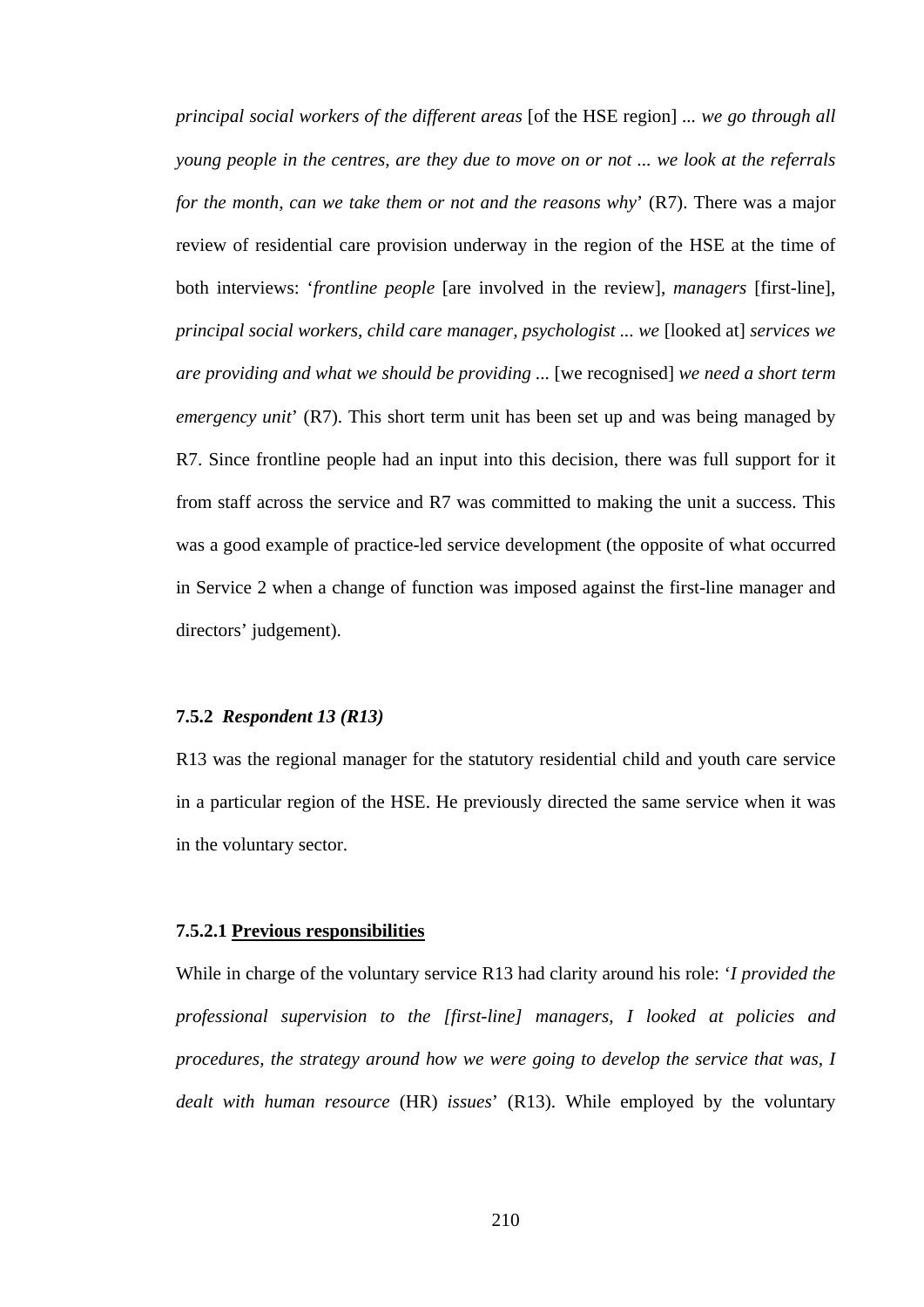*principal social workers of the different areas* [of the HSE region] *... we go through all young people in the centres, are they due to move on or not ... we look at the referrals for the month, can we take them or not and the reasons why*' (R7). There was a major review of residential care provision underway in the region of the HSE at the time of both interviews: '*frontline people* [are involved in the review], *managers* [first-line], *principal social workers, child care manager, psychologist ... we* [looked at] *services we are providing and what we should be providing ...* [we recognised] *we need a short term emergency unit*' (R7). This short term unit has been set up and was being managed by R7. Since frontline people had an input into this decision, there was full support for it from staff across the service and R7 was committed to making the unit a success. This was a good example of practice-led service development (the opposite of what occurred in Service 2 when a change of function was imposed against the first-line manager and directors' judgement).

#### 7.5.2 *Respondent 13 (R13)*

R13 was the regional manager for the statutory residential child and youth care service in a particular region of the HSE. He previously directed the same service when it was in the voluntary sector.

##### 7.5.2.1 Previous responsibilities

While in charge of the voluntary service R13 had clarity around his role: '*I provided the professional supervision to the [first-line] managers, I looked at policies and procedures, the strategy around how we were going to develop the service that was, I dealt with human resource* (HR) *issues*' (R13). While employed by the voluntary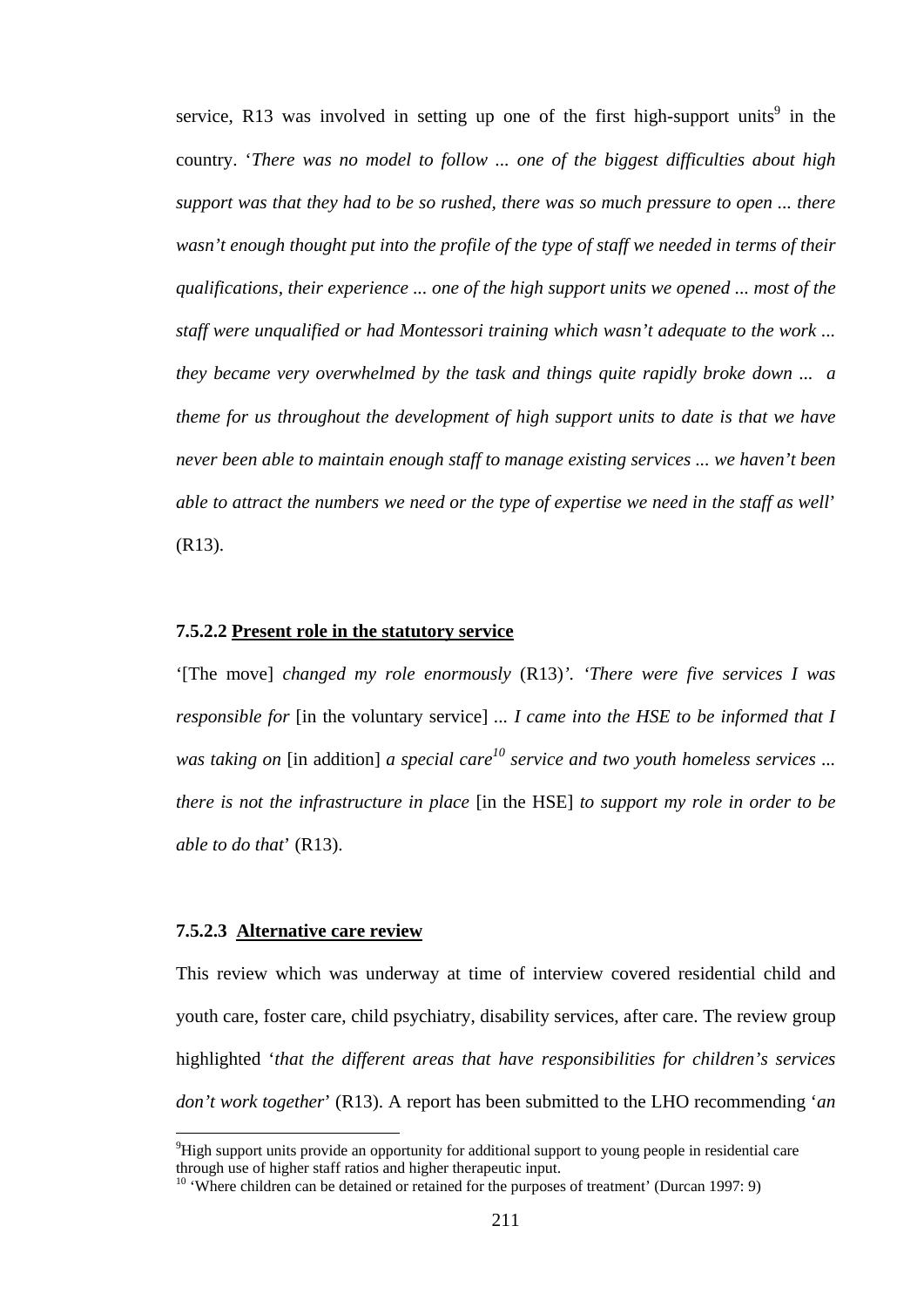service, R13 was involved in setting up one of the first high-support units[9] in the country. '*There was no model to follow ... one of the biggest difficulties about high support was that they had to be so rushed, there was so much pressure to open ... there wasn't enough thought put into the profile of the type of staff we needed in terms of their qualifications, their experience ... one of the high support units we opened ... most of the staff were unqualified or had Montessori training which wasn't adequate to the work ... they became very overwhelmed by the task and things quite rapidly broke down ... a theme for us throughout the development of high support units to date is that we have never been able to maintain enough staff to manage existing services ... we haven't been able to attract the numbers we need or the type of expertise we need in the staff as well*' (R13).

#### 7.5.2.2 Present role in the statutory service

'[The move] *changed my role enormously* (R13)'. '*There were five services I was responsible for* [in the voluntary service] *... I came into the HSE to be informed that I was taking on* [in addition] *a special care[10] service and two youth homeless services ... there is not the infrastructure in place* [in the HSE] *to support my role in order to be able to do that*' (R13).

#### 7.5.2.3 Alternative care review

This review which was underway at time of interview covered residential child and youth care, foster care, child psychiatry, disability services, after care. The review group highlighted '*that the different areas that have responsibilities for children's services don't work together*' (R13). A report has been submitted to the LHO recommending '*an*

[9] High support units provide an opportunity for additional support to young people in residential care through use of higher staff ratios and higher therapeutic input.

[10] 'Where children can be detained or retained for the purposes of treatment' (Durcan 1997: 9)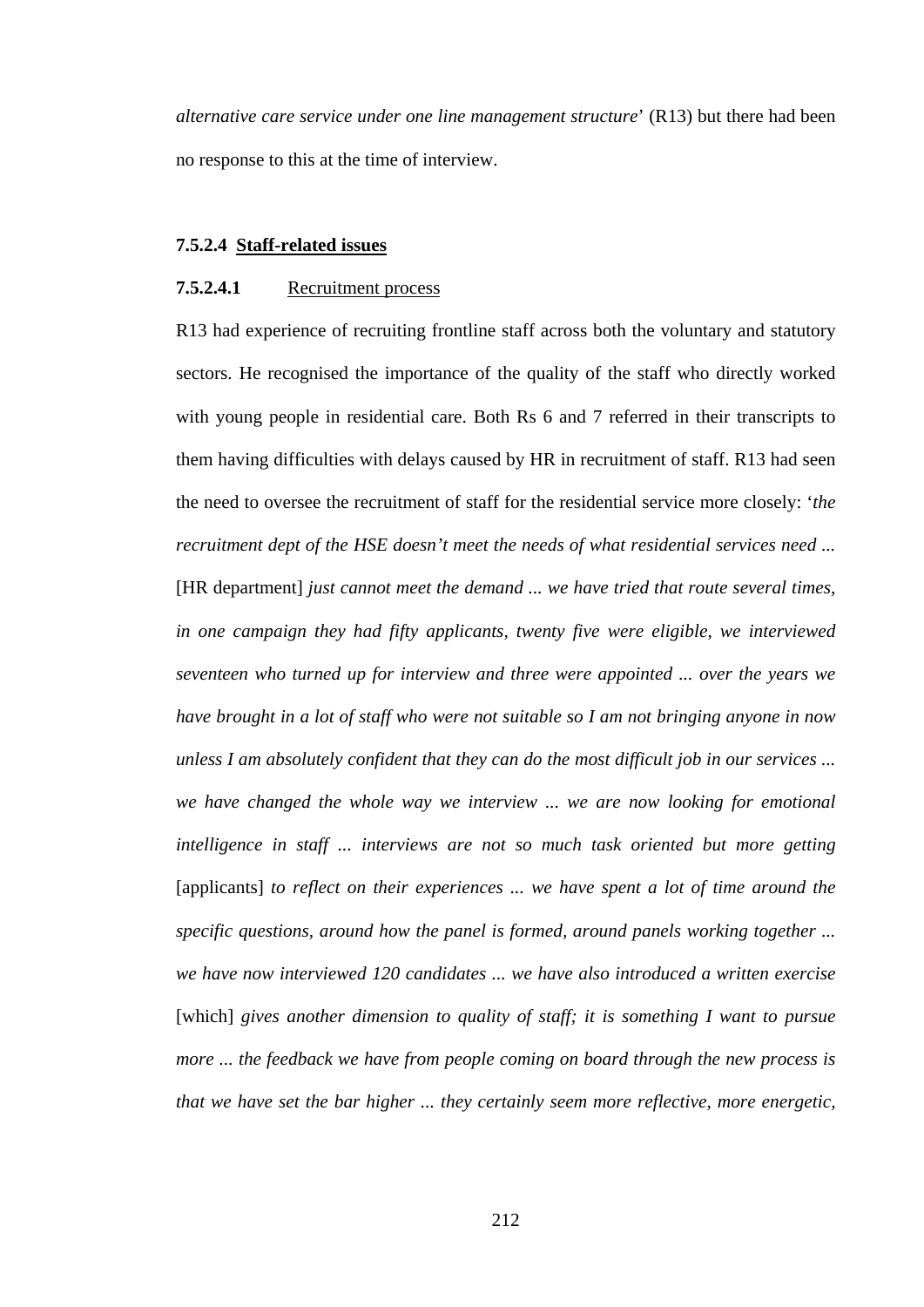*alternative care service under one line management structure*' (R13) but there had been no response to this at the time of interview.

#### 7.5.2.4 Staff-related issues

##### 7.5.2.4.1 Recruitment process

R13 had experience of recruiting frontline staff across both the voluntary and statutory sectors. He recognised the importance of the quality of the staff who directly worked with young people in residential care. Both Rs 6 and 7 referred in their transcripts to them having difficulties with delays caused by HR in recruitment of staff. R13 had seen the need to oversee the recruitment of staff for the residential service more closely: '*the recruitment dept of the HSE doesn't meet the needs of what residential services need ...* [HR department] *just cannot meet the demand ... we have tried that route several times, in one campaign they had fifty applicants, twenty five were eligible, we interviewed seventeen who turned up for interview and three were appointed ... over the years we have brought in a lot of staff who were not suitable so I am not bringing anyone in now unless I am absolutely confident that they can do the most difficult job in our services ... we have changed the whole way we interview ... we are now looking for emotional intelligence in staff ... interviews are not so much task oriented but more getting* [applicants] *to reflect on their experiences ... we have spent a lot of time around the specific questions, around how the panel is formed, around panels working together ... we have now interviewed 120 candidates ... we have also introduced a written exercise* [which] *gives another dimension to quality of staff; it is something I want to pursue more ... the feedback we have from people coming on board through the new process is that we have set the bar higher ... they certainly seem more reflective, more energetic,*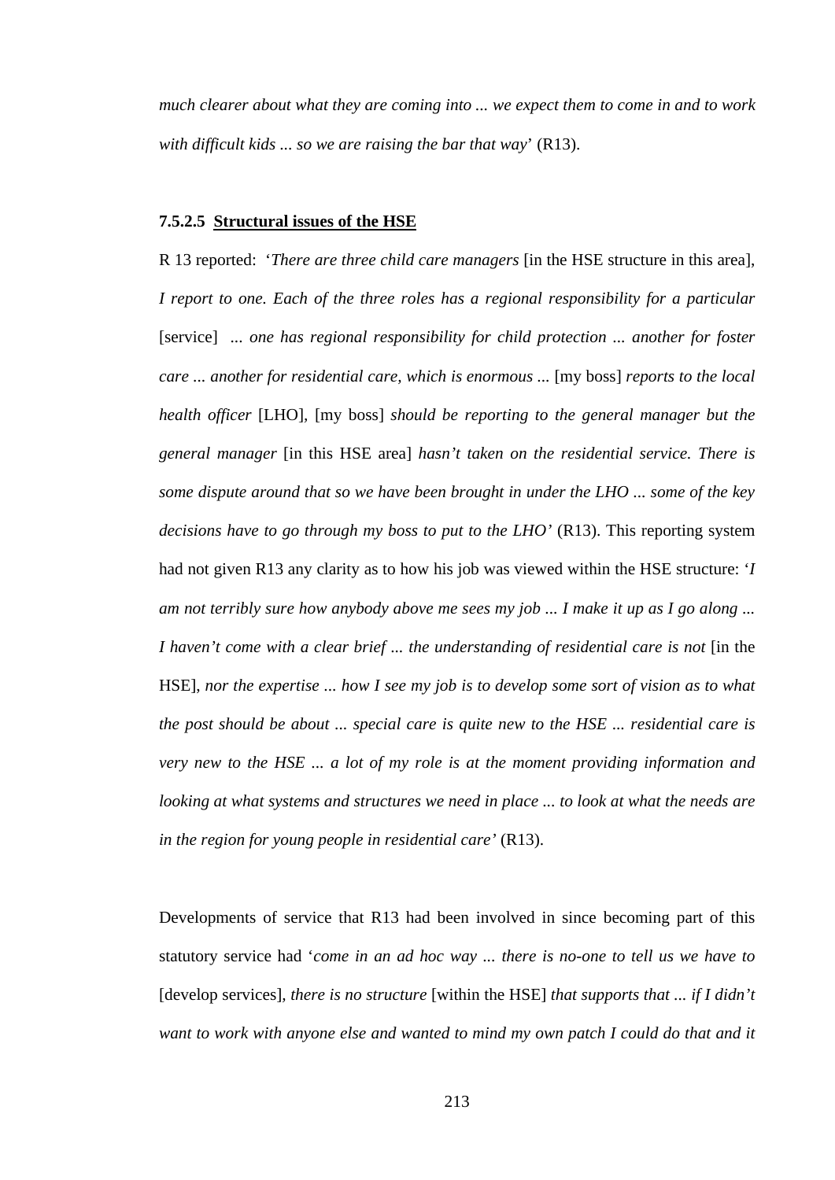*much clearer about what they are coming into ... we expect them to come in and to work with difficult kids ... so we are raising the bar that way*' (R13).

#### 7.5.2.5 Structural issues of the HSE

R 13 reported: '*There are three child care managers* [in the HSE structure in this area], *I report to one. Each of the three roles has a regional responsibility for a particular* [service] *... one has regional responsibility for child protection ... another for foster care ... another for residential care, which is enormous ...* [my boss] *reports to the local health officer* [LHO], [my boss] *should be reporting to the general manager but the general manager* [in this HSE area] *hasn't taken on the residential service. There is some dispute around that so we have been brought in under the LHO ... some of the key decisions have to go through my boss to put to the LHO'* (R13). This reporting system had not given R13 any clarity as to how his job was viewed within the HSE structure: '*I am not terribly sure how anybody above me sees my job ... I make it up as I go along ... I haven't come with a clear brief ... the understanding of residential care is not* [in the HSE], *nor the expertise ... how I see my job is to develop some sort of vision as to what the post should be about ... special care is quite new to the HSE ... residential care is very new to the HSE ... a lot of my role is at the moment providing information and looking at what systems and structures we need in place ... to look at what the needs are in the region for young people in residential care'* (R13).

Developments of service that R13 had been involved in since becoming part of this statutory service had '*come in an ad hoc way ... there is no-one to tell us we have to* [develop services], *there is no structure* [within the HSE] *that supports that ... if I didn't want to work with anyone else and wanted to mind my own patch I could do that and it*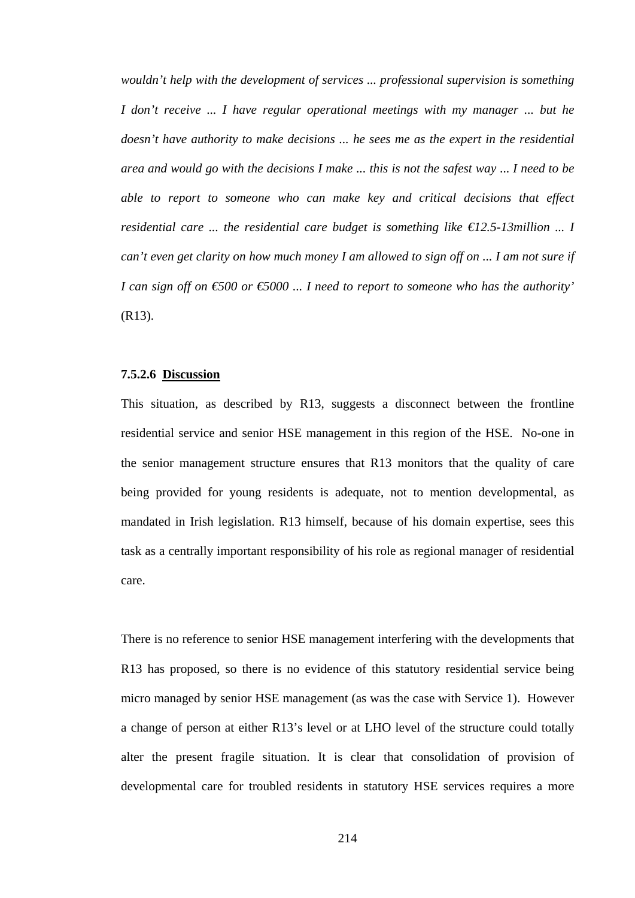*wouldn't help with the development of services ... professional supervision is something I don't receive ... I have regular operational meetings with my manager ... but he doesn't have authority to make decisions ... he sees me as the expert in the residential area and would go with the decisions I make ... this is not the safest way ... I need to be able to report to someone who can make key and critical decisions that effect residential care ... the residential care budget is something like €12.5-13million ... I can't even get clarity on how much money I am allowed to sign off on ... I am not sure if I can sign off on €500 or €5000 ... I need to report to someone who has the authority'* (R13).

#### 7.5.2.6 Discussion

This situation, as described by R13, suggests a disconnect between the frontline residential service and senior HSE management in this region of the HSE. No-one in the senior management structure ensures that R13 monitors that the quality of care being provided for young residents is adequate, not to mention developmental, as mandated in Irish legislation. R13 himself, because of his domain expertise, sees this task as a centrally important responsibility of his role as regional manager of residential care.

There is no reference to senior HSE management interfering with the developments that R13 has proposed, so there is no evidence of this statutory residential service being micro managed by senior HSE management (as was the case with Service 1). However a change of person at either R13's level or at LHO level of the structure could totally alter the present fragile situation. It is clear that consolidation of provision of developmental care for troubled residents in statutory HSE services requires a more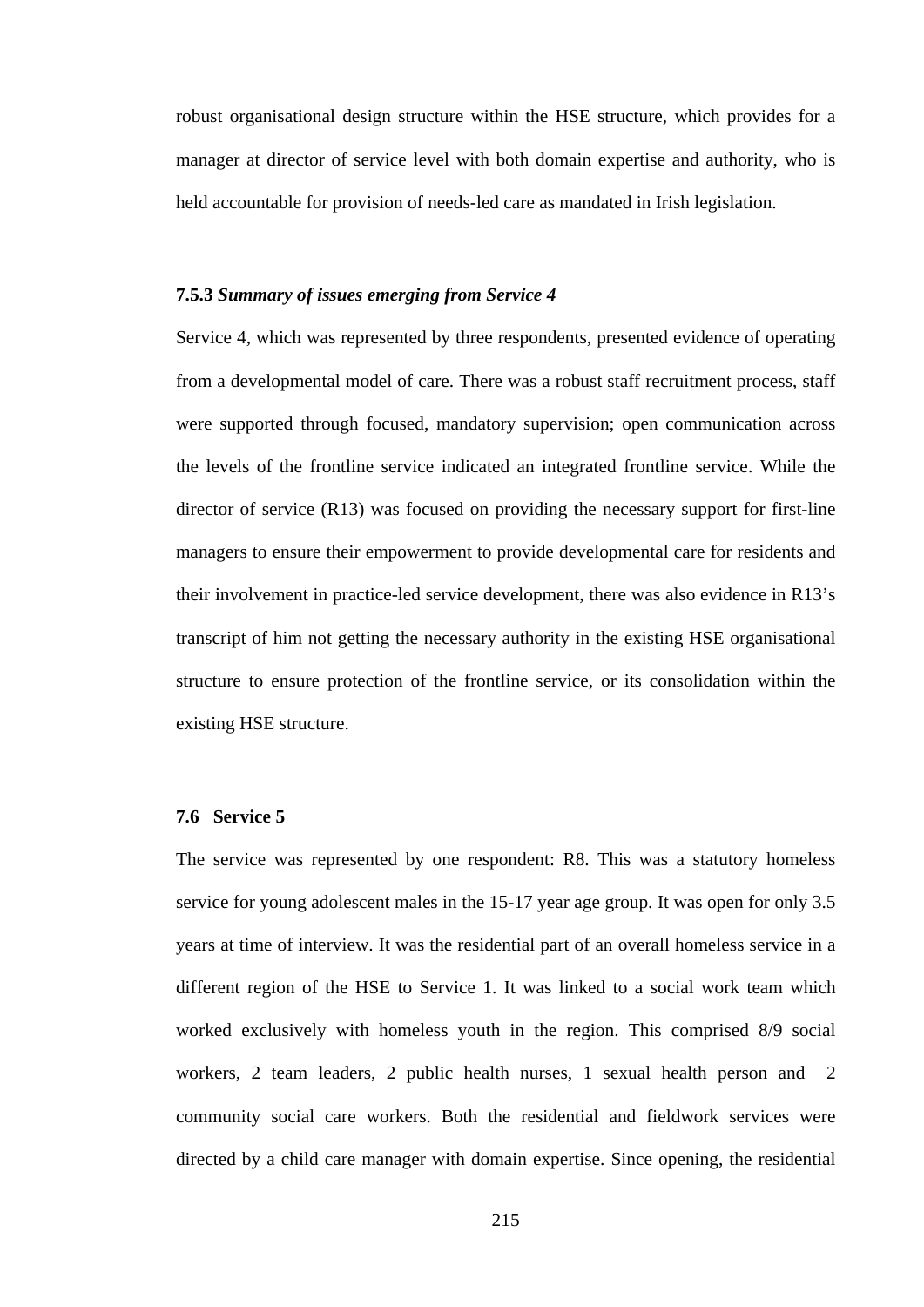robust organisational design structure within the HSE structure, which provides for a manager at director of service level with both domain expertise and authority, who is held accountable for provision of needs-led care as mandated in Irish legislation.

#### 7.5.3 *Summary of issues emerging from Service 4*

Service 4, which was represented by three respondents, presented evidence of operating from a developmental model of care. There was a robust staff recruitment process, staff were supported through focused, mandatory supervision; open communication across the levels of the frontline service indicated an integrated frontline service. While the director of service (R13) was focused on providing the necessary support for first-line managers to ensure their empowerment to provide developmental care for residents and their involvement in practice-led service development, there was also evidence in R13's transcript of him not getting the necessary authority in the existing HSE organisational structure to ensure protection of the frontline service, or its consolidation within the existing HSE structure.

### 7.6 Service 5

The service was represented by one respondent: R8. This was a statutory homeless service for young adolescent males in the 15-17 year age group. It was open for only 3.5 years at time of interview. It was the residential part of an overall homeless service in a different region of the HSE to Service 1. It was linked to a social work team which worked exclusively with homeless youth in the region. This comprised 8/9 social workers, 2 team leaders, 2 public health nurses, 1 sexual health person and 2 community social care workers. Both the residential and fieldwork services were directed by a child care manager with domain expertise. Since opening, the residential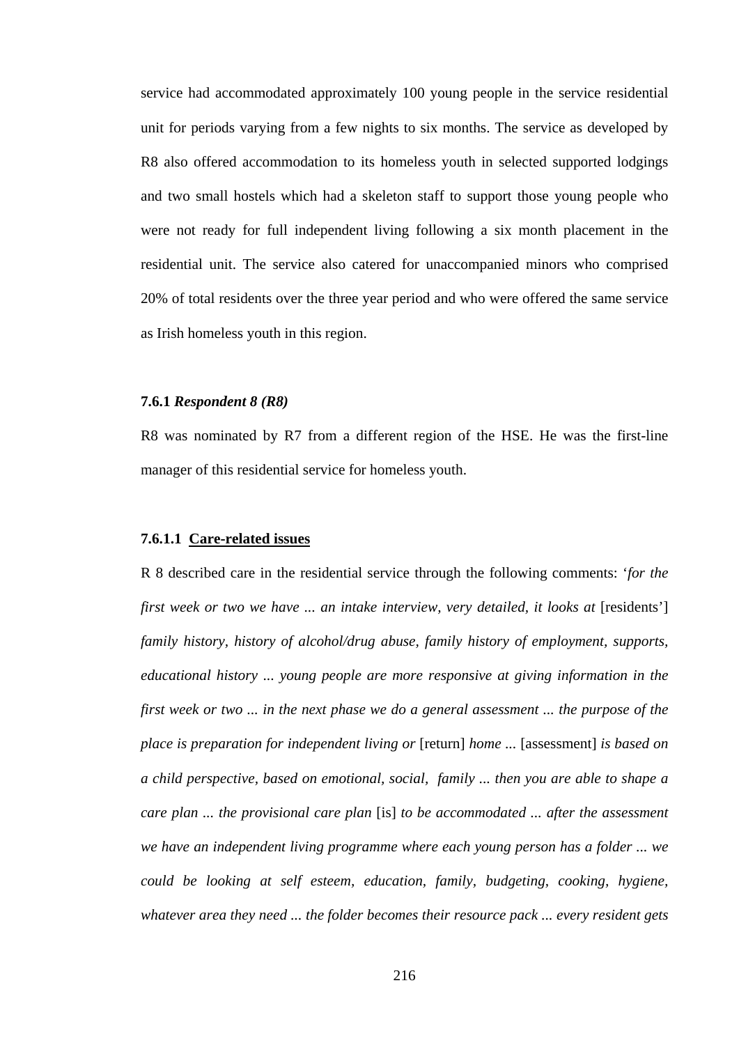service had accommodated approximately 100 young people in the service residential unit for periods varying from a few nights to six months. The service as developed by R8 also offered accommodation to its homeless youth in selected supported lodgings and two small hostels which had a skeleton staff to support those young people who were not ready for full independent living following a six month placement in the residential unit. The service also catered for unaccompanied minors who comprised 20% of total residents over the three year period and who were offered the same service as Irish homeless youth in this region.

#### 7.6.1 *Respondent 8 (R8)*

R8 was nominated by R7 from a different region of the HSE. He was the first-line manager of this residential service for homeless youth.

#### 7.6.1.1 <u>Care-related issues</u>

R 8 described care in the residential service through the following comments: '*for the first week or two we have ... an intake interview, very detailed, it looks at* [residents'] *family history, history of alcohol/drug abuse, family history of employment, supports, educational history ... young people are more responsive at giving information in the first week or two ... in the next phase we do a general assessment ... the purpose of the place is preparation for independent living or* [return] *home ...* [assessment] *is based on a child perspective, based on emotional, social, family ... then you are able to shape a care plan ... the provisional care plan* [is] *to be accommodated ... after the assessment we have an independent living programme where each young person has a folder ... we could be looking at self esteem, education, family, budgeting, cooking, hygiene, whatever area they need ... the folder becomes their resource pack ... every resident gets*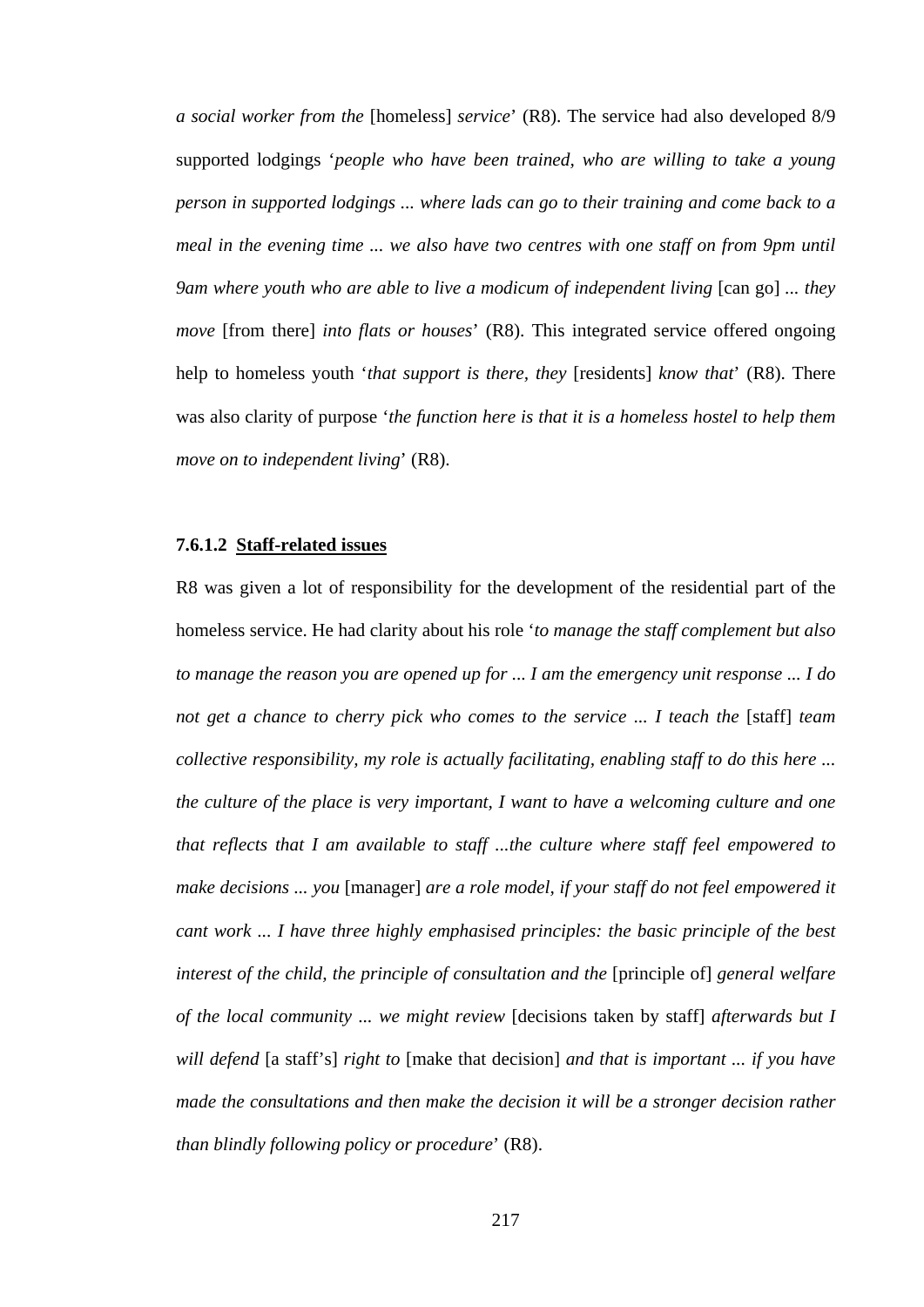*a social worker from the* [homeless] *service*' (R8). The service had also developed 8/9 supported lodgings '*people who have been trained, who are willing to take a young person in supported lodgings ... where lads can go to their training and come back to a meal in the evening time ... we also have two centres with one staff on from 9pm until 9am where youth who are able to live a modicum of independent living* [can go] *... they move* [from there] *into flats or houses*' (R8). This integrated service offered ongoing help to homeless youth '*that support is there, they* [residents] *know that*' (R8). There was also clarity of purpose '*the function here is that it is a homeless hostel to help them move on to independent living*' (R8).

#### 7.6.1.2 Staff-related issues

R8 was given a lot of responsibility for the development of the residential part of the homeless service. He had clarity about his role '*to manage the staff complement but also to manage the reason you are opened up for ... I am the emergency unit response ... I do not get a chance to cherry pick who comes to the service ... I teach the* [staff] *team collective responsibility, my role is actually facilitating, enabling staff to do this here ... the culture of the place is very important, I want to have a welcoming culture and one that reflects that I am available to staff ...the culture where staff feel empowered to make decisions ... you* [manager] *are a role model, if your staff do not feel empowered it cant work ... I have three highly emphasised principles: the basic principle of the best interest of the child, the principle of consultation and the* [principle of] *general welfare of the local community ... we might review* [decisions taken by staff] *afterwards but I will defend* [a staff's] *right to* [make that decision] *and that is important ... if you have made the consultations and then make the decision it will be a stronger decision rather than blindly following policy or procedure*' (R8).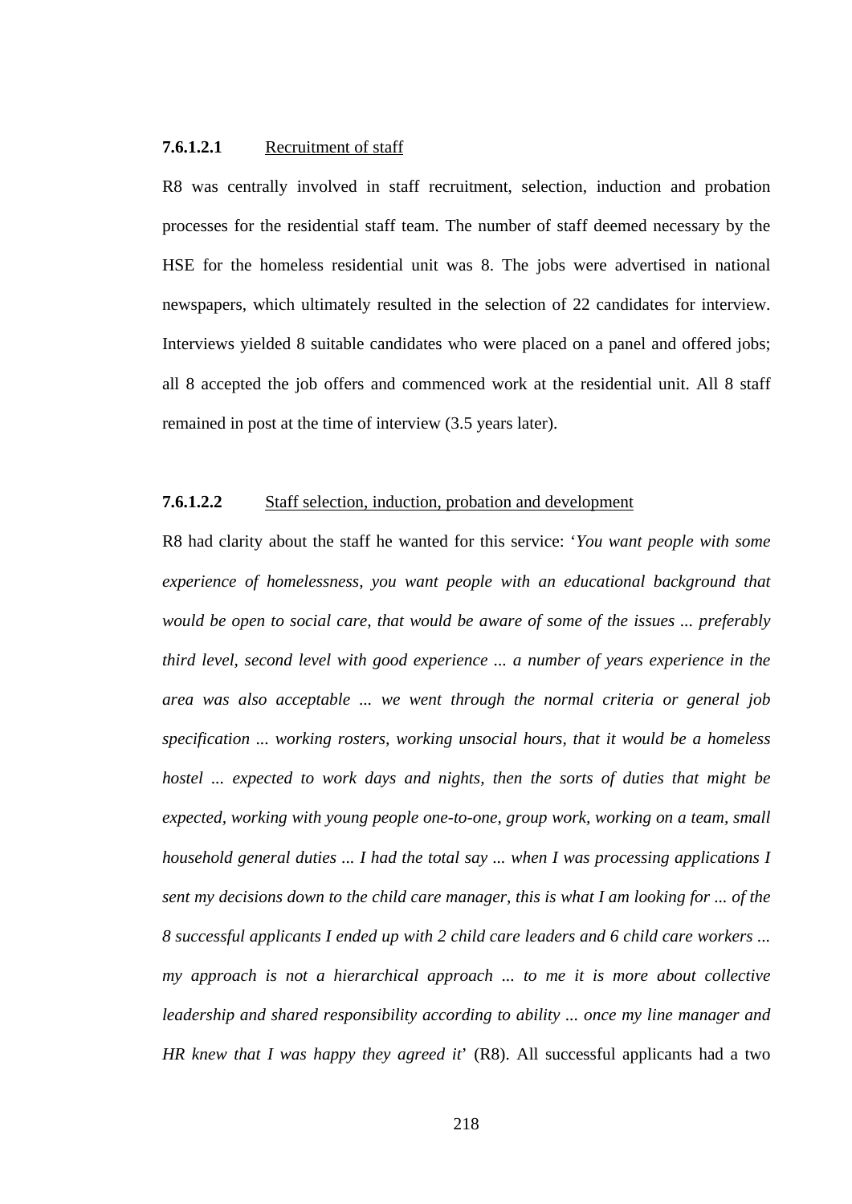#### 7.6.1.2.1 Recruitment of staff

R8 was centrally involved in staff recruitment, selection, induction and probation processes for the residential staff team. The number of staff deemed necessary by the HSE for the homeless residential unit was 8. The jobs were advertised in national newspapers, which ultimately resulted in the selection of 22 candidates for interview. Interviews yielded 8 suitable candidates who were placed on a panel and offered jobs; all 8 accepted the job offers and commenced work at the residential unit. All 8 staff remained in post at the time of interview (3.5 years later).

#### 7.6.1.2.2 Staff selection, induction, probation and development

R8 had clarity about the staff he wanted for this service: '*You want people with some experience of homelessness, you want people with an educational background that would be open to social care, that would be aware of some of the issues ... preferably third level, second level with good experience ... a number of years experience in the area was also acceptable ... we went through the normal criteria or general job specification ... working rosters, working unsocial hours, that it would be a homeless hostel ... expected to work days and nights, then the sorts of duties that might be expected, working with young people one-to-one, group work, working on a team, small household general duties ... I had the total say ... when I was processing applications I sent my decisions down to the child care manager, this is what I am looking for ... of the 8 successful applicants I ended up with 2 child care leaders and 6 child care workers ... my approach is not a hierarchical approach ... to me it is more about collective leadership and shared responsibility according to ability ... once my line manager and HR knew that I was happy they agreed it*' (R8). All successful applicants had a two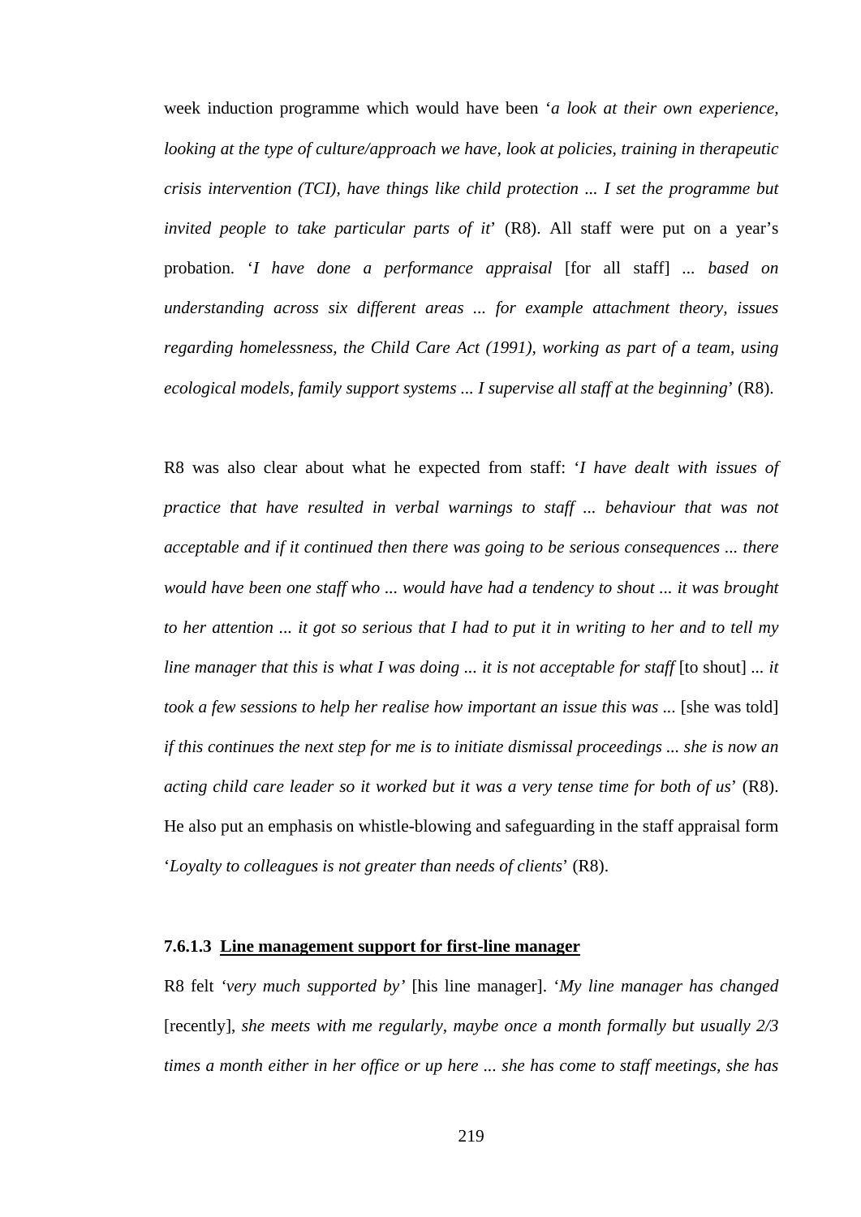week induction programme which would have been '*a look at their own experience, looking at the type of culture/approach we have, look at policies, training in therapeutic crisis intervention (TCI), have things like child protection ... I set the programme but invited people to take particular parts of it*' (R8). All staff were put on a year's probation. '*I have done a performance appraisal* [for all staff] ... *based on understanding across six different areas ... for example attachment theory, issues regarding homelessness, the Child Care Act (1991), working as part of a team, using ecological models, family support systems ... I supervise all staff at the beginning*' (R8).

R8 was also clear about what he expected from staff: '*I have dealt with issues of practice that have resulted in verbal warnings to staff ... behaviour that was not acceptable and if it continued then there was going to be serious consequences ... there would have been one staff who ... would have had a tendency to shout ... it was brought to her attention ... it got so serious that I had to put it in writing to her and to tell my line manager that this is what I was doing ... it is not acceptable for staff* [to shout] *... it took a few sessions to help her realise how important an issue this was ...* [she was told] *if this continues the next step for me is to initiate dismissal proceedings ... she is now an acting child care leader so it worked but it was a very tense time for both of us*' (R8). He also put an emphasis on whistle-blowing and safeguarding in the staff appraisal form '*Loyalty to colleagues is not greater than needs of clients*' (R8).

#### 7.6.1.3 Line management support for first-line manager

R8 felt '*very much supported by*' [his line manager]. '*My line manager has changed* [recently], *she meets with me regularly, maybe once a month formally but usually 2/3 times a month either in her office or up here ... she has come to staff meetings, she has*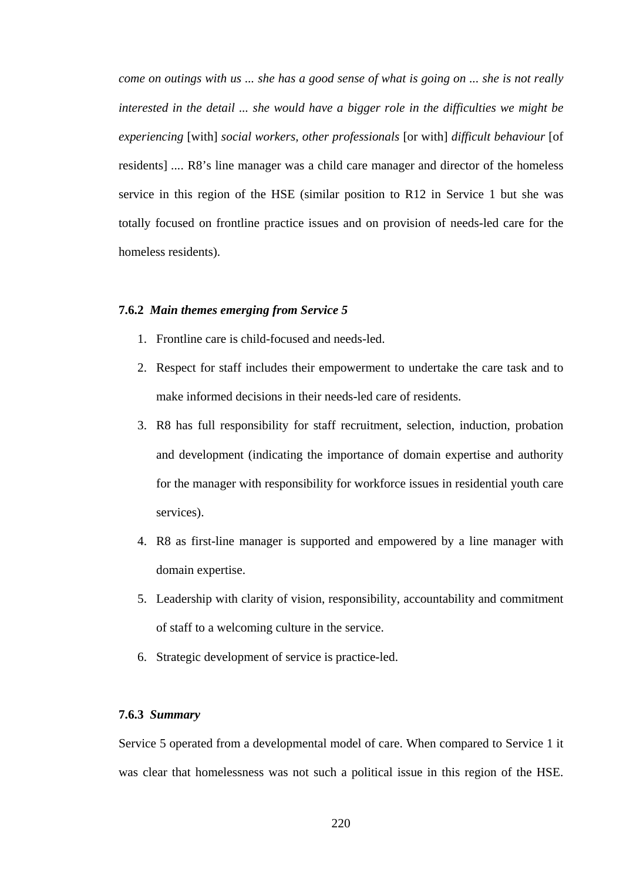*come on outings with us ... she has a good sense of what is going on ... she is not really interested in the detail ... she would have a bigger role in the difficulties we might be experiencing* [with] *social workers, other professionals* [or with] *difficult behaviour* [of residents] .... R8's line manager was a child care manager and director of the homeless service in this region of the HSE (similar position to R12 in Service 1 but she was totally focused on frontline practice issues and on provision of needs-led care for the homeless residents).

### 7.6.2 *Main themes emerging from Service 5*

1. Frontline care is child-focused and needs-led.
2. Respect for staff includes their empowerment to undertake the care task and to make informed decisions in their needs-led care of residents.
3. R8 has full responsibility for staff recruitment, selection, induction, probation and development (indicating the importance of domain expertise and authority for the manager with responsibility for workforce issues in residential youth care services).
4. R8 as first-line manager is supported and empowered by a line manager with domain expertise.
5. Leadership with clarity of vision, responsibility, accountability and commitment of staff to a welcoming culture in the service.
6. Strategic development of service is practice-led.

### 7.6.3 *Summary*

Service 5 operated from a developmental model of care. When compared to Service 1 it was clear that homelessness was not such a political issue in this region of the HSE.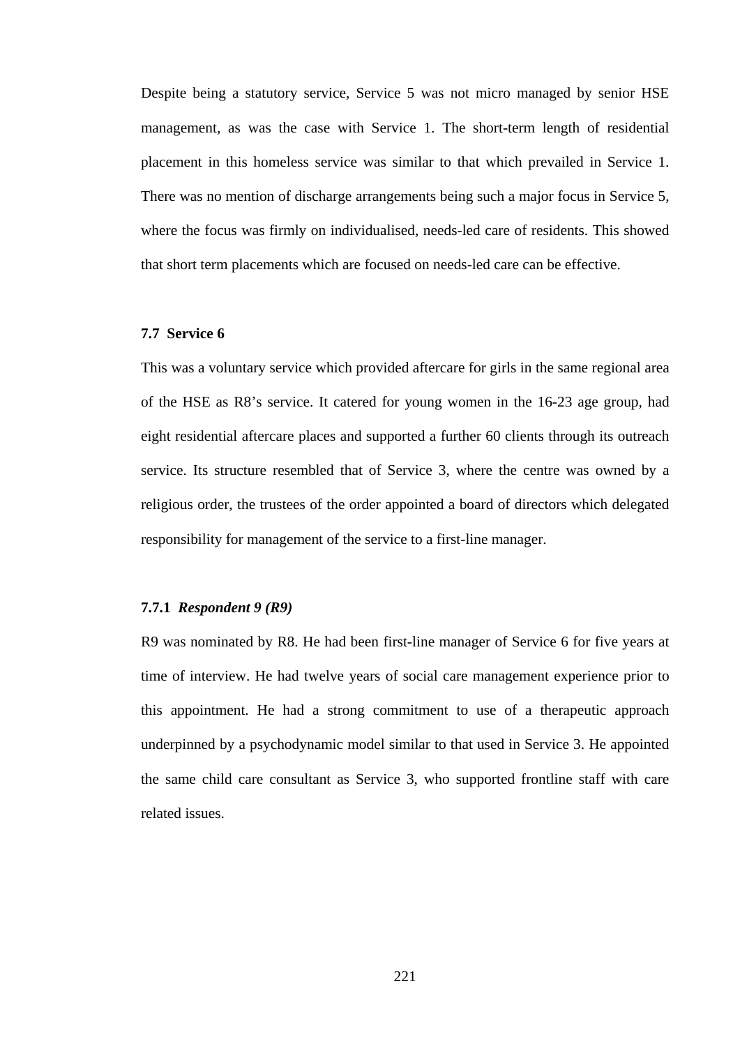Despite being a statutory service, Service 5 was not micro managed by senior HSE management, as was the case with Service 1. The short-term length of residential placement in this homeless service was similar to that which prevailed in Service 1. There was no mention of discharge arrangements being such a major focus in Service 5, where the focus was firmly on individualised, needs-led care of residents. This showed that short term placements which are focused on needs-led care can be effective.

### 7.7 Service 6

This was a voluntary service which provided aftercare for girls in the same regional area of the HSE as R8's service. It catered for young women in the 16-23 age group, had eight residential aftercare places and supported a further 60 clients through its outreach service. Its structure resembled that of Service 3, where the centre was owned by a religious order, the trustees of the order appointed a board of directors which delegated responsibility for management of the service to a first-line manager.

#### 7.7.1 *Respondent 9 (R9)*

R9 was nominated by R8. He had been first-line manager of Service 6 for five years at time of interview. He had twelve years of social care management experience prior to this appointment. He had a strong commitment to use of a therapeutic approach underpinned by a psychodynamic model similar to that used in Service 3. He appointed the same child care consultant as Service 3, who supported frontline staff with care related issues.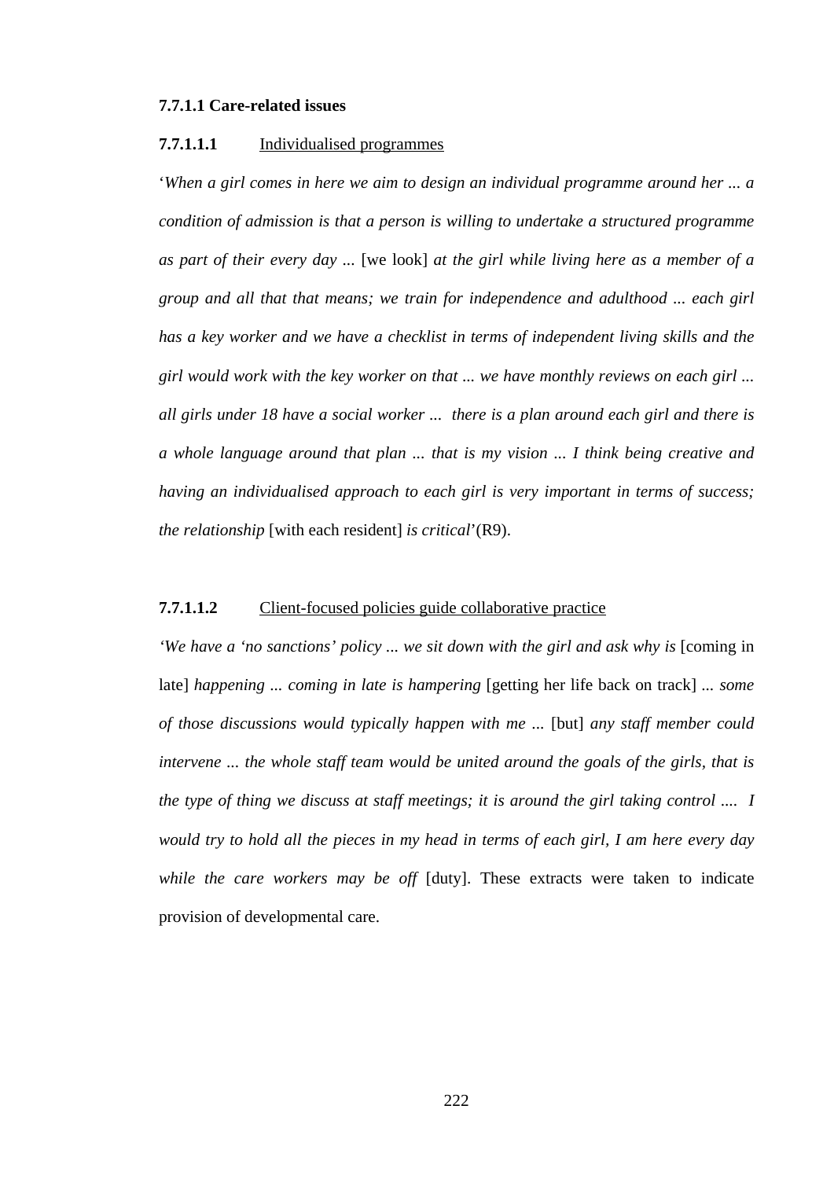#### 7.7.1.1 Care-related issues

##### 7.7.1.1.1 <u>Individualised programmes</u>

'*When a girl comes in here we aim to design an individual programme around her ... a condition of admission is that a person is willing to undertake a structured programme as part of their every day ...* [we look] *at the girl while living here as a member of a group and all that that means; we train for independence and adulthood ... each girl has a key worker and we have a checklist in terms of independent living skills and the girl would work with the key worker on that ... we have monthly reviews on each girl ... all girls under 18 have a social worker ... there is a plan around each girl and there is a whole language around that plan ... that is my vision ... I think being creative and having an individualised approach to each girl is very important in terms of success; the relationship* [with each resident] *is critical*'(R9).

##### 7.7.1.1.2 <u>Client-focused policies guide collaborative practice</u>

*'We have a 'no sanctions' policy ... we sit down with the girl and ask why is* [coming in late] *happening ... coming in late is hampering* [getting her life back on track] *... some of those discussions would typically happen with me ...* [but] *any staff member could intervene ... the whole staff team would be united around the goals of the girls, that is the type of thing we discuss at staff meetings; it is around the girl taking control .... I would try to hold all the pieces in my head in terms of each girl, I am here every day while the care workers may be off* [duty]. These extracts were taken to indicate provision of developmental care.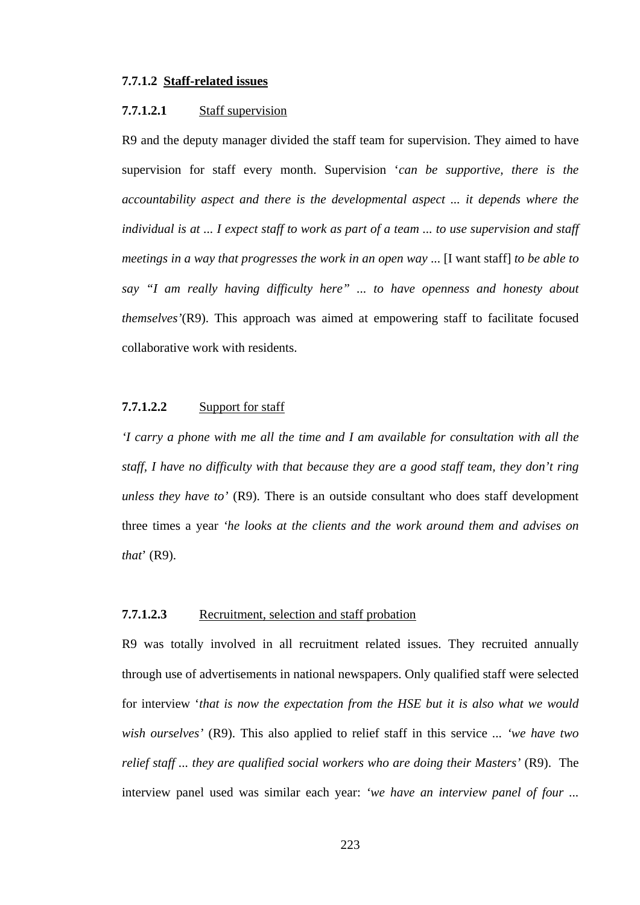#### 7.7.1.2 Staff-related issues

##### 7.7.1.2.1 Staff supervision

R9 and the deputy manager divided the staff team for supervision. They aimed to have supervision for staff every month. Supervision '*can be supportive, there is the accountability aspect and there is the developmental aspect ... it depends where the individual is at ... I expect staff to work as part of a team ... to use supervision and staff meetings in a way that progresses the work in an open way ...* [I want staff] *to be able to say "I am really having difficulty here" ... to have openness and honesty about themselves'*(R9). This approach was aimed at empowering staff to facilitate focused collaborative work with residents.

##### 7.7.1.2.2 Support for staff

*'I carry a phone with me all the time and I am available for consultation with all the staff, I have no difficulty with that because they are a good staff team, they don't ring unless they have to'* (R9). There is an outside consultant who does staff development three times a year *'he looks at the clients and the work around them and advises on that'* (R9).

##### 7.7.1.2.3 Recruitment, selection and staff probation

R9 was totally involved in all recruitment related issues. They recruited annually through use of advertisements in national newspapers. Only qualified staff were selected for interview '*that is now the expectation from the HSE but it is also what we would wish ourselves'* (R9). This also applied to relief staff in this service ... *'we have two relief staff ... they are qualified social workers who are doing their Masters'* (R9). The interview panel used was similar each year: *'we have an interview panel of four ...*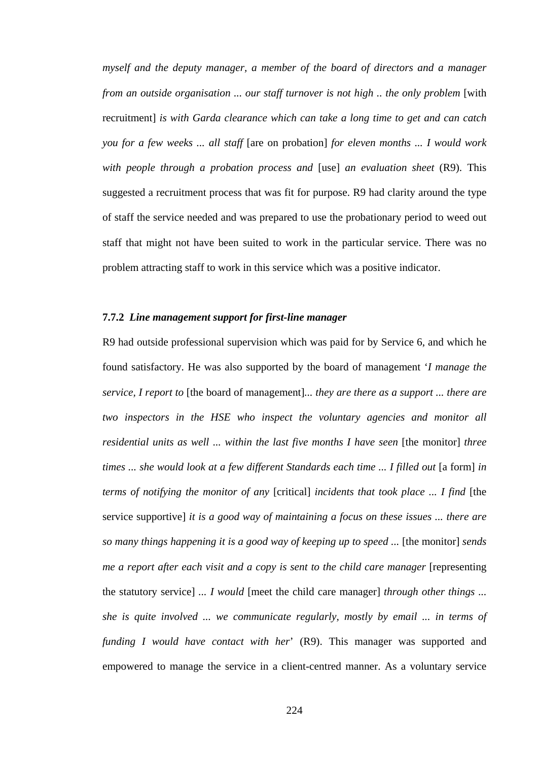*myself and the deputy manager, a member of the board of directors and a manager from an outside organisation ... our staff turnover is not high .. the only problem* [with recruitment] *is with Garda clearance which can take a long time to get and can catch you for a few weeks ... all staff* [are on probation] *for eleven months ... I would work with people through a probation process and* [use] *an evaluation sheet* (R9). This suggested a recruitment process that was fit for purpose. R9 had clarity around the type of staff the service needed and was prepared to use the probationary period to weed out staff that might not have been suited to work in the particular service. There was no problem attracting staff to work in this service which was a positive indicator.

### 7.7.2 *Line management support for first-line manager*

R9 had outside professional supervision which was paid for by Service 6, and which he found satisfactory. He was also supported by the board of management '*I manage the service, I report to* [the board of management]*... they are there as a support ... there are two inspectors in the HSE who inspect the voluntary agencies and monitor all residential units as well ... within the last five months I have seen* [the monitor] *three times ... she would look at a few different Standards each time ... I filled out* [a form] *in terms of notifying the monitor of any* [critical] *incidents that took place ... I find* [the service supportive] *it is a good way of maintaining a focus on these issues ... there are so many things happening it is a good way of keeping up to speed ...* [the monitor] *sends me a report after each visit and a copy is sent to the child care manager* [representing the statutory service] *... I would* [meet the child care manager] *through other things ... she is quite involved ... we communicate regularly, mostly by email ... in terms of funding I would have contact with her*' (R9). This manager was supported and empowered to manage the service in a client-centred manner. As a voluntary service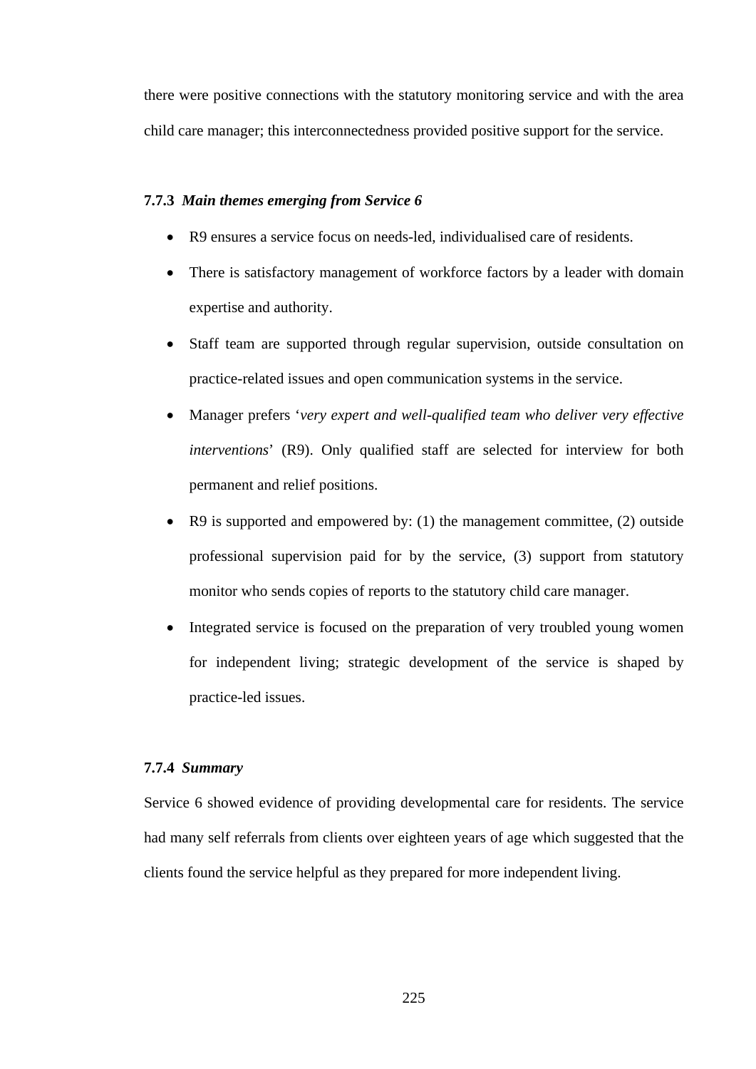there were positive connections with the statutory monitoring service and with the area child care manager; this interconnectedness provided positive support for the service.

### 7.7.3 *Main themes emerging from Service 6*

- R9 ensures a service focus on needs-led, individualised care of residents.
- There is satisfactory management of workforce factors by a leader with domain expertise and authority.
- Staff team are supported through regular supervision, outside consultation on practice-related issues and open communication systems in the service.
- Manager prefers '*very expert and well-qualified team who deliver very effective interventions*' (R9). Only qualified staff are selected for interview for both permanent and relief positions.
- R9 is supported and empowered by: (1) the management committee, (2) outside professional supervision paid for by the service, (3) support from statutory monitor who sends copies of reports to the statutory child care manager.
- Integrated service is focused on the preparation of very troubled young women for independent living; strategic development of the service is shaped by practice-led issues.

### 7.7.4 *Summary*

Service 6 showed evidence of providing developmental care for residents. The service had many self referrals from clients over eighteen years of age which suggested that the clients found the service helpful as they prepared for more independent living.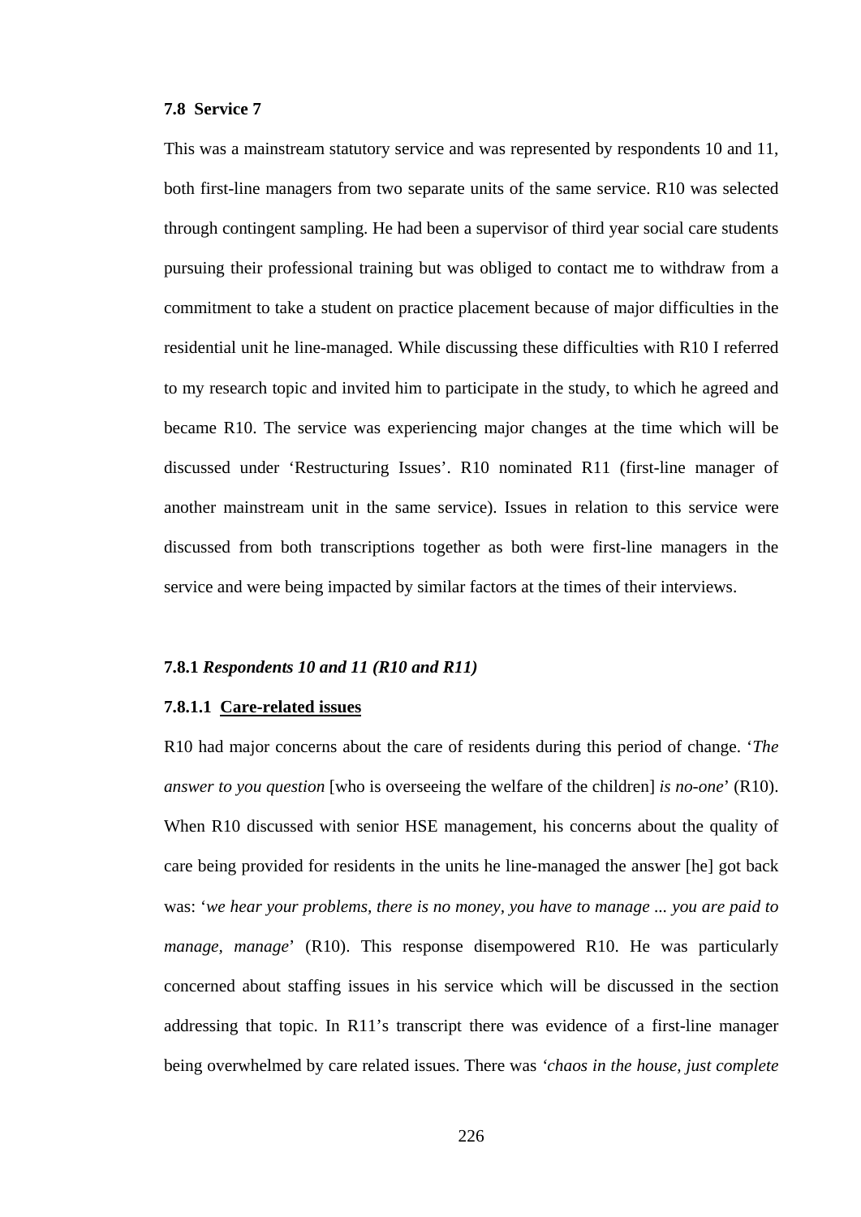### 7.8 Service 7

This was a mainstream statutory service and was represented by respondents 10 and 11, both first-line managers from two separate units of the same service. R10 was selected through contingent sampling. He had been a supervisor of third year social care students pursuing their professional training but was obliged to contact me to withdraw from a commitment to take a student on practice placement because of major difficulties in the residential unit he line-managed. While discussing these difficulties with R10 I referred to my research topic and invited him to participate in the study, to which he agreed and became R10. The service was experiencing major changes at the time which will be discussed under 'Restructuring Issues'. R10 nominated R11 (first-line manager of another mainstream unit in the same service). Issues in relation to this service were discussed from both transcriptions together as both were first-line managers in the service and were being impacted by similar factors at the times of their interviews.

#### 7.8.1 *Respondents 10 and 11 (R10 and R11)*

##### 7.8.1.1 <u>Care-related issues</u>

R10 had major concerns about the care of residents during this period of change. '*The answer to you question* [who is overseeing the welfare of the children] *is no-one*' (R10). When R10 discussed with senior HSE management, his concerns about the quality of care being provided for residents in the units he line-managed the answer [he] got back was: '*we hear your problems, there is no money, you have to manage ... you are paid to manage, manage*' (R10). This response disempowered R10. He was particularly concerned about staffing issues in his service which will be discussed in the section addressing that topic. In R11's transcript there was evidence of a first-line manager being overwhelmed by care related issues. There was *'chaos in the house, just complete*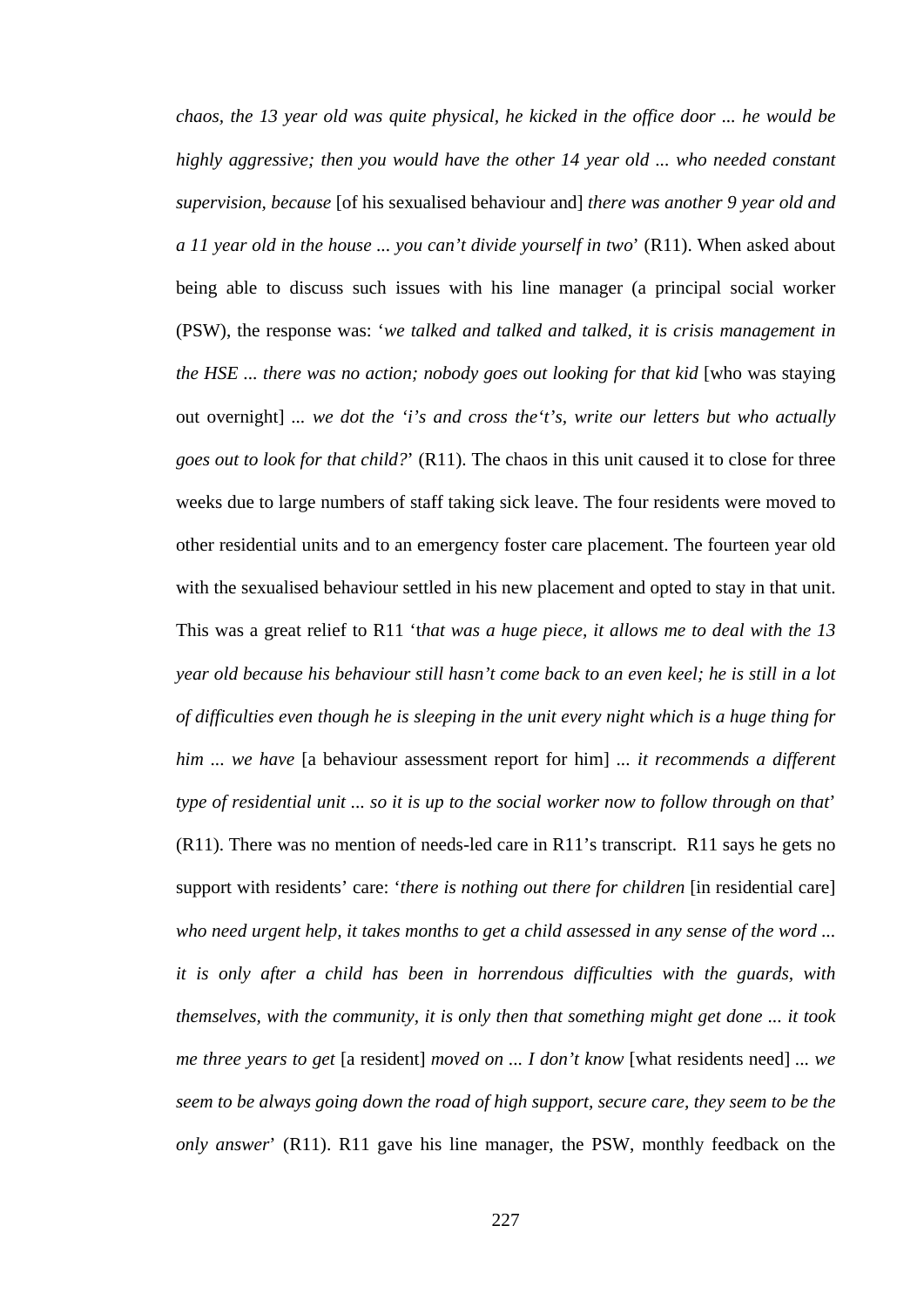*chaos, the 13 year old was quite physical, he kicked in the office door ... he would be highly aggressive; then you would have the other 14 year old ... who needed constant supervision, because* [of his sexualised behaviour and] *there was another 9 year old and a 11 year old in the house ... you can't divide yourself in two*' (R11). When asked about being able to discuss such issues with his line manager (a principal social worker (PSW), the response was: '*we talked and talked and talked, it is crisis management in the HSE ... there was no action; nobody goes out looking for that kid* [who was staying out overnight] ... *we dot the 'i's and cross the't's, write our letters but who actually goes out to look for that child?*' (R11). The chaos in this unit caused it to close for three weeks due to large numbers of staff taking sick leave. The four residents were moved to other residential units and to an emergency foster care placement. The fourteen year old with the sexualised behaviour settled in his new placement and opted to stay in that unit. This was a great relief to R11 '*that was a huge piece, it allows me to deal with the 13 year old because his behaviour still hasn't come back to an even keel; he is still in a lot of difficulties even though he is sleeping in the unit every night which is a huge thing for him ... we have* [a behaviour assessment report for him] ... *it recommends a different type of residential unit ... so it is up to the social worker now to follow through on that*' (R11). There was no mention of needs-led care in R11's transcript. R11 says he gets no support with residents' care: '*there is nothing out there for children* [in residential care] *who need urgent help, it takes months to get a child assessed in any sense of the word ... it is only after a child has been in horrendous difficulties with the guards, with themselves, with the community, it is only then that something might get done ... it took me three years to get* [a resident] *moved on ... I don't know* [what residents need] ... *we seem to be always going down the road of high support, secure care, they seem to be the only answer*' (R11). R11 gave his line manager, the PSW, monthly feedback on the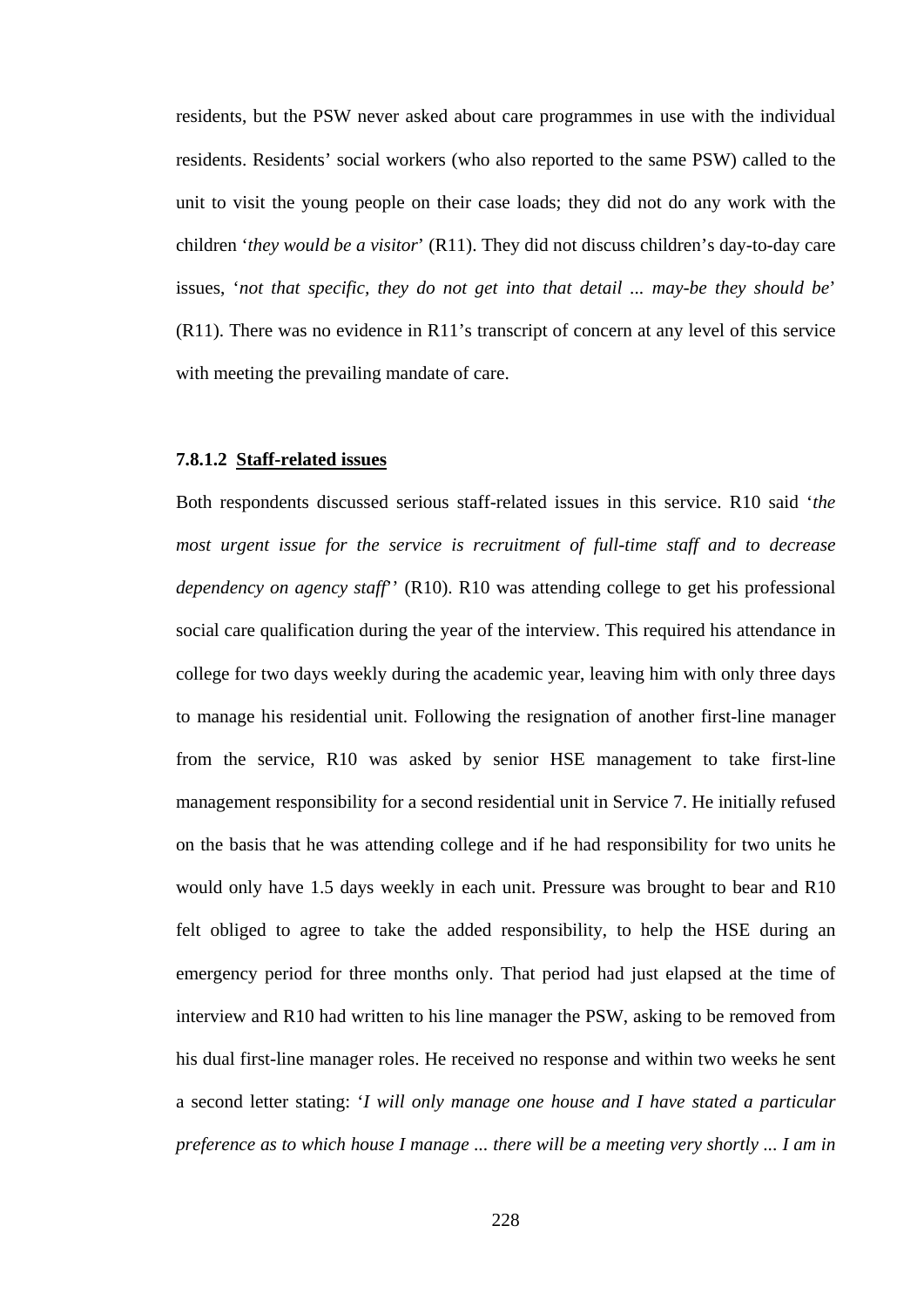residents, but the PSW never asked about care programmes in use with the individual residents. Residents' social workers (who also reported to the same PSW) called to the unit to visit the young people on their case loads; they did not do any work with the children '*they would be a visitor*' (R11). They did not discuss children's day-to-day care issues, '*not that specific, they do not get into that detail ... may-be they should be*' (R11). There was no evidence in R11's transcript of concern at any level of this service with meeting the prevailing mandate of care.

#### 7.8.1.2 Staff-related issues

Both respondents discussed serious staff-related issues in this service. R10 said '*the most urgent issue for the service is recruitment of full-time staff and to decrease dependency on agency staff*'' (R10). R10 was attending college to get his professional social care qualification during the year of the interview. This required his attendance in college for two days weekly during the academic year, leaving him with only three days to manage his residential unit. Following the resignation of another first-line manager from the service, R10 was asked by senior HSE management to take first-line management responsibility for a second residential unit in Service 7. He initially refused on the basis that he was attending college and if he had responsibility for two units he would only have 1.5 days weekly in each unit. Pressure was brought to bear and R10 felt obliged to agree to take the added responsibility, to help the HSE during an emergency period for three months only. That period had just elapsed at the time of interview and R10 had written to his line manager the PSW, asking to be removed from his dual first-line manager roles. He received no response and within two weeks he sent a second letter stating: '*I will only manage one house and I have stated a particular preference as to which house I manage ... there will be a meeting very shortly ... I am in*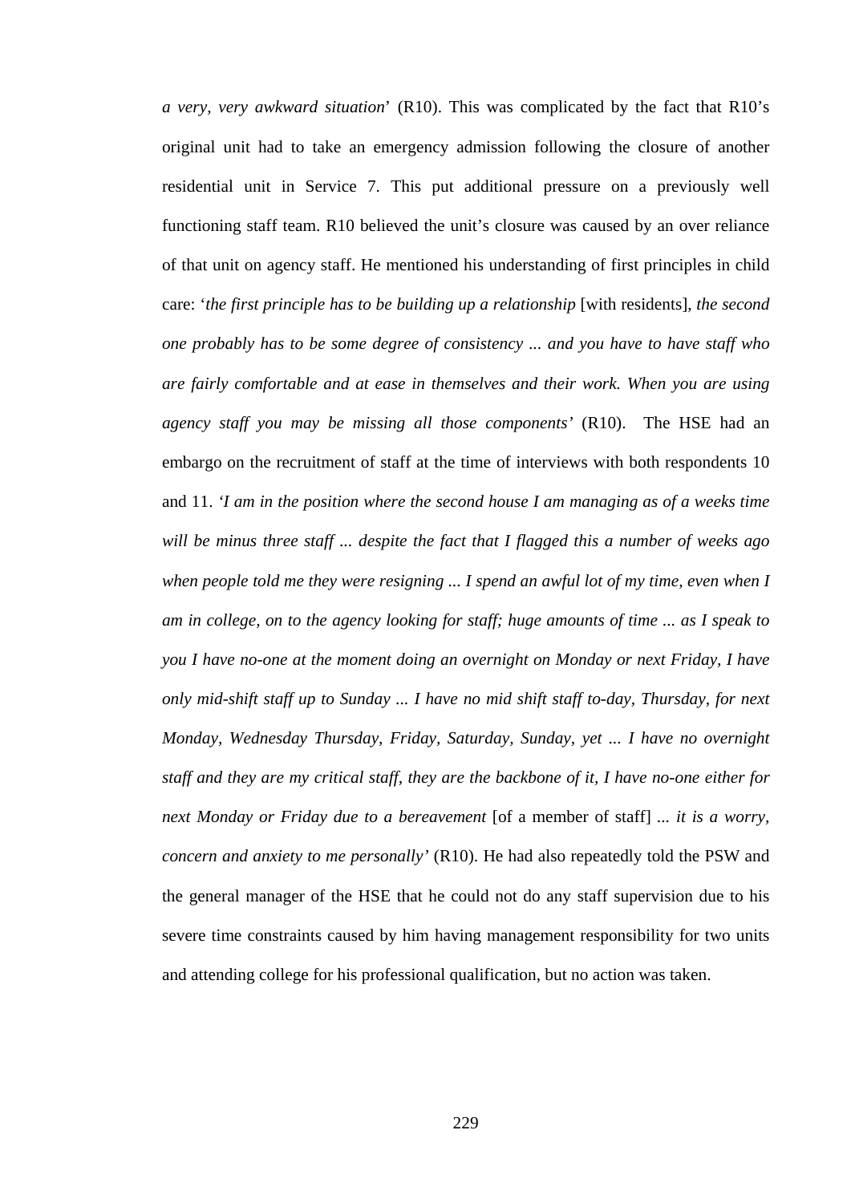*a very, very awkward situation*' (R10). This was complicated by the fact that R10's original unit had to take an emergency admission following the closure of another residential unit in Service 7. This put additional pressure on a previously well functioning staff team. R10 believed the unit's closure was caused by an over reliance of that unit on agency staff. He mentioned his understanding of first principles in child care: '*the first principle has to be building up a relationship* [with residents], *the second one probably has to be some degree of consistency ... and you have to have staff who are fairly comfortable and at ease in themselves and their work. When you are using agency staff you may be missing all those components'* (R10). The HSE had an embargo on the recruitment of staff at the time of interviews with both respondents 10 and 11. '*I am in the position where the second house I am managing as of a weeks time will be minus three staff ... despite the fact that I flagged this a number of weeks ago when people told me they were resigning ... I spend an awful lot of my time, even when I am in college, on to the agency looking for staff; huge amounts of time ... as I speak to you I have no-one at the moment doing an overnight on Monday or next Friday, I have only mid-shift staff up to Sunday ... I have no mid shift staff to-day, Thursday, for next Monday, Wednesday Thursday, Friday, Saturday, Sunday, yet ... I have no overnight staff and they are my critical staff, they are the backbone of it, I have no-one either for next Monday or Friday due to a bereavement* [of a member of staff] *... it is a worry, concern and anxiety to me personally'* (R10). He had also repeatedly told the PSW and the general manager of the HSE that he could not do any staff supervision due to his severe time constraints caused by him having management responsibility for two units and attending college for his professional qualification, but no action was taken.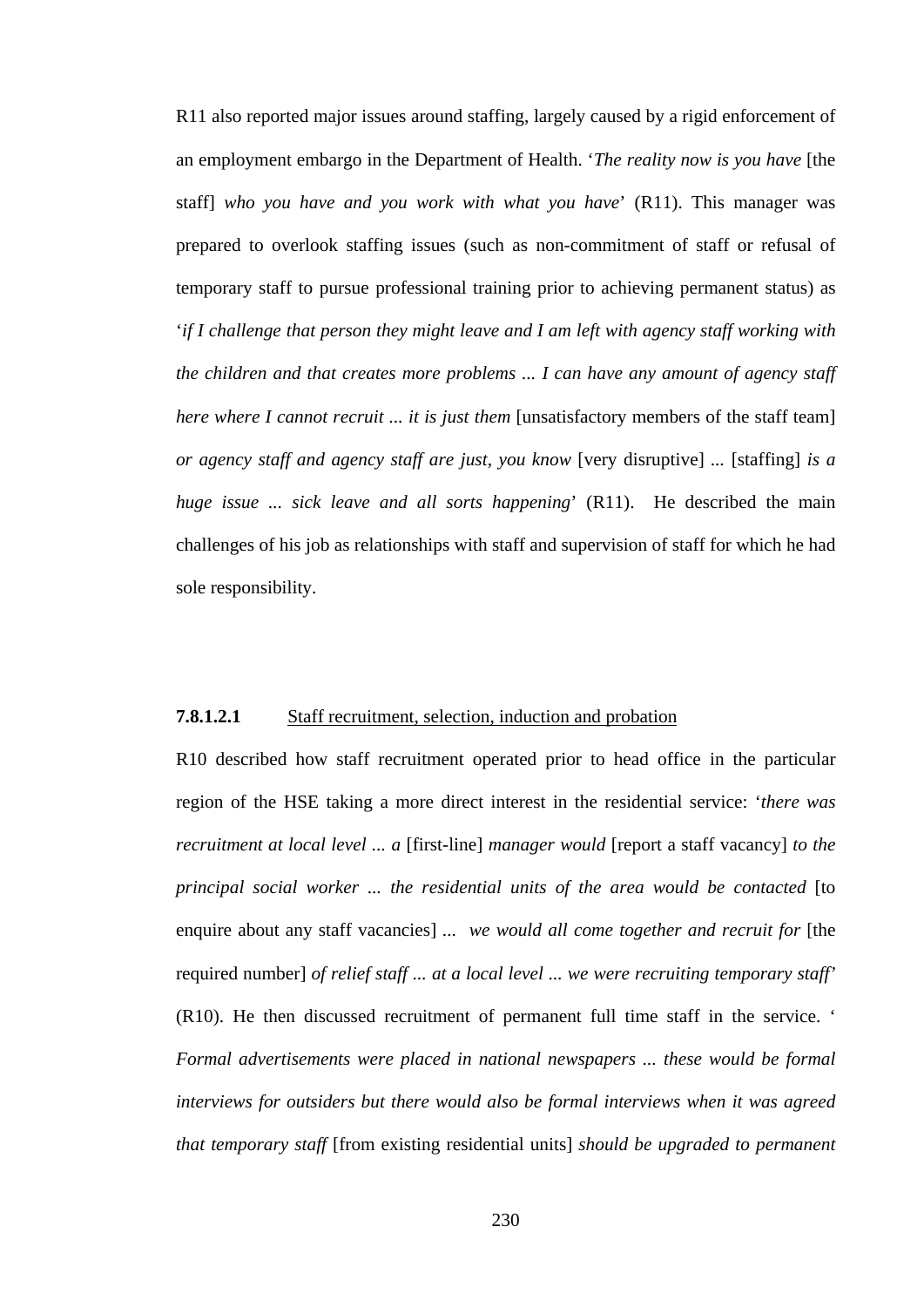R11 also reported major issues around staffing, largely caused by a rigid enforcement of an employment embargo in the Department of Health. '*The reality now is you have* [the staff] *who you have and you work with what you have*' (R11). This manager was prepared to overlook staffing issues (such as non-commitment of staff or refusal of temporary staff to pursue professional training prior to achieving permanent status) as '*if I challenge that person they might leave and I am left with agency staff working with the children and that creates more problems ... I can have any amount of agency staff here where I cannot recruit ... it is just them* [unsatisfactory members of the staff team] *or agency staff and agency staff are just, you know* [very disruptive] ... [staffing] *is a huge issue ... sick leave and all sorts happening*' (R11). He described the main challenges of his job as relationships with staff and supervision of staff for which he had sole responsibility.

#### **7.8.1.2.1** Staff recruitment, selection, induction and probation

R10 described how staff recruitment operated prior to head office in the particular region of the HSE taking a more direct interest in the residential service: '*there was recruitment at local level ... a* [first-line] *manager would* [report a staff vacancy] *to the principal social worker ... the residential units of the area would be contacted* [to enquire about any staff vacancies] ... *we would all come together and recruit for* [the required number] *of relief staff ... at a local level ... we were recruiting temporary staff*' (R10). He then discussed recruitment of permanent full time staff in the service. '*Formal advertisements were placed in national newspapers ... these would be formal interviews for outsiders but there would also be formal interviews when it was agreed that temporary staff* [from existing residential units] *should be upgraded to permanent*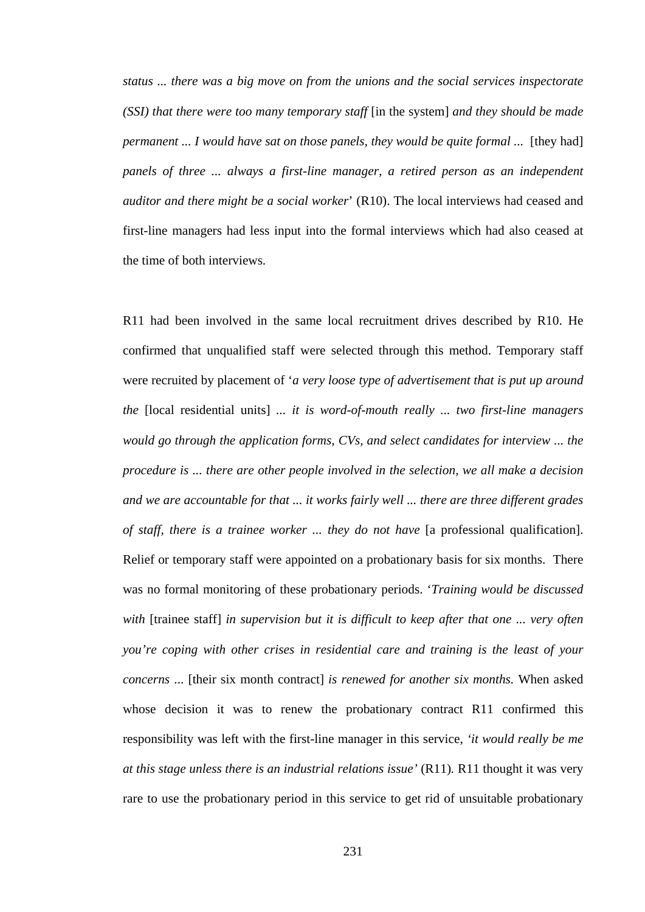*status ... there was a big move on from the unions and the social services inspectorate (SSI) that there were too many temporary staff* [in the system] *and they should be made permanent ... I would have sat on those panels, they would be quite formal ...* [they had] *panels of three ... always a first-line manager, a retired person as an independent auditor and there might be a social worker*' (R10). The local interviews had ceased and first-line managers had less input into the formal interviews which had also ceased at the time of both interviews.

R11 had been involved in the same local recruitment drives described by R10. He confirmed that unqualified staff were selected through this method. Temporary staff were recruited by placement of '*a very loose type of advertisement that is put up around the* [local residential units] *... it is word-of-mouth really ... two first-line managers would go through the application forms, CVs, and select candidates for interview ... the procedure is ... there are other people involved in the selection, we all make a decision and we are accountable for that ... it works fairly well ... there are three different grades of staff, there is a trainee worker ... they do not have* [a professional qualification]. Relief or temporary staff were appointed on a probationary basis for six months. There was no formal monitoring of these probationary periods. '*Training would be discussed with* [trainee staff] *in supervision but it is difficult to keep after that one ... very often you're coping with other crises in residential care and training is the least of your concerns ...* [their six month contract] *is renewed for another six months.* When asked whose decision it was to renew the probationary contract R11 confirmed this responsibility was left with the first-line manager in this service, *'it would really be me at this stage unless there is an industrial relations issue'* (R11). R11 thought it was very rare to use the probationary period in this service to get rid of unsuitable probationary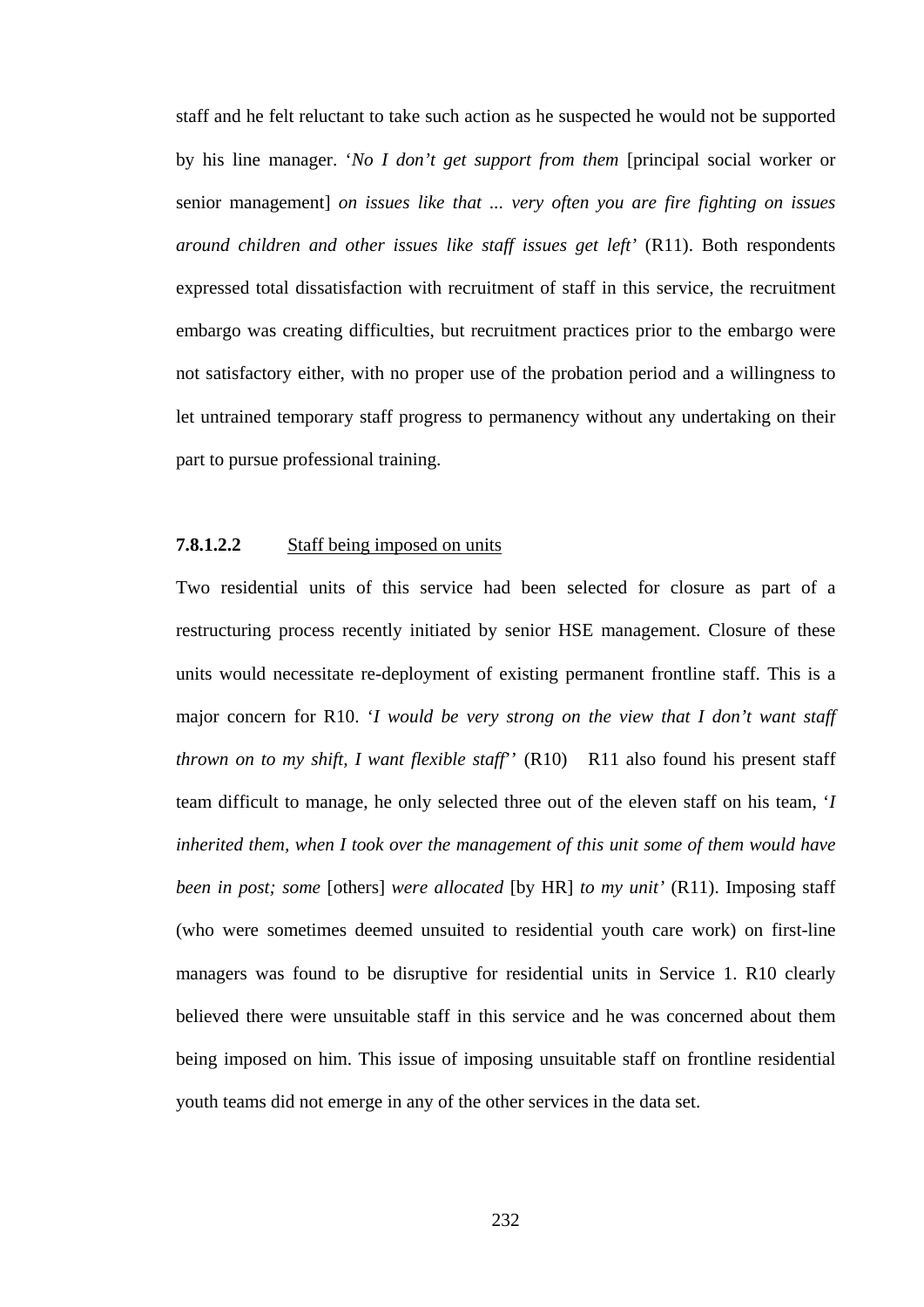staff and he felt reluctant to take such action as he suspected he would not be supported by his line manager. '*No I don't get support from them* [principal social worker or senior management] *on issues like that ... very often you are fire fighting on issues around children and other issues like staff issues get left'* (R11). Both respondents expressed total dissatisfaction with recruitment of staff in this service, the recruitment embargo was creating difficulties, but recruitment practices prior to the embargo were not satisfactory either, with no proper use of the probation period and a willingness to let untrained temporary staff progress to permanency without any undertaking on their part to pursue professional training.

#### **7.8.1.2.2** Staff being imposed on units

Two residential units of this service had been selected for closure as part of a restructuring process recently initiated by senior HSE management. Closure of these units would necessitate re-deployment of existing permanent frontline staff. This is a major concern for R10. '*I would be very strong on the view that I don't want staff thrown on to my shift, I want flexible staff*'' (R10) R11 also found his present staff team difficult to manage, he only selected three out of the eleven staff on his team, '*I inherited them, when I took over the management of this unit some of them would have been in post; some* [others] *were allocated* [by HR] *to my unit'* (R11). Imposing staff (who were sometimes deemed unsuited to residential youth care work) on first-line managers was found to be disruptive for residential units in Service 1. R10 clearly believed there were unsuitable staff in this service and he was concerned about them being imposed on him. This issue of imposing unsuitable staff on frontline residential youth teams did not emerge in any of the other services in the data set.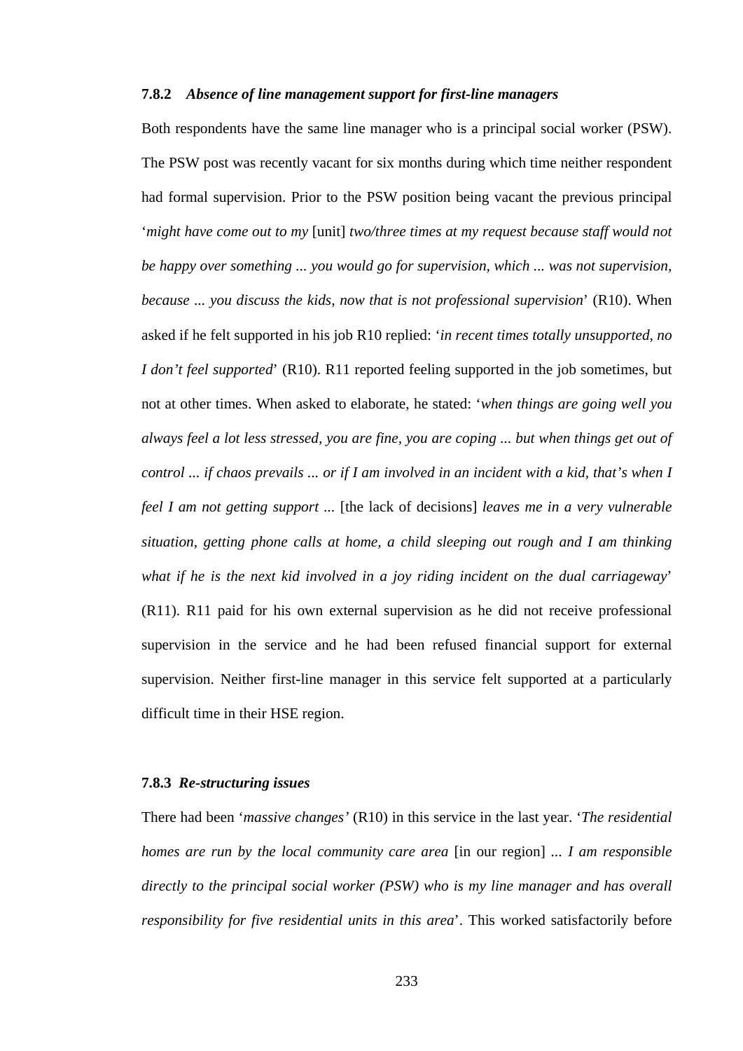#### 7.8.2 *Absence of line management support for first-line managers*

Both respondents have the same line manager who is a principal social worker (PSW). The PSW post was recently vacant for six months during which time neither respondent had formal supervision. Prior to the PSW position being vacant the previous principal '*might have come out to my* [unit] *two/three times at my request because staff would not be happy over something ... you would go for supervision, which ... was not supervision, because ... you discuss the kids, now that is not professional supervision*' (R10). When asked if he felt supported in his job R10 replied: '*in recent times totally unsupported, no I don't feel supported*' (R10). R11 reported feeling supported in the job sometimes, but not at other times. When asked to elaborate, he stated: '*when things are going well you always feel a lot less stressed, you are fine, you are coping ... but when things get out of control ... if chaos prevails ... or if I am involved in an incident with a kid, that's when I feel I am not getting support* ... [the lack of decisions] *leaves me in a very vulnerable situation, getting phone calls at home, a child sleeping out rough and I am thinking what if he is the next kid involved in a joy riding incident on the dual carriageway*' (R11). R11 paid for his own external supervision as he did not receive professional supervision in the service and he had been refused financial support for external supervision. Neither first-line manager in this service felt supported at a particularly difficult time in their HSE region.

#### 7.8.3 *Re-structuring issues*

There had been '*massive changes'* (R10) in this service in the last year. '*The residential homes are run by the local community care area* [in our region] ... *I am responsible directly to the principal social worker (PSW) who is my line manager and has overall responsibility for five residential units in this area*'. This worked satisfactorily before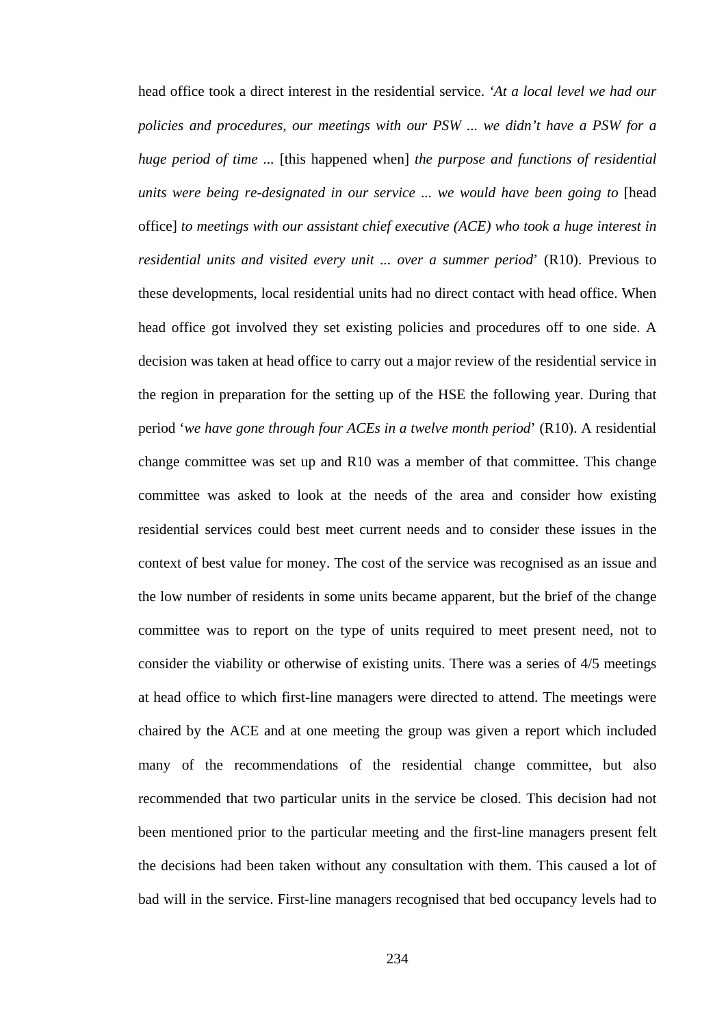head office took a direct interest in the residential service. '*At a local level we had our policies and procedures, our meetings with our PSW ... we didn't have a PSW for a huge period of time ...* [this happened when] *the purpose and functions of residential units were being re-designated in our service ... we would have been going to* [head office] *to meetings with our assistant chief executive (ACE) who took a huge interest in residential units and visited every unit ... over a summer period*' (R10). Previous to these developments, local residential units had no direct contact with head office. When head office got involved they set existing policies and procedures off to one side. A decision was taken at head office to carry out a major review of the residential service in the region in preparation for the setting up of the HSE the following year. During that period '*we have gone through four ACEs in a twelve month period*' (R10). A residential change committee was set up and R10 was a member of that committee. This change committee was asked to look at the needs of the area and consider how existing residential services could best meet current needs and to consider these issues in the context of best value for money. The cost of the service was recognised as an issue and the low number of residents in some units became apparent, but the brief of the change committee was to report on the type of units required to meet present need, not to consider the viability or otherwise of existing units. There was a series of 4/5 meetings at head office to which first-line managers were directed to attend. The meetings were chaired by the ACE and at one meeting the group was given a report which included many of the recommendations of the residential change committee, but also recommended that two particular units in the service be closed. This decision had not been mentioned prior to the particular meeting and the first-line managers present felt the decisions had been taken without any consultation with them. This caused a lot of bad will in the service. First-line managers recognised that bed occupancy levels had to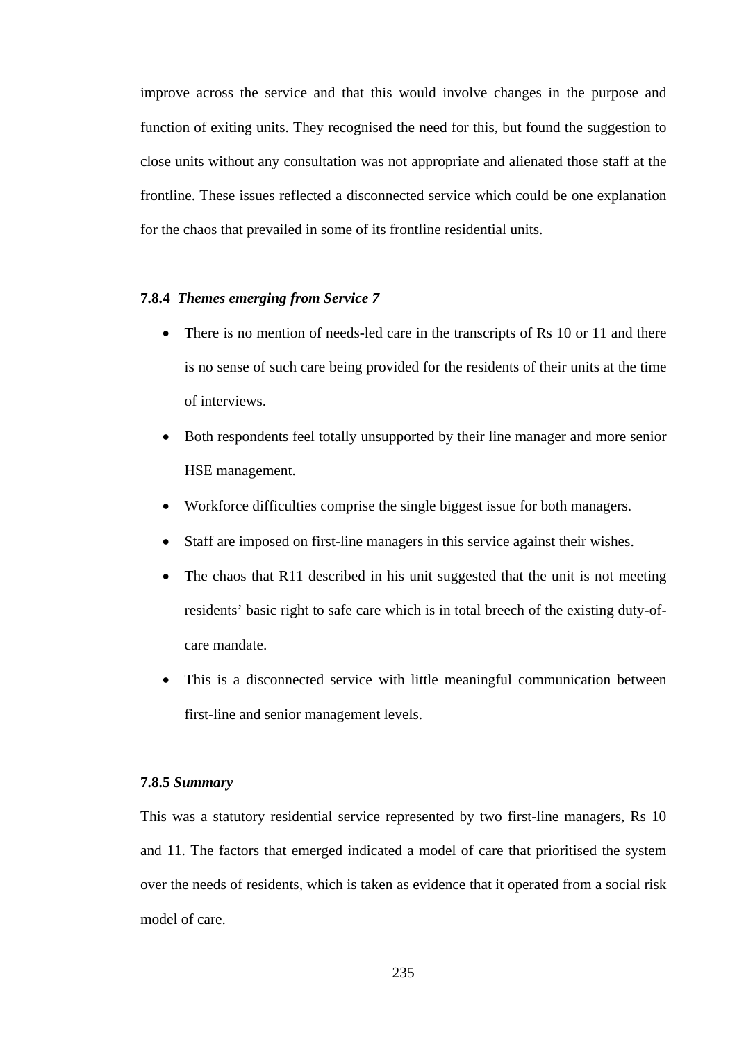improve across the service and that this would involve changes in the purpose and function of exiting units. They recognised the need for this, but found the suggestion to close units without any consultation was not appropriate and alienated those staff at the frontline. These issues reflected a disconnected service which could be one explanation for the chaos that prevailed in some of its frontline residential units.

#### 7.8.4 *Themes emerging from Service 7*

- There is no mention of needs-led care in the transcripts of Rs 10 or 11 and there is no sense of such care being provided for the residents of their units at the time of interviews.
- Both respondents feel totally unsupported by their line manager and more senior HSE management.
- Workforce difficulties comprise the single biggest issue for both managers.
- Staff are imposed on first-line managers in this service against their wishes.
- The chaos that R11 described in his unit suggested that the unit is not meeting residents' basic right to safe care which is in total breech of the existing duty-of-care mandate.
- This is a disconnected service with little meaningful communication between first-line and senior management levels.

#### 7.8.5 *Summary*

This was a statutory residential service represented by two first-line managers, Rs 10 and 11. The factors that emerged indicated a model of care that prioritised the system over the needs of residents, which is taken as evidence that it operated from a social risk model of care.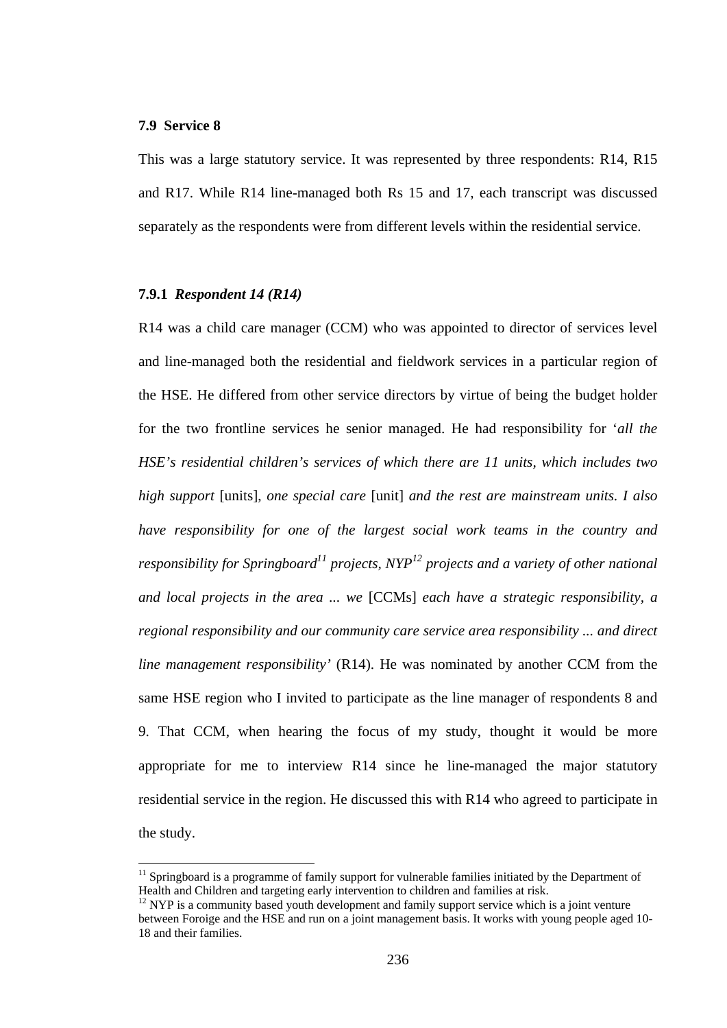### 7.9 Service 8

This was a large statutory service. It was represented by three respondents: R14, R15 and R17. While R14 line-managed both Rs 15 and 17, each transcript was discussed separately as the respondents were from different levels within the residential service.

#### 7.9.1 *Respondent 14 (R14)*

R14 was a child care manager (CCM) who was appointed to director of services level and line-managed both the residential and fieldwork services in a particular region of the HSE. He differed from other service directors by virtue of being the budget holder for the two frontline services he senior managed. He had responsibility for '*all the HSE's residential children's services of which there are 11 units, which includes two high support* [units], *one special care* [unit] *and the rest are mainstream units. I also have responsibility for one of the largest social work teams in the country and responsibility for Springboard*[11] *projects, NYP*[12] *projects and a variety of other national and local projects in the area ... we* [CCMs] *each have a strategic responsibility, a regional responsibility and our community care service area responsibility ... and direct line management responsibility*' (R14). He was nominated by another CCM from the same HSE region who I invited to participate as the line manager of respondents 8 and 9. That CCM, when hearing the focus of my study, thought it would be more appropriate for me to interview R14 since he line-managed the major statutory residential service in the region. He discussed this with R14 who agreed to participate in the study.

---

[11] Springboard is a programme of family support for vulnerable families initiated by the Department of Health and Children and targeting early intervention to children and families at risk.

[12] NYP is a community based youth development and family support service which is a joint venture between Foroige and the HSE and run on a joint management basis. It works with young people aged 10-18 and their families.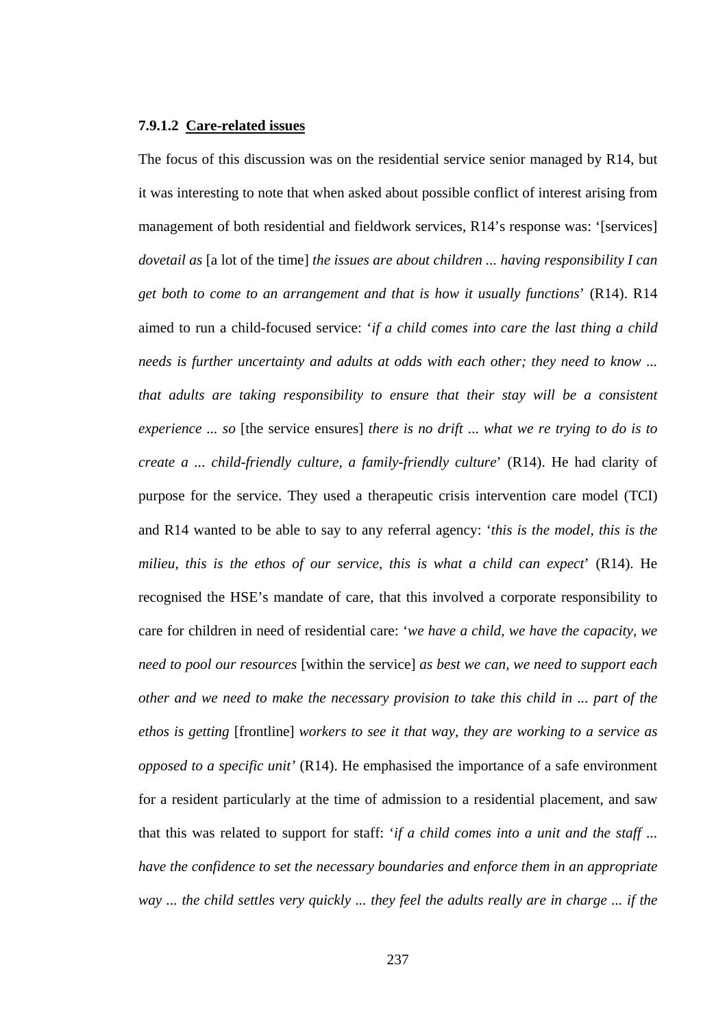#### 7.9.1.2 Care-related issues

The focus of this discussion was on the residential service senior managed by R14, but it was interesting to note that when asked about possible conflict of interest arising from management of both residential and fieldwork services, R14's response was: '[services] *dovetail as* [a lot of the time] *the issues are about children ... having responsibility I can get both to come to an arrangement and that is how it usually functions*' (R14). R14 aimed to run a child-focused service: '*if a child comes into care the last thing a child needs is further uncertainty and adults at odds with each other; they need to know ... that adults are taking responsibility to ensure that their stay will be a consistent experience ... so* [the service ensures] *there is no drift ... what we re trying to do is to create a ... child-friendly culture, a family-friendly culture*' (R14). He had clarity of purpose for the service. They used a therapeutic crisis intervention care model (TCI) and R14 wanted to be able to say to any referral agency: '*this is the model, this is the milieu, this is the ethos of our service, this is what a child can expect*' (R14). He recognised the HSE's mandate of care, that this involved a corporate responsibility to care for children in need of residential care: '*we have a child, we have the capacity, we need to pool our resources* [within the service] *as best we can, we need to support each other and we need to make the necessary provision to take this child in ... part of the ethos is getting* [frontline] *workers to see it that way, they are working to a service as opposed to a specific unit'* (R14). He emphasised the importance of a safe environment for a resident particularly at the time of admission to a residential placement, and saw that this was related to support for staff: '*if a child comes into a unit and the staff ... have the confidence to set the necessary boundaries and enforce them in an appropriate way ... the child settles very quickly ... they feel the adults really are in charge ... if the*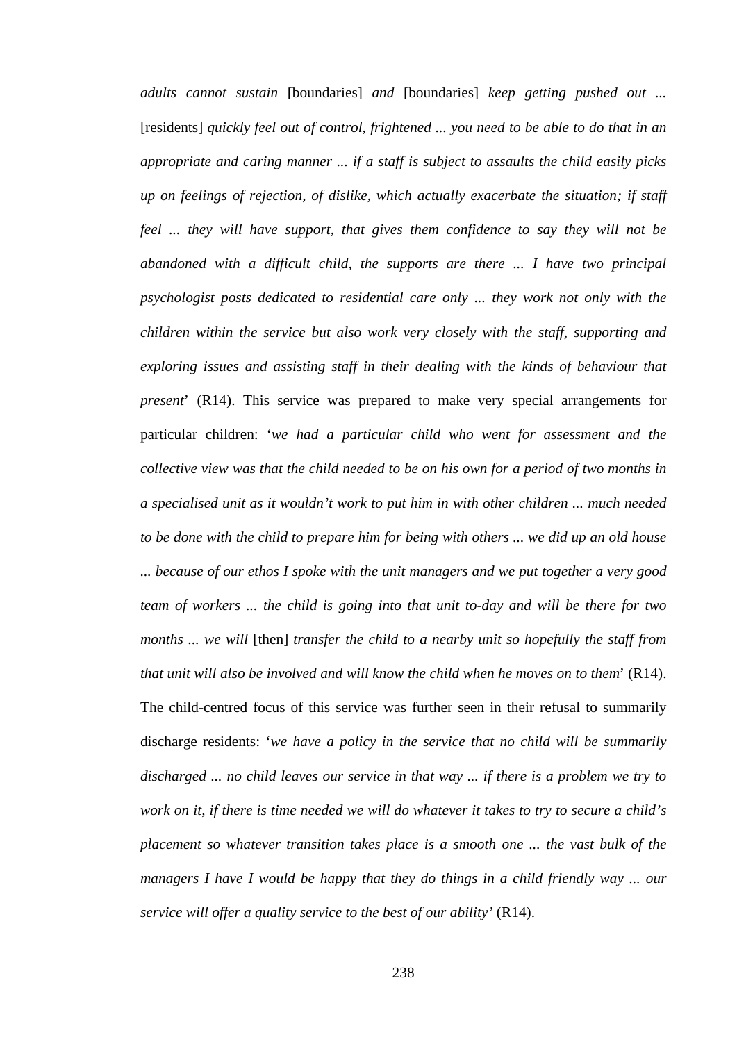*adults cannot sustain* [boundaries] *and* [boundaries] *keep getting pushed out ...* [residents] *quickly feel out of control, frightened ... you need to be able to do that in an appropriate and caring manner ... if a staff is subject to assaults the child easily picks up on feelings of rejection, of dislike, which actually exacerbate the situation; if staff feel ... they will have support, that gives them confidence to say they will not be abandoned with a difficult child, the supports are there ... I have two principal psychologist posts dedicated to residential care only ... they work not only with the children within the service but also work very closely with the staff, supporting and exploring issues and assisting staff in their dealing with the kinds of behaviour that present*' (R14). This service was prepared to make very special arrangements for particular children: '*we had a particular child who went for assessment and the collective view was that the child needed to be on his own for a period of two months in a specialised unit as it wouldn't work to put him in with other children ... much needed to be done with the child to prepare him for being with others ... we did up an old house ... because of our ethos I spoke with the unit managers and we put together a very good team of workers ... the child is going into that unit to-day and will be there for two months ... we will* [then] *transfer the child to a nearby unit so hopefully the staff from that unit will also be involved and will know the child when he moves on to them*' (R14). The child-centred focus of this service was further seen in their refusal to summarily discharge residents: '*we have a policy in the service that no child will be summarily discharged ... no child leaves our service in that way ... if there is a problem we try to work on it, if there is time needed we will do whatever it takes to try to secure a child's placement so whatever transition takes place is a smooth one ... the vast bulk of the managers I have I would be happy that they do things in a child friendly way ... our service will offer a quality service to the best of our ability'* (R14).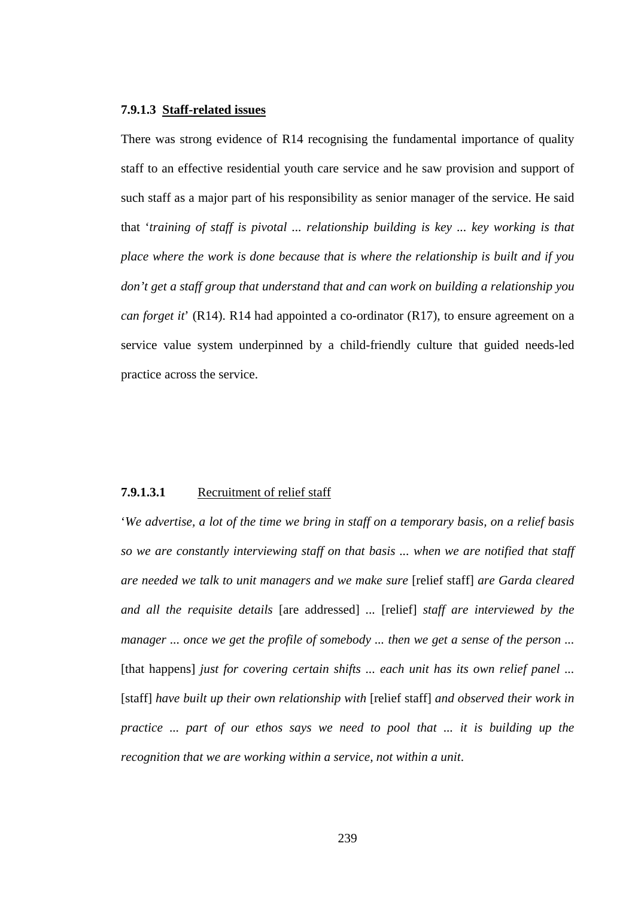#### 7.9.1.3 Staff-related issues

There was strong evidence of R14 recognising the fundamental importance of quality staff to an effective residential youth care service and he saw provision and support of such staff as a major part of his responsibility as senior manager of the service. He said that '*training of staff is pivotal ... relationship building is key ... key working is that place where the work is done because that is where the relationship is built and if you don't get a staff group that understand that and can work on building a relationship you can forget it*' (R14). R14 had appointed a co-ordinator (R17), to ensure agreement on a service value system underpinned by a child-friendly culture that guided needs-led practice across the service.

##### 7.9.1.3.1 Recruitment of relief staff

'*We advertise, a lot of the time we bring in staff on a temporary basis, on a relief basis so we are constantly interviewing staff on that basis ... when we are notified that staff are needed we talk to unit managers and we make sure* [relief staff] *are Garda cleared and all the requisite details* [are addressed] ... [relief] *staff are interviewed by the manager ... once we get the profile of somebody ... then we get a sense of the person ...* [that happens] *just for covering certain shifts ... each unit has its own relief panel ...* [staff] *have built up their own relationship with* [relief staff] *and observed their work in practice ... part of our ethos says we need to pool that ... it is building up the recognition that we are working within a service, not within a unit*.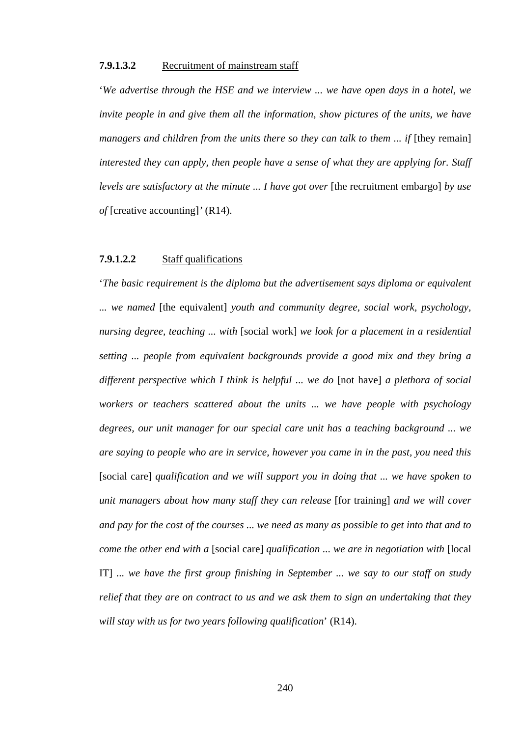#### 7.9.1.3.2 Recruitment of mainstream staff

'*We advertise through the HSE and we interview ... we have open days in a hotel, we invite people in and give them all the information, show pictures of the units, we have managers and children from the units there so they can talk to them ... if* [they remain] *interested they can apply, then people have a sense of what they are applying for. Staff levels are satisfactory at the minute ... I have got over* [the recruitment embargo] *by use of* [creative accounting]' (R14).

#### 7.9.1.2.2 Staff qualifications

'*The basic requirement is the diploma but the advertisement says diploma or equivalent ... we named* [the equivalent] *youth and community degree, social work, psychology, nursing degree, teaching ... with* [social work] *we look for a placement in a residential setting ... people from equivalent backgrounds provide a good mix and they bring a different perspective which I think is helpful ... we do* [not have] *a plethora of social workers or teachers scattered about the units ... we have people with psychology degrees, our unit manager for our special care unit has a teaching background ... we are saying to people who are in service, however you came in in the past, you need this* [social care] *qualification and we will support you in doing that ... we have spoken to unit managers about how many staff they can release* [for training] *and we will cover and pay for the cost of the courses ... we need as many as possible to get into that and to come the other end with a* [social care] *qualification ... we are in negotiation with* [local IT] *... we have the first group finishing in September ... we say to our staff on study relief that they are on contract to us and we ask them to sign an undertaking that they will stay with us for two years following qualification*' (R14).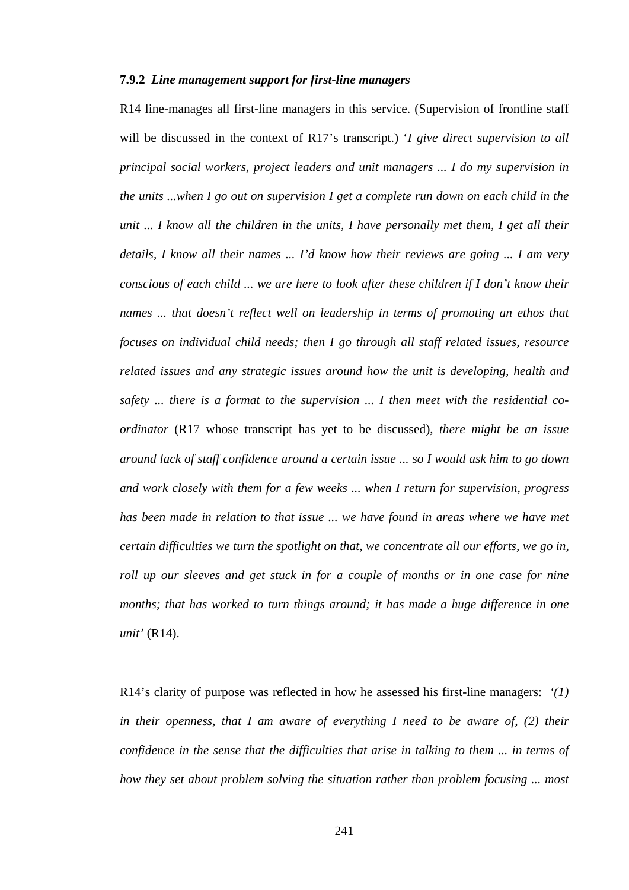### 7.9.2 *Line management support for first-line managers*

R14 line-manages all first-line managers in this service. (Supervision of frontline staff will be discussed in the context of R17's transcript.) '*I give direct supervision to all principal social workers, project leaders and unit managers ... I do my supervision in the units ...when I go out on supervision I get a complete run down on each child in the unit ... I know all the children in the units, I have personally met them, I get all their details, I know all their names ... I'd know how their reviews are going ... I am very conscious of each child ... we are here to look after these children if I don't know their names ... that doesn't reflect well on leadership in terms of promoting an ethos that focuses on individual child needs; then I go through all staff related issues, resource related issues and any strategic issues around how the unit is developing, health and safety ... there is a format to the supervision ... I then meet with the residential co-ordinator* (R17 whose transcript has yet to be discussed), *there might be an issue around lack of staff confidence around a certain issue ... so I would ask him to go down and work closely with them for a few weeks ... when I return for supervision, progress has been made in relation to that issue ... we have found in areas where we have met certain difficulties we turn the spotlight on that, we concentrate all our efforts, we go in, roll up our sleeves and get stuck in for a couple of months or in one case for nine months; that has worked to turn things around; it has made a huge difference in one unit'* (R14).

R14's clarity of purpose was reflected in how he assessed his first-line managers: *'(1) in their openness, that I am aware of everything I need to be aware of, (2) their confidence in the sense that the difficulties that arise in talking to them ... in terms of how they set about problem solving the situation rather than problem focusing ... most*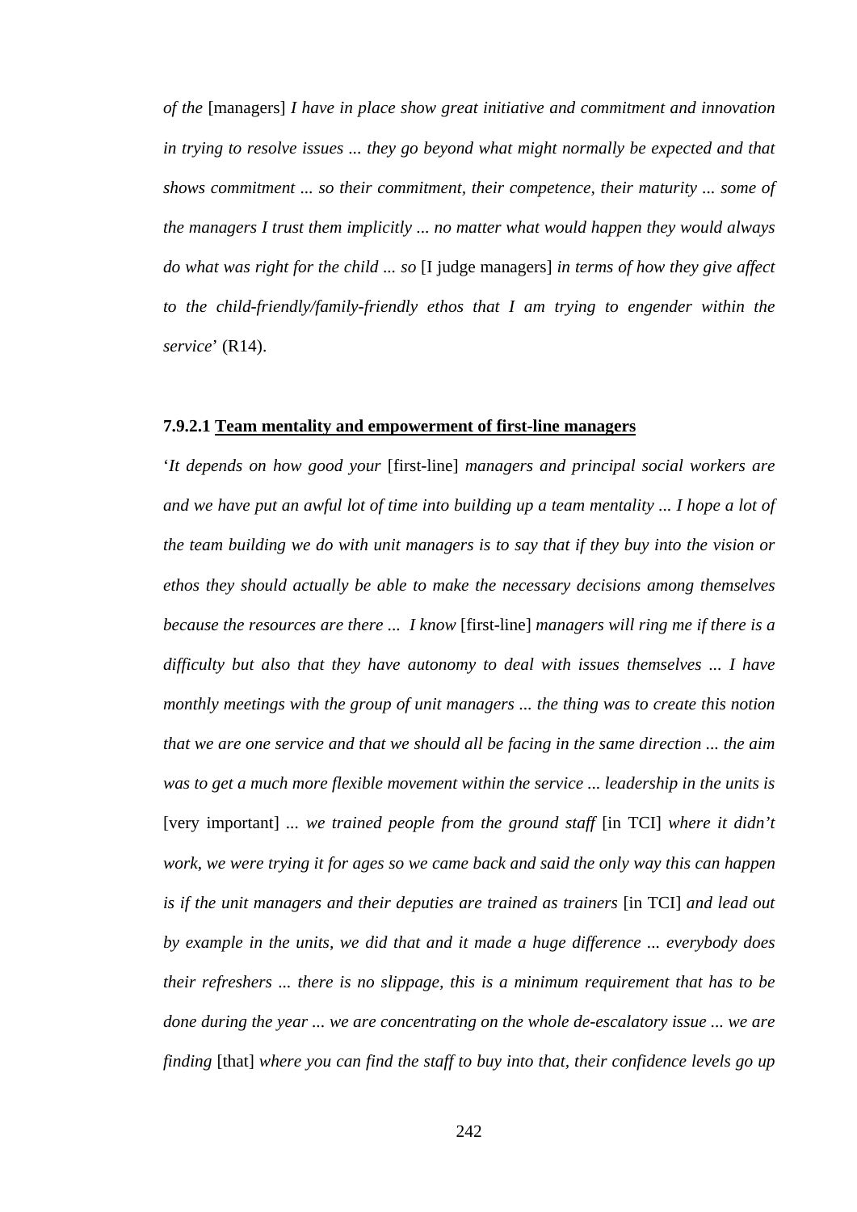*of the* [managers] *I have in place show great initiative and commitment and innovation in trying to resolve issues ... they go beyond what might normally be expected and that shows commitment ... so their commitment, their competence, their maturity ... some of the managers I trust them implicitly ... no matter what would happen they would always do what was right for the child ... so* [I judge managers] *in terms of how they give affect to the child-friendly/family-friendly ethos that I am trying to engender within the service*' (R14).

#### 7.9.2.1 Team mentality and empowerment of first-line managers

'*It depends on how good your* [first-line] *managers and principal social workers are and we have put an awful lot of time into building up a team mentality ... I hope a lot of the team building we do with unit managers is to say that if they buy into the vision or ethos they should actually be able to make the necessary decisions among themselves because the resources are there ... I know* [first-line] *managers will ring me if there is a difficulty but also that they have autonomy to deal with issues themselves ... I have monthly meetings with the group of unit managers ... the thing was to create this notion that we are one service and that we should all be facing in the same direction ... the aim was to get a much more flexible movement within the service ... leadership in the units is* [very important] *... we trained people from the ground staff* [in TCI] *where it didn't work, we were trying it for ages so we came back and said the only way this can happen is if the unit managers and their deputies are trained as trainers* [in TCI] *and lead out by example in the units, we did that and it made a huge difference ... everybody does their refreshers ... there is no slippage, this is a minimum requirement that has to be done during the year ... we are concentrating on the whole de-escalatory issue ... we are finding* [that] *where you can find the staff to buy into that, their confidence levels go up*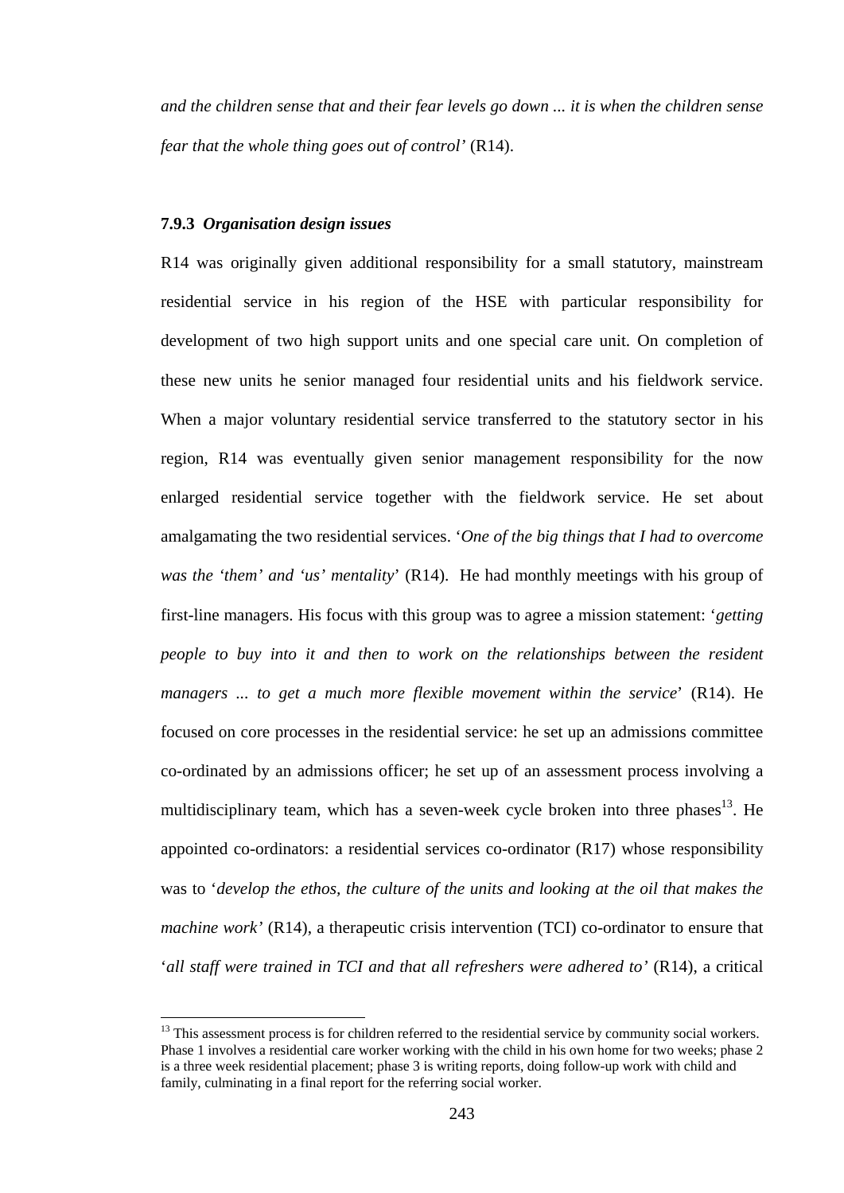*and the children sense that and their fear levels go down ... it is when the children sense fear that the whole thing goes out of control'* (R14).

#### 7.9.3 *Organisation design issues*

R14 was originally given additional responsibility for a small statutory, mainstream residential service in his region of the HSE with particular responsibility for development of two high support units and one special care unit. On completion of these new units he senior managed four residential units and his fieldwork service. When a major voluntary residential service transferred to the statutory sector in his region, R14 was eventually given senior management responsibility for the now enlarged residential service together with the fieldwork service. He set about amalgamating the two residential services. '*One of the big things that I had to overcome was the 'them' and 'us' mentality*' (R14). He had monthly meetings with his group of first-line managers. His focus with this group was to agree a mission statement: '*getting people to buy into it and then to work on the relationships between the resident managers ... to get a much more flexible movement within the service*' (R14). He focused on core processes in the residential service: he set up an admissions committee co-ordinated by an admissions officer; he set up of an assessment process involving a multidisciplinary team, which has a seven-week cycle broken into three phases[13]. He appointed co-ordinators: a residential services co-ordinator (R17) whose responsibility was to '*develop the ethos, the culture of the units and looking at the oil that makes the machine work'* (R14), a therapeutic crisis intervention (TCI) co-ordinator to ensure that '*all staff were trained in TCI and that all refreshers were adhered to'* (R14), a critical

[13] This assessment process is for children referred to the residential service by community social workers. Phase 1 involves a residential care worker working with the child in his own home for two weeks; phase 2 is a three week residential placement; phase 3 is writing reports, doing follow-up work with child and family, culminating in a final report for the referring social worker.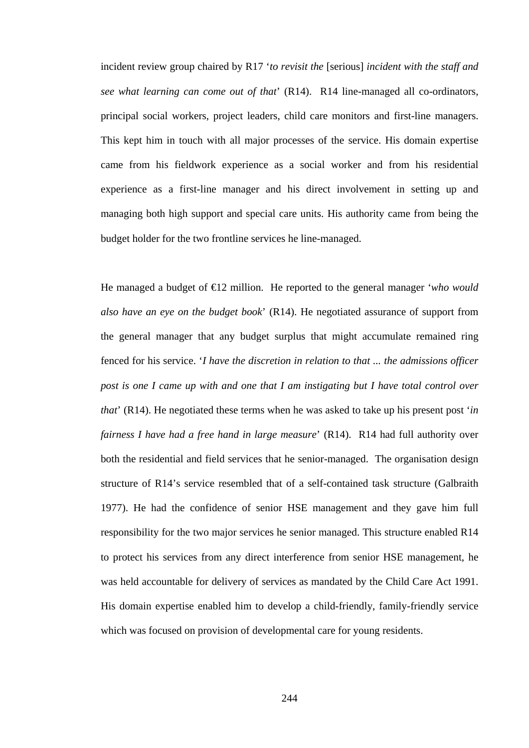incident review group chaired by R17 '*to revisit the* [serious] *incident with the staff and see what learning can come out of that*' (R14). R14 line-managed all co-ordinators, principal social workers, project leaders, child care monitors and first-line managers. This kept him in touch with all major processes of the service. His domain expertise came from his fieldwork experience as a social worker and from his residential experience as a first-line manager and his direct involvement in setting up and managing both high support and special care units. His authority came from being the budget holder for the two frontline services he line-managed.

He managed a budget of €12 million. He reported to the general manager '*who would also have an eye on the budget book*' (R14). He negotiated assurance of support from the general manager that any budget surplus that might accumulate remained ring fenced for his service. '*I have the discretion in relation to that ... the admissions officer post is one I came up with and one that I am instigating but I have total control over that*' (R14). He negotiated these terms when he was asked to take up his present post '*in fairness I have had a free hand in large measure*' (R14). R14 had full authority over both the residential and field services that he senior-managed. The organisation design structure of R14's service resembled that of a self-contained task structure (Galbraith 1977). He had the confidence of senior HSE management and they gave him full responsibility for the two major services he senior managed. This structure enabled R14 to protect his services from any direct interference from senior HSE management, he was held accountable for delivery of services as mandated by the Child Care Act 1991. His domain expertise enabled him to develop a child-friendly, family-friendly service which was focused on provision of developmental care for young residents.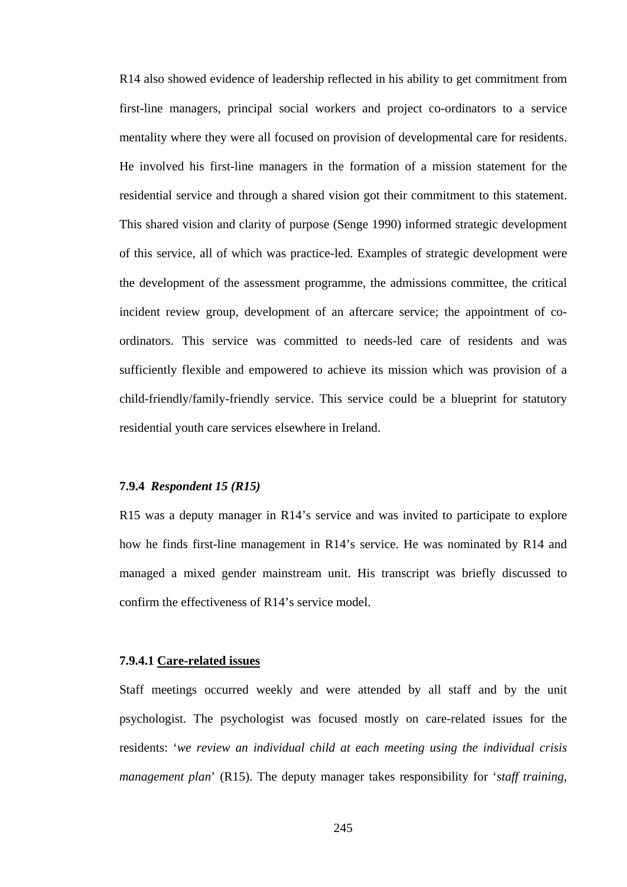R14 also showed evidence of leadership reflected in his ability to get commitment from first-line managers, principal social workers and project co-ordinators to a service mentality where they were all focused on provision of developmental care for residents. He involved his first-line managers in the formation of a mission statement for the residential service and through a shared vision got their commitment to this statement. This shared vision and clarity of purpose (Senge 1990) informed strategic development of this service, all of which was practice-led. Examples of strategic development were the development of the assessment programme, the admissions committee, the critical incident review group, development of an aftercare service; the appointment of co-ordinators. This service was committed to needs-led care of residents and was sufficiently flexible and empowered to achieve its mission which was provision of a child-friendly/family-friendly service. This service could be a blueprint for statutory residential youth care services elsewhere in Ireland.

#### 7.9.4 *Respondent 15 (R15)*

R15 was a deputy manager in R14's service and was invited to participate to explore how he finds first-line management in R14's service. He was nominated by R14 and managed a mixed gender mainstream unit. His transcript was briefly discussed to confirm the effectiveness of R14's service model.

##### 7.9.4.1 <u>Care-related issues</u>

Staff meetings occurred weekly and were attended by all staff and by the unit psychologist. The psychologist was focused mostly on care-related issues for the residents: '*we review an individual child at each meeting using the individual crisis management plan*' (R15). The deputy manager takes responsibility for '*staff training,*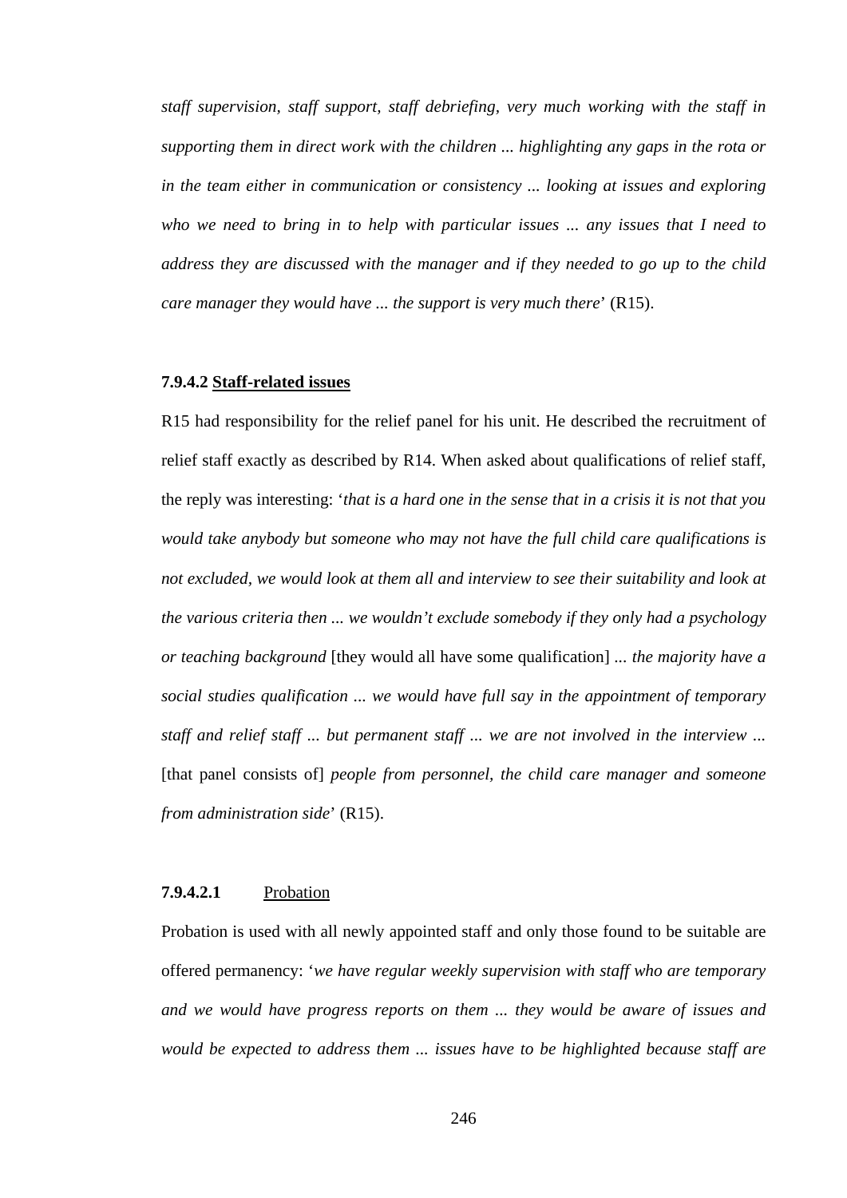*staff supervision, staff support, staff debriefing, very much working with the staff in supporting them in direct work with the children ... highlighting any gaps in the rota or in the team either in communication or consistency ... looking at issues and exploring who we need to bring in to help with particular issues ... any issues that I need to address they are discussed with the manager and if they needed to go up to the child care manager they would have ... the support is very much there*' (R15).

#### 7.9.4.2 <u>Staff-related issues</u>

R15 had responsibility for the relief panel for his unit. He described the recruitment of relief staff exactly as described by R14. When asked about qualifications of relief staff, the reply was interesting: '*that is a hard one in the sense that in a crisis it is not that you would take anybody but someone who may not have the full child care qualifications is not excluded, we would look at them all and interview to see their suitability and look at the various criteria then ... we wouldn't exclude somebody if they only had a psychology or teaching background* [they would all have some qualification] ... *the majority have a social studies qualification ... we would have full say in the appointment of temporary staff and relief staff ... but permanent staff ... we are not involved in the interview ...* [that panel consists of] *people from personnel, the child care manager and someone from administration side*' (R15).

##### 7.9.4.2.1 <u>Probation</u>

Probation is used with all newly appointed staff and only those found to be suitable are offered permanency: '*we have regular weekly supervision with staff who are temporary and we would have progress reports on them ... they would be aware of issues and would be expected to address them ... issues have to be highlighted because staff are*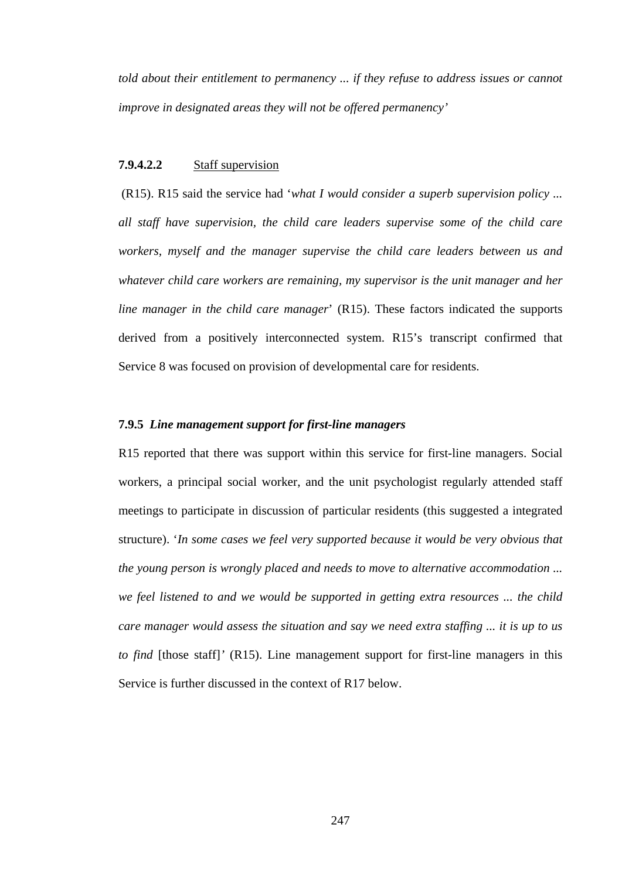*told about their entitlement to permanency ... if they refuse to address issues or cannot improve in designated areas they will not be offered permanency'*

#### 7.9.4.2.2 Staff supervision

(R15). R15 said the service had '*what I would consider a superb supervision policy ... all staff have supervision, the child care leaders supervise some of the child care workers, myself and the manager supervise the child care leaders between us and whatever child care workers are remaining, my supervisor is the unit manager and her line manager in the child care manager*' (R15). These factors indicated the supports derived from a positively interconnected system. R15's transcript confirmed that Service 8 was focused on provision of developmental care for residents.

### 7.9.5 *Line management support for first-line managers*

R15 reported that there was support within this service for first-line managers. Social workers, a principal social worker, and the unit psychologist regularly attended staff meetings to participate in discussion of particular residents (this suggested a integrated structure). '*In some cases we feel very supported because it would be very obvious that the young person is wrongly placed and needs to move to alternative accommodation ... we feel listened to and we would be supported in getting extra resources ... the child care manager would assess the situation and say we need extra staffing ... it is up to us to find* [those staff]' (R15). Line management support for first-line managers in this Service is further discussed in the context of R17 below.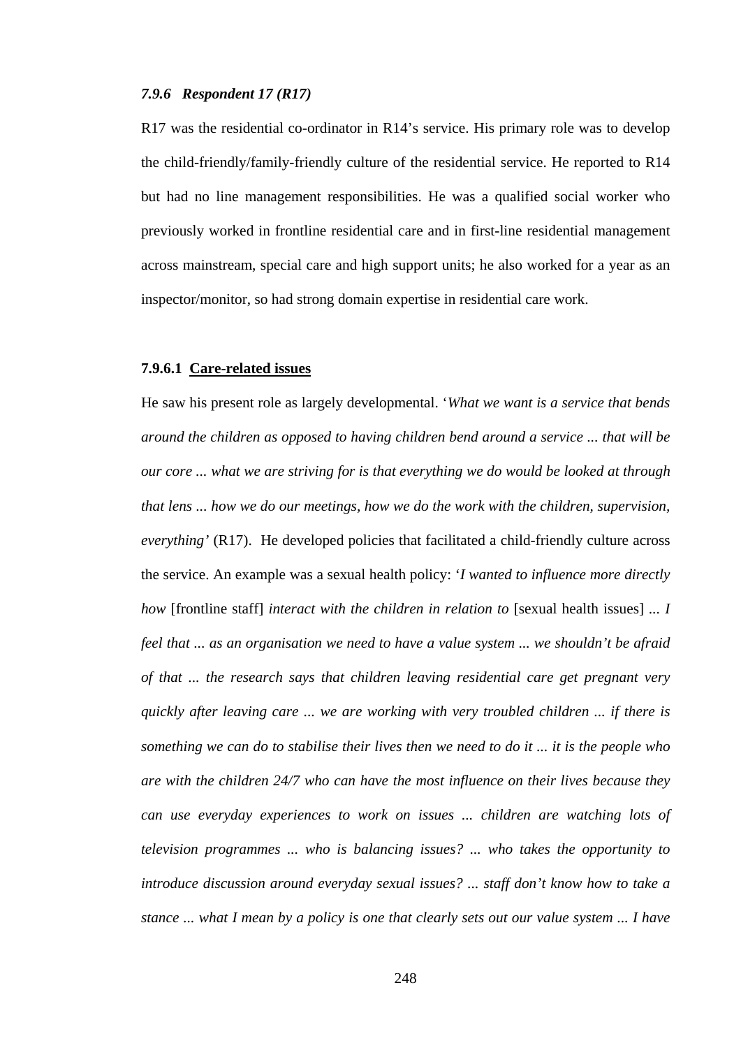### *7.9.6 Respondent 17 (R17)*

R17 was the residential co-ordinator in R14's service. His primary role was to develop the child-friendly/family-friendly culture of the residential service. He reported to R14 but had no line management responsibilities. He was a qualified social worker who previously worked in frontline residential care and in first-line residential management across mainstream, special care and high support units; he also worked for a year as an inspector/monitor, so had strong domain expertise in residential care work.

#### 7.9.6.1 Care-related issues

He saw his present role as largely developmental. '*What we want is a service that bends around the children as opposed to having children bend around a service ... that will be our core ... what we are striving for is that everything we do would be looked at through that lens ... how we do our meetings, how we do the work with the children, supervision, everything'* (R17). He developed policies that facilitated a child-friendly culture across the service. An example was a sexual health policy: '*I wanted to influence more directly how* [frontline staff] *interact with the children in relation to* [sexual health issues] *... I feel that ... as an organisation we need to have a value system ... we shouldn't be afraid of that ... the research says that children leaving residential care get pregnant very quickly after leaving care ... we are working with very troubled children ... if there is something we can do to stabilise their lives then we need to do it ... it is the people who are with the children 24/7 who can have the most influence on their lives because they can use everyday experiences to work on issues ... children are watching lots of television programmes ... who is balancing issues? ... who takes the opportunity to introduce discussion around everyday sexual issues? ... staff don't know how to take a stance ... what I mean by a policy is one that clearly sets out our value system ... I have*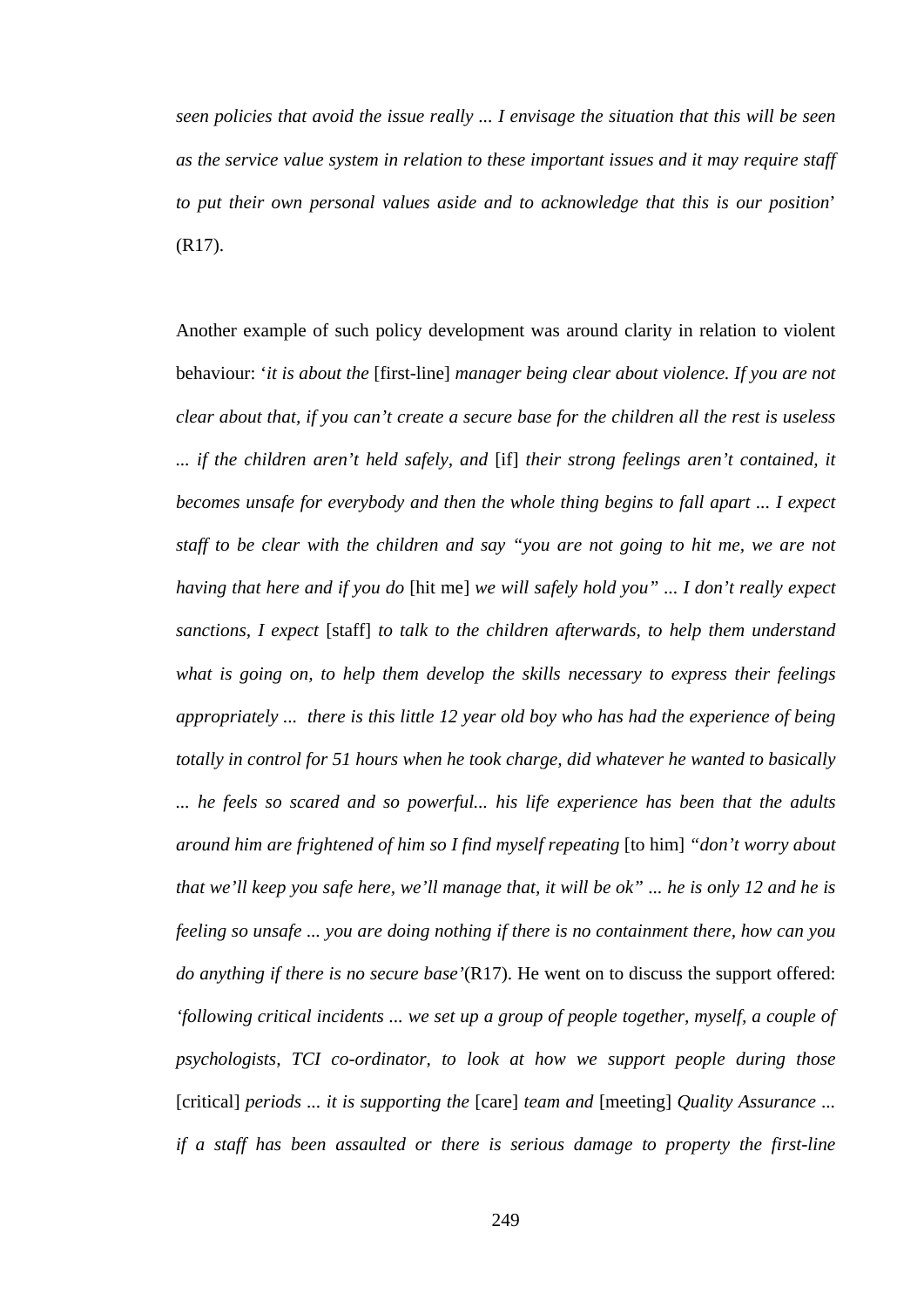*seen policies that avoid the issue really ... I envisage the situation that this will be seen as the service value system in relation to these important issues and it may require staff to put their own personal values aside and to acknowledge that this is our position*' (R17).

Another example of such policy development was around clarity in relation to violent behaviour: '*it is about the* [first-line] *manager being clear about violence. If you are not clear about that, if you can't create a secure base for the children all the rest is useless ... if the children aren't held safely, and* [if] *their strong feelings aren't contained, it becomes unsafe for everybody and then the whole thing begins to fall apart ... I expect staff to be clear with the children and say "you are not going to hit me, we are not having that here and if you do* [hit me] *we will safely hold you" ... I don't really expect sanctions, I expect* [staff] *to talk to the children afterwards, to help them understand what is going on, to help them develop the skills necessary to express their feelings appropriately ... there is this little 12 year old boy who has had the experience of being totally in control for 51 hours when he took charge, did whatever he wanted to basically ... he feels so scared and so powerful... his life experience has been that the adults around him are frightened of him so I find myself repeating* [to him] *"don't worry about that we'll keep you safe here, we'll manage that, it will be ok" ... he is only 12 and he is feeling so unsafe ... you are doing nothing if there is no containment there, how can you do anything if there is no secure base'*(R17). He went on to discuss the support offered: *'following critical incidents ... we set up a group of people together, myself, a couple of psychologists, TCI co-ordinator, to look at how we support people during those* [critical] *periods ... it is supporting the* [care] *team and* [meeting] *Quality Assurance ... if a staff has been assaulted or there is serious damage to property the first-line*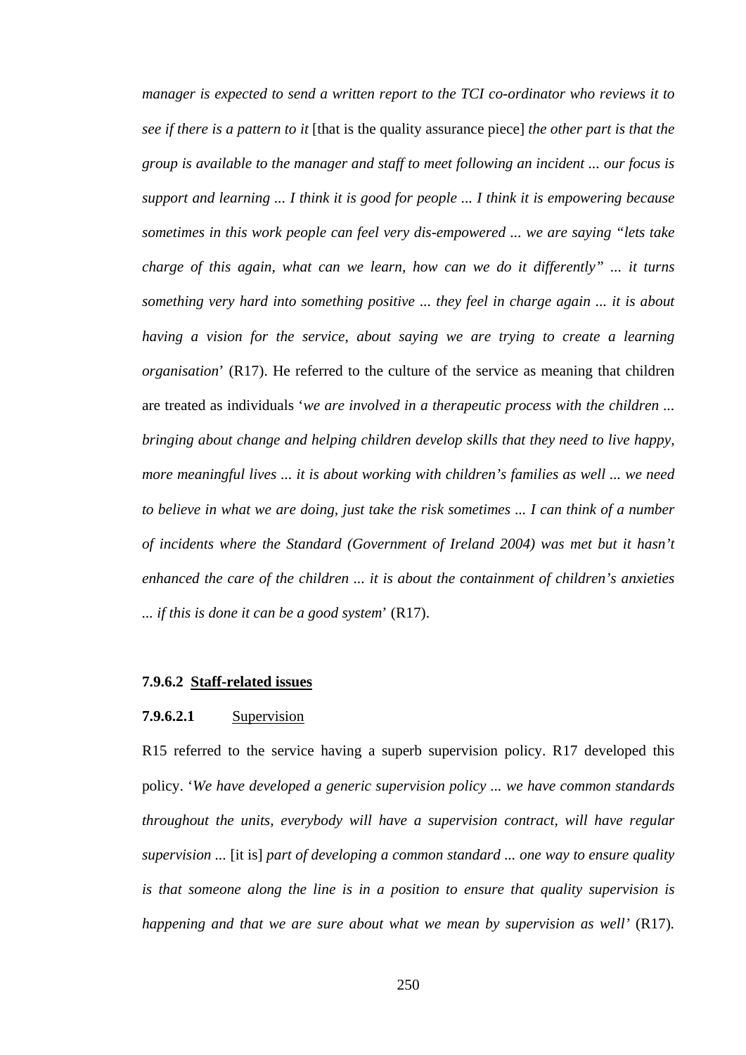*manager is expected to send a written report to the TCI co-ordinator who reviews it to see if there is a pattern to it* [that is the quality assurance piece] *the other part is that the group is available to the manager and staff to meet following an incident ... our focus is support and learning ... I think it is good for people ... I think it is empowering because sometimes in this work people can feel very dis-empowered ... we are saying "lets take charge of this again, what can we learn, how can we do it differently" ... it turns something very hard into something positive ... they feel in charge again ... it is about having a vision for the service, about saying we are trying to create a learning organisation*' (R17). He referred to the culture of the service as meaning that children are treated as individuals '*we are involved in a therapeutic process with the children ... bringing about change and helping children develop skills that they need to live happy, more meaningful lives ... it is about working with children's families as well ... we need to believe in what we are doing, just take the risk sometimes ... I can think of a number of incidents where the Standard (Government of Ireland 2004) was met but it hasn't enhanced the care of the children ... it is about the containment of children's anxieties ... if this is done it can be a good system*' (R17).

#### 7.9.6.2 Staff-related issues

##### 7.9.6.2.1 Supervision

R15 referred to the service having a superb supervision policy. R17 developed this policy. '*We have developed a generic supervision policy ... we have common standards throughout the units, everybody will have a supervision contract, will have regular supervision ...* [it is] *part of developing a common standard ... one way to ensure quality is that someone along the line is in a position to ensure that quality supervision is happening and that we are sure about what we mean by supervision as well'* (R17).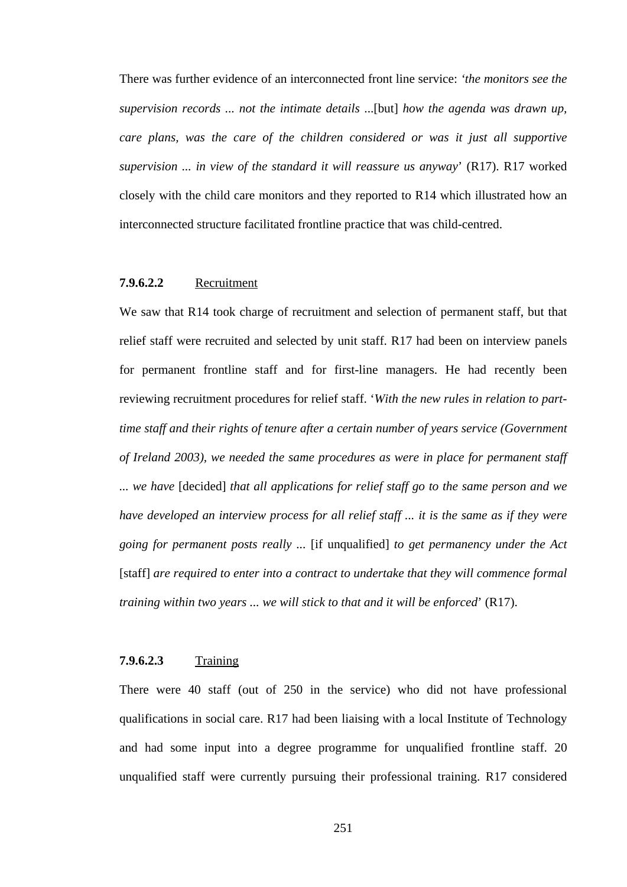There was further evidence of an interconnected front line service: *'the monitors see the supervision records ... not the intimate details ...*[but] *how the agenda was drawn up, care plans, was the care of the children considered or was it just all supportive supervision ... in view of the standard it will reassure us anyway*' (R17). R17 worked closely with the child care monitors and they reported to R14 which illustrated how an interconnected structure facilitated frontline practice that was child-centred.

#### **7.9.6.2.2** Recruitment

We saw that R14 took charge of recruitment and selection of permanent staff, but that relief staff were recruited and selected by unit staff. R17 had been on interview panels for permanent frontline staff and for first-line managers. He had recently been reviewing recruitment procedures for relief staff. '*With the new rules in relation to part-time staff and their rights of tenure after a certain number of years service (Government of Ireland 2003), we needed the same procedures as were in place for permanent staff ... we have* [decided] *that all applications for relief staff go to the same person and we have developed an interview process for all relief staff ... it is the same as if they were going for permanent posts really ...* [if unqualified] *to get permanency under the Act* [staff] *are required to enter into a contract to undertake that they will commence formal training within two years ... we will stick to that and it will be enforced*' (R17).

#### **7.9.6.2.3** Training

There were 40 staff (out of 250 in the service) who did not have professional qualifications in social care. R17 had been liaising with a local Institute of Technology and had some input into a degree programme for unqualified frontline staff. 20 unqualified staff were currently pursuing their professional training. R17 considered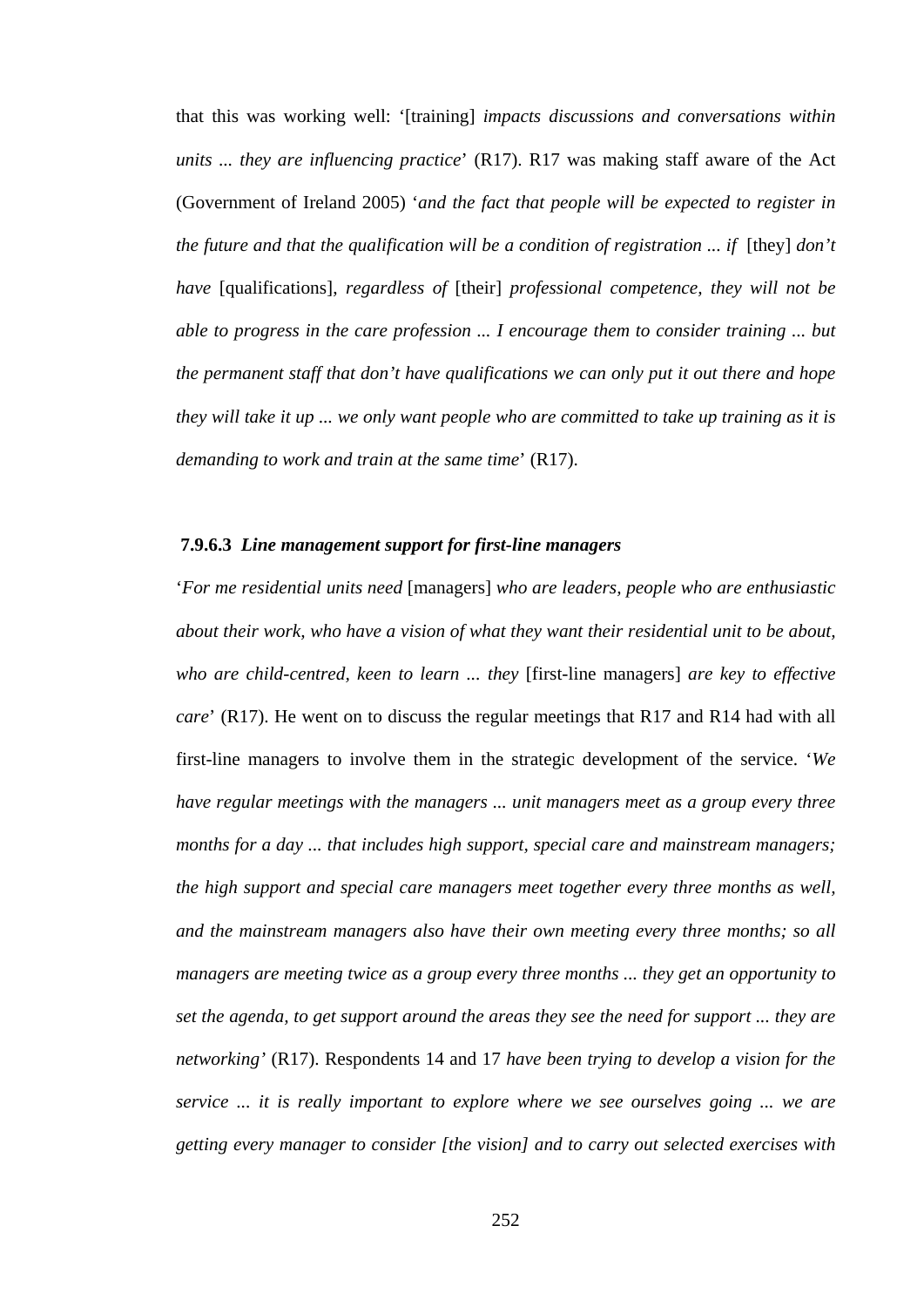that this was working well: '[training] *impacts discussions and conversations within units ... they are influencing practice*' (R17). R17 was making staff aware of the Act (Government of Ireland 2005) '*and the fact that people will be expected to register in the future and that the qualification will be a condition of registration ... if* [they] *don't have* [qualifications], *regardless of* [their] *professional competence, they will not be able to progress in the care profession ... I encourage them to consider training ... but the permanent staff that don't have qualifications we can only put it out there and hope they will take it up ... we only want people who are committed to take up training as it is demanding to work and train at the same time*' (R17).

#### 7.9.6.3 *Line management support for first-line managers*

'*For me residential units need* [managers] *who are leaders, people who are enthusiastic about their work, who have a vision of what they want their residential unit to be about, who are child-centred, keen to learn ... they* [first-line managers] *are key to effective care*' (R17). He went on to discuss the regular meetings that R17 and R14 had with all first-line managers to involve them in the strategic development of the service. '*We have regular meetings with the managers ... unit managers meet as a group every three months for a day ... that includes high support, special care and mainstream managers; the high support and special care managers meet together every three months as well, and the mainstream managers also have their own meeting every three months; so all managers are meeting twice as a group every three months ... they get an opportunity to set the agenda, to get support around the areas they see the need for support ... they are networking*' (R17). Respondents 14 and 17 *have been trying to develop a vision for the service ... it is really important to explore where we see ourselves going ... we are getting every manager to consider [the vision] and to carry out selected exercises with*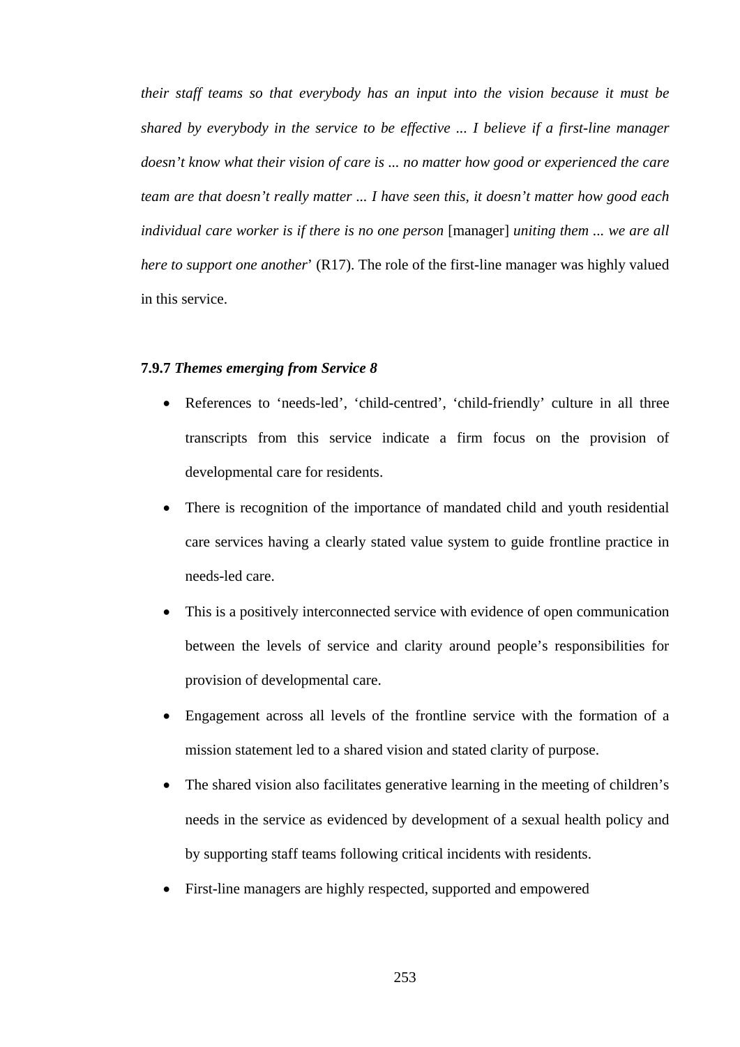*their staff teams so that everybody has an input into the vision because it must be shared by everybody in the service to be effective ... I believe if a first-line manager doesn't know what their vision of care is ... no matter how good or experienced the care team are that doesn't really matter ... I have seen this, it doesn't matter how good each individual care worker is if there is no one person* [manager] *uniting them ... we are all here to support one another*' (R17). The role of the first-line manager was highly valued in this service.

### 7.9.7 *Themes emerging from Service 8*

- References to 'needs-led', 'child-centred', 'child-friendly' culture in all three transcripts from this service indicate a firm focus on the provision of developmental care for residents.
- There is recognition of the importance of mandated child and youth residential care services having a clearly stated value system to guide frontline practice in needs-led care.
- This is a positively interconnected service with evidence of open communication between the levels of service and clarity around people's responsibilities for provision of developmental care.
- Engagement across all levels of the frontline service with the formation of a mission statement led to a shared vision and stated clarity of purpose.
- The shared vision also facilitates generative learning in the meeting of children's needs in the service as evidenced by development of a sexual health policy and by supporting staff teams following critical incidents with residents.
- First-line managers are highly respected, supported and empowered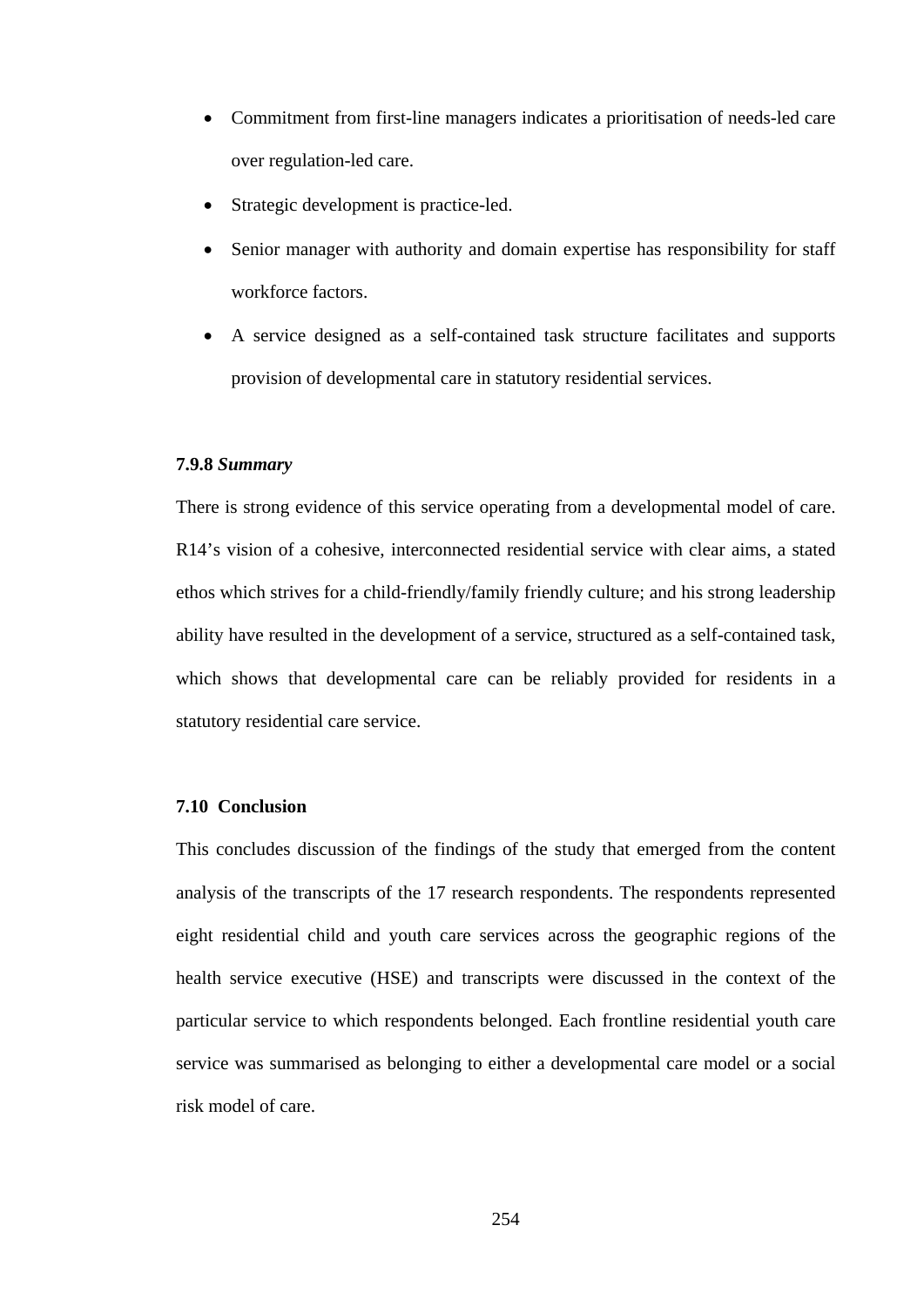- Commitment from first-line managers indicates a prioritisation of needs-led care over regulation-led care.
- Strategic development is practice-led.
- Senior manager with authority and domain expertise has responsibility for staff workforce factors.
- A service designed as a self-contained task structure facilitates and supports provision of developmental care in statutory residential services.

#### 7.9.8 *Summary*

There is strong evidence of this service operating from a developmental model of care. R14's vision of a cohesive, interconnected residential service with clear aims, a stated ethos which strives for a child-friendly/family friendly culture; and his strong leadership ability have resulted in the development of a service, structured as a self-contained task, which shows that developmental care can be reliably provided for residents in a statutory residential care service.

### 7.10 Conclusion

This concludes discussion of the findings of the study that emerged from the content analysis of the transcripts of the 17 research respondents. The respondents represented eight residential child and youth care services across the geographic regions of the health service executive (HSE) and transcripts were discussed in the context of the particular service to which respondents belonged. Each frontline residential youth care service was summarised as belonging to either a developmental care model or a social risk model of care.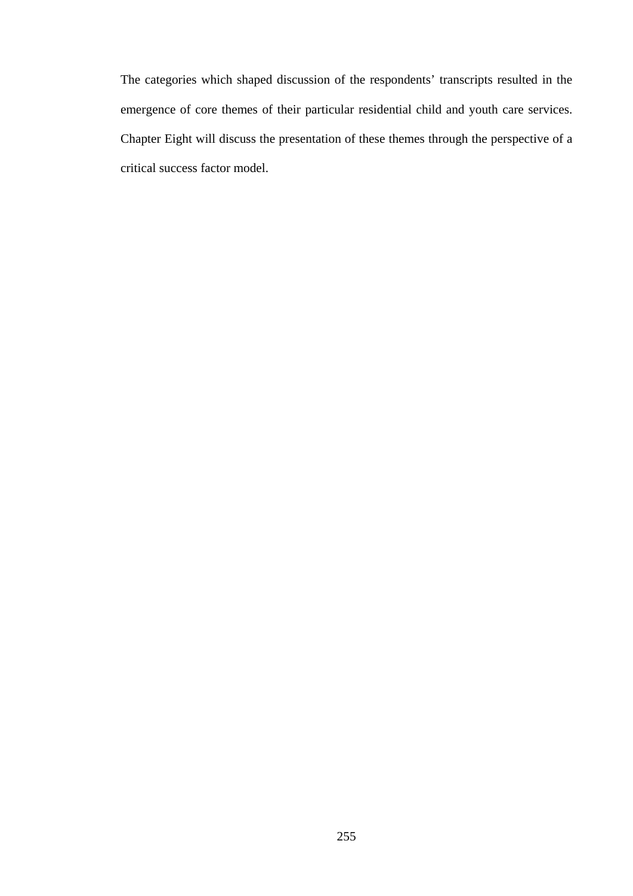The categories which shaped discussion of the respondents' transcripts resulted in the emergence of core themes of their particular residential child and youth care services. Chapter Eight will discuss the presentation of these themes through the perspective of a critical success factor model.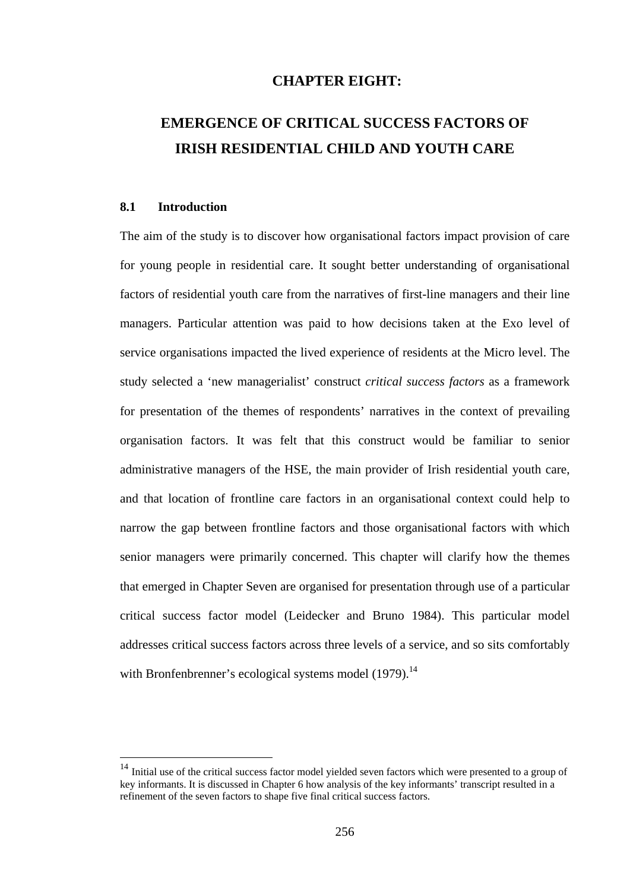# CHAPTER EIGHT:

# EMERGENCE OF CRITICAL SUCCESS FACTORS OF IRISH RESIDENTIAL CHILD AND YOUTH CARE

## 8.1 Introduction

The aim of the study is to discover how organisational factors impact provision of care for young people in residential care. It sought better understanding of organisational factors of residential youth care from the narratives of first-line managers and their line managers. Particular attention was paid to how decisions taken at the Exo level of service organisations impacted the lived experience of residents at the Micro level. The study selected a 'new managerialist' construct *critical success factors* as a framework for presentation of the themes of respondents' narratives in the context of prevailing organisation factors. It was felt that this construct would be familiar to senior administrative managers of the HSE, the main provider of Irish residential youth care, and that location of frontline care factors in an organisational context could help to narrow the gap between frontline factors and those organisational factors with which senior managers were primarily concerned. This chapter will clarify how the themes that emerged in Chapter Seven are organised for presentation through use of a particular critical success factor model (Leidecker and Bruno 1984). This particular model addresses critical success factors across three levels of a service, and so sits comfortably with Bronfenbrenner's ecological systems model (1979).[14]

---

[14] Initial use of the critical success factor model yielded seven factors which were presented to a group of key informants. It is discussed in Chapter 6 how analysis of the key informants' transcript resulted in a refinement of the seven factors to shape five final critical success factors.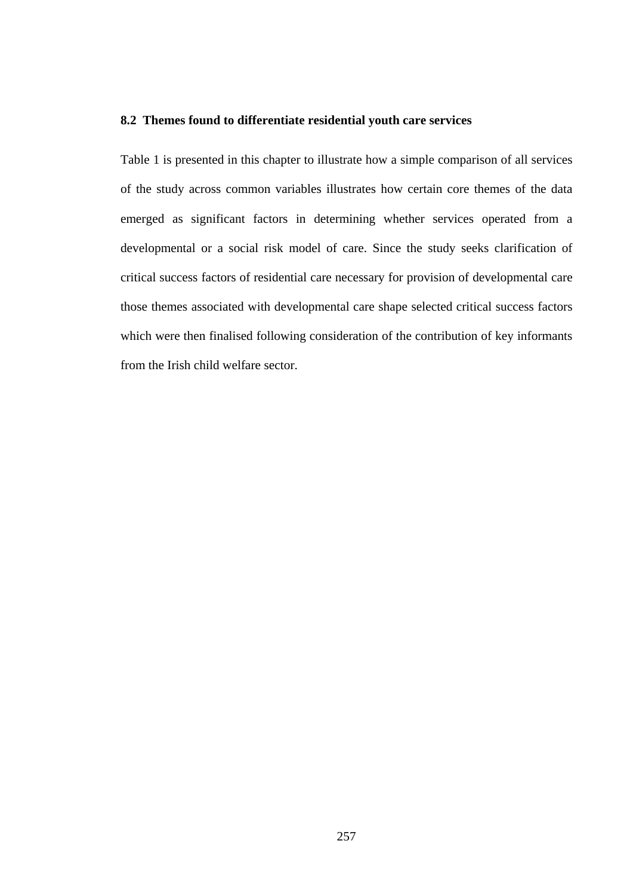## 8.2 Themes found to differentiate residential youth care services

Table 1 is presented in this chapter to illustrate how a simple comparison of all services of the study across common variables illustrates how certain core themes of the data emerged as significant factors in determining whether services operated from a developmental or a social risk model of care. Since the study seeks clarification of critical success factors of residential care necessary for provision of developmental care those themes associated with developmental care shape selected critical success factors which were then finalised following consideration of the contribution of key informants from the Irish child welfare sector.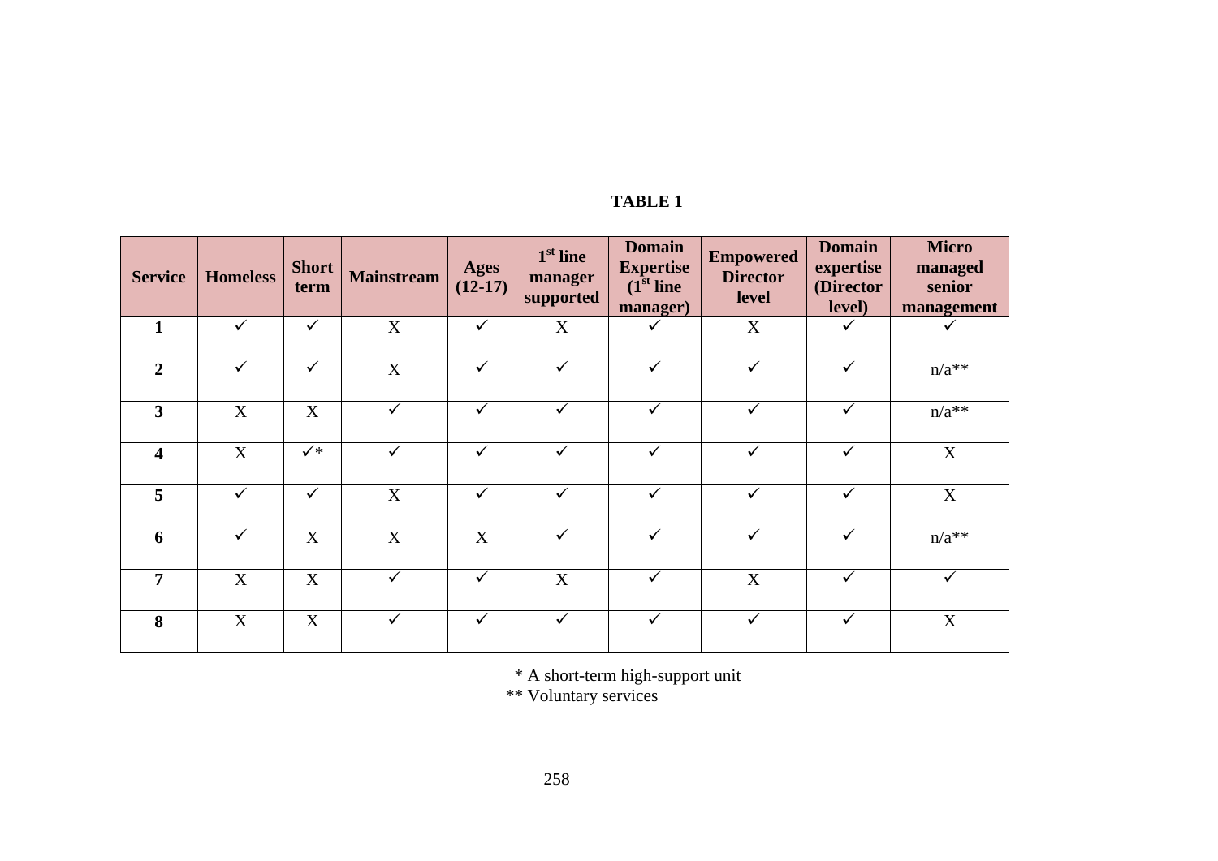**TABLE 1**

| Service | Homeless | Short term | Mainstream | Ages (12-17) | 1st line manager supported | Domain Expertise (1st line manager) | Empowered Director level | Domain expertise (Director level) | Micro managed senior management |
|---|---|---|---|---|---|---|---|---|---|
| **1** | ✓ | ✓ | X | ✓ | X | ✓ | X | ✓ | ✓ |
| **2** | ✓ | ✓ | X | ✓ | ✓ | ✓ | ✓ | ✓ | n/a** |
| **3** | X | X | ✓ | ✓ | ✓ | ✓ | ✓ | ✓ | n/a** |
| **4** | X | ✓* | ✓ | ✓ | ✓ | ✓ | ✓ | ✓ | X |
| **5** | ✓ | ✓ | X | ✓ | ✓ | ✓ | ✓ | ✓ | X |
| **6** | ✓ | X | X | X | ✓ | ✓ | ✓ | ✓ | n/a** |
| **7** | X | X | ✓ | ✓ | X | ✓ | X | ✓ | ✓ |
| **8** | X | X | ✓ | ✓ | ✓ | ✓ | ✓ | ✓ | X |

\* A short-term high-support unit
** Voluntary services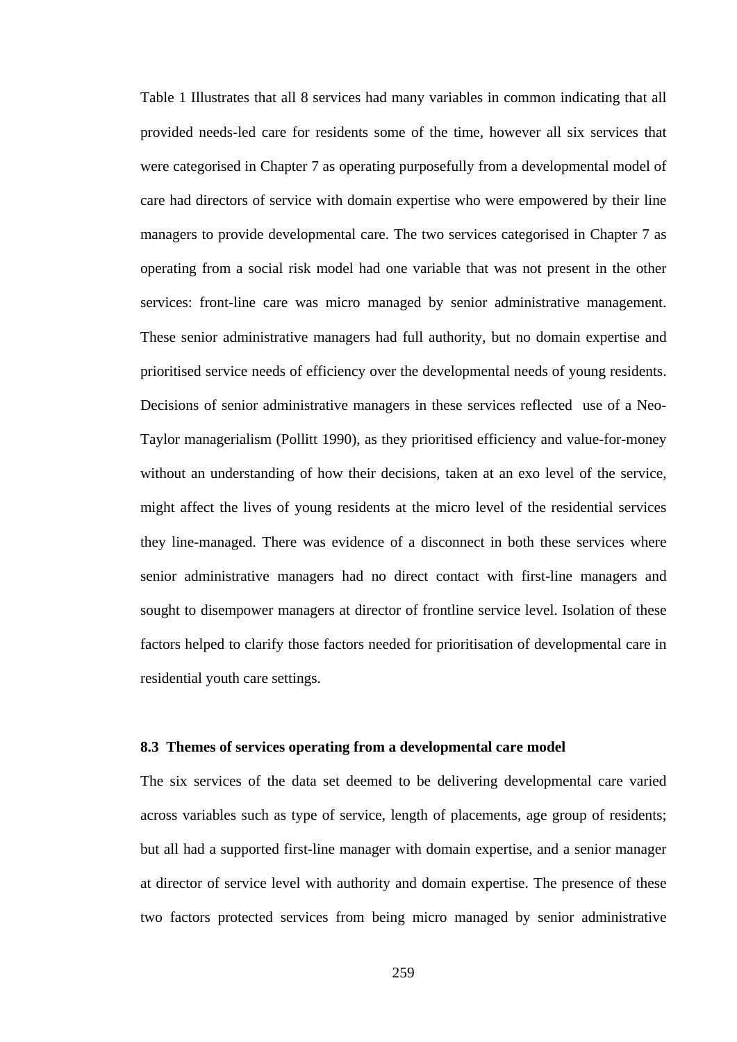Table 1 Illustrates that all 8 services had many variables in common indicating that all provided needs-led care for residents some of the time, however all six services that were categorised in Chapter 7 as operating purposefully from a developmental model of care had directors of service with domain expertise who were empowered by their line managers to provide developmental care. The two services categorised in Chapter 7 as operating from a social risk model had one variable that was not present in the other services: front-line care was micro managed by senior administrative management. These senior administrative managers had full authority, but no domain expertise and prioritised service needs of efficiency over the developmental needs of young residents. Decisions of senior administrative managers in these services reflected use of a Neo-Taylor managerialism (Pollitt 1990), as they prioritised efficiency and value-for-money without an understanding of how their decisions, taken at an exo level of the service, might affect the lives of young residents at the micro level of the residential services they line-managed. There was evidence of a disconnect in both these services where senior administrative managers had no direct contact with first-line managers and sought to disempower managers at director of frontline service level. Isolation of these factors helped to clarify those factors needed for prioritisation of developmental care in residential youth care settings.

### 8.3 Themes of services operating from a developmental care model

The six services of the data set deemed to be delivering developmental care varied across variables such as type of service, length of placements, age group of residents; but all had a supported first-line manager with domain expertise, and a senior manager at director of service level with authority and domain expertise. The presence of these two factors protected services from being micro managed by senior administrative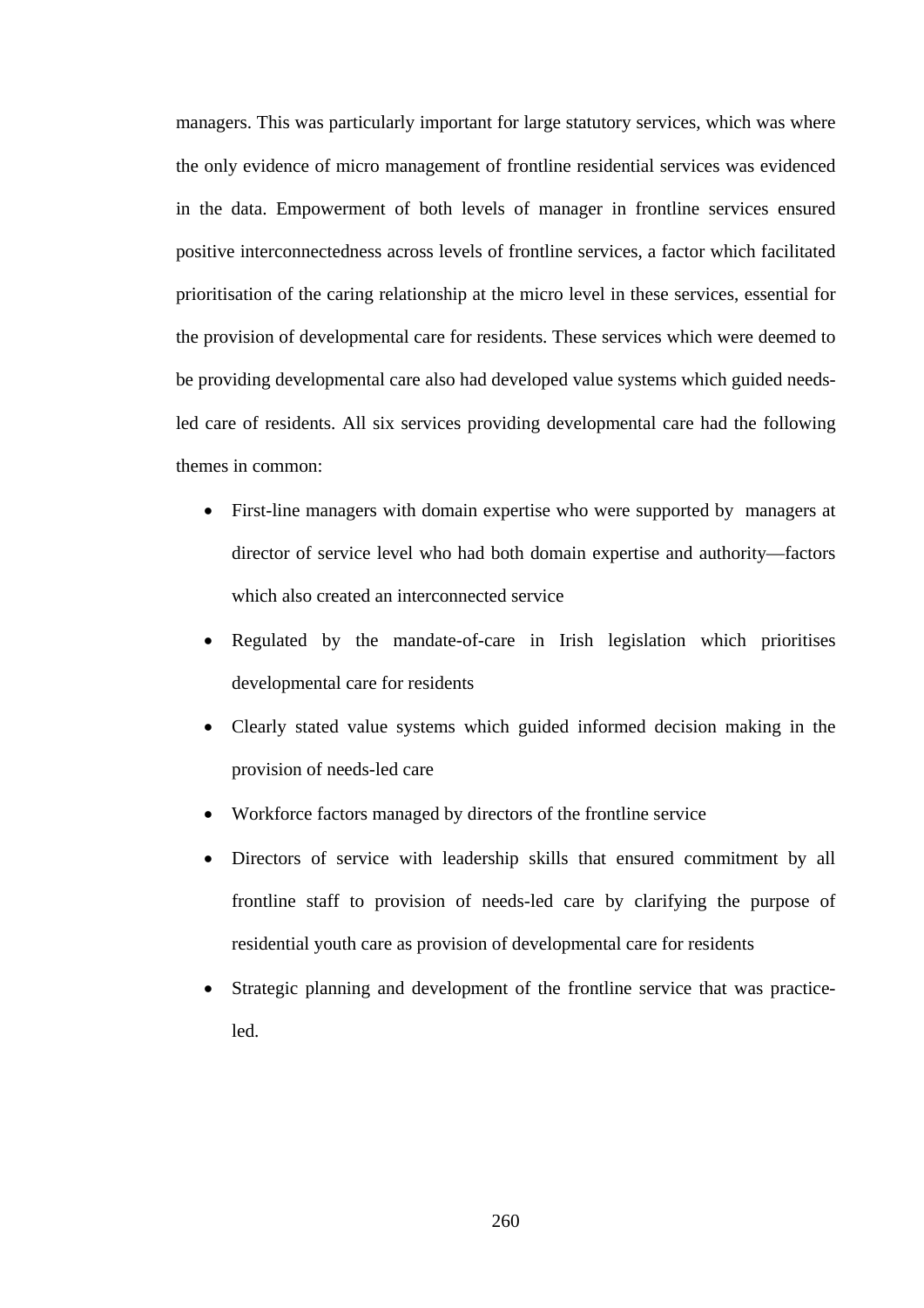managers. This was particularly important for large statutory services, which was where the only evidence of micro management of frontline residential services was evidenced in the data. Empowerment of both levels of manager in frontline services ensured positive interconnectedness across levels of frontline services, a factor which facilitated prioritisation of the caring relationship at the micro level in these services, essential for the provision of developmental care for residents. These services which were deemed to be providing developmental care also had developed value systems which guided needs-led care of residents. All six services providing developmental care had the following themes in common:

- First-line managers with domain expertise who were supported by managers at director of service level who had both domain expertise and authority—factors which also created an interconnected service
- Regulated by the mandate-of-care in Irish legislation which prioritises developmental care for residents
- Clearly stated value systems which guided informed decision making in the provision of needs-led care
- Workforce factors managed by directors of the frontline service
- Directors of service with leadership skills that ensured commitment by all frontline staff to provision of needs-led care by clarifying the purpose of residential youth care as provision of developmental care for residents
- Strategic planning and development of the frontline service that was practice-led.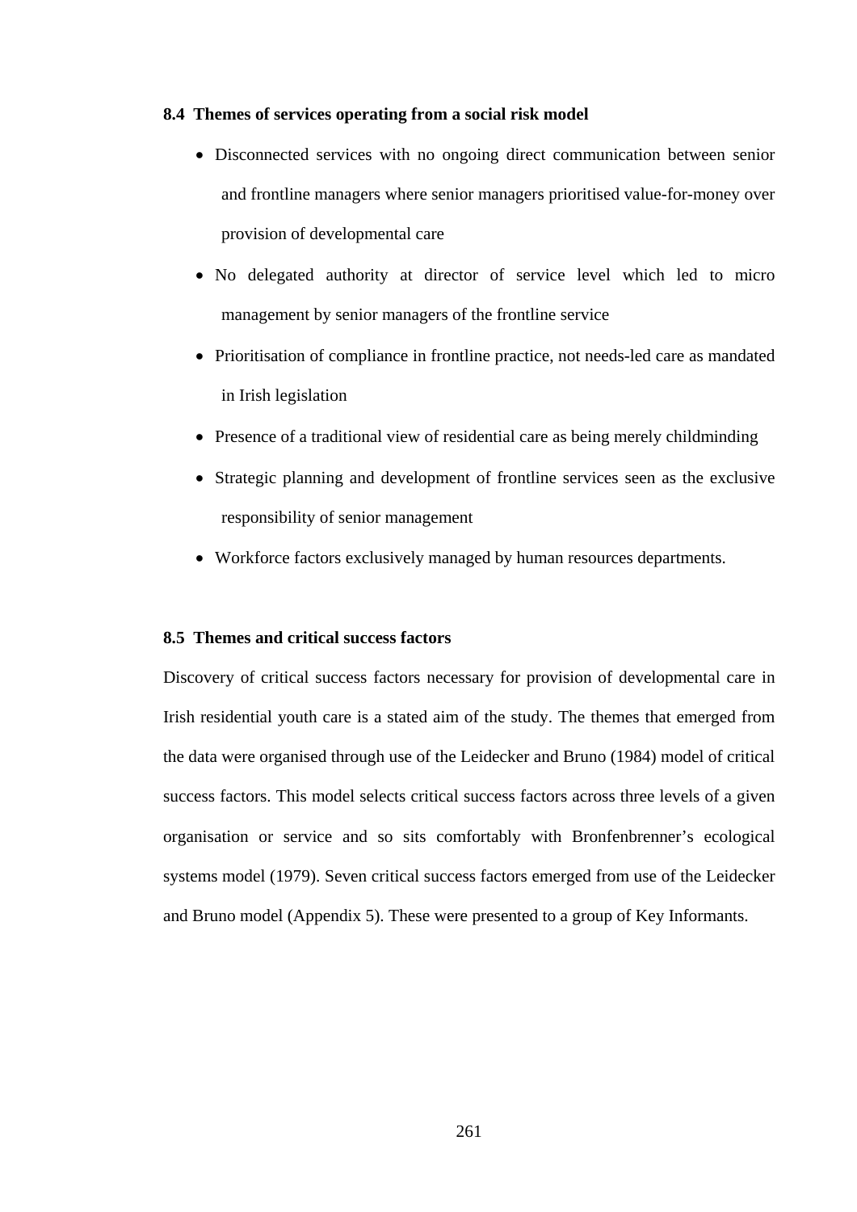### 8.4 Themes of services operating from a social risk model

- Disconnected services with no ongoing direct communication between senior and frontline managers where senior managers prioritised value-for-money over provision of developmental care
- No delegated authority at director of service level which led to micro management by senior managers of the frontline service
- Prioritisation of compliance in frontline practice, not needs-led care as mandated in Irish legislation
- Presence of a traditional view of residential care as being merely childminding
- Strategic planning and development of frontline services seen as the exclusive responsibility of senior management
- Workforce factors exclusively managed by human resources departments.

### 8.5 Themes and critical success factors

Discovery of critical success factors necessary for provision of developmental care in Irish residential youth care is a stated aim of the study. The themes that emerged from the data were organised through use of the Leidecker and Bruno (1984) model of critical success factors. This model selects critical success factors across three levels of a given organisation or service and so sits comfortably with Bronfenbrenner's ecological systems model (1979). Seven critical success factors emerged from use of the Leidecker and Bruno model (Appendix 5). These were presented to a group of Key Informants.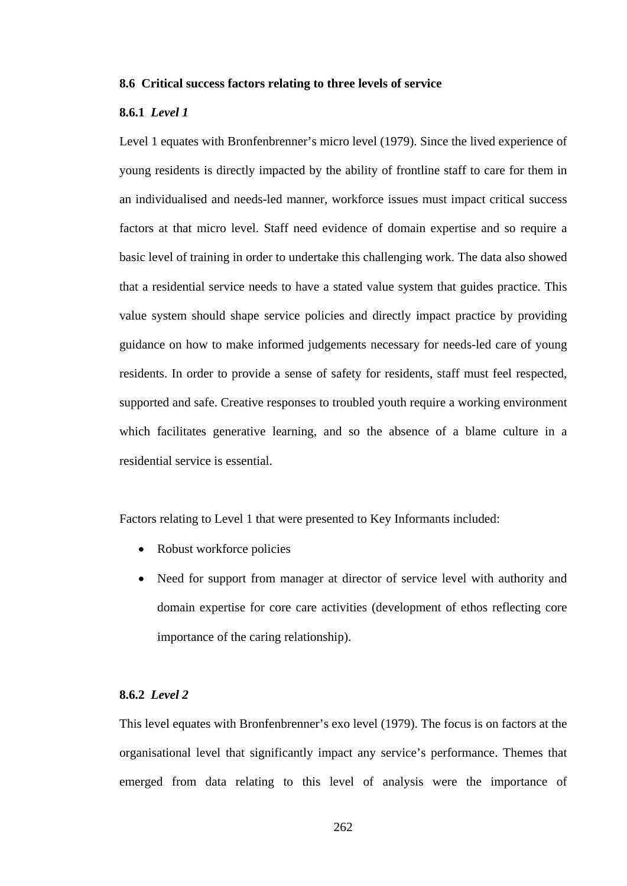### 8.6 Critical success factors relating to three levels of service

#### 8.6.1 *Level 1*

Level 1 equates with Bronfenbrenner's micro level (1979). Since the lived experience of young residents is directly impacted by the ability of frontline staff to care for them in an individualised and needs-led manner, workforce issues must impact critical success factors at that micro level. Staff need evidence of domain expertise and so require a basic level of training in order to undertake this challenging work. The data also showed that a residential service needs to have a stated value system that guides practice. This value system should shape service policies and directly impact practice by providing guidance on how to make informed judgements necessary for needs-led care of young residents. In order to provide a sense of safety for residents, staff must feel respected, supported and safe. Creative responses to troubled youth require a working environment which facilitates generative learning, and so the absence of a blame culture in a residential service is essential.

Factors relating to Level 1 that were presented to Key Informants included:

- Robust workforce policies
- Need for support from manager at director of service level with authority and domain expertise for core care activities (development of ethos reflecting core importance of the caring relationship).

#### 8.6.2 *Level 2*

This level equates with Bronfenbrenner's exo level (1979). The focus is on factors at the organisational level that significantly impact any service's performance. Themes that emerged from data relating to this level of analysis were the importance of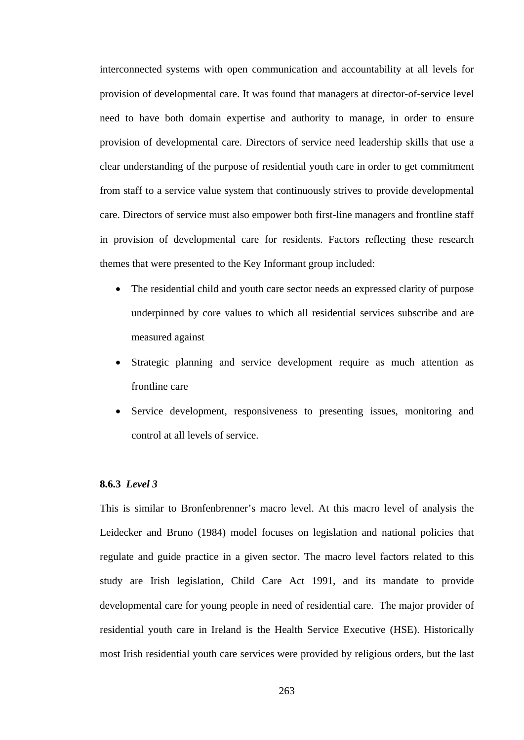interconnected systems with open communication and accountability at all levels for provision of developmental care. It was found that managers at director-of-service level need to have both domain expertise and authority to manage, in order to ensure provision of developmental care. Directors of service need leadership skills that use a clear understanding of the purpose of residential youth care in order to get commitment from staff to a service value system that continuously strives to provide developmental care. Directors of service must also empower both first-line managers and frontline staff in provision of developmental care for residents. Factors reflecting these research themes that were presented to the Key Informant group included:

- The residential child and youth care sector needs an expressed clarity of purpose underpinned by core values to which all residential services subscribe and are measured against
- Strategic planning and service development require as much attention as frontline care
- Service development, responsiveness to presenting issues, monitoring and control at all levels of service.

### 8.6.3 *Level 3*

This is similar to Bronfenbrenner's macro level. At this macro level of analysis the Leidecker and Bruno (1984) model focuses on legislation and national policies that regulate and guide practice in a given sector. The macro level factors related to this study are Irish legislation, Child Care Act 1991, and its mandate to provide developmental care for young people in need of residential care. The major provider of residential youth care in Ireland is the Health Service Executive (HSE). Historically most Irish residential youth care services were provided by religious orders, but the last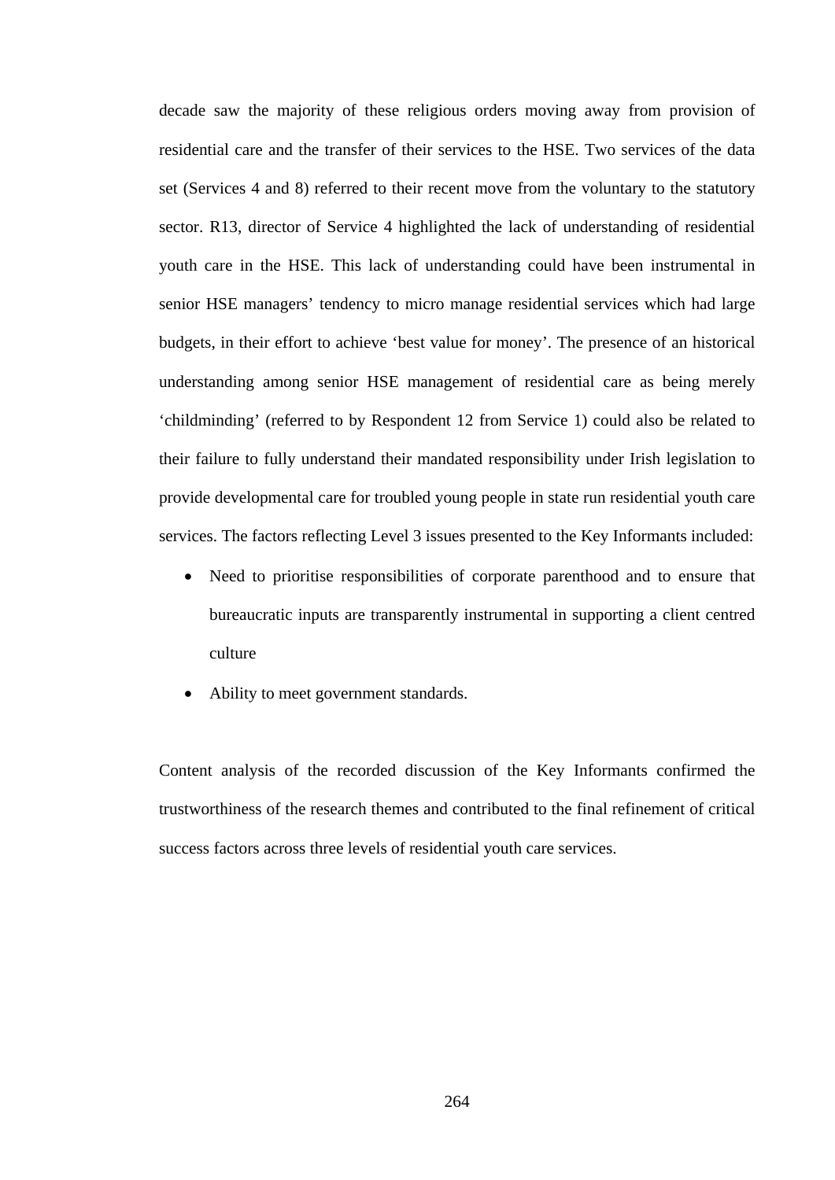decade saw the majority of these religious orders moving away from provision of residential care and the transfer of their services to the HSE. Two services of the data set (Services 4 and 8) referred to their recent move from the voluntary to the statutory sector. R13, director of Service 4 highlighted the lack of understanding of residential youth care in the HSE. This lack of understanding could have been instrumental in senior HSE managers' tendency to micro manage residential services which had large budgets, in their effort to achieve 'best value for money'. The presence of an historical understanding among senior HSE management of residential care as being merely 'childminding' (referred to by Respondent 12 from Service 1) could also be related to their failure to fully understand their mandated responsibility under Irish legislation to provide developmental care for troubled young people in state run residential youth care services. The factors reflecting Level 3 issues presented to the Key Informants included:

- Need to prioritise responsibilities of corporate parenthood and to ensure that bureaucratic inputs are transparently instrumental in supporting a client centred culture
- Ability to meet government standards.

Content analysis of the recorded discussion of the Key Informants confirmed the trustworthiness of the research themes and contributed to the final refinement of critical success factors across three levels of residential youth care services.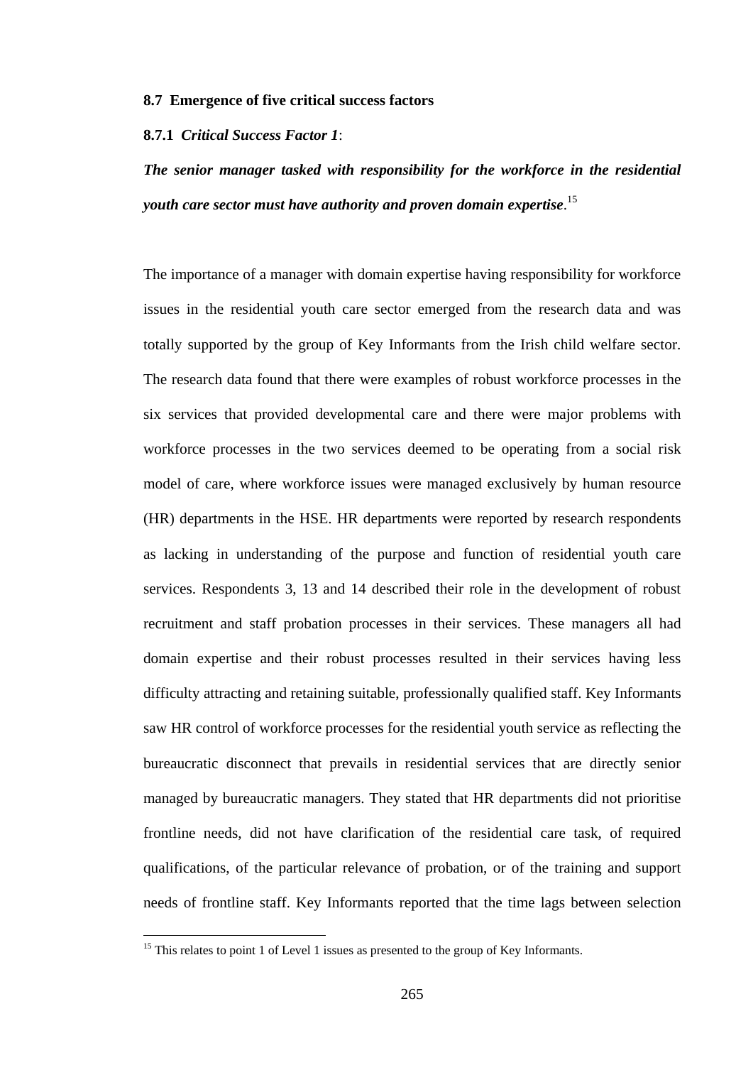### 8.7 Emergence of five critical success factors

#### 8.7.1 *Critical Success Factor 1*:

***The senior manager tasked with responsibility for the workforce in the residential youth care sector must have authority and proven domain expertise*.**[15]

The importance of a manager with domain expertise having responsibility for workforce issues in the residential youth care sector emerged from the research data and was totally supported by the group of Key Informants from the Irish child welfare sector. The research data found that there were examples of robust workforce processes in the six services that provided developmental care and there were major problems with workforce processes in the two services deemed to be operating from a social risk model of care, where workforce issues were managed exclusively by human resource (HR) departments in the HSE. HR departments were reported by research respondents as lacking in understanding of the purpose and function of residential youth care services. Respondents 3, 13 and 14 described their role in the development of robust recruitment and staff probation processes in their services. These managers all had domain expertise and their robust processes resulted in their services having less difficulty attracting and retaining suitable, professionally qualified staff. Key Informants saw HR control of workforce processes for the residential youth service as reflecting the bureaucratic disconnect that prevails in residential services that are directly senior managed by bureaucratic managers. They stated that HR departments did not prioritise frontline needs, did not have clarification of the residential care task, of required qualifications, of the particular relevance of probation, or of the training and support needs of frontline staff. Key Informants reported that the time lags between selection

[15] This relates to point 1 of Level 1 issues as presented to the group of Key Informants.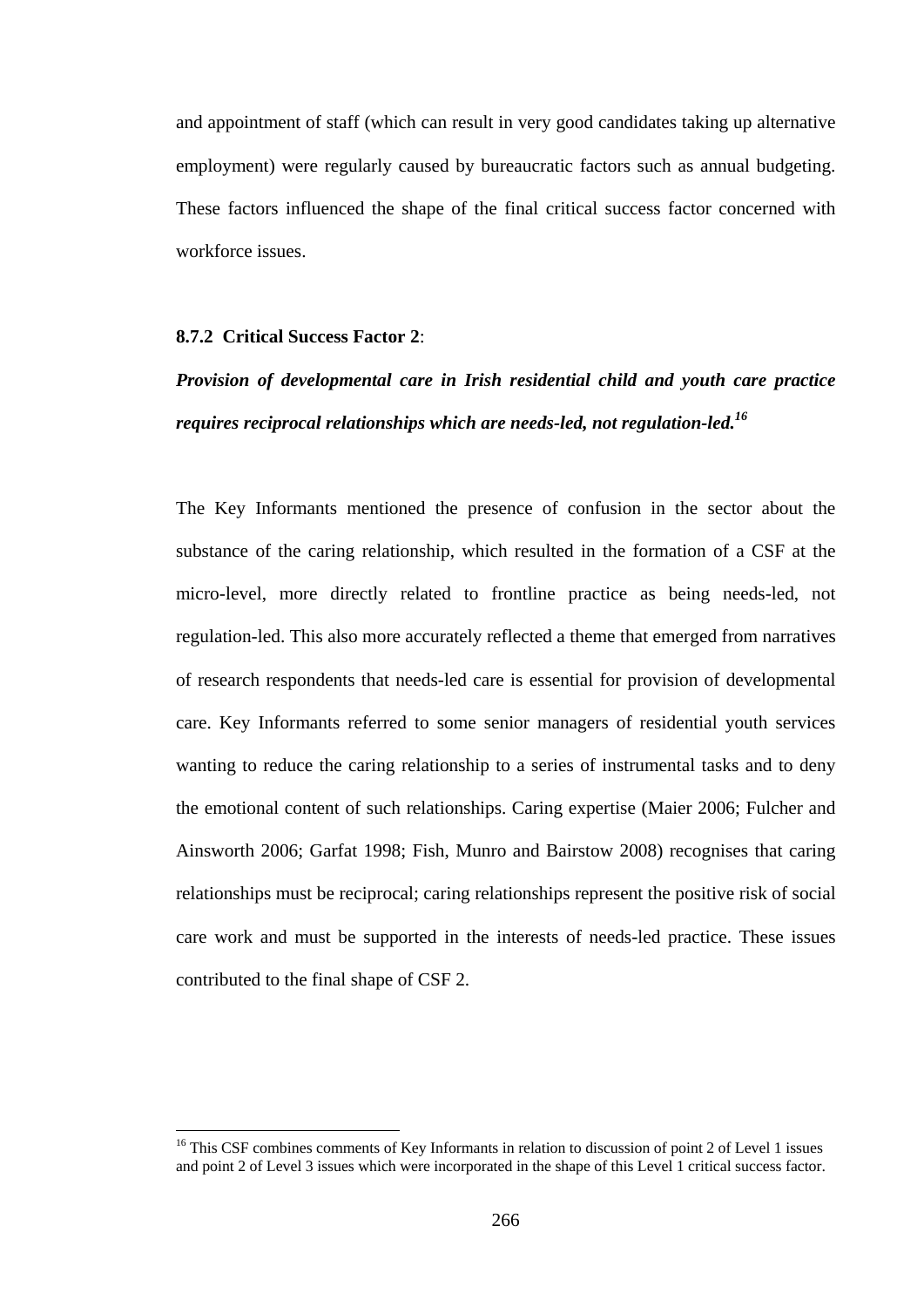and appointment of staff (which can result in very good candidates taking up alternative employment) were regularly caused by bureaucratic factors such as annual budgeting. These factors influenced the shape of the final critical success factor concerned with workforce issues.

### 8.7.2 Critical Success Factor 2:

***Provision of developmental care in Irish residential child and youth care practice requires reciprocal relationships which are needs-led, not regulation-led.***[16]

The Key Informants mentioned the presence of confusion in the sector about the substance of the caring relationship, which resulted in the formation of a CSF at the micro-level, more directly related to frontline practice as being needs-led, not regulation-led. This also more accurately reflected a theme that emerged from narratives of research respondents that needs-led care is essential for provision of developmental care. Key Informants referred to some senior managers of residential youth services wanting to reduce the caring relationship to a series of instrumental tasks and to deny the emotional content of such relationships. Caring expertise (Maier 2006; Fulcher and Ainsworth 2006; Garfat 1998; Fish, Munro and Bairstow 2008) recognises that caring relationships must be reciprocal; caring relationships represent the positive risk of social care work and must be supported in the interests of needs-led practice. These issues contributed to the final shape of CSF 2.

---

[16] This CSF combines comments of Key Informants in relation to discussion of point 2 of Level 1 issues and point 2 of Level 3 issues which were incorporated in the shape of this Level 1 critical success factor.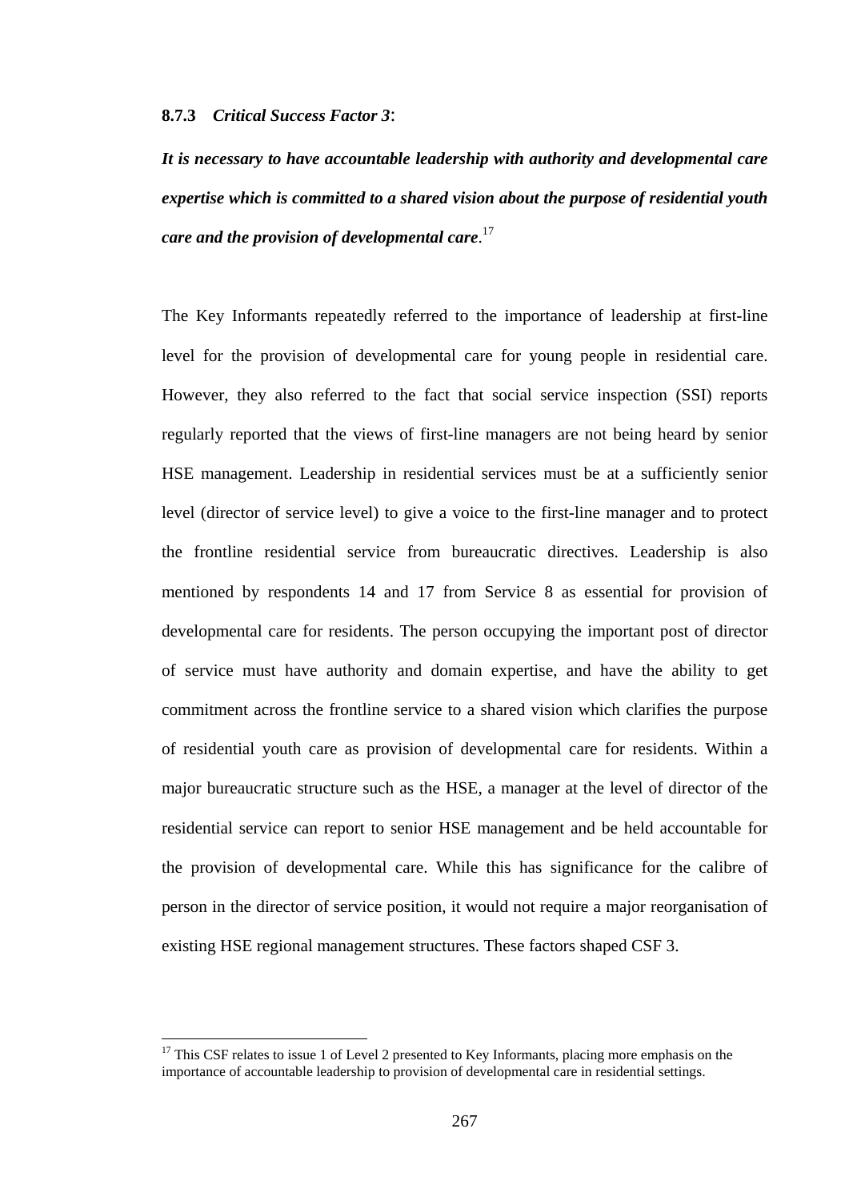### 8.7.3 *Critical Success Factor 3*:

***It is necessary to have accountable leadership with authority and developmental care expertise which is committed to a shared vision about the purpose of residential youth care and the provision of developmental care*.**[17]

The Key Informants repeatedly referred to the importance of leadership at first-line level for the provision of developmental care for young people in residential care. However, they also referred to the fact that social service inspection (SSI) reports regularly reported that the views of first-line managers are not being heard by senior HSE management. Leadership in residential services must be at a sufficiently senior level (director of service level) to give a voice to the first-line manager and to protect the frontline residential service from bureaucratic directives. Leadership is also mentioned by respondents 14 and 17 from Service 8 as essential for provision of developmental care for residents. The person occupying the important post of director of service must have authority and domain expertise, and have the ability to get commitment across the frontline service to a shared vision which clarifies the purpose of residential youth care as provision of developmental care for residents. Within a major bureaucratic structure such as the HSE, a manager at the level of director of the residential service can report to senior HSE management and be held accountable for the provision of developmental care. While this has significance for the calibre of person in the director of service position, it would not require a major reorganisation of existing HSE regional management structures. These factors shaped CSF 3.

---

[17] This CSF relates to issue 1 of Level 2 presented to Key Informants, placing more emphasis on the importance of accountable leadership to provision of developmental care in residential settings.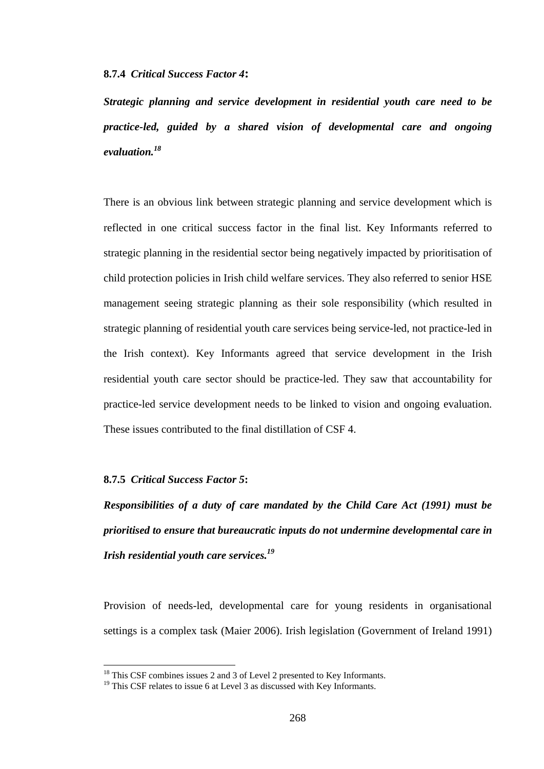### 8.7.4 *Critical Success Factor 4*:

***Strategic planning and service development in residential youth care need to be practice-led, guided by a shared vision of developmental care and ongoing evaluation.***[18]

There is an obvious link between strategic planning and service development which is reflected in one critical success factor in the final list. Key Informants referred to strategic planning in the residential sector being negatively impacted by prioritisation of child protection policies in Irish child welfare services. They also referred to senior HSE management seeing strategic planning as their sole responsibility (which resulted in strategic planning of residential youth care services being service-led, not practice-led in the Irish context). Key Informants agreed that service development in the Irish residential youth care sector should be practice-led. They saw that accountability for practice-led service development needs to be linked to vision and ongoing evaluation. These issues contributed to the final distillation of CSF 4.

### 8.7.5 *Critical Success Factor 5*:

***Responsibilities of a duty of care mandated by the Child Care Act (1991) must be prioritised to ensure that bureaucratic inputs do not undermine developmental care in Irish residential youth care services.***[19]

Provision of needs-led, developmental care for young residents in organisational settings is a complex task (Maier 2006). Irish legislation (Government of Ireland 1991)

---

[18] This CSF combines issues 2 and 3 of Level 2 presented to Key Informants.

[19] This CSF relates to issue 6 at Level 3 as discussed with Key Informants.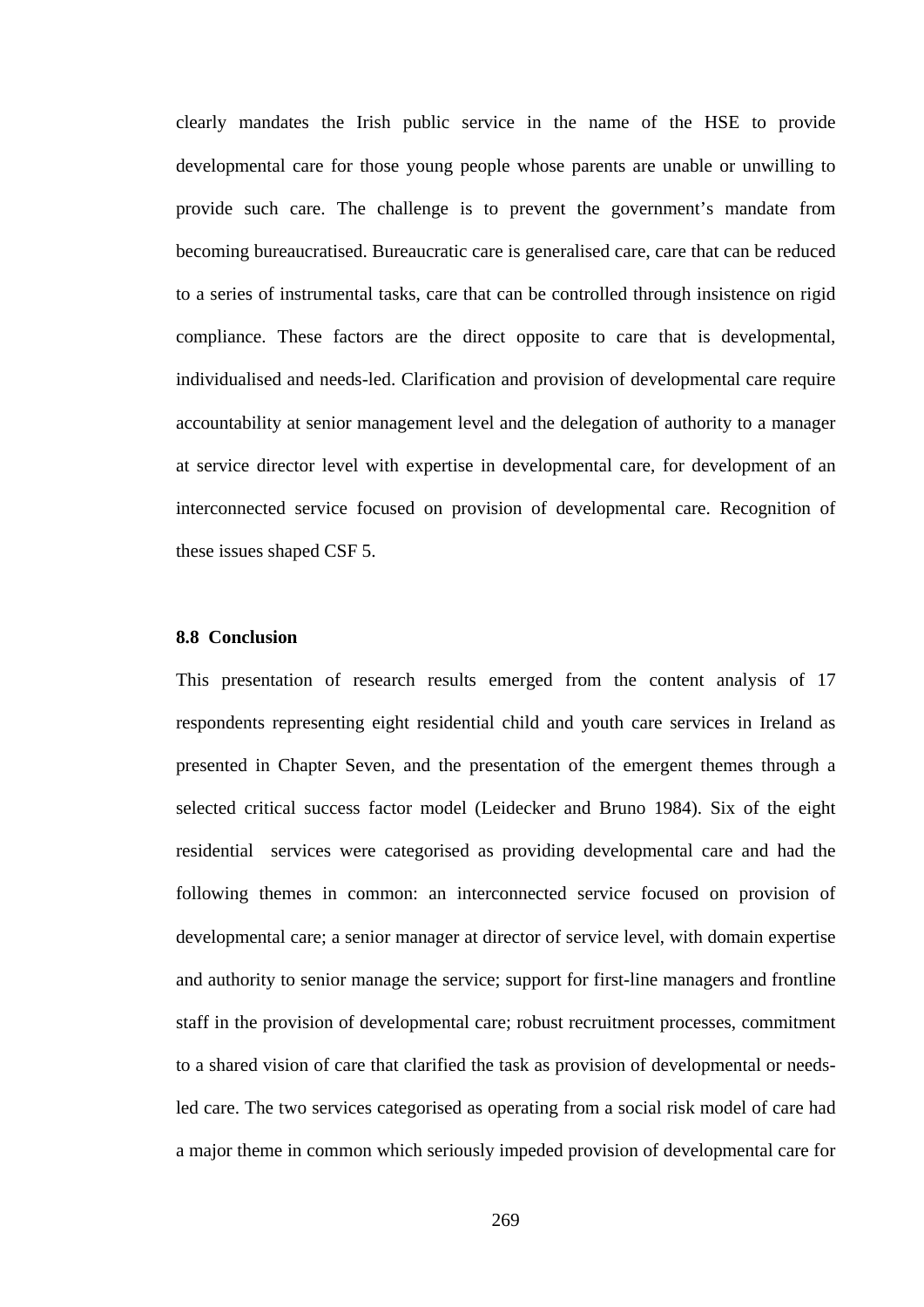clearly mandates the Irish public service in the name of the HSE to provide developmental care for those young people whose parents are unable or unwilling to provide such care. The challenge is to prevent the government's mandate from becoming bureaucratised. Bureaucratic care is generalised care, care that can be reduced to a series of instrumental tasks, care that can be controlled through insistence on rigid compliance. These factors are the direct opposite to care that is developmental, individualised and needs-led. Clarification and provision of developmental care require accountability at senior management level and the delegation of authority to a manager at service director level with expertise in developmental care, for development of an interconnected service focused on provision of developmental care. Recognition of these issues shaped CSF 5.

### 8.8 Conclusion

This presentation of research results emerged from the content analysis of 17 respondents representing eight residential child and youth care services in Ireland as presented in Chapter Seven, and the presentation of the emergent themes through a selected critical success factor model (Leidecker and Bruno 1984). Six of the eight residential services were categorised as providing developmental care and had the following themes in common: an interconnected service focused on provision of developmental care; a senior manager at director of service level, with domain expertise and authority to senior manage the service; support for first-line managers and frontline staff in the provision of developmental care; robust recruitment processes, commitment to a shared vision of care that clarified the task as provision of developmental or needs-led care. The two services categorised as operating from a social risk model of care had a major theme in common which seriously impeded provision of developmental care for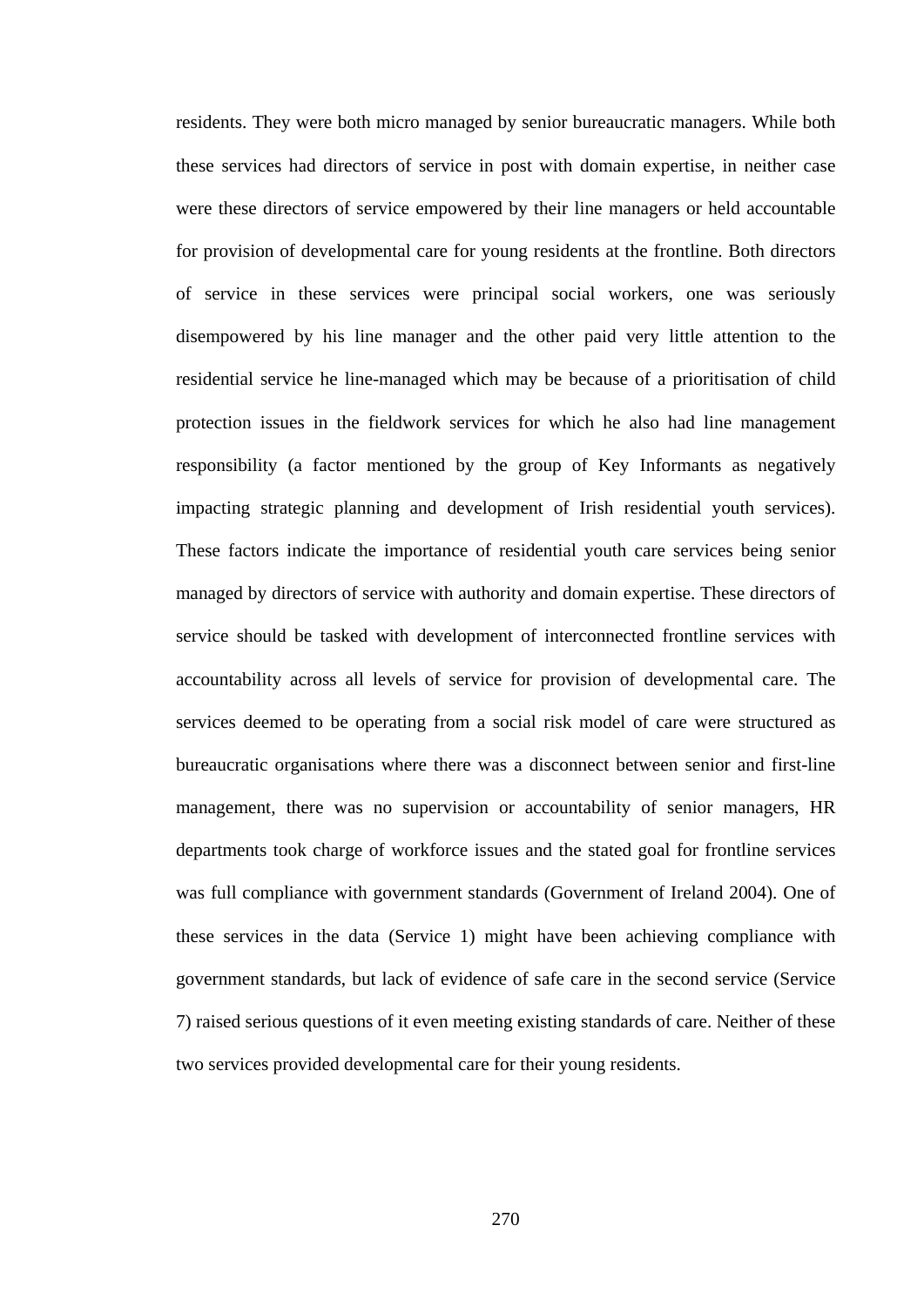residents. They were both micro managed by senior bureaucratic managers. While both these services had directors of service in post with domain expertise, in neither case were these directors of service empowered by their line managers or held accountable for provision of developmental care for young residents at the frontline. Both directors of service in these services were principal social workers, one was seriously disempowered by his line manager and the other paid very little attention to the residential service he line-managed which may be because of a prioritisation of child protection issues in the fieldwork services for which he also had line management responsibility (a factor mentioned by the group of Key Informants as negatively impacting strategic planning and development of Irish residential youth services). These factors indicate the importance of residential youth care services being senior managed by directors of service with authority and domain expertise. These directors of service should be tasked with development of interconnected frontline services with accountability across all levels of service for provision of developmental care. The services deemed to be operating from a social risk model of care were structured as bureaucratic organisations where there was a disconnect between senior and first-line management, there was no supervision or accountability of senior managers, HR departments took charge of workforce issues and the stated goal for frontline services was full compliance with government standards (Government of Ireland 2004). One of these services in the data (Service 1) might have been achieving compliance with government standards, but lack of evidence of safe care in the second service (Service 7) raised serious questions of it even meeting existing standards of care. Neither of these two services provided developmental care for their young residents.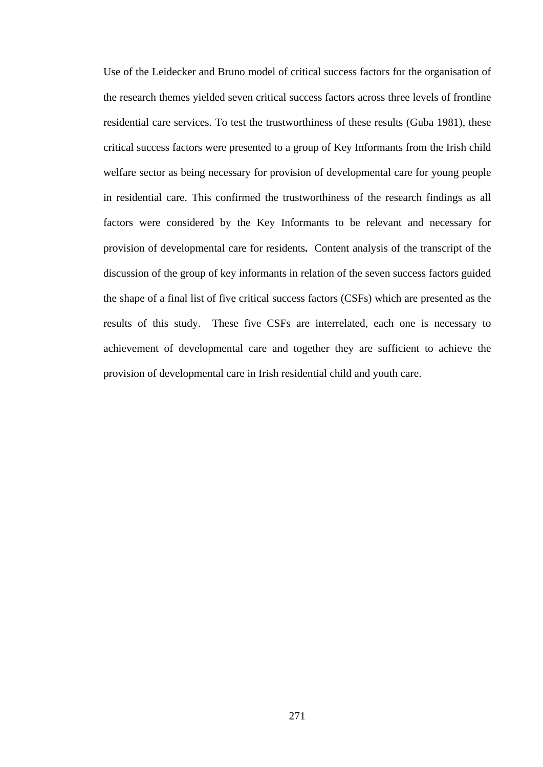Use of the Leidecker and Bruno model of critical success factors for the organisation of the research themes yielded seven critical success factors across three levels of frontline residential care services. To test the trustworthiness of these results (Guba 1981), these critical success factors were presented to a group of Key Informants from the Irish child welfare sector as being necessary for provision of developmental care for young people in residential care. This confirmed the trustworthiness of the research findings as all factors were considered by the Key Informants to be relevant and necessary for provision of developmental care for residents**.** Content analysis of the transcript of the discussion of the group of key informants in relation of the seven success factors guided the shape of a final list of five critical success factors (CSFs) which are presented as the results of this study. These five CSFs are interrelated, each one is necessary to achievement of developmental care and together they are sufficient to achieve the provision of developmental care in Irish residential child and youth care.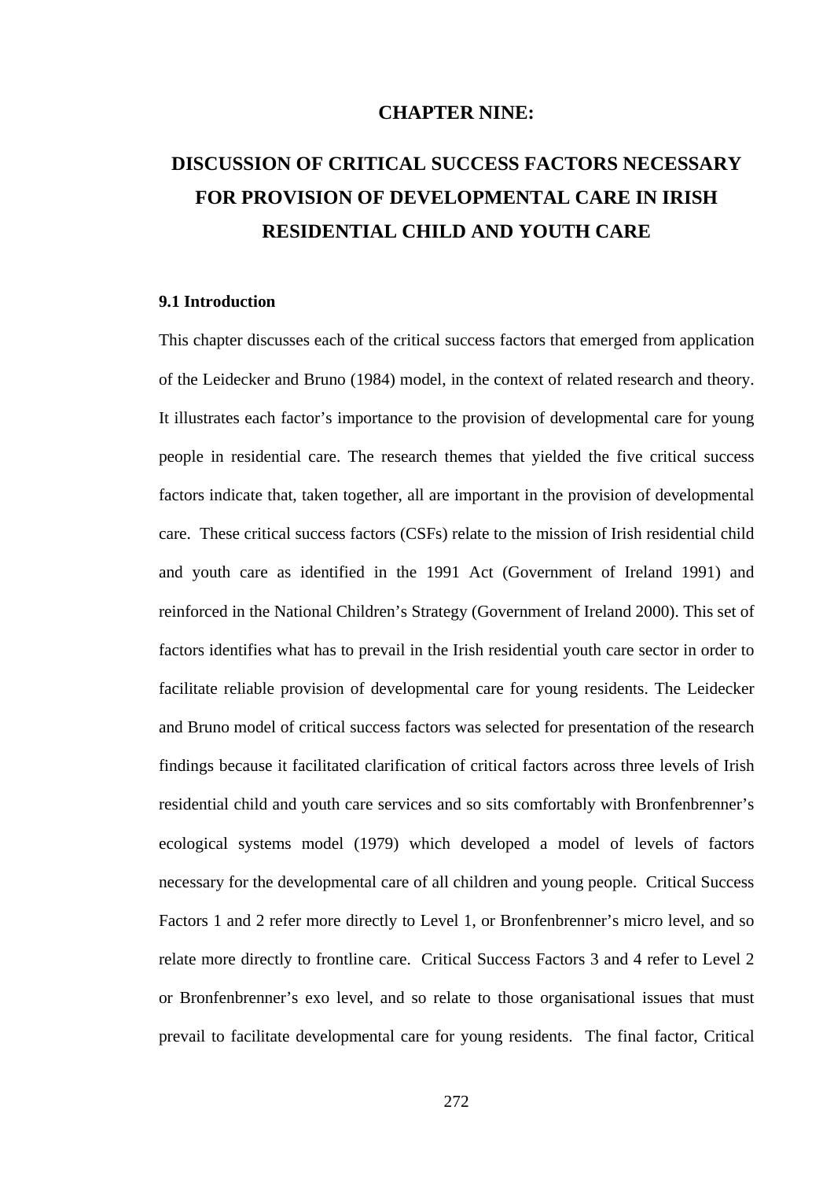# CHAPTER NINE:

# DISCUSSION OF CRITICAL SUCCESS FACTORS NECESSARY FOR PROVISION OF DEVELOPMENTAL CARE IN IRISH RESIDENTIAL CHILD AND YOUTH CARE

## 9.1 Introduction

This chapter discusses each of the critical success factors that emerged from application of the Leidecker and Bruno (1984) model, in the context of related research and theory. It illustrates each factor's importance to the provision of developmental care for young people in residential care. The research themes that yielded the five critical success factors indicate that, taken together, all are important in the provision of developmental care. These critical success factors (CSFs) relate to the mission of Irish residential child and youth care as identified in the 1991 Act (Government of Ireland 1991) and reinforced in the National Children's Strategy (Government of Ireland 2000). This set of factors identifies what has to prevail in the Irish residential youth care sector in order to facilitate reliable provision of developmental care for young residents. The Leidecker and Bruno model of critical success factors was selected for presentation of the research findings because it facilitated clarification of critical factors across three levels of Irish residential child and youth care services and so sits comfortably with Bronfenbrenner's ecological systems model (1979) which developed a model of levels of factors necessary for the developmental care of all children and young people. Critical Success Factors 1 and 2 refer more directly to Level 1, or Bronfenbrenner's micro level, and so relate more directly to frontline care. Critical Success Factors 3 and 4 refer to Level 2 or Bronfenbrenner's exo level, and so relate to those organisational issues that must prevail to facilitate developmental care for young residents. The final factor, Critical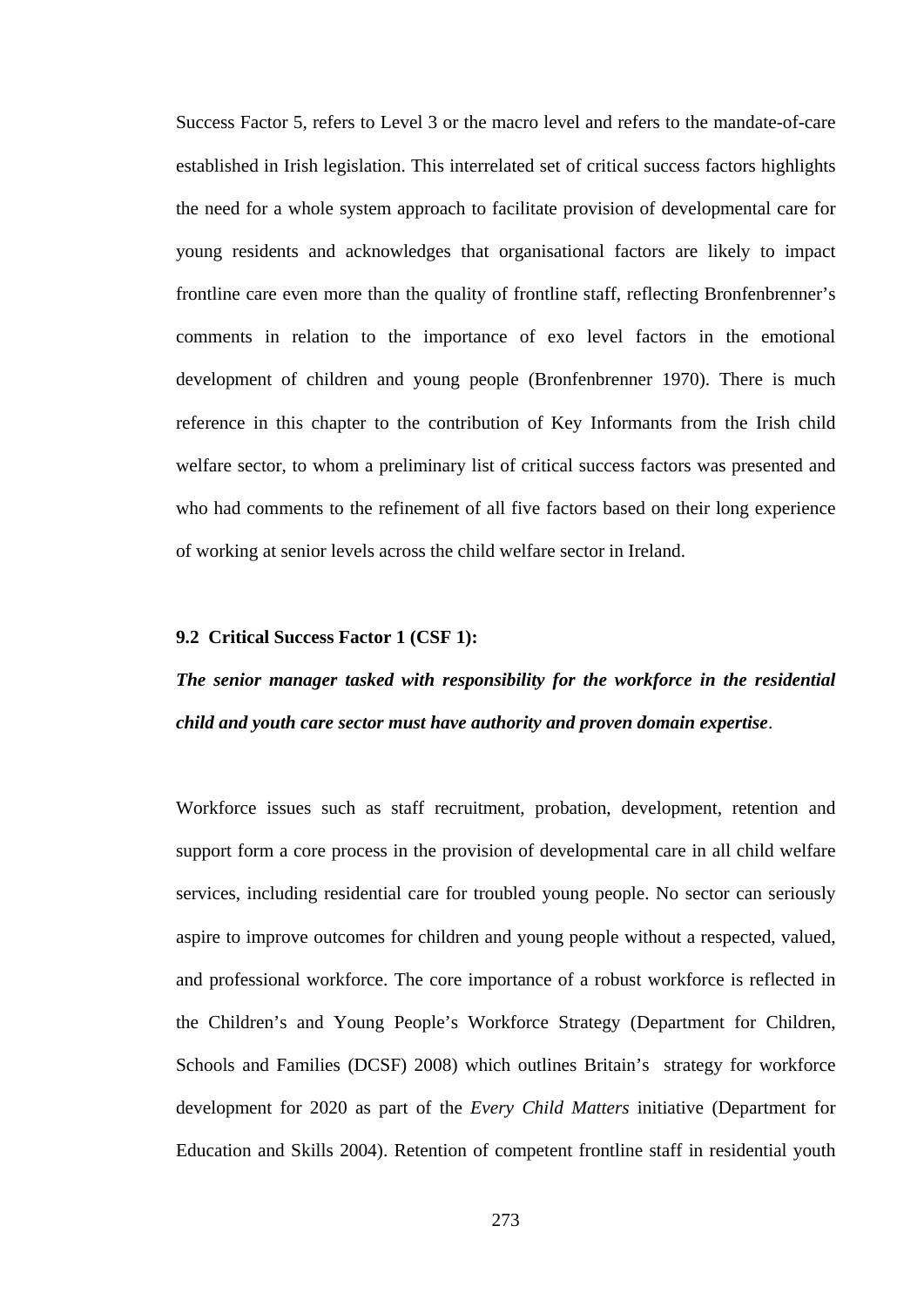Success Factor 5, refers to Level 3 or the macro level and refers to the mandate-of-care established in Irish legislation. This interrelated set of critical success factors highlights the need for a whole system approach to facilitate provision of developmental care for young residents and acknowledges that organisational factors are likely to impact frontline care even more than the quality of frontline staff, reflecting Bronfenbrenner's comments in relation to the importance of exo level factors in the emotional development of children and young people (Bronfenbrenner 1970). There is much reference in this chapter to the contribution of Key Informants from the Irish child welfare sector, to whom a preliminary list of critical success factors was presented and who had comments to the refinement of all five factors based on their long experience of working at senior levels across the child welfare sector in Ireland.

### 9.2 Critical Success Factor 1 (CSF 1):

***The senior manager tasked with responsibility for the workforce in the residential child and youth care sector must have authority and proven domain expertise*.**

Workforce issues such as staff recruitment, probation, development, retention and support form a core process in the provision of developmental care in all child welfare services, including residential care for troubled young people. No sector can seriously aspire to improve outcomes for children and young people without a respected, valued, and professional workforce. The core importance of a robust workforce is reflected in the Children's and Young People's Workforce Strategy (Department for Children, Schools and Families (DCSF) 2008) which outlines Britain's strategy for workforce development for 2020 as part of the *Every Child Matters* initiative (Department for Education and Skills 2004). Retention of competent frontline staff in residential youth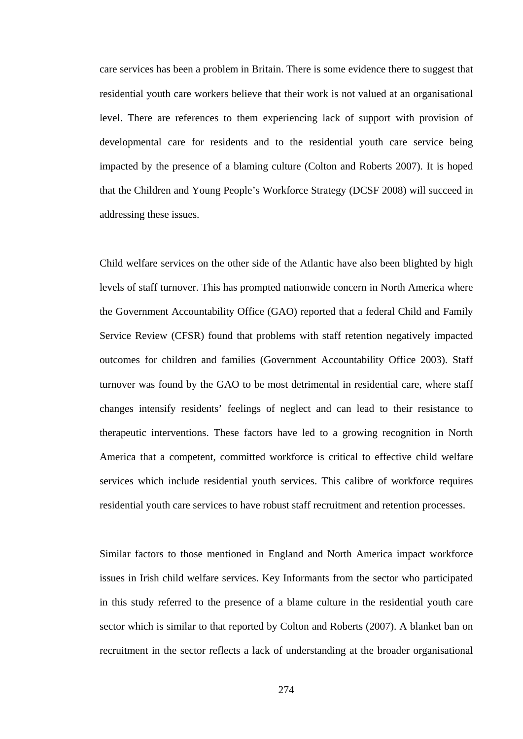care services has been a problem in Britain. There is some evidence there to suggest that residential youth care workers believe that their work is not valued at an organisational level. There are references to them experiencing lack of support with provision of developmental care for residents and to the residential youth care service being impacted by the presence of a blaming culture (Colton and Roberts 2007). It is hoped that the Children and Young People's Workforce Strategy (DCSF 2008) will succeed in addressing these issues.

Child welfare services on the other side of the Atlantic have also been blighted by high levels of staff turnover. This has prompted nationwide concern in North America where the Government Accountability Office (GAO) reported that a federal Child and Family Service Review (CFSR) found that problems with staff retention negatively impacted outcomes for children and families (Government Accountability Office 2003). Staff turnover was found by the GAO to be most detrimental in residential care, where staff changes intensify residents' feelings of neglect and can lead to their resistance to therapeutic interventions. These factors have led to a growing recognition in North America that a competent, committed workforce is critical to effective child welfare services which include residential youth services. This calibre of workforce requires residential youth care services to have robust staff recruitment and retention processes.

Similar factors to those mentioned in England and North America impact workforce issues in Irish child welfare services. Key Informants from the sector who participated in this study referred to the presence of a blame culture in the residential youth care sector which is similar to that reported by Colton and Roberts (2007). A blanket ban on recruitment in the sector reflects a lack of understanding at the broader organisational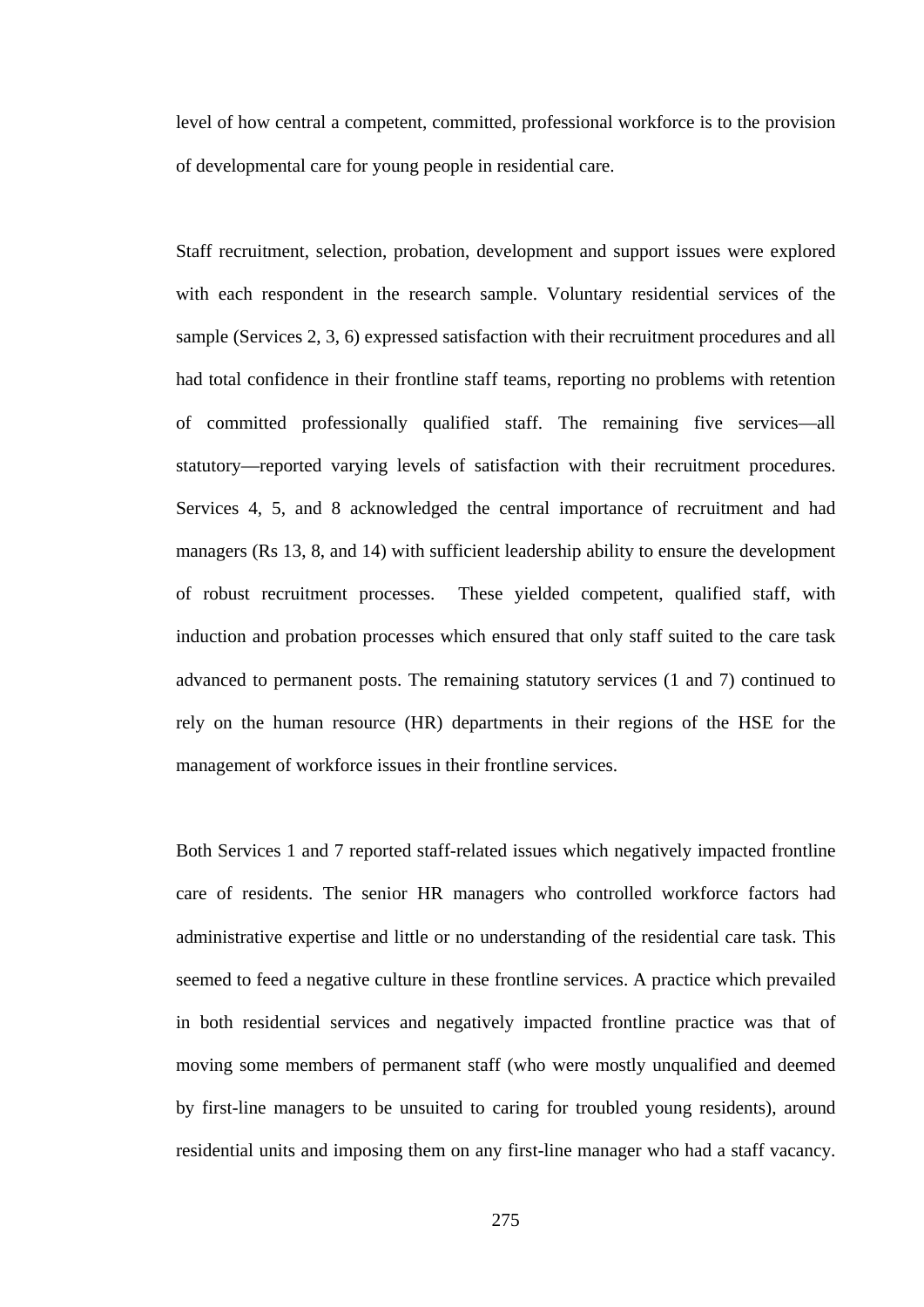level of how central a competent, committed, professional workforce is to the provision of developmental care for young people in residential care.

Staff recruitment, selection, probation, development and support issues were explored with each respondent in the research sample. Voluntary residential services of the sample (Services 2, 3, 6) expressed satisfaction with their recruitment procedures and all had total confidence in their frontline staff teams, reporting no problems with retention of committed professionally qualified staff. The remaining five services—all statutory—reported varying levels of satisfaction with their recruitment procedures. Services 4, 5, and 8 acknowledged the central importance of recruitment and had managers (Rs 13, 8, and 14) with sufficient leadership ability to ensure the development of robust recruitment processes. These yielded competent, qualified staff, with induction and probation processes which ensured that only staff suited to the care task advanced to permanent posts. The remaining statutory services (1 and 7) continued to rely on the human resource (HR) departments in their regions of the HSE for the management of workforce issues in their frontline services.

Both Services 1 and 7 reported staff-related issues which negatively impacted frontline care of residents. The senior HR managers who controlled workforce factors had administrative expertise and little or no understanding of the residential care task. This seemed to feed a negative culture in these frontline services. A practice which prevailed in both residential services and negatively impacted frontline practice was that of moving some members of permanent staff (who were mostly unqualified and deemed by first-line managers to be unsuited to caring for troubled young residents), around residential units and imposing them on any first-line manager who had a staff vacancy.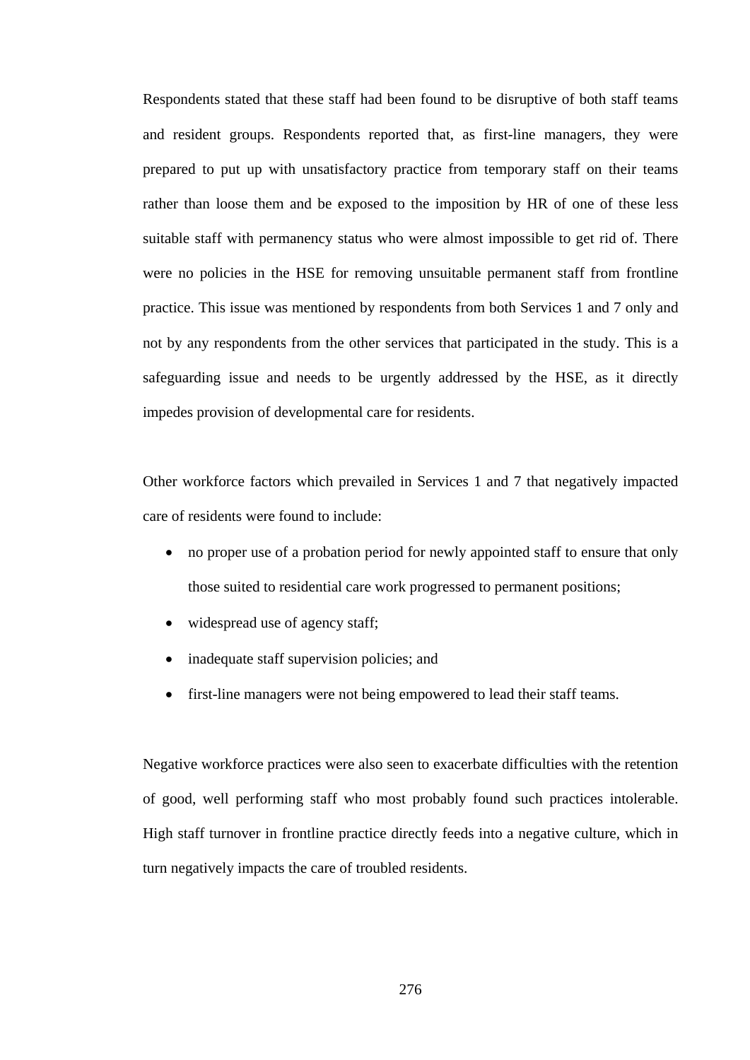Respondents stated that these staff had been found to be disruptive of both staff teams and resident groups. Respondents reported that, as first-line managers, they were prepared to put up with unsatisfactory practice from temporary staff on their teams rather than loose them and be exposed to the imposition by HR of one of these less suitable staff with permanency status who were almost impossible to get rid of. There were no policies in the HSE for removing unsuitable permanent staff from frontline practice. This issue was mentioned by respondents from both Services 1 and 7 only and not by any respondents from the other services that participated in the study. This is a safeguarding issue and needs to be urgently addressed by the HSE, as it directly impedes provision of developmental care for residents.

Other workforce factors which prevailed in Services 1 and 7 that negatively impacted care of residents were found to include:

- no proper use of a probation period for newly appointed staff to ensure that only those suited to residential care work progressed to permanent positions;
- widespread use of agency staff;
- inadequate staff supervision policies; and
- first-line managers were not being empowered to lead their staff teams.

Negative workforce practices were also seen to exacerbate difficulties with the retention of good, well performing staff who most probably found such practices intolerable. High staff turnover in frontline practice directly feeds into a negative culture, which in turn negatively impacts the care of troubled residents.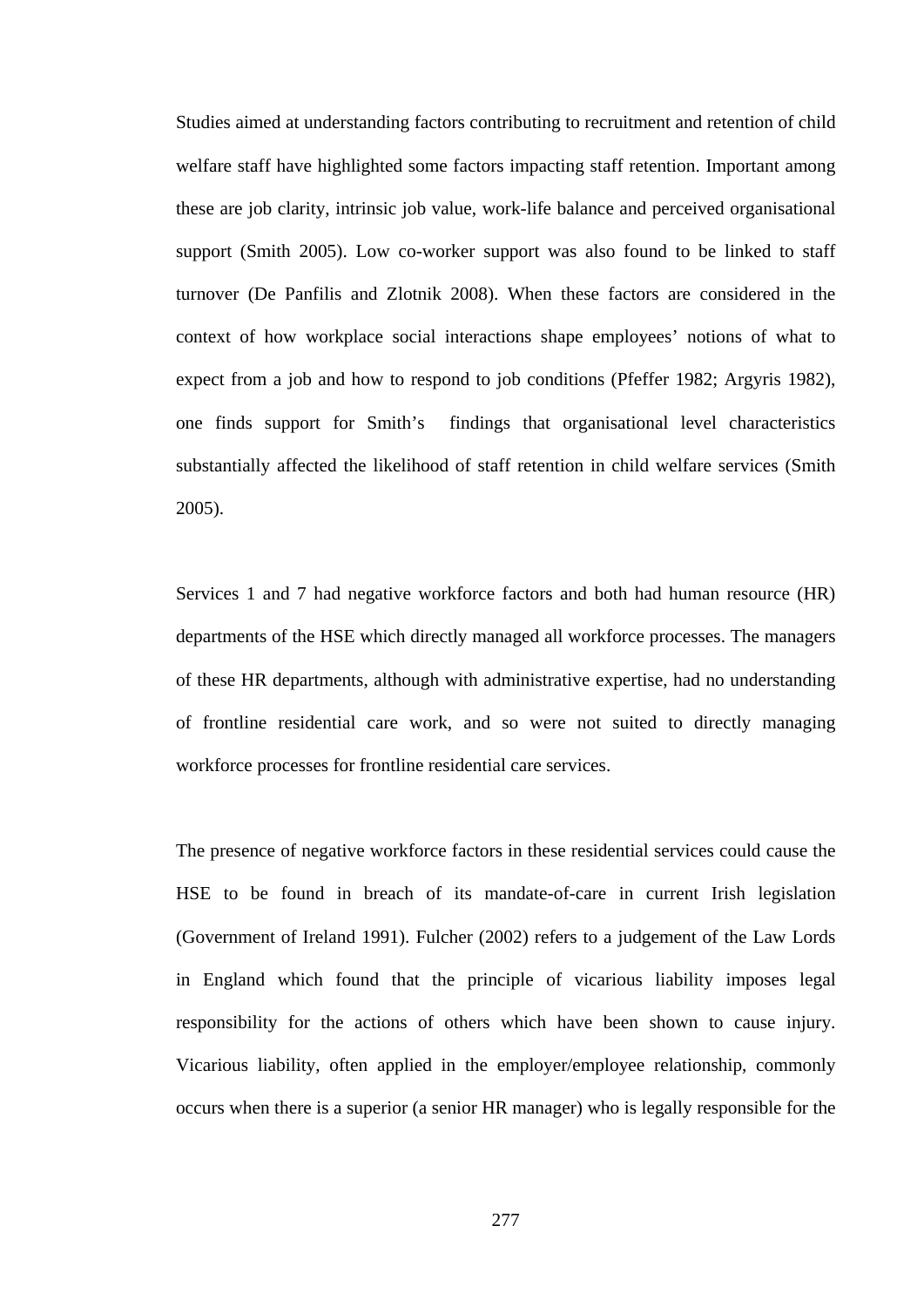Studies aimed at understanding factors contributing to recruitment and retention of child welfare staff have highlighted some factors impacting staff retention. Important among these are job clarity, intrinsic job value, work-life balance and perceived organisational support (Smith 2005). Low co-worker support was also found to be linked to staff turnover (De Panfilis and Zlotnik 2008). When these factors are considered in the context of how workplace social interactions shape employees' notions of what to expect from a job and how to respond to job conditions (Pfeffer 1982; Argyris 1982), one finds support for Smith's findings that organisational level characteristics substantially affected the likelihood of staff retention in child welfare services (Smith 2005).

Services 1 and 7 had negative workforce factors and both had human resource (HR) departments of the HSE which directly managed all workforce processes. The managers of these HR departments, although with administrative expertise, had no understanding of frontline residential care work, and so were not suited to directly managing workforce processes for frontline residential care services.

The presence of negative workforce factors in these residential services could cause the HSE to be found in breach of its mandate-of-care in current Irish legislation (Government of Ireland 1991). Fulcher (2002) refers to a judgement of the Law Lords in England which found that the principle of vicarious liability imposes legal responsibility for the actions of others which have been shown to cause injury. Vicarious liability, often applied in the employer/employee relationship, commonly occurs when there is a superior (a senior HR manager) who is legally responsible for the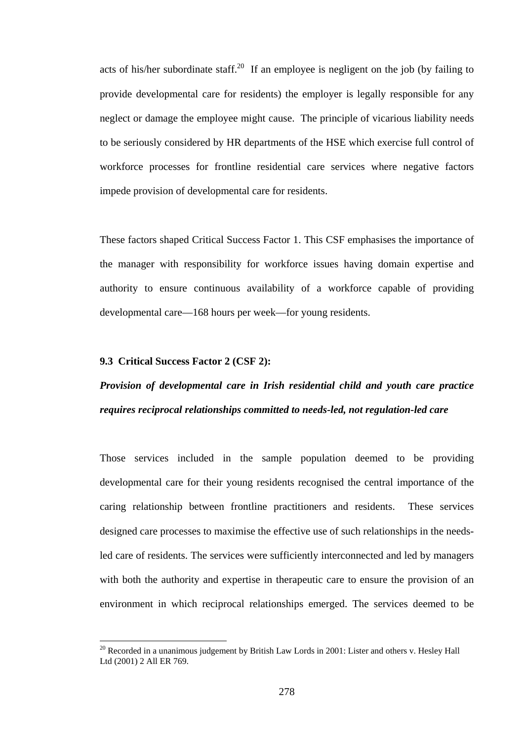acts of his/her subordinate staff.[20] If an employee is negligent on the job (by failing to provide developmental care for residents) the employer is legally responsible for any neglect or damage the employee might cause. The principle of vicarious liability needs to be seriously considered by HR departments of the HSE which exercise full control of workforce processes for frontline residential care services where negative factors impede provision of developmental care for residents.

These factors shaped Critical Success Factor 1. This CSF emphasises the importance of the manager with responsibility for workforce issues having domain expertise and authority to ensure continuous availability of a workforce capable of providing developmental care—168 hours per week—for young residents.

### 9.3 Critical Success Factor 2 (CSF 2):

***Provision of developmental care in Irish residential child and youth care practice requires reciprocal relationships committed to needs-led, not regulation-led care***

Those services included in the sample population deemed to be providing developmental care for their young residents recognised the central importance of the caring relationship between frontline practitioners and residents. These services designed care processes to maximise the effective use of such relationships in the needs-led care of residents. The services were sufficiently interconnected and led by managers with both the authority and expertise in therapeutic care to ensure the provision of an environment in which reciprocal relationships emerged. The services deemed to be

[20] Recorded in a unanimous judgement by British Law Lords in 2001: Lister and others v. Hesley Hall Ltd (2001) 2 All ER 769.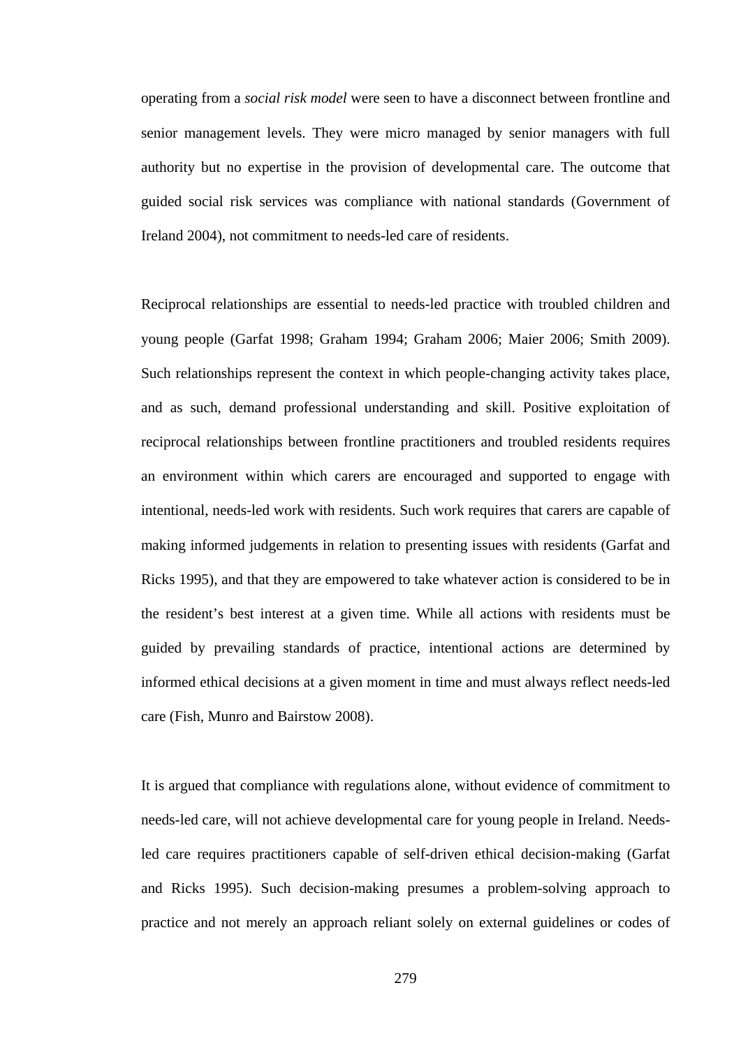operating from a *social risk model* were seen to have a disconnect between frontline and senior management levels. They were micro managed by senior managers with full authority but no expertise in the provision of developmental care. The outcome that guided social risk services was compliance with national standards (Government of Ireland 2004), not commitment to needs-led care of residents.

Reciprocal relationships are essential to needs-led practice with troubled children and young people (Garfat 1998; Graham 1994; Graham 2006; Maier 2006; Smith 2009). Such relationships represent the context in which people-changing activity takes place, and as such, demand professional understanding and skill. Positive exploitation of reciprocal relationships between frontline practitioners and troubled residents requires an environment within which carers are encouraged and supported to engage with intentional, needs-led work with residents. Such work requires that carers are capable of making informed judgements in relation to presenting issues with residents (Garfat and Ricks 1995), and that they are empowered to take whatever action is considered to be in the resident's best interest at a given time. While all actions with residents must be guided by prevailing standards of practice, intentional actions are determined by informed ethical decisions at a given moment in time and must always reflect needs-led care (Fish, Munro and Bairstow 2008).

It is argued that compliance with regulations alone, without evidence of commitment to needs-led care, will not achieve developmental care for young people in Ireland. Needs-led care requires practitioners capable of self-driven ethical decision-making (Garfat and Ricks 1995). Such decision-making presumes a problem-solving approach to practice and not merely an approach reliant solely on external guidelines or codes of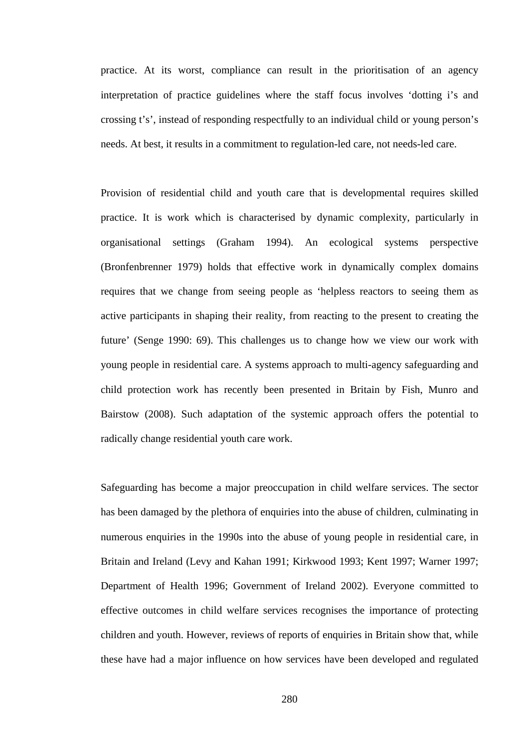practice. At its worst, compliance can result in the prioritisation of an agency interpretation of practice guidelines where the staff focus involves 'dotting i's and crossing t's', instead of responding respectfully to an individual child or young person's needs. At best, it results in a commitment to regulation-led care, not needs-led care.

Provision of residential child and youth care that is developmental requires skilled practice. It is work which is characterised by dynamic complexity, particularly in organisational settings (Graham 1994). An ecological systems perspective (Bronfenbrenner 1979) holds that effective work in dynamically complex domains requires that we change from seeing people as 'helpless reactors to seeing them as active participants in shaping their reality, from reacting to the present to creating the future' (Senge 1990: 69). This challenges us to change how we view our work with young people in residential care. A systems approach to multi-agency safeguarding and child protection work has recently been presented in Britain by Fish, Munro and Bairstow (2008). Such adaptation of the systemic approach offers the potential to radically change residential youth care work.

Safeguarding has become a major preoccupation in child welfare services. The sector has been damaged by the plethora of enquiries into the abuse of children, culminating in numerous enquiries in the 1990s into the abuse of young people in residential care, in Britain and Ireland (Levy and Kahan 1991; Kirkwood 1993; Kent 1997; Warner 1997; Department of Health 1996; Government of Ireland 2002). Everyone committed to effective outcomes in child welfare services recognises the importance of protecting children and youth. However, reviews of reports of enquiries in Britain show that, while these have had a major influence on how services have been developed and regulated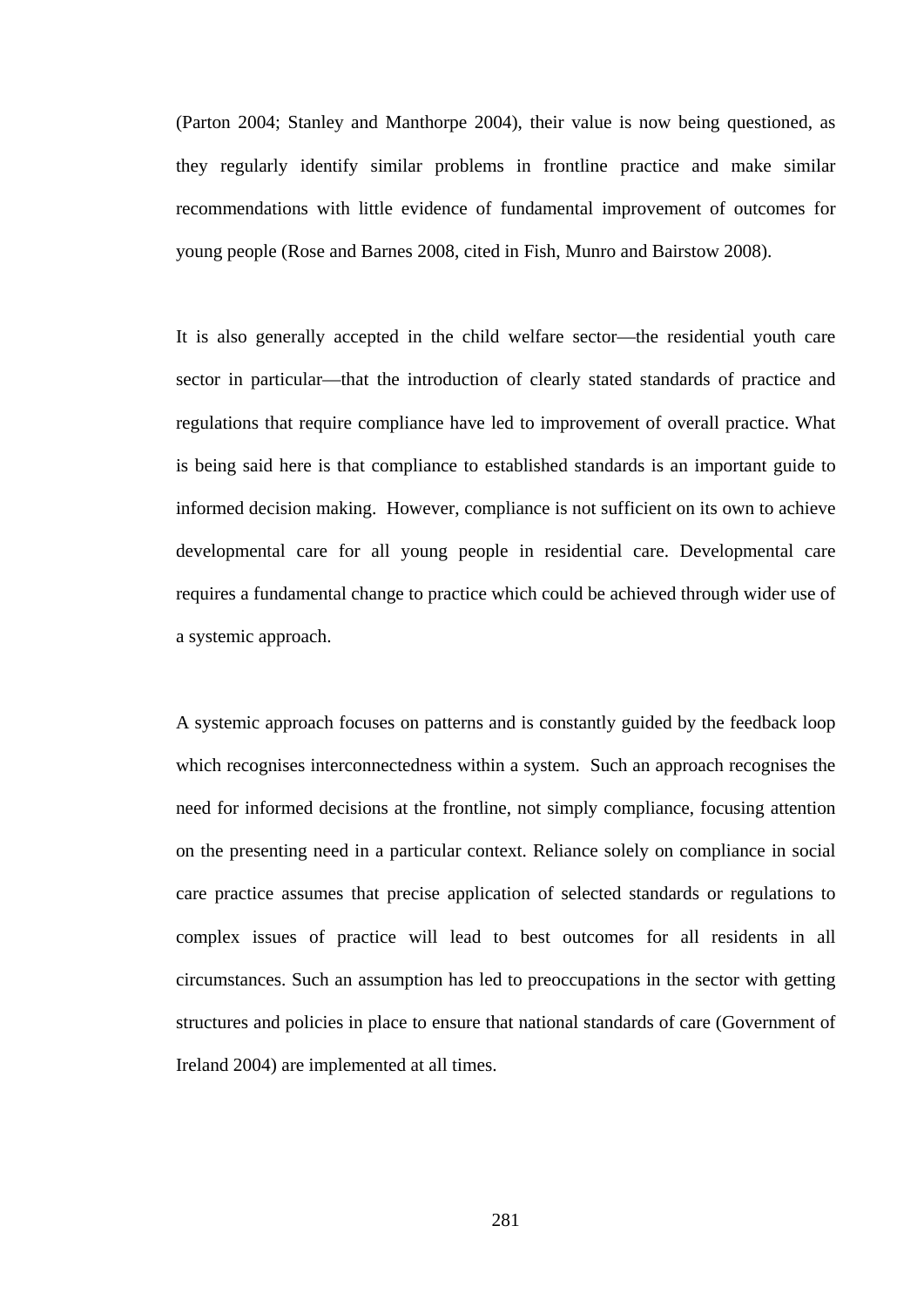(Parton 2004; Stanley and Manthorpe 2004), their value is now being questioned, as they regularly identify similar problems in frontline practice and make similar recommendations with little evidence of fundamental improvement of outcomes for young people (Rose and Barnes 2008, cited in Fish, Munro and Bairstow 2008).

It is also generally accepted in the child welfare sector—the residential youth care sector in particular—that the introduction of clearly stated standards of practice and regulations that require compliance have led to improvement of overall practice. What is being said here is that compliance to established standards is an important guide to informed decision making. However, compliance is not sufficient on its own to achieve developmental care for all young people in residential care. Developmental care requires a fundamental change to practice which could be achieved through wider use of a systemic approach.

A systemic approach focuses on patterns and is constantly guided by the feedback loop which recognises interconnectedness within a system. Such an approach recognises the need for informed decisions at the frontline, not simply compliance, focusing attention on the presenting need in a particular context. Reliance solely on compliance in social care practice assumes that precise application of selected standards or regulations to complex issues of practice will lead to best outcomes for all residents in all circumstances. Such an assumption has led to preoccupations in the sector with getting structures and policies in place to ensure that national standards of care (Government of Ireland 2004) are implemented at all times.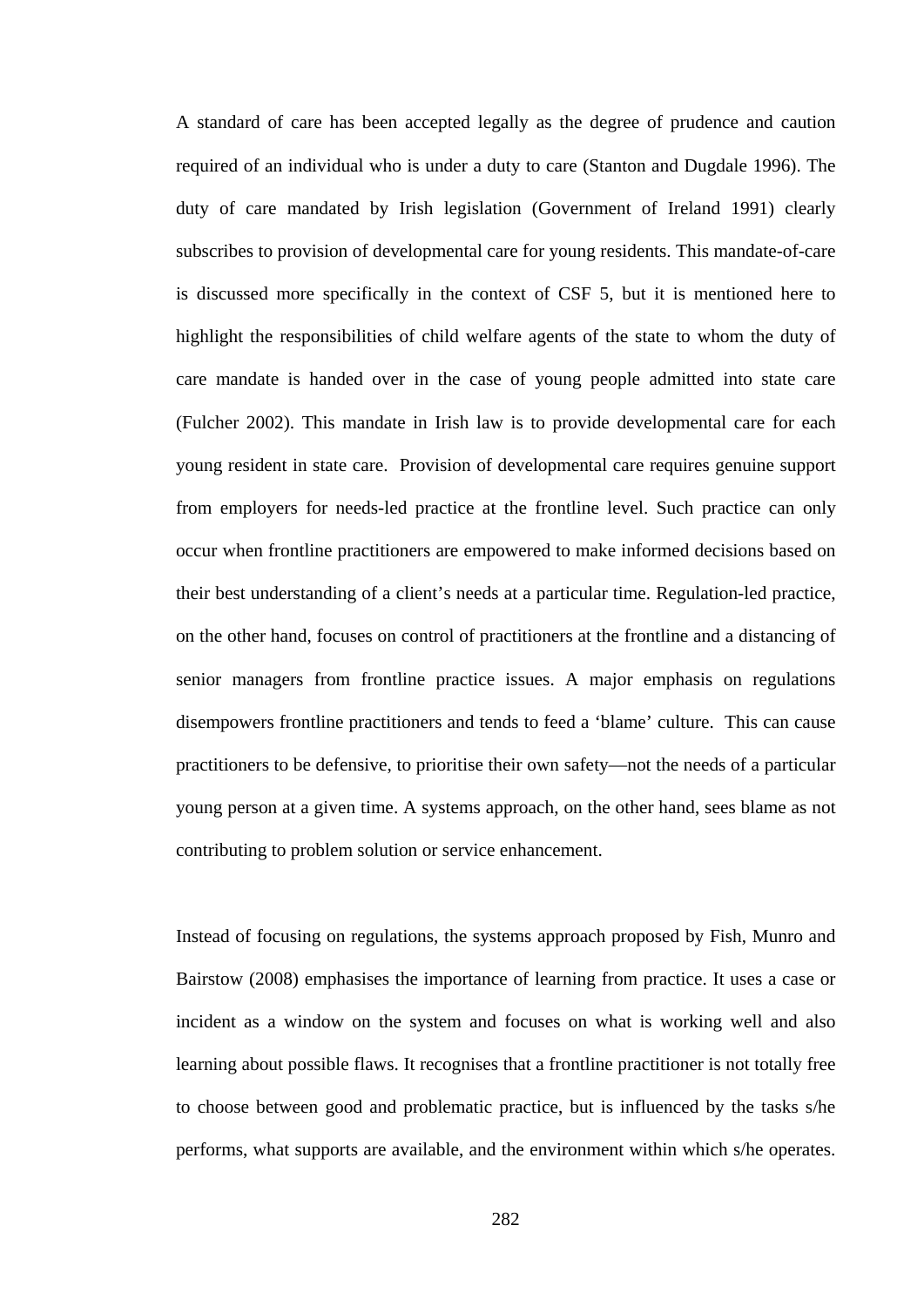A standard of care has been accepted legally as the degree of prudence and caution required of an individual who is under a duty to care (Stanton and Dugdale 1996). The duty of care mandated by Irish legislation (Government of Ireland 1991) clearly subscribes to provision of developmental care for young residents. This mandate-of-care is discussed more specifically in the context of CSF 5, but it is mentioned here to highlight the responsibilities of child welfare agents of the state to whom the duty of care mandate is handed over in the case of young people admitted into state care (Fulcher 2002). This mandate in Irish law is to provide developmental care for each young resident in state care.  Provision of developmental care requires genuine support from employers for needs-led practice at the frontline level. Such practice can only occur when frontline practitioners are empowered to make informed decisions based on their best understanding of a client's needs at a particular time. Regulation-led practice, on the other hand, focuses on control of practitioners at the frontline and a distancing of senior managers from frontline practice issues. A major emphasis on regulations disempowers frontline practitioners and tends to feed a 'blame' culture.  This can cause practitioners to be defensive, to prioritise their own safety—not the needs of a particular young person at a given time. A systems approach, on the other hand, sees blame as not contributing to problem solution or service enhancement.

Instead of focusing on regulations, the systems approach proposed by Fish, Munro and Bairstow (2008) emphasises the importance of learning from practice. It uses a case or incident as a window on the system and focuses on what is working well and also learning about possible flaws. It recognises that a frontline practitioner is not totally free to choose between good and problematic practice, but is influenced by the tasks s/he performs, what supports are available, and the environment within which s/he operates.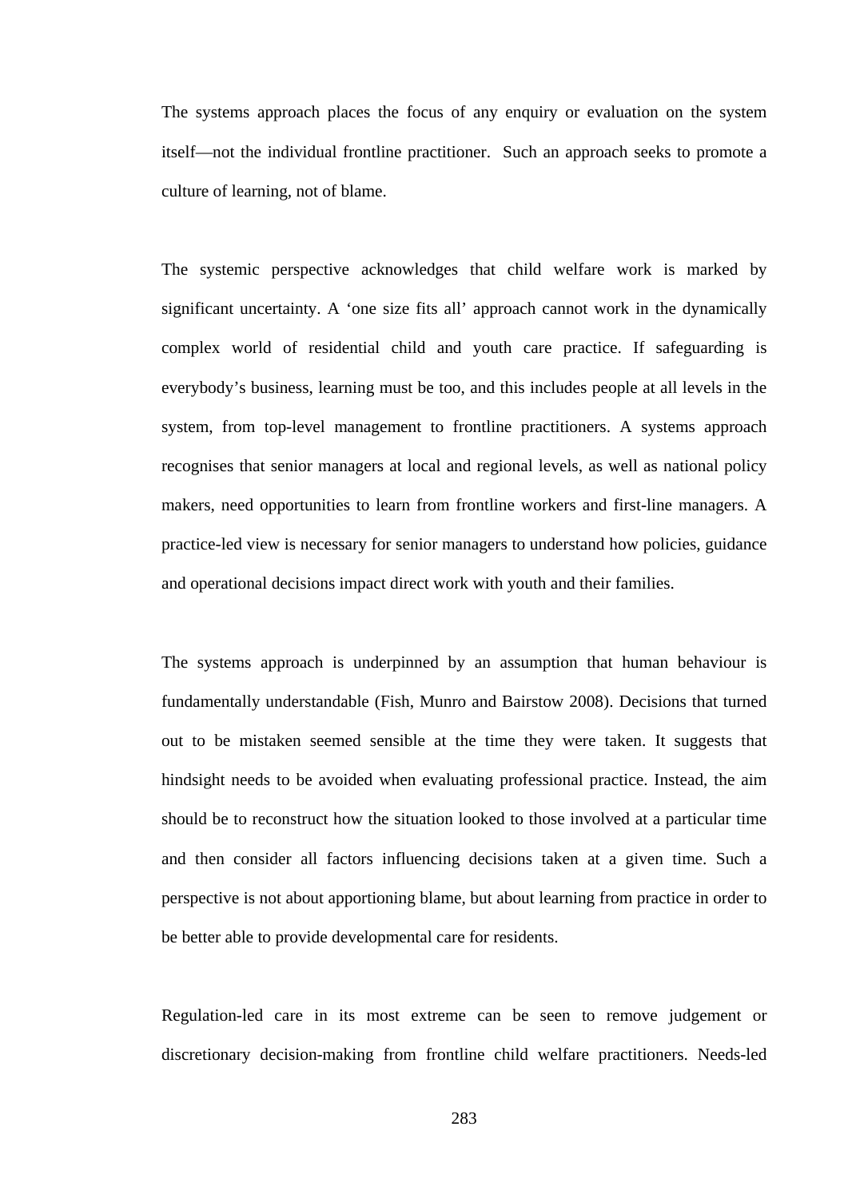The systems approach places the focus of any enquiry or evaluation on the system itself—not the individual frontline practitioner. Such an approach seeks to promote a culture of learning, not of blame.

The systemic perspective acknowledges that child welfare work is marked by significant uncertainty. A 'one size fits all' approach cannot work in the dynamically complex world of residential child and youth care practice. If safeguarding is everybody's business, learning must be too, and this includes people at all levels in the system, from top-level management to frontline practitioners. A systems approach recognises that senior managers at local and regional levels, as well as national policy makers, need opportunities to learn from frontline workers and first-line managers. A practice-led view is necessary for senior managers to understand how policies, guidance and operational decisions impact direct work with youth and their families.

The systems approach is underpinned by an assumption that human behaviour is fundamentally understandable (Fish, Munro and Bairstow 2008). Decisions that turned out to be mistaken seemed sensible at the time they were taken. It suggests that hindsight needs to be avoided when evaluating professional practice. Instead, the aim should be to reconstruct how the situation looked to those involved at a particular time and then consider all factors influencing decisions taken at a given time. Such a perspective is not about apportioning blame, but about learning from practice in order to be better able to provide developmental care for residents.

Regulation-led care in its most extreme can be seen to remove judgement or discretionary decision-making from frontline child welfare practitioners. Needs-led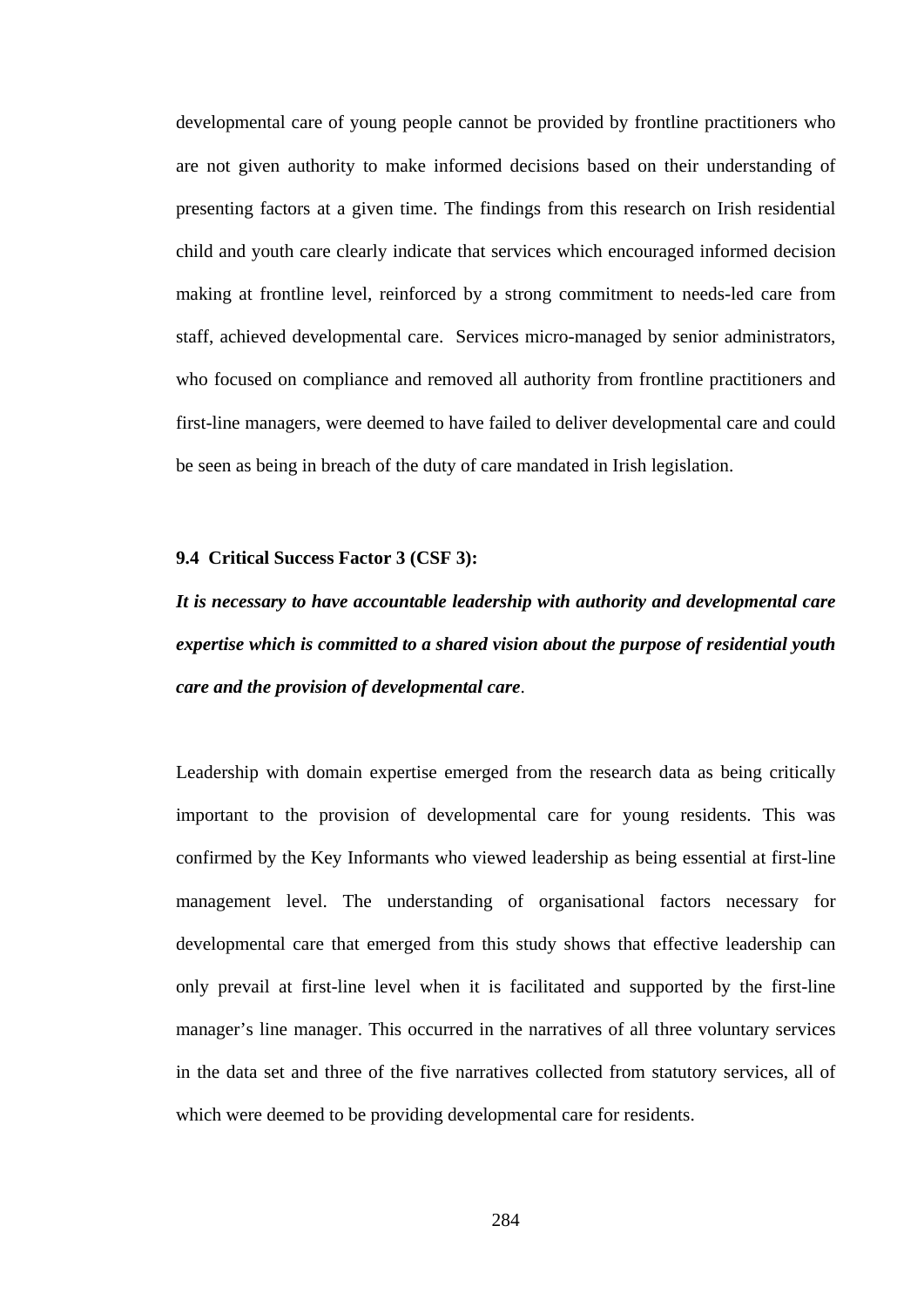developmental care of young people cannot be provided by frontline practitioners who are not given authority to make informed decisions based on their understanding of presenting factors at a given time. The findings from this research on Irish residential child and youth care clearly indicate that services which encouraged informed decision making at frontline level, reinforced by a strong commitment to needs-led care from staff, achieved developmental care. Services micro-managed by senior administrators, who focused on compliance and removed all authority from frontline practitioners and first-line managers, were deemed to have failed to deliver developmental care and could be seen as being in breach of the duty of care mandated in Irish legislation.

### 9.4 Critical Success Factor 3 (CSF 3):

***It is necessary to have accountable leadership with authority and developmental care expertise which is committed to a shared vision about the purpose of residential youth care and the provision of developmental care***.

Leadership with domain expertise emerged from the research data as being critically important to the provision of developmental care for young residents. This was confirmed by the Key Informants who viewed leadership as being essential at first-line management level. The understanding of organisational factors necessary for developmental care that emerged from this study shows that effective leadership can only prevail at first-line level when it is facilitated and supported by the first-line manager's line manager. This occurred in the narratives of all three voluntary services in the data set and three of the five narratives collected from statutory services, all of which were deemed to be providing developmental care for residents.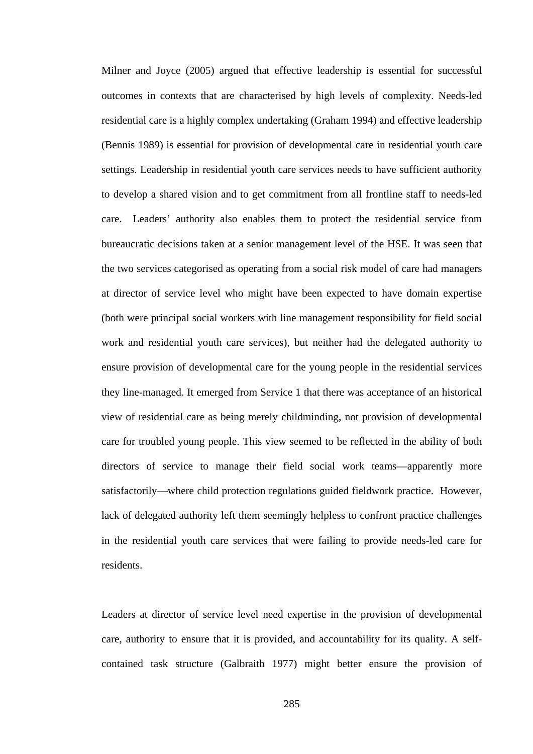Milner and Joyce (2005) argued that effective leadership is essential for successful outcomes in contexts that are characterised by high levels of complexity. Needs-led residential care is a highly complex undertaking (Graham 1994) and effective leadership (Bennis 1989) is essential for provision of developmental care in residential youth care settings. Leadership in residential youth care services needs to have sufficient authority to develop a shared vision and to get commitment from all frontline staff to needs-led care. Leaders' authority also enables them to protect the residential service from bureaucratic decisions taken at a senior management level of the HSE. It was seen that the two services categorised as operating from a social risk model of care had managers at director of service level who might have been expected to have domain expertise (both were principal social workers with line management responsibility for field social work and residential youth care services), but neither had the delegated authority to ensure provision of developmental care for the young people in the residential services they line-managed. It emerged from Service 1 that there was acceptance of an historical view of residential care as being merely childminding, not provision of developmental care for troubled young people. This view seemed to be reflected in the ability of both directors of service to manage their field social work teams—apparently more satisfactorily—where child protection regulations guided fieldwork practice. However, lack of delegated authority left them seemingly helpless to confront practice challenges in the residential youth care services that were failing to provide needs-led care for residents.

Leaders at director of service level need expertise in the provision of developmental care, authority to ensure that it is provided, and accountability for its quality. A self-contained task structure (Galbraith 1977) might better ensure the provision of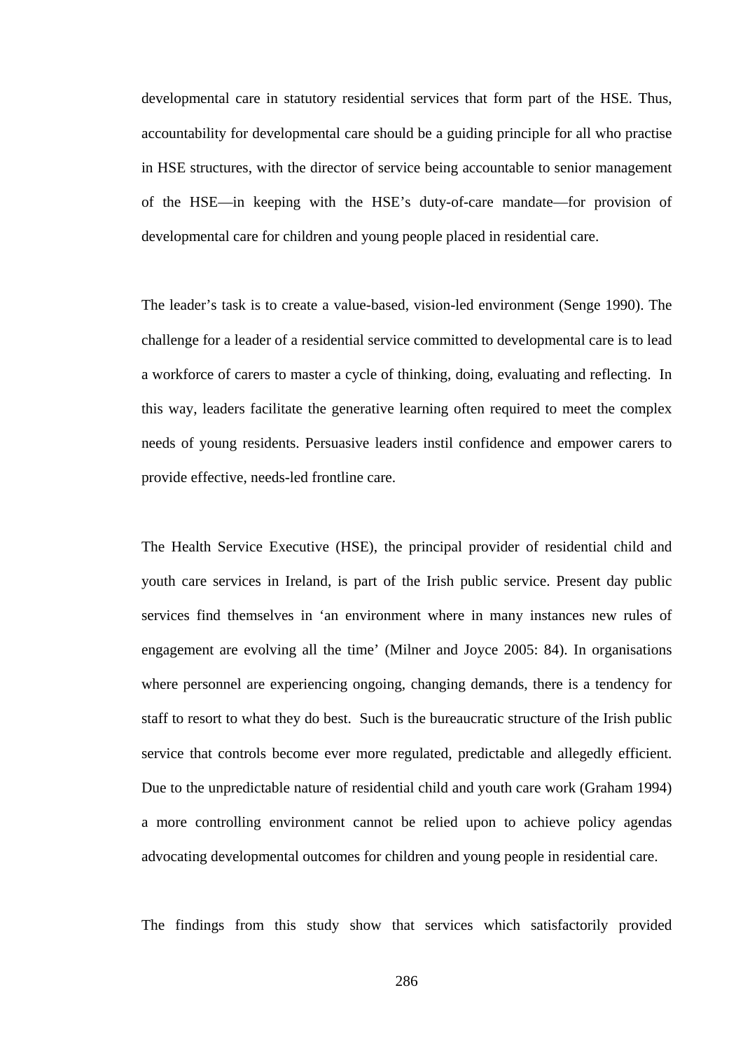developmental care in statutory residential services that form part of the HSE. Thus, accountability for developmental care should be a guiding principle for all who practise in HSE structures, with the director of service being accountable to senior management of the HSE—in keeping with the HSE's duty-of-care mandate—for provision of developmental care for children and young people placed in residential care.

The leader's task is to create a value-based, vision-led environment (Senge 1990). The challenge for a leader of a residential service committed to developmental care is to lead a workforce of carers to master a cycle of thinking, doing, evaluating and reflecting. In this way, leaders facilitate the generative learning often required to meet the complex needs of young residents. Persuasive leaders instil confidence and empower carers to provide effective, needs-led frontline care.

The Health Service Executive (HSE), the principal provider of residential child and youth care services in Ireland, is part of the Irish public service. Present day public services find themselves in 'an environment where in many instances new rules of engagement are evolving all the time' (Milner and Joyce 2005: 84). In organisations where personnel are experiencing ongoing, changing demands, there is a tendency for staff to resort to what they do best. Such is the bureaucratic structure of the Irish public service that controls become ever more regulated, predictable and allegedly efficient. Due to the unpredictable nature of residential child and youth care work (Graham 1994) a more controlling environment cannot be relied upon to achieve policy agendas advocating developmental outcomes for children and young people in residential care.

The findings from this study show that services which satisfactorily provided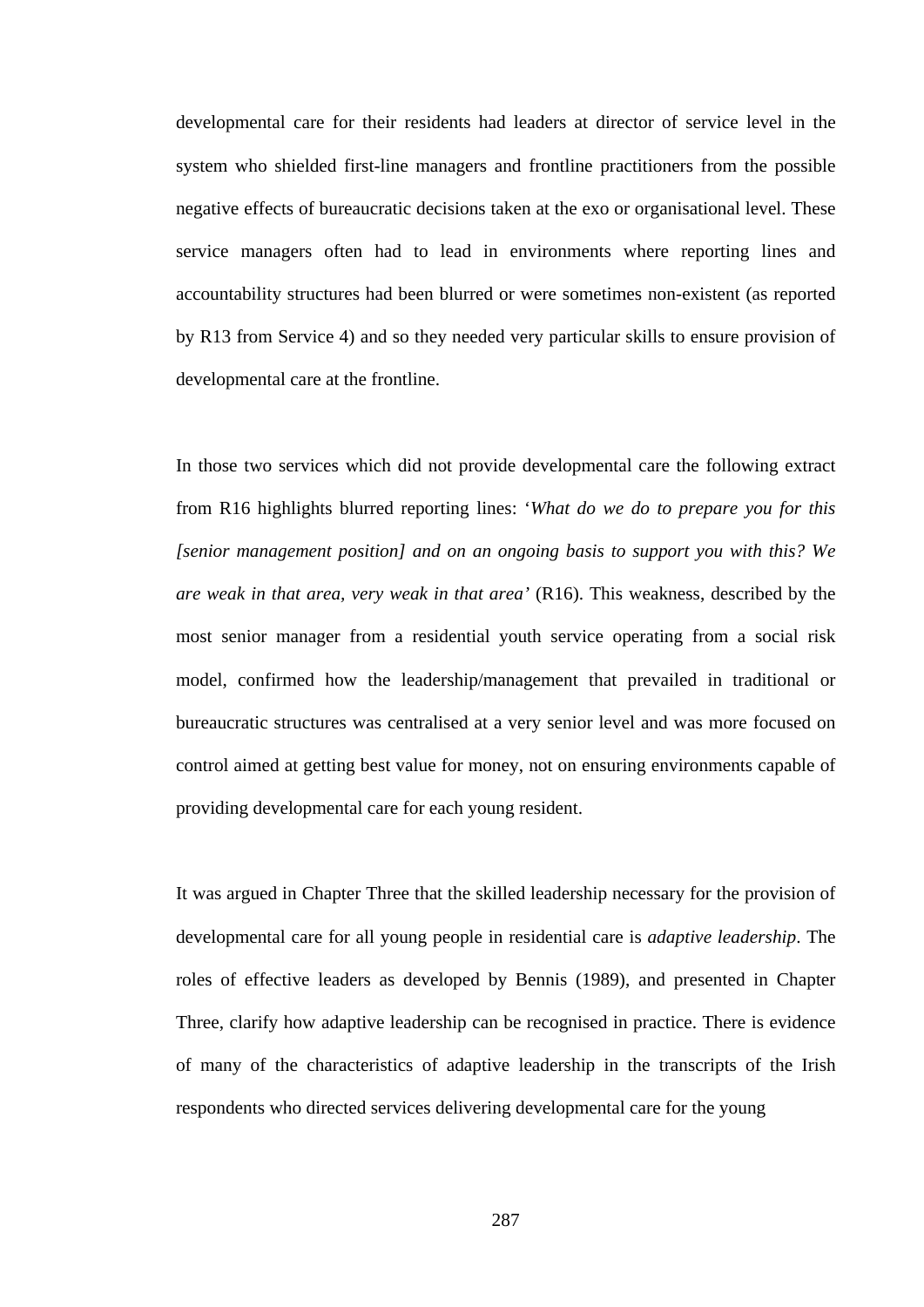developmental care for their residents had leaders at director of service level in the system who shielded first-line managers and frontline practitioners from the possible negative effects of bureaucratic decisions taken at the exo or organisational level. These service managers often had to lead in environments where reporting lines and accountability structures had been blurred or were sometimes non-existent (as reported by R13 from Service 4) and so they needed very particular skills to ensure provision of developmental care at the frontline.

In those two services which did not provide developmental care the following extract from R16 highlights blurred reporting lines: '*What do we do to prepare you for this [senior management position] and on an ongoing basis to support you with this? We are weak in that area, very weak in that area'* (R16). This weakness, described by the most senior manager from a residential youth service operating from a social risk model, confirmed how the leadership/management that prevailed in traditional or bureaucratic structures was centralised at a very senior level and was more focused on control aimed at getting best value for money, not on ensuring environments capable of providing developmental care for each young resident.

It was argued in Chapter Three that the skilled leadership necessary for the provision of developmental care for all young people in residential care is *adaptive leadership*. The roles of effective leaders as developed by Bennis (1989), and presented in Chapter Three, clarify how adaptive leadership can be recognised in practice. There is evidence of many of the characteristics of adaptive leadership in the transcripts of the Irish respondents who directed services delivering developmental care for the young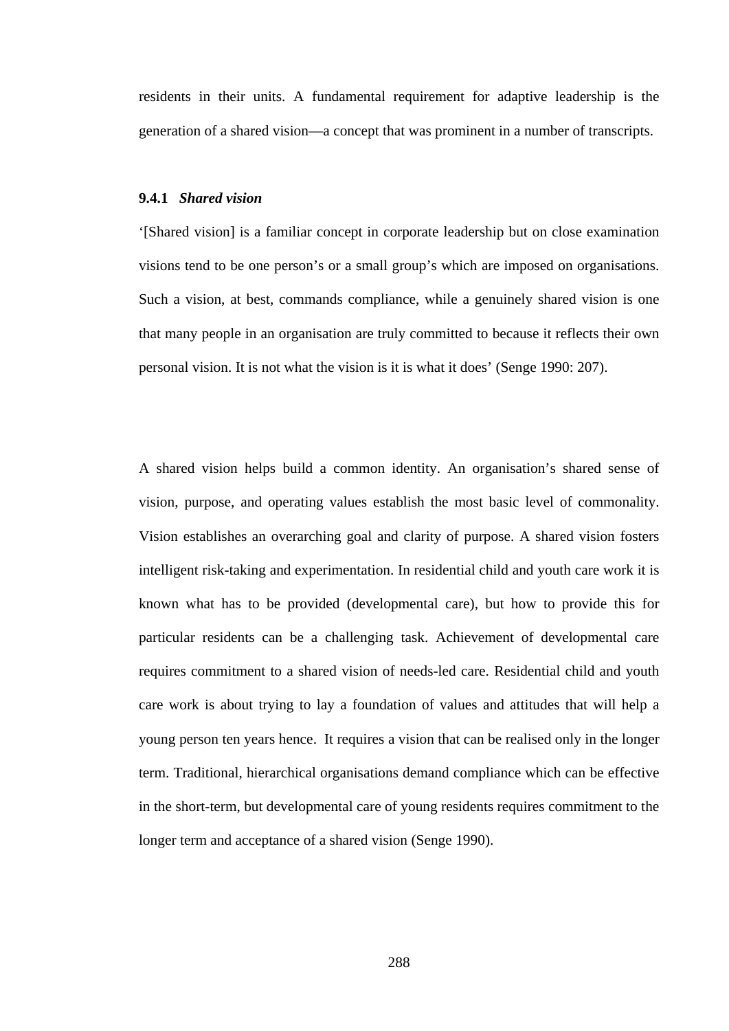residents in their units. A fundamental requirement for adaptive leadership is the generation of a shared vision—a concept that was prominent in a number of transcripts.

### 9.4.1 *Shared vision*

'[Shared vision] is a familiar concept in corporate leadership but on close examination visions tend to be one person's or a small group's which are imposed on organisations. Such a vision, at best, commands compliance, while a genuinely shared vision is one that many people in an organisation are truly committed to because it reflects their own personal vision. It is not what the vision is it is what it does' (Senge 1990: 207).

A shared vision helps build a common identity. An organisation's shared sense of vision, purpose, and operating values establish the most basic level of commonality. Vision establishes an overarching goal and clarity of purpose. A shared vision fosters intelligent risk-taking and experimentation. In residential child and youth care work it is known what has to be provided (developmental care), but how to provide this for particular residents can be a challenging task. Achievement of developmental care requires commitment to a shared vision of needs-led care. Residential child and youth care work is about trying to lay a foundation of values and attitudes that will help a young person ten years hence. It requires a vision that can be realised only in the longer term. Traditional, hierarchical organisations demand compliance which can be effective in the short-term, but developmental care of young residents requires commitment to the longer term and acceptance of a shared vision (Senge 1990).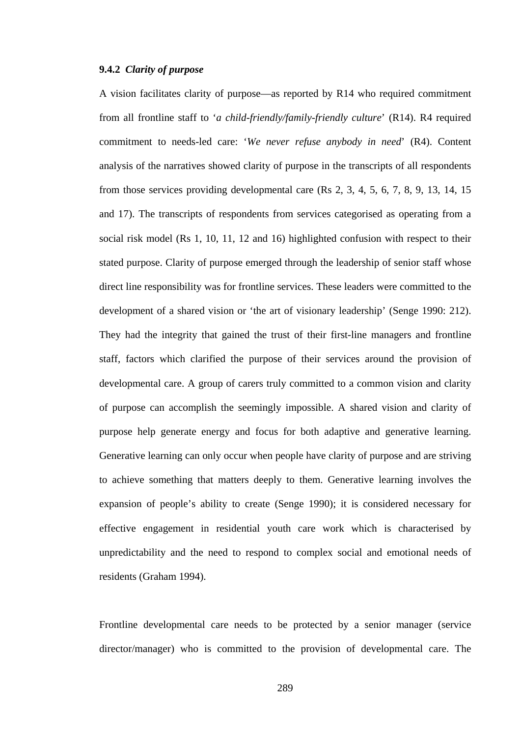### 9.4.2 *Clarity of purpose*

A vision facilitates clarity of purpose—as reported by R14 who required commitment from all frontline staff to '*a child-friendly/family-friendly culture*' (R14). R4 required commitment to needs-led care: '*We never refuse anybody in need*' (R4). Content analysis of the narratives showed clarity of purpose in the transcripts of all respondents from those services providing developmental care (Rs 2, 3, 4, 5, 6, 7, 8, 9, 13, 14, 15 and 17). The transcripts of respondents from services categorised as operating from a social risk model (Rs 1, 10, 11, 12 and 16) highlighted confusion with respect to their stated purpose. Clarity of purpose emerged through the leadership of senior staff whose direct line responsibility was for frontline services. These leaders were committed to the development of a shared vision or 'the art of visionary leadership' (Senge 1990: 212). They had the integrity that gained the trust of their first-line managers and frontline staff, factors which clarified the purpose of their services around the provision of developmental care. A group of carers truly committed to a common vision and clarity of purpose can accomplish the seemingly impossible. A shared vision and clarity of purpose help generate energy and focus for both adaptive and generative learning. Generative learning can only occur when people have clarity of purpose and are striving to achieve something that matters deeply to them. Generative learning involves the expansion of people's ability to create (Senge 1990); it is considered necessary for effective engagement in residential youth care work which is characterised by unpredictability and the need to respond to complex social and emotional needs of residents (Graham 1994).

Frontline developmental care needs to be protected by a senior manager (service director/manager) who is committed to the provision of developmental care. The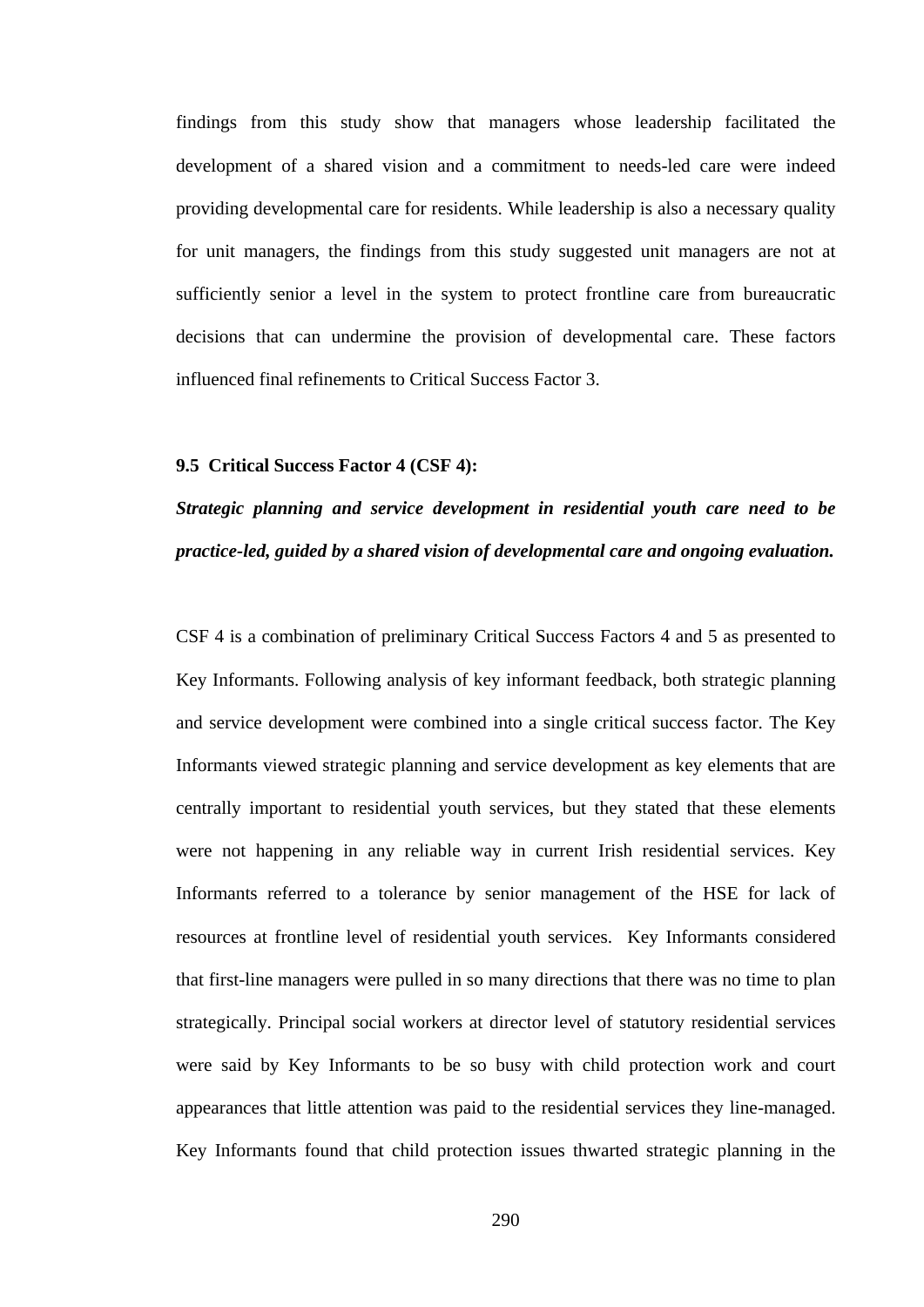findings from this study show that managers whose leadership facilitated the development of a shared vision and a commitment to needs-led care were indeed providing developmental care for residents. While leadership is also a necessary quality for unit managers, the findings from this study suggested unit managers are not at sufficiently senior a level in the system to protect frontline care from bureaucratic decisions that can undermine the provision of developmental care. These factors influenced final refinements to Critical Success Factor 3.

### 9.5 Critical Success Factor 4 (CSF 4):

***Strategic planning and service development in residential youth care need to be practice-led, guided by a shared vision of developmental care and ongoing evaluation.***

CSF 4 is a combination of preliminary Critical Success Factors 4 and 5 as presented to Key Informants. Following analysis of key informant feedback, both strategic planning and service development were combined into a single critical success factor. The Key Informants viewed strategic planning and service development as key elements that are centrally important to residential youth services, but they stated that these elements were not happening in any reliable way in current Irish residential services. Key Informants referred to a tolerance by senior management of the HSE for lack of resources at frontline level of residential youth services. Key Informants considered that first-line managers were pulled in so many directions that there was no time to plan strategically. Principal social workers at director level of statutory residential services were said by Key Informants to be so busy with child protection work and court appearances that little attention was paid to the residential services they line-managed. Key Informants found that child protection issues thwarted strategic planning in the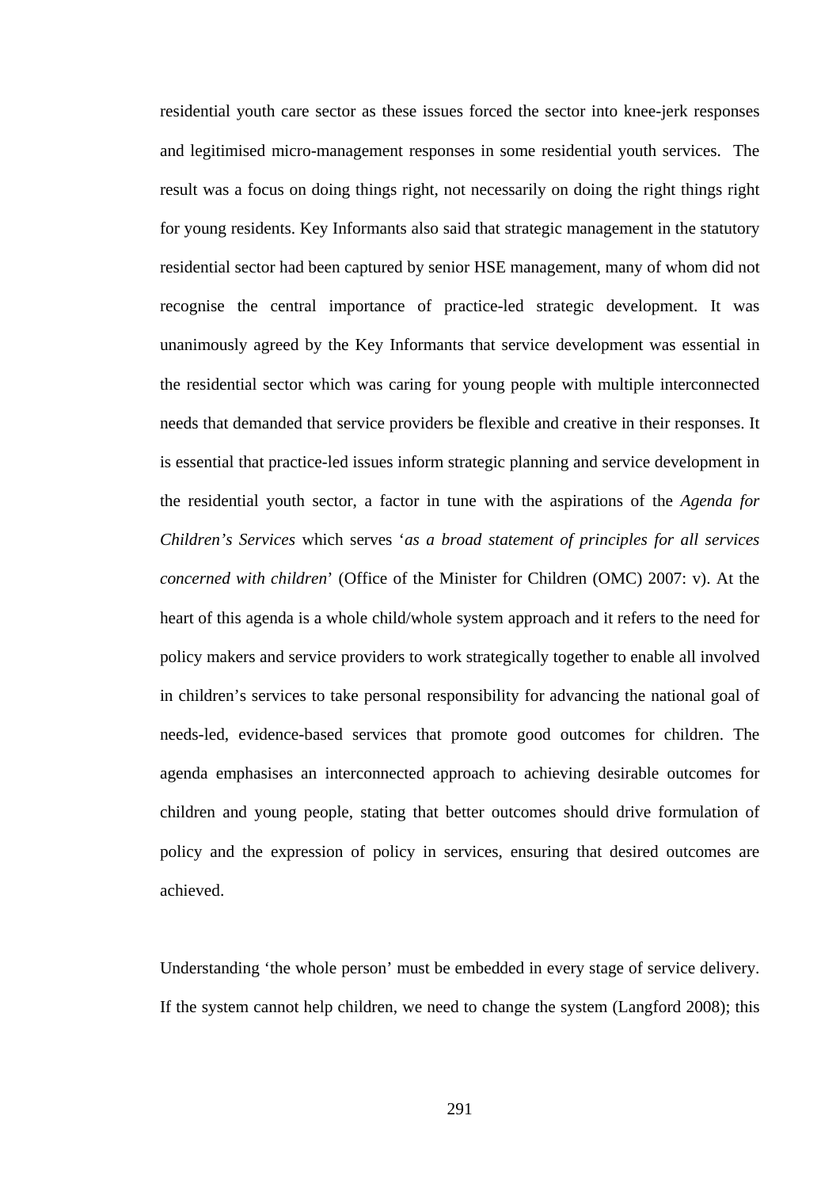residential youth care sector as these issues forced the sector into knee-jerk responses and legitimised micro-management responses in some residential youth services. The result was a focus on doing things right, not necessarily on doing the right things right for young residents. Key Informants also said that strategic management in the statutory residential sector had been captured by senior HSE management, many of whom did not recognise the central importance of practice-led strategic development. It was unanimously agreed by the Key Informants that service development was essential in the residential sector which was caring for young people with multiple interconnected needs that demanded that service providers be flexible and creative in their responses. It is essential that practice-led issues inform strategic planning and service development in the residential youth sector, a factor in tune with the aspirations of the *Agenda for Children's Services* which serves '*as a broad statement of principles for all services concerned with children*' (Office of the Minister for Children (OMC) 2007: v). At the heart of this agenda is a whole child/whole system approach and it refers to the need for policy makers and service providers to work strategically together to enable all involved in children's services to take personal responsibility for advancing the national goal of needs-led, evidence-based services that promote good outcomes for children. The agenda emphasises an interconnected approach to achieving desirable outcomes for children and young people, stating that better outcomes should drive formulation of policy and the expression of policy in services, ensuring that desired outcomes are achieved.

Understanding 'the whole person' must be embedded in every stage of service delivery. If the system cannot help children, we need to change the system (Langford 2008); this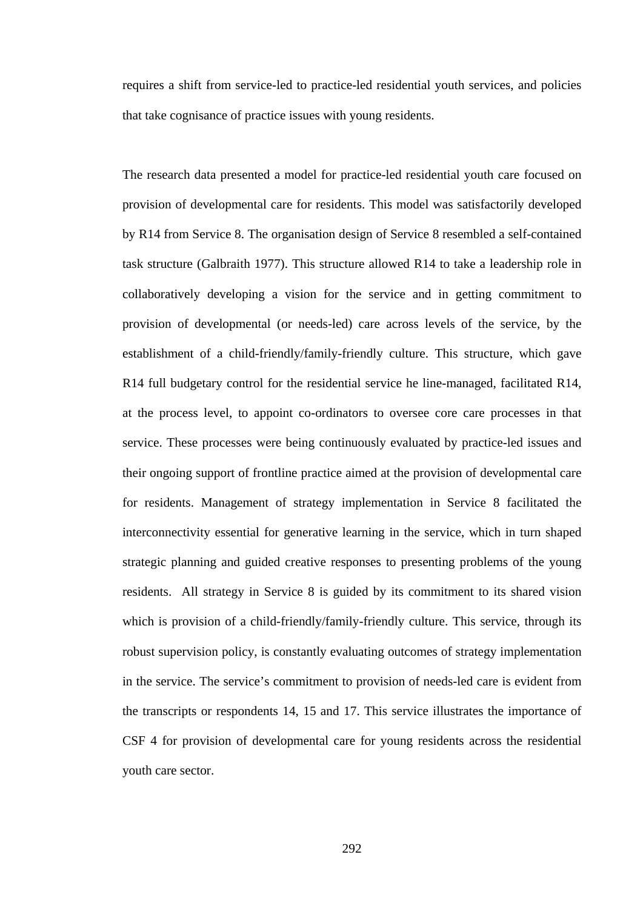requires a shift from service-led to practice-led residential youth services, and policies that take cognisance of practice issues with young residents.

The research data presented a model for practice-led residential youth care focused on provision of developmental care for residents. This model was satisfactorily developed by R14 from Service 8. The organisation design of Service 8 resembled a self-contained task structure (Galbraith 1977). This structure allowed R14 to take a leadership role in collaboratively developing a vision for the service and in getting commitment to provision of developmental (or needs-led) care across levels of the service, by the establishment of a child-friendly/family-friendly culture. This structure, which gave R14 full budgetary control for the residential service he line-managed, facilitated R14, at the process level, to appoint co-ordinators to oversee core care processes in that service. These processes were being continuously evaluated by practice-led issues and their ongoing support of frontline practice aimed at the provision of developmental care for residents. Management of strategy implementation in Service 8 facilitated the interconnectivity essential for generative learning in the service, which in turn shaped strategic planning and guided creative responses to presenting problems of the young residents. All strategy in Service 8 is guided by its commitment to its shared vision which is provision of a child-friendly/family-friendly culture. This service, through its robust supervision policy, is constantly evaluating outcomes of strategy implementation in the service. The service's commitment to provision of needs-led care is evident from the transcripts or respondents 14, 15 and 17. This service illustrates the importance of CSF 4 for provision of developmental care for young residents across the residential youth care sector.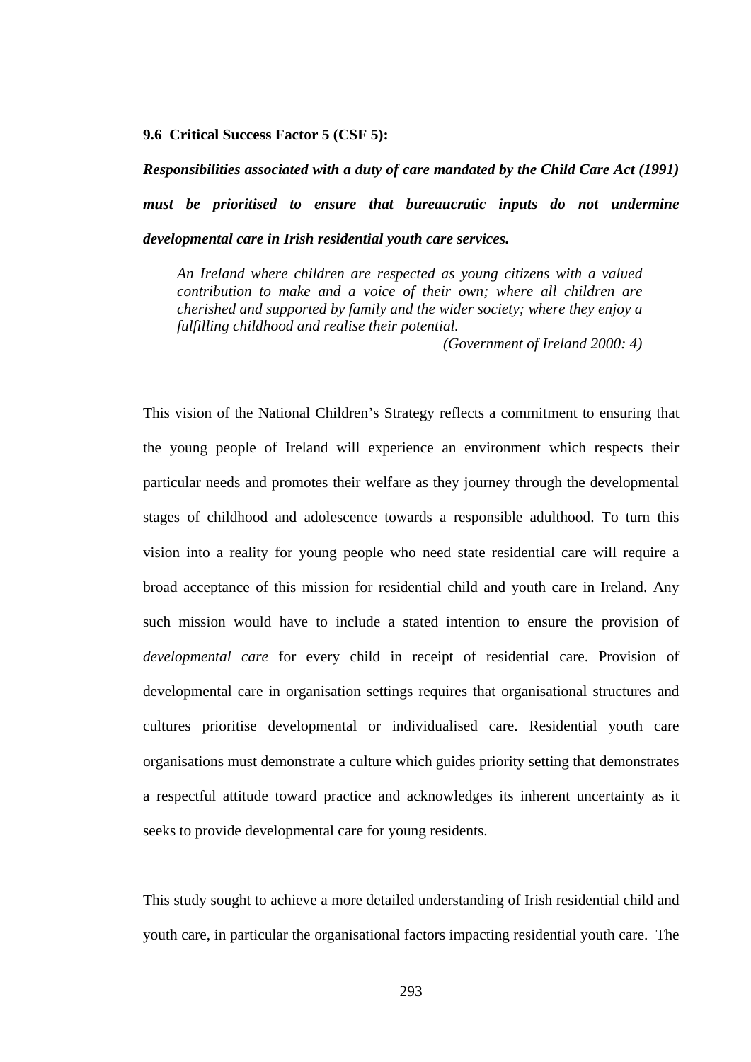### 9.6 Critical Success Factor 5 (CSF 5):

***Responsibilities associated with a duty of care mandated by the Child Care Act (1991) must be prioritised to ensure that bureaucratic inputs do not undermine developmental care in Irish residential youth care services.***

> *An Ireland where children are respected as young citizens with a valued contribution to make and a voice of their own; where all children are cherished and supported by family and the wider society; where they enjoy a fulfilling childhood and realise their potential.*
>
> *(Government of Ireland 2000: 4)*

This vision of the National Children's Strategy reflects a commitment to ensuring that the young people of Ireland will experience an environment which respects their particular needs and promotes their welfare as they journey through the developmental stages of childhood and adolescence towards a responsible adulthood. To turn this vision into a reality for young people who need state residential care will require a broad acceptance of this mission for residential child and youth care in Ireland. Any such mission would have to include a stated intention to ensure the provision of *developmental care* for every child in receipt of residential care. Provision of developmental care in organisation settings requires that organisational structures and cultures prioritise developmental or individualised care. Residential youth care organisations must demonstrate a culture which guides priority setting that demonstrates a respectful attitude toward practice and acknowledges its inherent uncertainty as it seeks to provide developmental care for young residents.

This study sought to achieve a more detailed understanding of Irish residential child and youth care, in particular the organisational factors impacting residential youth care. The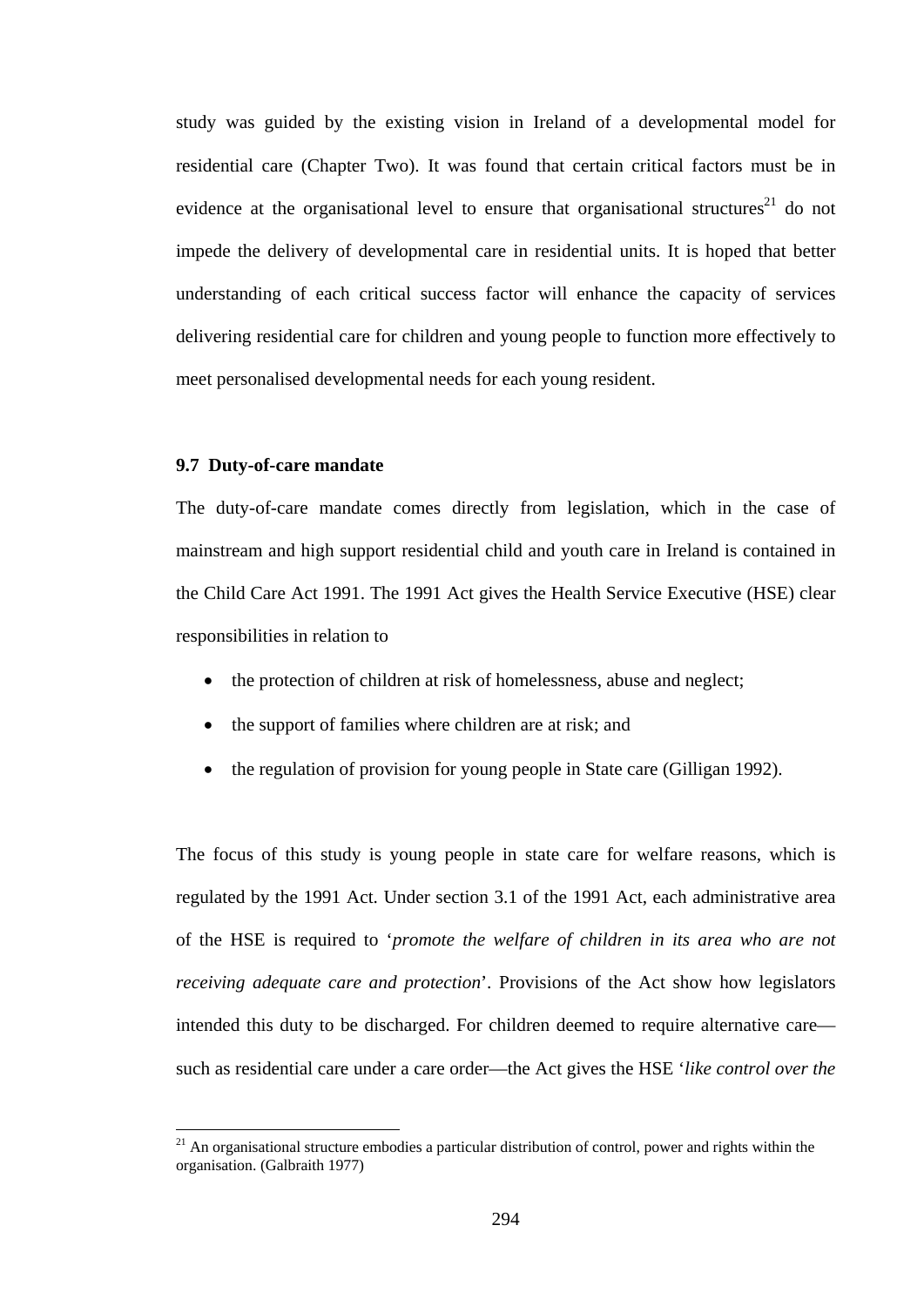study was guided by the existing vision in Ireland of a developmental model for residential care (Chapter Two). It was found that certain critical factors must be in evidence at the organisational level to ensure that organisational structures[21] do not impede the delivery of developmental care in residential units. It is hoped that better understanding of each critical success factor will enhance the capacity of services delivering residential care for children and young people to function more effectively to meet personalised developmental needs for each young resident.

### 9.7 Duty-of-care mandate

The duty-of-care mandate comes directly from legislation, which in the case of mainstream and high support residential child and youth care in Ireland is contained in the Child Care Act 1991. The 1991 Act gives the Health Service Executive (HSE) clear responsibilities in relation to

- the protection of children at risk of homelessness, abuse and neglect;
- the support of families where children are at risk; and
- the regulation of provision for young people in State care (Gilligan 1992).

The focus of this study is young people in state care for welfare reasons, which is regulated by the 1991 Act. Under section 3.1 of the 1991 Act, each administrative area of the HSE is required to '*promote the welfare of children in its area who are not receiving adequate care and protection*'. Provisions of the Act show how legislators intended this duty to be discharged. For children deemed to require alternative care—such as residential care under a care order—the Act gives the HSE '*like control over the*

[21] An organisational structure embodies a particular distribution of control, power and rights within the organisation. (Galbraith 1977)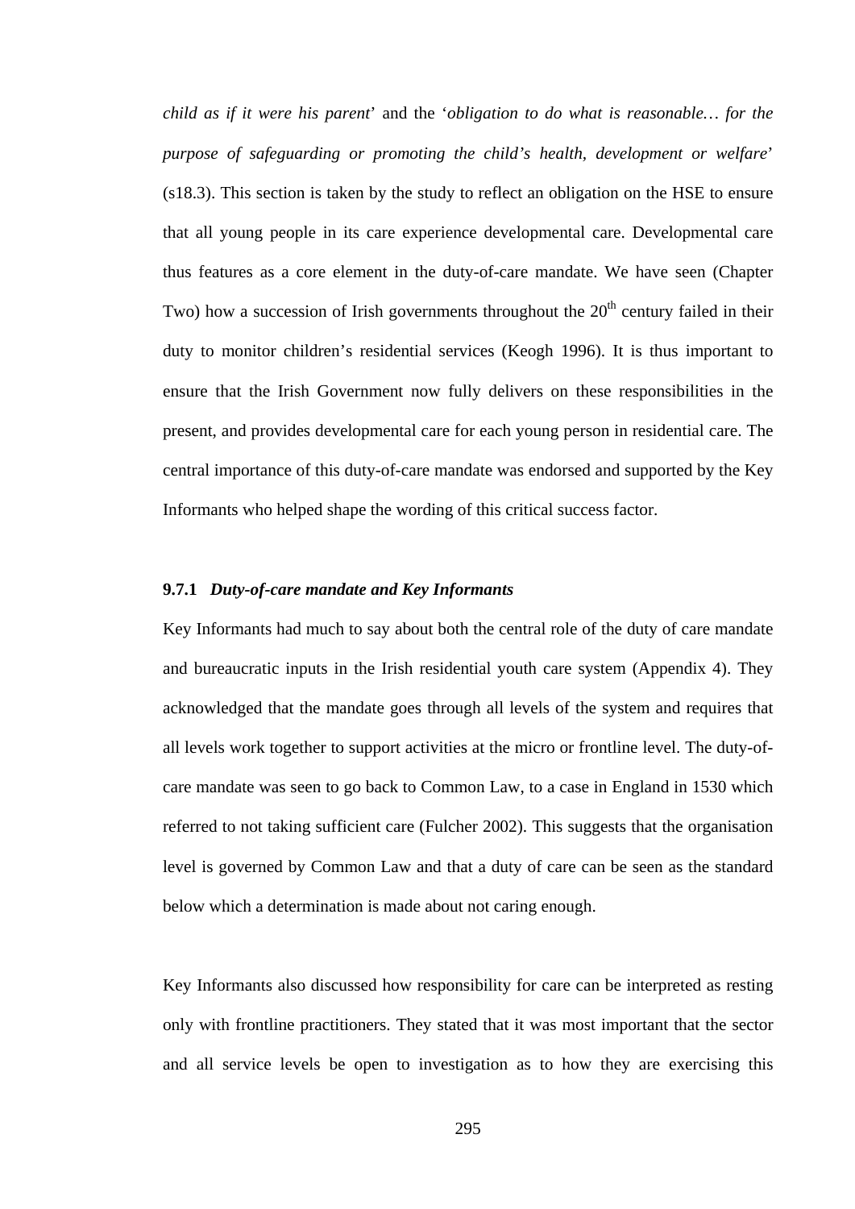*child as if it were his parent*' and the '*obligation to do what is reasonable… for the purpose of safeguarding or promoting the child's health, development or welfare*' (s18.3). This section is taken by the study to reflect an obligation on the HSE to ensure that all young people in its care experience developmental care. Developmental care thus features as a core element in the duty-of-care mandate. We have seen (Chapter Two) how a succession of Irish governments throughout the 20th century failed in their duty to monitor children's residential services (Keogh 1996). It is thus important to ensure that the Irish Government now fully delivers on these responsibilities in the present, and provides developmental care for each young person in residential care. The central importance of this duty-of-care mandate was endorsed and supported by the Key Informants who helped shape the wording of this critical success factor.

### 9.7.1 *Duty-of-care mandate and Key Informants*

Key Informants had much to say about both the central role of the duty of care mandate and bureaucratic inputs in the Irish residential youth care system (Appendix 4). They acknowledged that the mandate goes through all levels of the system and requires that all levels work together to support activities at the micro or frontline level. The duty-of-care mandate was seen to go back to Common Law, to a case in England in 1530 which referred to not taking sufficient care (Fulcher 2002). This suggests that the organisation level is governed by Common Law and that a duty of care can be seen as the standard below which a determination is made about not caring enough.

Key Informants also discussed how responsibility for care can be interpreted as resting only with frontline practitioners. They stated that it was most important that the sector and all service levels be open to investigation as to how they are exercising this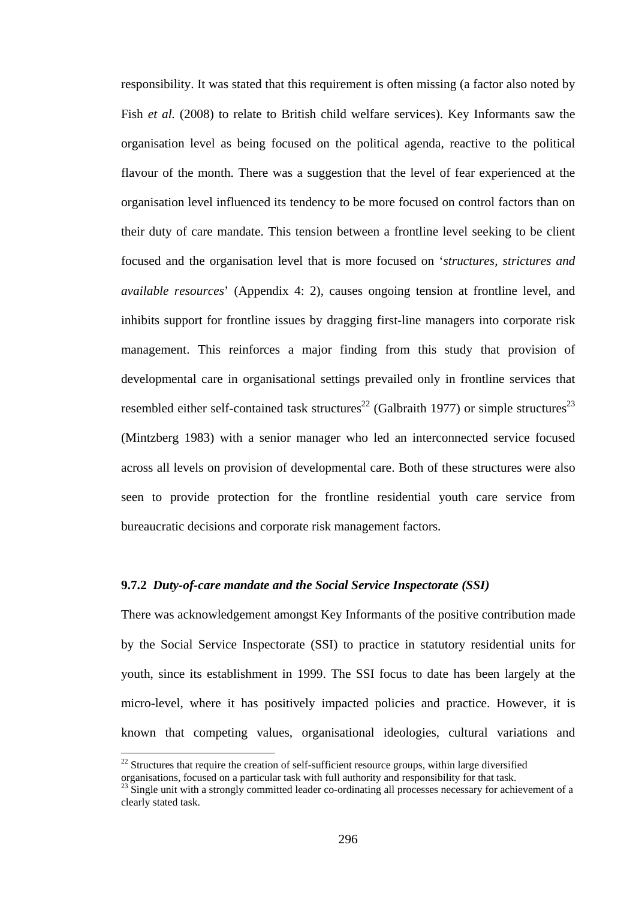responsibility. It was stated that this requirement is often missing (a factor also noted by Fish *et al.* (2008) to relate to British child welfare services). Key Informants saw the organisation level as being focused on the political agenda, reactive to the political flavour of the month. There was a suggestion that the level of fear experienced at the organisation level influenced its tendency to be more focused on control factors than on their duty of care mandate. This tension between a frontline level seeking to be client focused and the organisation level that is more focused on '*structures, strictures and available resources*' (Appendix 4: 2), causes ongoing tension at frontline level, and inhibits support for frontline issues by dragging first-line managers into corporate risk management. This reinforces a major finding from this study that provision of developmental care in organisational settings prevailed only in frontline services that resembled either self-contained task structures[22] (Galbraith 1977) or simple structures[23] (Mintzberg 1983) with a senior manager who led an interconnected service focused across all levels on provision of developmental care. Both of these structures were also seen to provide protection for the frontline residential youth care service from bureaucratic decisions and corporate risk management factors.

### 9.7.2 *Duty-of-care mandate and the Social Service Inspectorate (SSI)*

There was acknowledgement amongst Key Informants of the positive contribution made by the Social Service Inspectorate (SSI) to practice in statutory residential units for youth, since its establishment in 1999. The SSI focus to date has been largely at the micro-level, where it has positively impacted policies and practice. However, it is known that competing values, organisational ideologies, cultural variations and

---

[22] Structures that require the creation of self-sufficient resource groups, within large diversified organisations, focused on a particular task with full authority and responsibility for that task.

[23] Single unit with a strongly committed leader co-ordinating all processes necessary for achievement of a clearly stated task.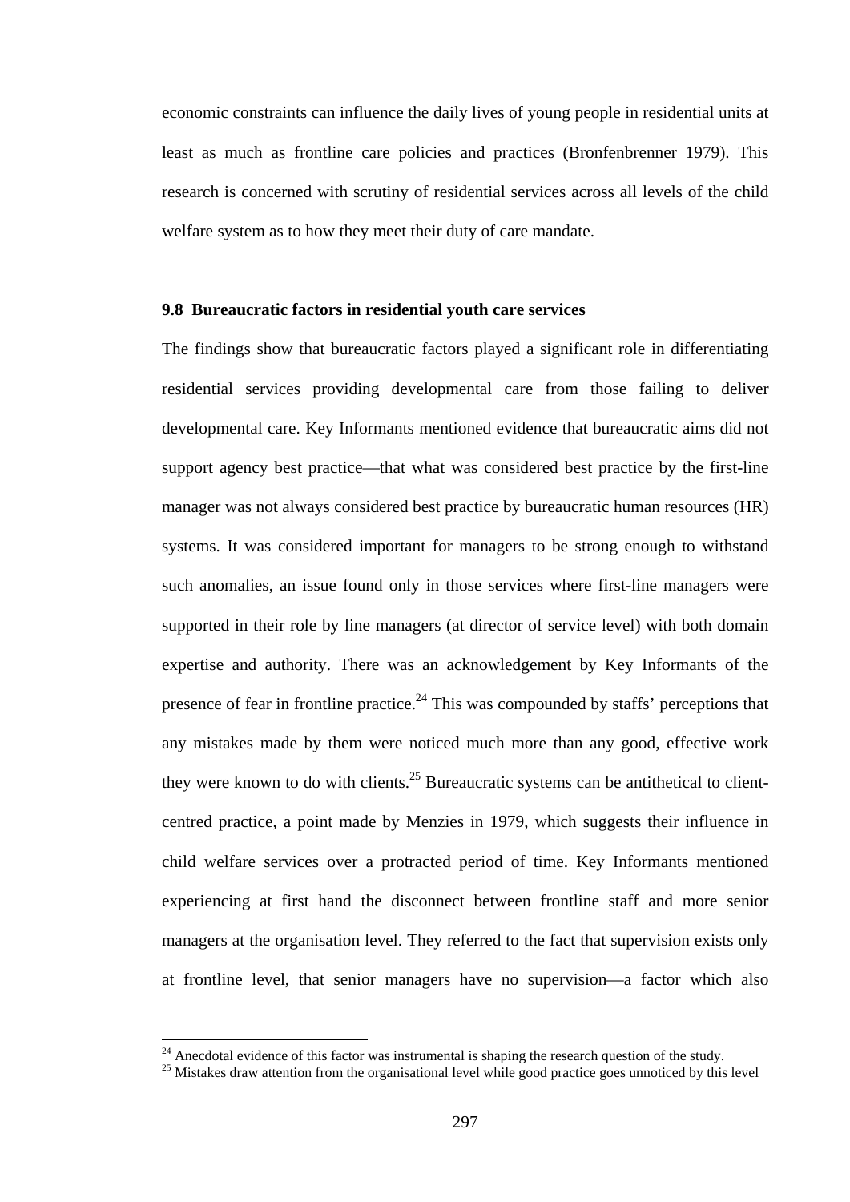economic constraints can influence the daily lives of young people in residential units at least as much as frontline care policies and practices (Bronfenbrenner 1979). This research is concerned with scrutiny of residential services across all levels of the child welfare system as to how they meet their duty of care mandate.

### 9.8 Bureaucratic factors in residential youth care services

The findings show that bureaucratic factors played a significant role in differentiating residential services providing developmental care from those failing to deliver developmental care. Key Informants mentioned evidence that bureaucratic aims did not support agency best practice—that what was considered best practice by the first-line manager was not always considered best practice by bureaucratic human resources (HR) systems. It was considered important for managers to be strong enough to withstand such anomalies, an issue found only in those services where first-line managers were supported in their role by line managers (at director of service level) with both domain expertise and authority. There was an acknowledgement by Key Informants of the presence of fear in frontline practice.[24] This was compounded by staffs' perceptions that any mistakes made by them were noticed much more than any good, effective work they were known to do with clients.[25] Bureaucratic systems can be antithetical to client-centred practice, a point made by Menzies in 1979, which suggests their influence in child welfare services over a protracted period of time. Key Informants mentioned experiencing at first hand the disconnect between frontline staff and more senior managers at the organisation level. They referred to the fact that supervision exists only at frontline level, that senior managers have no supervision—a factor which also

[24] Anecdotal evidence of this factor was instrumental is shaping the research question of the study.

[25] Mistakes draw attention from the organisational level while good practice goes unnoticed by this level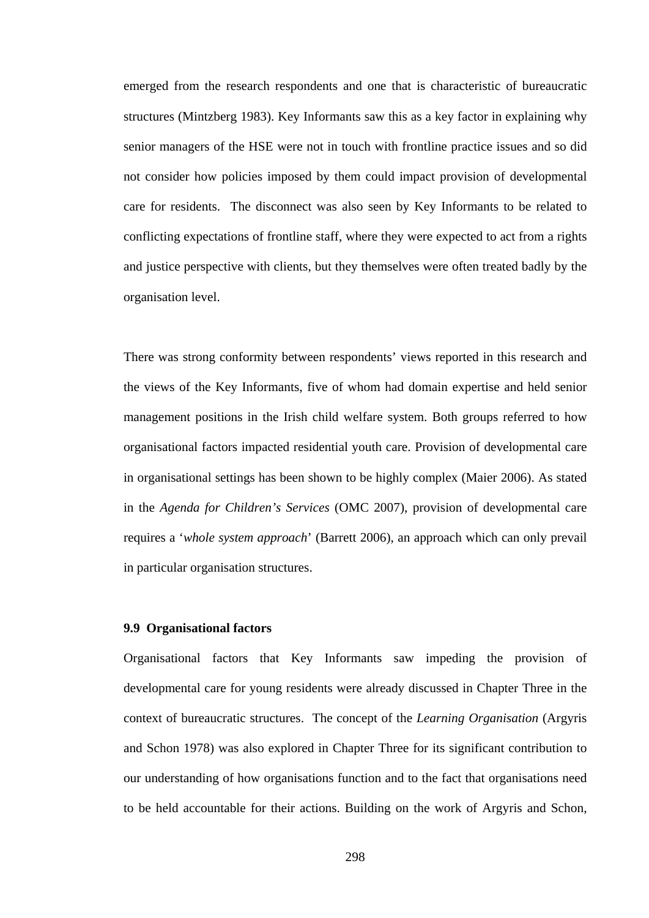emerged from the research respondents and one that is characteristic of bureaucratic structures (Mintzberg 1983). Key Informants saw this as a key factor in explaining why senior managers of the HSE were not in touch with frontline practice issues and so did not consider how policies imposed by them could impact provision of developmental care for residents. The disconnect was also seen by Key Informants to be related to conflicting expectations of frontline staff, where they were expected to act from a rights and justice perspective with clients, but they themselves were often treated badly by the organisation level.

There was strong conformity between respondents' views reported in this research and the views of the Key Informants, five of whom had domain expertise and held senior management positions in the Irish child welfare system. Both groups referred to how organisational factors impacted residential youth care. Provision of developmental care in organisational settings has been shown to be highly complex (Maier 2006). As stated in the *Agenda for Children's Services* (OMC 2007), provision of developmental care requires a '*whole system approach*' (Barrett 2006), an approach which can only prevail in particular organisation structures.

### 9.9 Organisational factors

Organisational factors that Key Informants saw impeding the provision of developmental care for young residents were already discussed in Chapter Three in the context of bureaucratic structures. The concept of the *Learning Organisation* (Argyris and Schon 1978) was also explored in Chapter Three for its significant contribution to our understanding of how organisations function and to the fact that organisations need to be held accountable for their actions. Building on the work of Argyris and Schon,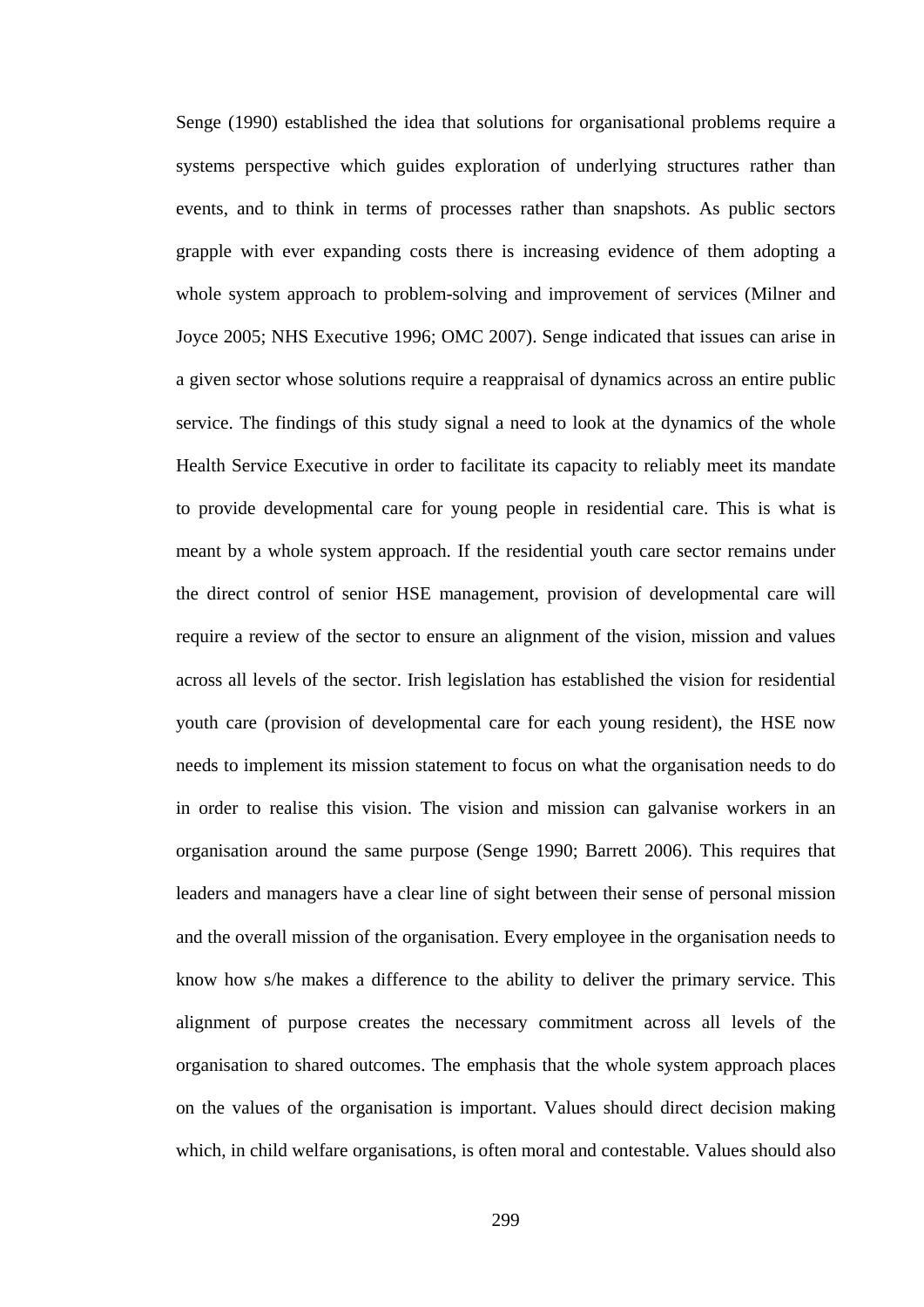Senge (1990) established the idea that solutions for organisational problems require a systems perspective which guides exploration of underlying structures rather than events, and to think in terms of processes rather than snapshots. As public sectors grapple with ever expanding costs there is increasing evidence of them adopting a whole system approach to problem-solving and improvement of services (Milner and Joyce 2005; NHS Executive 1996; OMC 2007). Senge indicated that issues can arise in a given sector whose solutions require a reappraisal of dynamics across an entire public service. The findings of this study signal a need to look at the dynamics of the whole Health Service Executive in order to facilitate its capacity to reliably meet its mandate to provide developmental care for young people in residential care. This is what is meant by a whole system approach. If the residential youth care sector remains under the direct control of senior HSE management, provision of developmental care will require a review of the sector to ensure an alignment of the vision, mission and values across all levels of the sector. Irish legislation has established the vision for residential youth care (provision of developmental care for each young resident), the HSE now needs to implement its mission statement to focus on what the organisation needs to do in order to realise this vision. The vision and mission can galvanise workers in an organisation around the same purpose (Senge 1990; Barrett 2006). This requires that leaders and managers have a clear line of sight between their sense of personal mission and the overall mission of the organisation. Every employee in the organisation needs to know how s/he makes a difference to the ability to deliver the primary service. This alignment of purpose creates the necessary commitment across all levels of the organisation to shared outcomes. The emphasis that the whole system approach places on the values of the organisation is important. Values should direct decision making which, in child welfare organisations, is often moral and contestable. Values should also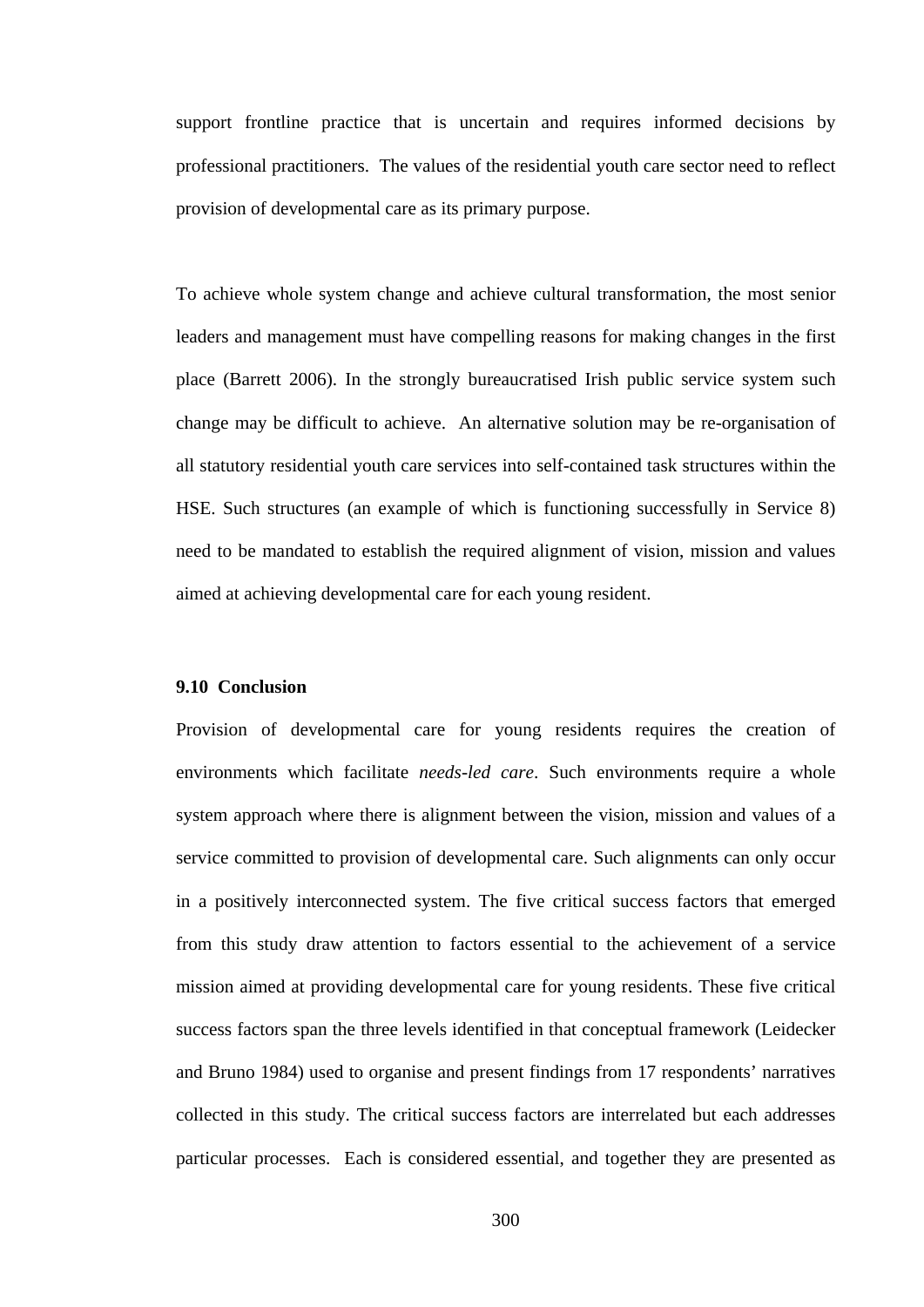support frontline practice that is uncertain and requires informed decisions by professional practitioners. The values of the residential youth care sector need to reflect provision of developmental care as its primary purpose.

To achieve whole system change and achieve cultural transformation, the most senior leaders and management must have compelling reasons for making changes in the first place (Barrett 2006). In the strongly bureaucratised Irish public service system such change may be difficult to achieve. An alternative solution may be re-organisation of all statutory residential youth care services into self-contained task structures within the HSE. Such structures (an example of which is functioning successfully in Service 8) need to be mandated to establish the required alignment of vision, mission and values aimed at achieving developmental care for each young resident.

### 9.10 Conclusion

Provision of developmental care for young residents requires the creation of environments which facilitate *needs-led care*. Such environments require a whole system approach where there is alignment between the vision, mission and values of a service committed to provision of developmental care. Such alignments can only occur in a positively interconnected system. The five critical success factors that emerged from this study draw attention to factors essential to the achievement of a service mission aimed at providing developmental care for young residents. These five critical success factors span the three levels identified in that conceptual framework (Leidecker and Bruno 1984) used to organise and present findings from 17 respondents' narratives collected in this study. The critical success factors are interrelated but each addresses particular processes. Each is considered essential, and together they are presented as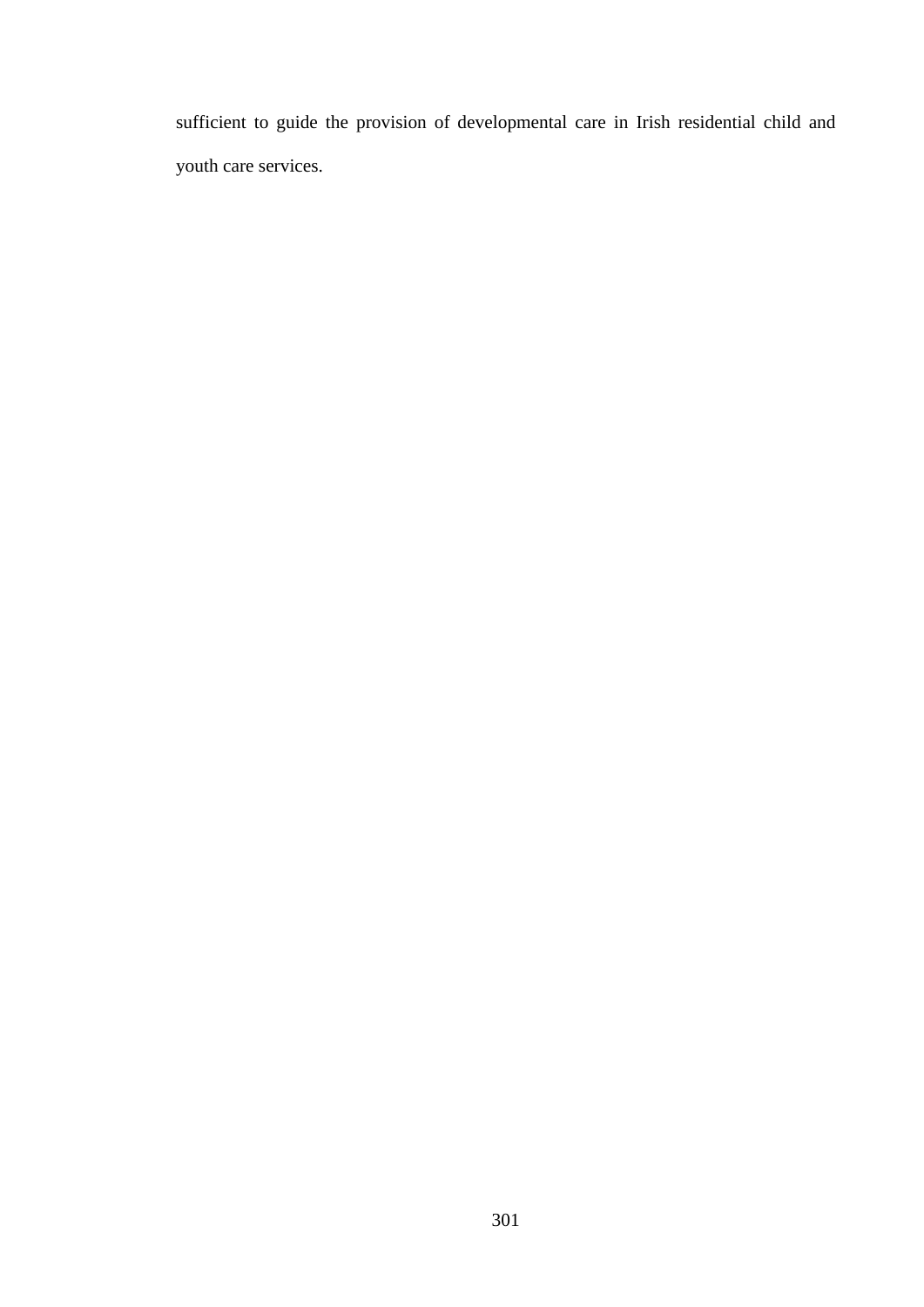sufficient to guide the provision of developmental care in Irish residential child and youth care services.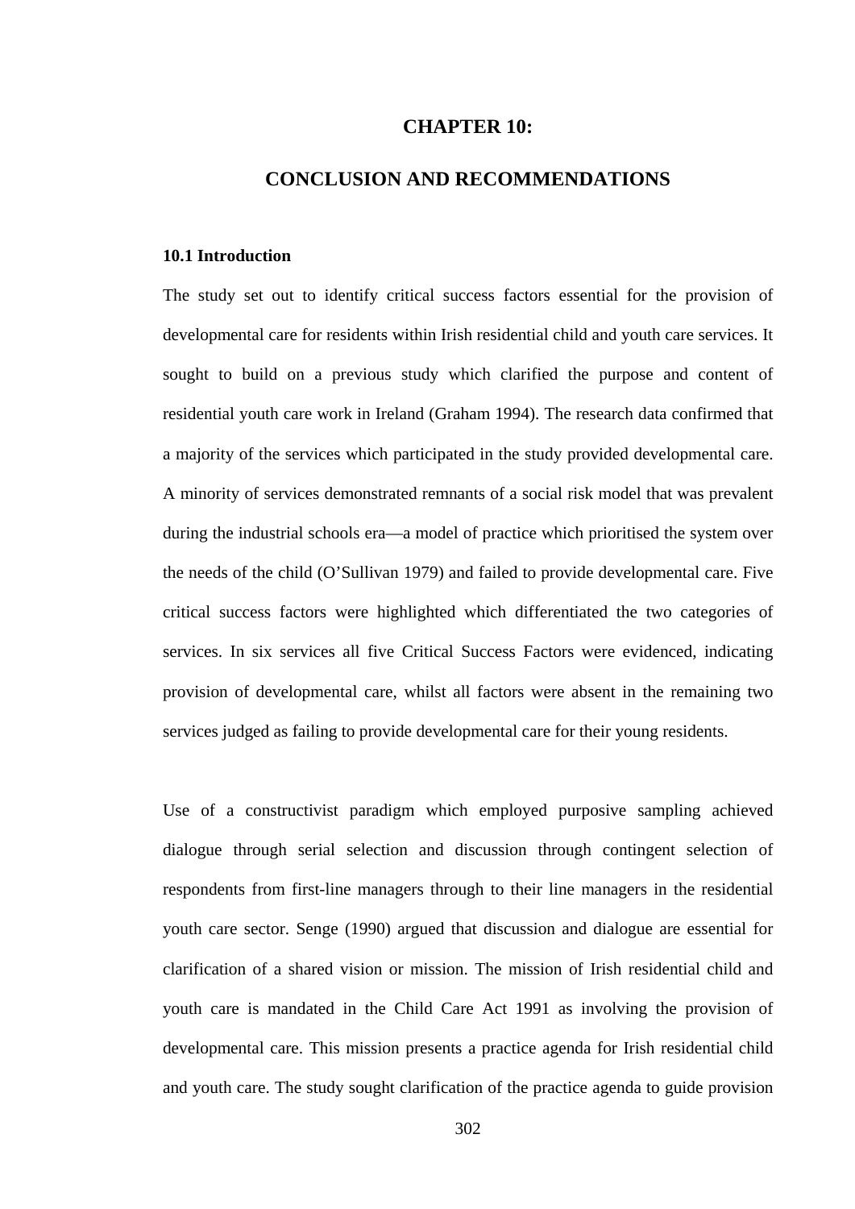# CHAPTER 10:

# CONCLUSION AND RECOMMENDATIONS

## 10.1 Introduction

The study set out to identify critical success factors essential for the provision of developmental care for residents within Irish residential child and youth care services. It sought to build on a previous study which clarified the purpose and content of residential youth care work in Ireland (Graham 1994). The research data confirmed that a majority of the services which participated in the study provided developmental care. A minority of services demonstrated remnants of a social risk model that was prevalent during the industrial schools era—a model of practice which prioritised the system over the needs of the child (O'Sullivan 1979) and failed to provide developmental care. Five critical success factors were highlighted which differentiated the two categories of services. In six services all five Critical Success Factors were evidenced, indicating provision of developmental care, whilst all factors were absent in the remaining two services judged as failing to provide developmental care for their young residents.

Use of a constructivist paradigm which employed purposive sampling achieved dialogue through serial selection and discussion through contingent selection of respondents from first-line managers through to their line managers in the residential youth care sector. Senge (1990) argued that discussion and dialogue are essential for clarification of a shared vision or mission. The mission of Irish residential child and youth care is mandated in the Child Care Act 1991 as involving the provision of developmental care. This mission presents a practice agenda for Irish residential child and youth care. The study sought clarification of the practice agenda to guide provision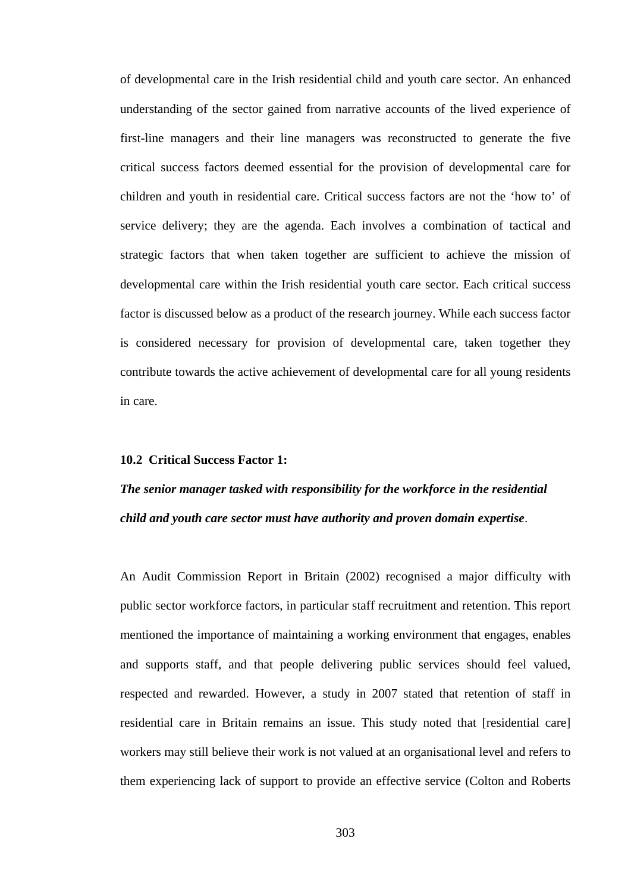of developmental care in the Irish residential child and youth care sector. An enhanced understanding of the sector gained from narrative accounts of the lived experience of first-line managers and their line managers was reconstructed to generate the five critical success factors deemed essential for the provision of developmental care for children and youth in residential care. Critical success factors are not the 'how to' of service delivery; they are the agenda. Each involves a combination of tactical and strategic factors that when taken together are sufficient to achieve the mission of developmental care within the Irish residential youth care sector. Each critical success factor is discussed below as a product of the research journey. While each success factor is considered necessary for provision of developmental care, taken together they contribute towards the active achievement of developmental care for all young residents in care.

### 10.2 Critical Success Factor 1:

***The senior manager tasked with responsibility for the workforce in the residential child and youth care sector must have authority and proven domain expertise*.**

An Audit Commission Report in Britain (2002) recognised a major difficulty with public sector workforce factors, in particular staff recruitment and retention. This report mentioned the importance of maintaining a working environment that engages, enables and supports staff, and that people delivering public services should feel valued, respected and rewarded. However, a study in 2007 stated that retention of staff in residential care in Britain remains an issue. This study noted that [residential care] workers may still believe their work is not valued at an organisational level and refers to them experiencing lack of support to provide an effective service (Colton and Roberts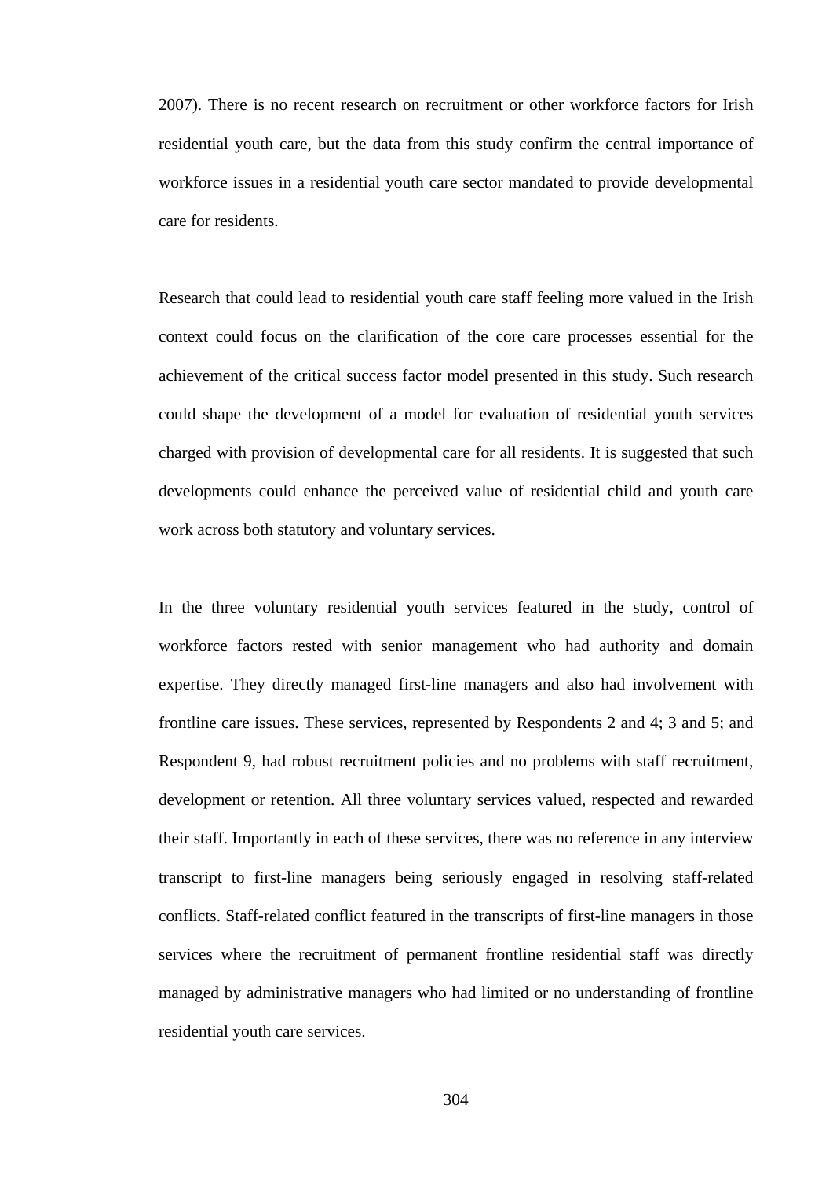2007). There is no recent research on recruitment or other workforce factors for Irish residential youth care, but the data from this study confirm the central importance of workforce issues in a residential youth care sector mandated to provide developmental care for residents.

Research that could lead to residential youth care staff feeling more valued in the Irish context could focus on the clarification of the core care processes essential for the achievement of the critical success factor model presented in this study. Such research could shape the development of a model for evaluation of residential youth services charged with provision of developmental care for all residents. It is suggested that such developments could enhance the perceived value of residential child and youth care work across both statutory and voluntary services.

In the three voluntary residential youth services featured in the study, control of workforce factors rested with senior management who had authority and domain expertise. They directly managed first-line managers and also had involvement with frontline care issues. These services, represented by Respondents 2 and 4; 3 and 5; and Respondent 9, had robust recruitment policies and no problems with staff recruitment, development or retention. All three voluntary services valued, respected and rewarded their staff. Importantly in each of these services, there was no reference in any interview transcript to first-line managers being seriously engaged in resolving staff-related conflicts. Staff-related conflict featured in the transcripts of first-line managers in those services where the recruitment of permanent frontline residential staff was directly managed by administrative managers who had limited or no understanding of frontline residential youth care services.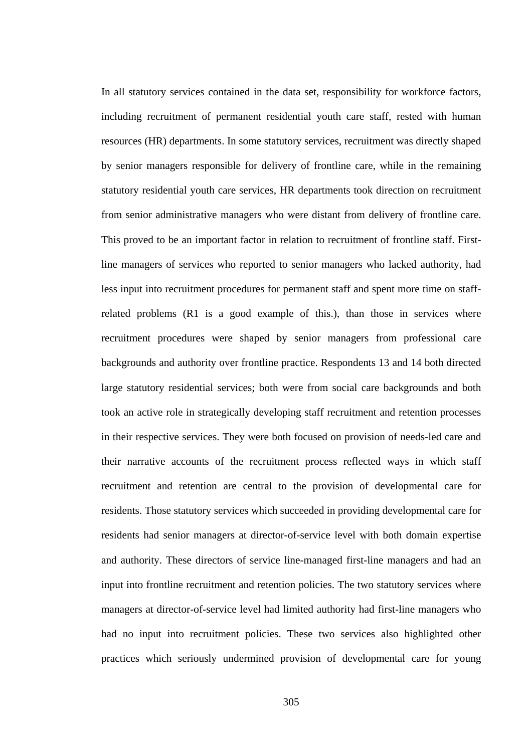In all statutory services contained in the data set, responsibility for workforce factors, including recruitment of permanent residential youth care staff, rested with human resources (HR) departments. In some statutory services, recruitment was directly shaped by senior managers responsible for delivery of frontline care, while in the remaining statutory residential youth care services, HR departments took direction on recruitment from senior administrative managers who were distant from delivery of frontline care. This proved to be an important factor in relation to recruitment of frontline staff. First-line managers of services who reported to senior managers who lacked authority, had less input into recruitment procedures for permanent staff and spent more time on staff-related problems (R1 is a good example of this.), than those in services where recruitment procedures were shaped by senior managers from professional care backgrounds and authority over frontline practice. Respondents 13 and 14 both directed large statutory residential services; both were from social care backgrounds and both took an active role in strategically developing staff recruitment and retention processes in their respective services. They were both focused on provision of needs-led care and their narrative accounts of the recruitment process reflected ways in which staff recruitment and retention are central to the provision of developmental care for residents. Those statutory services which succeeded in providing developmental care for residents had senior managers at director-of-service level with both domain expertise and authority. These directors of service line-managed first-line managers and had an input into frontline recruitment and retention policies. The two statutory services where managers at director-of-service level had limited authority had first-line managers who had no input into recruitment policies. These two services also highlighted other practices which seriously undermined provision of developmental care for young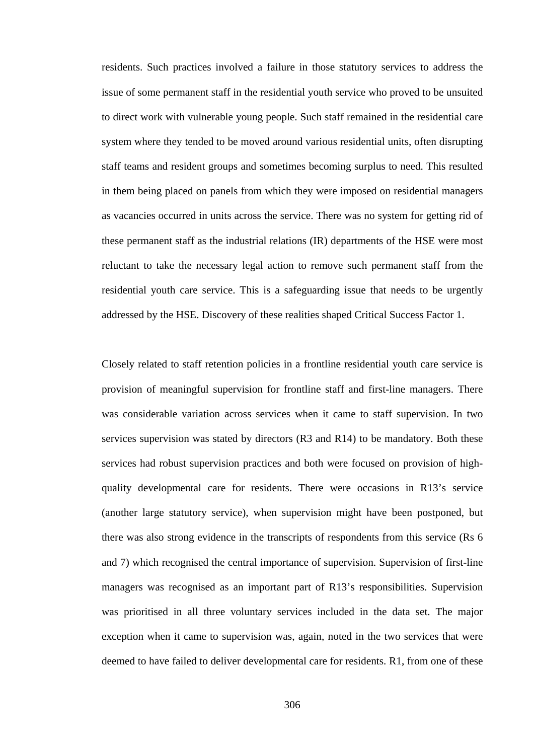residents. Such practices involved a failure in those statutory services to address the issue of some permanent staff in the residential youth service who proved to be unsuited to direct work with vulnerable young people. Such staff remained in the residential care system where they tended to be moved around various residential units, often disrupting staff teams and resident groups and sometimes becoming surplus to need. This resulted in them being placed on panels from which they were imposed on residential managers as vacancies occurred in units across the service. There was no system for getting rid of these permanent staff as the industrial relations (IR) departments of the HSE were most reluctant to take the necessary legal action to remove such permanent staff from the residential youth care service. This is a safeguarding issue that needs to be urgently addressed by the HSE. Discovery of these realities shaped Critical Success Factor 1.

Closely related to staff retention policies in a frontline residential youth care service is provision of meaningful supervision for frontline staff and first-line managers. There was considerable variation across services when it came to staff supervision. In two services supervision was stated by directors (R3 and R14) to be mandatory. Both these services had robust supervision practices and both were focused on provision of high-quality developmental care for residents. There were occasions in R13's service (another large statutory service), when supervision might have been postponed, but there was also strong evidence in the transcripts of respondents from this service (Rs 6 and 7) which recognised the central importance of supervision. Supervision of first-line managers was recognised as an important part of R13's responsibilities. Supervision was prioritised in all three voluntary services included in the data set. The major exception when it came to supervision was, again, noted in the two services that were deemed to have failed to deliver developmental care for residents. R1, from one of these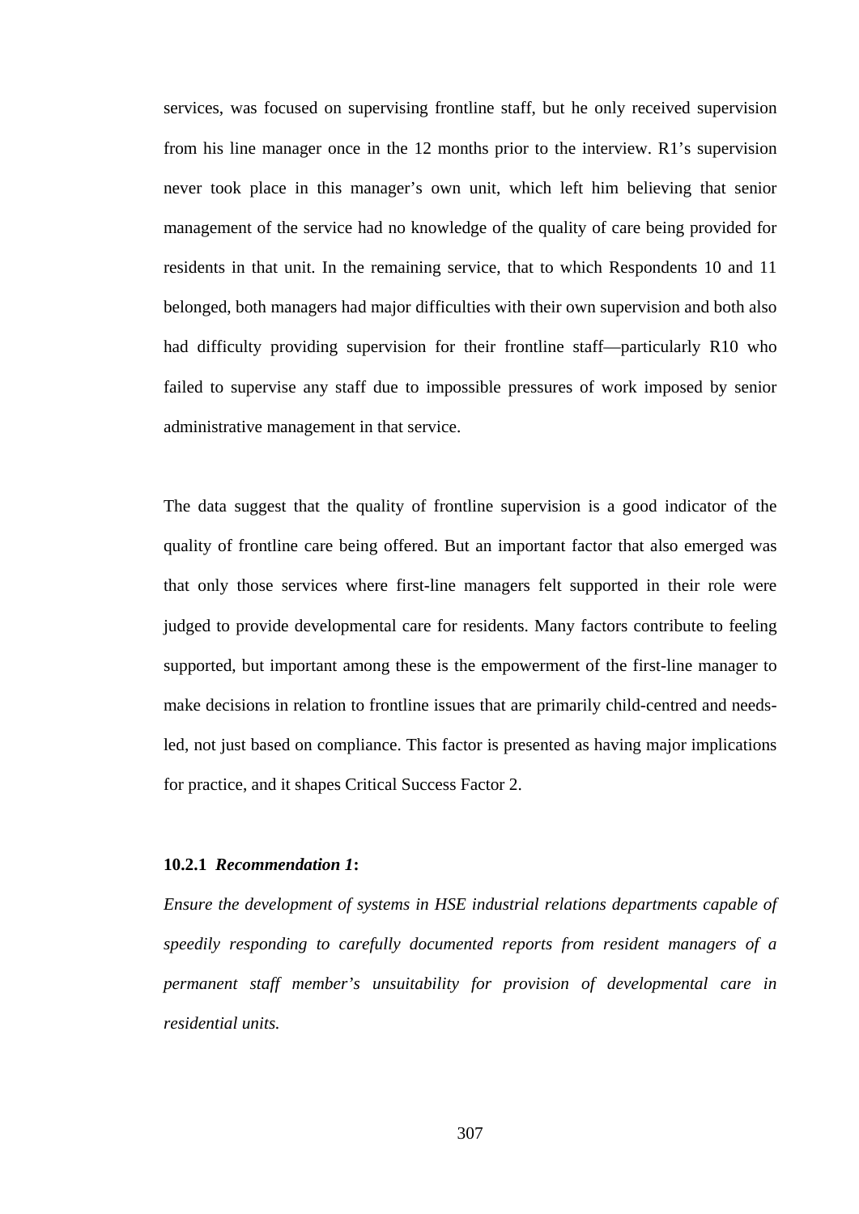services, was focused on supervising frontline staff, but he only received supervision from his line manager once in the 12 months prior to the interview. R1's supervision never took place in this manager's own unit, which left him believing that senior management of the service had no knowledge of the quality of care being provided for residents in that unit. In the remaining service, that to which Respondents 10 and 11 belonged, both managers had major difficulties with their own supervision and both also had difficulty providing supervision for their frontline staff—particularly R10 who failed to supervise any staff due to impossible pressures of work imposed by senior administrative management in that service.

The data suggest that the quality of frontline supervision is a good indicator of the quality of frontline care being offered. But an important factor that also emerged was that only those services where first-line managers felt supported in their role were judged to provide developmental care for residents. Many factors contribute to feeling supported, but important among these is the empowerment of the first-line manager to make decisions in relation to frontline issues that are primarily child-centred and needs-led, not just based on compliance. This factor is presented as having major implications for practice, and it shapes Critical Success Factor 2.

#### 10.2.1 *Recommendation 1*:

*Ensure the development of systems in HSE industrial relations departments capable of speedily responding to carefully documented reports from resident managers of a permanent staff member's unsuitability for provision of developmental care in residential units.*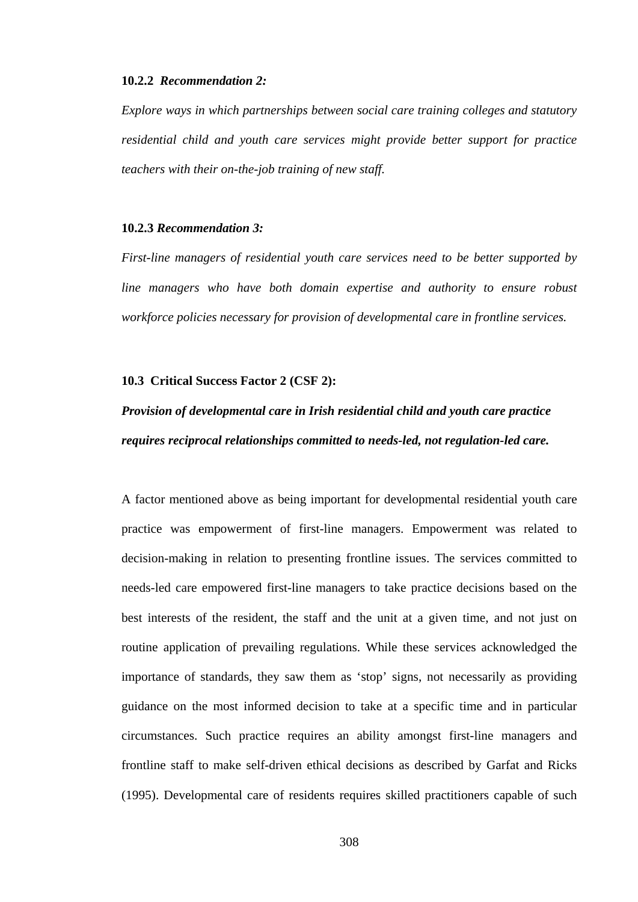#### 10.2.2 *Recommendation 2:*

*Explore ways in which partnerships between social care training colleges and statutory residential child and youth care services might provide better support for practice teachers with their on-the-job training of new staff.*

#### 10.2.3 *Recommendation 3:*

*First-line managers of residential youth care services need to be better supported by line managers who have both domain expertise and authority to ensure robust workforce policies necessary for provision of developmental care in frontline services.*

### 10.3 Critical Success Factor 2 (CSF 2):

***Provision of developmental care in Irish residential child and youth care practice requires reciprocal relationships committed to needs-led, not regulation-led care.***

A factor mentioned above as being important for developmental residential youth care practice was empowerment of first-line managers. Empowerment was related to decision-making in relation to presenting frontline issues. The services committed to needs-led care empowered first-line managers to take practice decisions based on the best interests of the resident, the staff and the unit at a given time, and not just on routine application of prevailing regulations. While these services acknowledged the importance of standards, they saw them as 'stop' signs, not necessarily as providing guidance on the most informed decision to take at a specific time and in particular circumstances. Such practice requires an ability amongst first-line managers and frontline staff to make self-driven ethical decisions as described by Garfat and Ricks (1995). Developmental care of residents requires skilled practitioners capable of such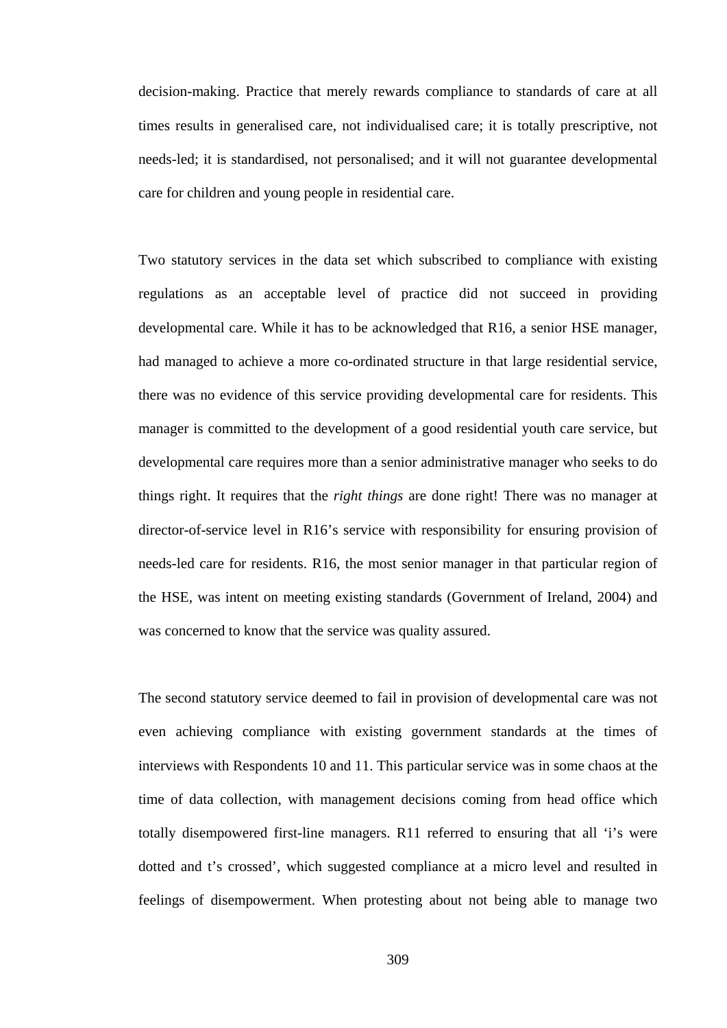decision-making. Practice that merely rewards compliance to standards of care at all times results in generalised care, not individualised care; it is totally prescriptive, not needs-led; it is standardised, not personalised; and it will not guarantee developmental care for children and young people in residential care.

Two statutory services in the data set which subscribed to compliance with existing regulations as an acceptable level of practice did not succeed in providing developmental care. While it has to be acknowledged that R16, a senior HSE manager, had managed to achieve a more co-ordinated structure in that large residential service, there was no evidence of this service providing developmental care for residents. This manager is committed to the development of a good residential youth care service, but developmental care requires more than a senior administrative manager who seeks to do things right. It requires that the *right things* are done right! There was no manager at director-of-service level in R16's service with responsibility for ensuring provision of needs-led care for residents. R16, the most senior manager in that particular region of the HSE, was intent on meeting existing standards (Government of Ireland, 2004) and was concerned to know that the service was quality assured.

The second statutory service deemed to fail in provision of developmental care was not even achieving compliance with existing government standards at the times of interviews with Respondents 10 and 11. This particular service was in some chaos at the time of data collection, with management decisions coming from head office which totally disempowered first-line managers. R11 referred to ensuring that all 'i's were dotted and t's crossed', which suggested compliance at a micro level and resulted in feelings of disempowerment. When protesting about not being able to manage two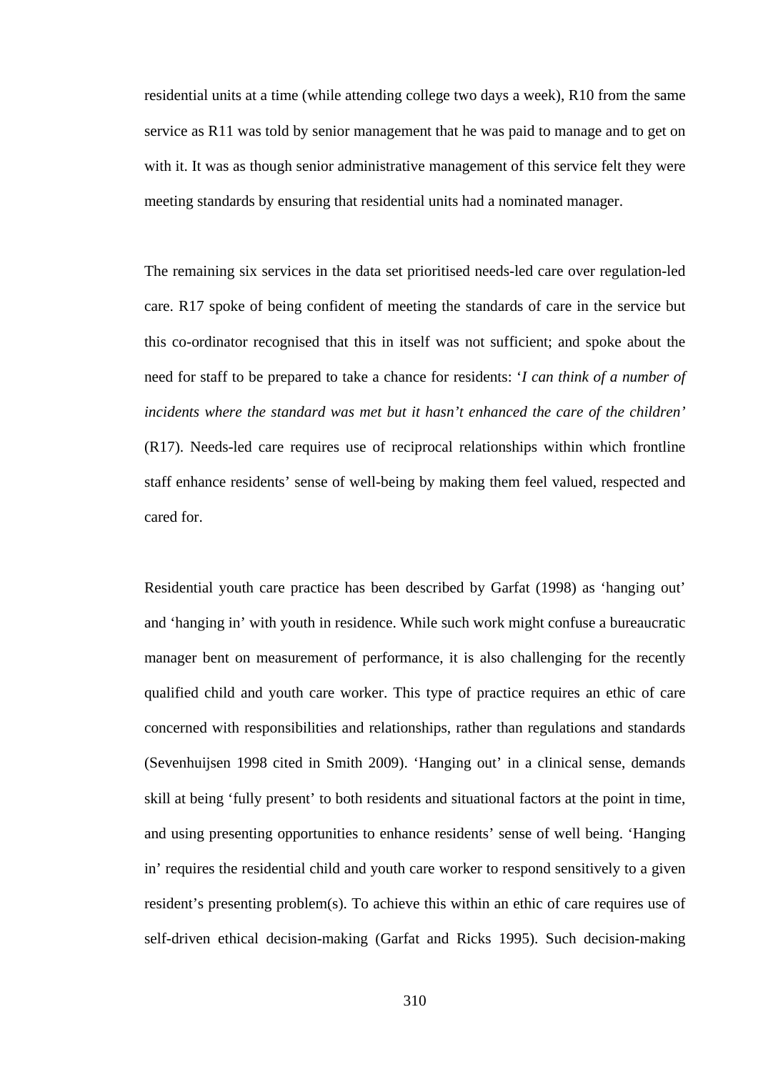residential units at a time (while attending college two days a week), R10 from the same service as R11 was told by senior management that he was paid to manage and to get on with it. It was as though senior administrative management of this service felt they were meeting standards by ensuring that residential units had a nominated manager.

The remaining six services in the data set prioritised needs-led care over regulation-led care. R17 spoke of being confident of meeting the standards of care in the service but this co-ordinator recognised that this in itself was not sufficient; and spoke about the need for staff to be prepared to take a chance for residents: '*I can think of a number of incidents where the standard was met but it hasn't enhanced the care of the children'* (R17). Needs-led care requires use of reciprocal relationships within which frontline staff enhance residents' sense of well-being by making them feel valued, respected and cared for.

Residential youth care practice has been described by Garfat (1998) as 'hanging out' and 'hanging in' with youth in residence. While such work might confuse a bureaucratic manager bent on measurement of performance, it is also challenging for the recently qualified child and youth care worker. This type of practice requires an ethic of care concerned with responsibilities and relationships, rather than regulations and standards (Sevenhuijsen 1998 cited in Smith 2009). 'Hanging out' in a clinical sense, demands skill at being 'fully present' to both residents and situational factors at the point in time, and using presenting opportunities to enhance residents' sense of well being. 'Hanging in' requires the residential child and youth care worker to respond sensitively to a given resident's presenting problem(s). To achieve this within an ethic of care requires use of self-driven ethical decision-making (Garfat and Ricks 1995). Such decision-making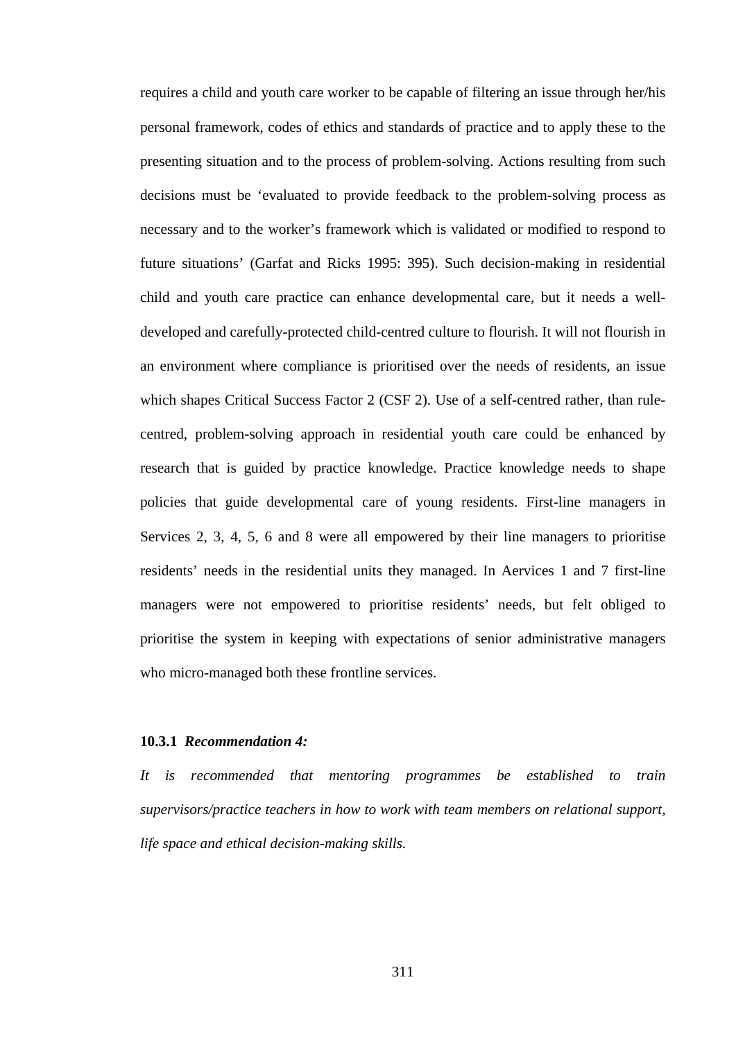requires a child and youth care worker to be capable of filtering an issue through her/his personal framework, codes of ethics and standards of practice and to apply these to the presenting situation and to the process of problem-solving. Actions resulting from such decisions must be 'evaluated to provide feedback to the problem-solving process as necessary and to the worker's framework which is validated or modified to respond to future situations' (Garfat and Ricks 1995: 395). Such decision-making in residential child and youth care practice can enhance developmental care, but it needs a well-developed and carefully-protected child-centred culture to flourish. It will not flourish in an environment where compliance is prioritised over the needs of residents, an issue which shapes Critical Success Factor 2 (CSF 2). Use of a self-centred rather, than rule-centred, problem-solving approach in residential youth care could be enhanced by research that is guided by practice knowledge. Practice knowledge needs to shape policies that guide developmental care of young residents. First-line managers in Services 2, 3, 4, 5, 6 and 8 were all empowered by their line managers to prioritise residents' needs in the residential units they managed. In Aervices 1 and 7 first-line managers were not empowered to prioritise residents' needs, but felt obliged to prioritise the system in keeping with expectations of senior administrative managers who micro-managed both these frontline services.

#### 10.3.1 *Recommendation 4:*

*It is recommended that mentoring programmes be established to train supervisors/practice teachers in how to work with team members on relational support, life space and ethical decision-making skills.*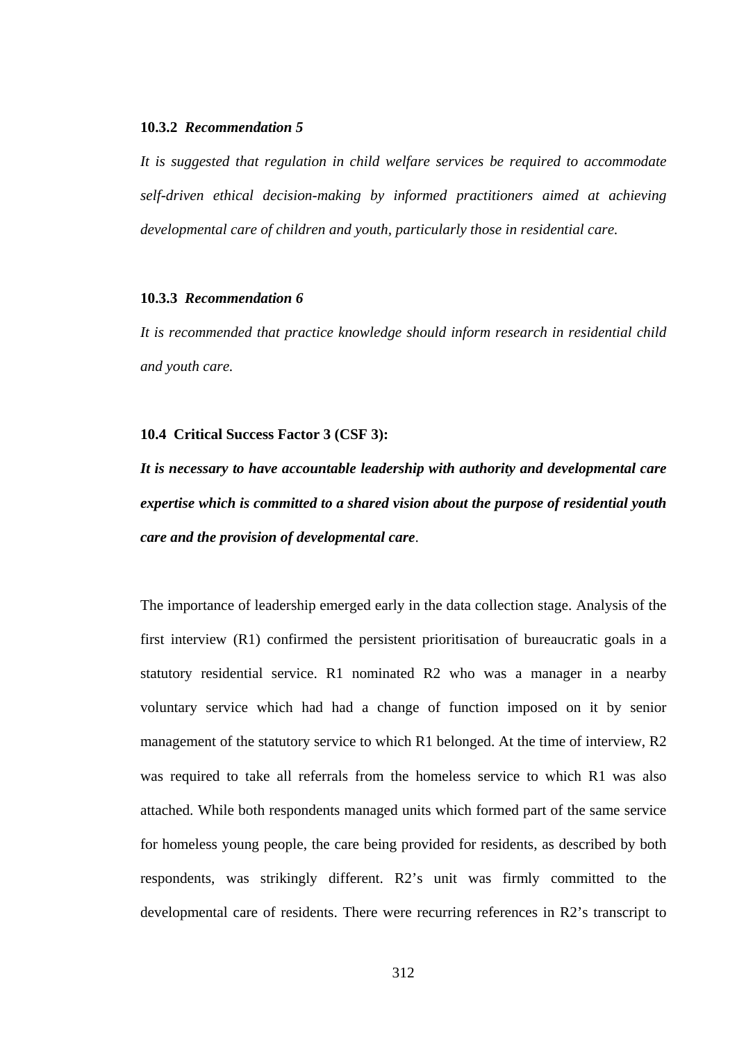### 10.3.2 *Recommendation 5*

*It is suggested that regulation in child welfare services be required to accommodate self-driven ethical decision-making by informed practitioners aimed at achieving developmental care of children and youth, particularly those in residential care.*

### 10.3.3 *Recommendation 6*

*It is recommended that practice knowledge should inform research in residential child and youth care.*

## 10.4 Critical Success Factor 3 (CSF 3):

***It is necessary to have accountable leadership with authority and developmental care expertise which is committed to a shared vision about the purpose of residential youth care and the provision of developmental care*.**

The importance of leadership emerged early in the data collection stage. Analysis of the first interview (R1) confirmed the persistent prioritisation of bureaucratic goals in a statutory residential service. R1 nominated R2 who was a manager in a nearby voluntary service which had had a change of function imposed on it by senior management of the statutory service to which R1 belonged. At the time of interview, R2 was required to take all referrals from the homeless service to which R1 was also attached. While both respondents managed units which formed part of the same service for homeless young people, the care being provided for residents, as described by both respondents, was strikingly different. R2's unit was firmly committed to the developmental care of residents. There were recurring references in R2's transcript to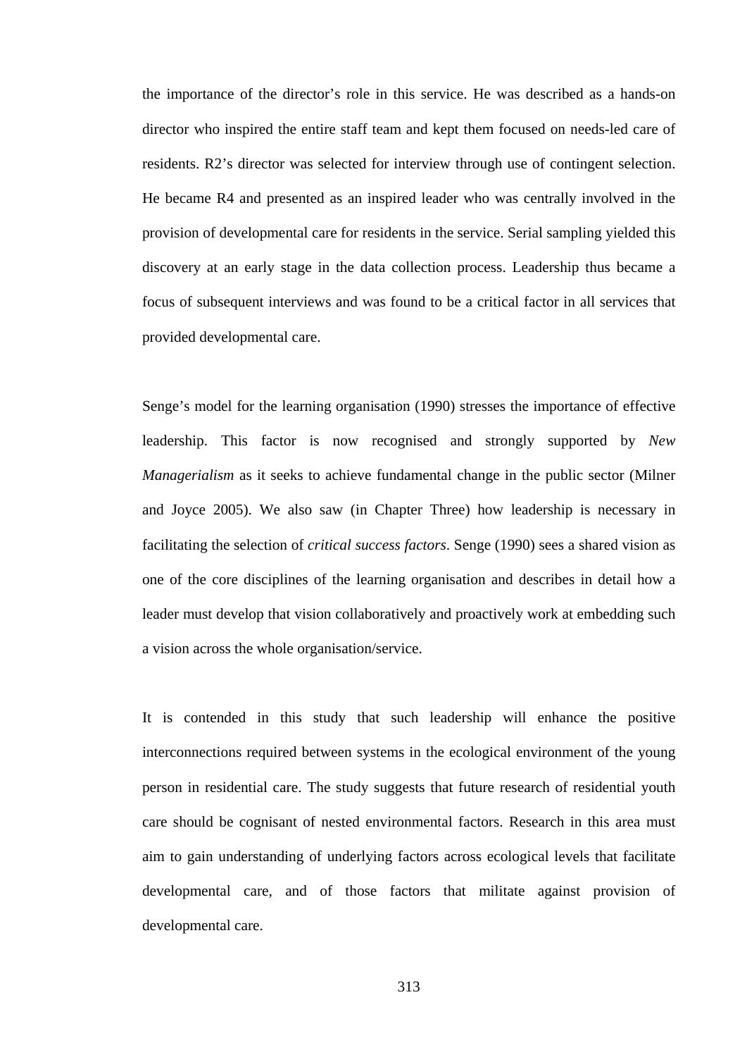the importance of the director's role in this service. He was described as a hands-on director who inspired the entire staff team and kept them focused on needs-led care of residents. R2's director was selected for interview through use of contingent selection. He became R4 and presented as an inspired leader who was centrally involved in the provision of developmental care for residents in the service. Serial sampling yielded this discovery at an early stage in the data collection process. Leadership thus became a focus of subsequent interviews and was found to be a critical factor in all services that provided developmental care.

Senge's model for the learning organisation (1990) stresses the importance of effective leadership. This factor is now recognised and strongly supported by *New Managerialism* as it seeks to achieve fundamental change in the public sector (Milner and Joyce 2005). We also saw (in Chapter Three) how leadership is necessary in facilitating the selection of *critical success factors*. Senge (1990) sees a shared vision as one of the core disciplines of the learning organisation and describes in detail how a leader must develop that vision collaboratively and proactively work at embedding such a vision across the whole organisation/service.

It is contended in this study that such leadership will enhance the positive interconnections required between systems in the ecological environment of the young person in residential care. The study suggests that future research of residential youth care should be cognisant of nested environmental factors. Research in this area must aim to gain understanding of underlying factors across ecological levels that facilitate developmental care, and of those factors that militate against provision of developmental care.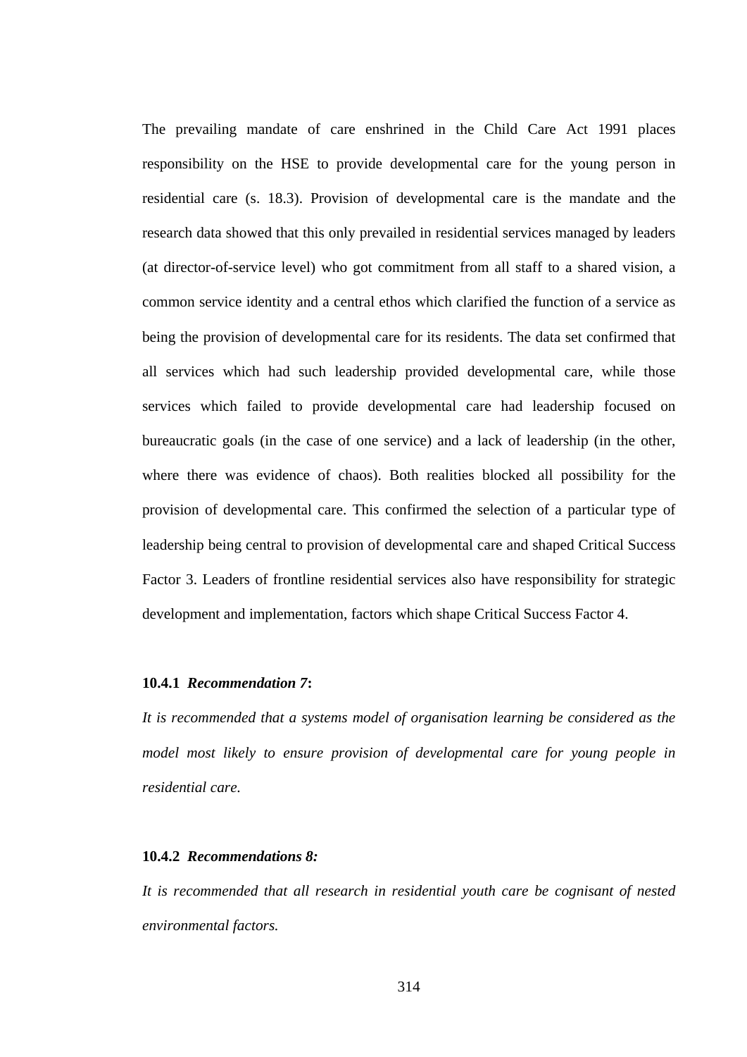The prevailing mandate of care enshrined in the Child Care Act 1991 places responsibility on the HSE to provide developmental care for the young person in residential care (s. 18.3). Provision of developmental care is the mandate and the research data showed that this only prevailed in residential services managed by leaders (at director-of-service level) who got commitment from all staff to a shared vision, a common service identity and a central ethos which clarified the function of a service as being the provision of developmental care for its residents. The data set confirmed that all services which had such leadership provided developmental care, while those services which failed to provide developmental care had leadership focused on bureaucratic goals (in the case of one service) and a lack of leadership (in the other, where there was evidence of chaos). Both realities blocked all possibility for the provision of developmental care. This confirmed the selection of a particular type of leadership being central to provision of developmental care and shaped Critical Success Factor 3. Leaders of frontline residential services also have responsibility for strategic development and implementation, factors which shape Critical Success Factor 4.

### 10.4.1 *Recommendation 7*:

*It is recommended that a systems model of organisation learning be considered as the model most likely to ensure provision of developmental care for young people in residential care.*

### 10.4.2 *Recommendations 8:*

*It is recommended that all research in residential youth care be cognisant of nested environmental factors.*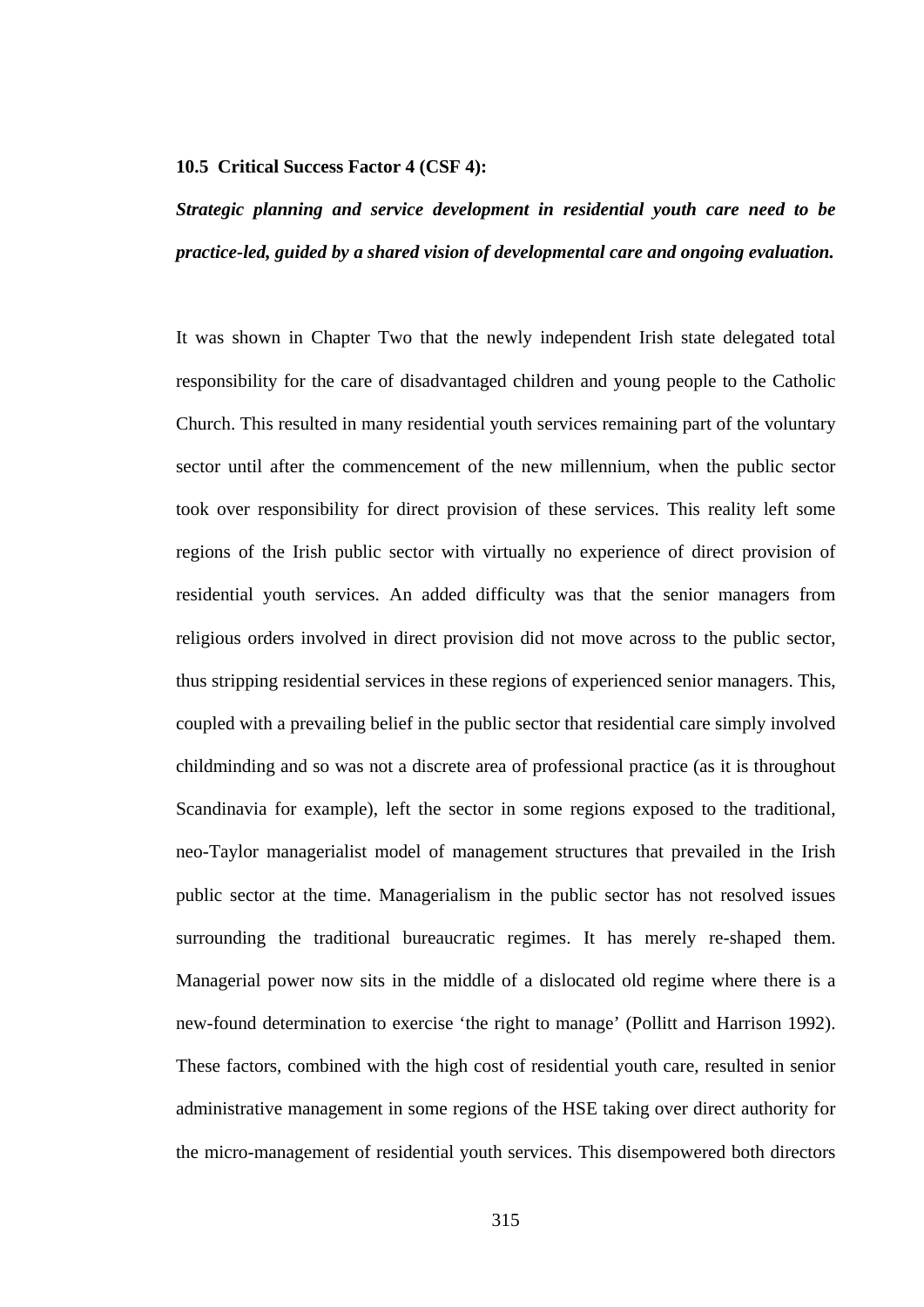### 10.5 Critical Success Factor 4 (CSF 4):

***Strategic planning and service development in residential youth care need to be practice-led, guided by a shared vision of developmental care and ongoing evaluation.***

It was shown in Chapter Two that the newly independent Irish state delegated total responsibility for the care of disadvantaged children and young people to the Catholic Church. This resulted in many residential youth services remaining part of the voluntary sector until after the commencement of the new millennium, when the public sector took over responsibility for direct provision of these services. This reality left some regions of the Irish public sector with virtually no experience of direct provision of residential youth services. An added difficulty was that the senior managers from religious orders involved in direct provision did not move across to the public sector, thus stripping residential services in these regions of experienced senior managers. This, coupled with a prevailing belief in the public sector that residential care simply involved childminding and so was not a discrete area of professional practice (as it is throughout Scandinavia for example), left the sector in some regions exposed to the traditional, neo-Taylor managerialist model of management structures that prevailed in the Irish public sector at the time. Managerialism in the public sector has not resolved issues surrounding the traditional bureaucratic regimes. It has merely re-shaped them. Managerial power now sits in the middle of a dislocated old regime where there is a new-found determination to exercise 'the right to manage' (Pollitt and Harrison 1992). These factors, combined with the high cost of residential youth care, resulted in senior administrative management in some regions of the HSE taking over direct authority for the micro-management of residential youth services. This disempowered both directors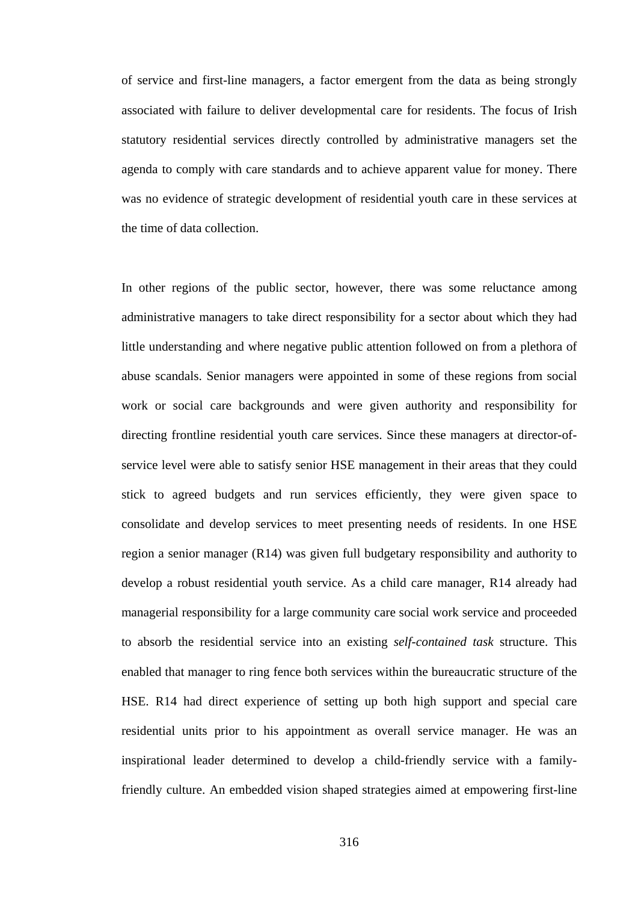of service and first-line managers, a factor emergent from the data as being strongly associated with failure to deliver developmental care for residents. The focus of Irish statutory residential services directly controlled by administrative managers set the agenda to comply with care standards and to achieve apparent value for money. There was no evidence of strategic development of residential youth care in these services at the time of data collection.

In other regions of the public sector, however, there was some reluctance among administrative managers to take direct responsibility for a sector about which they had little understanding and where negative public attention followed on from a plethora of abuse scandals. Senior managers were appointed in some of these regions from social work or social care backgrounds and were given authority and responsibility for directing frontline residential youth care services. Since these managers at director-of-service level were able to satisfy senior HSE management in their areas that they could stick to agreed budgets and run services efficiently, they were given space to consolidate and develop services to meet presenting needs of residents. In one HSE region a senior manager (R14) was given full budgetary responsibility and authority to develop a robust residential youth service. As a child care manager, R14 already had managerial responsibility for a large community care social work service and proceeded to absorb the residential service into an existing *self-contained task* structure. This enabled that manager to ring fence both services within the bureaucratic structure of the HSE. R14 had direct experience of setting up both high support and special care residential units prior to his appointment as overall service manager. He was an inspirational leader determined to develop a child-friendly service with a family-friendly culture. An embedded vision shaped strategies aimed at empowering first-line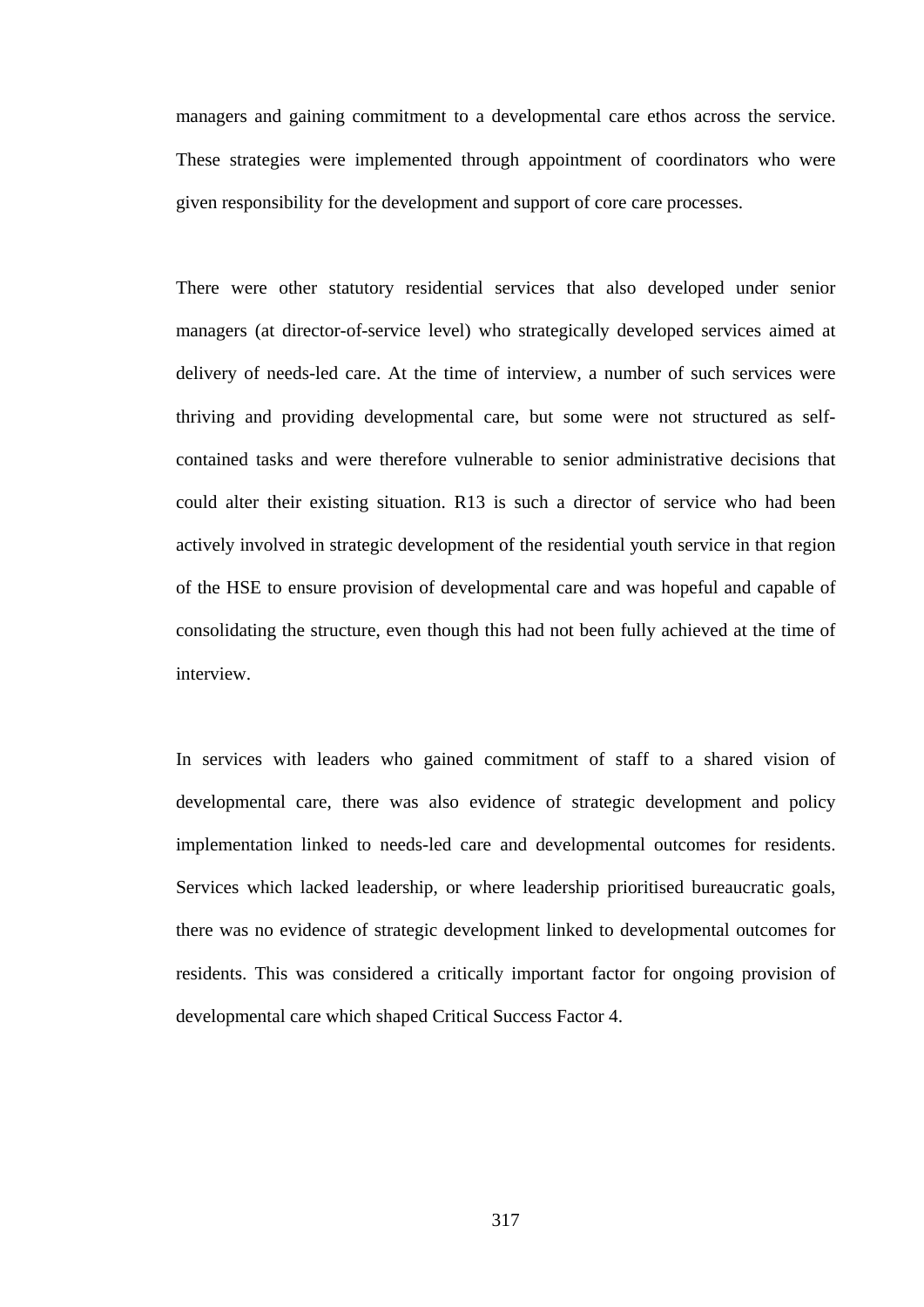managers and gaining commitment to a developmental care ethos across the service. These strategies were implemented through appointment of coordinators who were given responsibility for the development and support of core care processes.

There were other statutory residential services that also developed under senior managers (at director-of-service level) who strategically developed services aimed at delivery of needs-led care. At the time of interview, a number of such services were thriving and providing developmental care, but some were not structured as self-contained tasks and were therefore vulnerable to senior administrative decisions that could alter their existing situation. R13 is such a director of service who had been actively involved in strategic development of the residential youth service in that region of the HSE to ensure provision of developmental care and was hopeful and capable of consolidating the structure, even though this had not been fully achieved at the time of interview.

In services with leaders who gained commitment of staff to a shared vision of developmental care, there was also evidence of strategic development and policy implementation linked to needs-led care and developmental outcomes for residents. Services which lacked leadership, or where leadership prioritised bureaucratic goals, there was no evidence of strategic development linked to developmental outcomes for residents. This was considered a critically important factor for ongoing provision of developmental care which shaped Critical Success Factor 4.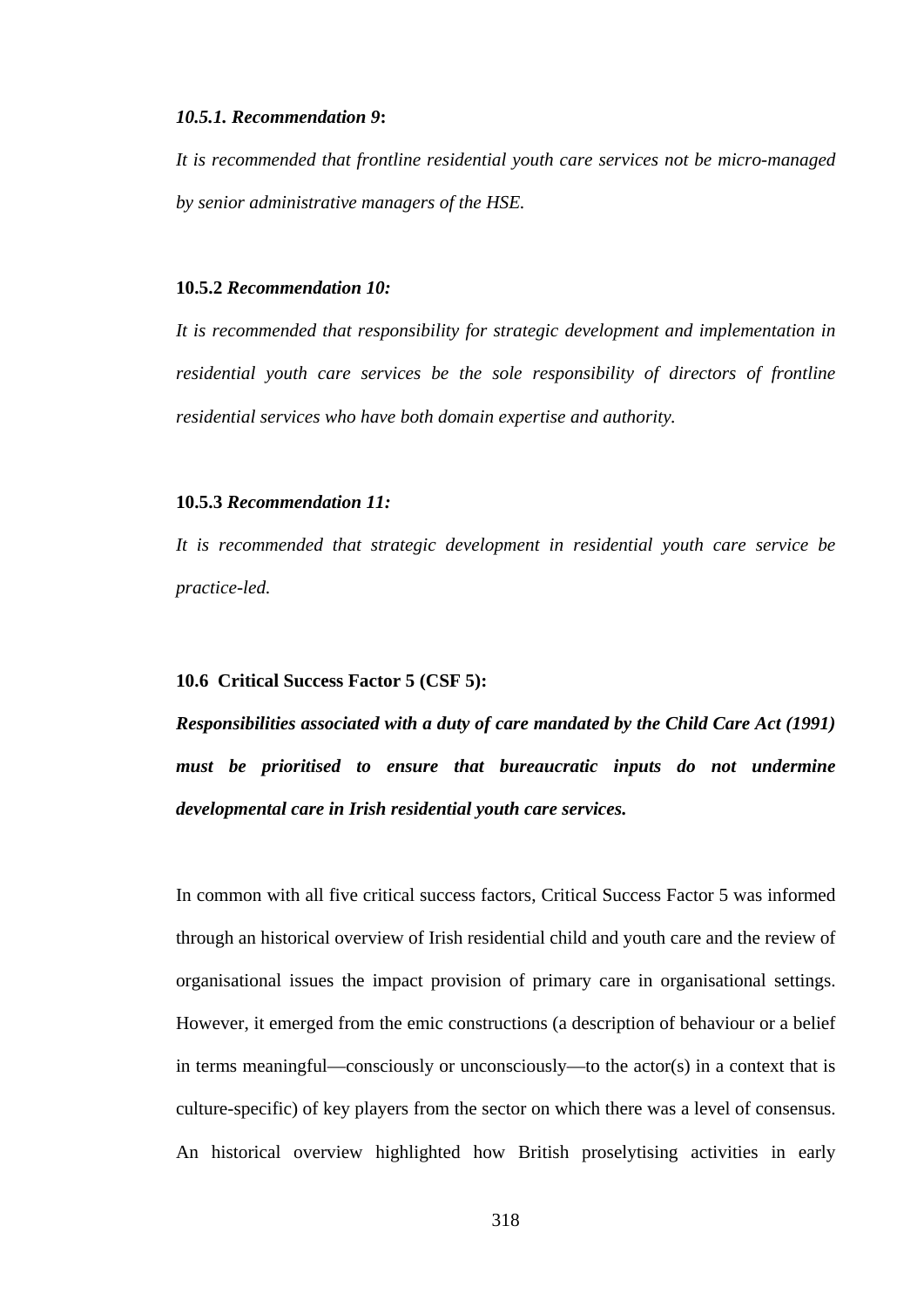#### *10.5.1. Recommendation 9*:

*It is recommended that frontline residential youth care services not be micro-managed by senior administrative managers of the HSE.*

#### 10.5.2 *Recommendation 10:*

*It is recommended that responsibility for strategic development and implementation in residential youth care services be the sole responsibility of directors of frontline residential services who have both domain expertise and authority.*

#### 10.5.3 *Recommendation 11:*

*It is recommended that strategic development in residential youth care service be practice-led.*

### 10.6 Critical Success Factor 5 (CSF 5):

***Responsibilities associated with a duty of care mandated by the Child Care Act (1991) must be prioritised to ensure that bureaucratic inputs do not undermine developmental care in Irish residential youth care services.***

In common with all five critical success factors, Critical Success Factor 5 was informed through an historical overview of Irish residential child and youth care and the review of organisational issues the impact provision of primary care in organisational settings. However, it emerged from the emic constructions (a description of behaviour or a belief in terms meaningful—consciously or unconsciously—to the actor(s) in a context that is culture-specific) of key players from the sector on which there was a level of consensus. An historical overview highlighted how British proselytising activities in early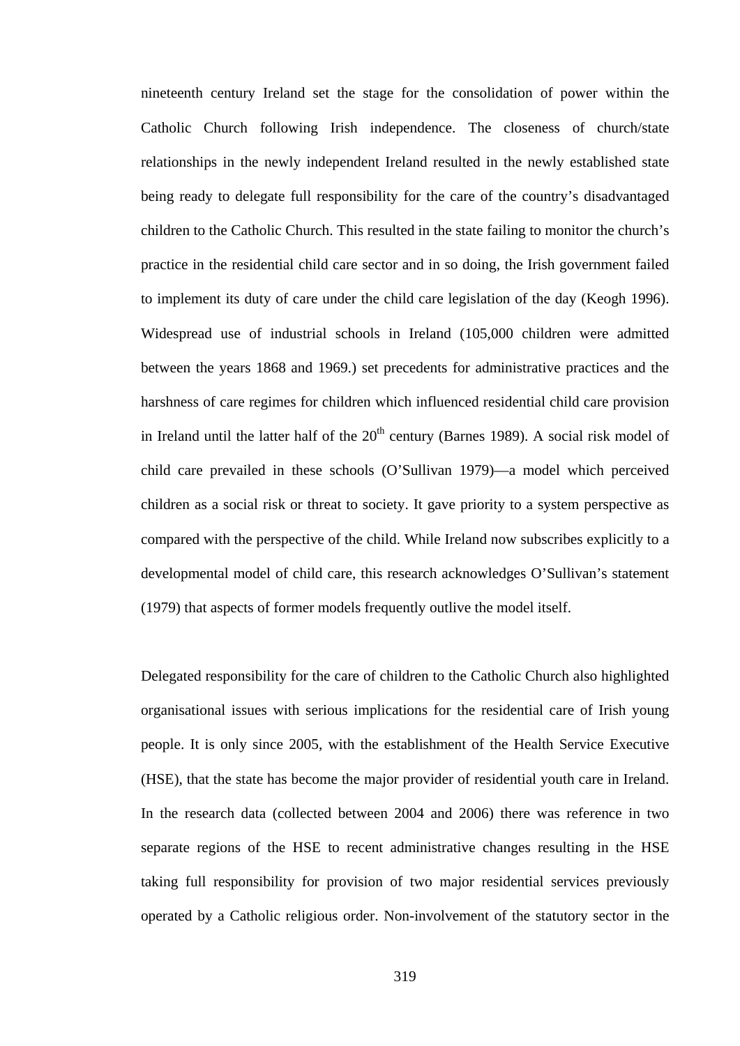nineteenth century Ireland set the stage for the consolidation of power within the Catholic Church following Irish independence. The closeness of church/state relationships in the newly independent Ireland resulted in the newly established state being ready to delegate full responsibility for the care of the country's disadvantaged children to the Catholic Church. This resulted in the state failing to monitor the church's practice in the residential child care sector and in so doing, the Irish government failed to implement its duty of care under the child care legislation of the day (Keogh 1996). Widespread use of industrial schools in Ireland (105,000 children were admitted between the years 1868 and 1969.) set precedents for administrative practices and the harshness of care regimes for children which influenced residential child care provision in Ireland until the latter half of the 20th century (Barnes 1989). A social risk model of child care prevailed in these schools (O'Sullivan 1979)—a model which perceived children as a social risk or threat to society. It gave priority to a system perspective as compared with the perspective of the child. While Ireland now subscribes explicitly to a developmental model of child care, this research acknowledges O'Sullivan's statement (1979) that aspects of former models frequently outlive the model itself.

Delegated responsibility for the care of children to the Catholic Church also highlighted organisational issues with serious implications for the residential care of Irish young people. It is only since 2005, with the establishment of the Health Service Executive (HSE), that the state has become the major provider of residential youth care in Ireland. In the research data (collected between 2004 and 2006) there was reference in two separate regions of the HSE to recent administrative changes resulting in the HSE taking full responsibility for provision of two major residential services previously operated by a Catholic religious order. Non-involvement of the statutory sector in the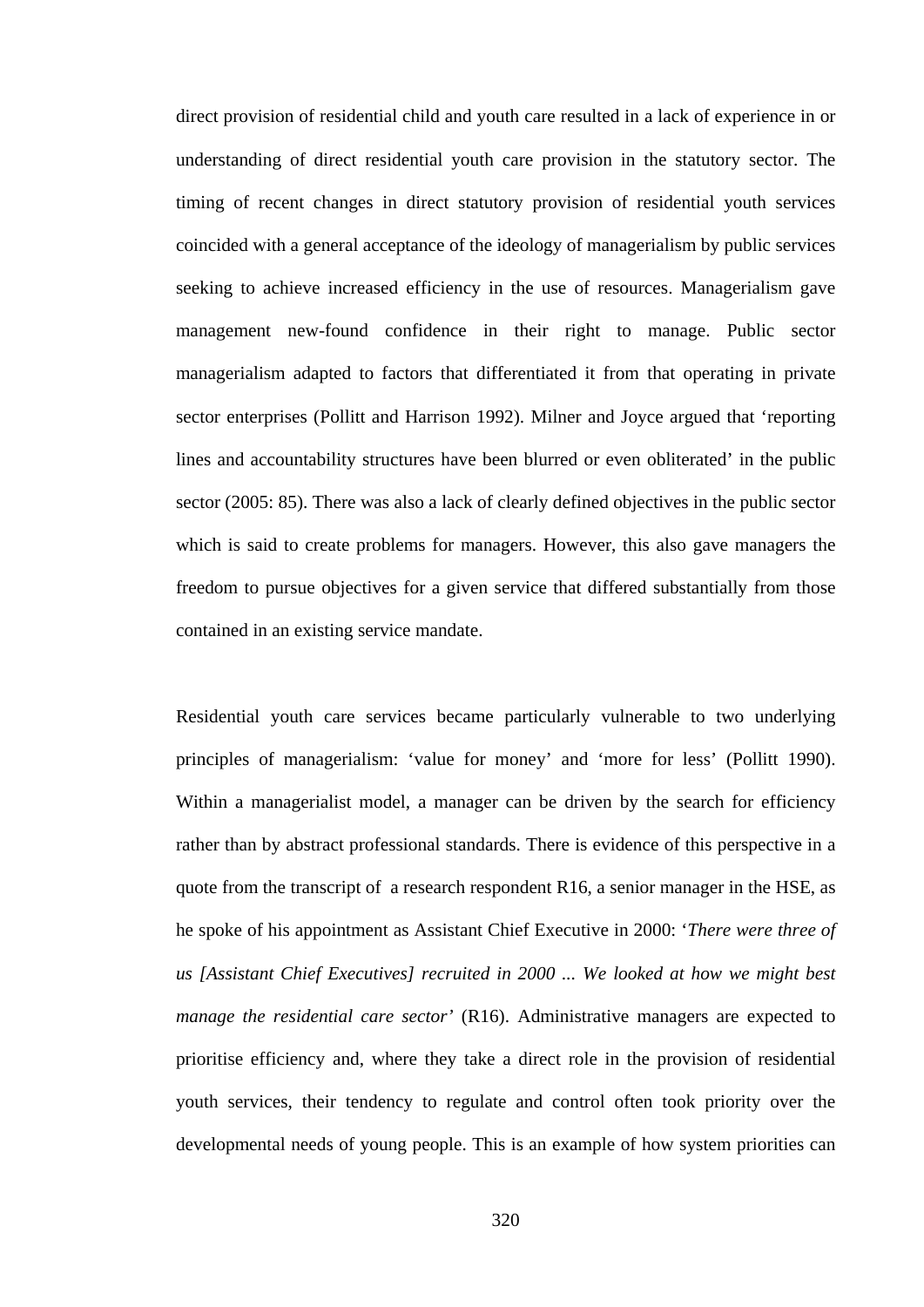direct provision of residential child and youth care resulted in a lack of experience in or understanding of direct residential youth care provision in the statutory sector. The timing of recent changes in direct statutory provision of residential youth services coincided with a general acceptance of the ideology of managerialism by public services seeking to achieve increased efficiency in the use of resources. Managerialism gave management new-found confidence in their right to manage. Public sector managerialism adapted to factors that differentiated it from that operating in private sector enterprises (Pollitt and Harrison 1992). Milner and Joyce argued that 'reporting lines and accountability structures have been blurred or even obliterated' in the public sector (2005: 85). There was also a lack of clearly defined objectives in the public sector which is said to create problems for managers. However, this also gave managers the freedom to pursue objectives for a given service that differed substantially from those contained in an existing service mandate.

Residential youth care services became particularly vulnerable to two underlying principles of managerialism: 'value for money' and 'more for less' (Pollitt 1990). Within a managerialist model, a manager can be driven by the search for efficiency rather than by abstract professional standards. There is evidence of this perspective in a quote from the transcript of a research respondent R16, a senior manager in the HSE, as he spoke of his appointment as Assistant Chief Executive in 2000: '*There were three of us [Assistant Chief Executives] recruited in 2000 ... We looked at how we might best manage the residential care sector'* (R16). Administrative managers are expected to prioritise efficiency and, where they take a direct role in the provision of residential youth services, their tendency to regulate and control often took priority over the developmental needs of young people. This is an example of how system priorities can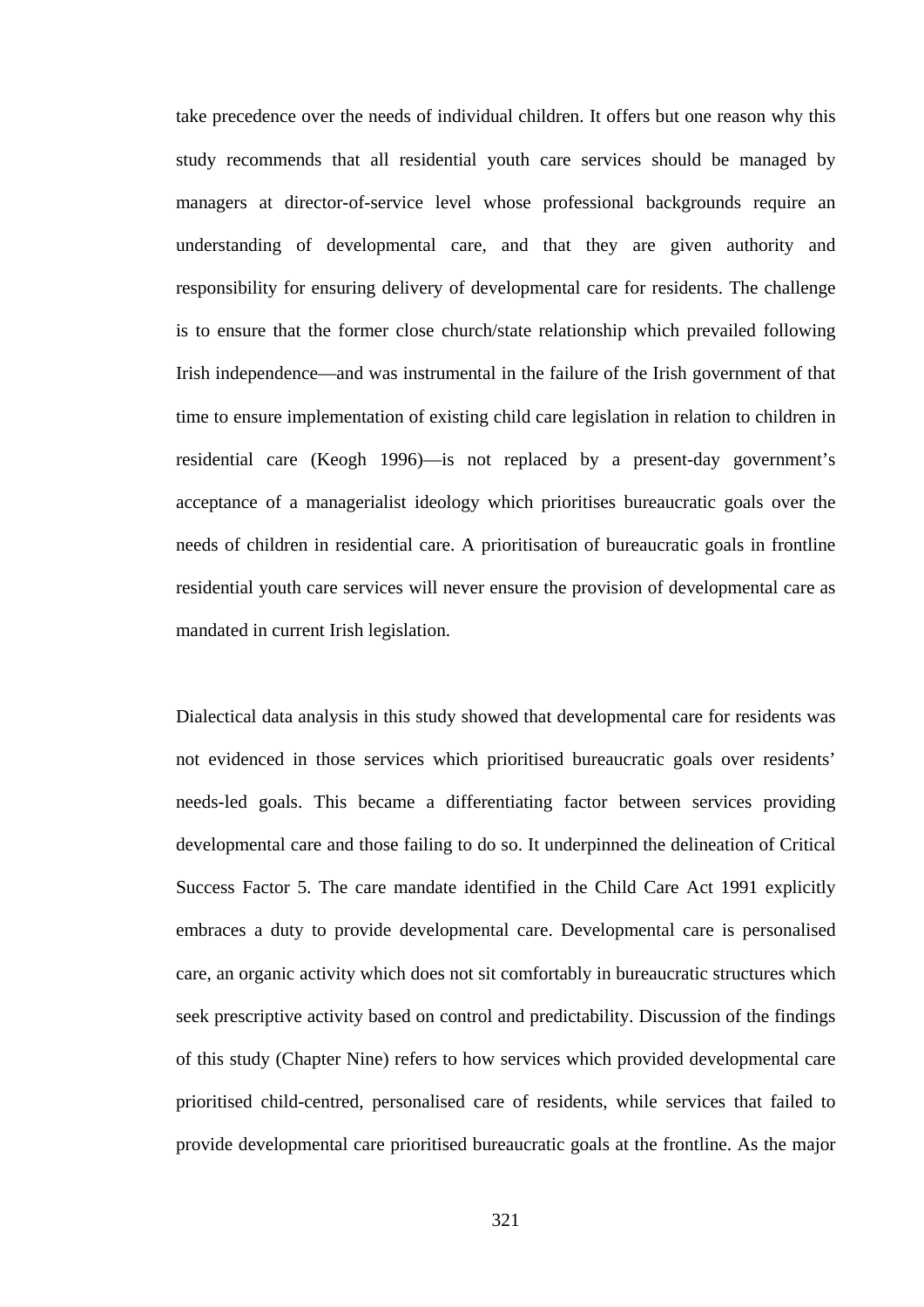take precedence over the needs of individual children. It offers but one reason why this study recommends that all residential youth care services should be managed by managers at director-of-service level whose professional backgrounds require an understanding of developmental care, and that they are given authority and responsibility for ensuring delivery of developmental care for residents. The challenge is to ensure that the former close church/state relationship which prevailed following Irish independence—and was instrumental in the failure of the Irish government of that time to ensure implementation of existing child care legislation in relation to children in residential care (Keogh 1996)—is not replaced by a present-day government's acceptance of a managerialist ideology which prioritises bureaucratic goals over the needs of children in residential care. A prioritisation of bureaucratic goals in frontline residential youth care services will never ensure the provision of developmental care as mandated in current Irish legislation.

Dialectical data analysis in this study showed that developmental care for residents was not evidenced in those services which prioritised bureaucratic goals over residents' needs-led goals. This became a differentiating factor between services providing developmental care and those failing to do so. It underpinned the delineation of Critical Success Factor 5. The care mandate identified in the Child Care Act 1991 explicitly embraces a duty to provide developmental care. Developmental care is personalised care, an organic activity which does not sit comfortably in bureaucratic structures which seek prescriptive activity based on control and predictability. Discussion of the findings of this study (Chapter Nine) refers to how services which provided developmental care prioritised child-centred, personalised care of residents, while services that failed to provide developmental care prioritised bureaucratic goals at the frontline. As the major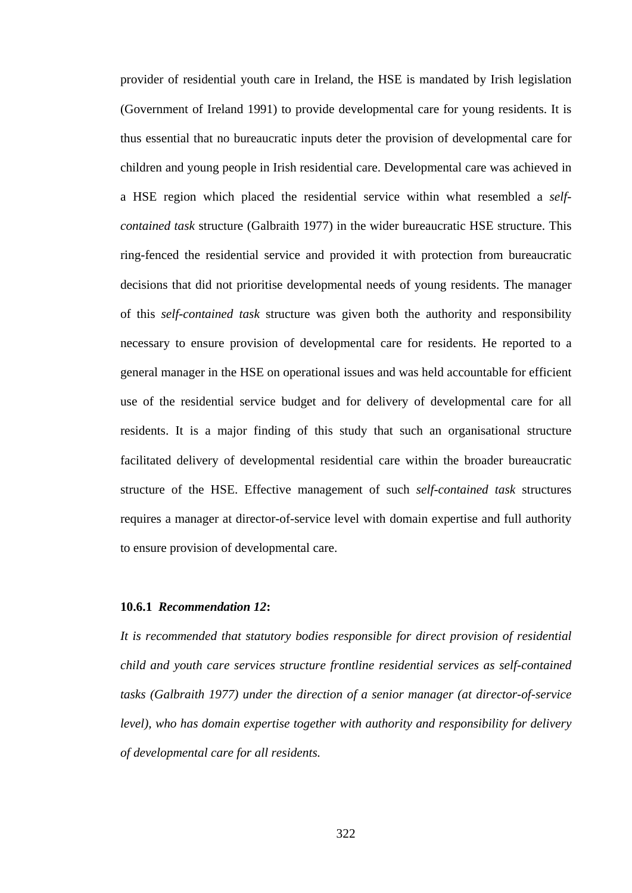provider of residential youth care in Ireland, the HSE is mandated by Irish legislation (Government of Ireland 1991) to provide developmental care for young residents. It is thus essential that no bureaucratic inputs deter the provision of developmental care for children and young people in Irish residential care. Developmental care was achieved in a HSE region which placed the residential service within what resembled a *self-contained task* structure (Galbraith 1977) in the wider bureaucratic HSE structure. This ring-fenced the residential service and provided it with protection from bureaucratic decisions that did not prioritise developmental needs of young residents. The manager of this *self-contained task* structure was given both the authority and responsibility necessary to ensure provision of developmental care for residents. He reported to a general manager in the HSE on operational issues and was held accountable for efficient use of the residential service budget and for delivery of developmental care for all residents. It is a major finding of this study that such an organisational structure facilitated delivery of developmental residential care within the broader bureaucratic structure of the HSE. Effective management of such *self-contained task* structures requires a manager at director-of-service level with domain expertise and full authority to ensure provision of developmental care.

#### 10.6.1 *Recommendation 12*:

*It is recommended that statutory bodies responsible for direct provision of residential child and youth care services structure frontline residential services as self-contained tasks (Galbraith 1977) under the direction of a senior manager (at director-of-service level), who has domain expertise together with authority and responsibility for delivery of developmental care for all residents.*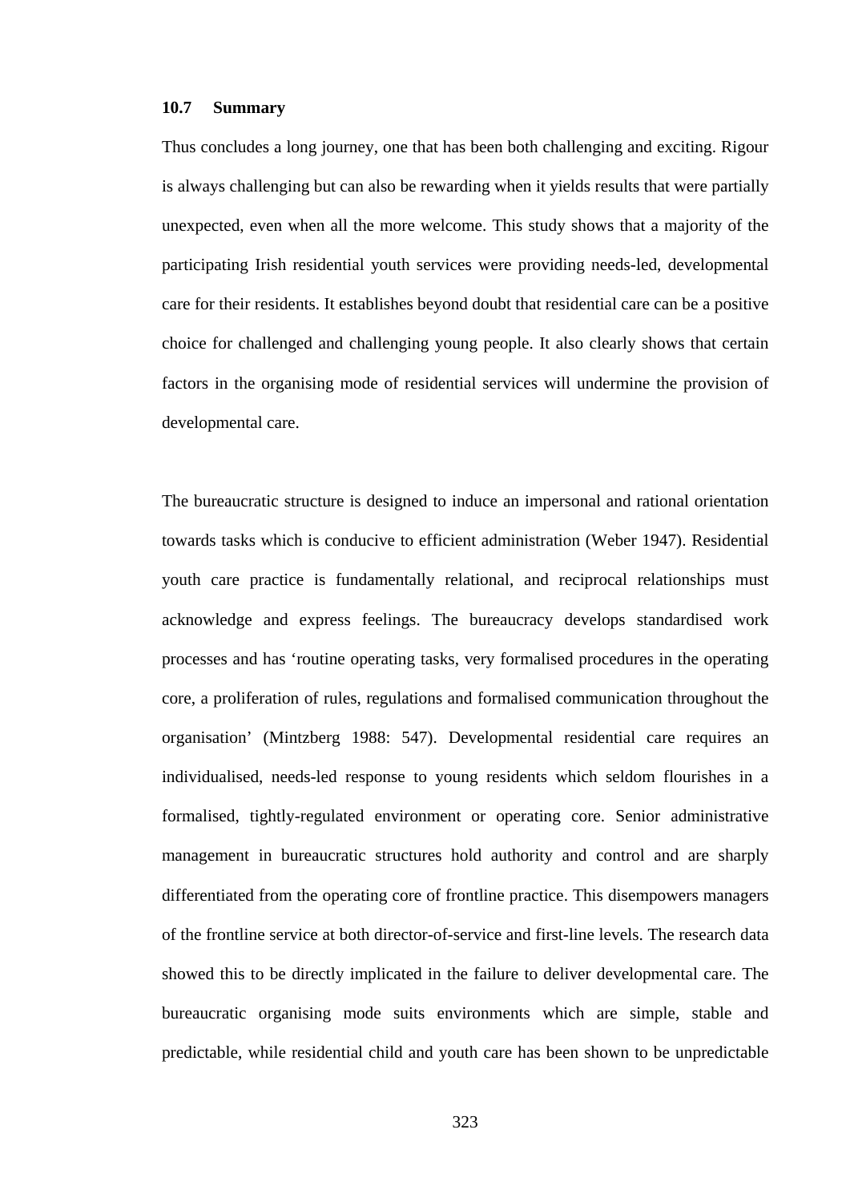### 10.7 Summary

Thus concludes a long journey, one that has been both challenging and exciting. Rigour is always challenging but can also be rewarding when it yields results that were partially unexpected, even when all the more welcome. This study shows that a majority of the participating Irish residential youth services were providing needs-led, developmental care for their residents. It establishes beyond doubt that residential care can be a positive choice for challenged and challenging young people. It also clearly shows that certain factors in the organising mode of residential services will undermine the provision of developmental care.

The bureaucratic structure is designed to induce an impersonal and rational orientation towards tasks which is conducive to efficient administration (Weber 1947). Residential youth care practice is fundamentally relational, and reciprocal relationships must acknowledge and express feelings. The bureaucracy develops standardised work processes and has 'routine operating tasks, very formalised procedures in the operating core, a proliferation of rules, regulations and formalised communication throughout the organisation' (Mintzberg 1988: 547). Developmental residential care requires an individualised, needs-led response to young residents which seldom flourishes in a formalised, tightly-regulated environment or operating core. Senior administrative management in bureaucratic structures hold authority and control and are sharply differentiated from the operating core of frontline practice. This disempowers managers of the frontline service at both director-of-service and first-line levels. The research data showed this to be directly implicated in the failure to deliver developmental care. The bureaucratic organising mode suits environments which are simple, stable and predictable, while residential child and youth care has been shown to be unpredictable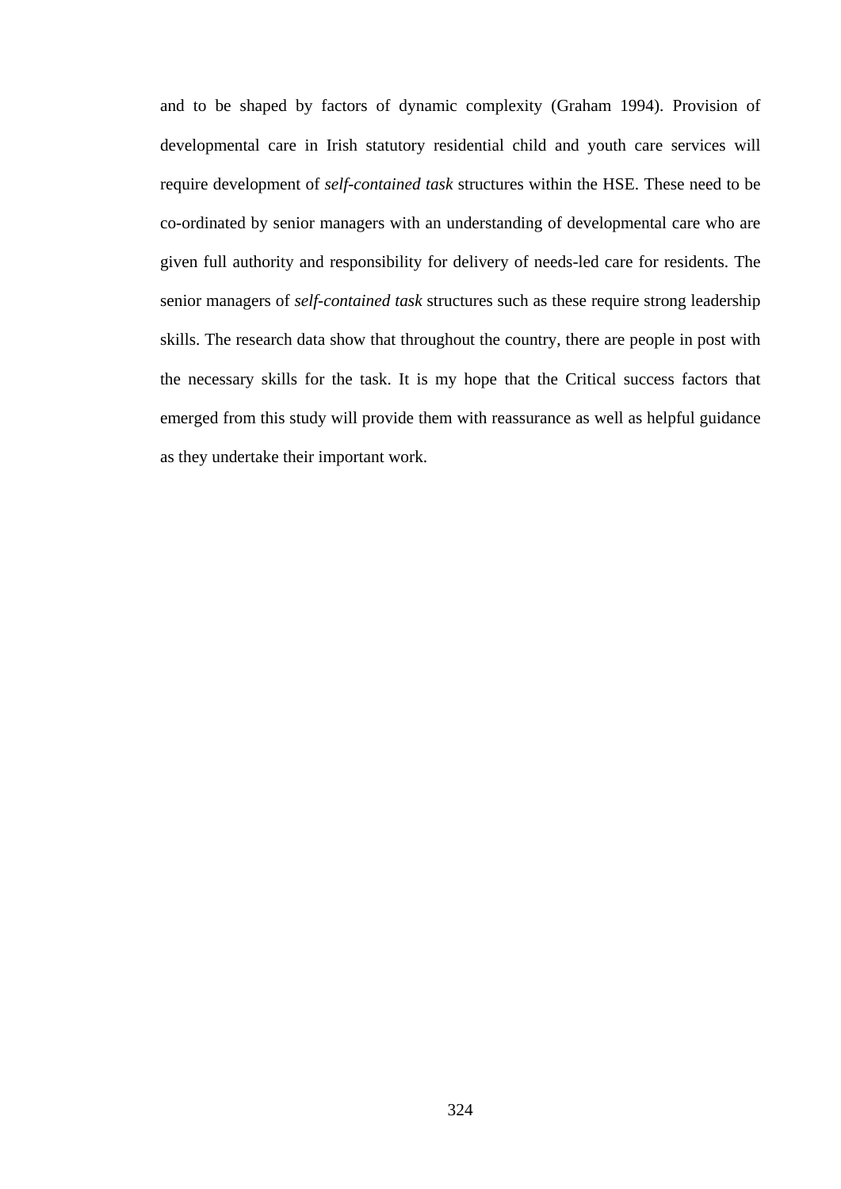and to be shaped by factors of dynamic complexity (Graham 1994). Provision of developmental care in Irish statutory residential child and youth care services will require development of *self-contained task* structures within the HSE. These need to be co-ordinated by senior managers with an understanding of developmental care who are given full authority and responsibility for delivery of needs-led care for residents. The senior managers of *self-contained task* structures such as these require strong leadership skills. The research data show that throughout the country, there are people in post with the necessary skills for the task. It is my hope that the Critical success factors that emerged from this study will provide them with reassurance as well as helpful guidance as they undertake their important work.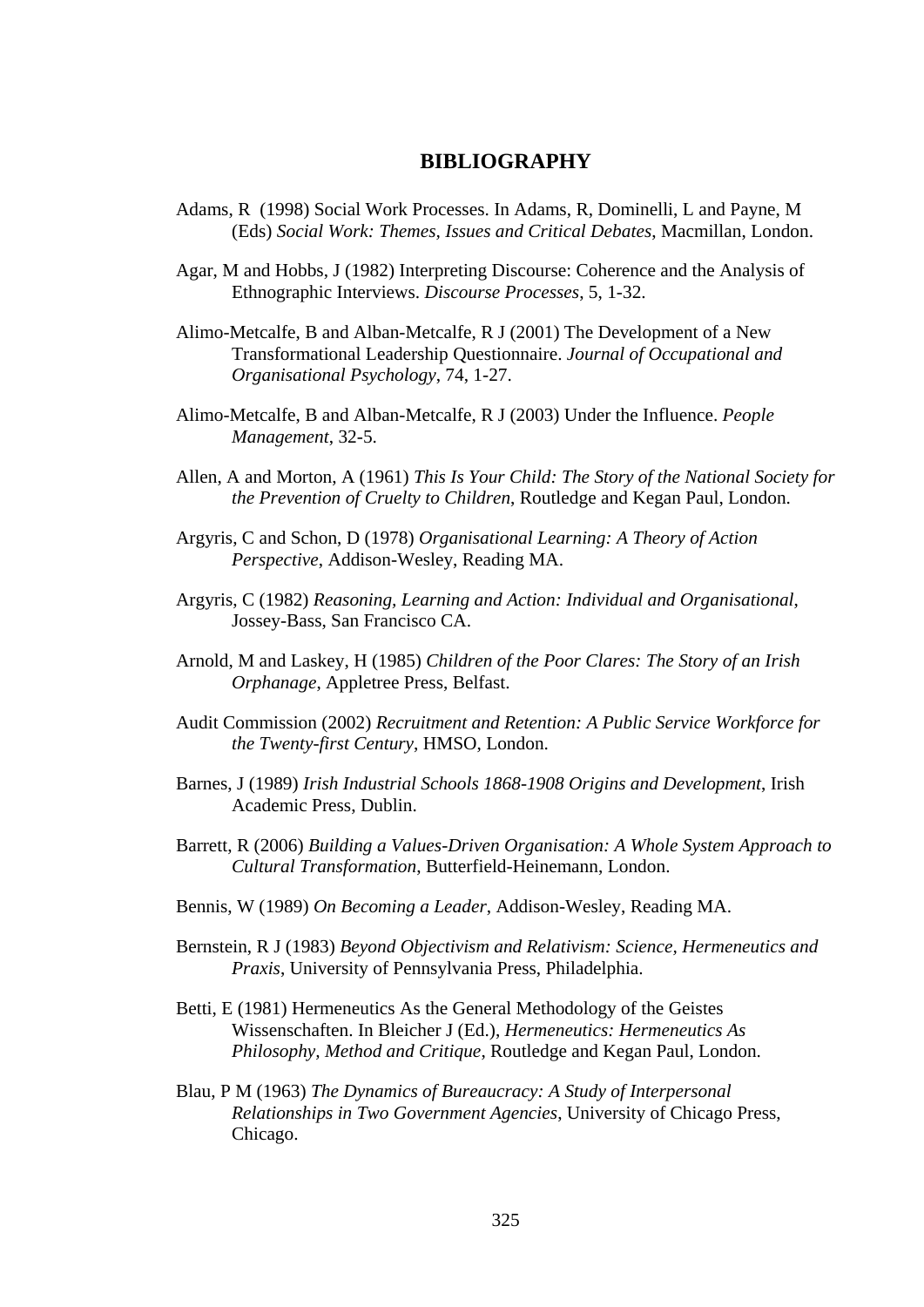# BIBLIOGRAPHY

Adams, R (1998) Social Work Processes. In Adams, R, Dominelli, L and Payne, M (Eds) *Social Work: Themes, Issues and Critical Debates*, Macmillan, London.

Agar, M and Hobbs, J (1982) Interpreting Discourse: Coherence and the Analysis of Ethnographic Interviews. *Discourse Processes*, 5, 1-32.

Alimo-Metcalfe, B and Alban-Metcalfe, R J (2001) The Development of a New Transformational Leadership Questionnaire. *Journal of Occupational and Organisational Psychology*, 74, 1-27.

Alimo-Metcalfe, B and Alban-Metcalfe, R J (2003) Under the Influence. *People Management*, 32-5.

Allen, A and Morton, A (1961) *This Is Your Child: The Story of the National Society for the Prevention of Cruelty to Children*, Routledge and Kegan Paul, London.

Argyris, C and Schon, D (1978) *Organisational Learning: A Theory of Action Perspective*, Addison-Wesley, Reading MA.

Argyris, C (1982) *Reasoning, Learning and Action: Individual and Organisational*, Jossey-Bass, San Francisco CA.

Arnold, M and Laskey, H (1985) *Children of the Poor Clares: The Story of an Irish Orphanage*, Appletree Press, Belfast.

Audit Commission (2002) *Recruitment and Retention: A Public Service Workforce for the Twenty-first Century*, HMSO, London.

Barnes, J (1989) *Irish Industrial Schools 1868-1908 Origins and Development*, Irish Academic Press, Dublin.

Barrett, R (2006) *Building a Values-Driven Organisation: A Whole System Approach to Cultural Transformation*, Butterfield-Heinemann, London.

Bennis, W (1989) *On Becoming a Leader*, Addison-Wesley, Reading MA.

Bernstein, R J (1983) *Beyond Objectivism and Relativism: Science, Hermeneutics and Praxis*, University of Pennsylvania Press, Philadelphia.

Betti, E (1981) Hermeneutics As the General Methodology of the Geistes Wissenschaften. In Bleicher J (Ed.), *Hermeneutics: Hermeneutics As Philosophy, Method and Critique*, Routledge and Kegan Paul, London.

Blau, P M (1963) *The Dynamics of Bureaucracy: A Study of Interpersonal Relationships in Two Government Agencies*, University of Chicago Press, Chicago.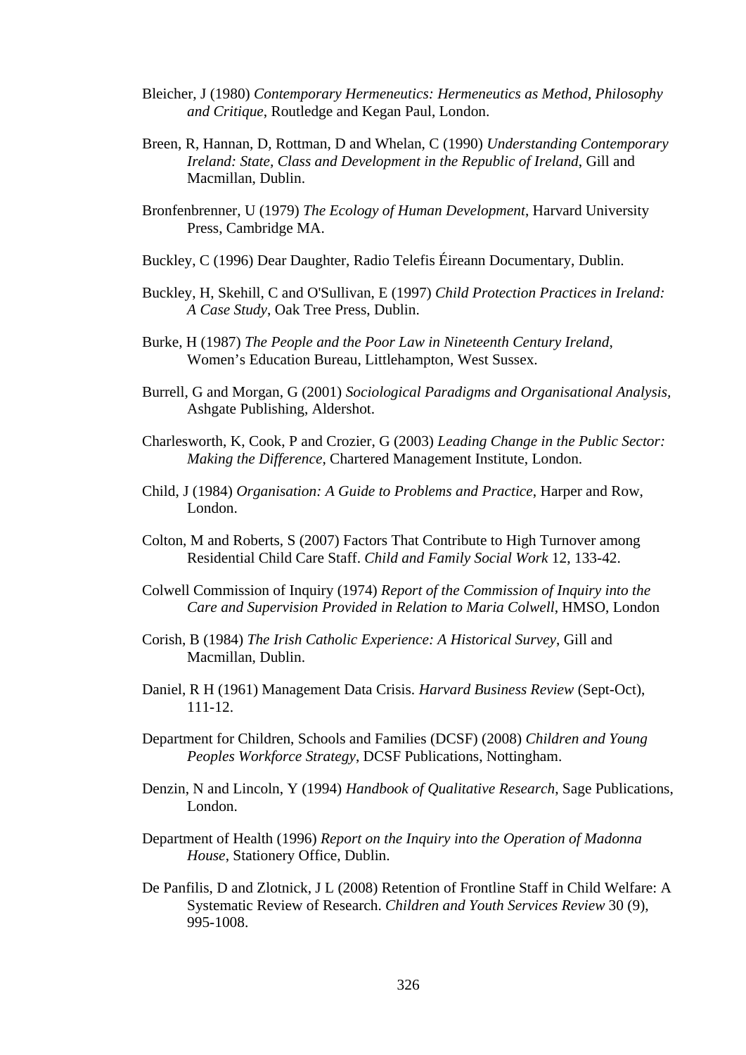Bleicher, J (1980) *Contemporary Hermeneutics: Hermeneutics as Method, Philosophy and Critique*, Routledge and Kegan Paul, London.

Breen, R, Hannan, D, Rottman, D and Whelan, C (1990) *Understanding Contemporary Ireland: State, Class and Development in the Republic of Ireland*, Gill and Macmillan, Dublin.

Bronfenbrenner, U (1979) *The Ecology of Human Development*, Harvard University Press, Cambridge MA.

Buckley, C (1996) Dear Daughter, Radio Telefis Éireann Documentary, Dublin.

Buckley, H, Skehill, C and O'Sullivan, E (1997) *Child Protection Practices in Ireland: A Case Study*, Oak Tree Press, Dublin.

Burke, H (1987) *The People and the Poor Law in Nineteenth Century Ireland*, Women's Education Bureau, Littlehampton, West Sussex.

Burrell, G and Morgan, G (2001) *Sociological Paradigms and Organisational Analysis,* Ashgate Publishing, Aldershot.

Charlesworth, K, Cook, P and Crozier, G (2003) *Leading Change in the Public Sector: Making the Difference*, Chartered Management Institute, London.

Child, J (1984) *Organisation: A Guide to Problems and Practice*, Harper and Row, London.

Colton, M and Roberts, S (2007) Factors That Contribute to High Turnover among Residential Child Care Staff. *Child and Family Social Work* 12, 133-42.

Colwell Commission of Inquiry (1974) *Report of the Commission of Inquiry into the Care and Supervision Provided in Relation to Maria Colwell*, HMSO, London

Corish, B (1984) *The Irish Catholic Experience: A Historical Survey*, Gill and Macmillan, Dublin.

Daniel, R H (1961) Management Data Crisis. *Harvard Business Review* (Sept-Oct), 111-12.

Department for Children, Schools and Families (DCSF) (2008) *Children and Young Peoples Workforce Strategy*, DCSF Publications, Nottingham.

Denzin, N and Lincoln, Y (1994) *Handbook of Qualitative Research*, Sage Publications, London.

Department of Health (1996) *Report on the Inquiry into the Operation of Madonna House*, Stationery Office, Dublin.

De Panfilis, D and Zlotnick, J L (2008) Retention of Frontline Staff in Child Welfare: A Systematic Review of Research. *Children and Youth Services Review* 30 (9), 995-1008.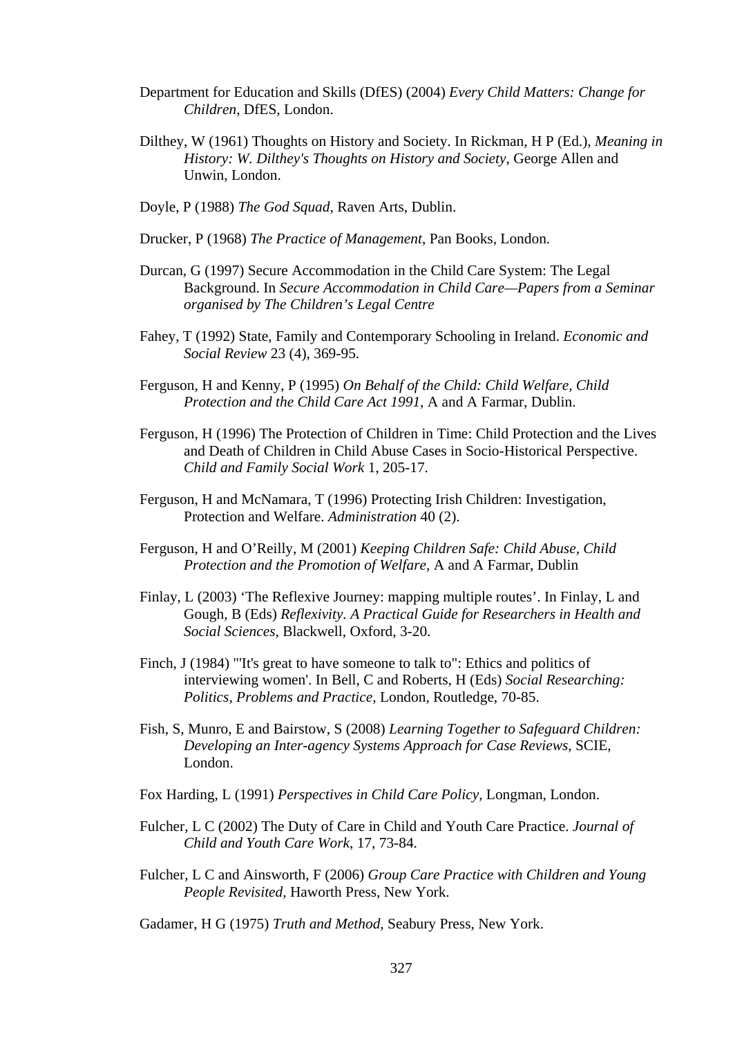Department for Education and Skills (DfES) (2004) *Every Child Matters: Change for Children*, DfES, London.

Dilthey, W (1961) Thoughts on History and Society. In Rickman, H P (Ed.), *Meaning in History: W. Dilthey's Thoughts on History and Society*, George Allen and Unwin, London.

Doyle, P (1988) *The God Squad*, Raven Arts, Dublin.

Drucker, P (1968) *The Practice of Management*, Pan Books, London.

Durcan, G (1997) Secure Accommodation in the Child Care System: The Legal Background. In *Secure Accommodation in Child Care—Papers from a Seminar organised by The Children's Legal Centre*

Fahey, T (1992) State, Family and Contemporary Schooling in Ireland. *Economic and Social Review* 23 (4), 369-95.

Ferguson, H and Kenny, P (1995) *On Behalf of the Child: Child Welfare, Child Protection and the Child Care Act 1991*, A and A Farmar, Dublin.

Ferguson, H (1996) The Protection of Children in Time: Child Protection and the Lives and Death of Children in Child Abuse Cases in Socio-Historical Perspective. *Child and Family Social Work* 1, 205-17.

Ferguson, H and McNamara, T (1996) Protecting Irish Children: Investigation, Protection and Welfare. *Administration* 40 (2).

Ferguson, H and O'Reilly, M (2001) *Keeping Children Safe: Child Abuse, Child Protection and the Promotion of Welfare*, A and A Farmar, Dublin

Finlay, L (2003) 'The Reflexive Journey: mapping multiple routes'. In Finlay, L and Gough, B (Eds) *Reflexivity. A Practical Guide for Researchers in Health and Social Sciences*, Blackwell, Oxford, 3-20.

Finch, J (1984) "'It's great to have someone to talk to'': Ethics and politics of interviewing women'. In Bell, C and Roberts, H (Eds) *Social Researching: Politics, Problems and Practice*, London, Routledge, 70-85.

Fish, S, Munro, E and Bairstow, S (2008) *Learning Together to Safeguard Children: Developing an Inter-agency Systems Approach for Case Reviews*, SCIE, London.

Fox Harding, L (1991) *Perspectives in Child Care Policy*, Longman, London.

Fulcher, L C (2002) The Duty of Care in Child and Youth Care Practice. *Journal of Child and Youth Care Work*, 17, 73-84.

Fulcher, L C and Ainsworth, F (2006) *Group Care Practice with Children and Young People Revisited*, Haworth Press, New York.

Gadamer, H G (1975) *Truth and Method*, Seabury Press, New York.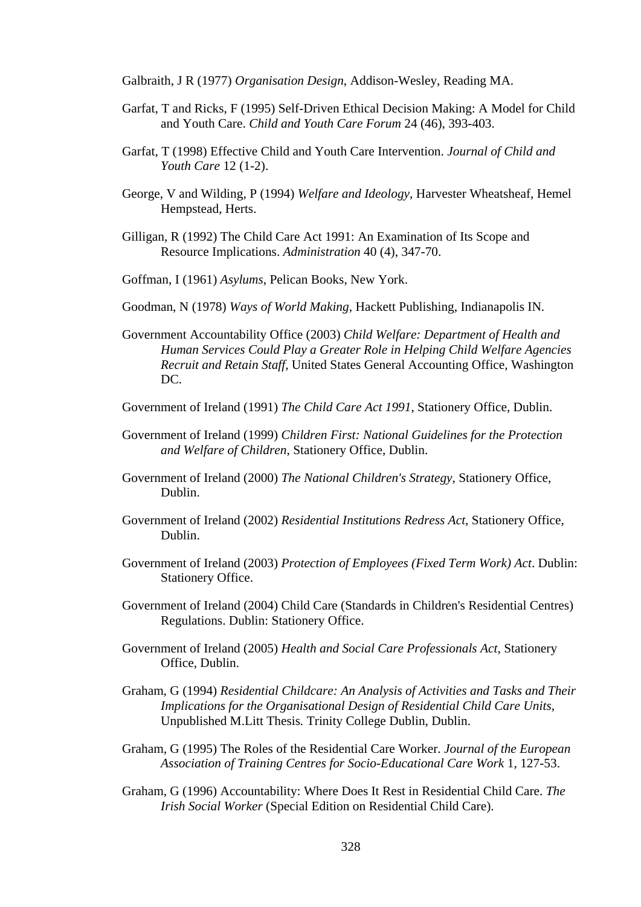Galbraith, J R (1977) *Organisation Design*, Addison-Wesley, Reading MA.

Garfat, T and Ricks, F (1995) Self-Driven Ethical Decision Making: A Model for Child and Youth Care. *Child and Youth Care Forum* 24 (46), 393-403.

Garfat, T (1998) Effective Child and Youth Care Intervention. *Journal of Child and Youth Care* 12 (1-2).

George, V and Wilding, P (1994) *Welfare and Ideology*, Harvester Wheatsheaf, Hemel Hempstead, Herts.

Gilligan, R (1992) The Child Care Act 1991: An Examination of Its Scope and Resource Implications. *Administration* 40 (4), 347-70.

Goffman, I (1961) *Asylums*, Pelican Books, New York.

Goodman, N (1978) *Ways of World Making*, Hackett Publishing, Indianapolis IN.

Government Accountability Office (2003) *Child Welfare: Department of Health and Human Services Could Play a Greater Role in Helping Child Welfare Agencies Recruit and Retain Staff*, United States General Accounting Office, Washington DC.

Government of Ireland (1991) *The Child Care Act 1991*, Stationery Office, Dublin.

Government of Ireland (1999) *Children First: National Guidelines for the Protection and Welfare of Children*, Stationery Office, Dublin.

Government of Ireland (2000) *The National Children's Strategy*, Stationery Office, Dublin.

Government of Ireland (2002) *Residential Institutions Redress Act*, Stationery Office, Dublin.

Government of Ireland (2003) *Protection of Employees (Fixed Term Work) Act*. Dublin: Stationery Office.

Government of Ireland (2004) Child Care (Standards in Children's Residential Centres) Regulations. Dublin: Stationery Office.

Government of Ireland (2005) *Health and Social Care Professionals Act*, Stationery Office, Dublin.

Graham, G (1994) *Residential Childcare: An Analysis of Activities and Tasks and Their Implications for the Organisational Design of Residential Child Care Units*, Unpublished M.Litt Thesis. Trinity College Dublin, Dublin.

Graham, G (1995) The Roles of the Residential Care Worker. *Journal of the European Association of Training Centres for Socio-Educational Care Work* 1, 127-53.

Graham, G (1996) Accountability: Where Does It Rest in Residential Child Care. *The Irish Social Worker* (Special Edition on Residential Child Care).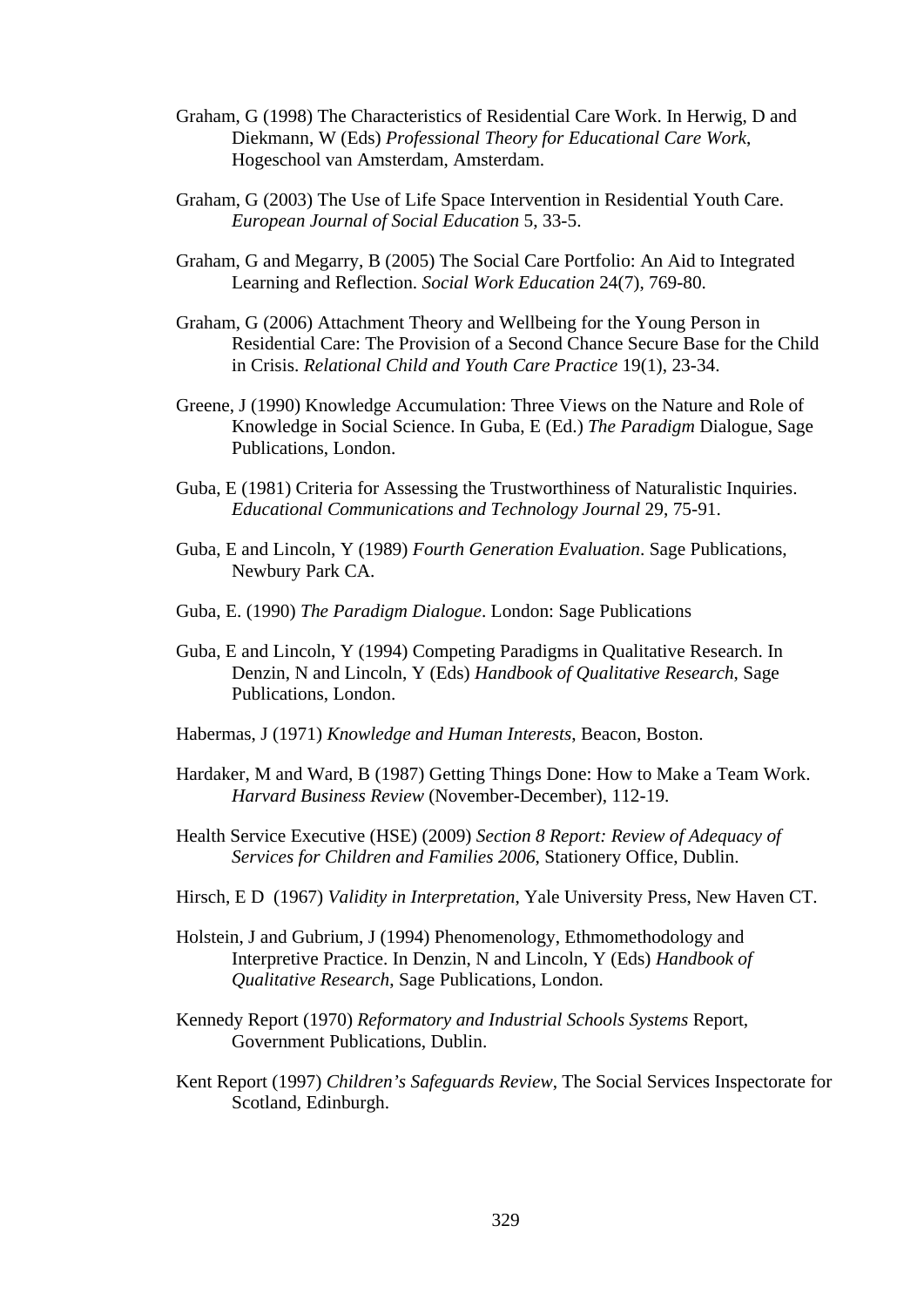Graham, G (1998) The Characteristics of Residential Care Work. In Herwig, D and Diekmann, W (Eds) *Professional Theory for Educational Care Work*, Hogeschool van Amsterdam, Amsterdam.

Graham, G (2003) The Use of Life Space Intervention in Residential Youth Care. *European Journal of Social Education* 5, 33-5.

Graham, G and Megarry, B (2005) The Social Care Portfolio: An Aid to Integrated Learning and Reflection. *Social Work Education* 24(7), 769-80.

Graham, G (2006) Attachment Theory and Wellbeing for the Young Person in Residential Care: The Provision of a Second Chance Secure Base for the Child in Crisis. *Relational Child and Youth Care Practice* 19(1), 23-34.

Greene, J (1990) Knowledge Accumulation: Three Views on the Nature and Role of Knowledge in Social Science. In Guba, E (Ed.) *The Paradigm* Dialogue, Sage Publications, London.

Guba, E (1981) Criteria for Assessing the Trustworthiness of Naturalistic Inquiries. *Educational Communications and Technology Journal* 29, 75-91.

Guba, E and Lincoln, Y (1989) *Fourth Generation Evaluation*. Sage Publications, Newbury Park CA.

Guba, E. (1990) *The Paradigm Dialogue*. London: Sage Publications

Guba, E and Lincoln, Y (1994) Competing Paradigms in Qualitative Research. In Denzin, N and Lincoln, Y (Eds) *Handbook of Qualitative Research*, Sage Publications, London.

Habermas, J (1971) *Knowledge and Human Interests*, Beacon, Boston.

Hardaker, M and Ward, B (1987) Getting Things Done: How to Make a Team Work. *Harvard Business Review* (November-December), 112-19.

Health Service Executive (HSE) (2009) *Section 8 Report: Review of Adequacy of Services for Children and Families 2006*, Stationery Office, Dublin.

Hirsch, E D (1967) *Validity in Interpretation*, Yale University Press, New Haven CT.

Holstein, J and Gubrium, J (1994) Phenomenology, Ethmomethodology and Interpretive Practice. In Denzin, N and Lincoln, Y (Eds) *Handbook of Qualitative Research*, Sage Publications, London.

Kennedy Report (1970) *Reformatory and Industrial Schools Systems* Report, Government Publications, Dublin.

Kent Report (1997) *Children's Safeguards Review*, The Social Services Inspectorate for Scotland, Edinburgh.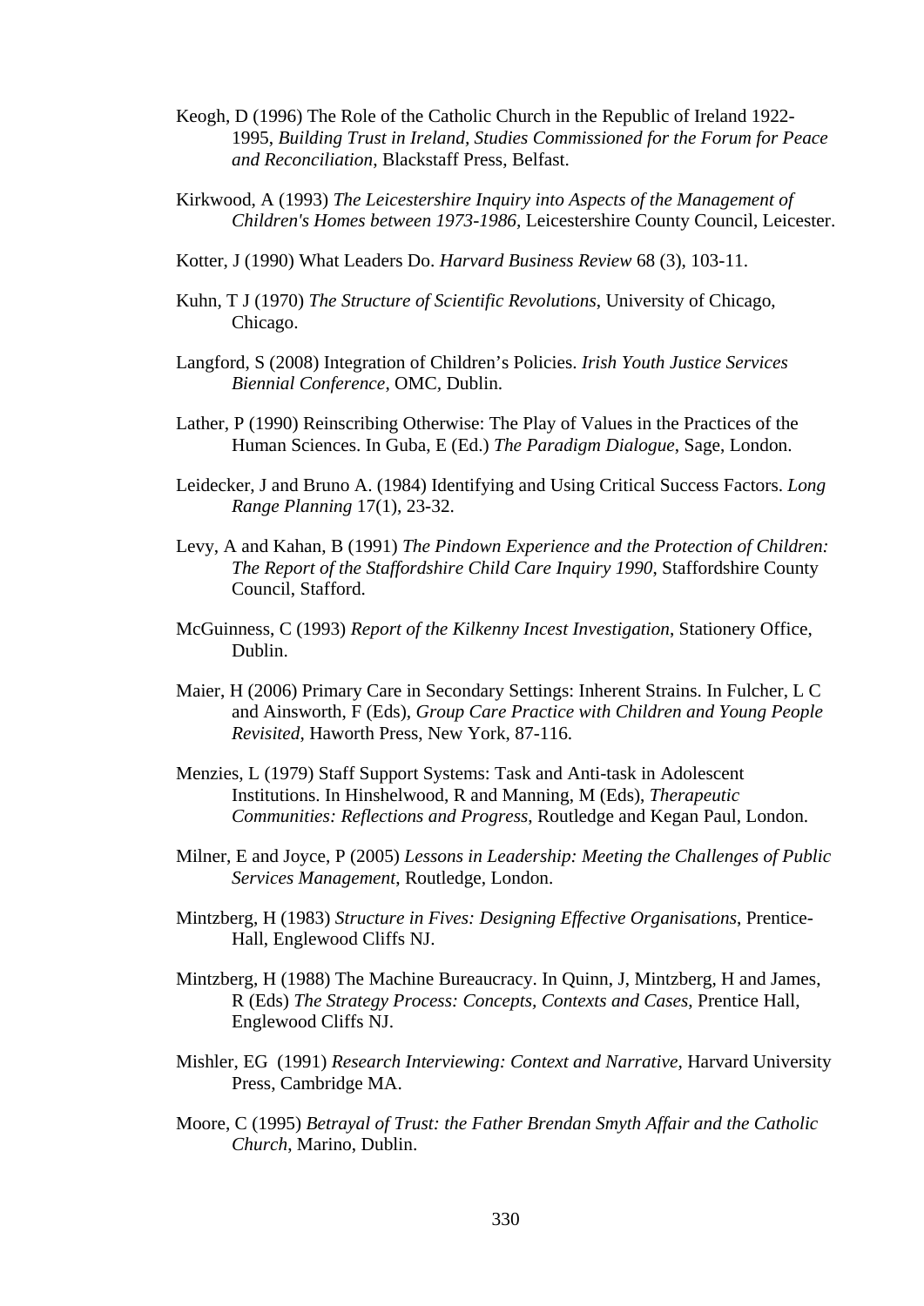Keogh, D (1996) The Role of the Catholic Church in the Republic of Ireland 1922-1995, *Building Trust in Ireland, Studies Commissioned for the Forum for Peace and Reconciliation*, Blackstaff Press, Belfast.

Kirkwood, A (1993) *The Leicestershire Inquiry into Aspects of the Management of Children's Homes between 1973-1986*, Leicestershire County Council, Leicester.

Kotter, J (1990) What Leaders Do. *Harvard Business Review* 68 (3), 103-11.

Kuhn, T J (1970) *The Structure of Scientific Revolutions*, University of Chicago, Chicago.

Langford, S (2008) Integration of Children's Policies. *Irish Youth Justice Services Biennial Conference*, OMC, Dublin.

Lather, P (1990) Reinscribing Otherwise: The Play of Values in the Practices of the Human Sciences. In Guba, E (Ed.) *The Paradigm Dialogue*, Sage, London.

Leidecker, J and Bruno A. (1984) Identifying and Using Critical Success Factors. *Long Range Planning* 17(1), 23-32.

Levy, A and Kahan, B (1991) *The Pindown Experience and the Protection of Children: The Report of the Staffordshire Child Care Inquiry 1990*, Staffordshire County Council, Stafford.

McGuinness, C (1993) *Report of the Kilkenny Incest Investigation*, Stationery Office, Dublin.

Maier, H (2006) Primary Care in Secondary Settings: Inherent Strains. In Fulcher, L C and Ainsworth, F (Eds), *Group Care Practice with Children and Young People Revisited*, Haworth Press, New York, 87-116.

Menzies, L (1979) Staff Support Systems: Task and Anti-task in Adolescent Institutions. In Hinshelwood, R and Manning, M (Eds), *Therapeutic Communities: Reflections and Progress*, Routledge and Kegan Paul, London.

Milner, E and Joyce, P (2005) *Lessons in Leadership: Meeting the Challenges of Public Services Management*, Routledge, London.

Mintzberg, H (1983) *Structure in Fives: Designing Effective Organisations*, Prentice-Hall, Englewood Cliffs NJ.

Mintzberg, H (1988) The Machine Bureaucracy. In Quinn, J, Mintzberg, H and James, R (Eds) *The Strategy Process: Concepts, Contexts and Cases*, Prentice Hall, Englewood Cliffs NJ.

Mishler, EG (1991) *Research Interviewing: Context and Narrative*, Harvard University Press, Cambridge MA.

Moore, C (1995) *Betrayal of Trust: the Father Brendan Smyth Affair and the Catholic Church*, Marino, Dublin.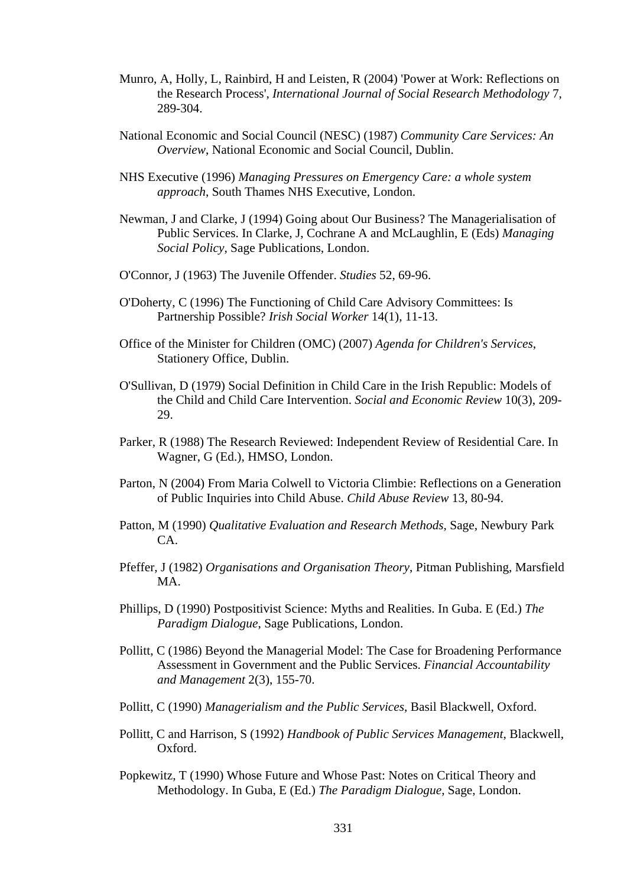Munro, A, Holly, L, Rainbird, H and Leisten, R (2004) 'Power at Work: Reflections on the Research Process', *International Journal of Social Research Methodology* 7, 289-304.

National Economic and Social Council (NESC) (1987) *Community Care Services: An Overview*, National Economic and Social Council, Dublin.

NHS Executive (1996) *Managing Pressures on Emergency Care: a whole system approach*, South Thames NHS Executive, London.

Newman, J and Clarke, J (1994) Going about Our Business? The Managerialisation of Public Services. In Clarke, J, Cochrane A and McLaughlin, E (Eds) *Managing Social Policy*, Sage Publications, London.

O'Connor, J (1963) The Juvenile Offender. *Studies* 52, 69-96.

O'Doherty, C (1996) The Functioning of Child Care Advisory Committees: Is Partnership Possible? *Irish Social Worker* 14(1), 11-13.

Office of the Minister for Children (OMC) (2007) *Agenda for Children's Services*, Stationery Office, Dublin.

O'Sullivan, D (1979) Social Definition in Child Care in the Irish Republic: Models of the Child and Child Care Intervention. *Social and Economic Review* 10(3), 209-29.

Parker, R (1988) The Research Reviewed: Independent Review of Residential Care. In Wagner, G (Ed.), HMSO, London.

Parton, N (2004) From Maria Colwell to Victoria Climbie: Reflections on a Generation of Public Inquiries into Child Abuse. *Child Abuse Review* 13, 80-94.

Patton, M (1990) *Qualitative Evaluation and Research Methods*, Sage, Newbury Park CA.

Pfeffer, J (1982) *Organisations and Organisation Theory*, Pitman Publishing, Marsfield MA.

Phillips, D (1990) Postpositivist Science: Myths and Realities. In Guba. E (Ed.) *The Paradigm Dialogue*, Sage Publications, London.

Pollitt, C (1986) Beyond the Managerial Model: The Case for Broadening Performance Assessment in Government and the Public Services. *Financial Accountability and Management* 2(3), 155-70.

Pollitt, C (1990) *Managerialism and the Public Services*, Basil Blackwell, Oxford.

Pollitt, C and Harrison, S (1992) *Handbook of Public Services Management*, Blackwell, Oxford.

Popkewitz, T (1990) Whose Future and Whose Past: Notes on Critical Theory and Methodology. In Guba, E (Ed.) *The Paradigm Dialogue*, Sage, London.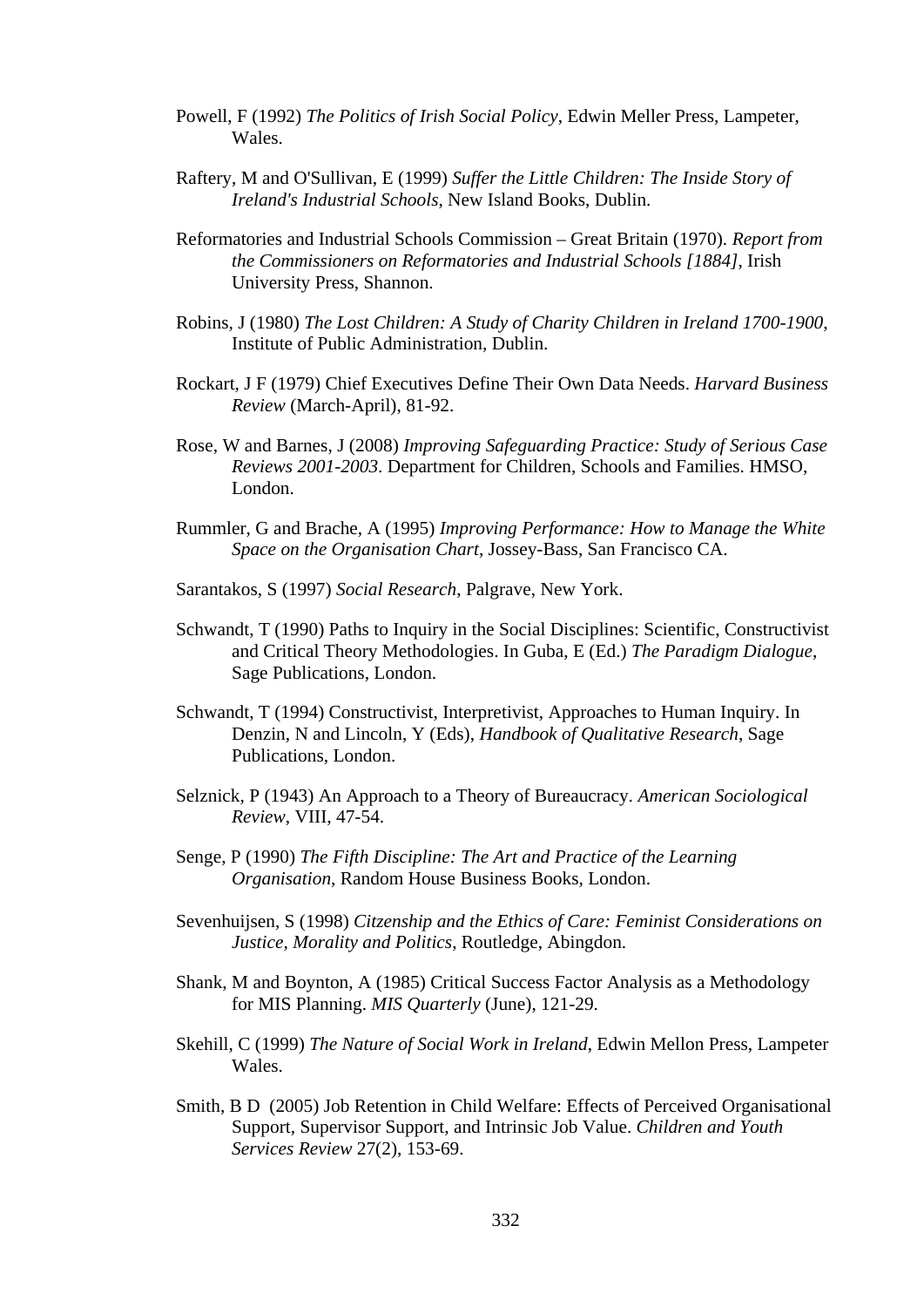Powell, F (1992) *The Politics of Irish Social Policy*, Edwin Meller Press, Lampeter, Wales.

Raftery, M and O'Sullivan, E (1999) *Suffer the Little Children: The Inside Story of Ireland's Industrial Schools*, New Island Books, Dublin.

Reformatories and Industrial Schools Commission – Great Britain (1970). *Report from the Commissioners on Reformatories and Industrial Schools [1884]*, Irish University Press, Shannon.

Robins, J (1980) *The Lost Children: A Study of Charity Children in Ireland 1700-1900*, Institute of Public Administration, Dublin.

Rockart, J F (1979) Chief Executives Define Their Own Data Needs. *Harvard Business Review* (March-April), 81-92.

Rose, W and Barnes, J (2008) *Improving Safeguarding Practice: Study of Serious Case Reviews 2001-2003*. Department for Children, Schools and Families. HMSO, London.

Rummler, G and Brache, A (1995) *Improving Performance: How to Manage the White Space on the Organisation Chart*, Jossey-Bass, San Francisco CA.

Sarantakos, S (1997) *Social Research*, Palgrave, New York.

Schwandt, T (1990) Paths to Inquiry in the Social Disciplines: Scientific, Constructivist and Critical Theory Methodologies. In Guba, E (Ed.) *The Paradigm Dialogue*, Sage Publications, London.

Schwandt, T (1994) Constructivist, Interpretivist, Approaches to Human Inquiry. In Denzin, N and Lincoln, Y (Eds), *Handbook of Qualitative Research*, Sage Publications, London.

Selznick, P (1943) An Approach to a Theory of Bureaucracy. *American Sociological Review*, VIII, 47-54.

Senge, P (1990) *The Fifth Discipline: The Art and Practice of the Learning Organisation*, Random House Business Books, London.

Sevenhuijsen, S (1998) *Citzenship and the Ethics of Care: Feminist Considerations on Justice, Morality and Politics*, Routledge, Abingdon.

Shank, M and Boynton, A (1985) Critical Success Factor Analysis as a Methodology for MIS Planning. *MIS Quarterly* (June), 121-29.

Skehill, C (1999) *The Nature of Social Work in Ireland*, Edwin Mellon Press, Lampeter Wales.

Smith, B D (2005) Job Retention in Child Welfare: Effects of Perceived Organisational Support, Supervisor Support, and Intrinsic Job Value. *Children and Youth Services Review* 27(2), 153-69.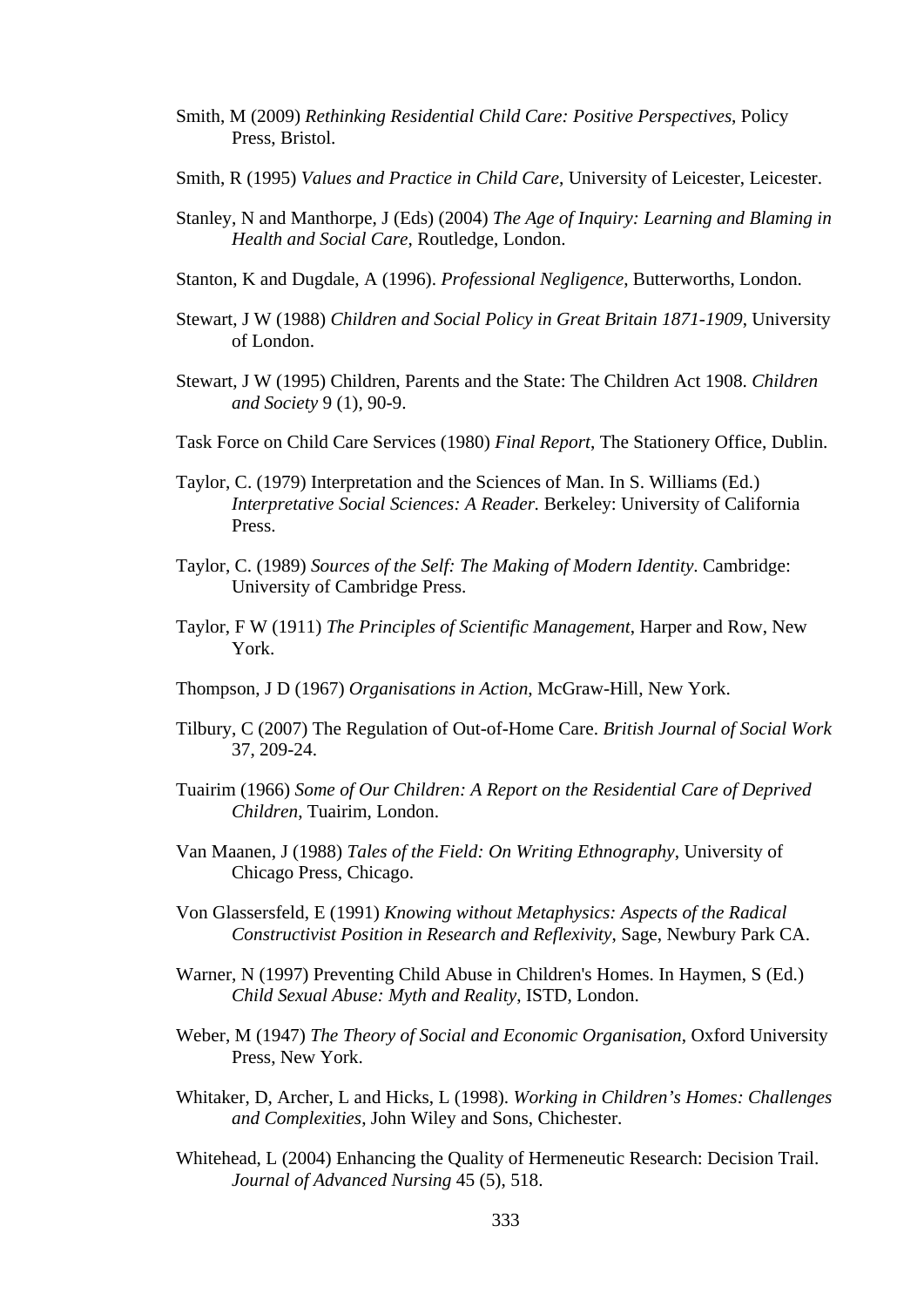Smith, M (2009) *Rethinking Residential Child Care: Positive Perspectives*, Policy Press, Bristol.

Smith, R (1995) *Values and Practice in Child Care*, University of Leicester, Leicester.

Stanley, N and Manthorpe, J (Eds) (2004) *The Age of Inquiry: Learning and Blaming in Health and Social Care*, Routledge, London.

Stanton, K and Dugdale, A (1996). *Professional Negligence*, Butterworths, London.

Stewart, J W (1988) *Children and Social Policy in Great Britain 1871-1909*, University of London.

Stewart, J W (1995) Children, Parents and the State: The Children Act 1908. *Children and Society* 9 (1), 90-9.

Task Force on Child Care Services (1980) *Final Report*, The Stationery Office, Dublin.

Taylor, C. (1979) Interpretation and the Sciences of Man. In S. Williams (Ed.) *Interpretative Social Sciences: A Reader.* Berkeley: University of California Press.

Taylor, C. (1989) *Sources of the Self: The Making of Modern Identity*. Cambridge: University of Cambridge Press.

Taylor, F W (1911) *The Principles of Scientific Management*, Harper and Row, New York.

Thompson, J D (1967) *Organisations in Action*, McGraw-Hill, New York.

Tilbury, C (2007) The Regulation of Out-of-Home Care. *British Journal of Social Work* 37, 209-24.

Tuairim (1966) *Some of Our Children: A Report on the Residential Care of Deprived Children*, Tuairim, London.

Van Maanen, J (1988) *Tales of the Field: On Writing Ethnography*, University of Chicago Press, Chicago.

Von Glassersfeld, E (1991) *Knowing without Metaphysics: Aspects of the Radical Constructivist Position in Research and Reflexivity*, Sage, Newbury Park CA.

Warner, N (1997) Preventing Child Abuse in Children's Homes. In Haymen, S (Ed.) *Child Sexual Abuse: Myth and Reality*, ISTD, London.

Weber, M (1947) *The Theory of Social and Economic Organisation*, Oxford University Press, New York.

Whitaker, D, Archer, L and Hicks, L (1998). *Working in Children's Homes: Challenges and Complexities*, John Wiley and Sons, Chichester.

Whitehead, L (2004) Enhancing the Quality of Hermeneutic Research: Decision Trail. *Journal of Advanced Nursing* 45 (5), 518.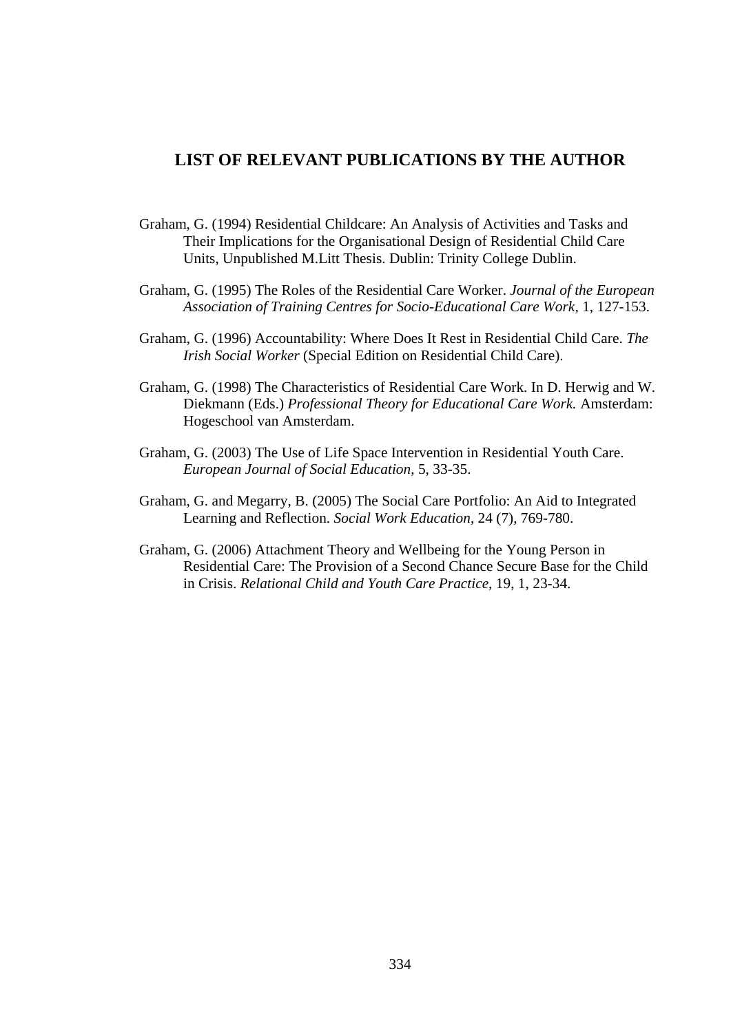## LIST OF RELEVANT PUBLICATIONS BY THE AUTHOR

Graham, G. (1994) Residential Childcare: An Analysis of Activities and Tasks and Their Implications for the Organisational Design of Residential Child Care Units, Unpublished M.Litt Thesis. Dublin: Trinity College Dublin.

Graham, G. (1995) The Roles of the Residential Care Worker. *Journal of the European Association of Training Centres for Socio-Educational Care Work*, 1, 127-153.

Graham, G. (1996) Accountability: Where Does It Rest in Residential Child Care. *The Irish Social Worker* (Special Edition on Residential Child Care).

Graham, G. (1998) The Characteristics of Residential Care Work. In D. Herwig and W. Diekmann (Eds.) *Professional Theory for Educational Care Work.* Amsterdam: Hogeschool van Amsterdam.

Graham, G. (2003) The Use of Life Space Intervention in Residential Youth Care. *European Journal of Social Education*, 5, 33-35.

Graham, G. and Megarry, B. (2005) The Social Care Portfolio: An Aid to Integrated Learning and Reflection. *Social Work Education*, 24 (7), 769-780.

Graham, G. (2006) Attachment Theory and Wellbeing for the Young Person in Residential Care: The Provision of a Second Chance Secure Base for the Child in Crisis. *Relational Child and Youth Care Practice*, 19, 1, 23-34.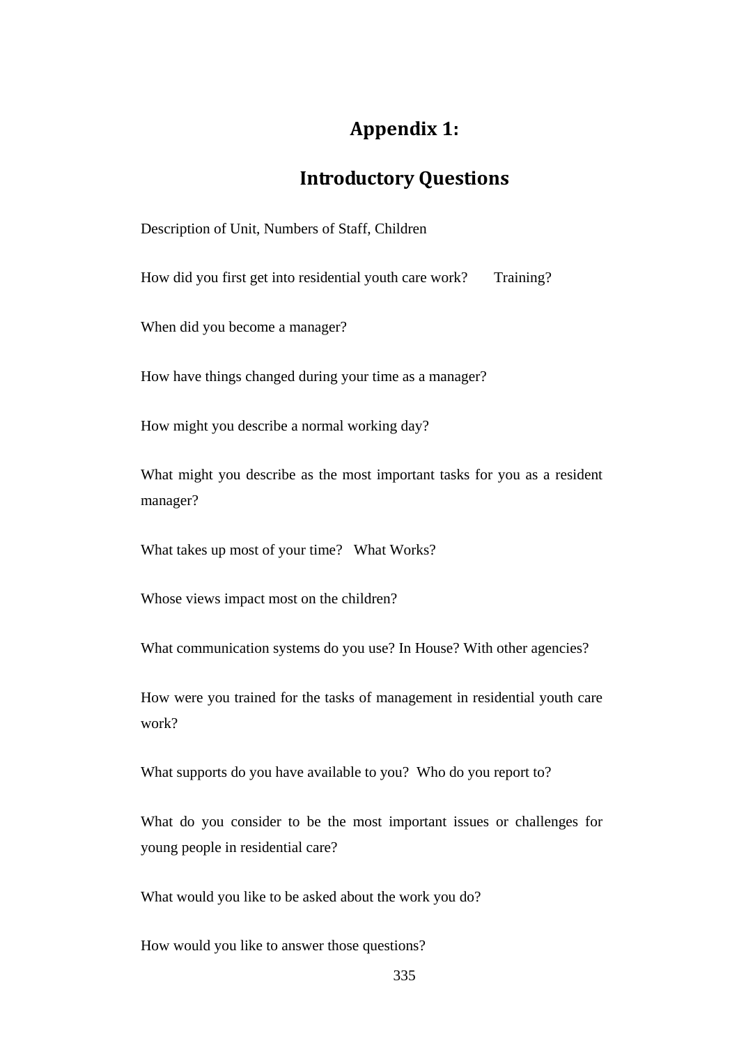# Appendix 1:

## Introductory Questions

Description of Unit, Numbers of Staff, Children

How did you first get into residential youth care work? Training?

When did you become a manager?

How have things changed during your time as a manager?

How might you describe a normal working day?

What might you describe as the most important tasks for you as a resident manager?

What takes up most of your time? What Works?

Whose views impact most on the children?

What communication systems do you use? In House? With other agencies?

How were you trained for the tasks of management in residential youth care work?

What supports do you have available to you? Who do you report to?

What do you consider to be the most important issues or challenges for young people in residential care?

What would you like to be asked about the work you do?

How would you like to answer those questions?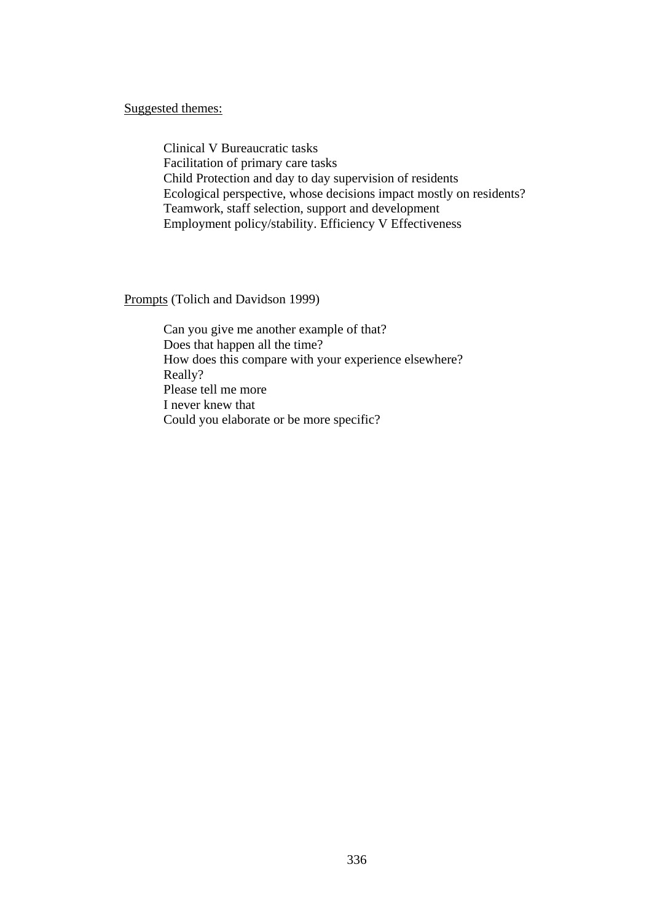<u>Suggested themes:</u>

Clinical V Bureaucratic tasks
Facilitation of primary care tasks
Child Protection and day to day supervision of residents
Ecological perspective, whose decisions impact mostly on residents?
Teamwork, staff selection, support and development
Employment policy/stability. Efficiency V Effectiveness

<u>Prompts</u> (Tolich and Davidson 1999)

Can you give me another example of that?
Does that happen all the time?
How does this compare with your experience elsewhere?
Really?
Please tell me more
I never knew that
Could you elaborate or be more specific?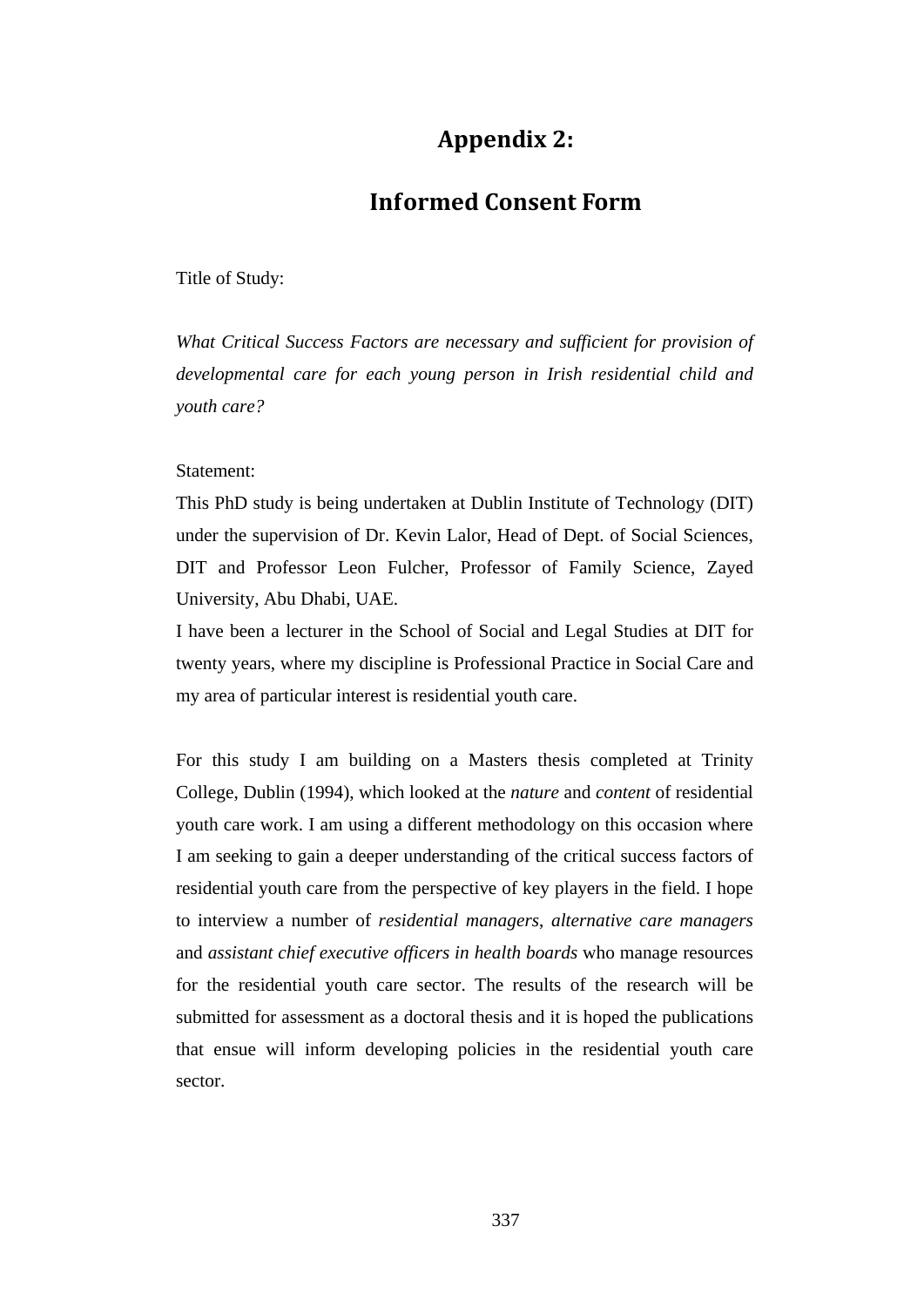# Appendix 2:

## Informed Consent Form

Title of Study:

*What Critical Success Factors are necessary and sufficient for provision of developmental care for each young person in Irish residential child and youth care?*

Statement:

This PhD study is being undertaken at Dublin Institute of Technology (DIT) under the supervision of Dr. Kevin Lalor, Head of Dept. of Social Sciences, DIT and Professor Leon Fulcher, Professor of Family Science, Zayed University, Abu Dhabi, UAE.

I have been a lecturer in the School of Social and Legal Studies at DIT for twenty years, where my discipline is Professional Practice in Social Care and my area of particular interest is residential youth care.

For this study I am building on a Masters thesis completed at Trinity College, Dublin (1994), which looked at the *nature* and *content* of residential youth care work. I am using a different methodology on this occasion where I am seeking to gain a deeper understanding of the critical success factors of residential youth care from the perspective of key players in the field. I hope to interview a number of *residential managers*, *alternative care managers* and *assistant chief executive officers in health boards* who manage resources for the residential youth care sector. The results of the research will be submitted for assessment as a doctoral thesis and it is hoped the publications that ensue will inform developing policies in the residential youth care sector.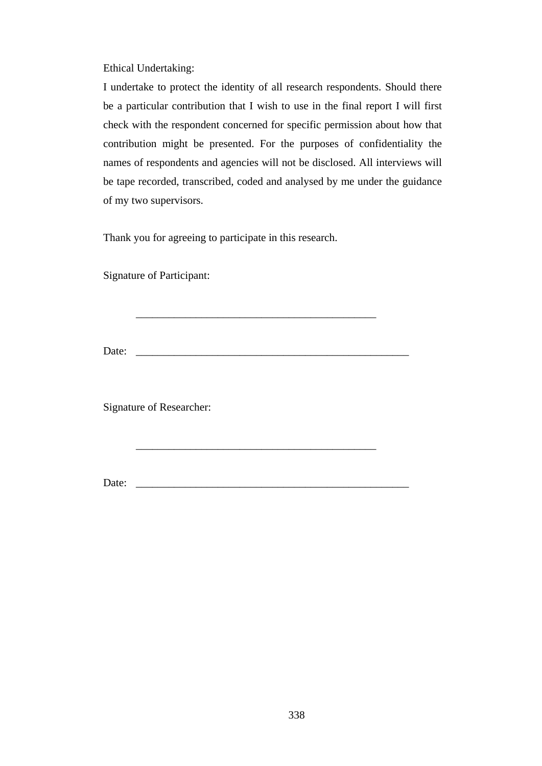Ethical Undertaking:

I undertake to protect the identity of all research respondents. Should there be a particular contribution that I wish to use in the final report I will first check with the respondent concerned for specific permission about how that contribution might be presented. For the purposes of confidentiality the names of respondents and agencies will not be disclosed. All interviews will be tape recorded, transcribed, coded and analysed by me under the guidance of my two supervisors.

Thank you for agreeing to participate in this research.

Signature of Participant:

_____________________________________________

Date: ___________________________________________________

Signature of Researcher:

_____________________________________________

Date: ___________________________________________________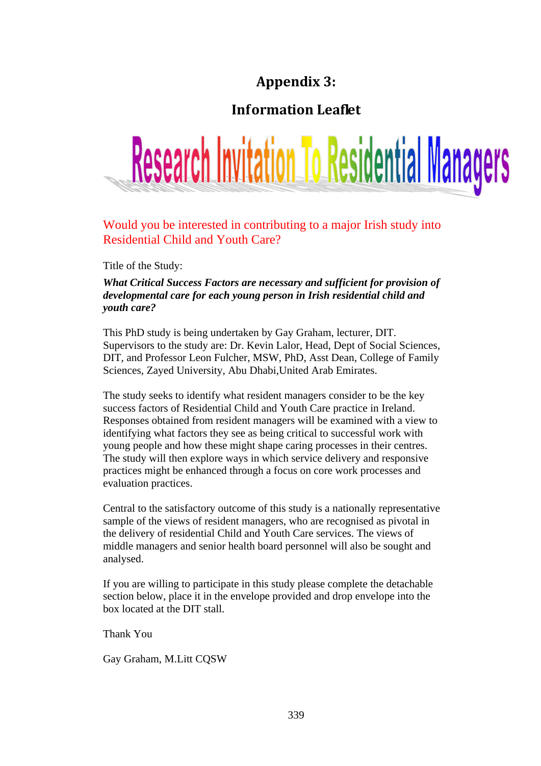# Appendix 3:

## Information Leaflet

# Research Invitation To Residential Managers

Would you be interested in contributing to a major Irish study into Residential Child and Youth Care?

Title of the Study:

***What Critical Success Factors are necessary and sufficient for provision of developmental care for each young person in Irish residential child and youth care?***

This PhD study is being undertaken by Gay Graham, lecturer, DIT. Supervisors to the study are: Dr. Kevin Lalor, Head, Dept of Social Sciences, DIT, and Professor Leon Fulcher, MSW, PhD, Asst Dean, College of Family Sciences, Zayed University, Abu Dhabi,United Arab Emirates.

The study seeks to identify what resident managers consider to be the key success factors of Residential Child and Youth Care practice in Ireland. Responses obtained from resident managers will be examined with a view to identifying what factors they see as being critical to successful work with young people and how these might shape caring processes in their centres. The study will then explore ways in which service delivery and responsive practices might be enhanced through a focus on core work processes and evaluation practices.

Central to the satisfactory outcome of this study is a nationally representative sample of the views of resident managers, who are recognised as pivotal in the delivery of residential Child and Youth Care services. The views of middle managers and senior health board personnel will also be sought and analysed.

If you are willing to participate in this study please complete the detachable section below, place it in the envelope provided and drop envelope into the box located at the DIT stall.

Thank You

Gay Graham, M.Litt CQSW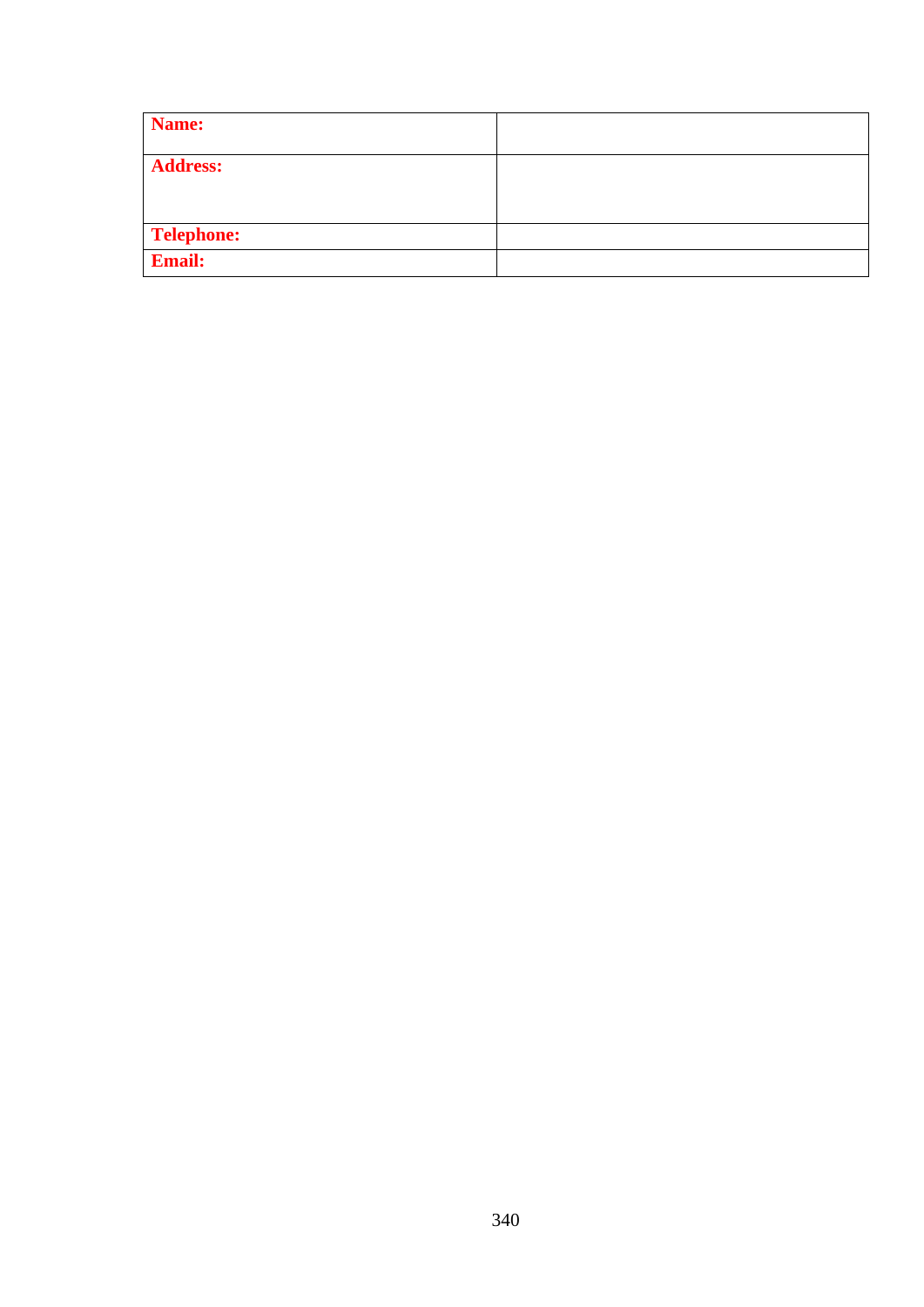| **Name:** | |
|---|---|
| **Address:** | |
| **Telephone:** | |
| **Email:** | |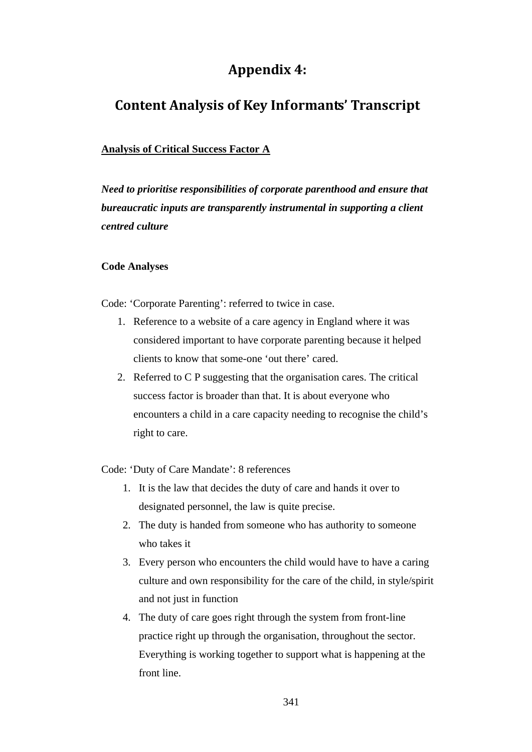# Appendix 4:

# Content Analysis of Key Informants' Transcript

**Analysis of Critical Success Factor A**

***Need to prioritise responsibilities of corporate parenthood and ensure that bureaucratic inputs are transparently instrumental in supporting a client centred culture***

**Code Analyses**

Code: 'Corporate Parenting': referred to twice in case.

1. Reference to a website of a care agency in England where it was considered important to have corporate parenting because it helped clients to know that some-one 'out there' cared.
2. Referred to C P suggesting that the organisation cares. The critical success factor is broader than that. It is about everyone who encounters a child in a care capacity needing to recognise the child's right to care.

Code: 'Duty of Care Mandate': 8 references

1. It is the law that decides the duty of care and hands it over to designated personnel, the law is quite precise.
2. The duty is handed from someone who has authority to someone who takes it
3. Every person who encounters the child would have to have a caring culture and own responsibility for the care of the child, in style/spirit and not just in function
4. The duty of care goes right through the system from front-line practice right up through the organisation, throughout the sector. Everything is working together to support what is happening at the front line.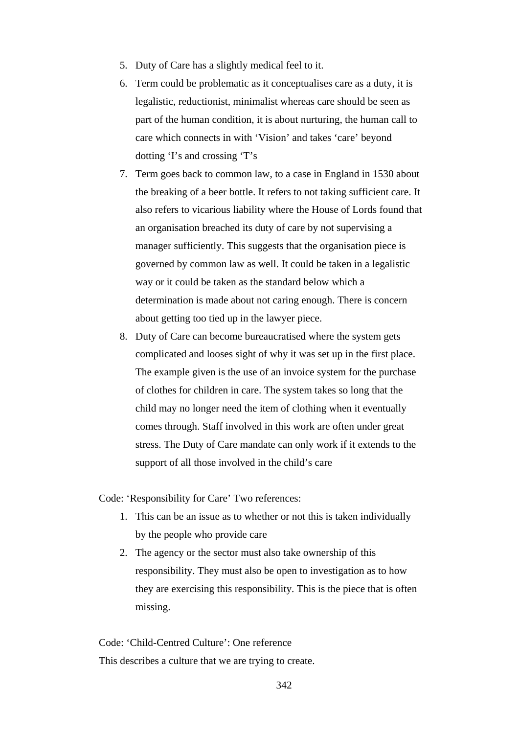5. Duty of Care has a slightly medical feel to it.
6. Term could be problematic as it conceptualises care as a duty, it is legalistic, reductionist, minimalist whereas care should be seen as part of the human condition, it is about nurturing, the human call to care which connects in with 'Vision' and takes 'care' beyond dotting 'I's and crossing 'T's
7. Term goes back to common law, to a case in England in 1530 about the breaking of a beer bottle. It refers to not taking sufficient care. It also refers to vicarious liability where the House of Lords found that an organisation breached its duty of care by not supervising a manager sufficiently. This suggests that the organisation piece is governed by common law as well. It could be taken in a legalistic way or it could be taken as the standard below which a determination is made about not caring enough. There is concern about getting too tied up in the lawyer piece.
8. Duty of Care can become bureaucratised where the system gets complicated and looses sight of why it was set up in the first place. The example given is the use of an invoice system for the purchase of clothes for children in care. The system takes so long that the child may no longer need the item of clothing when it eventually comes through. Staff involved in this work are often under great stress. The Duty of Care mandate can only work if it extends to the support of all those involved in the child's care

Code: 'Responsibility for Care' Two references:

1. This can be an issue as to whether or not this is taken individually by the people who provide care
2. The agency or the sector must also take ownership of this responsibility. They must also be open to investigation as to how they are exercising this responsibility. This is the piece that is often missing.

Code: 'Child-Centred Culture': One reference

This describes a culture that we are trying to create.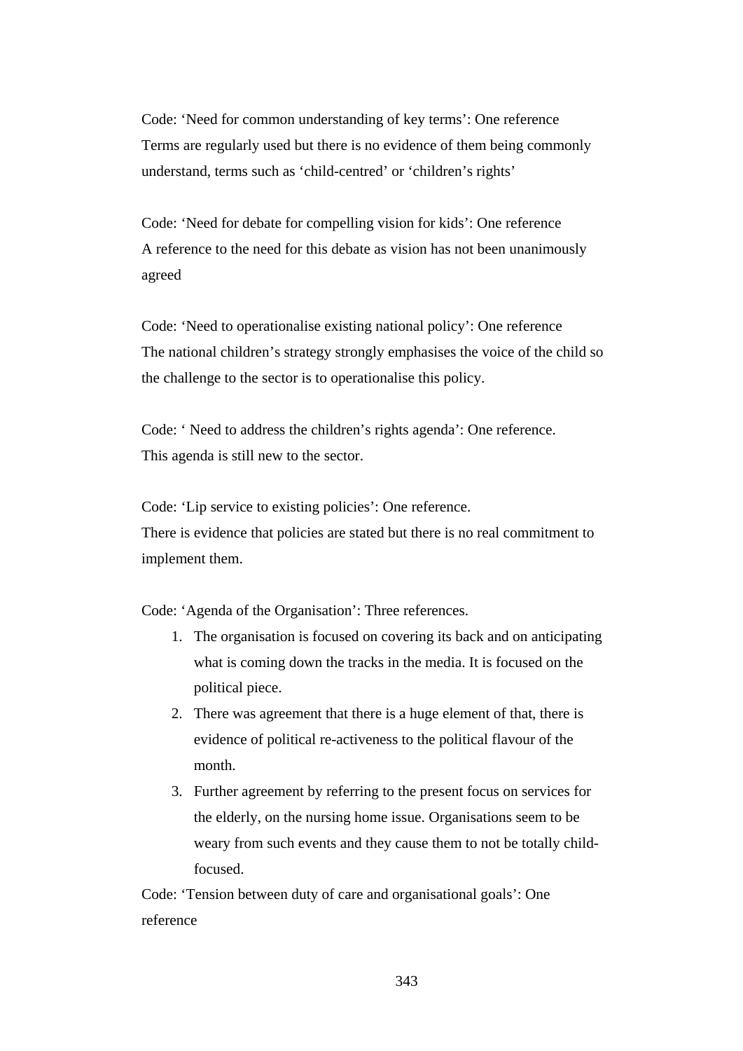Code: 'Need for common understanding of key terms': One reference
Terms are regularly used but there is no evidence of them being commonly understand, terms such as 'child-centred' or 'children's rights'

Code: 'Need for debate for compelling vision for kids': One reference
A reference to the need for this debate as vision has not been unanimously agreed

Code: 'Need to operationalise existing national policy': One reference
The national children's strategy strongly emphasises the voice of the child so the challenge to the sector is to operationalise this policy.

Code: ' Need to address the children's rights agenda': One reference.
This agenda is still new to the sector.

Code: 'Lip service to existing policies': One reference.
There is evidence that policies are stated but there is no real commitment to implement them.

Code: 'Agenda of the Organisation': Three references.

1. The organisation is focused on covering its back and on anticipating what is coming down the tracks in the media. It is focused on the political piece.
2. There was agreement that there is a huge element of that, there is evidence of political re-activeness to the political flavour of the month.
3. Further agreement by referring to the present focus on services for the elderly, on the nursing home issue. Organisations seem to be weary from such events and they cause them to not be totally child-focused.

Code: 'Tension between duty of care and organisational goals': One reference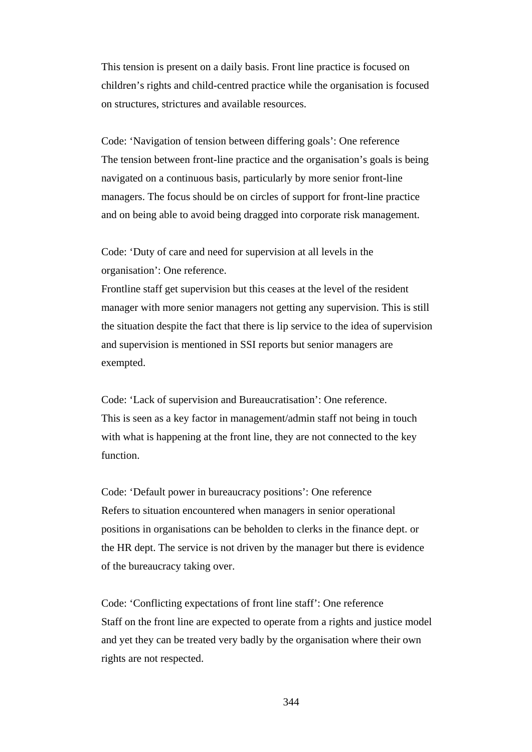This tension is present on a daily basis. Front line practice is focused on children's rights and child-centred practice while the organisation is focused on structures, strictures and available resources.

Code: 'Navigation of tension between differing goals': One reference
The tension between front-line practice and the organisation's goals is being navigated on a continuous basis, particularly by more senior front-line managers. The focus should be on circles of support for front-line practice and on being able to avoid being dragged into corporate risk management.

Code: 'Duty of care and need for supervision at all levels in the organisation': One reference.
Frontline staff get supervision but this ceases at the level of the resident manager with more senior managers not getting any supervision. This is still the situation despite the fact that there is lip service to the idea of supervision and supervision is mentioned in SSI reports but senior managers are exempted.

Code: 'Lack of supervision and Bureaucratisation': One reference.
This is seen as a key factor in management/admin staff not being in touch with what is happening at the front line, they are not connected to the key function.

Code: 'Default power in bureaucracy positions': One reference
Refers to situation encountered when managers in senior operational positions in organisations can be beholden to clerks in the finance dept. or the HR dept. The service is not driven by the manager but there is evidence of the bureaucracy taking over.

Code: 'Conflicting expectations of front line staff': One reference
Staff on the front line are expected to operate from a rights and justice model and yet they can be treated very badly by the organisation where their own rights are not respected.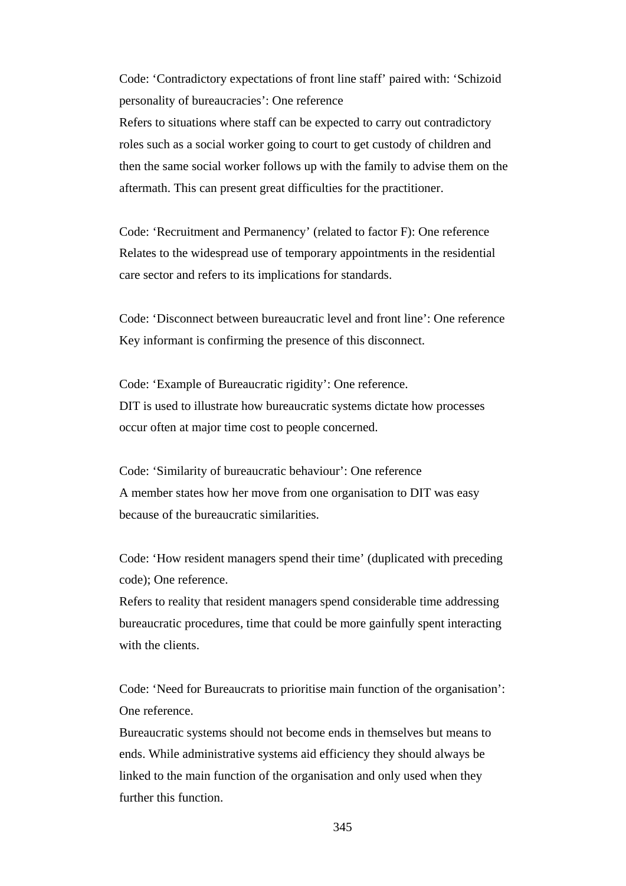Code: ‘Contradictory expectations of front line staff’ paired with: ‘Schizoid personality of bureaucracies’: One reference
Refers to situations where staff can be expected to carry out contradictory roles such as a social worker going to court to get custody of children and then the same social worker follows up with the family to advise them on the aftermath. This can present great difficulties for the practitioner.

Code: ‘Recruitment and Permanency’ (related to factor F): One reference
Relates to the widespread use of temporary appointments in the residential care sector and refers to its implications for standards.

Code: ‘Disconnect between bureaucratic level and front line’: One reference
Key informant is confirming the presence of this disconnect.

Code: ‘Example of Bureaucratic rigidity’: One reference.
DIT is used to illustrate how bureaucratic systems dictate how processes occur often at major time cost to people concerned.

Code: ‘Similarity of bureaucratic behaviour’: One reference
A member states how her move from one organisation to DIT was easy because of the bureaucratic similarities.

Code: ‘How resident managers spend their time’ (duplicated with preceding code); One reference.
Refers to reality that resident managers spend considerable time addressing bureaucratic procedures, time that could be more gainfully spent interacting with the clients.

Code: ‘Need for Bureaucrats to prioritise main function of the organisation’: One reference.
Bureaucratic systems should not become ends in themselves but means to ends. While administrative systems aid efficiency they should always be linked to the main function of the organisation and only used when they further this function.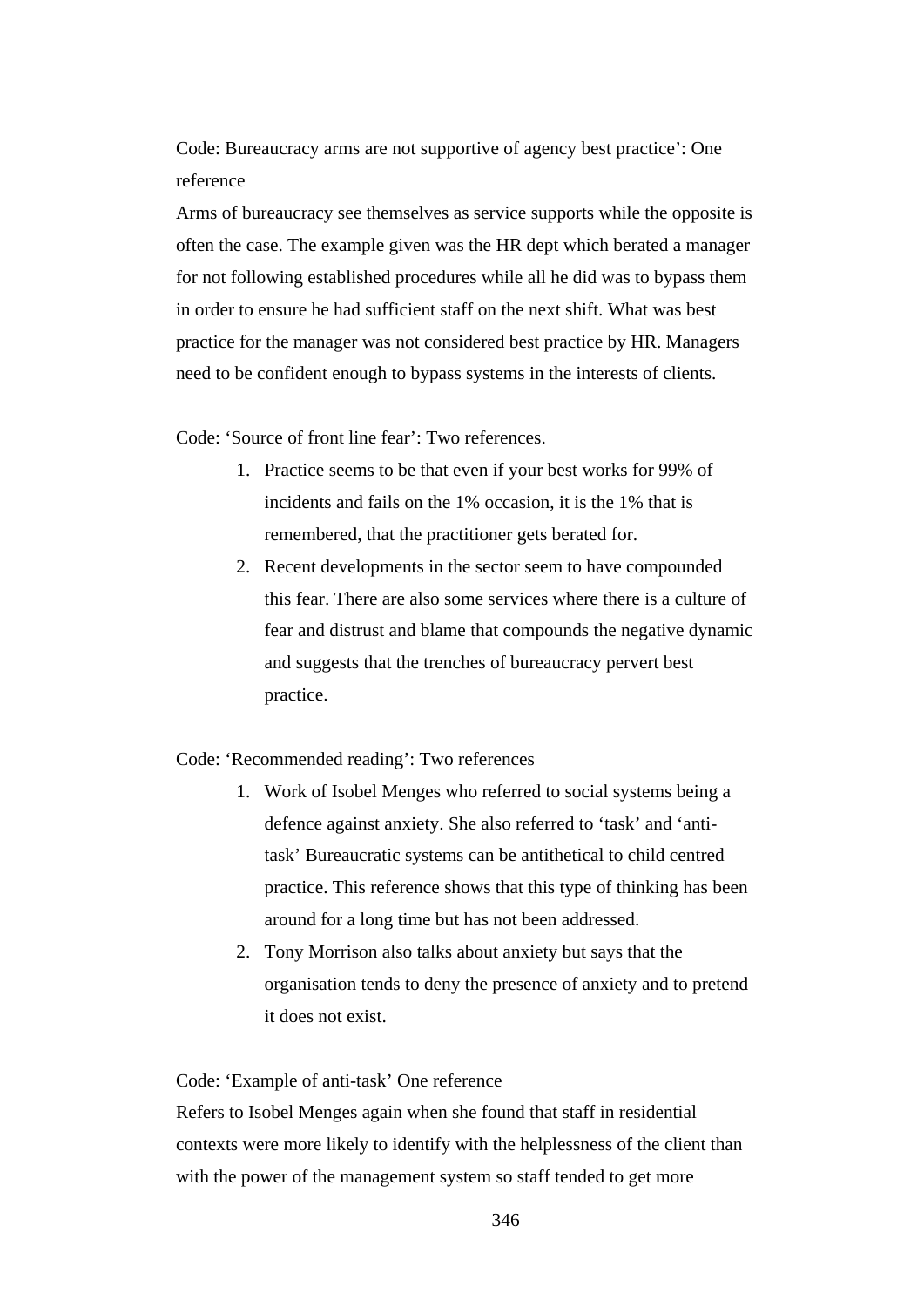Code: Bureaucracy arms are not supportive of agency best practice': One reference

Arms of bureaucracy see themselves as service supports while the opposite is often the case. The example given was the HR dept which berated a manager for not following established procedures while all he did was to bypass them in order to ensure he had sufficient staff on the next shift. What was best practice for the manager was not considered best practice by HR. Managers need to be confident enough to bypass systems in the interests of clients.

Code: 'Source of front line fear': Two references.

1. Practice seems to be that even if your best works for 99% of incidents and fails on the 1% occasion, it is the 1% that is remembered, that the practitioner gets berated for.
2. Recent developments in the sector seem to have compounded this fear. There are also some services where there is a culture of fear and distrust and blame that compounds the negative dynamic and suggests that the trenches of bureaucracy pervert best practice.

Code: 'Recommended reading': Two references

1. Work of Isobel Menges who referred to social systems being a defence against anxiety. She also referred to 'task' and 'anti-task' Bureaucratic systems can be antithetical to child centred practice. This reference shows that this type of thinking has been around for a long time but has not been addressed.
2. Tony Morrison also talks about anxiety but says that the organisation tends to deny the presence of anxiety and to pretend it does not exist.

Code: 'Example of anti-task' One reference

Refers to Isobel Menges again when she found that staff in residential contexts were more likely to identify with the helplessness of the client than with the power of the management system so staff tended to get more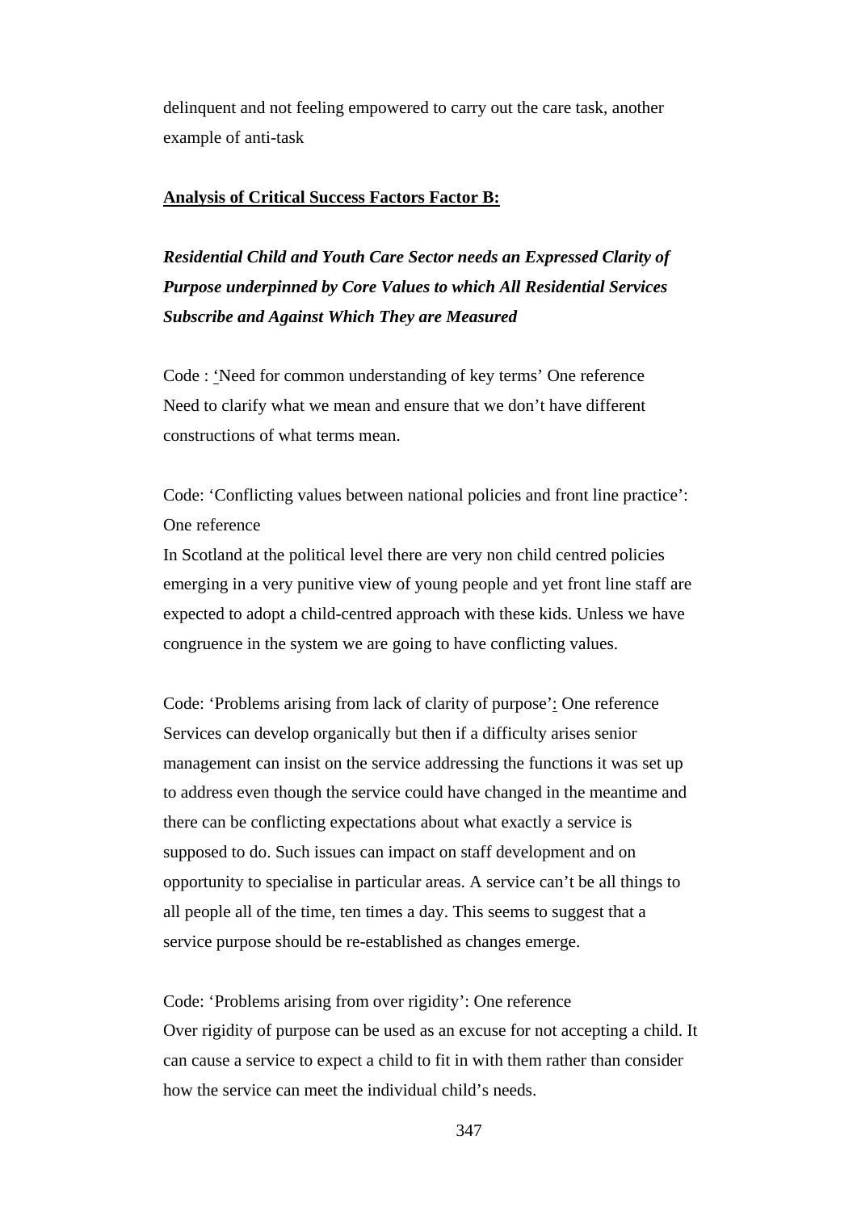delinquent and not feeling empowered to carry out the care task, another example of anti-task

**Analysis of Critical Success Factors Factor B:**

***Residential Child and Youth Care Sector needs an Expressed Clarity of Purpose underpinned by Core Values to which All Residential Services Subscribe and Against Which They are Measured***

Code : 'Need for common understanding of key terms' One reference
Need to clarify what we mean and ensure that we don't have different constructions of what terms mean.

Code: 'Conflicting values between national policies and front line practice': One reference
In Scotland at the political level there are very non child centred policies emerging in a very punitive view of young people and yet front line staff are expected to adopt a child-centred approach with these kids. Unless we have congruence in the system we are going to have conflicting values.

Code: 'Problems arising from lack of clarity of purpose': One reference
Services can develop organically but then if a difficulty arises senior management can insist on the service addressing the functions it was set up to address even though the service could have changed in the meantime and there can be conflicting expectations about what exactly a service is supposed to do. Such issues can impact on staff development and on opportunity to specialise in particular areas. A service can't be all things to all people all of the time, ten times a day. This seems to suggest that a service purpose should be re-established as changes emerge.

Code: 'Problems arising from over rigidity': One reference
Over rigidity of purpose can be used as an excuse for not accepting a child. It can cause a service to expect a child to fit in with them rather than consider how the service can meet the individual child's needs.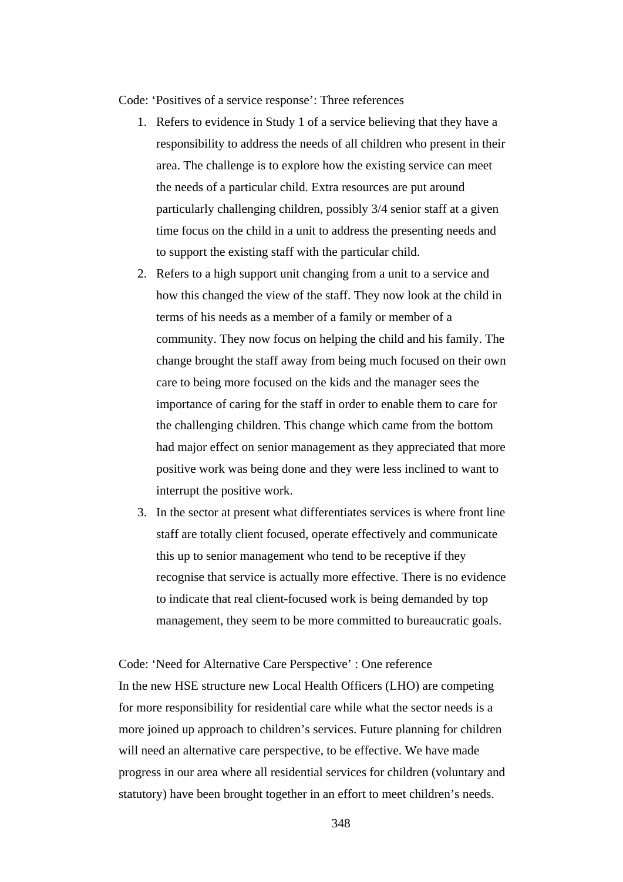Code: ‘Positives of a service response’: Three references

1. Refers to evidence in Study 1 of a service believing that they have a responsibility to address the needs of all children who present in their area. The challenge is to explore how the existing service can meet the needs of a particular child. Extra resources are put around particularly challenging children, possibly 3/4 senior staff at a given time focus on the child in a unit to address the presenting needs and to support the existing staff with the particular child.
2. Refers to a high support unit changing from a unit to a service and how this changed the view of the staff. They now look at the child in terms of his needs as a member of a family or member of a community. They now focus on helping the child and his family. The change brought the staff away from being much focused on their own care to being more focused on the kids and the manager sees the importance of caring for the staff in order to enable them to care for the challenging children. This change which came from the bottom had major effect on senior management as they appreciated that more positive work was being done and they were less inclined to want to interrupt the positive work.
3. In the sector at present what differentiates services is where front line staff are totally client focused, operate effectively and communicate this up to senior management who tend to be receptive if they recognise that service is actually more effective. There is no evidence to indicate that real client-focused work is being demanded by top management, they seem to be more committed to bureaucratic goals.

Code: ‘Need for Alternative Care Perspective’ : One reference

In the new HSE structure new Local Health Officers (LHO) are competing for more responsibility for residential care while what the sector needs is a more joined up approach to children’s services. Future planning for children will need an alternative care perspective, to be effective. We have made progress in our area where all residential services for children (voluntary and statutory) have been brought together in an effort to meet children’s needs.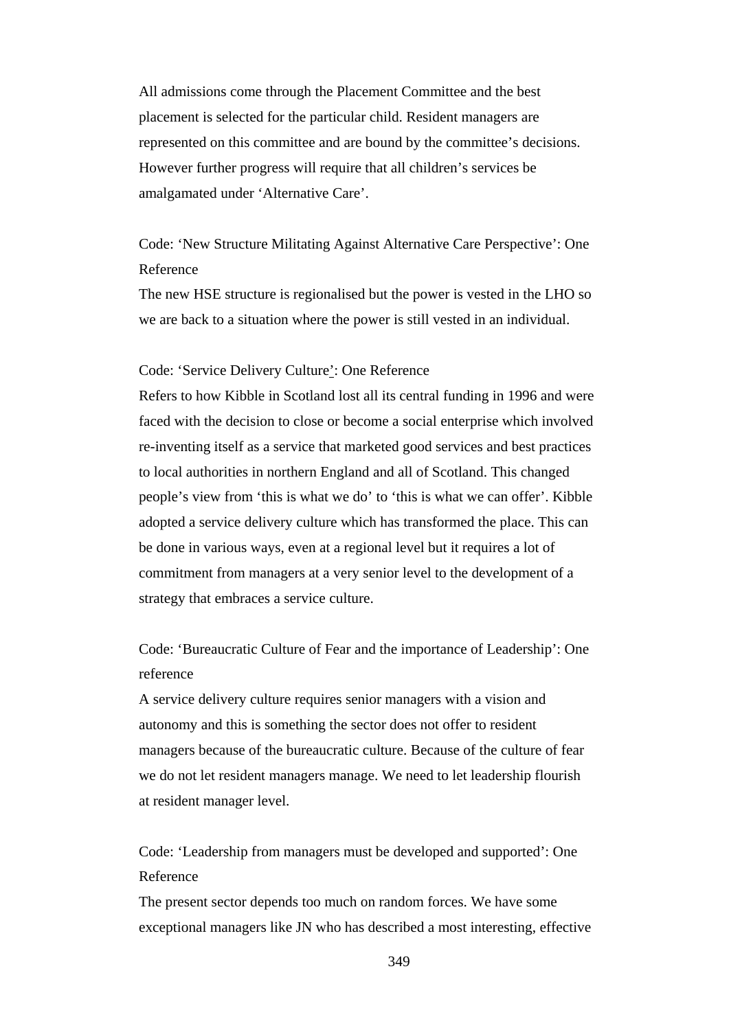All admissions come through the Placement Committee and the best placement is selected for the particular child. Resident managers are represented on this committee and are bound by the committee's decisions. However further progress will require that all children's services be amalgamated under 'Alternative Care'.

Code: 'New Structure Militating Against Alternative Care Perspective': One Reference

The new HSE structure is regionalised but the power is vested in the LHO so we are back to a situation where the power is still vested in an individual.

Code: 'Service Delivery Culture': One Reference

Refers to how Kibble in Scotland lost all its central funding in 1996 and were faced with the decision to close or become a social enterprise which involved re-inventing itself as a service that marketed good services and best practices to local authorities in northern England and all of Scotland. This changed people's view from 'this is what we do' to 'this is what we can offer'. Kibble adopted a service delivery culture which has transformed the place. This can be done in various ways, even at a regional level but it requires a lot of commitment from managers at a very senior level to the development of a strategy that embraces a service culture.

Code: 'Bureaucratic Culture of Fear and the importance of Leadership': One reference

A service delivery culture requires senior managers with a vision and autonomy and this is something the sector does not offer to resident managers because of the bureaucratic culture. Because of the culture of fear we do not let resident managers manage. We need to let leadership flourish at resident manager level.

Code: 'Leadership from managers must be developed and supported': One Reference

The present sector depends too much on random forces. We have some exceptional managers like JN who has described a most interesting, effective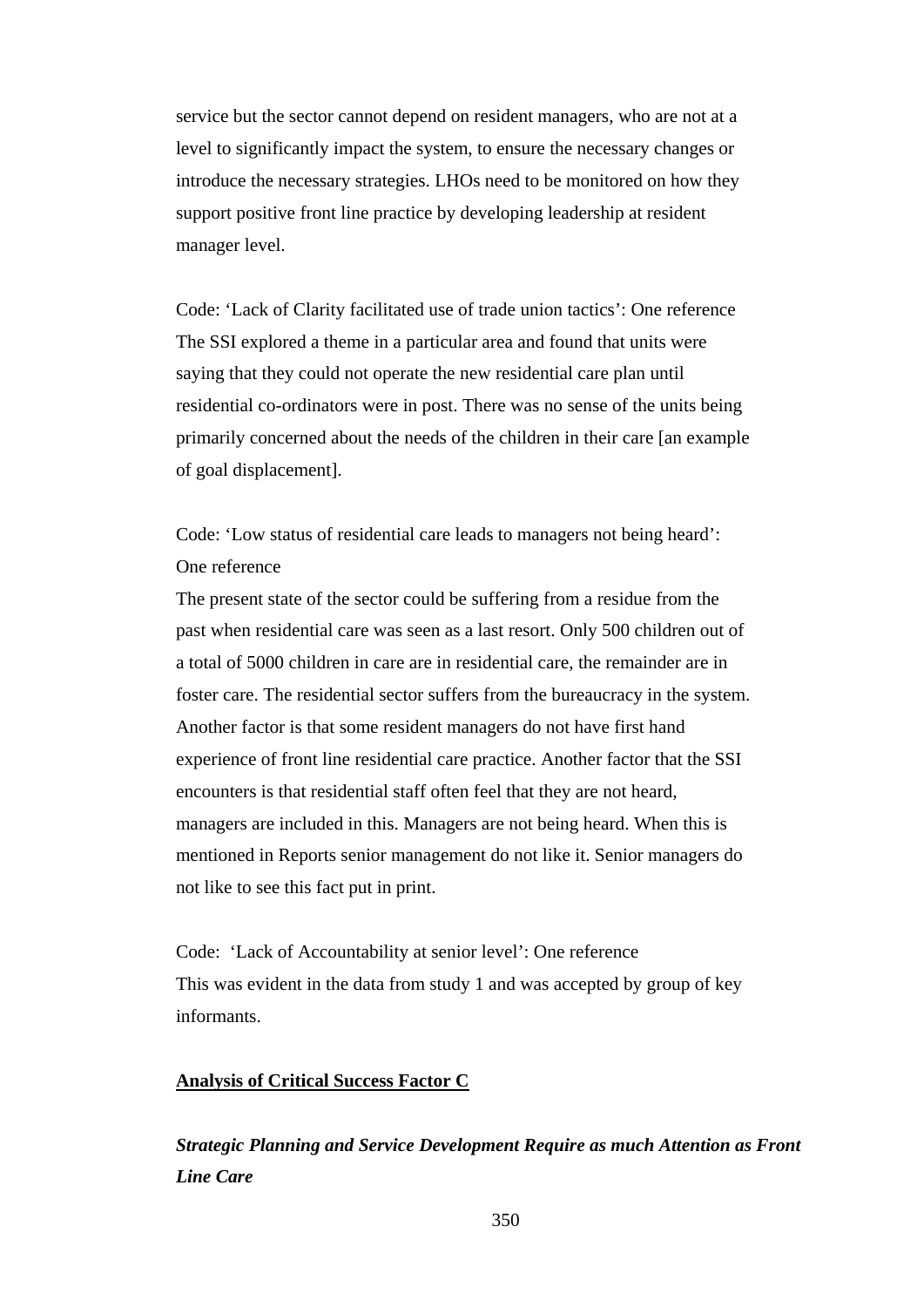service but the sector cannot depend on resident managers, who are not at a level to significantly impact the system, to ensure the necessary changes or introduce the necessary strategies. LHOs need to be monitored on how they support positive front line practice by developing leadership at resident manager level.

Code: 'Lack of Clarity facilitated use of trade union tactics': One reference
The SSI explored a theme in a particular area and found that units were saying that they could not operate the new residential care plan until residential co-ordinators were in post. There was no sense of the units being primarily concerned about the needs of the children in their care [an example of goal displacement].

Code: 'Low status of residential care leads to managers not being heard': One reference
The present state of the sector could be suffering from a residue from the past when residential care was seen as a last resort. Only 500 children out of a total of 5000 children in care are in residential care, the remainder are in foster care. The residential sector suffers from the bureaucracy in the system. Another factor is that some resident managers do not have first hand experience of front line residential care practice. Another factor that the SSI encounters is that residential staff often feel that they are not heard, managers are included in this. Managers are not being heard. When this is mentioned in Reports senior management do not like it. Senior managers do not like to see this fact put in print.

Code: 'Lack of Accountability at senior level': One reference
This was evident in the data from study 1 and was accepted by group of key informants.

**<u>Analysis of Critical Success Factor C</u>**

***Strategic Planning and Service Development Require as much Attention as Front Line Care***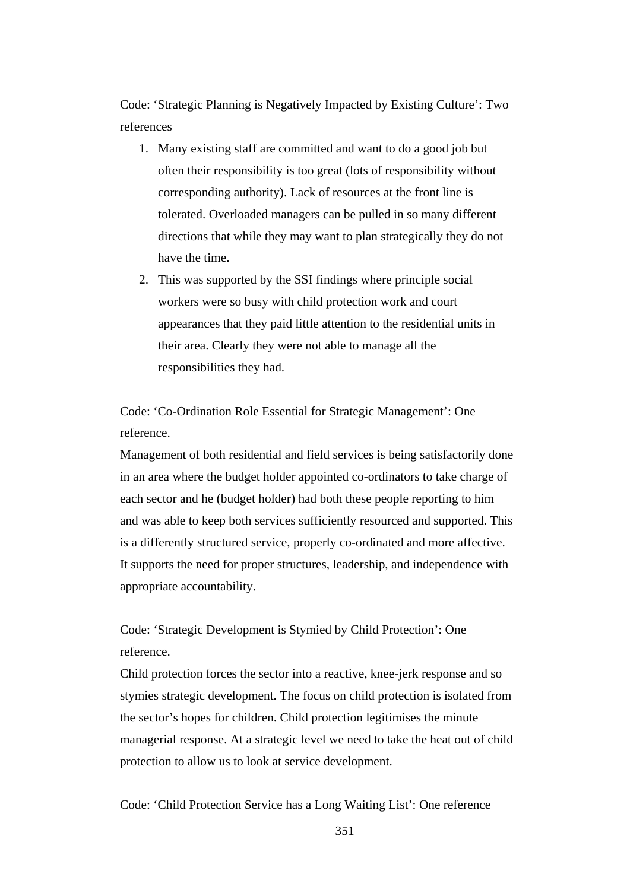Code: 'Strategic Planning is Negatively Impacted by Existing Culture': Two references

1. Many existing staff are committed and want to do a good job but often their responsibility is too great (lots of responsibility without corresponding authority). Lack of resources at the front line is tolerated. Overloaded managers can be pulled in so many different directions that while they may want to plan strategically they do not have the time.
2. This was supported by the SSI findings where principle social workers were so busy with child protection work and court appearances that they paid little attention to the residential units in their area. Clearly they were not able to manage all the responsibilities they had.

Code: 'Co-Ordination Role Essential for Strategic Management': One reference.

Management of both residential and field services is being satisfactorily done in an area where the budget holder appointed co-ordinators to take charge of each sector and he (budget holder) had both these people reporting to him and was able to keep both services sufficiently resourced and supported. This is a differently structured service, properly co-ordinated and more affective. It supports the need for proper structures, leadership, and independence with appropriate accountability.

Code: 'Strategic Development is Stymied by Child Protection': One reference.

Child protection forces the sector into a reactive, knee-jerk response and so stymies strategic development. The focus on child protection is isolated from the sector's hopes for children. Child protection legitimises the minute managerial response. At a strategic level we need to take the heat out of child protection to allow us to look at service development.

Code: 'Child Protection Service has a Long Waiting List': One reference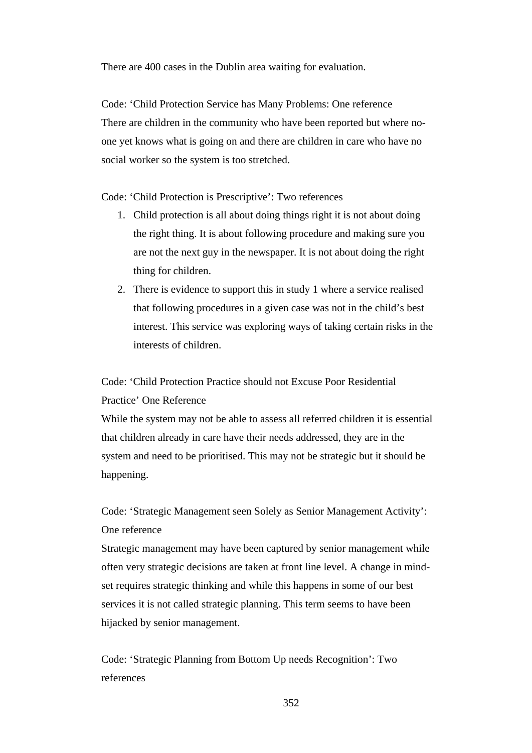There are 400 cases in the Dublin area waiting for evaluation.

Code: 'Child Protection Service has Many Problems: One reference
There are children in the community who have been reported but where no-one yet knows what is going on and there are children in care who have no social worker so the system is too stretched.

Code: 'Child Protection is Prescriptive': Two references

1. Child protection is all about doing things right it is not about doing the right thing. It is about following procedure and making sure you are not the next guy in the newspaper. It is not about doing the right thing for children.
2. There is evidence to support this in study 1 where a service realised that following procedures in a given case was not in the child's best interest. This service was exploring ways of taking certain risks in the interests of children.

Code: 'Child Protection Practice should not Excuse Poor Residential Practice' One Reference
While the system may not be able to assess all referred children it is essential that children already in care have their needs addressed, they are in the system and need to be prioritised. This may not be strategic but it should be happening.

Code: 'Strategic Management seen Solely as Senior Management Activity': One reference
Strategic management may have been captured by senior management while often very strategic decisions are taken at front line level. A change in mind-set requires strategic thinking and while this happens in some of our best services it is not called strategic planning. This term seems to have been hijacked by senior management.

Code: 'Strategic Planning from Bottom Up needs Recognition': Two references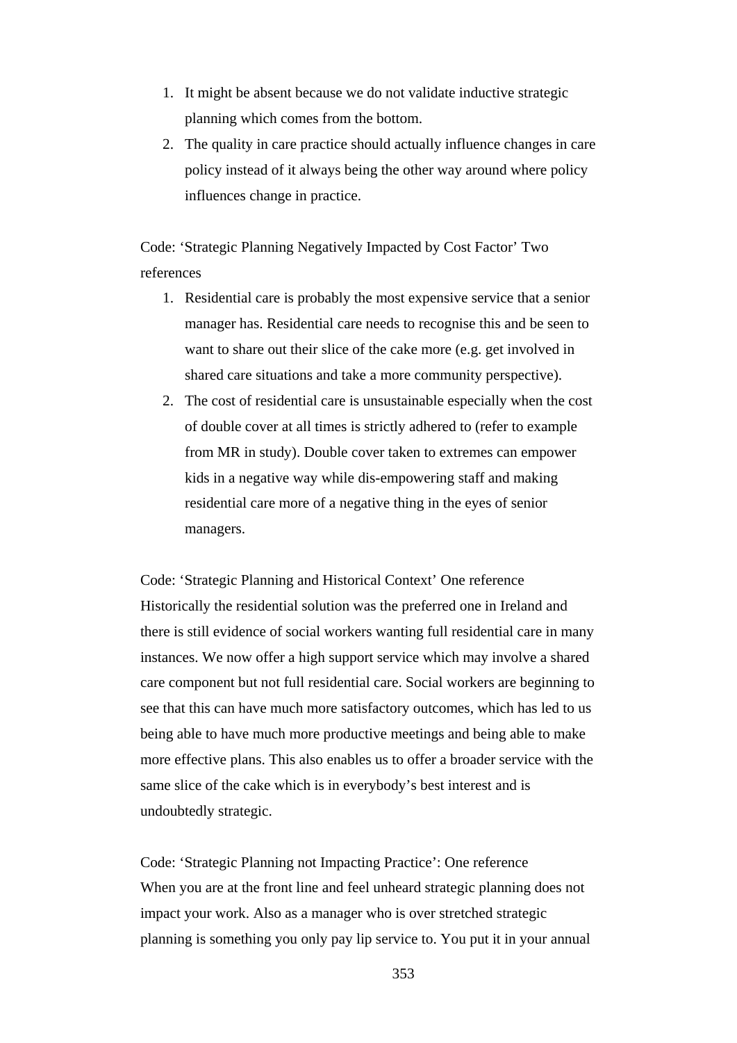1. It might be absent because we do not validate inductive strategic planning which comes from the bottom.
2. The quality in care practice should actually influence changes in care policy instead of it always being the other way around where policy influences change in practice.

Code: 'Strategic Planning Negatively Impacted by Cost Factor' Two references

1. Residential care is probably the most expensive service that a senior manager has. Residential care needs to recognise this and be seen to want to share out their slice of the cake more (e.g. get involved in shared care situations and take a more community perspective).
2. The cost of residential care is unsustainable especially when the cost of double cover at all times is strictly adhered to (refer to example from MR in study). Double cover taken to extremes can empower kids in a negative way while dis-empowering staff and making residential care more of a negative thing in the eyes of senior managers.

Code: 'Strategic Planning and Historical Context' One reference

Historically the residential solution was the preferred one in Ireland and there is still evidence of social workers wanting full residential care in many instances. We now offer a high support service which may involve a shared care component but not full residential care. Social workers are beginning to see that this can have much more satisfactory outcomes, which has led to us being able to have much more productive meetings and being able to make more effective plans. This also enables us to offer a broader service with the same slice of the cake which is in everybody's best interest and is undoubtedly strategic.

Code: 'Strategic Planning not Impacting Practice': One reference

When you are at the front line and feel unheard strategic planning does not impact your work. Also as a manager who is over stretched strategic planning is something you only pay lip service to. You put it in your annual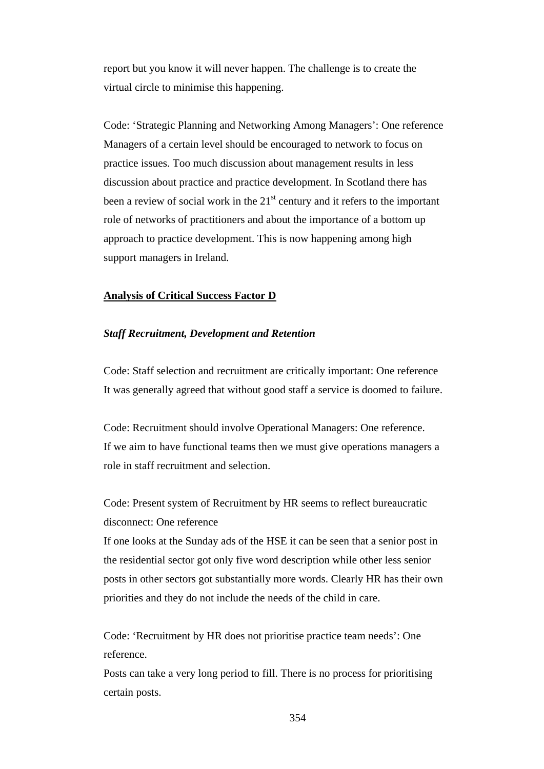report but you know it will never happen. The challenge is to create the virtual circle to minimise this happening.

Code: 'Strategic Planning and Networking Among Managers': One reference
Managers of a certain level should be encouraged to network to focus on practice issues. Too much discussion about management results in less discussion about practice and practice development. In Scotland there has been a review of social work in the 21st century and it refers to the important role of networks of practitioners and about the importance of a bottom up approach to practice development. This is now happening among high support managers in Ireland.

**Analysis of Critical Success Factor D**

***Staff Recruitment, Development and Retention***

Code: Staff selection and recruitment are critically important: One reference
It was generally agreed that without good staff a service is doomed to failure.

Code: Recruitment should involve Operational Managers: One reference.
If we aim to have functional teams then we must give operations managers a role in staff recruitment and selection.

Code: Present system of Recruitment by HR seems to reflect bureaucratic disconnect: One reference
If one looks at the Sunday ads of the HSE it can be seen that a senior post in the residential sector got only five word description while other less senior posts in other sectors got substantially more words. Clearly HR has their own priorities and they do not include the needs of the child in care.

Code: 'Recruitment by HR does not prioritise practice team needs': One reference.
Posts can take a very long period to fill. There is no process for prioritising certain posts.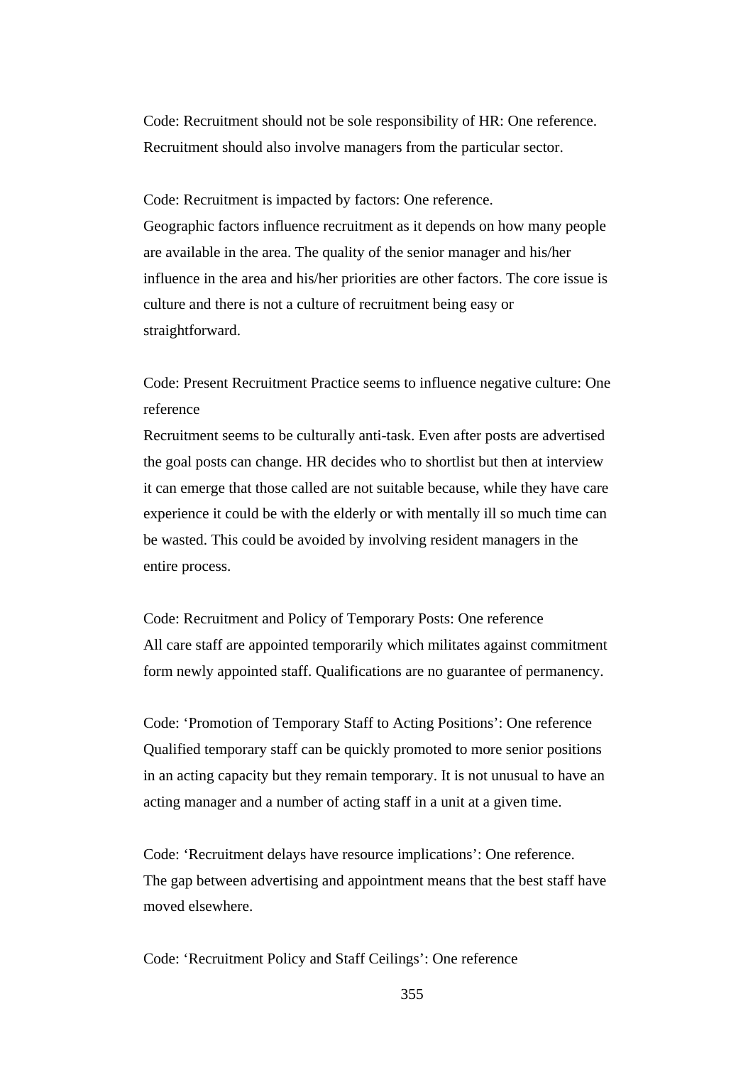Code: Recruitment should not be sole responsibility of HR: One reference.
Recruitment should also involve managers from the particular sector.

Code: Recruitment is impacted by factors: One reference.
Geographic factors influence recruitment as it depends on how many people are available in the area. The quality of the senior manager and his/her influence in the area and his/her priorities are other factors. The core issue is culture and there is not a culture of recruitment being easy or straightforward.

Code: Present Recruitment Practice seems to influence negative culture: One reference
Recruitment seems to be culturally anti-task. Even after posts are advertised the goal posts can change. HR decides who to shortlist but then at interview it can emerge that those called are not suitable because, while they have care experience it could be with the elderly or with mentally ill so much time can be wasted. This could be avoided by involving resident managers in the entire process.

Code: Recruitment and Policy of Temporary Posts: One reference
All care staff are appointed temporarily which militates against commitment form newly appointed staff. Qualifications are no guarantee of permanency.

Code: 'Promotion of Temporary Staff to Acting Positions': One reference
Qualified temporary staff can be quickly promoted to more senior positions in an acting capacity but they remain temporary. It is not unusual to have an acting manager and a number of acting staff in a unit at a given time.

Code: 'Recruitment delays have resource implications': One reference.
The gap between advertising and appointment means that the best staff have moved elsewhere.

Code: 'Recruitment Policy and Staff Ceilings': One reference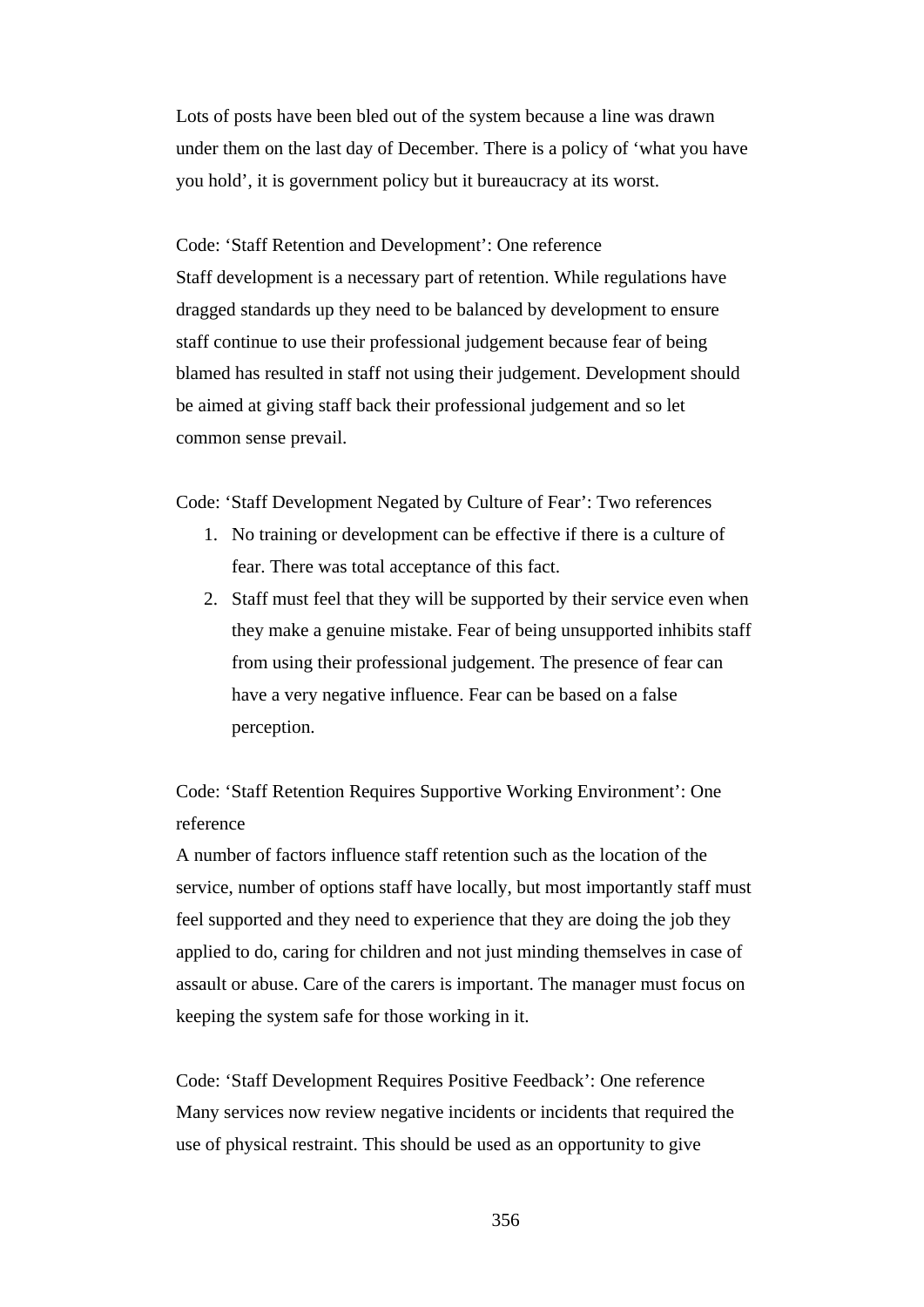Lots of posts have been bled out of the system because a line was drawn under them on the last day of December. There is a policy of 'what you have you hold', it is government policy but it bureaucracy at its worst.

Code: 'Staff Retention and Development': One reference
Staff development is a necessary part of retention. While regulations have dragged standards up they need to be balanced by development to ensure staff continue to use their professional judgement because fear of being blamed has resulted in staff not using their judgement. Development should be aimed at giving staff back their professional judgement and so let common sense prevail.

Code: 'Staff Development Negated by Culture of Fear': Two references

1. No training or development can be effective if there is a culture of fear. There was total acceptance of this fact.
2. Staff must feel that they will be supported by their service even when they make a genuine mistake. Fear of being unsupported inhibits staff from using their professional judgement. The presence of fear can have a very negative influence. Fear can be based on a false perception.

Code: 'Staff Retention Requires Supportive Working Environment': One reference
A number of factors influence staff retention such as the location of the service, number of options staff have locally, but most importantly staff must feel supported and they need to experience that they are doing the job they applied to do, caring for children and not just minding themselves in case of assault or abuse. Care of the carers is important. The manager must focus on keeping the system safe for those working in it.

Code: 'Staff Development Requires Positive Feedback': One reference
Many services now review negative incidents or incidents that required the use of physical restraint. This should be used as an opportunity to give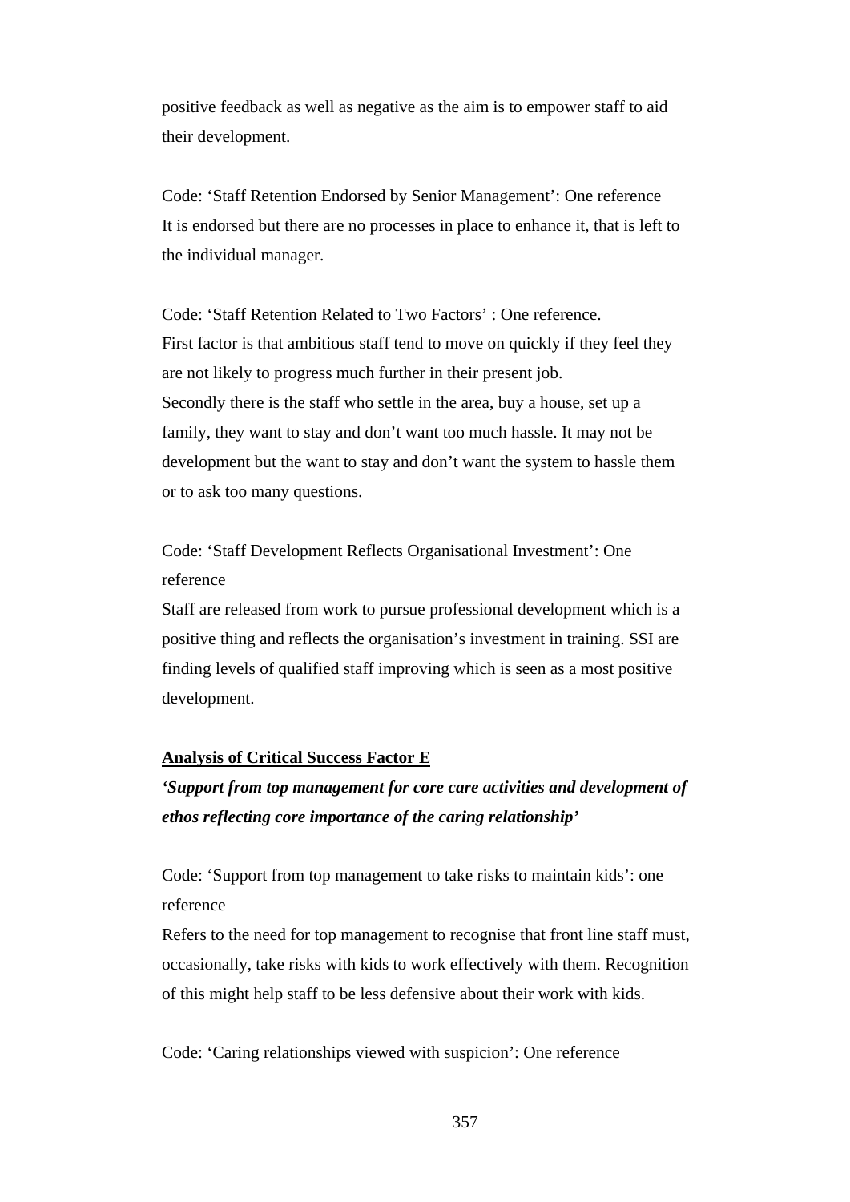positive feedback as well as negative as the aim is to empower staff to aid their development.

Code: 'Staff Retention Endorsed by Senior Management': One reference
It is endorsed but there are no processes in place to enhance it, that is left to the individual manager.

Code: 'Staff Retention Related to Two Factors' : One reference.
First factor is that ambitious staff tend to move on quickly if they feel they are not likely to progress much further in their present job.
Secondly there is the staff who settle in the area, buy a house, set up a family, they want to stay and don't want too much hassle. It may not be development but the want to stay and don't want the system to hassle them or to ask too many questions.

Code: 'Staff Development Reflects Organisational Investment': One reference
Staff are released from work to pursue professional development which is a positive thing and reflects the organisation's investment in training. SSI are finding levels of qualified staff improving which is seen as a most positive development.

**Analysis of Critical Success Factor E**

***'Support from top management for core care activities and development of ethos reflecting core importance of the caring relationship'***

Code: 'Support from top management to take risks to maintain kids': one reference
Refers to the need for top management to recognise that front line staff must, occasionally, take risks with kids to work effectively with them. Recognition of this might help staff to be less defensive about their work with kids.

Code: 'Caring relationships viewed with suspicion': One reference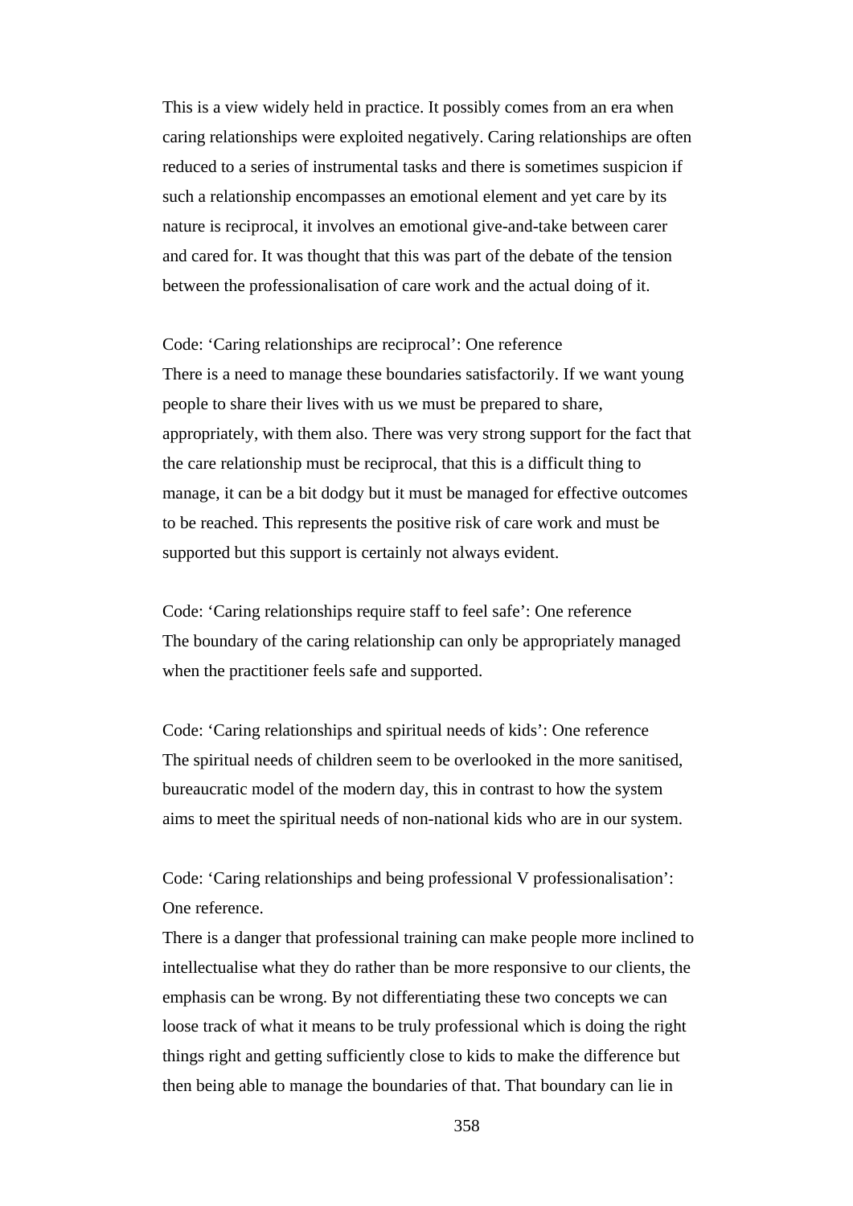This is a view widely held in practice. It possibly comes from an era when caring relationships were exploited negatively. Caring relationships are often reduced to a series of instrumental tasks and there is sometimes suspicion if such a relationship encompasses an emotional element and yet care by its nature is reciprocal, it involves an emotional give-and-take between carer and cared for. It was thought that this was part of the debate of the tension between the professionalisation of care work and the actual doing of it.

Code: 'Caring relationships are reciprocal': One reference
There is a need to manage these boundaries satisfactorily. If we want young people to share their lives with us we must be prepared to share, appropriately, with them also. There was very strong support for the fact that the care relationship must be reciprocal, that this is a difficult thing to manage, it can be a bit dodgy but it must be managed for effective outcomes to be reached. This represents the positive risk of care work and must be supported but this support is certainly not always evident.

Code: 'Caring relationships require staff to feel safe': One reference
The boundary of the caring relationship can only be appropriately managed when the practitioner feels safe and supported.

Code: 'Caring relationships and spiritual needs of kids': One reference
The spiritual needs of children seem to be overlooked in the more sanitised, bureaucratic model of the modern day, this in contrast to how the system aims to meet the spiritual needs of non-national kids who are in our system.

Code: 'Caring relationships and being professional V professionalisation': One reference.
There is a danger that professional training can make people more inclined to intellectualise what they do rather than be more responsive to our clients, the emphasis can be wrong. By not differentiating these two concepts we can loose track of what it means to be truly professional which is doing the right things right and getting sufficiently close to kids to make the difference but then being able to manage the boundaries of that. That boundary can lie in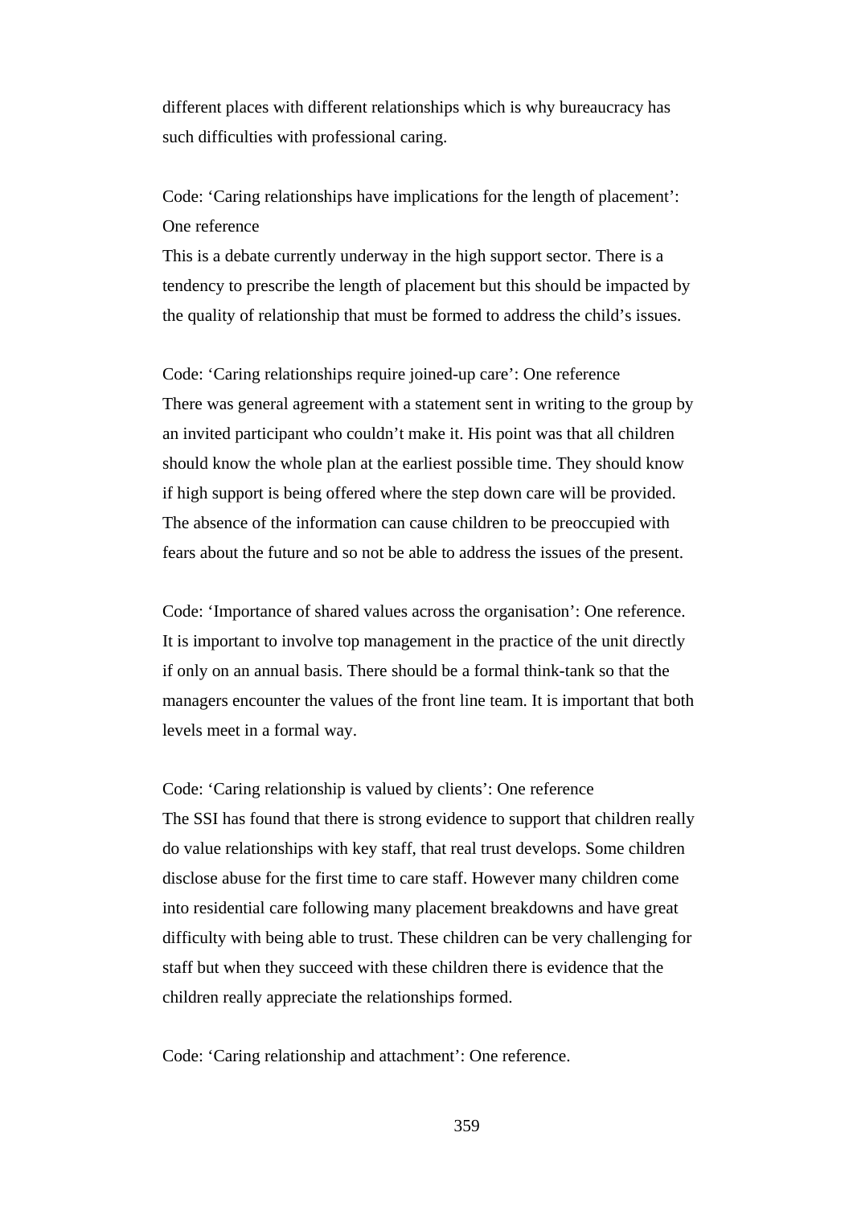different places with different relationships which is why bureaucracy has such difficulties with professional caring.

Code: ‘Caring relationships have implications for the length of placement’: One reference

This is a debate currently underway in the high support sector. There is a tendency to prescribe the length of placement but this should be impacted by the quality of relationship that must be formed to address the child’s issues.

Code: ‘Caring relationships require joined-up care’: One reference

There was general agreement with a statement sent in writing to the group by an invited participant who couldn’t make it. His point was that all children should know the whole plan at the earliest possible time. They should know if high support is being offered where the step down care will be provided. The absence of the information can cause children to be preoccupied with fears about the future and so not be able to address the issues of the present.

Code: ‘Importance of shared values across the organisation’: One reference.

It is important to involve top management in the practice of the unit directly if only on an annual basis. There should be a formal think-tank so that the managers encounter the values of the front line team. It is important that both levels meet in a formal way.

Code: ‘Caring relationship is valued by clients’: One reference

The SSI has found that there is strong evidence to support that children really do value relationships with key staff, that real trust develops. Some children disclose abuse for the first time to care staff. However many children come into residential care following many placement breakdowns and have great difficulty with being able to trust. These children can be very challenging for staff but when they succeed with these children there is evidence that the children really appreciate the relationships formed.

Code: ‘Caring relationship and attachment’: One reference.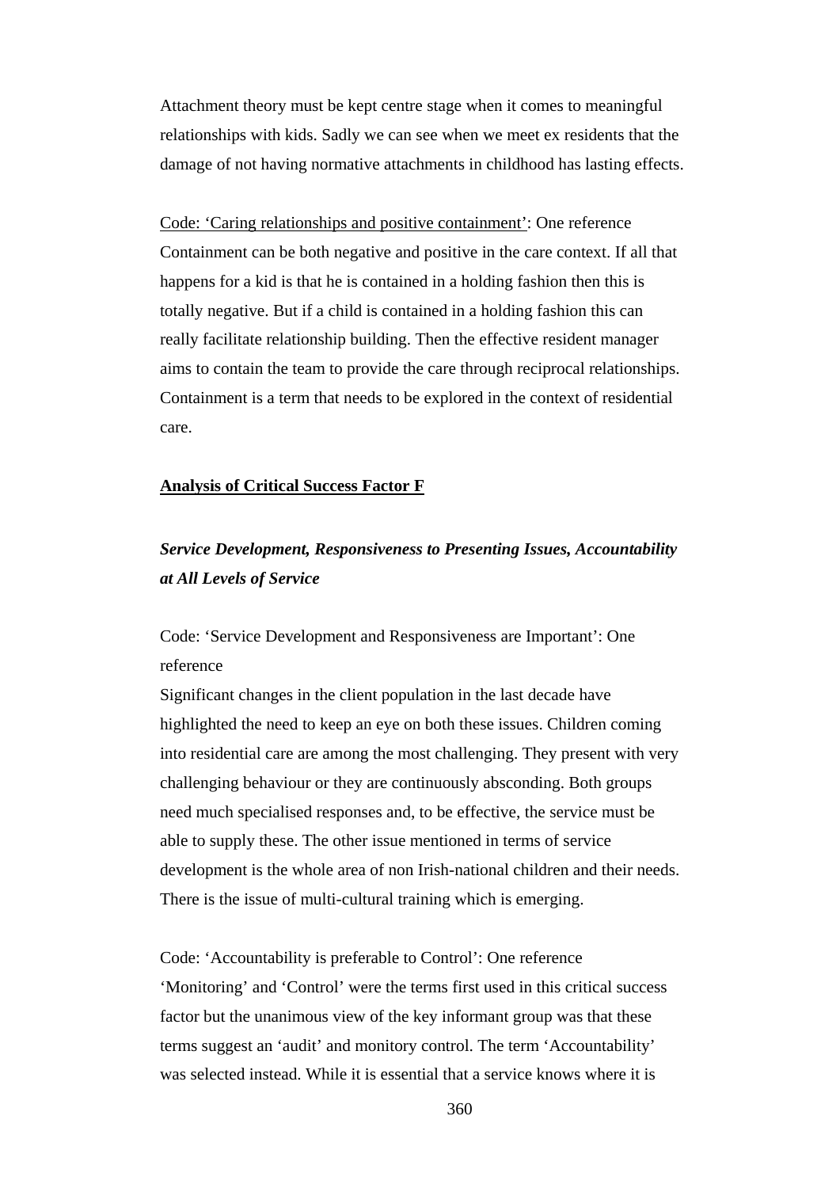Attachment theory must be kept centre stage when it comes to meaningful relationships with kids. Sadly we can see when we meet ex residents that the damage of not having normative attachments in childhood has lasting effects.

Code: 'Caring relationships and positive containment': One reference
Containment can be both negative and positive in the care context. If all that happens for a kid is that he is contained in a holding fashion then this is totally negative. But if a child is contained in a holding fashion this can really facilitate relationship building. Then the effective resident manager aims to contain the team to provide the care through reciprocal relationships. Containment is a term that needs to be explored in the context of residential care.

**Analysis of Critical Success Factor F**

***Service Development, Responsiveness to Presenting Issues, Accountability at All Levels of Service***

Code: 'Service Development and Responsiveness are Important': One reference
Significant changes in the client population in the last decade have highlighted the need to keep an eye on both these issues. Children coming into residential care are among the most challenging. They present with very challenging behaviour or they are continuously absconding. Both groups need much specialised responses and, to be effective, the service must be able to supply these. The other issue mentioned in terms of service development is the whole area of non Irish-national children and their needs. There is the issue of multi-cultural training which is emerging.

Code: 'Accountability is preferable to Control': One reference
'Monitoring' and 'Control' were the terms first used in this critical success factor but the unanimous view of the key informant group was that these terms suggest an 'audit' and monitory control. The term 'Accountability' was selected instead. While it is essential that a service knows where it is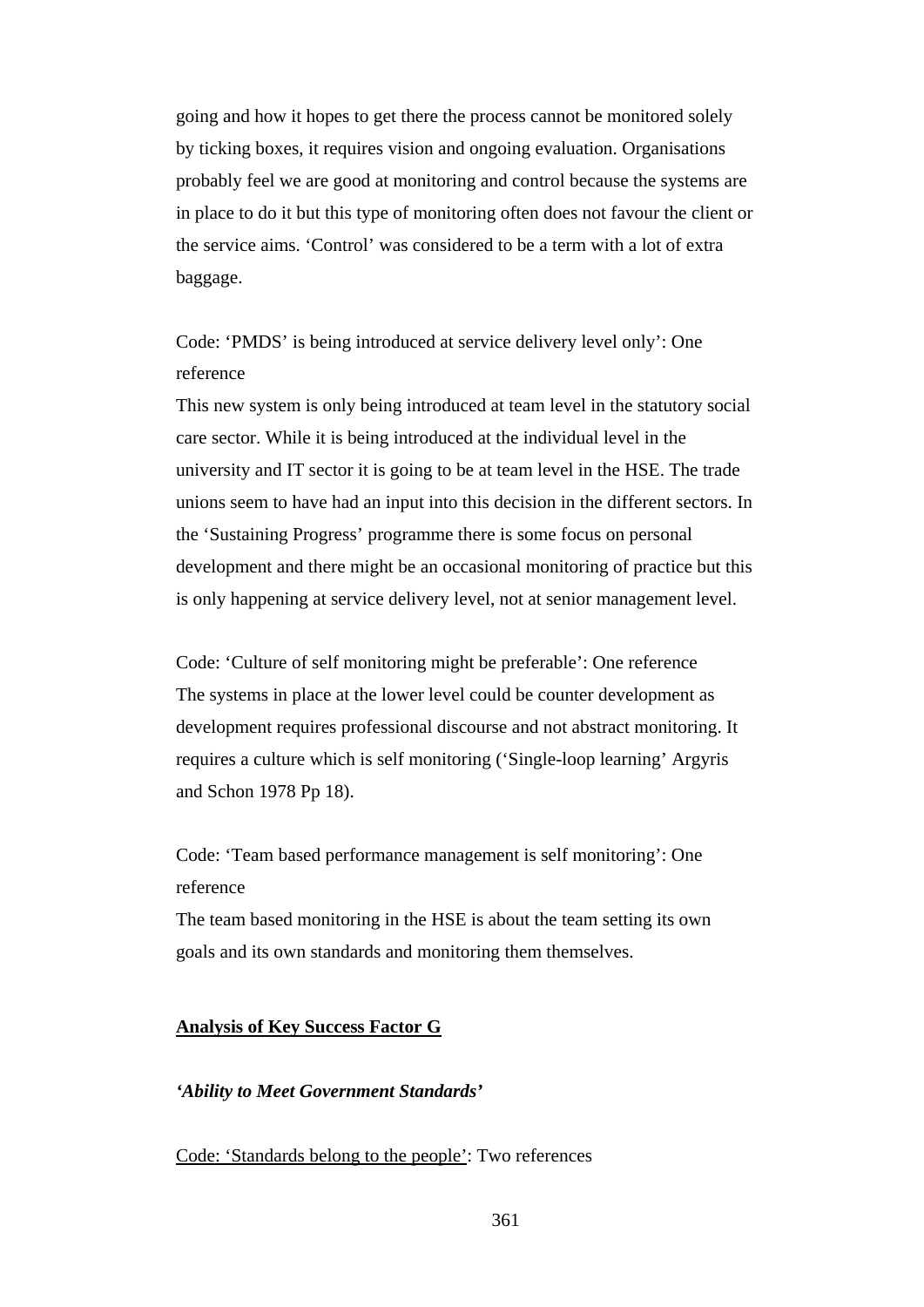going and how it hopes to get there the process cannot be monitored solely by ticking boxes, it requires vision and ongoing evaluation. Organisations probably feel we are good at monitoring and control because the systems are in place to do it but this type of monitoring often does not favour the client or the service aims. 'Control' was considered to be a term with a lot of extra baggage.

Code: 'PMDS' is being introduced at service delivery level only': One reference

This new system is only being introduced at team level in the statutory social care sector. While it is being introduced at the individual level in the university and IT sector it is going to be at team level in the HSE. The trade unions seem to have had an input into this decision in the different sectors. In the 'Sustaining Progress' programme there is some focus on personal development and there might be an occasional monitoring of practice but this is only happening at service delivery level, not at senior management level.

Code: 'Culture of self monitoring might be preferable': One reference

The systems in place at the lower level could be counter development as development requires professional discourse and not abstract monitoring. It requires a culture which is self monitoring ('Single-loop learning' Argyris and Schon 1978 Pp 18).

Code: 'Team based performance management is self monitoring': One reference

The team based monitoring in the HSE is about the team setting its own goals and its own standards and monitoring them themselves.

**<u>Analysis of Key Success Factor G</u>**

***'Ability to Meet Government Standards'***

<u>Code: 'Standards belong to the people'</u>: Two references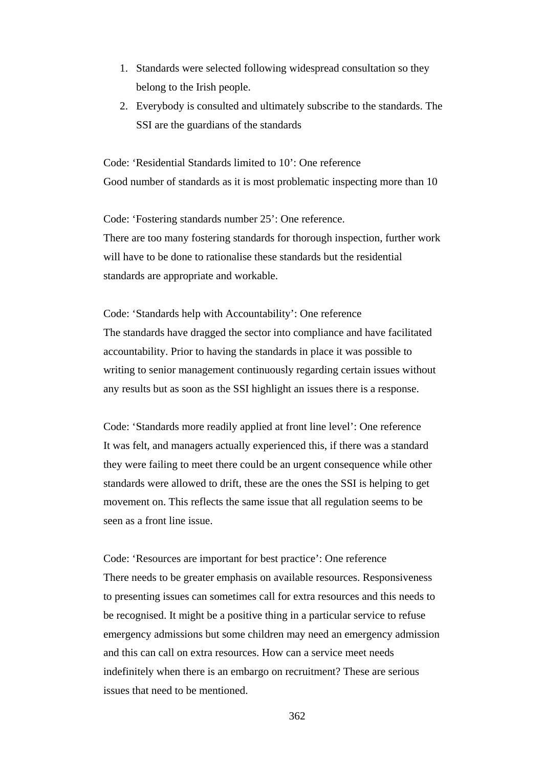1. Standards were selected following widespread consultation so they belong to the Irish people.
2. Everybody is consulted and ultimately subscribe to the standards. The SSI are the guardians of the standards

Code: ‘Residential Standards limited to 10’: One reference
Good number of standards as it is most problematic inspecting more than 10

Code: ‘Fostering standards number 25’: One reference.
There are too many fostering standards for thorough inspection, further work will have to be done to rationalise these standards but the residential standards are appropriate and workable.

Code: ‘Standards help with Accountability’: One reference
The standards have dragged the sector into compliance and have facilitated accountability. Prior to having the standards in place it was possible to writing to senior management continuously regarding certain issues without any results but as soon as the SSI highlight an issues there is a response.

Code: ‘Standards more readily applied at front line level’: One reference
It was felt, and managers actually experienced this, if there was a standard they were failing to meet there could be an urgent consequence while other standards were allowed to drift, these are the ones the SSI is helping to get movement on. This reflects the same issue that all regulation seems to be seen as a front line issue.

Code: ‘Resources are important for best practice’: One reference
There needs to be greater emphasis on available resources. Responsiveness to presenting issues can sometimes call for extra resources and this needs to be recognised. It might be a positive thing in a particular service to refuse emergency admissions but some children may need an emergency admission and this can call on extra resources. How can a service meet needs indefinitely when there is an embargo on recruitment? These are serious issues that need to be mentioned.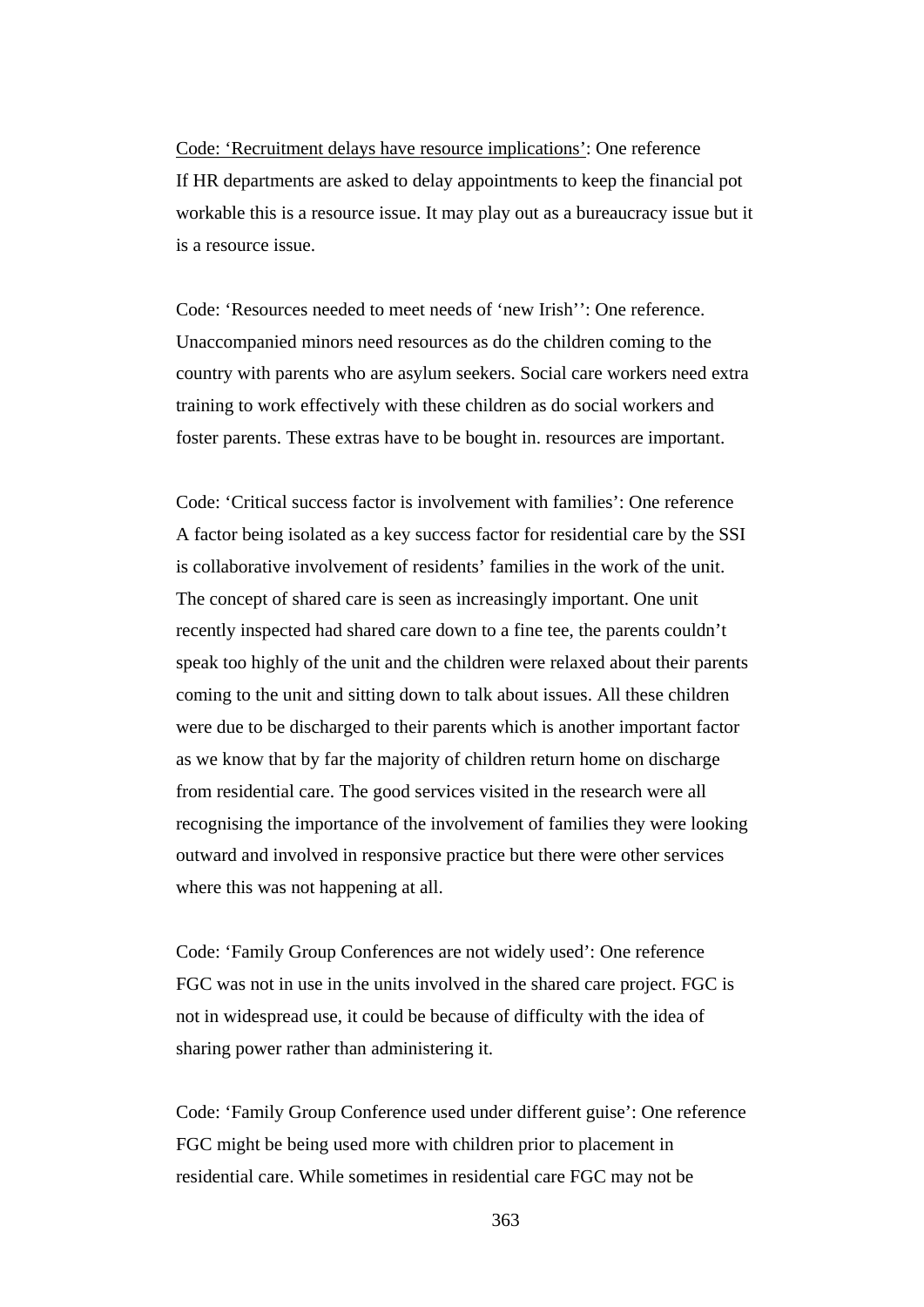<u>Code: 'Recruitment delays have resource implications'</u>: One reference
If HR departments are asked to delay appointments to keep the financial pot workable this is a resource issue. It may play out as a bureaucracy issue but it is a resource issue.

Code: 'Resources needed to meet needs of 'new Irish'': One reference.
Unaccompanied minors need resources as do the children coming to the country with parents who are asylum seekers. Social care workers need extra training to work effectively with these children as do social workers and foster parents. These extras have to be bought in. resources are important.

Code: 'Critical success factor is involvement with families': One reference
A factor being isolated as a key success factor for residential care by the SSI is collaborative involvement of residents' families in the work of the unit. The concept of shared care is seen as increasingly important. One unit recently inspected had shared care down to a fine tee, the parents couldn't speak too highly of the unit and the children were relaxed about their parents coming to the unit and sitting down to talk about issues. All these children were due to be discharged to their parents which is another important factor as we know that by far the majority of children return home on discharge from residential care. The good services visited in the research were all recognising the importance of the involvement of families they were looking outward and involved in responsive practice but there were other services where this was not happening at all.

Code: 'Family Group Conferences are not widely used': One reference
FGC was not in use in the units involved in the shared care project. FGC is not in widespread use, it could be because of difficulty with the idea of sharing power rather than administering it.

Code: 'Family Group Conference used under different guise': One reference
FGC might be being used more with children prior to placement in residential care. While sometimes in residential care FGC may not be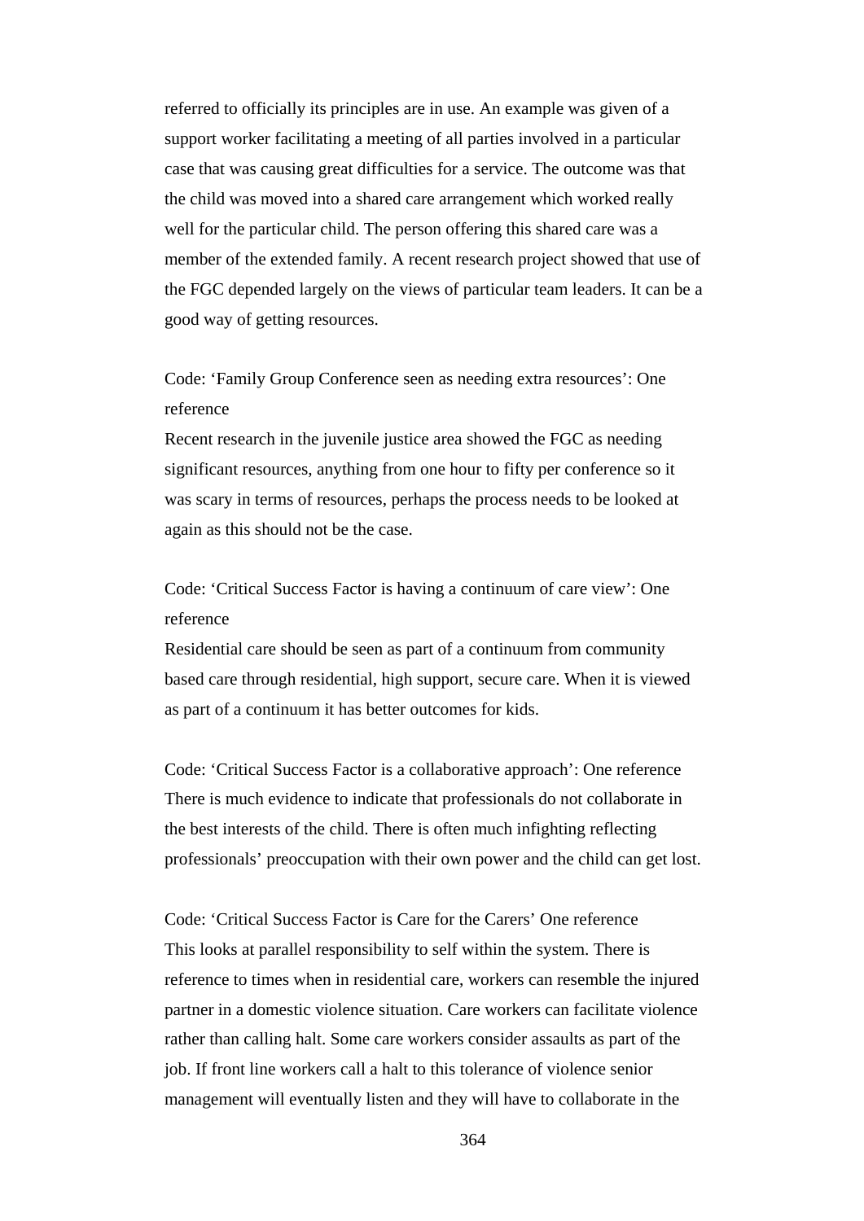referred to officially its principles are in use. An example was given of a support worker facilitating a meeting of all parties involved in a particular case that was causing great difficulties for a service. The outcome was that the child was moved into a shared care arrangement which worked really well for the particular child. The person offering this shared care was a member of the extended family. A recent research project showed that use of the FGC depended largely on the views of particular team leaders. It can be a good way of getting resources.

Code: 'Family Group Conference seen as needing extra resources': One reference
Recent research in the juvenile justice area showed the FGC as needing significant resources, anything from one hour to fifty per conference so it was scary in terms of resources, perhaps the process needs to be looked at again as this should not be the case.

Code: 'Critical Success Factor is having a continuum of care view': One reference
Residential care should be seen as part of a continuum from community based care through residential, high support, secure care. When it is viewed as part of a continuum it has better outcomes for kids.

Code: 'Critical Success Factor is a collaborative approach': One reference
There is much evidence to indicate that professionals do not collaborate in the best interests of the child. There is often much infighting reflecting professionals' preoccupation with their own power and the child can get lost.

Code: 'Critical Success Factor is Care for the Carers' One reference
This looks at parallel responsibility to self within the system. There is reference to times when in residential care, workers can resemble the injured partner in a domestic violence situation. Care workers can facilitate violence rather than calling halt. Some care workers consider assaults as part of the job. If front line workers call a halt to this tolerance of violence senior management will eventually listen and they will have to collaborate in the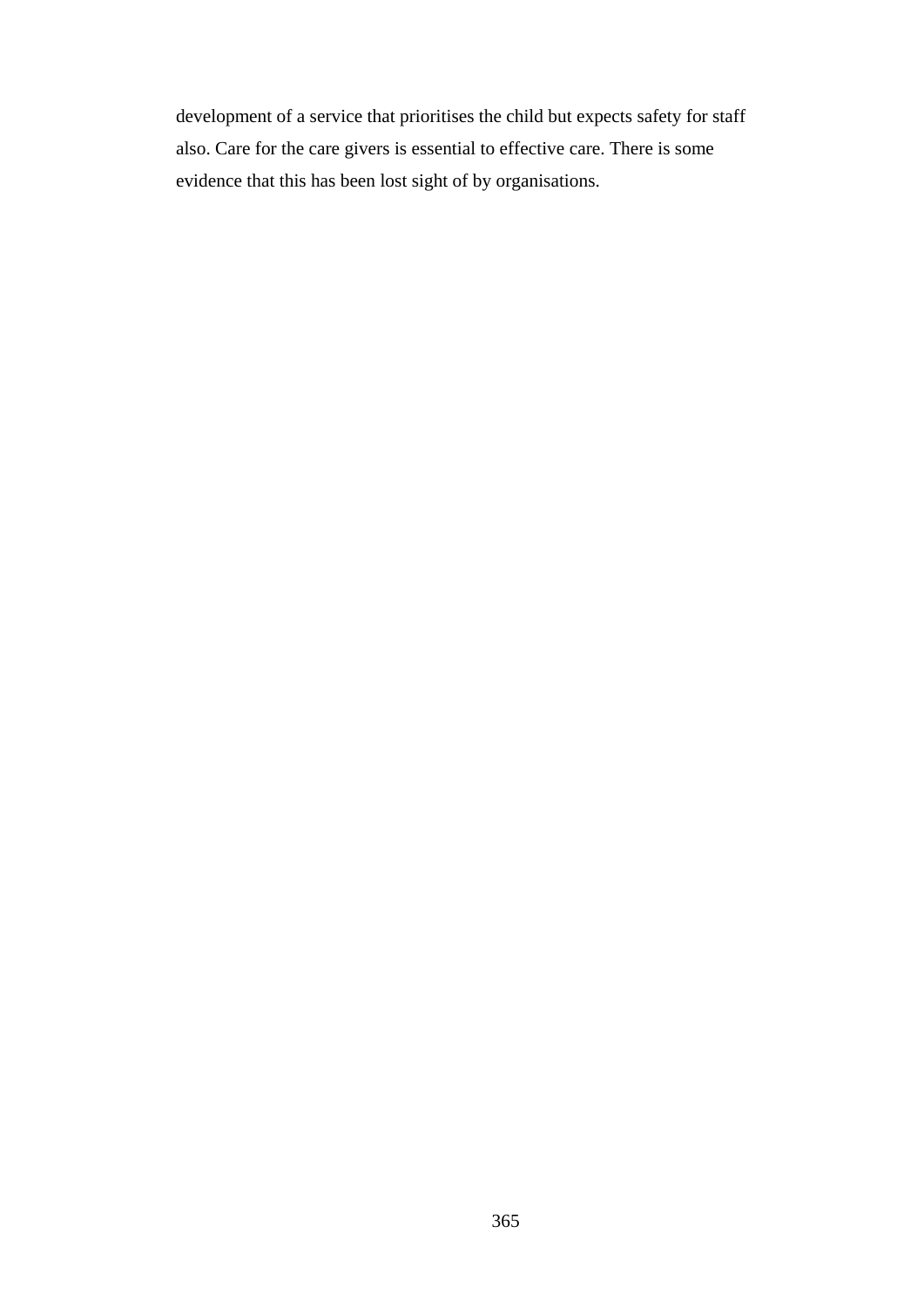development of a service that prioritises the child but expects safety for staff also. Care for the care givers is essential to effective care. There is some evidence that this has been lost sight of by organisations.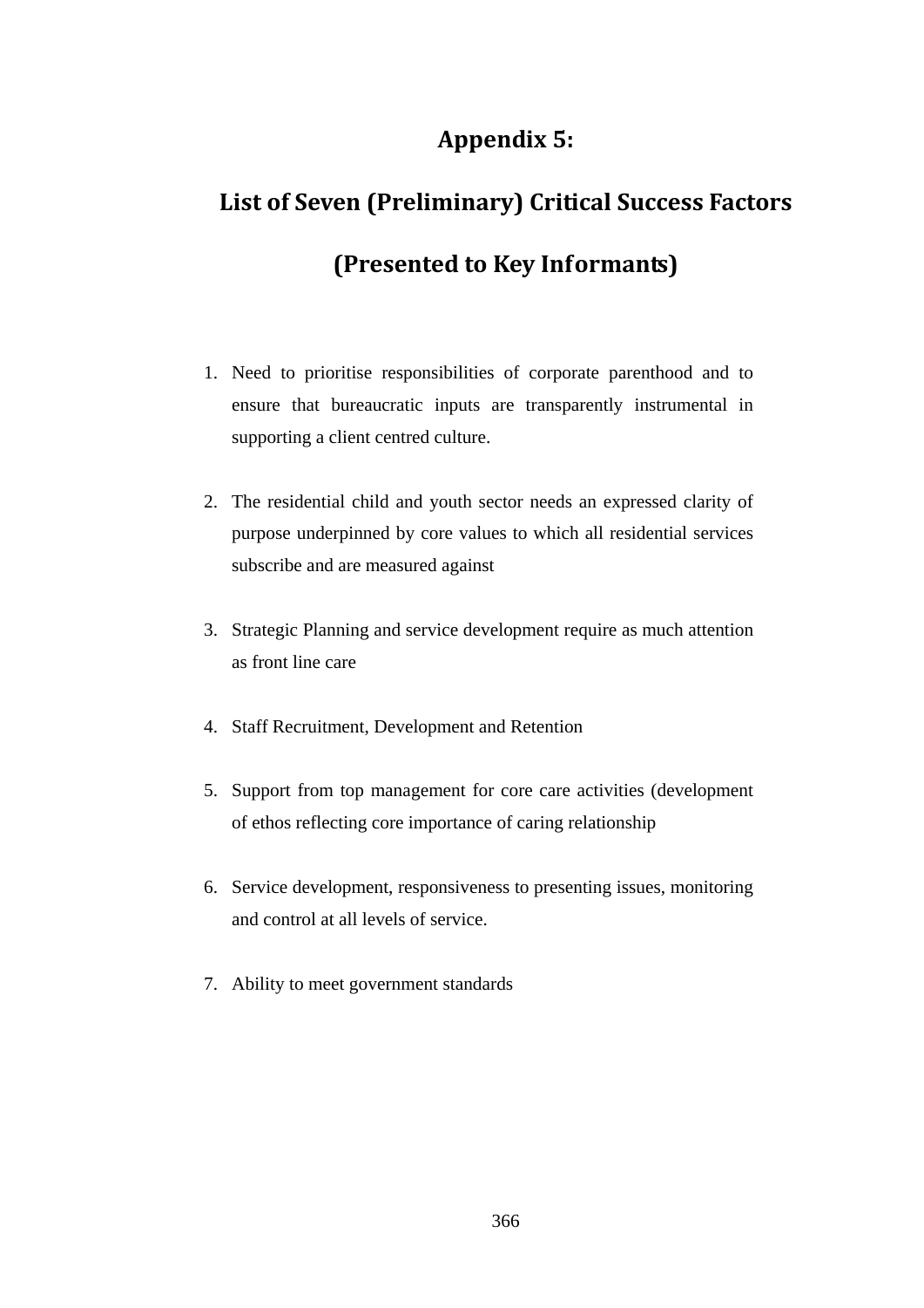# Appendix 5:

## List of Seven (Preliminary) Critical Success Factors

## (Presented to Key Informants)

1. Need to prioritise responsibilities of corporate parenthood and to ensure that bureaucratic inputs are transparently instrumental in supporting a client centred culture.

2. The residential child and youth sector needs an expressed clarity of purpose underpinned by core values to which all residential services subscribe and are measured against

3. Strategic Planning and service development require as much attention as front line care

4. Staff Recruitment, Development and Retention

5. Support from top management for core care activities (development of ethos reflecting core importance of caring relationship

6. Service development, responsiveness to presenting issues, monitoring and control at all levels of service.

7. Ability to meet government standards